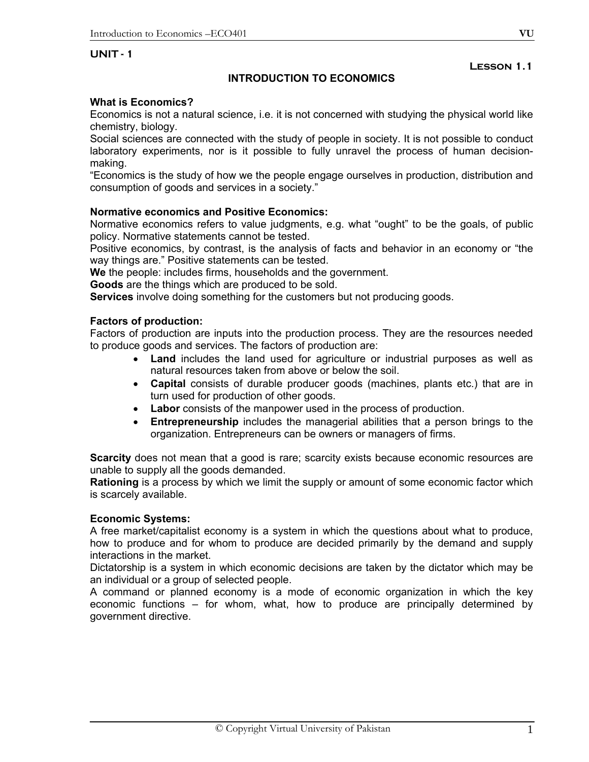## UNIT - 1

**Lesson 1.1**

# INTRODUCTION TO ECONOMICS

### What is Economics?

Economics is not a natural science, i.e. it is not concerned with studying the physical world like chemistry, biology.

Social sciences are connected with the study of people in society. It is not possible to conduct laboratory experiments, nor is it possible to fully unravel the process of human decision-making.

"Economics is the study of how we the people engage ourselves in production, distribution and consumption of goods and services in a society."

### Normative economics and Positive Economics:

Normative economics refers to value judgments, e.g. what "ought" to be the goals, of public policy. Normative statements cannot be tested.

Positive economics, by contrast, is the analysis of facts and behavior in an economy or "the way things are." Positive statements can be tested.

**We** the people: includes firms, households and the government.

**Goods** are the things which are produced to be sold.

**Services** involve doing something for the customers but not producing goods.

### Factors of production:

Factors of production are inputs into the production process. They are the resources needed to produce goods and services. The factors of production are:

- **Land** includes the land used for agriculture or industrial purposes as well as natural resources taken from above or below the soil.
- **Capital** consists of durable producer goods (machines, plants etc.) that are in turn used for production of other goods.
- **Labor** consists of the manpower used in the process of production.
- **Entrepreneurship** includes the managerial abilities that a person brings to the organization. Entrepreneurs can be owners or managers of firms.

**Scarcity** does not mean that a good is rare; scarcity exists because economic resources are unable to supply all the goods demanded.

**Rationing** is a process by which we limit the supply or amount of some economic factor which is scarcely available.

### Economic Systems:

A free market/capitalist economy is a system in which the questions about what to produce, how to produce and for whom to produce are decided primarily by the demand and supply interactions in the market.

Dictatorship is a system in which economic decisions are taken by the dictator which may be an individual or a group of selected people.

A command or planned economy is a mode of economic organization in which the key economic functions – for whom, what, how to produce are principally determined by government directive.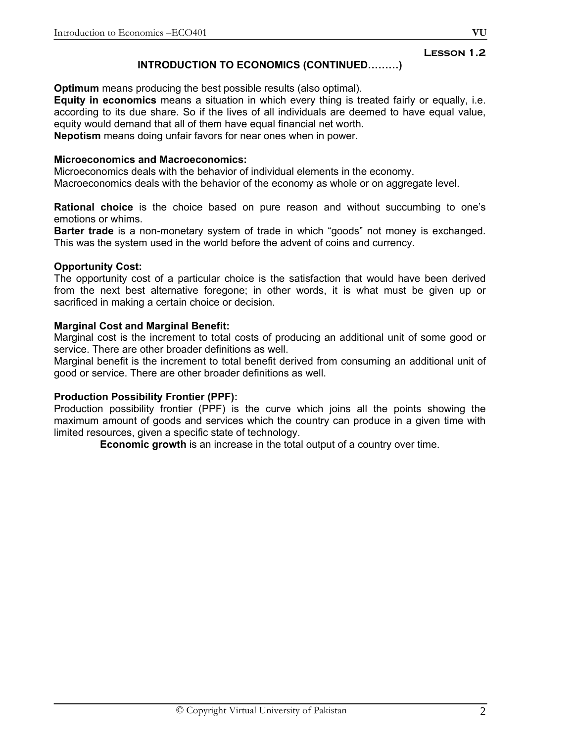**Lesson 1.2**

## INTRODUCTION TO ECONOMICS (CONTINUED………)

**Optimum** means producing the best possible results (also optimal).
**Equity in economics** means a situation in which every thing is treated fairly or equally, i.e. according to its due share. So if the lives of all individuals are deemed to have equal value, equity would demand that all of them have equal financial net worth.
**Nepotism** means doing unfair favors for near ones when in power.

**Microeconomics and Macroeconomics:**
Microeconomics deals with the behavior of individual elements in the economy.
Macroeconomics deals with the behavior of the economy as whole or on aggregate level.

**Rational choice** is the choice based on pure reason and without succumbing to one's emotions or whims.
**Barter trade** is a non-monetary system of trade in which "goods" not money is exchanged. This was the system used in the world before the advent of coins and currency.

**Opportunity Cost:**
The opportunity cost of a particular choice is the satisfaction that would have been derived from the next best alternative foregone; in other words, it is what must be given up or sacrificed in making a certain choice or decision.

**Marginal Cost and Marginal Benefit:**
Marginal cost is the increment to total costs of producing an additional unit of some good or service. There are other broader definitions as well.
Marginal benefit is the increment to total benefit derived from consuming an additional unit of good or service. There are other broader definitions as well.

**Production Possibility Frontier (PPF):**
Production possibility frontier (PPF) is the curve which joins all the points showing the maximum amount of goods and services which the country can produce in a given time with limited resources, given a specific state of technology.

**Economic growth** is an increase in the total output of a country over time.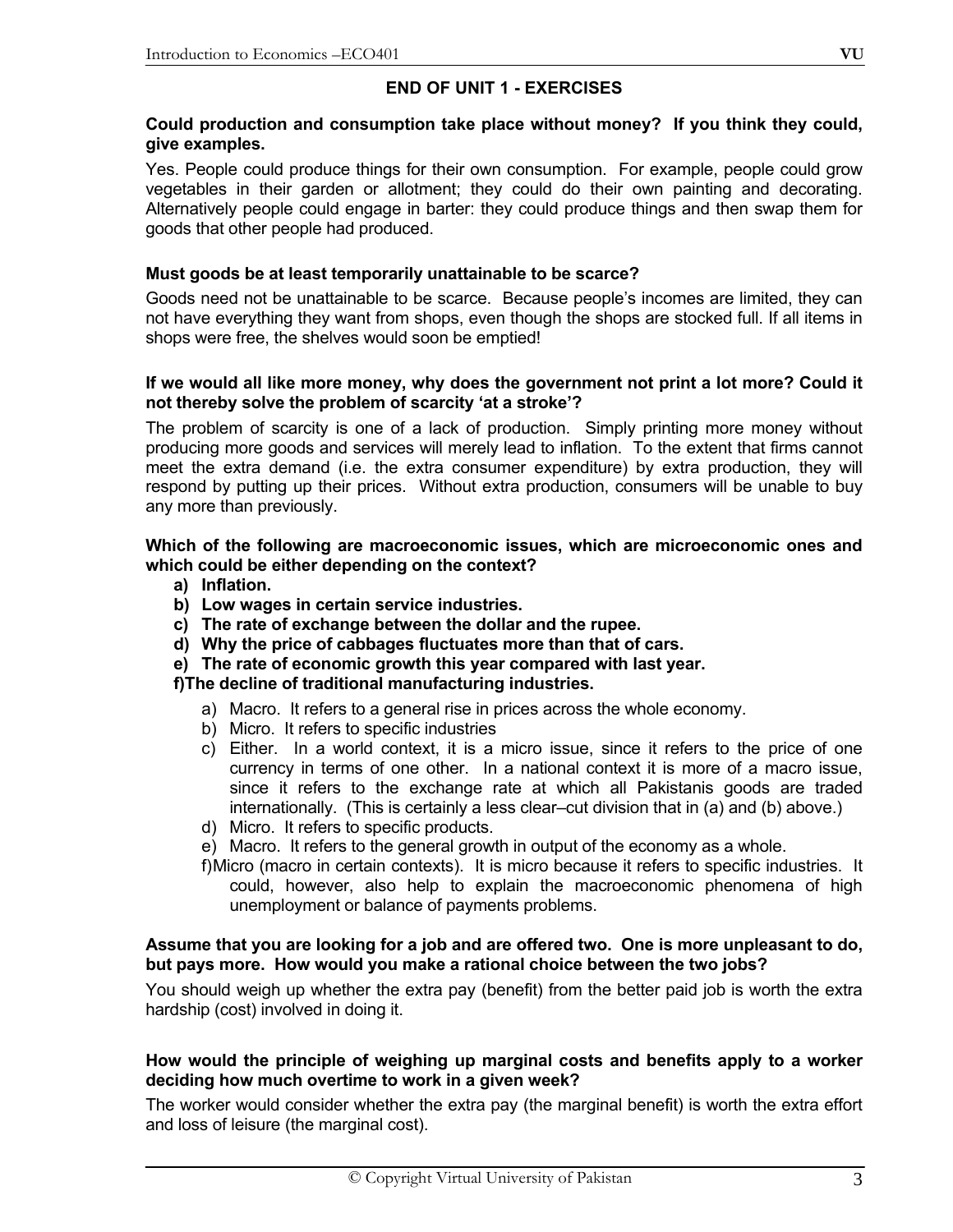## END OF UNIT 1 - EXERCISES

**Could production and consumption take place without money? If you think they could, give examples.**

Yes. People could produce things for their own consumption. For example, people could grow vegetables in their garden or allotment; they could do their own painting and decorating. Alternatively people could engage in barter: they could produce things and then swap them for goods that other people had produced.

**Must goods be at least temporarily unattainable to be scarce?**

Goods need not be unattainable to be scarce. Because people's incomes are limited, they can not have everything they want from shops, even though the shops are stocked full. If all items in shops were free, the shelves would soon be emptied!

**If we would all like more money, why does the government not print a lot more? Could it not thereby solve the problem of scarcity 'at a stroke'?**

The problem of scarcity is one of a lack of production. Simply printing more money without producing more goods and services will merely lead to inflation. To the extent that firms cannot meet the extra demand (i.e. the extra consumer expenditure) by extra production, they will respond by putting up their prices. Without extra production, consumers will be unable to buy any more than previously.

**Which of the following are macroeconomic issues, which are microeconomic ones and which could be either depending on the context?**

- **a) Inflation.**
- **b) Low wages in certain service industries.**
- **c) The rate of exchange between the dollar and the rupee.**
- **d) Why the price of cabbages fluctuates more than that of cars.**
- **e) The rate of economic growth this year compared with last year.**
- **f) The decline of traditional manufacturing industries.**

  - a) Macro. It refers to a general rise in prices across the whole economy.
  - b) Micro. It refers to specific industries
  - c) Either. In a world context, it is a micro issue, since it refers to the price of one currency in terms of one other. In a national context it is more of a macro issue, since it refers to the exchange rate at which all Pakistanis goods are traded internationally. (This is certainly a less clear–cut division that in (a) and (b) above.)
  - d) Micro. It refers to specific products.
  - e) Macro. It refers to the general growth in output of the economy as a whole.
  - f) Micro (macro in certain contexts). It is micro because it refers to specific industries. It could, however, also help to explain the macroeconomic phenomena of high unemployment or balance of payments problems.

**Assume that you are looking for a job and are offered two. One is more unpleasant to do, but pays more. How would you make a rational choice between the two jobs?**

You should weigh up whether the extra pay (benefit) from the better paid job is worth the extra hardship (cost) involved in doing it.

**How would the principle of weighing up marginal costs and benefits apply to a worker deciding how much overtime to work in a given week?**

The worker would consider whether the extra pay (the marginal benefit) is worth the extra effort and loss of leisure (the marginal cost).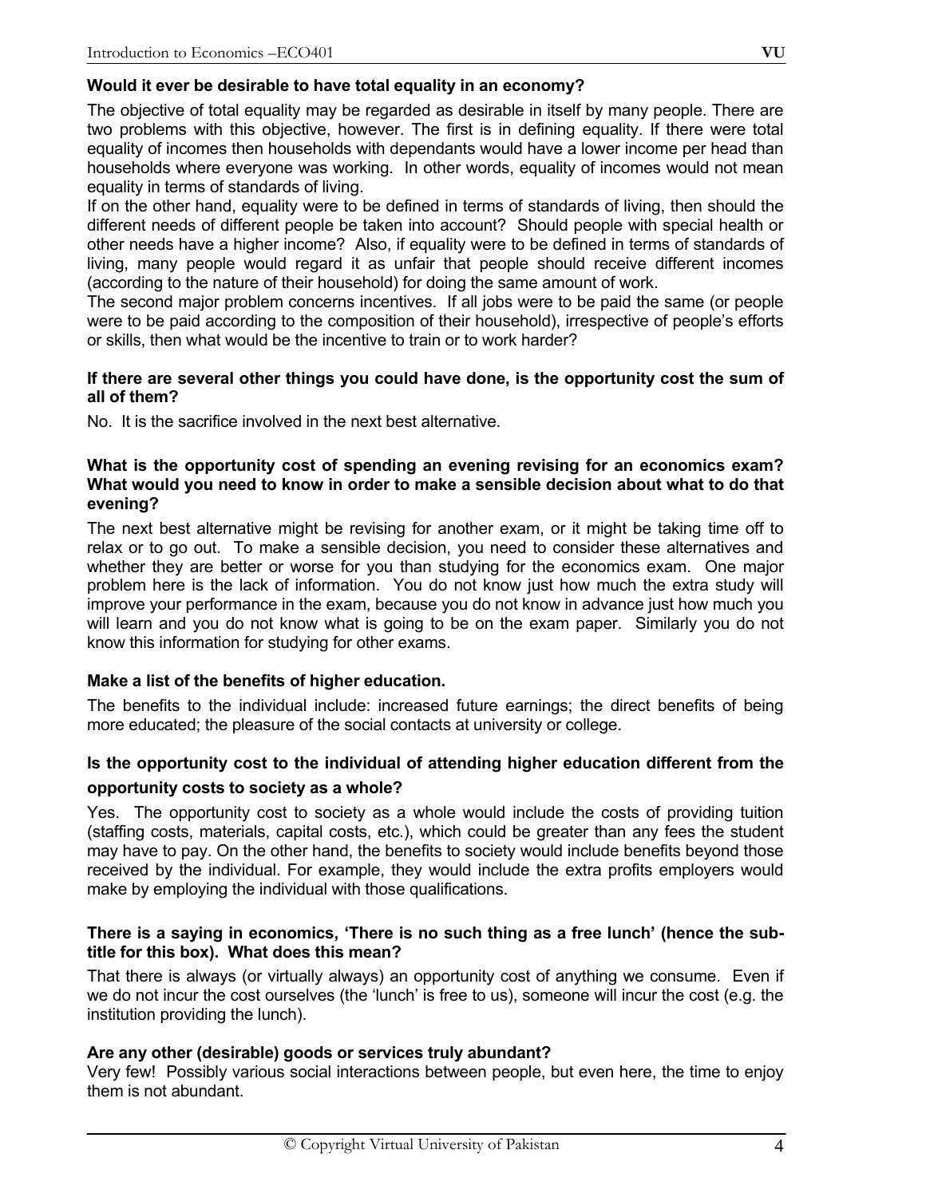**Would it ever be desirable to have total equality in an economy?**

The objective of total equality may be regarded as desirable in itself by many people. There are two problems with this objective, however. The first is in defining equality. If there were total equality of incomes then households with dependants would have a lower income per head than households where everyone was working. In other words, equality of incomes would not mean equality in terms of standards of living.

If on the other hand, equality were to be defined in terms of standards of living, then should the different needs of different people be taken into account? Should people with special health or other needs have a higher income? Also, if equality were to be defined in terms of standards of living, many people would regard it as unfair that people should receive different incomes (according to the nature of their household) for doing the same amount of work.

The second major problem concerns incentives. If all jobs were to be paid the same (or people were to be paid according to the composition of their household), irrespective of people's efforts or skills, then what would be the incentive to train or to work harder?

**If there are several other things you could have done, is the opportunity cost the sum of all of them?**

No. It is the sacrifice involved in the next best alternative.

**What is the opportunity cost of spending an evening revising for an economics exam? What would you need to know in order to make a sensible decision about what to do that evening?**

The next best alternative might be revising for another exam, or it might be taking time off to relax or to go out. To make a sensible decision, you need to consider these alternatives and whether they are better or worse for you than studying for the economics exam. One major problem here is the lack of information. You do not know just how much the extra study will improve your performance in the exam, because you do not know in advance just how much you will learn and you do not know what is going to be on the exam paper. Similarly you do not know this information for studying for other exams.

**Make a list of the benefits of higher education.**

The benefits to the individual include: increased future earnings; the direct benefits of being more educated; the pleasure of the social contacts at university or college.

**Is the opportunity cost to the individual of attending higher education different from the opportunity costs to society as a whole?**

Yes. The opportunity cost to society as a whole would include the costs of providing tuition (staffing costs, materials, capital costs, etc.), which could be greater than any fees the student may have to pay. On the other hand, the benefits to society would include benefits beyond those received by the individual. For example, they would include the extra profits employers would make by employing the individual with those qualifications.

**There is a saying in economics, 'There is no such thing as a free lunch' (hence the sub-title for this box). What does this mean?**

That there is always (or virtually always) an opportunity cost of anything we consume. Even if we do not incur the cost ourselves (the 'lunch' is free to us), someone will incur the cost (e.g. the institution providing the lunch).

**Are any other (desirable) goods or services truly abundant?**

Very few! Possibly various social interactions between people, but even here, the time to enjoy them is not abundant.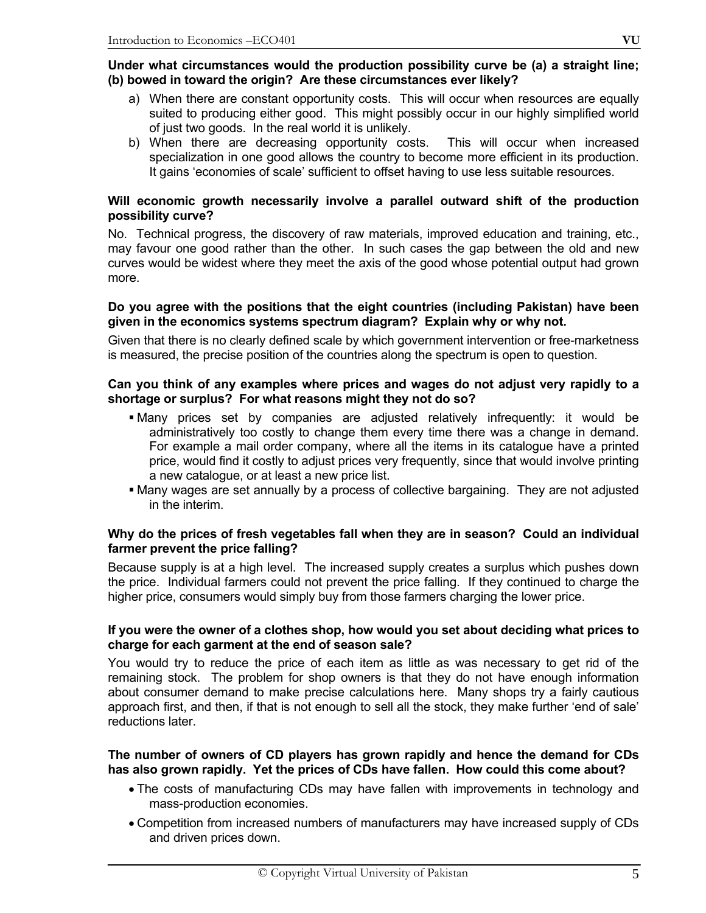**Under what circumstances would the production possibility curve be (a) a straight line; (b) bowed in toward the origin? Are these circumstances ever likely?**

a) When there are constant opportunity costs. This will occur when resources are equally suited to producing either good. This might possibly occur in our highly simplified world of just two goods. In the real world it is unlikely.
b) When there are decreasing opportunity costs. This will occur when increased specialization in one good allows the country to become more efficient in its production. It gains 'economies of scale' sufficient to offset having to use less suitable resources.

**Will economic growth necessarily involve a parallel outward shift of the production possibility curve?**

No. Technical progress, the discovery of raw materials, improved education and training, etc., may favour one good rather than the other. In such cases the gap between the old and new curves would be widest where they meet the axis of the good whose potential output had grown more.

**Do you agree with the positions that the eight countries (including Pakistan) have been given in the economics systems spectrum diagram? Explain why or why not.**

Given that there is no clearly defined scale by which government intervention or free-marketness is measured, the precise position of the countries along the spectrum is open to question.

**Can you think of any examples where prices and wages do not adjust very rapidly to a shortage or surplus? For what reasons might they not do so?**

- Many prices set by companies are adjusted relatively infrequently: it would be administratively too costly to change them every time there was a change in demand. For example a mail order company, where all the items in its catalogue have a printed price, would find it costly to adjust prices very frequently, since that would involve printing a new catalogue, or at least a new price list.
- Many wages are set annually by a process of collective bargaining. They are not adjusted in the interim.

**Why do the prices of fresh vegetables fall when they are in season? Could an individual farmer prevent the price falling?**

Because supply is at a high level. The increased supply creates a surplus which pushes down the price. Individual farmers could not prevent the price falling. If they continued to charge the higher price, consumers would simply buy from those farmers charging the lower price.

**If you were the owner of a clothes shop, how would you set about deciding what prices to charge for each garment at the end of season sale?**

You would try to reduce the price of each item as little as was necessary to get rid of the remaining stock. The problem for shop owners is that they do not have enough information about consumer demand to make precise calculations here. Many shops try a fairly cautious approach first, and then, if that is not enough to sell all the stock, they make further 'end of sale' reductions later.

**The number of owners of CD players has grown rapidly and hence the demand for CDs has also grown rapidly. Yet the prices of CDs have fallen. How could this come about?**

- The costs of manufacturing CDs may have fallen with improvements in technology and mass-production economies.
- Competition from increased numbers of manufacturers may have increased supply of CDs and driven prices down.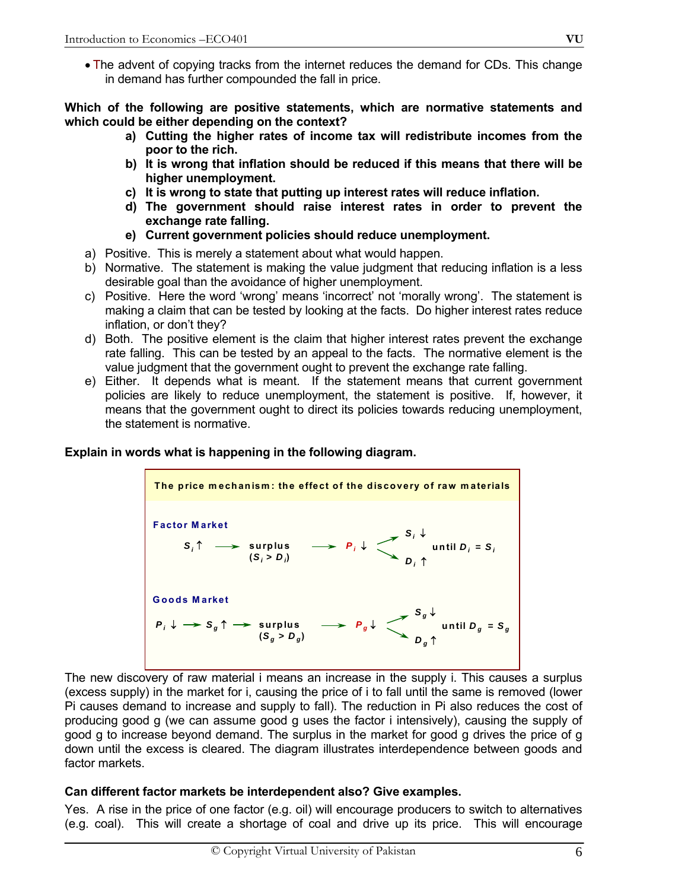- The advent of copying tracks from the internet reduces the demand for CDs. This change in demand has further compounded the fall in price.

**Which of the following are positive statements, which are normative statements and which could be either depending on the context?**

**a) Cutting the higher rates of income tax will redistribute incomes from the poor to the rich.**
**b) It is wrong that inflation should be reduced if this means that there will be higher unemployment.**
**c) It is wrong to state that putting up interest rates will reduce inflation.**
**d) The government should raise interest rates in order to prevent the exchange rate falling.**
**e) Current government policies should reduce unemployment.**

a) Positive. This is merely a statement about what would happen.
b) Normative. The statement is making the value judgment that reducing inflation is a less desirable goal than the avoidance of higher unemployment.
c) Positive. Here the word 'wrong' means 'incorrect' not 'morally wrong'. The statement is making a claim that can be tested by looking at the facts. Do higher interest rates reduce inflation, or don't they?
d) Both. The positive element is the claim that higher interest rates prevent the exchange rate falling. This can be tested by an appeal to the facts. The normative element is the value judgment that the government ought to prevent the exchange rate falling.
e) Either. It depends what is meant. If the statement means that current government policies are likely to reduce unemployment, the statement is positive. If, however, it means that the government ought to direct its policies towards reducing unemployment, the statement is normative.

**Explain in words what is happening in the following diagram.**

**The price mechanism: the effect of the discovery of raw materials**

**Factor Market**

$S_i \uparrow \longrightarrow$ surplus $(S_i > D_i) \longrightarrow P_i \downarrow \longrightarrow$ $S_i \downarrow$ / $D_i \uparrow$ until $D_i = S_i$

**Goods Market**

$P_i \downarrow \longrightarrow S_g \uparrow \longrightarrow$ surplus $(S_g > D_g) \longrightarrow P_g \downarrow \longrightarrow$ $S_g \downarrow$ / $D_g \uparrow$ until $D_g = S_g$

The new discovery of raw material i means an increase in the supply i. This causes a surplus (excess supply) in the market for i, causing the price of i to fall until the same is removed (lower Pi causes demand to increase and supply to fall). The reduction in Pi also reduces the cost of producing good g (we can assume good g uses the factor i intensively), causing the supply of good g to increase beyond demand. The surplus in the market for good g drives the price of g down until the excess is cleared. The diagram illustrates interdependence between goods and factor markets.

**Can different factor markets be interdependent also? Give examples.**

Yes. A rise in the price of one factor (e.g. oil) will encourage producers to switch to alternatives (e.g. coal). This will create a shortage of coal and drive up its price. This will encourage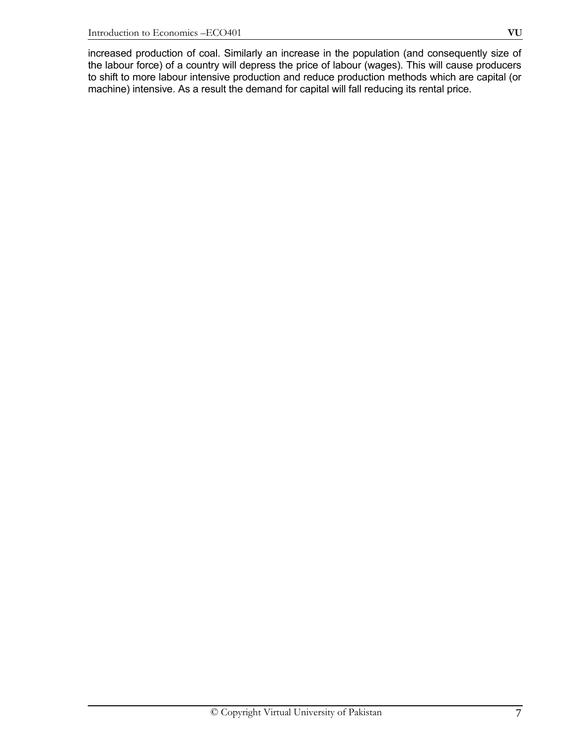increased production of coal. Similarly an increase in the population (and consequently size of the labour force) of a country will depress the price of labour (wages). This will cause producers to shift to more labour intensive production and reduce production methods which are capital (or machine) intensive. As a result the demand for capital will fall reducing its rental price.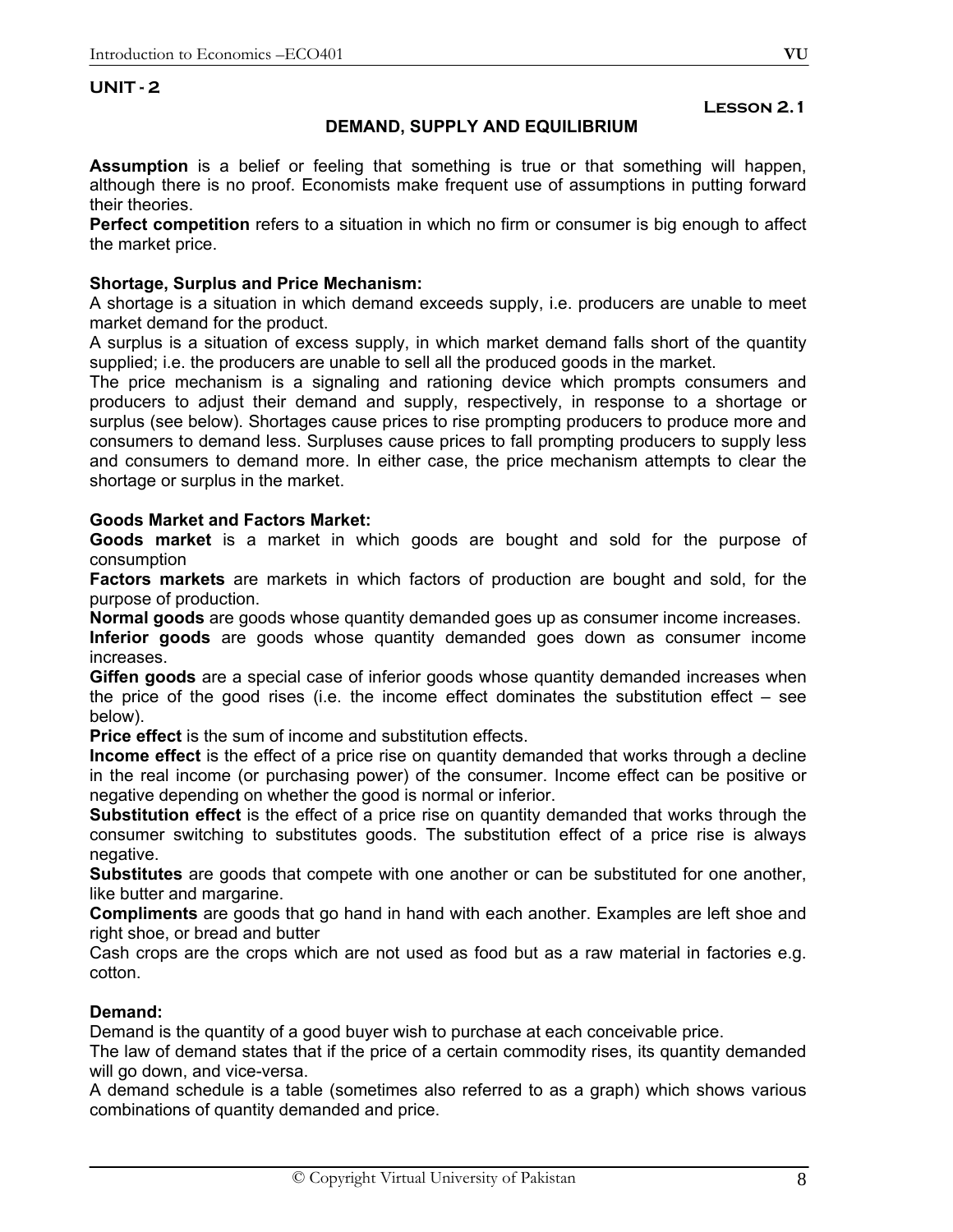## UNIT - 2

**Lesson 2.1**

### DEMAND, SUPPLY AND EQUILIBRIUM

**Assumption** is a belief or feeling that something is true or that something will happen, although there is no proof. Economists make frequent use of assumptions in putting forward their theories.

**Perfect competition** refers to a situation in which no firm or consumer is big enough to affect the market price.

**Shortage, Surplus and Price Mechanism:**

A shortage is a situation in which demand exceeds supply, i.e. producers are unable to meet market demand for the product.

A surplus is a situation of excess supply, in which market demand falls short of the quantity supplied; i.e. the producers are unable to sell all the produced goods in the market.

The price mechanism is a signaling and rationing device which prompts consumers and producers to adjust their demand and supply, respectively, in response to a shortage or surplus (see below). Shortages cause prices to rise prompting producers to produce more and consumers to demand less. Surpluses cause prices to fall prompting producers to supply less and consumers to demand more. In either case, the price mechanism attempts to clear the shortage or surplus in the market.

**Goods Market and Factors Market:**

**Goods market** is a market in which goods are bought and sold for the purpose of consumption

**Factors markets** are markets in which factors of production are bought and sold, for the purpose of production.

**Normal goods** are goods whose quantity demanded goes up as consumer income increases.

**Inferior goods** are goods whose quantity demanded goes down as consumer income increases.

**Giffen goods** are a special case of inferior goods whose quantity demanded increases when the price of the good rises (i.e. the income effect dominates the substitution effect – see below).

**Price effect** is the sum of income and substitution effects.

**Income effect** is the effect of a price rise on quantity demanded that works through a decline in the real income (or purchasing power) of the consumer. Income effect can be positive or negative depending on whether the good is normal or inferior.

**Substitution effect** is the effect of a price rise on quantity demanded that works through the consumer switching to substitutes goods. The substitution effect of a price rise is always negative.

**Substitutes** are goods that compete with one another or can be substituted for one another, like butter and margarine.

**Compliments** are goods that go hand in hand with each another. Examples are left shoe and right shoe, or bread and butter

Cash crops are the crops which are not used as food but as a raw material in factories e.g. cotton.

**Demand:**

Demand is the quantity of a good buyer wish to purchase at each conceivable price.

The law of demand states that if the price of a certain commodity rises, its quantity demanded will go down, and vice-versa.

A demand schedule is a table (sometimes also referred to as a graph) which shows various combinations of quantity demanded and price.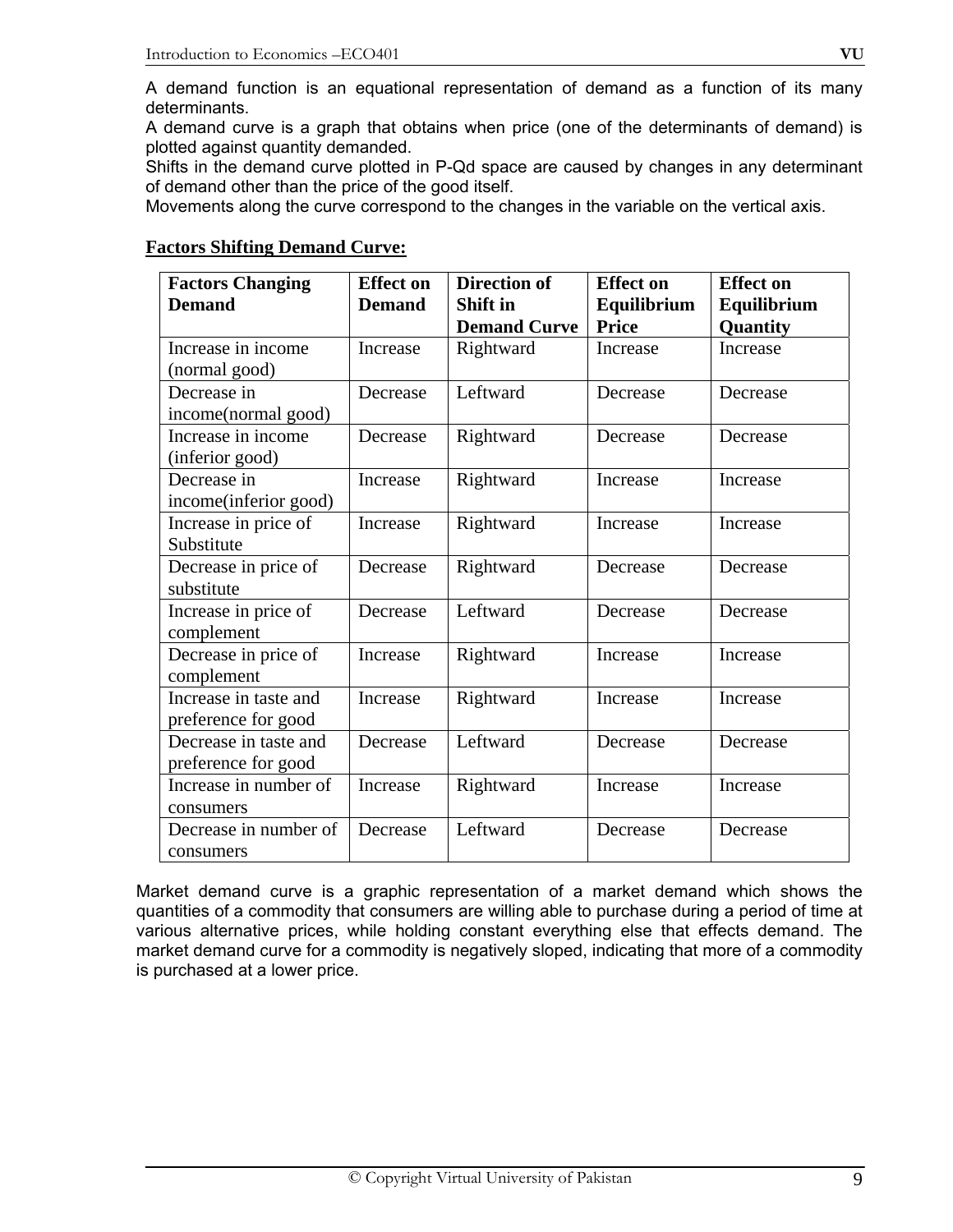A demand function is an equational representation of demand as a function of its many determinants.
A demand curve is a graph that obtains when price (one of the determinants of demand) is plotted against quantity demanded.
Shifts in the demand curve plotted in P-Qd space are caused by changes in any determinant of demand other than the price of the good itself.
Movements along the curve correspond to the changes in the variable on the vertical axis.

**Factors Shifting Demand Curve:**

| Factors Changing Demand | Effect on Demand | Direction of Shift in Demand Curve | Effect on Equilibrium Price | Effect on Equilibrium Quantity |
|---|---|---|---|---|
| Increase in income (normal good) | Increase | Rightward | Increase | Increase |
| Decrease in income(normal good) | Decrease | Leftward | Decrease | Decrease |
| Increase in income (inferior good) | Decrease | Rightward | Decrease | Decrease |
| Decrease in income(inferior good) | Increase | Rightward | Increase | Increase |
| Increase in price of Substitute | Increase | Rightward | Increase | Increase |
| Decrease in price of substitute | Decrease | Rightward | Decrease | Decrease |
| Increase in price of complement | Decrease | Leftward | Decrease | Decrease |
| Decrease in price of complement | Increase | Rightward | Increase | Increase |
| Increase in taste and preference for good | Increase | Rightward | Increase | Increase |
| Decrease in taste and preference for good | Decrease | Leftward | Decrease | Decrease |
| Increase in number of consumers | Increase | Rightward | Increase | Increase |
| Decrease in number of consumers | Decrease | Leftward | Decrease | Decrease |

Market demand curve is a graphic representation of a market demand which shows the quantities of a commodity that consumers are willing able to purchase during a period of time at various alternative prices, while holding constant everything else that effects demand. The market demand curve for a commodity is negatively sloped, indicating that more of a commodity is purchased at a lower price.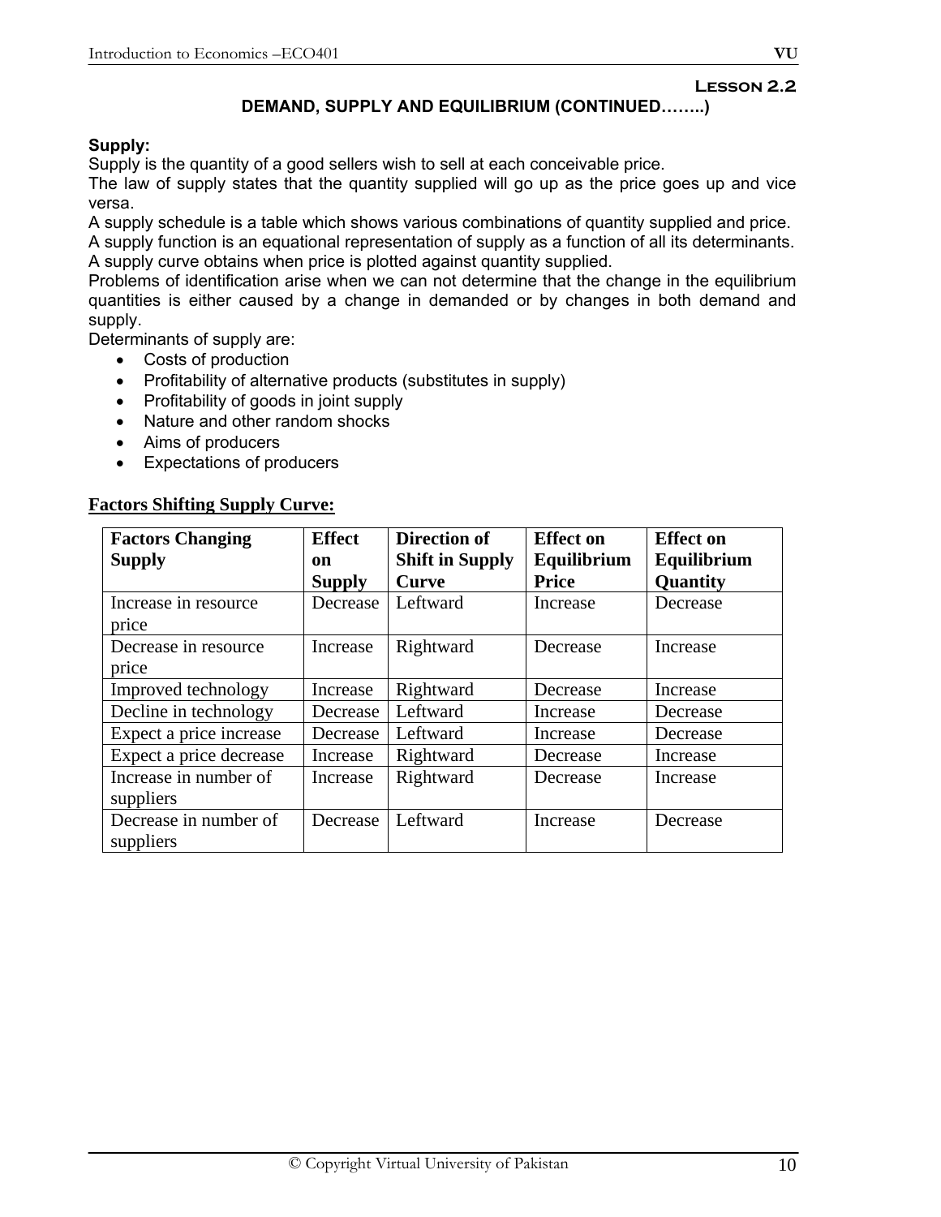## Lesson 2.2

### DEMAND, SUPPLY AND EQUILIBRIUM (CONTINUED……..)

**Supply:**
Supply is the quantity of a good sellers wish to sell at each conceivable price.
The law of supply states that the quantity supplied will go up as the price goes up and vice versa.
A supply schedule is a table which shows various combinations of quantity supplied and price.
A supply function is an equational representation of supply as a function of all its determinants.
A supply curve obtains when price is plotted against quantity supplied.
Problems of identification arise when we can not determine that the change in the equilibrium quantities is either caused by a change in demanded or by changes in both demand and supply.
Determinants of supply are:

- Costs of production
- Profitability of alternative products (substitutes in supply)
- Profitability of goods in joint supply
- Nature and other random shocks
- Aims of producers
- Expectations of producers

**Factors Shifting Supply Curve:**

| Factors Changing Supply | Effect on Supply | Direction of Shift in Supply Curve | Effect on Equilibrium Price | Effect on Equilibrium Quantity |
|---|---|---|---|---|
| Increase in resource price | Decrease | Leftward | Increase | Decrease |
| Decrease in resource price | Increase | Rightward | Decrease | Increase |
| Improved technology | Increase | Rightward | Decrease | Increase |
| Decline in technology | Decrease | Leftward | Increase | Decrease |
| Expect a price increase | Decrease | Leftward | Increase | Decrease |
| Expect a price decrease | Increase | Rightward | Decrease | Increase |
| Increase in number of suppliers | Increase | Rightward | Decrease | Increase |
| Decrease in number of suppliers | Decrease | Leftward | Increase | Decrease |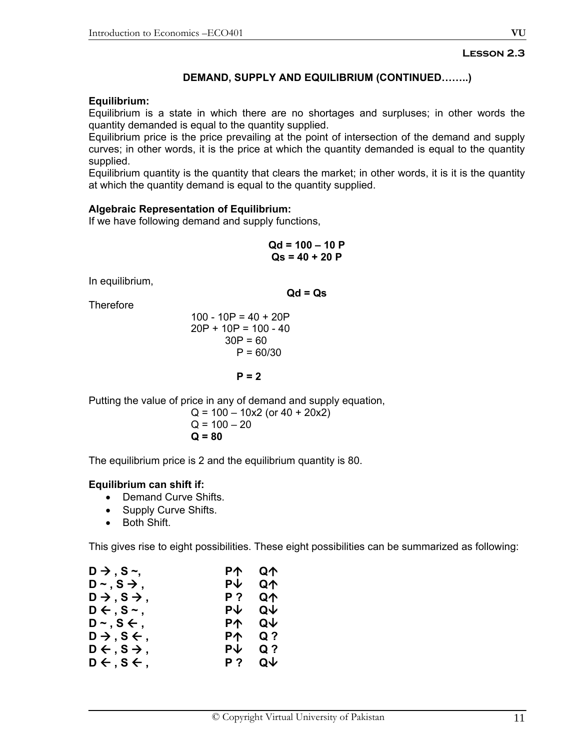**Lesson 2.3**

## DEMAND, SUPPLY AND EQUILIBRIUM (CONTINUED……..)

**Equilibrium:**

Equilibrium is a state in which there are no shortages and surpluses; in other words the quantity demanded is equal to the quantity supplied.

Equilibrium price is the price prevailing at the point of intersection of the demand and supply curves; in other words, it is the price at which the quantity demanded is equal to the quantity supplied.

Equilibrium quantity is the quantity that clears the market; in other words, it is it is the quantity at which the quantity demand is equal to the quantity supplied.

**Algebraic Representation of Equilibrium:**

If we have following demand and supply functions,

$$Qd = 100 – 10P$$
$$Qs = 40 + 20P$$

In equilibrium,

$$Qd = Qs$$

Therefore

$$100 - 10P = 40 + 20P$$
$$20P + 10P = 100 - 40$$
$$30P = 60$$
$$P = 60/30$$
$$P = 2$$

Putting the value of price in any of demand and supply equation,

$$Q = 100 – 10 \times 2 \text{ (or } 40 + 20 \times 2\text{)}$$
$$Q = 100 – 20$$
$$Q = 80$$

The equilibrium price is 2 and the equilibrium quantity is 80.

**Equilibrium can shift if:**

- Demand Curve Shifts.
- Supply Curve Shifts.
- Both Shift.

This gives rise to eight possibilities. These eight possibilities can be summarized as following:

| | | |
|---|---|---|
| **D →, S ~,** | **P↑** | **Q↑** |
| **D ~, S →,** | **P↓** | **Q↑** |
| **D →, S →,** | **P ?** | **Q↑** |
| **D ←, S ~,** | **P↓** | **Q↓** |
| **D ~, S ←,** | **P↑** | **Q↓** |
| **D →, S ←,** | **P↑** | **Q ?** |
| **D ←, S →,** | **P↓** | **Q ?** |
| **D ←, S ←,** | **P ?** | **Q↓** |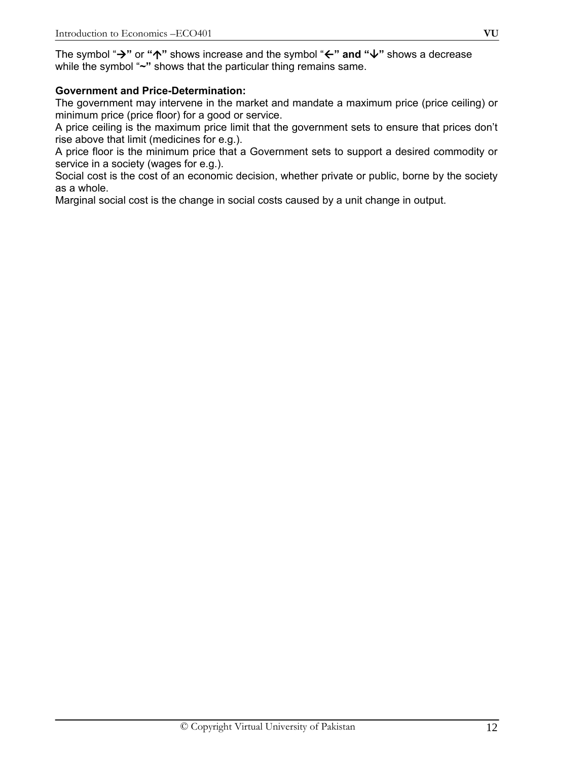The symbol "**→**" or **"↑"** shows increase and the symbol "**←" and "↓"** shows a decrease while the symbol "**~"** shows that the particular thing remains same.

**Government and Price-Determination:**

The government may intervene in the market and mandate a maximum price (price ceiling) or minimum price (price floor) for a good or service.

A price ceiling is the maximum price limit that the government sets to ensure that prices don't rise above that limit (medicines for e.g.).

A price floor is the minimum price that a Government sets to support a desired commodity or service in a society (wages for e.g.).

Social cost is the cost of an economic decision, whether private or public, borne by the society as a whole.

Marginal social cost is the change in social costs caused by a unit change in output.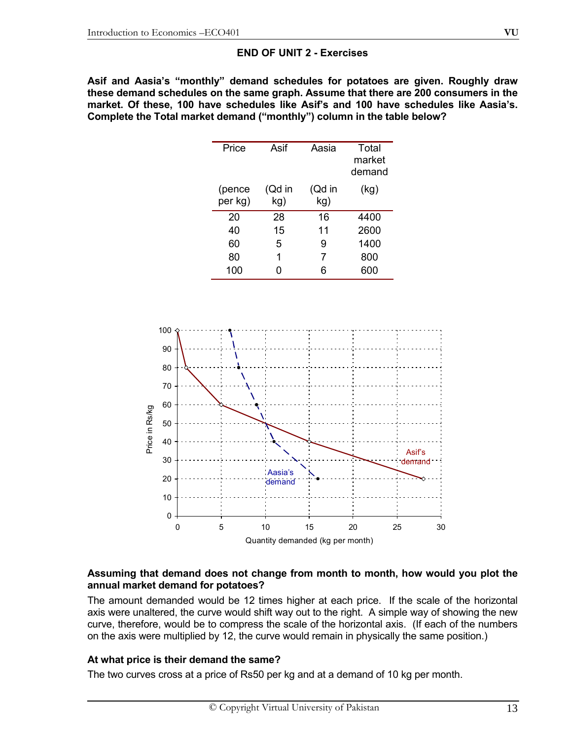## END OF UNIT 2 - Exercises

**Asif and Aasia's "monthly" demand schedules for potatoes are given. Roughly draw these demand schedules on the same graph. Assume that there are 200 consumers in the market. Of these, 100 have schedules like Asif's and 100 have schedules like Aasia's. Complete the Total market demand ("monthly") column in the table below?**

| Price | Asif | Aasia | Total market demand |
|---|---|---|---|
| (pence per kg) | (Qd in kg) | (Qd in kg) | (kg) |
| 20 | 28 | 16 | 4400 |
| 40 | 15 | 11 | 2600 |
| 60 | 5 | 9 | 1400 |
| 80 | 1 | 7 | 800 |
| 100 | 0 | 6 | 600 |

**Assuming that demand does not change from month to month, how would you plot the annual market demand for potatoes?**

The amount demanded would be 12 times higher at each price. If the scale of the horizontal axis were unaltered, the curve would shift way out to the right. A simple way of showing the new curve, therefore, would be to compress the scale of the horizontal axis. (If each of the numbers on the axis were multiplied by 12, the curve would remain in physically the same position.)

**At what price is their demand the same?**

The two curves cross at a price of Rs50 per kg and at a demand of 10 kg per month.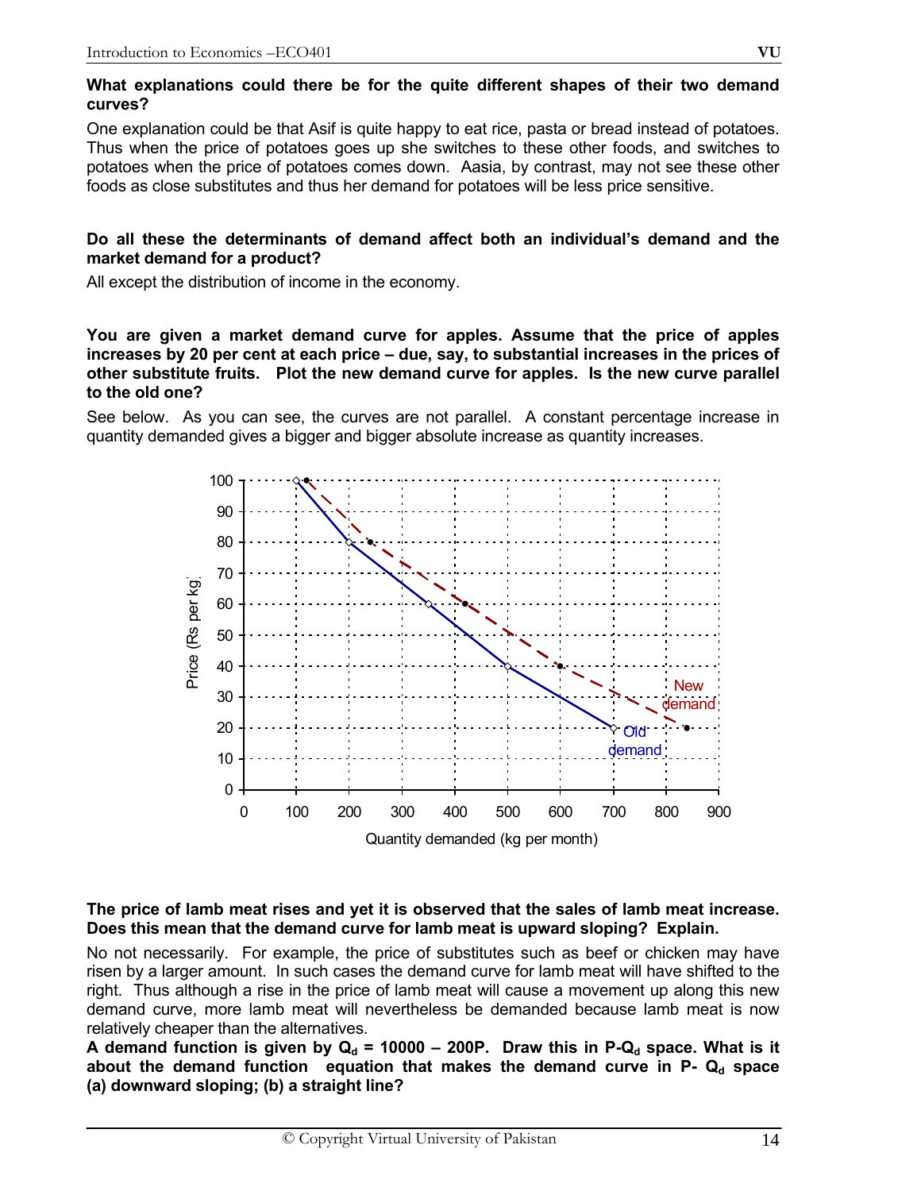**What explanations could there be for the quite different shapes of their two demand curves?**

One explanation could be that Asif is quite happy to eat rice, pasta or bread instead of potatoes. Thus when the price of potatoes goes up she switches to these other foods, and switches to potatoes when the price of potatoes comes down. Aasia, by contrast, may not see these other foods as close substitutes and thus her demand for potatoes will be less price sensitive.

**Do all these the determinants of demand affect both an individual's demand and the market demand for a product?**

All except the distribution of income in the economy.

**You are given a market demand curve for apples. Assume that the price of apples increases by 20 per cent at each price – due, say, to substantial increases in the prices of other substitute fruits. Plot the new demand curve for apples. Is the new curve parallel to the old one?**

See below. As you can see, the curves are not parallel. A constant percentage increase in quantity demanded gives a bigger and bigger absolute increase as quantity increases.

**The price of lamb meat rises and yet it is observed that the sales of lamb meat increase. Does this mean that the demand curve for lamb meat is upward sloping? Explain.**

No not necessarily. For example, the price of substitutes such as beef or chicken may have risen by a larger amount. In such cases the demand curve for lamb meat will have shifted to the right. Thus although a rise in the price of lamb meat will cause a movement up along this new demand curve, more lamb meat will nevertheless be demanded because lamb meat is now relatively cheaper than the alternatives.

**A demand function is given by $Q_d = 10000 - 200P$. Draw this in P-$Q_d$ space. What is it about the demand function equation that makes the demand curve in P- $Q_d$ space (a) downward sloping; (b) a straight line?**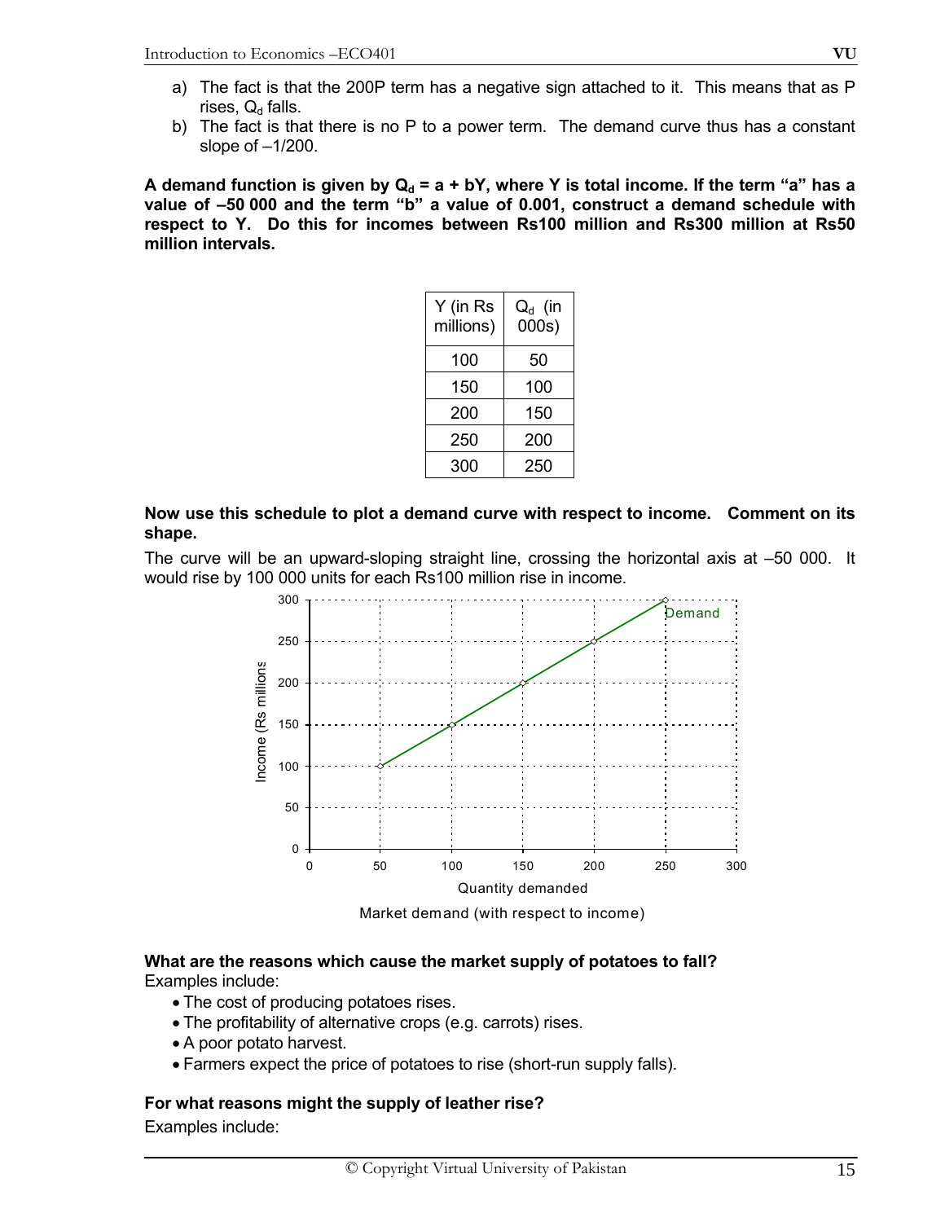a) The fact is that the 200P term has a negative sign attached to it. This means that as P rises, $Q_d$ falls.
b) The fact is that there is no P to a power term. The demand curve thus has a constant slope of –1/200.

**A demand function is given by $Q_d = a + bY$, where Y is total income. If the term "a" has a value of –50 000 and the term "b" a value of 0.001, construct a demand schedule with respect to Y. Do this for incomes between Rs100 million and Rs300 million at Rs50 million intervals.**

| Y (in Rs millions) | $Q_d$ (in 000s) |
|---|---|
| 100 | 50 |
| 150 | 100 |
| 200 | 150 |
| 250 | 200 |
| 300 | 250 |

**Now use this schedule to plot a demand curve with respect to income. Comment on its shape.**

The curve will be an upward-sloping straight line, crossing the horizontal axis at –50 000. It would rise by 100 000 units for each Rs100 million rise in income.

Market demand (with respect to income)

**What are the reasons which cause the market supply of potatoes to fall?**

Examples include:

- The cost of producing potatoes rises.
- The profitability of alternative crops (e.g. carrots) rises.
- A poor potato harvest.
- Farmers expect the price of potatoes to rise (short-run supply falls).

**For what reasons might the supply of leather rise?**

Examples include: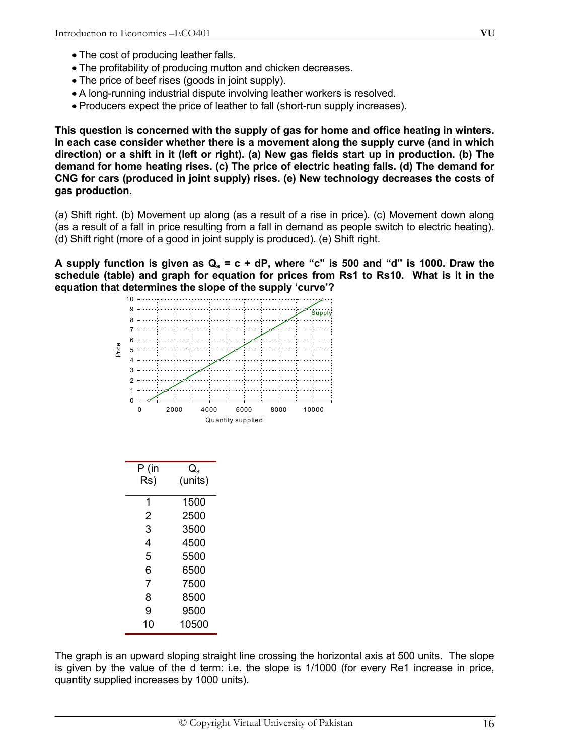- The cost of producing leather falls.
- The profitability of producing mutton and chicken decreases.
- The price of beef rises (goods in joint supply).
- A long-running industrial dispute involving leather workers is resolved.
- Producers expect the price of leather to fall (short-run supply increases).

**This question is concerned with the supply of gas for home and office heating in winters. In each case consider whether there is a movement along the supply curve (and in which direction) or a shift in it (left or right). (a) New gas fields start up in production. (b) The demand for home heating rises. (c) The price of electric heating falls. (d) The demand for CNG for cars (produced in joint supply) rises. (e) New technology decreases the costs of gas production.**

(a) Shift right. (b) Movement up along (as a result of a rise in price). (c) Movement down along (as a result of a fall in price resulting from a fall in demand as people switch to electric heating). (d) Shift right (more of a good in joint supply is produced). (e) Shift right.

**A supply function is given as $Q_s = c + dP$, where "c" is 500 and "d" is 1000. Draw the schedule (table) and graph for equation for prices from Rs1 to Rs10. What is it in the equation that determines the slope of the supply 'curve'?**

| P (in Rs) | $Q_s$ (units) |
|---|---|
| 1 | 1500 |
| 2 | 2500 |
| 3 | 3500 |
| 4 | 4500 |
| 5 | 5500 |
| 6 | 6500 |
| 7 | 7500 |
| 8 | 8500 |
| 9 | 9500 |
| 10 | 10500 |

The graph is an upward sloping straight line crossing the horizontal axis at 500 units. The slope is given by the value of the d term: i.e. the slope is 1/1000 (for every Re1 increase in price, quantity supplied increases by 1000 units).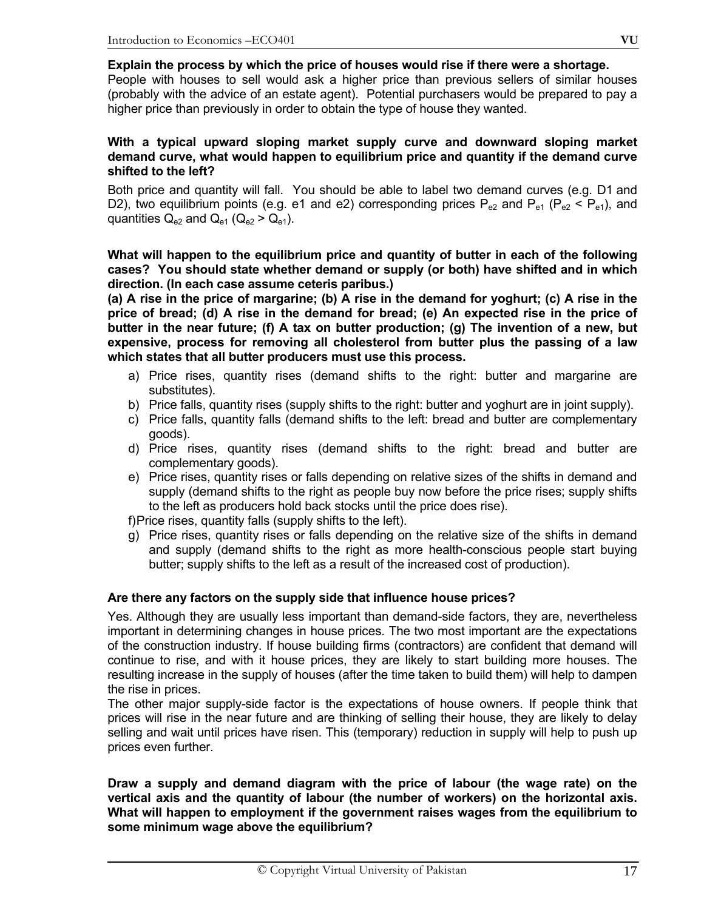**Explain the process by which the price of houses would rise if there were a shortage.**

People with houses to sell would ask a higher price than previous sellers of similar houses (probably with the advice of an estate agent). Potential purchasers would be prepared to pay a higher price than previously in order to obtain the type of house they wanted.

**With a typical upward sloping market supply curve and downward sloping market demand curve, what would happen to equilibrium price and quantity if the demand curve shifted to the left?**

Both price and quantity will fall. You should be able to label two demand curves (e.g. D1 and D2), two equilibrium points (e.g. e1 and e2) corresponding prices $P_{e2}$ and $P_{e1}$ ($P_{e2} < P_{e1}$), and quantities $Q_{e2}$ and $Q_{e1}$ ($Q_{e2} > Q_{e1}$).

**What will happen to the equilibrium price and quantity of butter in each of the following cases? You should state whether demand or supply (or both) have shifted and in which direction. (In each case assume ceteris paribus.)**

**(a) A rise in the price of margarine; (b) A rise in the demand for yoghurt; (c) A rise in the price of bread; (d) A rise in the demand for bread; (e) An expected rise in the price of butter in the near future; (f) A tax on butter production; (g) The invention of a new, but expensive, process for removing all cholesterol from butter plus the passing of a law which states that all butter producers must use this process.**

a) Price rises, quantity rises (demand shifts to the right: butter and margarine are substitutes).
b) Price falls, quantity rises (supply shifts to the right: butter and yoghurt are in joint supply).
c) Price falls, quantity falls (demand shifts to the left: bread and butter are complementary goods).
d) Price rises, quantity rises (demand shifts to the right: bread and butter are complementary goods).
e) Price rises, quantity rises or falls depending on relative sizes of the shifts in demand and supply (demand shifts to the right as people buy now before the price rises; supply shifts to the left as producers hold back stocks until the price does rise).
f) Price rises, quantity falls (supply shifts to the left).
g) Price rises, quantity rises or falls depending on the relative size of the shifts in demand and supply (demand shifts to the right as more health-conscious people start buying butter; supply shifts to the left as a result of the increased cost of production).

**Are there any factors on the supply side that influence house prices?**

Yes. Although they are usually less important than demand-side factors, they are, nevertheless important in determining changes in house prices. The two most important are the expectations of the construction industry. If house building firms (contractors) are confident that demand will continue to rise, and with it house prices, they are likely to start building more houses. The resulting increase in the supply of houses (after the time taken to build them) will help to dampen the rise in prices.

The other major supply-side factor is the expectations of house owners. If people think that prices will rise in the near future and are thinking of selling their house, they are likely to delay selling and wait until prices have risen. This (temporary) reduction in supply will help to push up prices even further.

**Draw a supply and demand diagram with the price of labour (the wage rate) on the vertical axis and the quantity of labour (the number of workers) on the horizontal axis. What will happen to employment if the government raises wages from the equilibrium to some minimum wage above the equilibrium?**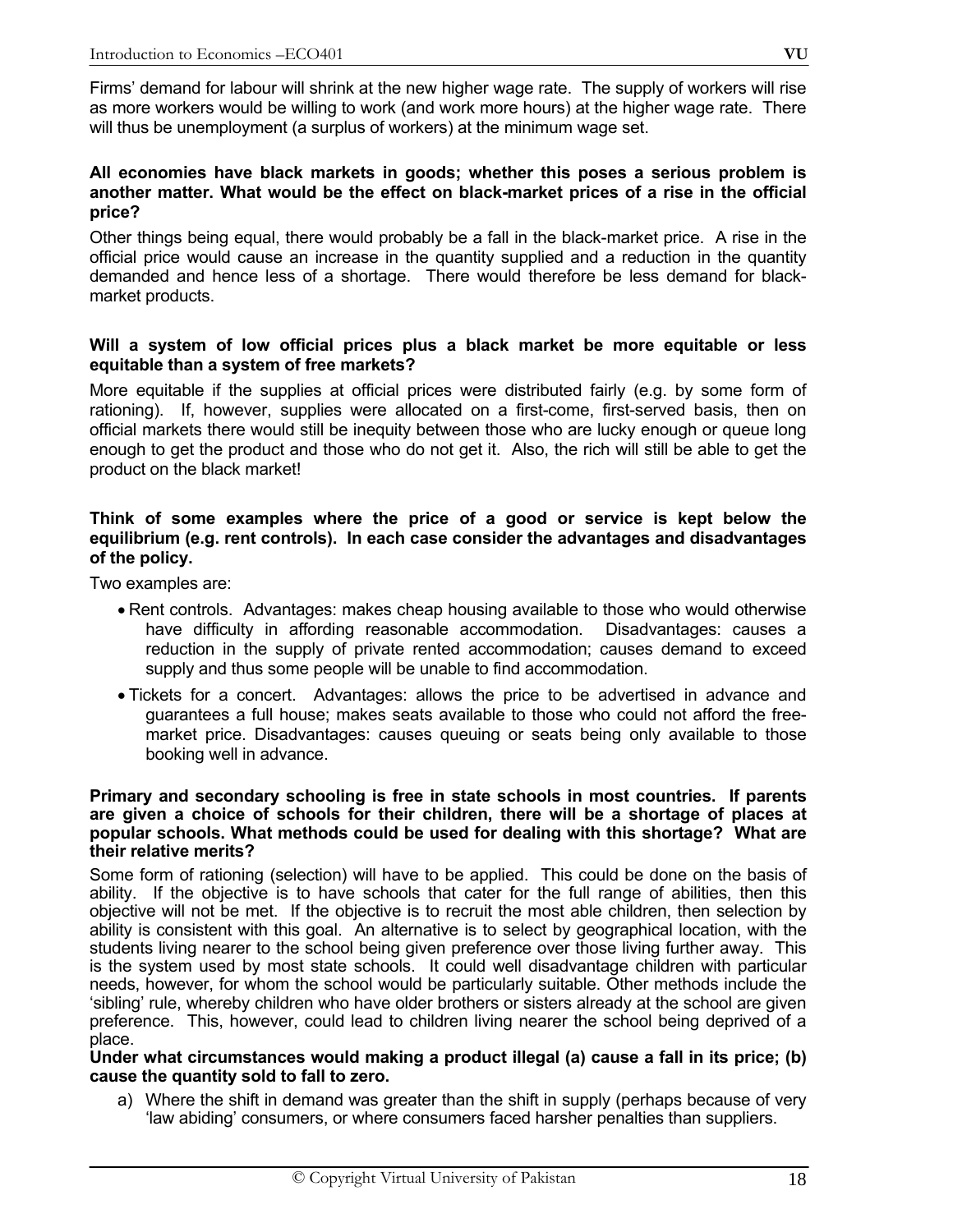Firms' demand for labour will shrink at the new higher wage rate. The supply of workers will rise as more workers would be willing to work (and work more hours) at the higher wage rate. There will thus be unemployment (a surplus of workers) at the minimum wage set.

**All economies have black markets in goods; whether this poses a serious problem is another matter. What would be the effect on black-market prices of a rise in the official price?**

Other things being equal, there would probably be a fall in the black-market price. A rise in the official price would cause an increase in the quantity supplied and a reduction in the quantity demanded and hence less of a shortage. There would therefore be less demand for black-market products.

**Will a system of low official prices plus a black market be more equitable or less equitable than a system of free markets?**

More equitable if the supplies at official prices were distributed fairly (e.g. by some form of rationing). If, however, supplies were allocated on a first-come, first-served basis, then on official markets there would still be inequity between those who are lucky enough or queue long enough to get the product and those who do not get it. Also, the rich will still be able to get the product on the black market!

**Think of some examples where the price of a good or service is kept below the equilibrium (e.g. rent controls). In each case consider the advantages and disadvantages of the policy.**

Two examples are:

- Rent controls. Advantages: makes cheap housing available to those who would otherwise have difficulty in affording reasonable accommodation. Disadvantages: causes a reduction in the supply of private rented accommodation; causes demand to exceed supply and thus some people will be unable to find accommodation.
- Tickets for a concert. Advantages: allows the price to be advertised in advance and guarantees a full house; makes seats available to those who could not afford the free-market price. Disadvantages: causes queuing or seats being only available to those booking well in advance.

**Primary and secondary schooling is free in state schools in most countries. If parents are given a choice of schools for their children, there will be a shortage of places at popular schools. What methods could be used for dealing with this shortage? What are their relative merits?**

Some form of rationing (selection) will have to be applied. This could be done on the basis of ability. If the objective is to have schools that cater for the full range of abilities, then this objective will not be met. If the objective is to recruit the most able children, then selection by ability is consistent with this goal. An alternative is to select by geographical location, with the students living nearer to the school being given preference over those living further away. This is the system used by most state schools. It could well disadvantage children with particular needs, however, for whom the school would be particularly suitable. Other methods include the 'sibling' rule, whereby children who have older brothers or sisters already at the school are given preference. This, however, could lead to children living nearer the school being deprived of a place.

**Under what circumstances would making a product illegal (a) cause a fall in its price; (b) cause the quantity sold to fall to zero.**

a) Where the shift in demand was greater than the shift in supply (perhaps because of very 'law abiding' consumers, or where consumers faced harsher penalties than suppliers.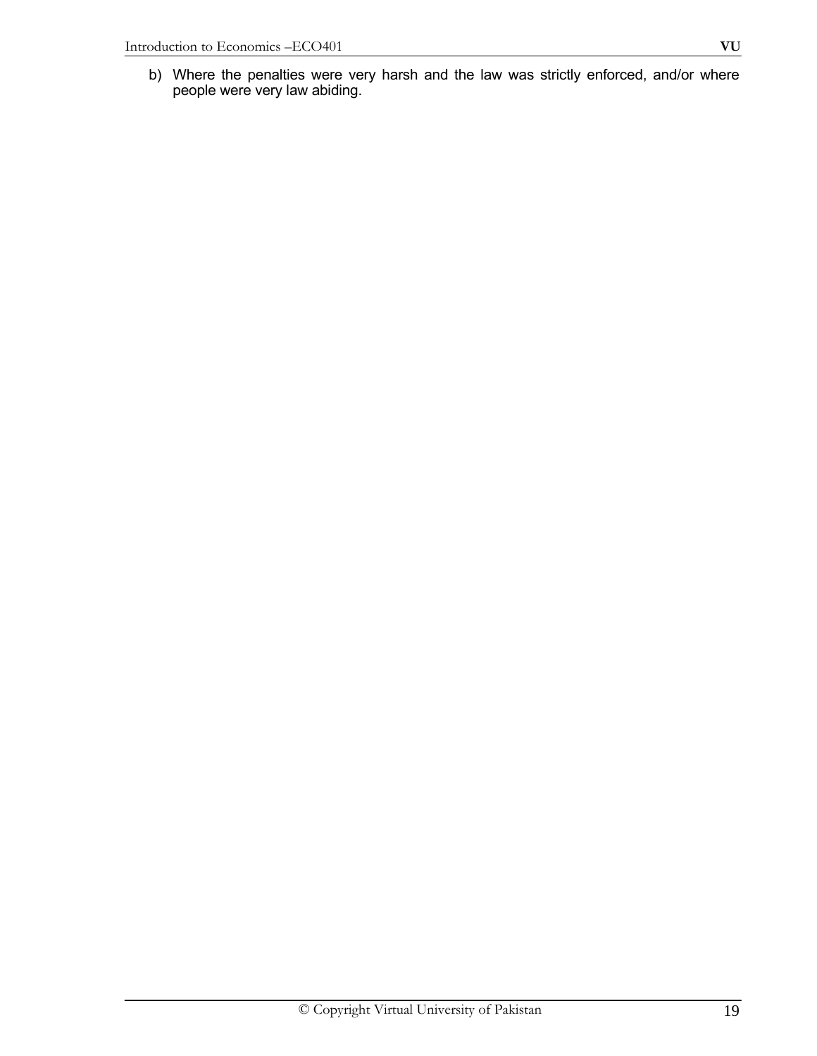b) Where the penalties were very harsh and the law was strictly enforced, and/or where people were very law abiding.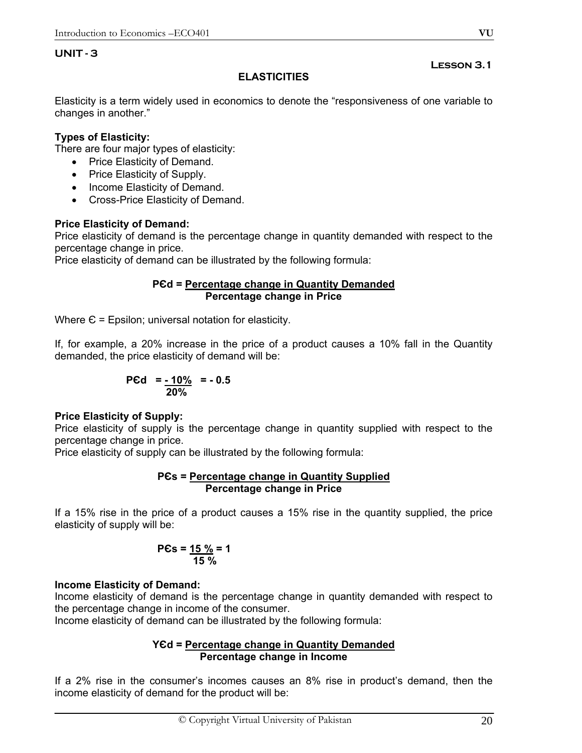## UNIT - 3

**Lesson 3.1**

### ELASTICITIES

Elasticity is a term widely used in economics to denote the "responsiveness of one variable to changes in another."

**Types of Elasticity:**

There are four major types of elasticity:

- Price Elasticity of Demand.
- Price Elasticity of Supply.
- Income Elasticity of Demand.
- Cross-Price Elasticity of Demand.

**Price Elasticity of Demand:**

Price elasticity of demand is the percentage change in quantity demanded with respect to the percentage change in price.

Price elasticity of demand can be illustrated by the following formula:

$$P\epsilon d = \frac{\text{Percentage change in Quantity Demanded}}{\text{Percentage change in Price}}$$

Where Є = Epsilon; universal notation for elasticity.

If, for example, a 20% increase in the price of a product causes a 10% fall in the Quantity demanded, the price elasticity of demand will be:

$$P\epsilon d = \frac{-10\%}{20\%} = -0.5$$

**Price Elasticity of Supply:**

Price elasticity of supply is the percentage change in quantity supplied with respect to the percentage change in price.

Price elasticity of supply can be illustrated by the following formula:

$$P\epsilon s = \frac{\text{Percentage change in Quantity Supplied}}{\text{Percentage change in Price}}$$

If a 15% rise in the price of a product causes a 15% rise in the quantity supplied, the price elasticity of supply will be:

$$P\epsilon s = \frac{15\%}{15\%} = 1$$

**Income Elasticity of Demand:**

Income elasticity of demand is the percentage change in quantity demanded with respect to the percentage change in income of the consumer.

Income elasticity of demand can be illustrated by the following formula:

$$Y\epsilon d = \frac{\text{Percentage change in Quantity Demanded}}{\text{Percentage change in Income}}$$

If a 2% rise in the consumer's incomes causes an 8% rise in product's demand, then the income elasticity of demand for the product will be: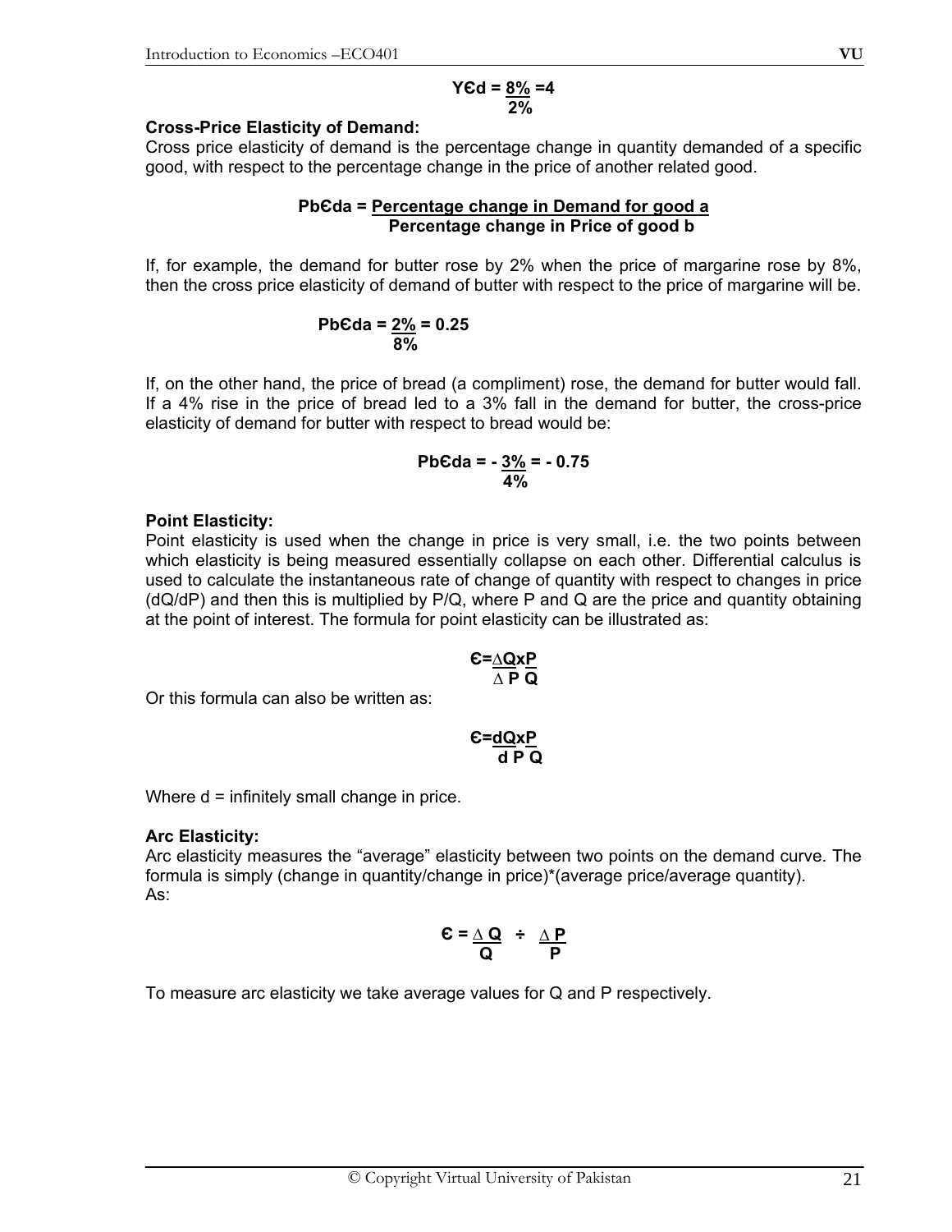$$Y\epsilon d = \frac{8\%}{2\%} = 4$$

**Cross-Price Elasticity of Demand:**

Cross price elasticity of demand is the percentage change in quantity demanded of a specific good, with respect to the percentage change in the price of another related good.

$$Pb\epsilon da = \frac{\text{Percentage change in Demand for good a}}{\text{Percentage change in Price of good b}}$$

If, for example, the demand for butter rose by 2% when the price of margarine rose by 8%, then the cross price elasticity of demand of butter with respect to the price of margarine will be.

$$Pb\epsilon da = \frac{2\%}{8\%} = 0.25$$

If, on the other hand, the price of bread (a compliment) rose, the demand for butter would fall. If a 4% rise in the price of bread led to a 3% fall in the demand for butter, the cross-price elasticity of demand for butter with respect to bread would be:

$$Pb\epsilon da = -\frac{3\%}{4\%} = -0.75$$

**Point Elasticity:**

Point elasticity is used when the change in price is very small, i.e. the two points between which elasticity is being measured essentially collapse on each other. Differential calculus is used to calculate the instantaneous rate of change of quantity with respect to changes in price (dQ/dP) and then this is multiplied by P/Q, where P and Q are the price and quantity obtaining at the point of interest. The formula for point elasticity can be illustrated as:

$$\epsilon = \frac{\Delta Q}{\Delta P} x \frac{P}{Q}$$

Or this formula can also be written as:

$$\epsilon = \frac{dQ}{dP} x \frac{P}{Q}$$

Where d = infinitely small change in price.

**Arc Elasticity:**

Arc elasticity measures the "average" elasticity between two points on the demand curve. The formula is simply (change in quantity/change in price)*(average price/average quantity).
As:

$$\epsilon = \frac{\Delta Q}{Q} \div \frac{\Delta P}{P}$$

To measure arc elasticity we take average values for Q and P respectively.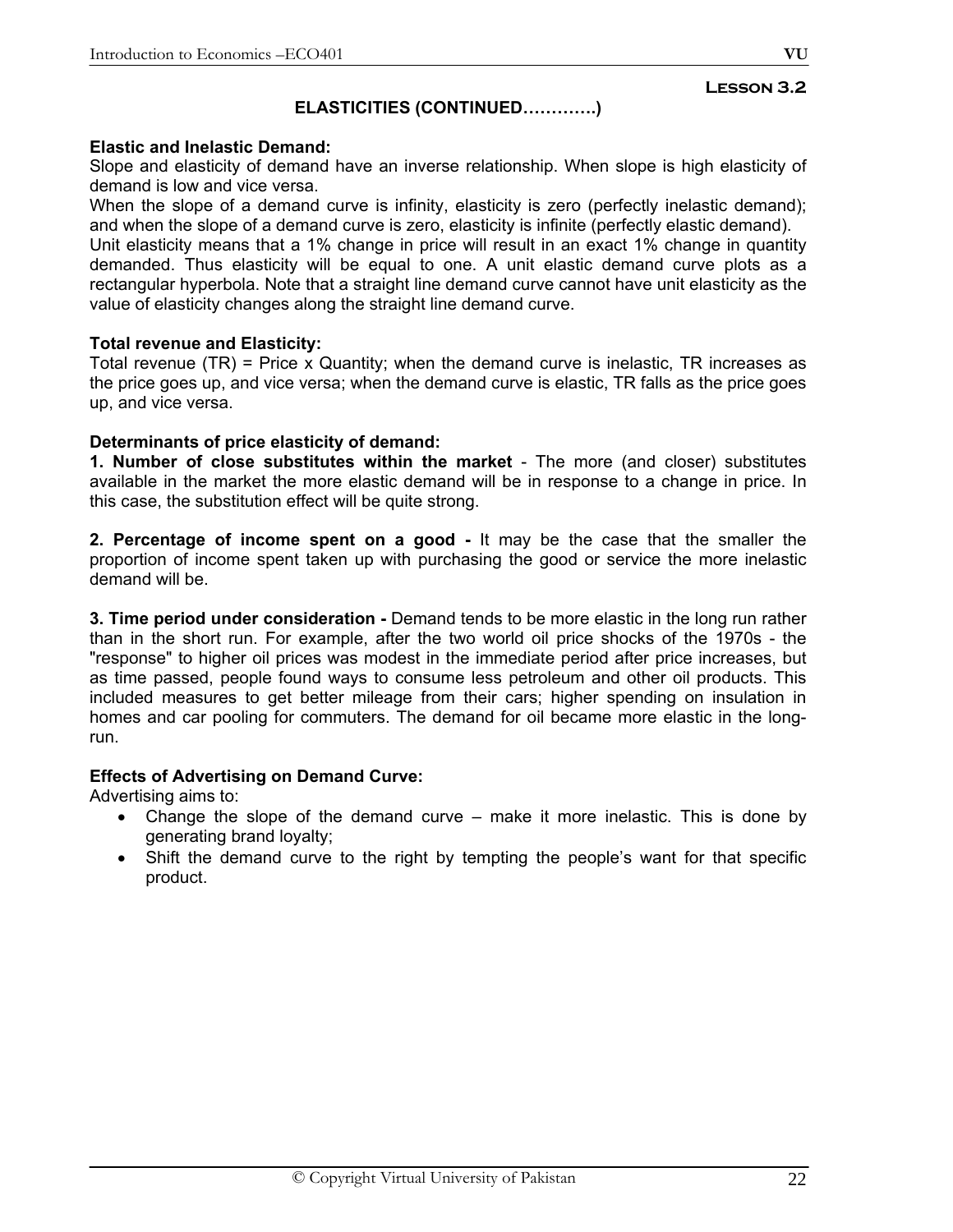**Lesson 3.2**

## ELASTICITIES (CONTINUED………….)

**Elastic and Inelastic Demand:**

Slope and elasticity of demand have an inverse relationship. When slope is high elasticity of demand is low and vice versa.

When the slope of a demand curve is infinity, elasticity is zero (perfectly inelastic demand); and when the slope of a demand curve is zero, elasticity is infinite (perfectly elastic demand).

Unit elasticity means that a 1% change in price will result in an exact 1% change in quantity demanded. Thus elasticity will be equal to one. A unit elastic demand curve plots as a rectangular hyperbola. Note that a straight line demand curve cannot have unit elasticity as the value of elasticity changes along the straight line demand curve.

**Total revenue and Elasticity:**

Total revenue (TR) = Price x Quantity; when the demand curve is inelastic, TR increases as the price goes up, and vice versa; when the demand curve is elastic, TR falls as the price goes up, and vice versa.

**Determinants of price elasticity of demand:**

**1. Number of close substitutes within the market** - The more (and closer) substitutes available in the market the more elastic demand will be in response to a change in price. In this case, the substitution effect will be quite strong.

**2. Percentage of income spent on a good -** It may be the case that the smaller the proportion of income spent taken up with purchasing the good or service the more inelastic demand will be.

**3. Time period under consideration -** Demand tends to be more elastic in the long run rather than in the short run. For example, after the two world oil price shocks of the 1970s - the "response" to higher oil prices was modest in the immediate period after price increases, but as time passed, people found ways to consume less petroleum and other oil products. This included measures to get better mileage from their cars; higher spending on insulation in homes and car pooling for commuters. The demand for oil became more elastic in the long-run.

**Effects of Advertising on Demand Curve:**

Advertising aims to:

- Change the slope of the demand curve – make it more inelastic. This is done by generating brand loyalty;
- Shift the demand curve to the right by tempting the people's want for that specific product.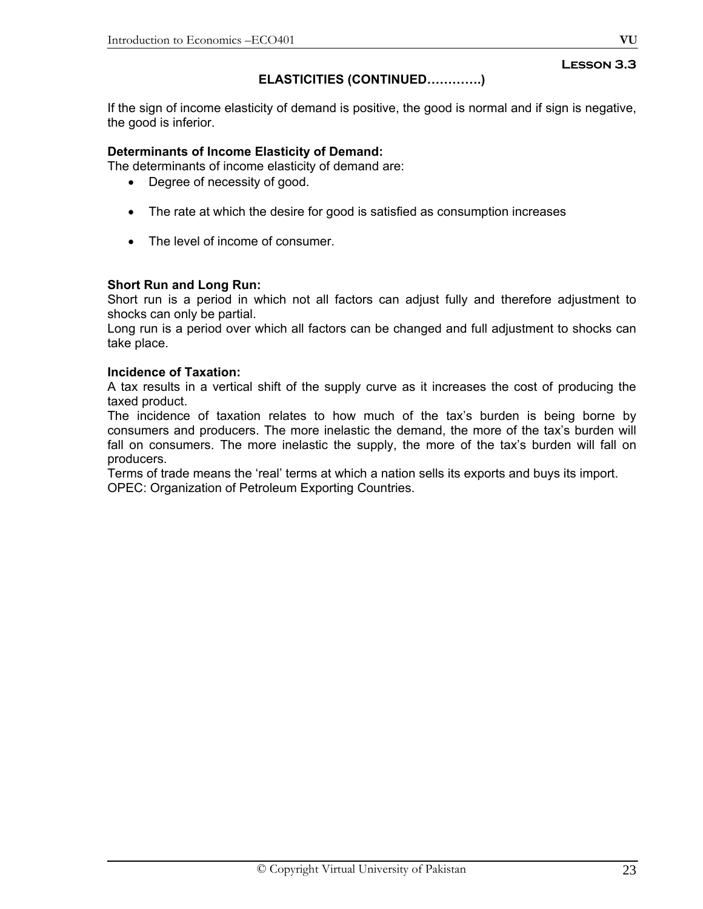**Lesson 3.3**

## ELASTICITIES (CONTINUED………….)

If the sign of income elasticity of demand is positive, the good is normal and if sign is negative, the good is inferior.

**Determinants of Income Elasticity of Demand:**

The determinants of income elasticity of demand are:

- Degree of necessity of good.
- The rate at which the desire for good is satisfied as consumption increases
- The level of income of consumer.

**Short Run and Long Run:**

Short run is a period in which not all factors can adjust fully and therefore adjustment to shocks can only be partial.

Long run is a period over which all factors can be changed and full adjustment to shocks can take place.

**Incidence of Taxation:**

A tax results in a vertical shift of the supply curve as it increases the cost of producing the taxed product.

The incidence of taxation relates to how much of the tax's burden is being borne by consumers and producers. The more inelastic the demand, the more of the tax's burden will fall on consumers. The more inelastic the supply, the more of the tax's burden will fall on producers.

Terms of trade means the 'real' terms at which a nation sells its exports and buys its import.

OPEC: Organization of Petroleum Exporting Countries.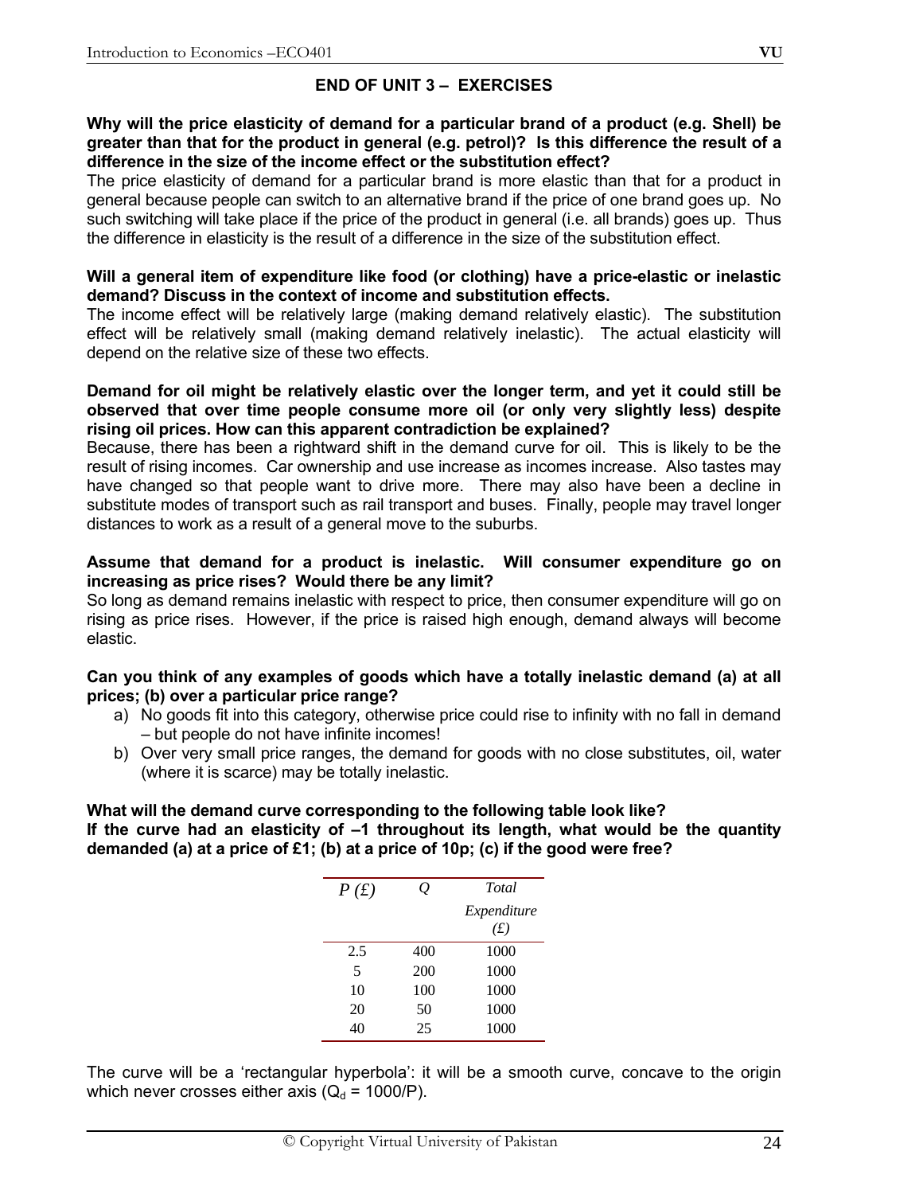## END OF UNIT 3 – EXERCISES

**Why will the price elasticity of demand for a particular brand of a product (e.g. Shell) be greater than that for the product in general (e.g. petrol)? Is this difference the result of a difference in the size of the income effect or the substitution effect?**

The price elasticity of demand for a particular brand is more elastic than that for a product in general because people can switch to an alternative brand if the price of one brand goes up. No such switching will take place if the price of the product in general (i.e. all brands) goes up. Thus the difference in elasticity is the result of a difference in the size of the substitution effect.

**Will a general item of expenditure like food (or clothing) have a price-elastic or inelastic demand? Discuss in the context of income and substitution effects.**

The income effect will be relatively large (making demand relatively elastic). The substitution effect will be relatively small (making demand relatively inelastic). The actual elasticity will depend on the relative size of these two effects.

**Demand for oil might be relatively elastic over the longer term, and yet it could still be observed that over time people consume more oil (or only very slightly less) despite rising oil prices. How can this apparent contradiction be explained?**

Because, there has been a rightward shift in the demand curve for oil. This is likely to be the result of rising incomes. Car ownership and use increase as incomes increase. Also tastes may have changed so that people want to drive more. There may also have been a decline in substitute modes of transport such as rail transport and buses. Finally, people may travel longer distances to work as a result of a general move to the suburbs.

**Assume that demand for a product is inelastic. Will consumer expenditure go on increasing as price rises? Would there be any limit?**

So long as demand remains inelastic with respect to price, then consumer expenditure will go on rising as price rises. However, if the price is raised high enough, demand always will become elastic.

**Can you think of any examples of goods which have a totally inelastic demand (a) at all prices; (b) over a particular price range?**

a) No goods fit into this category, otherwise price could rise to infinity with no fall in demand – but people do not have infinite incomes!
b) Over very small price ranges, the demand for goods with no close substitutes, oil, water (where it is scarce) may be totally inelastic.

**What will the demand curve corresponding to the following table look like?**
**If the curve had an elasticity of –1 throughout its length, what would be the quantity demanded (a) at a price of £1; (b) at a price of 10p; (c) if the good were free?**

| *P (£)* | *Q* | *Total Expenditure (£)* |
|---|---|---|
| 2.5 | 400 | 1000 |
| 5 | 200 | 1000 |
| 10 | 100 | 1000 |
| 20 | 50 | 1000 |
| 40 | 25 | 1000 |

The curve will be a 'rectangular hyperbola': it will be a smooth curve, concave to the origin which never crosses either axis ($Q_d = 1000/P$).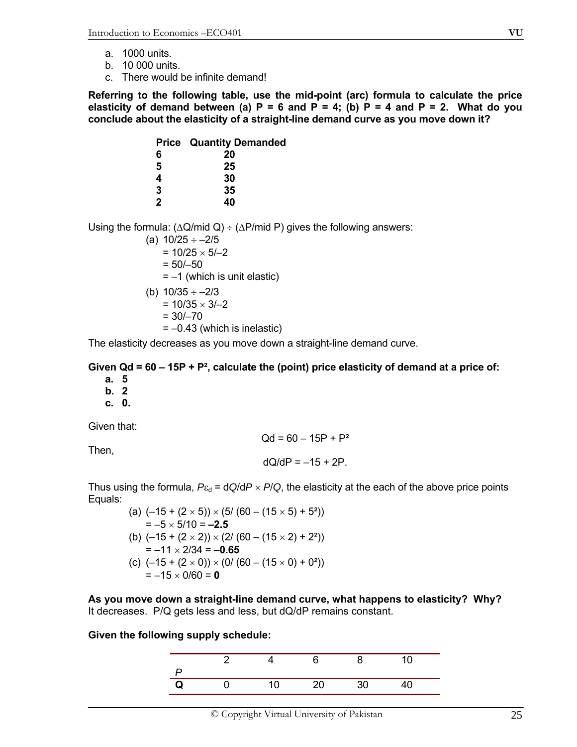a. 1000 units.
b. 10 000 units.
c. There would be infinite demand!

**Referring to the following table, use the mid-point (arc) formula to calculate the price elasticity of demand between (a) P = 6 and P = 4; (b) P = 4 and P = 2. What do you conclude about the elasticity of a straight-line demand curve as you move down it?**

| Price | Quantity Demanded |
|---|---|
| 6 | 20 |
| 5 | 25 |
| 4 | 30 |
| 3 | 35 |
| 2 | 40 |

Using the formula: $(\Delta Q/\text{mid } Q) \div (\Delta P/\text{mid } P)$ gives the following answers:

(a) $10/25 \div -2/5$
$= 10/25 \times 5/-2$
$= 50/-50$
$= -1$ (which is unit elastic)

(b) $10/35 \div -2/3$
$= 10/35 \times 3/-2$
$= 30/-70$
$= -0.43$ (which is inelastic)

The elasticity decreases as you move down a straight-line demand curve.

**Given $Qd = 60 - 15P + P^2$, calculate the (point) price elasticity of demand at a price of:**

**a. 5**
**b. 2**
**c. 0.**

Given that:

$$Qd = 60 - 15P + P^2$$

Then,

$$dQ/dP = -15 + 2P.$$

Thus using the formula, $P\varepsilon_d = dQ/dP \times P/Q$, the elasticity at the each of the above price points Equals:

(a) $(-15 + (2 \times 5)) \times (5/ (60 - (15 \times 5) + 5^2))$
$= -5 \times 5/10 = \mathbf{-2.5}$

(b) $(-15 + (2 \times 2)) \times (2/ (60 - (15 \times 2) + 2^2))$
$= -11 \times 2/34 = \mathbf{-0.65}$

(c) $(-15 + (2 \times 0)) \times (0/ (60 - (15 \times 0) + 0^2))$
$= -15 \times 0/60 = \mathbf{0}$

**As you move down a straight-line demand curve, what happens to elasticity? Why?**
It decreases. P/Q gets less and less, but dQ/dP remains constant.

**Given the following supply schedule:**

| *P* | 2 | 4 | 6 | 8 | 10 |
|---|---|---|---|---|---|
| **Q** | 0 | 10 | 20 | 30 | 40 |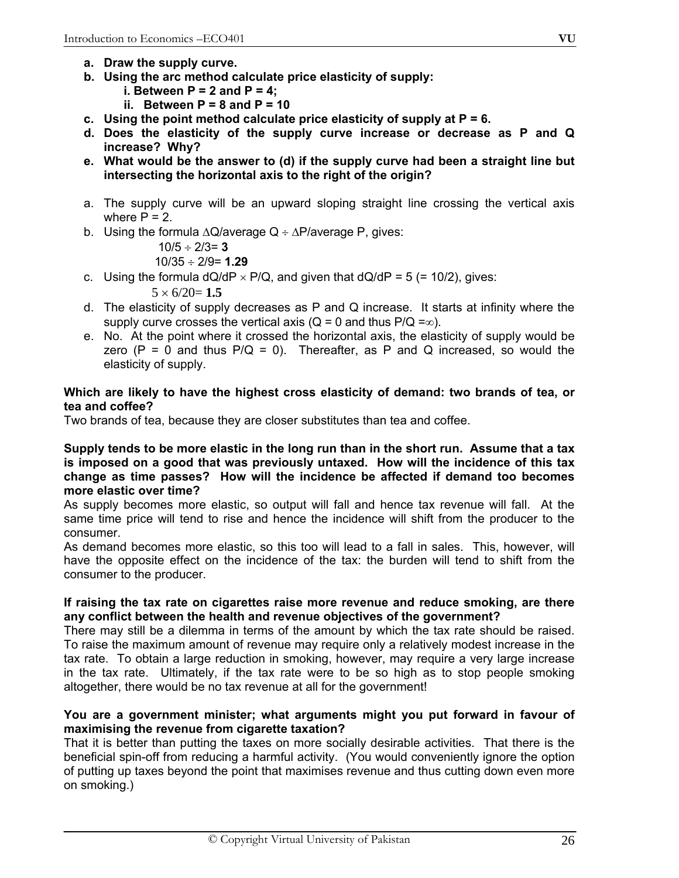- **a. Draw the supply curve.**
- **b. Using the arc method calculate price elasticity of supply:**
  - **i. Between P = 2 and P = 4;**
  - **ii. Between P = 8 and P = 10**
- **c. Using the point method calculate price elasticity of supply at P = 6.**
- **d. Does the elasticity of the supply curve increase or decrease as P and Q increase? Why?**
- **e. What would be the answer to (d) if the supply curve had been a straight line but intersecting the horizontal axis to the right of the origin?**

a. The supply curve will be an upward sloping straight line crossing the vertical axis where P = 2.

b. Using the formula $\Delta Q$/average Q $\div$ $\Delta P$/average P, gives:

   $10/5 \div 2/3 =$ **3**

   $10/35 \div 2/9 =$ **1.29**

c. Using the formula $dQ/dP \times P/Q$, and given that $dQ/dP = 5$ (= 10/2), gives:

   $5 \times 6/20 =$ **1.5**

d. The elasticity of supply decreases as P and Q increase. It starts at infinity where the supply curve crosses the vertical axis (Q = 0 and thus $P/Q = \infty$).

e. No. At the point where it crossed the horizontal axis, the elasticity of supply would be zero (P = 0 and thus P/Q = 0). Thereafter, as P and Q increased, so would the elasticity of supply.

**Which are likely to have the highest cross elasticity of demand: two brands of tea, or tea and coffee?**
Two brands of tea, because they are closer substitutes than tea and coffee.

**Supply tends to be more elastic in the long run than in the short run. Assume that a tax is imposed on a good that was previously untaxed. How will the incidence of this tax change as time passes? How will the incidence be affected if demand too becomes more elastic over time?**
As supply becomes more elastic, so output will fall and hence tax revenue will fall. At the same time price will tend to rise and hence the incidence will shift from the producer to the consumer.
As demand becomes more elastic, so this too will lead to a fall in sales. This, however, will have the opposite effect on the incidence of the tax: the burden will tend to shift from the consumer to the producer.

**If raising the tax rate on cigarettes raise more revenue and reduce smoking, are there any conflict between the health and revenue objectives of the government?**
There may still be a dilemma in terms of the amount by which the tax rate should be raised. To raise the maximum amount of revenue may require only a relatively modest increase in the tax rate. To obtain a large reduction in smoking, however, may require a very large increase in the tax rate. Ultimately, if the tax rate were to be so high as to stop people smoking altogether, there would be no tax revenue at all for the government!

**You are a government minister; what arguments might you put forward in favour of maximising the revenue from cigarette taxation?**
That it is better than putting the taxes on more socially desirable activities. That there is the beneficial spin-off from reducing a harmful activity. (You would conveniently ignore the option of putting up taxes beyond the point that maximises revenue and thus cutting down even more on smoking.)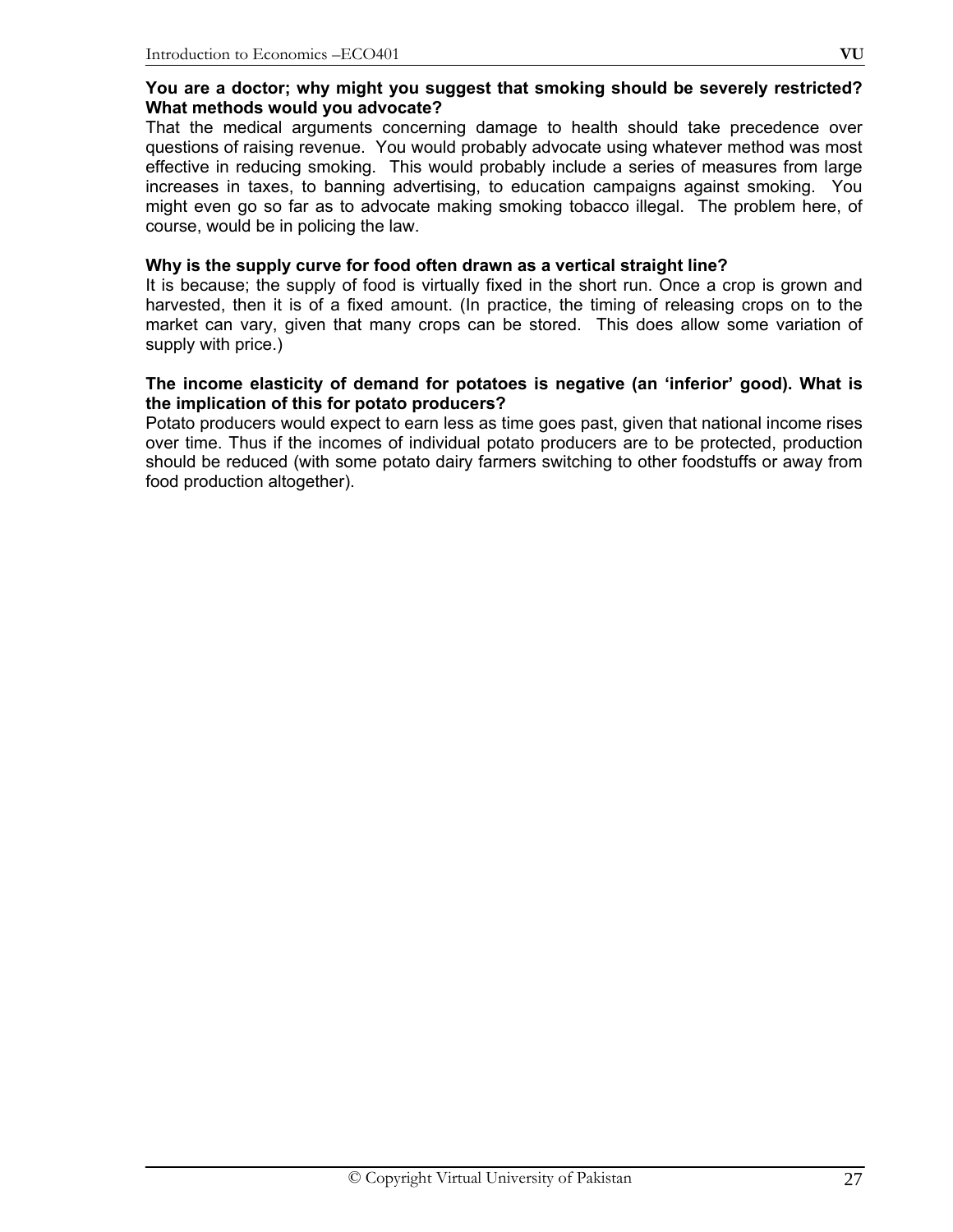**You are a doctor; why might you suggest that smoking should be severely restricted? What methods would you advocate?**

That the medical arguments concerning damage to health should take precedence over questions of raising revenue. You would probably advocate using whatever method was most effective in reducing smoking. This would probably include a series of measures from large increases in taxes, to banning advertising, to education campaigns against smoking. You might even go so far as to advocate making smoking tobacco illegal. The problem here, of course, would be in policing the law.

**Why is the supply curve for food often drawn as a vertical straight line?**

It is because; the supply of food is virtually fixed in the short run. Once a crop is grown and harvested, then it is of a fixed amount. (In practice, the timing of releasing crops on to the market can vary, given that many crops can be stored. This does allow some variation of supply with price.)

**The income elasticity of demand for potatoes is negative (an 'inferior' good). What is the implication of this for potato producers?**

Potato producers would expect to earn less as time goes past, given that national income rises over time. Thus if the incomes of individual potato producers are to be protected, production should be reduced (with some potato dairy farmers switching to other foodstuffs or away from food production altogether).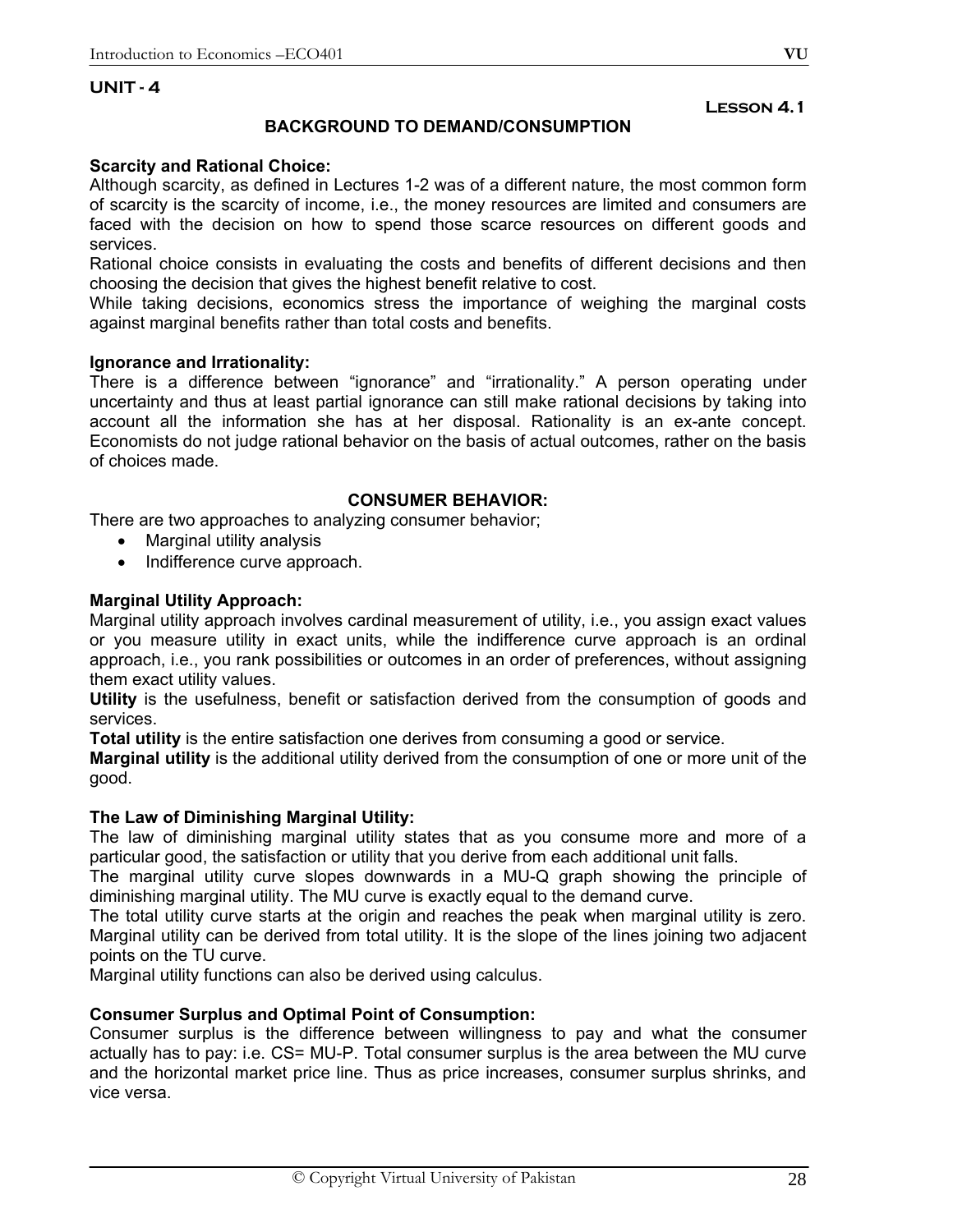## UNIT - 4

**Lesson 4.1**

### BACKGROUND TO DEMAND/CONSUMPTION

**Scarcity and Rational Choice:**

Although scarcity, as defined in Lectures 1-2 was of a different nature, the most common form of scarcity is the scarcity of income, i.e., the money resources are limited and consumers are faced with the decision on how to spend those scarce resources on different goods and services.

Rational choice consists in evaluating the costs and benefits of different decisions and then choosing the decision that gives the highest benefit relative to cost.

While taking decisions, economics stress the importance of weighing the marginal costs against marginal benefits rather than total costs and benefits.

**Ignorance and Irrationality:**

There is a difference between "ignorance" and "irrationality." A person operating under uncertainty and thus at least partial ignorance can still make rational decisions by taking into account all the information she has at her disposal. Rationality is an ex-ante concept. Economists do not judge rational behavior on the basis of actual outcomes, rather on the basis of choices made.

### CONSUMER BEHAVIOR:

There are two approaches to analyzing consumer behavior;

- Marginal utility analysis
- Indifference curve approach.

**Marginal Utility Approach:**

Marginal utility approach involves cardinal measurement of utility, i.e., you assign exact values or you measure utility in exact units, while the indifference curve approach is an ordinal approach, i.e., you rank possibilities or outcomes in an order of preferences, without assigning them exact utility values.

**Utility** is the usefulness, benefit or satisfaction derived from the consumption of goods and services.

**Total utility** is the entire satisfaction one derives from consuming a good or service.

**Marginal utility** is the additional utility derived from the consumption of one or more unit of the good.

**The Law of Diminishing Marginal Utility:**

The law of diminishing marginal utility states that as you consume more and more of a particular good, the satisfaction or utility that you derive from each additional unit falls.

The marginal utility curve slopes downwards in a MU-Q graph showing the principle of diminishing marginal utility. The MU curve is exactly equal to the demand curve.

The total utility curve starts at the origin and reaches the peak when marginal utility is zero. Marginal utility can be derived from total utility. It is the slope of the lines joining two adjacent points on the TU curve.

Marginal utility functions can also be derived using calculus.

**Consumer Surplus and Optimal Point of Consumption:**

Consumer surplus is the difference between willingness to pay and what the consumer actually has to pay: i.e. CS= MU-P. Total consumer surplus is the area between the MU curve and the horizontal market price line. Thus as price increases, consumer surplus shrinks, and vice versa.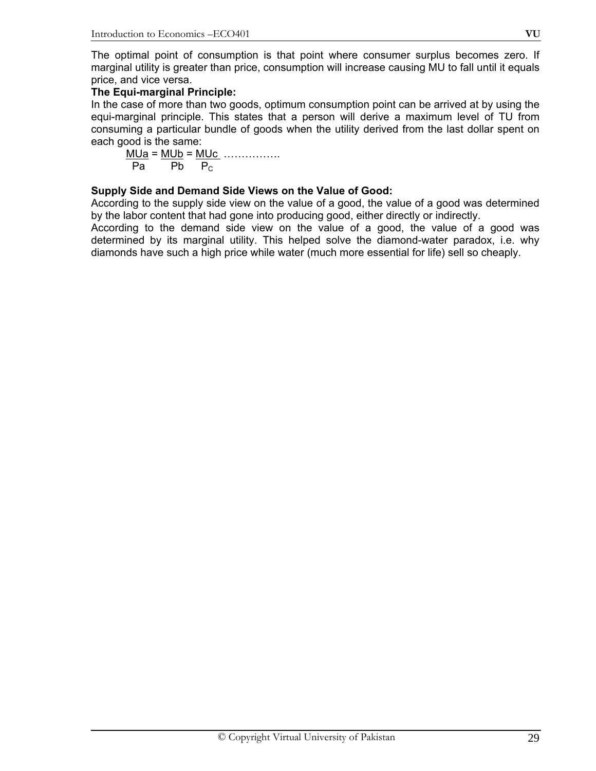The optimal point of consumption is that point where consumer surplus becomes zero. If marginal utility is greater than price, consumption will increase causing MU to fall until it equals price, and vice versa.

**The Equi-marginal Principle:**

In the case of more than two goods, optimum consumption point can be arrived at by using the equi-marginal principle. This states that a person will derive a maximum level of TU from consuming a particular bundle of goods when the utility derived from the last dollar spent on each good is the same:

$$\frac{MUa}{Pa} = \frac{MUb}{Pb} = \frac{MUc}{P_C} \ldots\ldots\ldots\ldots\ldots$$

**Supply Side and Demand Side Views on the Value of Good:**

According to the supply side view on the value of a good, the value of a good was determined by the labor content that had gone into producing good, either directly or indirectly.

According to the demand side view on the value of a good, the value of a good was determined by its marginal utility. This helped solve the diamond-water paradox, i.e. why diamonds have such a high price while water (much more essential for life) sell so cheaply.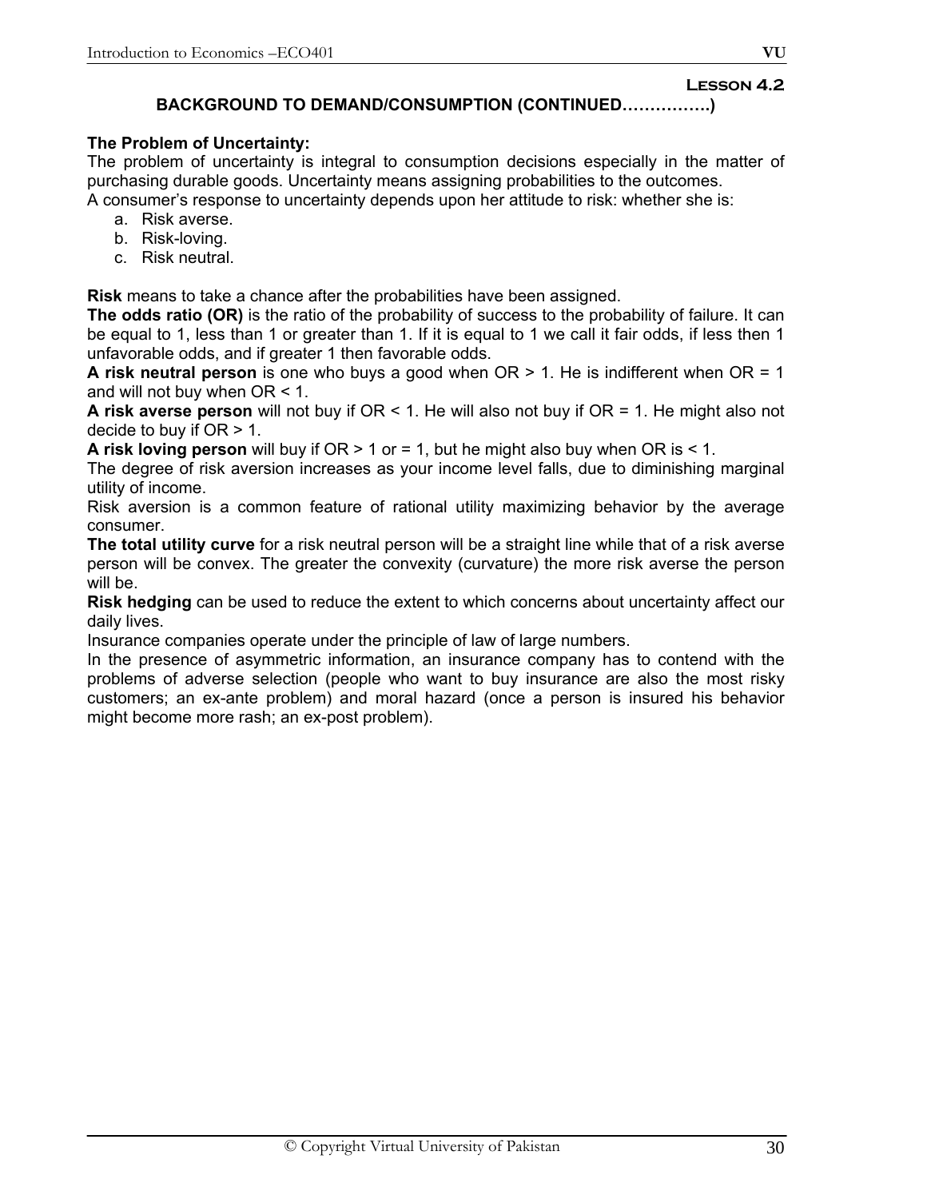## Lesson 4.2

### BACKGROUND TO DEMAND/CONSUMPTION (CONTINUED…………….)

**The Problem of Uncertainty:**
The problem of uncertainty is integral to consumption decisions especially in the matter of purchasing durable goods. Uncertainty means assigning probabilities to the outcomes.
A consumer's response to uncertainty depends upon her attitude to risk: whether she is:

a. Risk averse.
b. Risk-loving.
c. Risk neutral.

**Risk** means to take a chance after the probabilities have been assigned.
**The odds ratio (OR)** is the ratio of the probability of success to the probability of failure. It can be equal to 1, less than 1 or greater than 1. If it is equal to 1 we call it fair odds, if less then 1 unfavorable odds, and if greater 1 then favorable odds.
**A risk neutral person** is one who buys a good when OR > 1. He is indifferent when OR = 1 and will not buy when OR < 1.
**A risk averse person** will not buy if OR < 1. He will also not buy if OR = 1. He might also not decide to buy if OR > 1.
**A risk loving person** will buy if OR > 1 or = 1, but he might also buy when OR is < 1.
The degree of risk aversion increases as your income level falls, due to diminishing marginal utility of income.
Risk aversion is a common feature of rational utility maximizing behavior by the average consumer.
**The total utility curve** for a risk neutral person will be a straight line while that of a risk averse person will be convex. The greater the convexity (curvature) the more risk averse the person will be.
**Risk hedging** can be used to reduce the extent to which concerns about uncertainty affect our daily lives.
Insurance companies operate under the principle of law of large numbers.
In the presence of asymmetric information, an insurance company has to contend with the problems of adverse selection (people who want to buy insurance are also the most risky customers; an ex-ante problem) and moral hazard (once a person is insured his behavior might become more rash; an ex-post problem).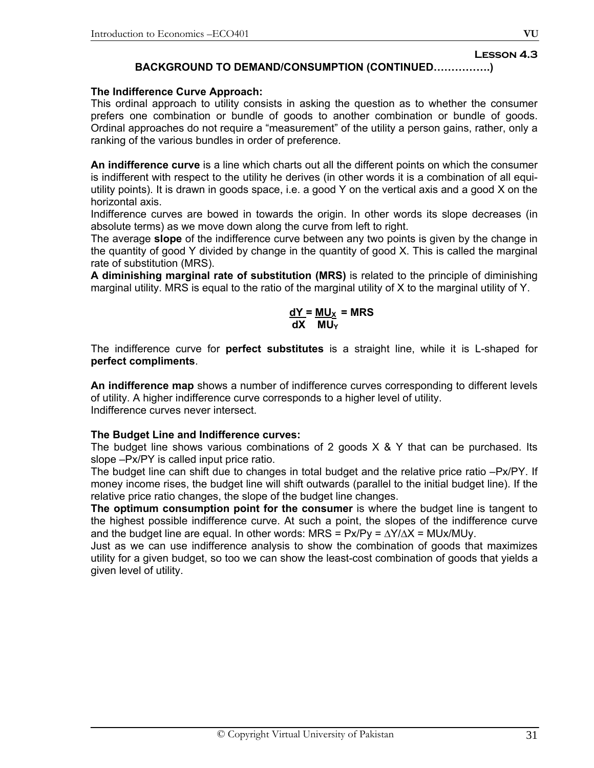**Lesson 4.3**

### BACKGROUND TO DEMAND/CONSUMPTION (CONTINUED…………….)

**The Indifference Curve Approach:**

This ordinal approach to utility consists in asking the question as to whether the consumer prefers one combination or bundle of goods to another combination or bundle of goods. Ordinal approaches do not require a "measurement" of the utility a person gains, rather, only a ranking of the various bundles in order of preference.

**An indifference curve** is a line which charts out all the different points on which the consumer is indifferent with respect to the utility he derives (in other words it is a combination of all equi-utility points). It is drawn in goods space, i.e. a good Y on the vertical axis and a good X on the horizontal axis.

Indifference curves are bowed in towards the origin. In other words its slope decreases (in absolute terms) as we move down along the curve from left to right.

The average **slope** of the indifference curve between any two points is given by the change in the quantity of good Y divided by change in the quantity of good X. This is called the marginal rate of substitution (MRS).

**A diminishing marginal rate of substitution (MRS)** is related to the principle of diminishing marginal utility. MRS is equal to the ratio of the marginal utility of X to the marginal utility of Y.

$$\frac{dY}{dX} = \frac{MU_X}{MU_Y} = MRS$$

The indifference curve for **perfect substitutes** is a straight line, while it is L-shaped for **perfect compliments**.

**An indifference map** shows a number of indifference curves corresponding to different levels of utility. A higher indifference curve corresponds to a higher level of utility.
Indifference curves never intersect.

**The Budget Line and Indifference curves:**

The budget line shows various combinations of 2 goods X & Y that can be purchased. Its slope $-Px/PY$ is called input price ratio.

The budget line can shift due to changes in total budget and the relative price ratio $-Px/PY$. If money income rises, the budget line will shift outwards (parallel to the initial budget line). If the relative price ratio changes, the slope of the budget line changes.

**The optimum consumption point for the consumer** is where the budget line is tangent to the highest possible indifference curve. At such a point, the slopes of the indifference curve and the budget line are equal. In other words: $MRS = Px/Py = \Delta Y/\Delta X = MUx/MUy$.

Just as we can use indifference analysis to show the combination of goods that maximizes utility for a given budget, so too we can show the least-cost combination of goods that yields a given level of utility.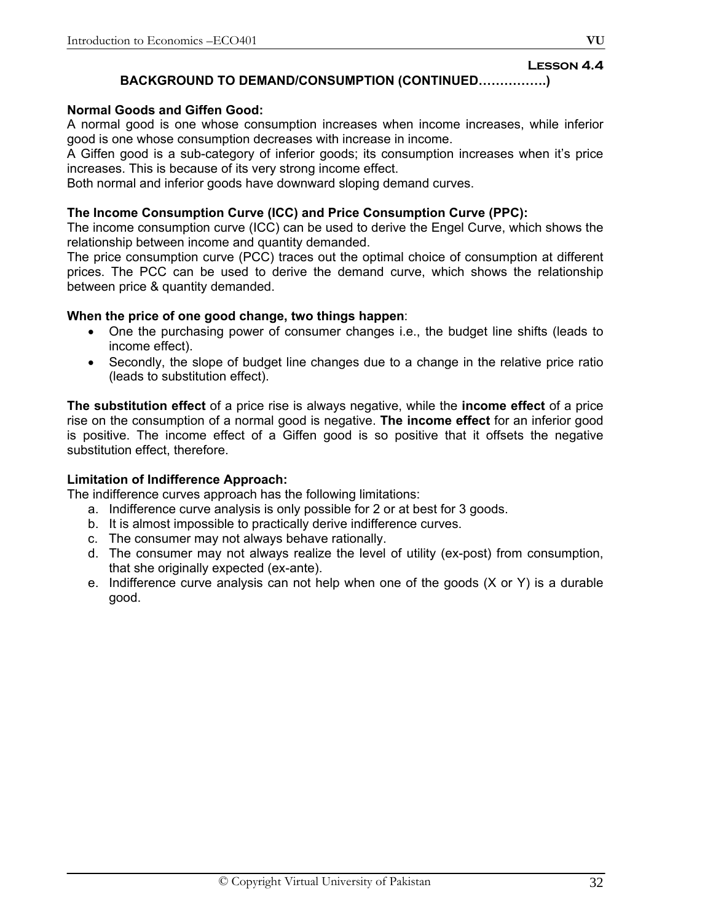## Lesson 4.4

### BACKGROUND TO DEMAND/CONSUMPTION (CONTINUED…………….)

**Normal Goods and Giffen Good:**

A normal good is one whose consumption increases when income increases, while inferior good is one whose consumption decreases with increase in income.

A Giffen good is a sub-category of inferior goods; its consumption increases when it's price increases. This is because of its very strong income effect.

Both normal and inferior goods have downward sloping demand curves.

**The Income Consumption Curve (ICC) and Price Consumption Curve (PPC):**

The income consumption curve (ICC) can be used to derive the Engel Curve, which shows the relationship between income and quantity demanded.

The price consumption curve (PCC) traces out the optimal choice of consumption at different prices. The PCC can be used to derive the demand curve, which shows the relationship between price & quantity demanded.

**When the price of one good change, two things happen**:

- One the purchasing power of consumer changes i.e., the budget line shifts (leads to income effect).
- Secondly, the slope of budget line changes due to a change in the relative price ratio (leads to substitution effect).

**The substitution effect** of a price rise is always negative, while the **income effect** of a price rise on the consumption of a normal good is negative. **The income effect** for an inferior good is positive. The income effect of a Giffen good is so positive that it offsets the negative substitution effect, therefore.

**Limitation of Indifference Approach:**

The indifference curves approach has the following limitations:

a. Indifference curve analysis is only possible for 2 or at best for 3 goods.
b. It is almost impossible to practically derive indifference curves.
c. The consumer may not always behave rationally.
d. The consumer may not always realize the level of utility (ex-post) from consumption, that she originally expected (ex-ante).
e. Indifference curve analysis can not help when one of the goods (X or Y) is a durable good.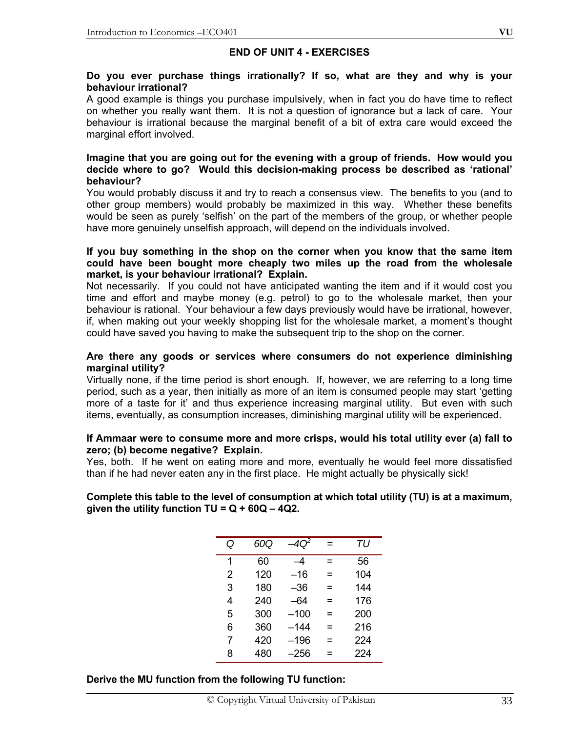## END OF UNIT 4 - EXERCISES

**Do you ever purchase things irrationally? If so, what are they and why is your behaviour irrational?**

A good example is things you purchase impulsively, when in fact you do have time to reflect on whether you really want them. It is not a question of ignorance but a lack of care. Your behaviour is irrational because the marginal benefit of a bit of extra care would exceed the marginal effort involved.

**Imagine that you are going out for the evening with a group of friends. How would you decide where to go? Would this decision-making process be described as 'rational' behaviour?**

You would probably discuss it and try to reach a consensus view. The benefits to you (and to other group members) would probably be maximized in this way. Whether these benefits would be seen as purely 'selfish' on the part of the members of the group, or whether people have more genuinely unselfish approach, will depend on the individuals involved.

**If you buy something in the shop on the corner when you know that the same item could have been bought more cheaply two miles up the road from the wholesale market, is your behaviour irrational? Explain.**

Not necessarily. If you could not have anticipated wanting the item and if it would cost you time and effort and maybe money (e.g. petrol) to go to the wholesale market, then your behaviour is rational. Your behaviour a few days previously would have be irrational, however, if, when making out your weekly shopping list for the wholesale market, a moment's thought could have saved you having to make the subsequent trip to the shop on the corner.

**Are there any goods or services where consumers do not experience diminishing marginal utility?**

Virtually none, if the time period is short enough. If, however, we are referring to a long time period, such as a year, then initially as more of an item is consumed people may start 'getting more of a taste for it' and thus experience increasing marginal utility. But even with such items, eventually, as consumption increases, diminishing marginal utility will be experienced.

**If Ammaar were to consume more and more crisps, would his total utility ever (a) fall to zero; (b) become negative? Explain.**

Yes, both. If he went on eating more and more, eventually he would feel more dissatisfied than if he had never eaten any in the first place. He might actually be physically sick!

**Complete this table to the level of consumption at which total utility (TU) is at a maximum, given the utility function TU = Q + 60Q – 4Q2.**

| $Q$ | $60Q$ | $-4Q^2$ | = | $TU$ |
|---|---|---|---|---|
| 1 | 60 | –4 | = | 56 |
| 2 | 120 | –16 | = | 104 |
| 3 | 180 | –36 | = | 144 |
| 4 | 240 | –64 | = | 176 |
| 5 | 300 | –100 | = | 200 |
| 6 | 360 | –144 | = | 216 |
| 7 | 420 | –196 | = | 224 |
| 8 | 480 | –256 | = | 224 |

**Derive the MU function from the following TU function:**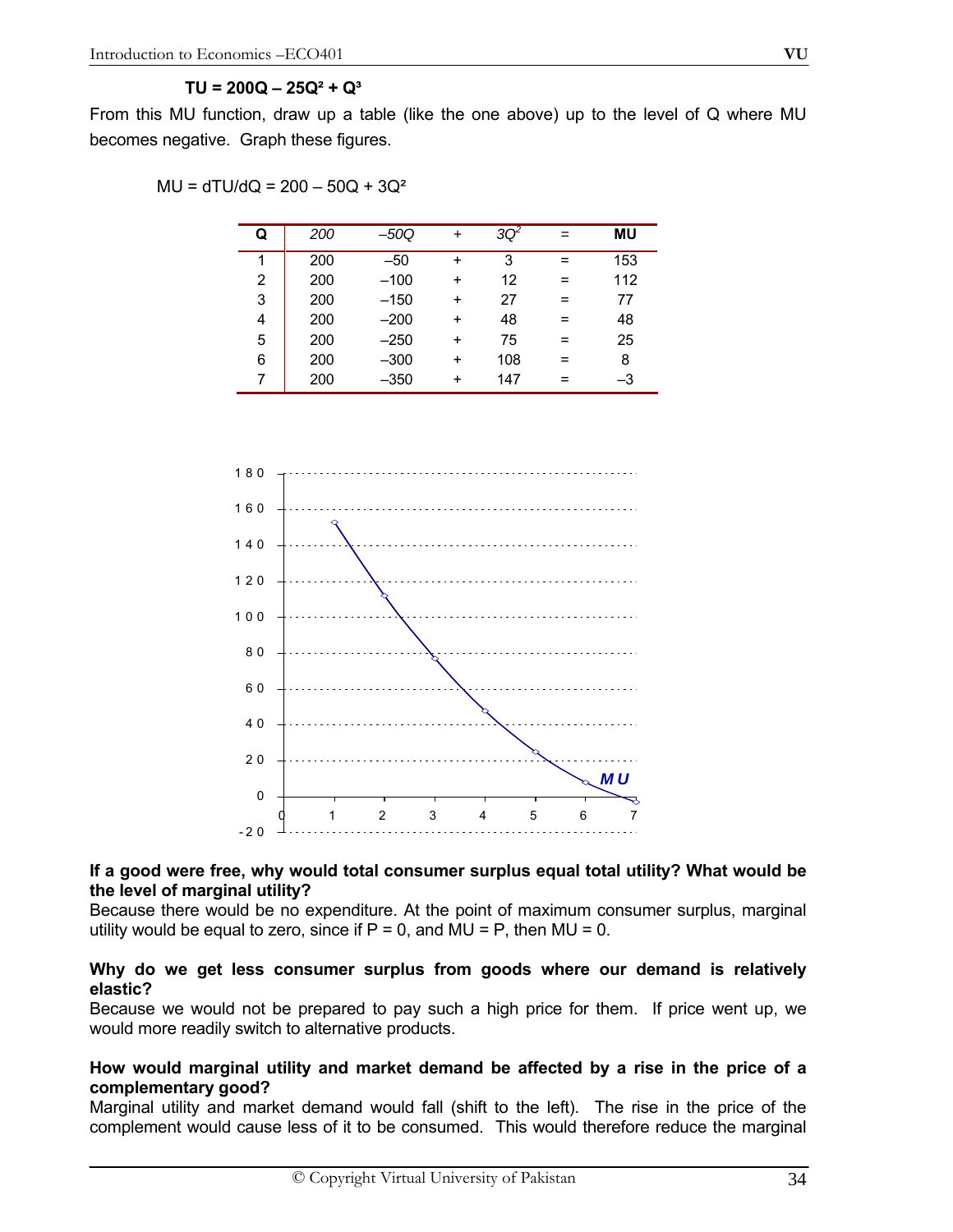$$TU = 200Q - 25Q^2 + Q^3$$

From this MU function, draw up a table (like the one above) up to the level of Q where MU becomes negative. Graph these figures.

$$MU = dTU/dQ = 200 - 50Q + 3Q^2$$

| Q | *200* | *–50Q* | + | *$3Q^2$* | = | MU |
|---|---|---|---|---|---|---|
| 1 | 200 | –50 | + | 3 | = | 153 |
| 2 | 200 | –100 | + | 12 | = | 112 |
| 3 | 200 | –150 | + | 27 | = | 77 |
| 4 | 200 | –200 | + | 48 | = | 48 |
| 5 | 200 | –250 | + | 75 | = | 25 |
| 6 | 200 | –300 | + | 108 | = | 8 |
| 7 | 200 | –350 | + | 147 | = | –3 |

**If a good were free, why would total consumer surplus equal total utility? What would be the level of marginal utility?**

Because there would be no expenditure. At the point of maximum consumer surplus, marginal utility would be equal to zero, since if $P = 0$, and $MU = P$, then $MU = 0$.

**Why do we get less consumer surplus from goods where our demand is relatively elastic?**

Because we would not be prepared to pay such a high price for them. If price went up, we would more readily switch to alternative products.

**How would marginal utility and market demand be affected by a rise in the price of a complementary good?**

Marginal utility and market demand would fall (shift to the left). The rise in the price of the complement would cause less of it to be consumed. This would therefore reduce the marginal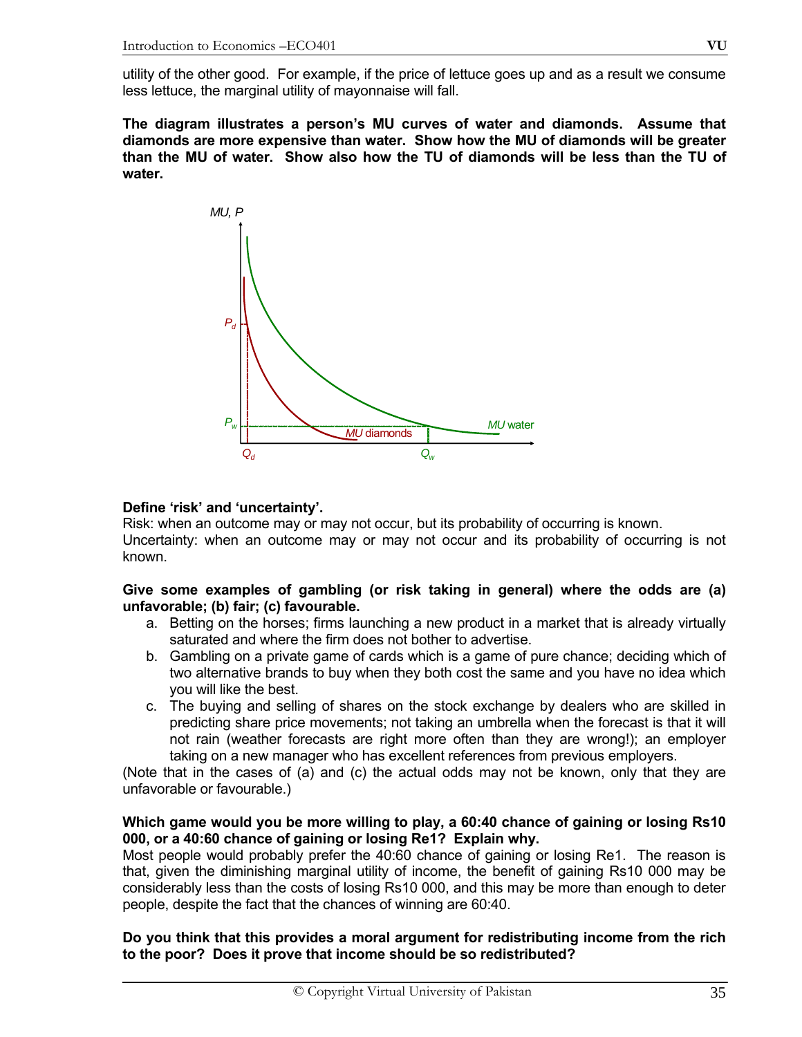utility of the other good. For example, if the price of lettuce goes up and as a result we consume less lettuce, the marginal utility of mayonnaise will fall.

**The diagram illustrates a person's MU curves of water and diamonds. Assume that diamonds are more expensive than water. Show how the MU of diamonds will be greater than the MU of water. Show also how the TU of diamonds will be less than the TU of water.**

**Define 'risk' and 'uncertainty'.**

Risk: when an outcome may or may not occur, but its probability of occurring is known.
Uncertainty: when an outcome may or may not occur and its probability of occurring is not known.

**Give some examples of gambling (or risk taking in general) where the odds are (a) unfavorable; (b) fair; (c) favourable.**

a. Betting on the horses; firms launching a new product in a market that is already virtually saturated and where the firm does not bother to advertise.
b. Gambling on a private game of cards which is a game of pure chance; deciding which of two alternative brands to buy when they both cost the same and you have no idea which you will like the best.
c. The buying and selling of shares on the stock exchange by dealers who are skilled in predicting share price movements; not taking an umbrella when the forecast is that it will not rain (weather forecasts are right more often than they are wrong!); an employer taking on a new manager who has excellent references from previous employers.

(Note that in the cases of (a) and (c) the actual odds may not be known, only that they are unfavorable or favourable.)

**Which game would you be more willing to play, a 60:40 chance of gaining or losing Rs10 000, or a 40:60 chance of gaining or losing Re1? Explain why.**

Most people would probably prefer the 40:60 chance of gaining or losing Re1. The reason is that, given the diminishing marginal utility of income, the benefit of gaining Rs10 000 may be considerably less than the costs of losing Rs10 000, and this may be more than enough to deter people, despite the fact that the chances of winning are 60:40.

**Do you think that this provides a moral argument for redistributing income from the rich to the poor? Does it prove that income should be so redistributed?**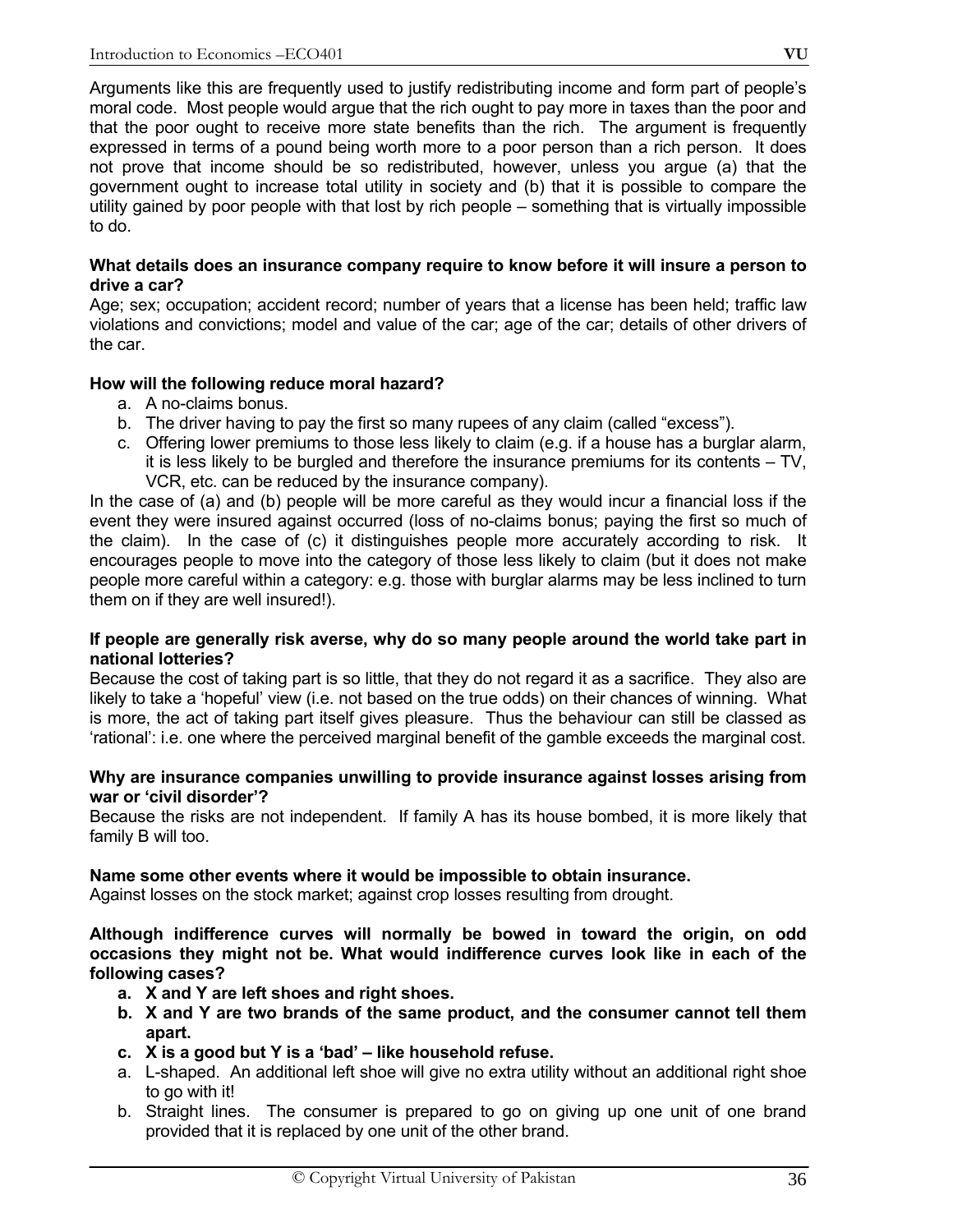Arguments like this are frequently used to justify redistributing income and form part of people's moral code. Most people would argue that the rich ought to pay more in taxes than the poor and that the poor ought to receive more state benefits than the rich. The argument is frequently expressed in terms of a pound being worth more to a poor person than a rich person. It does not prove that income should be so redistributed, however, unless you argue (a) that the government ought to increase total utility in society and (b) that it is possible to compare the utility gained by poor people with that lost by rich people – something that is virtually impossible to do.

**What details does an insurance company require to know before it will insure a person to drive a car?**

Age; sex; occupation; accident record; number of years that a license has been held; traffic law violations and convictions; model and value of the car; age of the car; details of other drivers of the car.

**How will the following reduce moral hazard?**

a. A no-claims bonus.
b. The driver having to pay the first so many rupees of any claim (called "excess").
c. Offering lower premiums to those less likely to claim (e.g. if a house has a burglar alarm, it is less likely to be burgled and therefore the insurance premiums for its contents – TV, VCR, etc. can be reduced by the insurance company).

In the case of (a) and (b) people will be more careful as they would incur a financial loss if the event they were insured against occurred (loss of no-claims bonus; paying the first so much of the claim). In the case of (c) it distinguishes people more accurately according to risk. It encourages people to move into the category of those less likely to claim (but it does not make people more careful within a category: e.g. those with burglar alarms may be less inclined to turn them on if they are well insured!).

**If people are generally risk averse, why do so many people around the world take part in national lotteries?**

Because the cost of taking part is so little, that they do not regard it as a sacrifice. They also are likely to take a 'hopeful' view (i.e. not based on the true odds) on their chances of winning. What is more, the act of taking part itself gives pleasure. Thus the behaviour can still be classed as 'rational': i.e. one where the perceived marginal benefit of the gamble exceeds the marginal cost.

**Why are insurance companies unwilling to provide insurance against losses arising from war or 'civil disorder'?**

Because the risks are not independent. If family A has its house bombed, it is more likely that family B will too.

**Name some other events where it would be impossible to obtain insurance.**

Against losses on the stock market; against crop losses resulting from drought.

**Although indifference curves will normally be bowed in toward the origin, on odd occasions they might not be. What would indifference curves look like in each of the following cases?**

**a. X and Y are left shoes and right shoes.**
**b. X and Y are two brands of the same product, and the consumer cannot tell them apart.**
**c. X is a good but Y is a 'bad' – like household refuse.**

a. L-shaped. An additional left shoe will give no extra utility without an additional right shoe to go with it!
b. Straight lines. The consumer is prepared to go on giving up one unit of one brand provided that it is replaced by one unit of the other brand.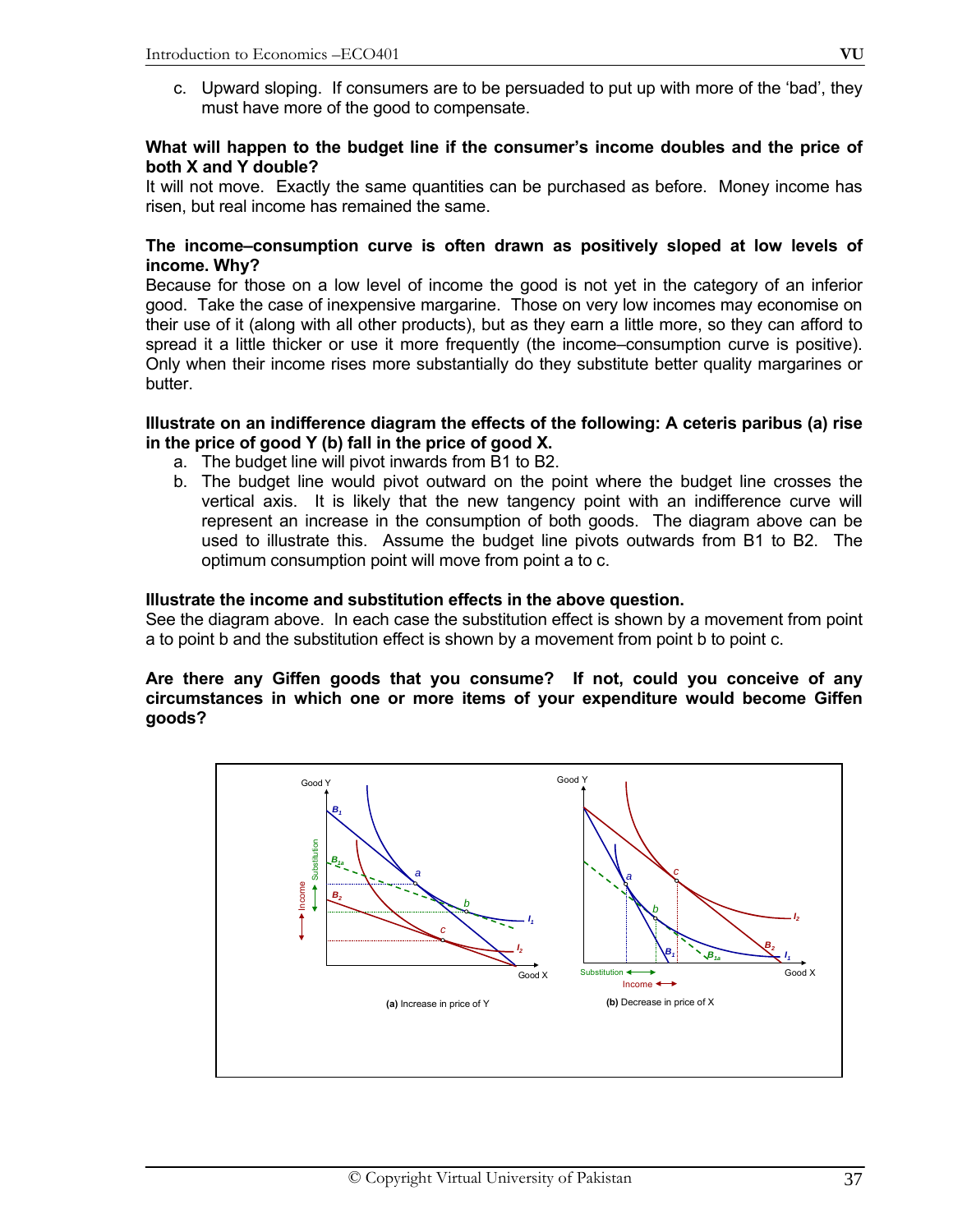c. Upward sloping. If consumers are to be persuaded to put up with more of the 'bad', they must have more of the good to compensate.

**What will happen to the budget line if the consumer's income doubles and the price of both X and Y double?**

It will not move. Exactly the same quantities can be purchased as before. Money income has risen, but real income has remained the same.

**The income–consumption curve is often drawn as positively sloped at low levels of income. Why?**

Because for those on a low level of income the good is not yet in the category of an inferior good. Take the case of inexpensive margarine. Those on very low incomes may economise on their use of it (along with all other products), but as they earn a little more, so they can afford to spread it a little thicker or use it more frequently (the income–consumption curve is positive). Only when their income rises more substantially do they substitute better quality margarines or butter.

**Illustrate on an indifference diagram the effects of the following: A ceteris paribus (a) rise in the price of good Y (b) fall in the price of good X.**

a. The budget line will pivot inwards from B1 to B2.
b. The budget line would pivot outward on the point where the budget line crosses the vertical axis. It is likely that the new tangency point with an indifference curve will represent an increase in the consumption of both goods. The diagram above can be used to illustrate this. Assume the budget line pivots outwards from B1 to B2. The optimum consumption point will move from point a to c.

**Illustrate the income and substitution effects in the above question.**

See the diagram above. In each case the substitution effect is shown by a movement from point a to point b and the substitution effect is shown by a movement from point b to point c.

**Are there any Giffen goods that you consume? If not, could you conceive of any circumstances in which one or more items of your expenditure would become Giffen goods?**

**(a)** Increase in price of Y

**(b)** Decrease in price of X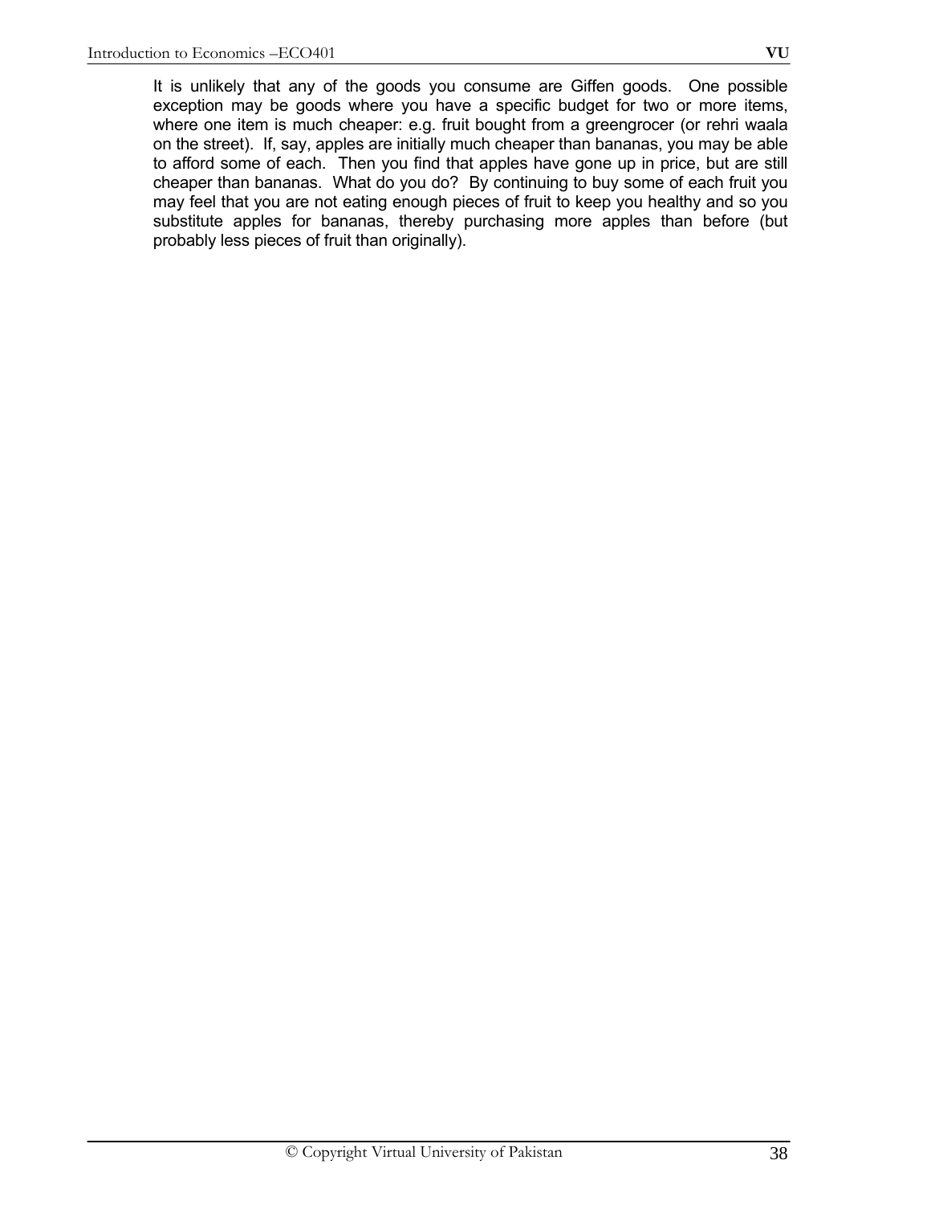It is unlikely that any of the goods you consume are Giffen goods. One possible exception may be goods where you have a specific budget for two or more items, where one item is much cheaper: e.g. fruit bought from a greengrocer (or rehri waala on the street). If, say, apples are initially much cheaper than bananas, you may be able to afford some of each. Then you find that apples have gone up in price, but are still cheaper than bananas. What do you do? By continuing to buy some of each fruit you may feel that you are not eating enough pieces of fruit to keep you healthy and so you substitute apples for bananas, thereby purchasing more apples than before (but probably less pieces of fruit than originally).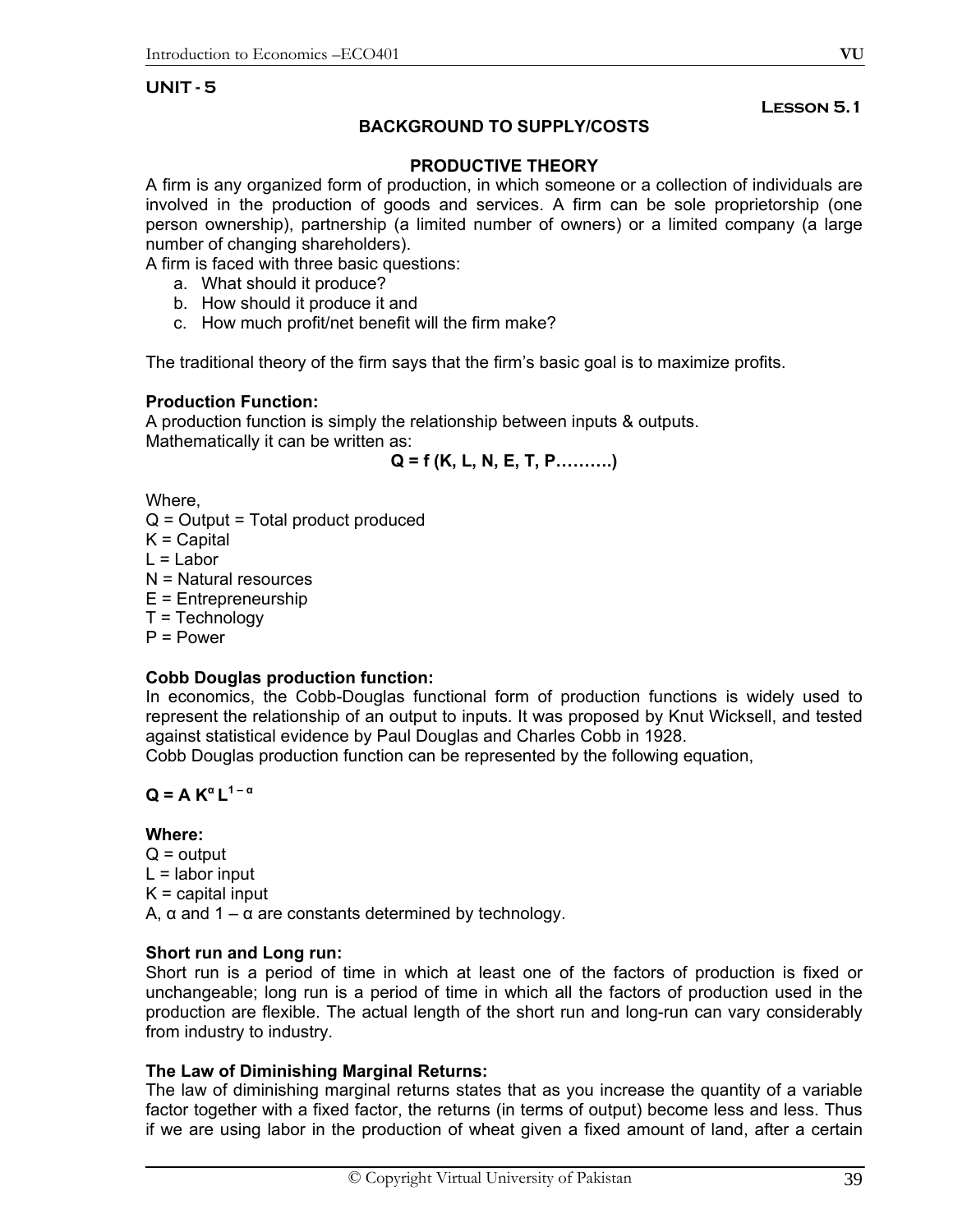## UNIT - 5

**Lesson 5.1**

### BACKGROUND TO SUPPLY/COSTS

### PRODUCTIVE THEORY

A firm is any organized form of production, in which someone or a collection of individuals are involved in the production of goods and services. A firm can be sole proprietorship (one person ownership), partnership (a limited number of owners) or a limited company (a large number of changing shareholders).

A firm is faced with three basic questions:

a. What should it produce?
b. How should it produce it and
c. How much profit/net benefit will the firm make?

The traditional theory of the firm says that the firm's basic goal is to maximize profits.

**Production Function:**

A production function is simply the relationship between inputs & outputs.
Mathematically it can be written as:

$$Q = f(K, L, N, E, T, P \ldots\ldots\ldots)$$

Where,
Q = Output = Total product produced
K = Capital
L = Labor
N = Natural resources
E = Entrepreneurship
T = Technology
P = Power

**Cobb Douglas production function:**

In economics, the Cobb-Douglas functional form of production functions is widely used to represent the relationship of an output to inputs. It was proposed by Knut Wicksell, and tested against statistical evidence by Paul Douglas and Charles Cobb in 1928.

Cobb Douglas production function can be represented by the following equation,

$$Q = A K^{\alpha} L^{1-\alpha}$$

**Where:**
Q = output
L = labor input
K = capital input
A, $\alpha$ and $1 - \alpha$ are constants determined by technology.

**Short run and Long run:**

Short run is a period of time in which at least one of the factors of production is fixed or unchangeable; long run is a period of time in which all the factors of production used in the production are flexible. The actual length of the short run and long-run can vary considerably from industry to industry.

**The Law of Diminishing Marginal Returns:**

The law of diminishing marginal returns states that as you increase the quantity of a variable factor together with a fixed factor, the returns (in terms of output) become less and less. Thus if we are using labor in the production of wheat given a fixed amount of land, after a certain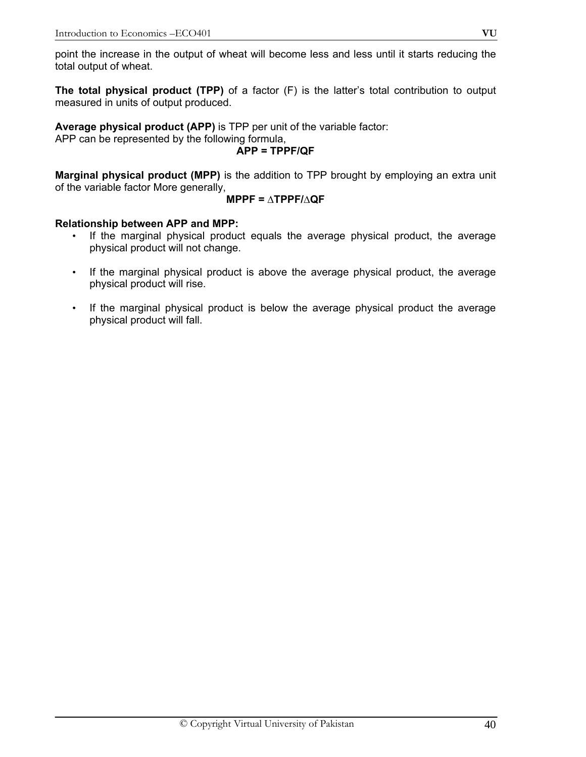point the increase in the output of wheat will become less and less until it starts reducing the total output of wheat.

**The total physical product (TPP)** of a factor (F) is the latter's total contribution to output measured in units of output produced.

**Average physical product (APP)** is TPP per unit of the variable factor:
APP can be represented by the following formula,

$$\mathbf{APP = TPPF/QF}$$

**Marginal physical product (MPP)** is the addition to TPP brought by employing an extra unit of the variable factor More generally,

$$\mathbf{MPPF = \Delta TPPF/\Delta QF}$$

**Relationship between APP and MPP:**

- If the marginal physical product equals the average physical product, the average physical product will not change.

- If the marginal physical product is above the average physical product, the average physical product will rise.

- If the marginal physical product is below the average physical product the average physical product will fall.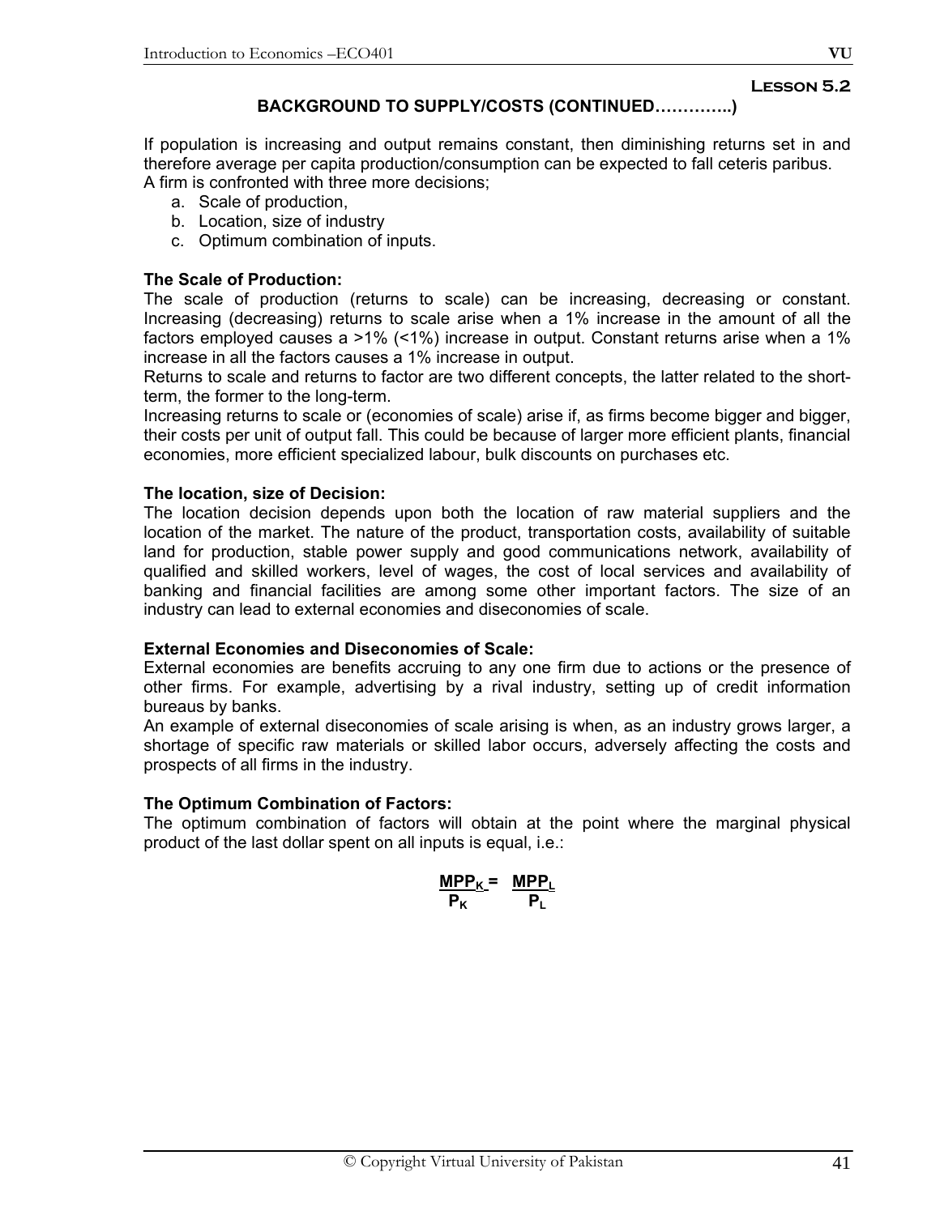**Lesson 5.2**

## BACKGROUND TO SUPPLY/COSTS (CONTINUED…………..)

If population is increasing and output remains constant, then diminishing returns set in and therefore average per capita production/consumption can be expected to fall ceteris paribus.
A firm is confronted with three more decisions;

a. Scale of production,
b. Location, size of industry
c. Optimum combination of inputs.

### The Scale of Production:

The scale of production (returns to scale) can be increasing, decreasing or constant. Increasing (decreasing) returns to scale arise when a 1% increase in the amount of all the factors employed causes a >1% (<1%) increase in output. Constant returns arise when a 1% increase in all the factors causes a 1% increase in output.
Returns to scale and returns to factor are two different concepts, the latter related to the short-term, the former to the long-term.
Increasing returns to scale or (economies of scale) arise if, as firms become bigger and bigger, their costs per unit of output fall. This could be because of larger more efficient plants, financial economies, more efficient specialized labour, bulk discounts on purchases etc.

### The location, size of Decision:

The location decision depends upon both the location of raw material suppliers and the location of the market. The nature of the product, transportation costs, availability of suitable land for production, stable power supply and good communications network, availability of qualified and skilled workers, level of wages, the cost of local services and availability of banking and financial facilities are among some other important factors. The size of an industry can lead to external economies and diseconomies of scale.

### External Economies and Diseconomies of Scale:

External economies are benefits accruing to any one firm due to actions or the presence of other firms. For example, advertising by a rival industry, setting up of credit information bureaus by banks.
An example of external diseconomies of scale arising is when, as an industry grows larger, a shortage of specific raw materials or skilled labor occurs, adversely affecting the costs and prospects of all firms in the industry.

### The Optimum Combination of Factors:

The optimum combination of factors will obtain at the point where the marginal physical product of the last dollar spent on all inputs is equal, i.e.:

$$\frac{MPP_K}{P_K} = \frac{MPP_L}{P_L}$$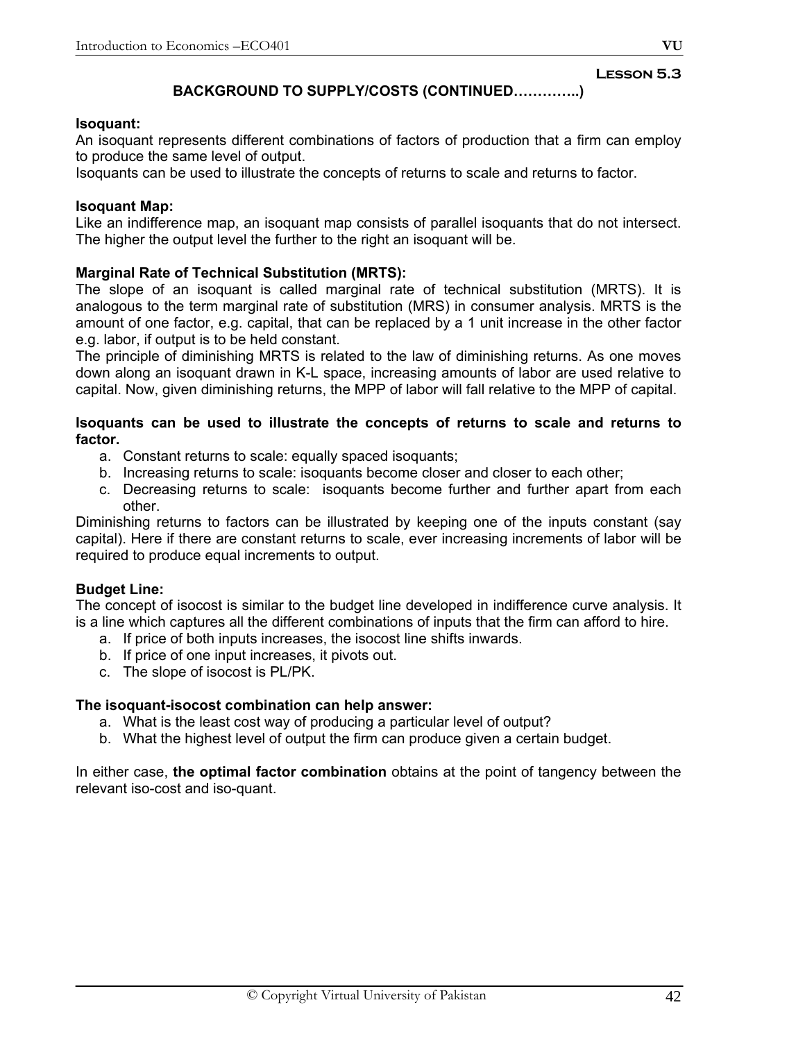**Lesson 5.3**

## BACKGROUND TO SUPPLY/COSTS (CONTINUED…………..)

**Isoquant:**
An isoquant represents different combinations of factors of production that a firm can employ to produce the same level of output.
Isoquants can be used to illustrate the concepts of returns to scale and returns to factor.

**Isoquant Map:**
Like an indifference map, an isoquant map consists of parallel isoquants that do not intersect. The higher the output level the further to the right an isoquant will be.

**Marginal Rate of Technical Substitution (MRTS):**
The slope of an isoquant is called marginal rate of technical substitution (MRTS). It is analogous to the term marginal rate of substitution (MRS) in consumer analysis. MRTS is the amount of one factor, e.g. capital, that can be replaced by a 1 unit increase in the other factor e.g. labor, if output is to be held constant.
The principle of diminishing MRTS is related to the law of diminishing returns. As one moves down along an isoquant drawn in K-L space, increasing amounts of labor are used relative to capital. Now, given diminishing returns, the MPP of labor will fall relative to the MPP of capital.

**Isoquants can be used to illustrate the concepts of returns to scale and returns to factor.**

a. Constant returns to scale: equally spaced isoquants;
b. Increasing returns to scale: isoquants become closer and closer to each other;
c. Decreasing returns to scale: isoquants become further and further apart from each other.

Diminishing returns to factors can be illustrated by keeping one of the inputs constant (say capital). Here if there are constant returns to scale, ever increasing increments of labor will be required to produce equal increments to output.

**Budget Line:**
The concept of isocost is similar to the budget line developed in indifference curve analysis. It is a line which captures all the different combinations of inputs that the firm can afford to hire.

a. If price of both inputs increases, the isocost line shifts inwards.
b. If price of one input increases, it pivots out.
c. The slope of isocost is PL/PK.

**The isoquant-isocost combination can help answer:**

a. What is the least cost way of producing a particular level of output?
b. What the highest level of output the firm can produce given a certain budget.

In either case, **the optimal factor combination** obtains at the point of tangency between the relevant iso-cost and iso-quant.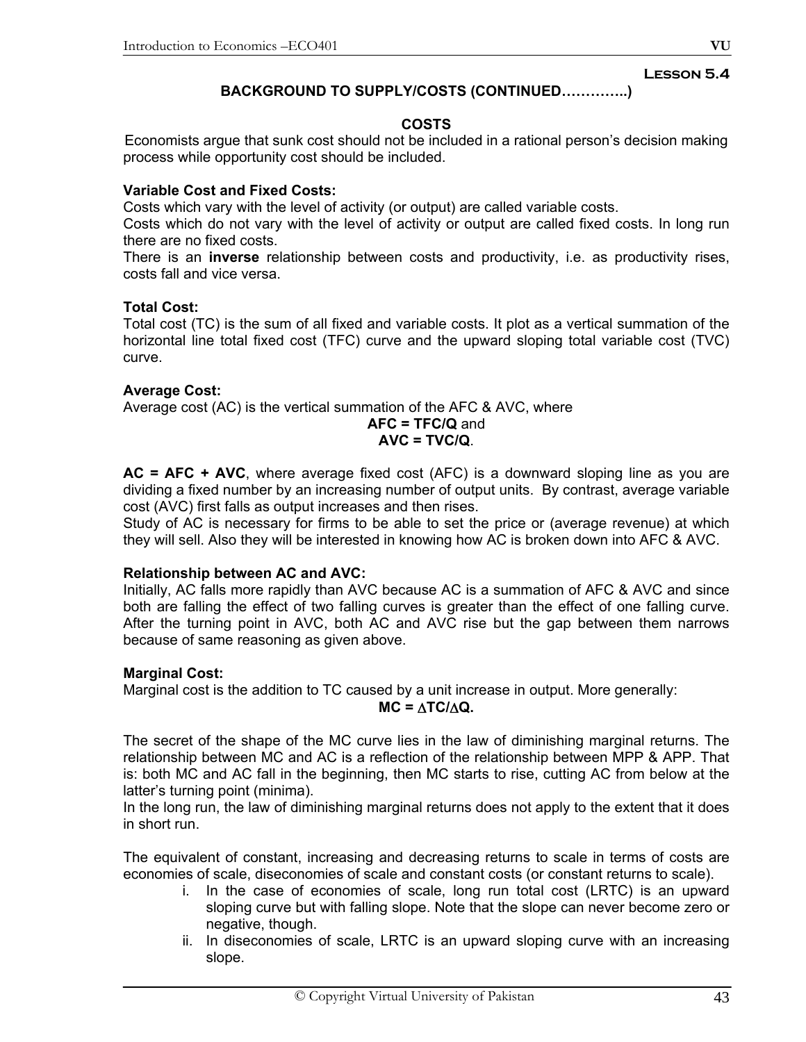**Lesson 5.4**

## BACKGROUND TO SUPPLY/COSTS (CONTINUED…………..)

### COSTS

Economists argue that sunk cost should not be included in a rational person's decision making process while opportunity cost should be included.

**Variable Cost and Fixed Costs:**

Costs which vary with the level of activity (or output) are called variable costs.

Costs which do not vary with the level of activity or output are called fixed costs. In long run there are no fixed costs.

There is an **inverse** relationship between costs and productivity, i.e. as productivity rises, costs fall and vice versa.

**Total Cost:**

Total cost (TC) is the sum of all fixed and variable costs. It plot as a vertical summation of the horizontal line total fixed cost (TFC) curve and the upward sloping total variable cost (TVC) curve.

**Average Cost:**

Average cost (AC) is the vertical summation of the AFC & AVC, where

$$AFC = TFC/Q \text{ and}$$
$$AVC = TVC/Q.$$

**AC = AFC + AVC**, where average fixed cost (AFC) is a downward sloping line as you are dividing a fixed number by an increasing number of output units. By contrast, average variable cost (AVC) first falls as output increases and then rises.

Study of AC is necessary for firms to be able to set the price or (average revenue) at which they will sell. Also they will be interested in knowing how AC is broken down into AFC & AVC.

**Relationship between AC and AVC:**

Initially, AC falls more rapidly than AVC because AC is a summation of AFC & AVC and since both are falling the effect of two falling curves is greater than the effect of one falling curve. After the turning point in AVC, both AC and AVC rise but the gap between them narrows because of same reasoning as given above.

**Marginal Cost:**

Marginal cost is the addition to TC caused by a unit increase in output. More generally:

$$MC = \Delta TC/\Delta Q.$$

The secret of the shape of the MC curve lies in the law of diminishing marginal returns. The relationship between MC and AC is a reflection of the relationship between MPP & APP. That is: both MC and AC fall in the beginning, then MC starts to rise, cutting AC from below at the latter's turning point (minima).

In the long run, the law of diminishing marginal returns does not apply to the extent that it does in short run.

The equivalent of constant, increasing and decreasing returns to scale in terms of costs are economies of scale, diseconomies of scale and constant costs (or constant returns to scale).

i. In the case of economies of scale, long run total cost (LRTC) is an upward sloping curve but with falling slope. Note that the slope can never become zero or negative, though.
ii. In diseconomies of scale, LRTC is an upward sloping curve with an increasing slope.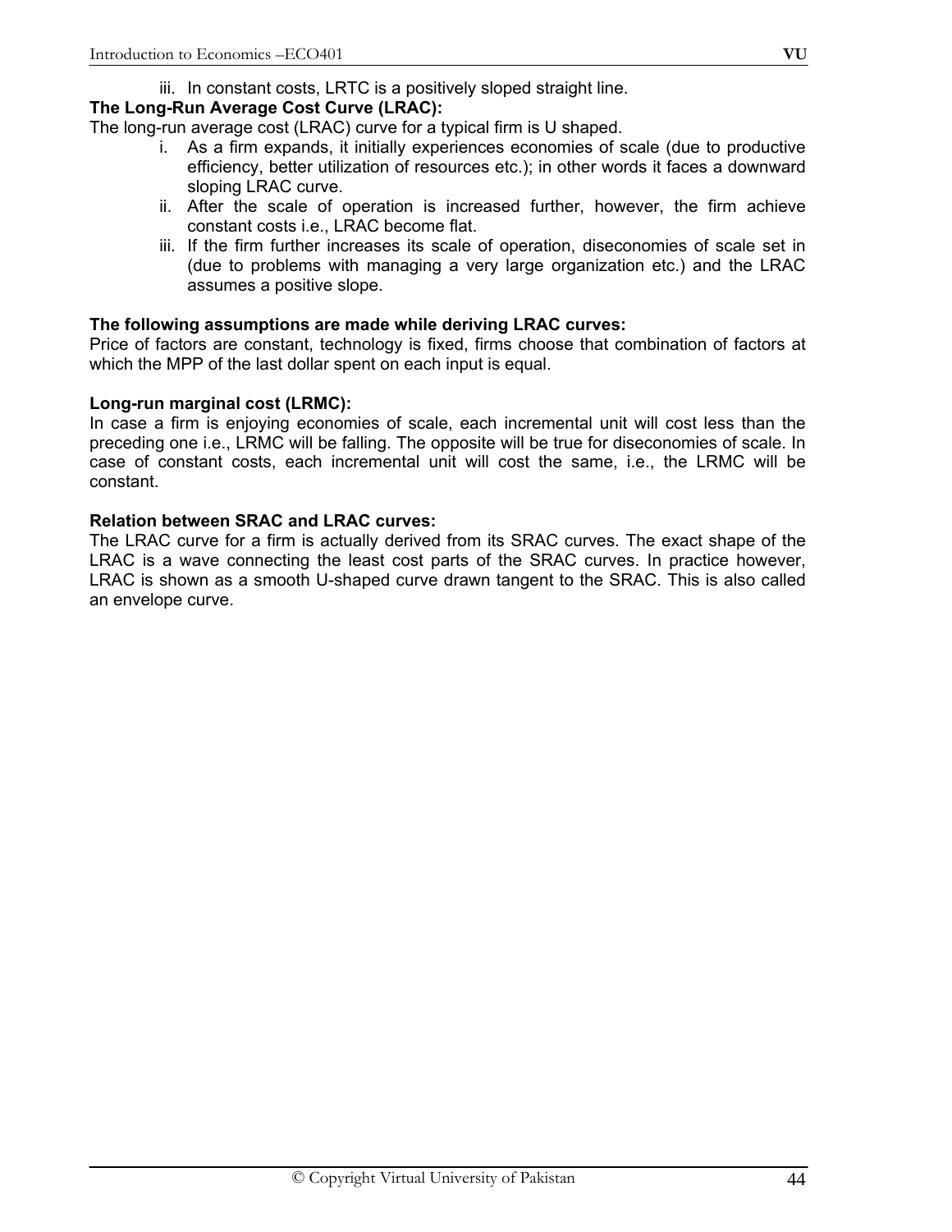iii. In constant costs, LRTC is a positively sloped straight line.

**The Long-Run Average Cost Curve (LRAC):**

The long-run average cost (LRAC) curve for a typical firm is U shaped.

i. As a firm expands, it initially experiences economies of scale (due to productive efficiency, better utilization of resources etc.); in other words it faces a downward sloping LRAC curve.
ii. After the scale of operation is increased further, however, the firm achieve constant costs i.e., LRAC become flat.
iii. If the firm further increases its scale of operation, diseconomies of scale set in (due to problems with managing a very large organization etc.) and the LRAC assumes a positive slope.

**The following assumptions are made while deriving LRAC curves:**

Price of factors are constant, technology is fixed, firms choose that combination of factors at which the MPP of the last dollar spent on each input is equal.

**Long-run marginal cost (LRMC):**

In case a firm is enjoying economies of scale, each incremental unit will cost less than the preceding one i.e., LRMC will be falling. The opposite will be true for diseconomies of scale. In case of constant costs, each incremental unit will cost the same, i.e., the LRMC will be constant.

**Relation between SRAC and LRAC curves:**

The LRAC curve for a firm is actually derived from its SRAC curves. The exact shape of the LRAC is a wave connecting the least cost parts of the SRAC curves. In practice however, LRAC is shown as a smooth U-shaped curve drawn tangent to the SRAC. This is also called an envelope curve.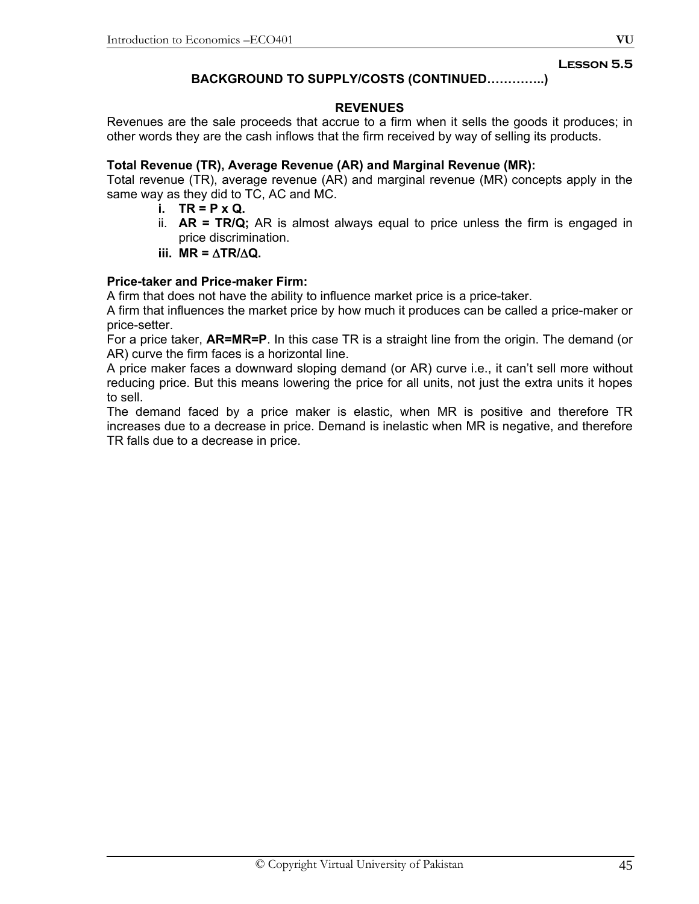**Lesson 5.5**

## BACKGROUND TO SUPPLY/COSTS (CONTINUED…………..)

### REVENUES

Revenues are the sale proceeds that accrue to a firm when it sells the goods it produces; in other words they are the cash inflows that the firm received by way of selling its products.

**Total Revenue (TR), Average Revenue (AR) and Marginal Revenue (MR):**

Total revenue (TR), average revenue (AR) and marginal revenue (MR) concepts apply in the same way as they did to TC, AC and MC.

i. **TR = P x Q.**
ii. **AR = TR/Q;** AR is almost always equal to price unless the firm is engaged in price discrimination.
iii. **MR = $\Delta$TR/$\Delta$Q.**

**Price-taker and Price-maker Firm:**

A firm that does not have the ability to influence market price is a price-taker.

A firm that influences the market price by how much it produces can be called a price-maker or price-setter.

For a price taker, **AR=MR=P**. In this case TR is a straight line from the origin. The demand (or AR) curve the firm faces is a horizontal line.

A price maker faces a downward sloping demand (or AR) curve i.e., it can't sell more without reducing price. But this means lowering the price for all units, not just the extra units it hopes to sell.

The demand faced by a price maker is elastic, when MR is positive and therefore TR increases due to a decrease in price. Demand is inelastic when MR is negative, and therefore TR falls due to a decrease in price.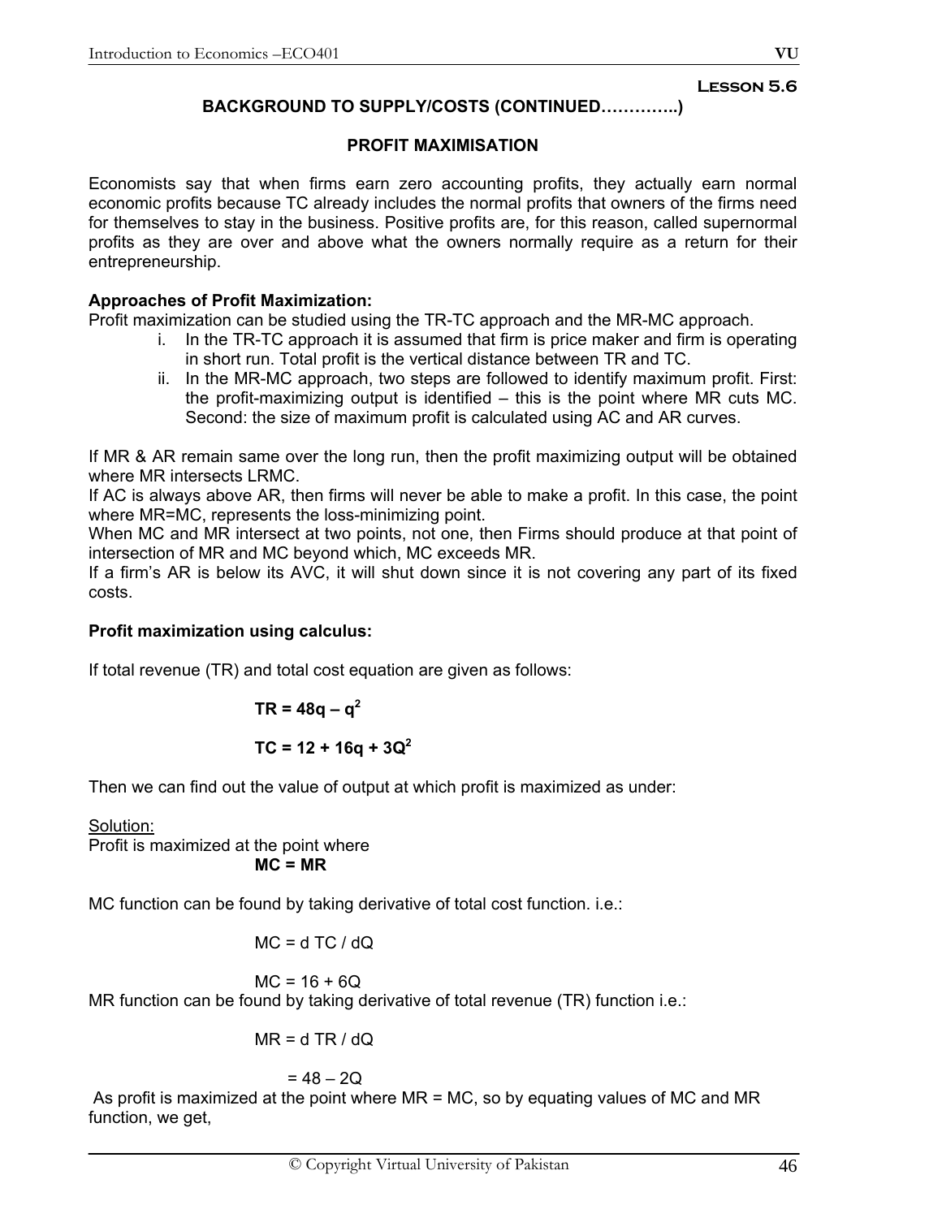## Lesson 5.6

### BACKGROUND TO SUPPLY/COSTS (CONTINUED…………..)

### PROFIT MAXIMISATION

Economists say that when firms earn zero accounting profits, they actually earn normal economic profits because TC already includes the normal profits that owners of the firms need for themselves to stay in the business. Positive profits are, for this reason, called supernormal profits as they are over and above what the owners normally require as a return for their entrepreneurship.

**Approaches of Profit Maximization:**

Profit maximization can be studied using the TR-TC approach and the MR-MC approach.

i. In the TR-TC approach it is assumed that firm is price maker and firm is operating in short run. Total profit is the vertical distance between TR and TC.
ii. In the MR-MC approach, two steps are followed to identify maximum profit. First: the profit-maximizing output is identified – this is the point where MR cuts MC. Second: the size of maximum profit is calculated using AC and AR curves.

If MR & AR remain same over the long run, then the profit maximizing output will be obtained where MR intersects LRMC.

If AC is always above AR, then firms will never be able to make a profit. In this case, the point where MR=MC, represents the loss-minimizing point.

When MC and MR intersect at two points, not one, then Firms should produce at that point of intersection of MR and MC beyond which, MC exceeds MR.

If a firm's AR is below its AVC, it will shut down since it is not covering any part of its fixed costs.

**Profit maximization using calculus:**

If total revenue (TR) and total cost equation are given as follows:

$$\mathbf{TR = 48q - q^2}$$

$$\mathbf{TC = 12 + 16q + 3Q^2}$$

Then we can find out the value of output at which profit is maximized as under:

Solution:

Profit is maximized at the point where

$$\mathbf{MC = MR}$$

MC function can be found by taking derivative of total cost function. i.e.:

$$MC = d\,TC / dQ$$

$$MC = 16 + 6Q$$

MR function can be found by taking derivative of total revenue (TR) function i.e.:

$$MR = d\,TR / dQ$$

$$= 48 - 2Q$$

As profit is maximized at the point where MR = MC, so by equating values of MC and MR function, we get,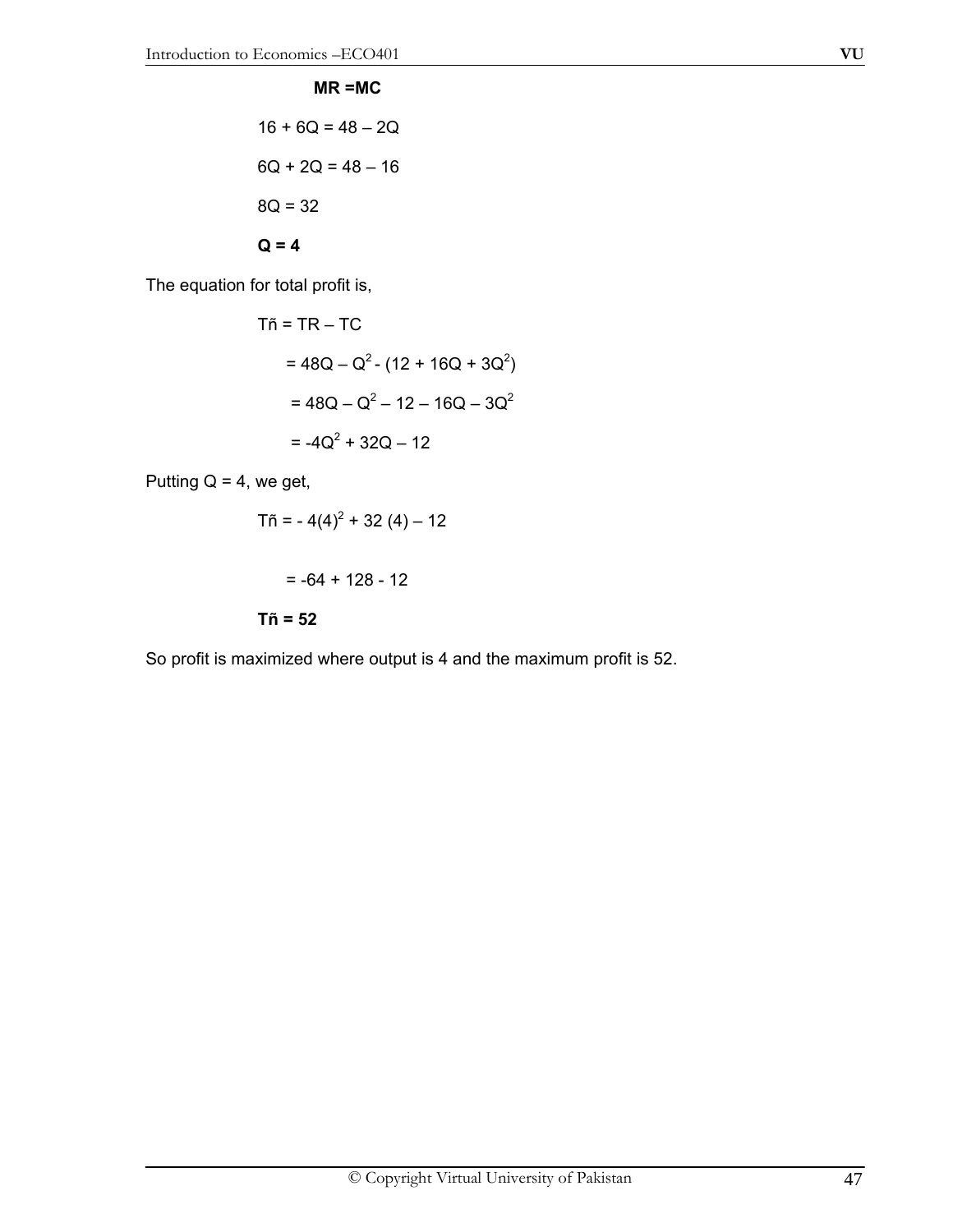**MR =MC**

$$16 + 6Q = 48 – 2Q$$

$$6Q + 2Q = 48 – 16$$

$$8Q = 32$$

$$\mathbf{Q = 4}$$

The equation for total profit is,

$$T\tilde{n} = TR – TC$$

$$= 48Q – Q^2 - (12 + 16Q + 3Q^2)$$

$$= 48Q – Q^2 – 12 – 16Q – 3Q^2$$

$$= -4Q^2 + 32Q – 12$$

Putting Q = 4, we get,

$$T\tilde{n} = - 4(4)^2 + 32 (4) – 12$$

$$= -64 + 128 - 12$$

$$\mathbf{T\tilde{n} = 52}$$

So profit is maximized where output is 4 and the maximum profit is 52.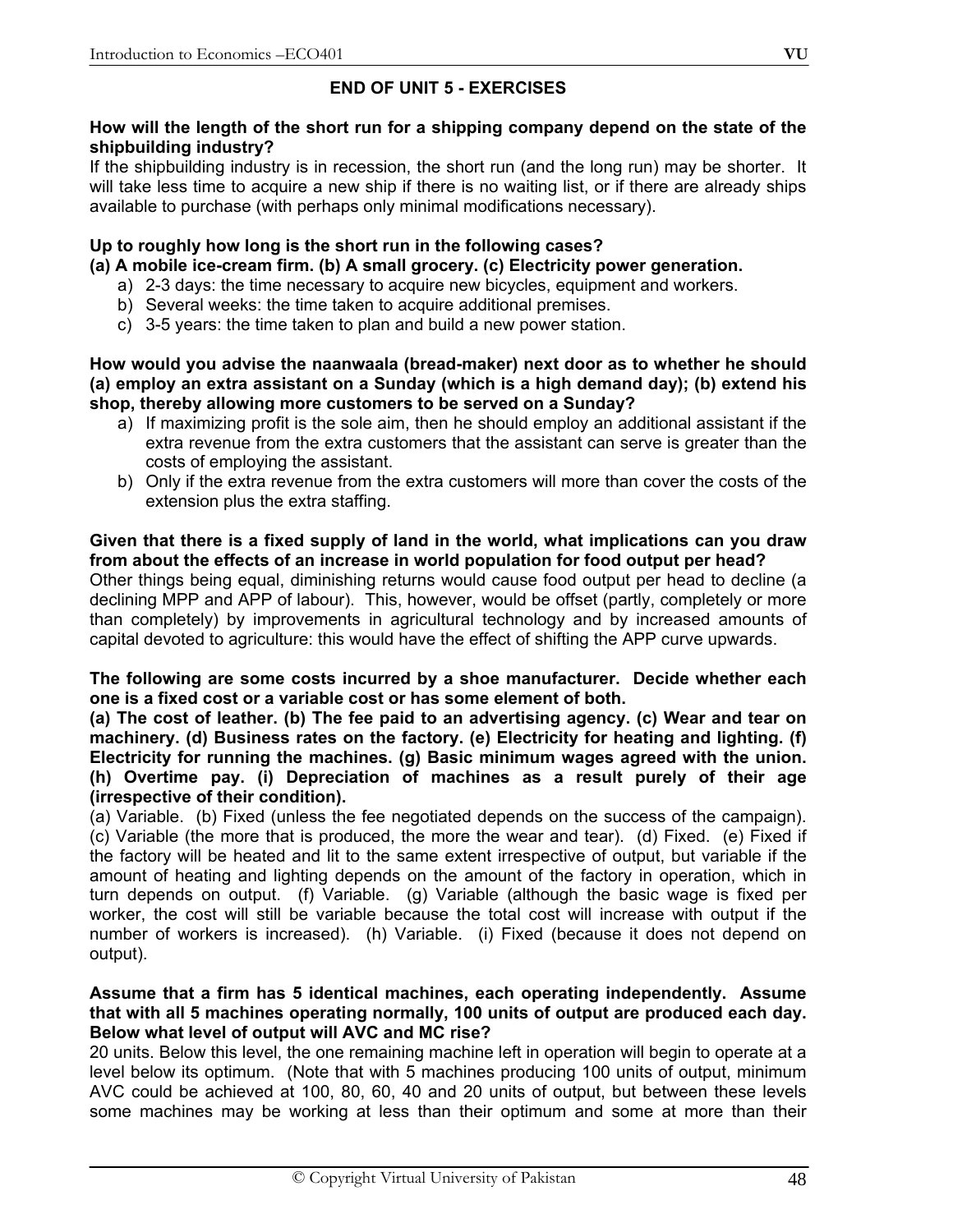## END OF UNIT 5 - EXERCISES

**How will the length of the short run for a shipping company depend on the state of the shipbuilding industry?**

If the shipbuilding industry is in recession, the short run (and the long run) may be shorter. It will take less time to acquire a new ship if there is no waiting list, or if there are already ships available to purchase (with perhaps only minimal modifications necessary).

**Up to roughly how long is the short run in the following cases?**
**(a) A mobile ice-cream firm. (b) A small grocery. (c) Electricity power generation.**

a) 2-3 days: the time necessary to acquire new bicycles, equipment and workers.
b) Several weeks: the time taken to acquire additional premises.
c) 3-5 years: the time taken to plan and build a new power station.

**How would you advise the naanwaala (bread-maker) next door as to whether he should (a) employ an extra assistant on a Sunday (which is a high demand day); (b) extend his shop, thereby allowing more customers to be served on a Sunday?**

a) If maximizing profit is the sole aim, then he should employ an additional assistant if the extra revenue from the extra customers that the assistant can serve is greater than the costs of employing the assistant.
b) Only if the extra revenue from the extra customers will more than cover the costs of the extension plus the extra staffing.

**Given that there is a fixed supply of land in the world, what implications can you draw from about the effects of an increase in world population for food output per head?**

Other things being equal, diminishing returns would cause food output per head to decline (a declining MPP and APP of labour). This, however, would be offset (partly, completely or more than completely) by improvements in agricultural technology and by increased amounts of capital devoted to agriculture: this would have the effect of shifting the APP curve upwards.

**The following are some costs incurred by a shoe manufacturer. Decide whether each one is a fixed cost or a variable cost or has some element of both.**
**(a) The cost of leather. (b) The fee paid to an advertising agency. (c) Wear and tear on machinery. (d) Business rates on the factory. (e) Electricity for heating and lighting. (f) Electricity for running the machines. (g) Basic minimum wages agreed with the union. (h) Overtime pay. (i) Depreciation of machines as a result purely of their age (irrespective of their condition).**

(a) Variable. (b) Fixed (unless the fee negotiated depends on the success of the campaign). (c) Variable (the more that is produced, the more the wear and tear). (d) Fixed. (e) Fixed if the factory will be heated and lit to the same extent irrespective of output, but variable if the amount of heating and lighting depends on the amount of the factory in operation, which in turn depends on output. (f) Variable. (g) Variable (although the basic wage is fixed per worker, the cost will still be variable because the total cost will increase with output if the number of workers is increased). (h) Variable. (i) Fixed (because it does not depend on output).

**Assume that a firm has 5 identical machines, each operating independently. Assume that with all 5 machines operating normally, 100 units of output are produced each day. Below what level of output will AVC and MC rise?**

20 units. Below this level, the one remaining machine left in operation will begin to operate at a level below its optimum. (Note that with 5 machines producing 100 units of output, minimum AVC could be achieved at 100, 80, 60, 40 and 20 units of output, but between these levels some machines may be working at less than their optimum and some at more than their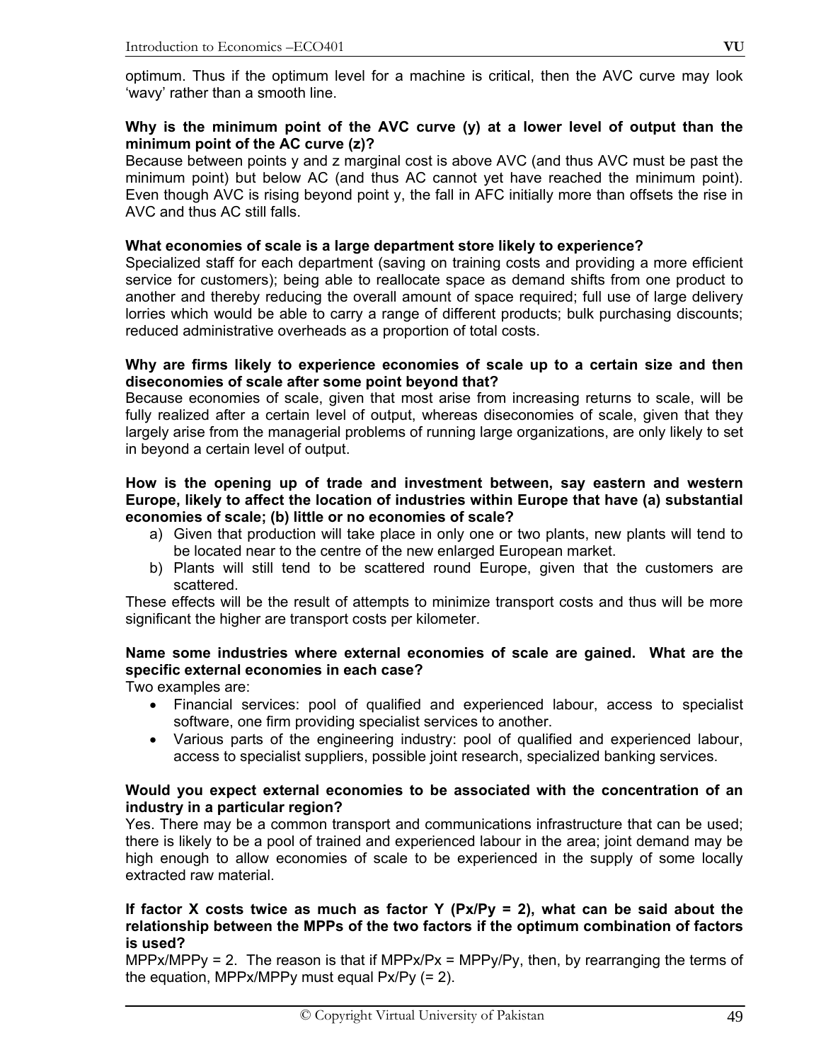optimum. Thus if the optimum level for a machine is critical, then the AVC curve may look 'wavy' rather than a smooth line.

**Why is the minimum point of the AVC curve (y) at a lower level of output than the minimum point of the AC curve (z)?**

Because between points y and z marginal cost is above AVC (and thus AVC must be past the minimum point) but below AC (and thus AC cannot yet have reached the minimum point). Even though AVC is rising beyond point y, the fall in AFC initially more than offsets the rise in AVC and thus AC still falls.

**What economies of scale is a large department store likely to experience?**

Specialized staff for each department (saving on training costs and providing a more efficient service for customers); being able to reallocate space as demand shifts from one product to another and thereby reducing the overall amount of space required; full use of large delivery lorries which would be able to carry a range of different products; bulk purchasing discounts; reduced administrative overheads as a proportion of total costs.

**Why are firms likely to experience economies of scale up to a certain size and then diseconomies of scale after some point beyond that?**

Because economies of scale, given that most arise from increasing returns to scale, will be fully realized after a certain level of output, whereas diseconomies of scale, given that they largely arise from the managerial problems of running large organizations, are only likely to set in beyond a certain level of output.

**How is the opening up of trade and investment between, say eastern and western Europe, likely to affect the location of industries within Europe that have (a) substantial economies of scale; (b) little or no economies of scale?**

a) Given that production will take place in only one or two plants, new plants will tend to be located near to the centre of the new enlarged European market.
b) Plants will still tend to be scattered round Europe, given that the customers are scattered.

These effects will be the result of attempts to minimize transport costs and thus will be more significant the higher are transport costs per kilometer.

**Name some industries where external economies of scale are gained. What are the specific external economies in each case?**

Two examples are:

- Financial services: pool of qualified and experienced labour, access to specialist software, one firm providing specialist services to another.
- Various parts of the engineering industry: pool of qualified and experienced labour, access to specialist suppliers, possible joint research, specialized banking services.

**Would you expect external economies to be associated with the concentration of an industry in a particular region?**

Yes. There may be a common transport and communications infrastructure that can be used; there is likely to be a pool of trained and experienced labour in the area; joint demand may be high enough to allow economies of scale to be experienced in the supply of some locally extracted raw material.

**If factor X costs twice as much as factor Y ($Px/Py = 2$), what can be said about the relationship between the MPPs of the two factors if the optimum combination of factors is used?**

$MPPx/MPPy = 2$. The reason is that if $MPPx/Px = MPPy/Py$, then, by rearranging the terms of the equation, $MPPx/MPPy$ must equal $Px/Py$ (= 2).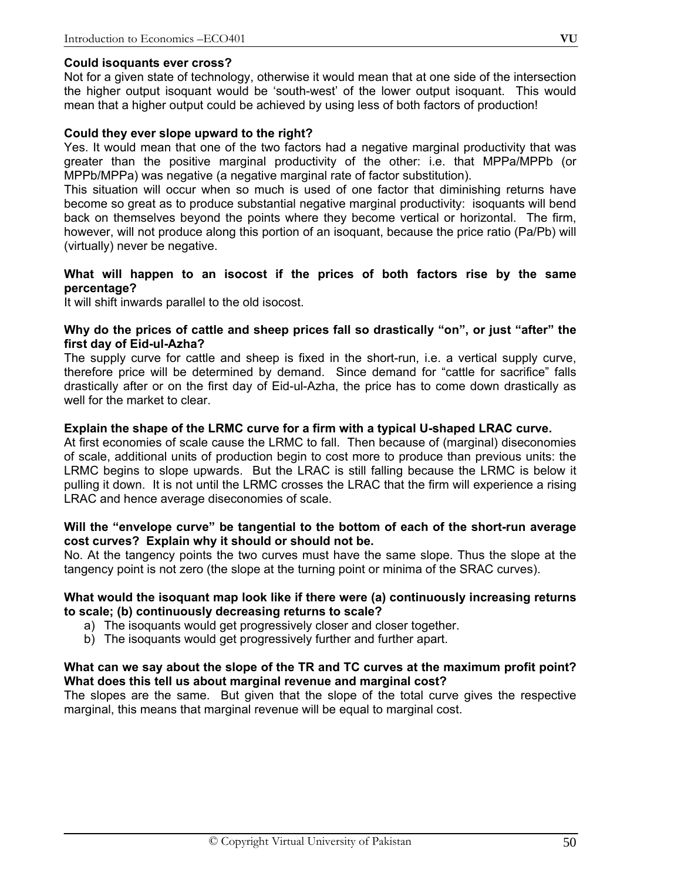**Could isoquants ever cross?**

Not for a given state of technology, otherwise it would mean that at one side of the intersection the higher output isoquant would be 'south-west' of the lower output isoquant. This would mean that a higher output could be achieved by using less of both factors of production!

**Could they ever slope upward to the right?**

Yes. It would mean that one of the two factors had a negative marginal productivity that was greater than the positive marginal productivity of the other: i.e. that MPPa/MPPb (or MPPb/MPPa) was negative (a negative marginal rate of factor substitution).

This situation will occur when so much is used of one factor that diminishing returns have become so great as to produce substantial negative marginal productivity: isoquants will bend back on themselves beyond the points where they become vertical or horizontal. The firm, however, will not produce along this portion of an isoquant, because the price ratio (Pa/Pb) will (virtually) never be negative.

**What will happen to an isocost if the prices of both factors rise by the same percentage?**

It will shift inwards parallel to the old isocost.

**Why do the prices of cattle and sheep prices fall so drastically "on", or just "after" the first day of Eid-ul-Azha?**

The supply curve for cattle and sheep is fixed in the short-run, i.e. a vertical supply curve, therefore price will be determined by demand. Since demand for "cattle for sacrifice" falls drastically after or on the first day of Eid-ul-Azha, the price has to come down drastically as well for the market to clear.

**Explain the shape of the LRMC curve for a firm with a typical U-shaped LRAC curve.**

At first economies of scale cause the LRMC to fall. Then because of (marginal) diseconomies of scale, additional units of production begin to cost more to produce than previous units: the LRMC begins to slope upwards. But the LRAC is still falling because the LRMC is below it pulling it down. It is not until the LRMC crosses the LRAC that the firm will experience a rising LRAC and hence average diseconomies of scale.

**Will the "envelope curve" be tangential to the bottom of each of the short-run average cost curves? Explain why it should or should not be.**

No. At the tangency points the two curves must have the same slope. Thus the slope at the tangency point is not zero (the slope at the turning point or minima of the SRAC curves).

**What would the isoquant map look like if there were (a) continuously increasing returns to scale; (b) continuously decreasing returns to scale?**

a) The isoquants would get progressively closer and closer together.
b) The isoquants would get progressively further and further apart.

**What can we say about the slope of the TR and TC curves at the maximum profit point? What does this tell us about marginal revenue and marginal cost?**

The slopes are the same. But given that the slope of the total curve gives the respective marginal, this means that marginal revenue will be equal to marginal cost.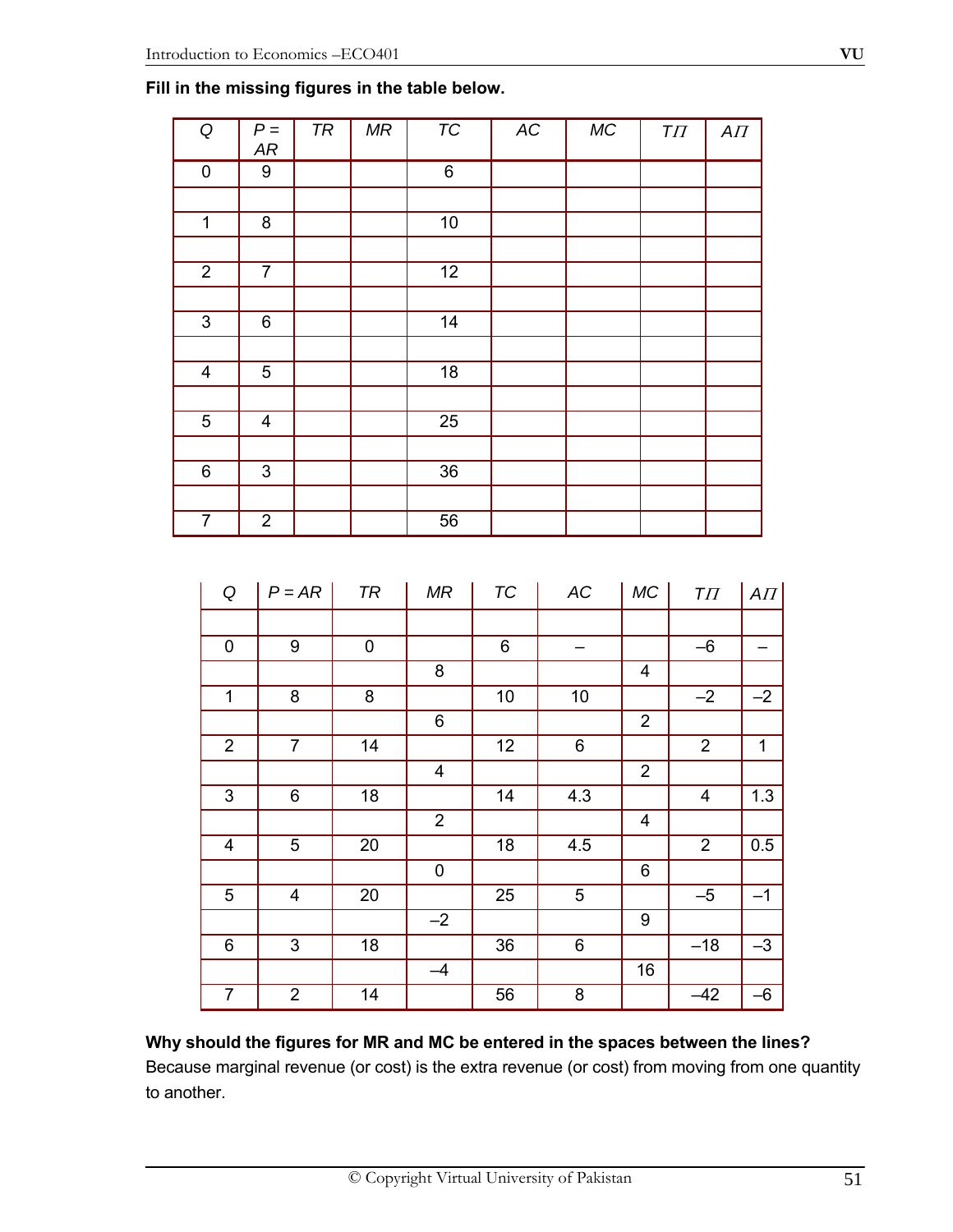**Fill in the missing figures in the table below.**

| Q | P = AR | TR | MR | TC | AC | MC | TΠ | AΠ |
|---|---|---|---|---|---|---|---|---|
| 0 | 9 | | | 6 | | | | |
| | | | | | | | | |
| 1 | 8 | | | 10 | | | | |
| | | | | | | | | |
| 2 | 7 | | | 12 | | | | |
| | | | | | | | | |
| 3 | 6 | | | 14 | | | | |
| | | | | | | | | |
| 4 | 5 | | | 18 | | | | |
| | | | | | | | | |
| 5 | 4 | | | 25 | | | | |
| | | | | | | | | |
| 6 | 3 | | | 36 | | | | |
| | | | | | | | | |
| 7 | 2 | | | 56 | | | | |

| Q | P = AR | TR | MR | TC | AC | MC | TΠ | AΠ |
|---|---|---|---|---|---|---|---|---|
| | | | | | | | | |
| 0 | 9 | 0 | | 6 | – | | –6 | – |
| | | | 8 | | | 4 | | |
| 1 | 8 | 8 | | 10 | 10 | | –2 | –2 |
| | | | 6 | | | 2 | | |
| 2 | 7 | 14 | | 12 | 6 | | 2 | 1 |
| | | | 4 | | | 2 | | |
| 3 | 6 | 18 | | 14 | 4.3 | | 4 | 1.3 |
| | | | 2 | | | 4 | | |
| 4 | 5 | 20 | | 18 | 4.5 | | 2 | 0.5 |
| | | | 0 | | | 6 | | |
| 5 | 4 | 20 | | 25 | 5 | | –5 | –1 |
| | | | –2 | | | 9 | | |
| 6 | 3 | 18 | | 36 | 6 | | –18 | –3 |
| | | | –4 | | | 16 | | |
| 7 | 2 | 14 | | 56 | 8 | | –42 | –6 |

**Why should the figures for MR and MC be entered in the spaces between the lines?**

Because marginal revenue (or cost) is the extra revenue (or cost) from moving from one quantity to another.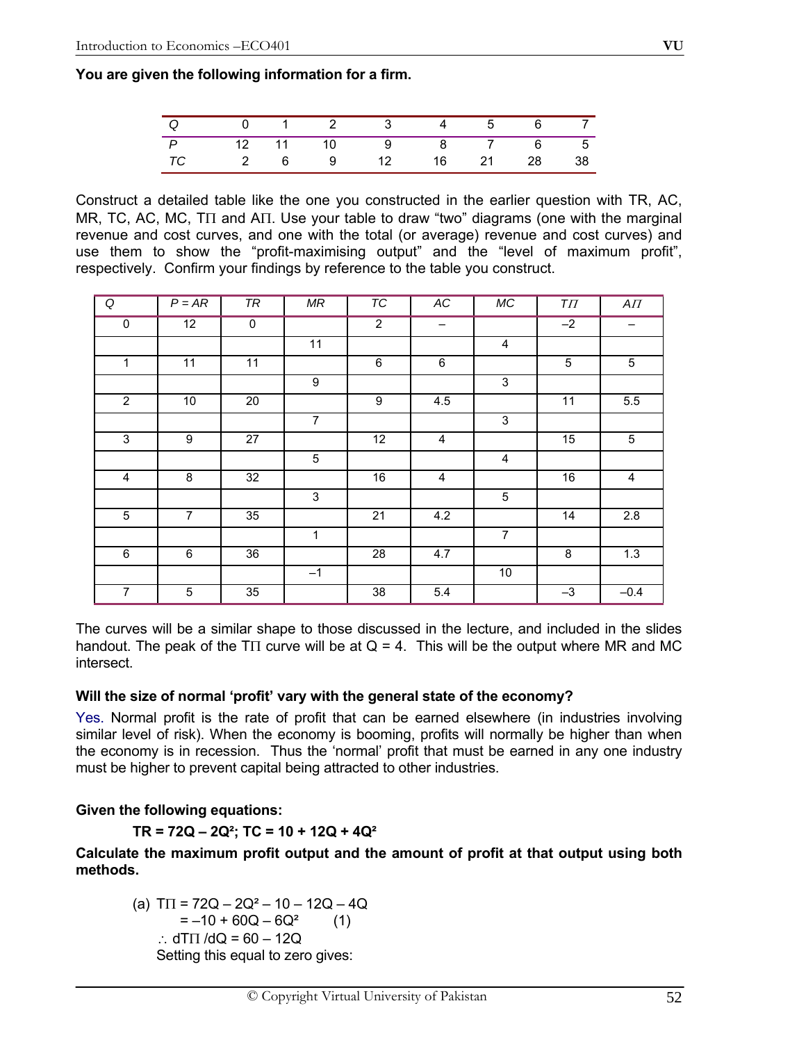**You are given the following information for a firm.**

| $Q$ | 0 | 1 | 2 | 3 | 4 | 5 | 6 | 7 |
|---|---|---|---|---|---|---|---|---|
| $P$ | 12 | 11 | 10 | 9 | 8 | 7 | 6 | 5 |
| $TC$ | 2 | 6 | 9 | 12 | 16 | 21 | 28 | 38 |

Construct a detailed table like the one you constructed in the earlier question with TR, AC, MR, TC, AC, MC, TΠ and AΠ. Use your table to draw "two" diagrams (one with the marginal revenue and cost curves, and one with the total (or average) revenue and cost curves) and use them to show the "profit-maximising output" and the "level of maximum profit", respectively. Confirm your findings by reference to the table you construct.

| $Q$ | $P = AR$ | $TR$ | $MR$ | $TC$ | $AC$ | $MC$ | $T\Pi$ | $A\Pi$ |
|---|---|---|---|---|---|---|---|---|
| 0 | 12 | 0 | | 2 | – | | –2 | – |
| | | | 11 | | | 4 | | |
| 1 | 11 | 11 | | 6 | 6 | | 5 | 5 |
| | | | 9 | | | 3 | | |
| 2 | 10 | 20 | | 9 | 4.5 | | 11 | 5.5 |
| | | | 7 | | | 3 | | |
| 3 | 9 | 27 | | 12 | 4 | | 15 | 5 |
| | | | 5 | | | 4 | | |
| 4 | 8 | 32 | | 16 | 4 | | 16 | 4 |
| | | | 3 | | | 5 | | |
| 5 | 7 | 35 | | 21 | 4.2 | | 14 | 2.8 |
| | | | 1 | | | 7 | | |
| 6 | 6 | 36 | | 28 | 4.7 | | 8 | 1.3 |
| | | | –1 | | | 10 | | |
| 7 | 5 | 35 | | 38 | 5.4 | | –3 | –0.4 |

The curves will be a similar shape to those discussed in the lecture, and included in the slides handout. The peak of the TΠ curve will be at Q = 4. This will be the output where MR and MC intersect.

**Will the size of normal 'profit' vary with the general state of the economy?**

Yes. Normal profit is the rate of profit that can be earned elsewhere (in industries involving similar level of risk). When the economy is booming, profits will normally be higher than when the economy is in recession. Thus the 'normal' profit that must be earned in any one industry must be higher to prevent capital being attracted to other industries.

**Given the following equations:**

**$TR = 72Q - 2Q^2$; $TC = 10 + 12Q + 4Q^2$**

**Calculate the maximum profit output and the amount of profit at that output using both methods.**

(a) $T\Pi = 72Q - 2Q^2 - 10 - 12Q - 4Q$

$= -10 + 60Q - 6Q^2 \qquad (1)$

$\therefore \; dT\Pi / dQ = 60 - 12Q$

Setting this equal to zero gives: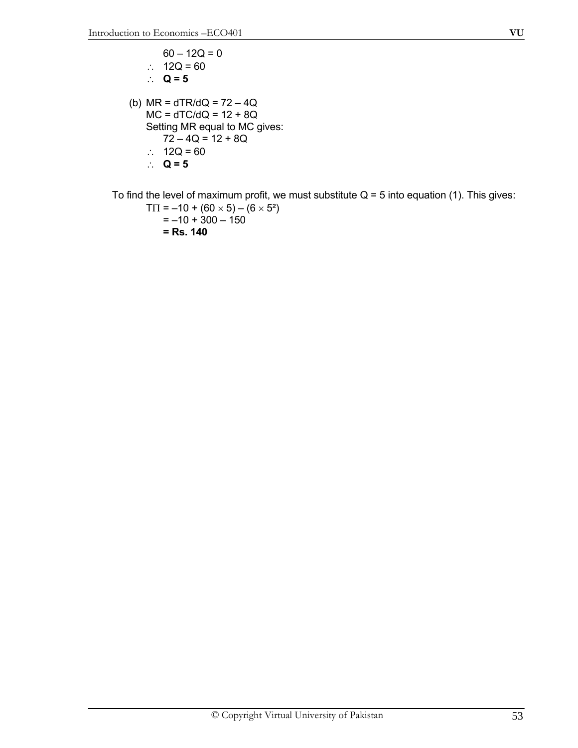$60 - 12Q = 0$

$\therefore \quad 12Q = 60$

$\therefore \quad \mathbf{Q = 5}$

(b) $MR = dTR/dQ = 72 - 4Q$

$MC = dTC/dQ = 12 + 8Q$

Setting MR equal to MC gives:

$72 - 4Q = 12 + 8Q$

$\therefore \quad 12Q = 60$

$\therefore \quad \mathbf{Q = 5}$

To find the level of maximum profit, we must substitute Q = 5 into equation (1). This gives:

$T\Pi = -10 + (60 \times 5) - (6 \times 5^2)$

$= -10 + 300 - 150$

**= Rs. 140**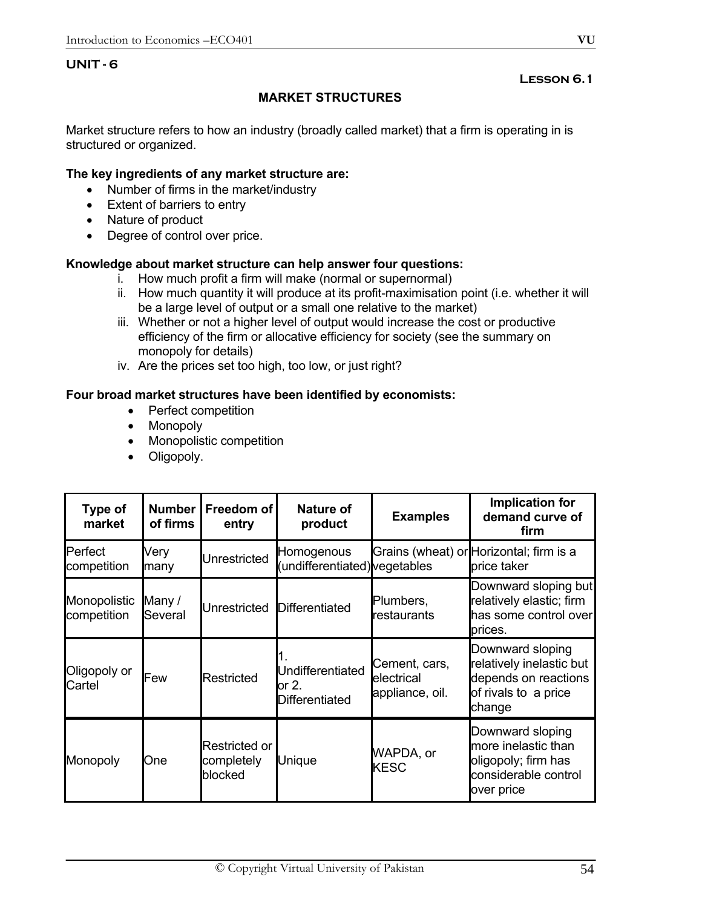## UNIT - 6

**Lesson 6.1**

### MARKET STRUCTURES

Market structure refers to how an industry (broadly called market) that a firm is operating in is structured or organized.

**The key ingredients of any market structure are:**

- Number of firms in the market/industry
- Extent of barriers to entry
- Nature of product
- Degree of control over price.

**Knowledge about market structure can help answer four questions:**

i. How much profit a firm will make (normal or supernormal)
ii. How much quantity it will produce at its profit-maximisation point (i.e. whether it will be a large level of output or a small one relative to the market)
iii. Whether or not a higher level of output would increase the cost or productive efficiency of the firm or allocative efficiency for society (see the summary on monopoly for details)
iv. Are the prices set too high, too low, or just right?

**Four broad market structures have been identified by economists:**

- Perfect competition
- Monopoly
- Monopolistic competition
- Oligopoly.

| Type of market | Number of firms | Freedom of entry | Nature of product | Examples | Implication for demand curve of firm |
|---|---|---|---|---|---|
| Perfect competition | Very many | Unrestricted | Homogenous (undifferentiated) | Grains (wheat) or vegetables | Horizontal; firm is a price taker |
| Monopolistic competition | Many / Several | Unrestricted | Differentiated | Plumbers, restaurants | Downward sloping but relatively elastic; firm has some control over prices. |
| Oligopoly or Cartel | Few | Restricted | 1. Undifferentiated or 2. Differentiated | Cement, cars, electrical appliance, oil. | Downward sloping relatively inelastic but depends on reactions of rivals to a price change |
| Monopoly | One | Restricted or completely blocked | Unique | WAPDA, or KESC | Downward sloping more inelastic than oligopoly; firm has considerable control over price |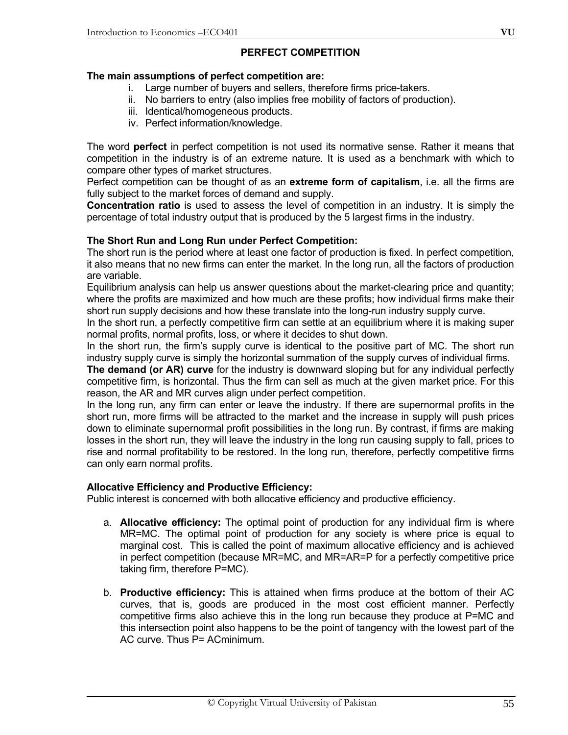## PERFECT COMPETITION

**The main assumptions of perfect competition are:**

i. Large number of buyers and sellers, therefore firms price-takers.
ii. No barriers to entry (also implies free mobility of factors of production).
iii. Identical/homogeneous products.
iv. Perfect information/knowledge.

The word **perfect** in perfect competition is not used its normative sense. Rather it means that competition in the industry is of an extreme nature. It is used as a benchmark with which to compare other types of market structures.

Perfect competition can be thought of as an **extreme form of capitalism**, i.e. all the firms are fully subject to the market forces of demand and supply.

**Concentration ratio** is used to assess the level of competition in an industry. It is simply the percentage of total industry output that is produced by the 5 largest firms in the industry.

**The Short Run and Long Run under Perfect Competition:**

The short run is the period where at least one factor of production is fixed. In perfect competition, it also means that no new firms can enter the market. In the long run, all the factors of production are variable.

Equilibrium analysis can help us answer questions about the market-clearing price and quantity; where the profits are maximized and how much are these profits; how individual firms make their short run supply decisions and how these translate into the long-run industry supply curve.

In the short run, a perfectly competitive firm can settle at an equilibrium where it is making super normal profits, normal profits, loss, or where it decides to shut down.

In the short run, the firm's supply curve is identical to the positive part of MC. The short run industry supply curve is simply the horizontal summation of the supply curves of individual firms.

**The demand (or AR) curve** for the industry is downward sloping but for any individual perfectly competitive firm, is horizontal. Thus the firm can sell as much at the given market price. For this reason, the AR and MR curves align under perfect competition.

In the long run, any firm can enter or leave the industry. If there are supernormal profits in the short run, more firms will be attracted to the market and the increase in supply will push prices down to eliminate supernormal profit possibilities in the long run. By contrast, if firms are making losses in the short run, they will leave the industry in the long run causing supply to fall, prices to rise and normal profitability to be restored. In the long run, therefore, perfectly competitive firms can only earn normal profits.

**Allocative Efficiency and Productive Efficiency:**

Public interest is concerned with both allocative efficiency and productive efficiency.

a. **Allocative efficiency:** The optimal point of production for any individual firm is where MR=MC. The optimal point of production for any society is where price is equal to marginal cost. This is called the point of maximum allocative efficiency and is achieved in perfect competition (because MR=MC, and MR=AR=P for a perfectly competitive price taking firm, therefore P=MC).

b. **Productive efficiency:** This is attained when firms produce at the bottom of their AC curves, that is, goods are produced in the most cost efficient manner. Perfectly competitive firms also achieve this in the long run because they produce at P=MC and this intersection point also happens to be the point of tangency with the lowest part of the AC curve. Thus P= ACminimum.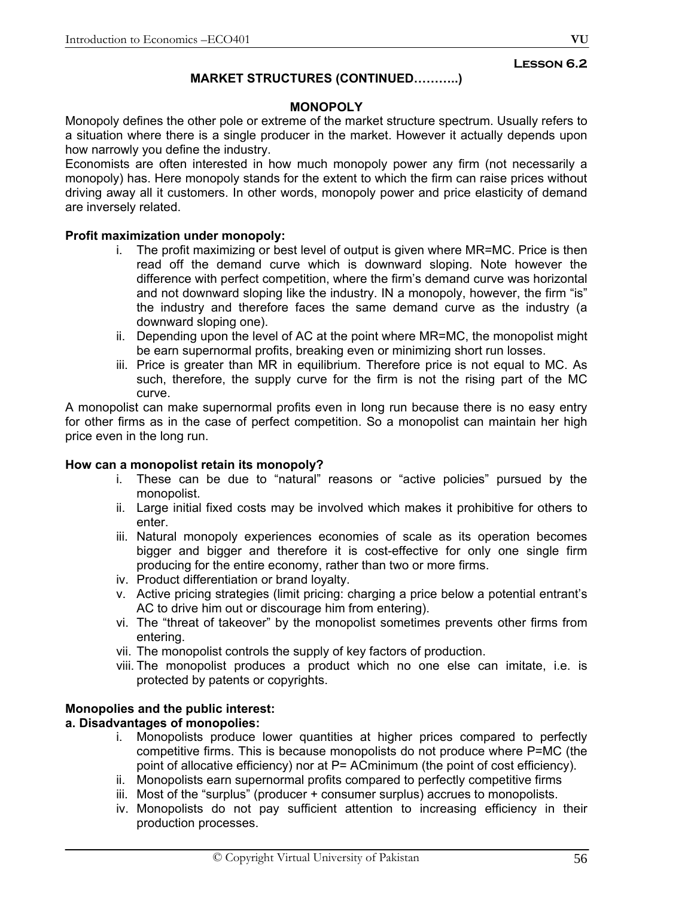**Lesson 6.2**

## MARKET STRUCTURES (CONTINUED……….)

### MONOPOLY

Monopoly defines the other pole or extreme of the market structure spectrum. Usually refers to a situation where there is a single producer in the market. However it actually depends upon how narrowly you define the industry.

Economists are often interested in how much monopoly power any firm (not necessarily a monopoly) has. Here monopoly stands for the extent to which the firm can raise prices without driving away all it customers. In other words, monopoly power and price elasticity of demand are inversely related.

**Profit maximization under monopoly:**

i. The profit maximizing or best level of output is given where MR=MC. Price is then read off the demand curve which is downward sloping. Note however the difference with perfect competition, where the firm's demand curve was horizontal and not downward sloping like the industry. IN a monopoly, however, the firm "is" the industry and therefore faces the same demand curve as the industry (a downward sloping one).
ii. Depending upon the level of AC at the point where MR=MC, the monopolist might be earn supernormal profits, breaking even or minimizing short run losses.
iii. Price is greater than MR in equilibrium. Therefore price is not equal to MC. As such, therefore, the supply curve for the firm is not the rising part of the MC curve.

A monopolist can make supernormal profits even in long run because there is no easy entry for other firms as in the case of perfect competition. So a monopolist can maintain her high price even in the long run.

**How can a monopolist retain its monopoly?**

i. These can be due to "natural" reasons or "active policies" pursued by the monopolist.
ii. Large initial fixed costs may be involved which makes it prohibitive for others to enter.
iii. Natural monopoly experiences economies of scale as its operation becomes bigger and bigger and therefore it is cost-effective for only one single firm producing for the entire economy, rather than two or more firms.
iv. Product differentiation or brand loyalty.
v. Active pricing strategies (limit pricing: charging a price below a potential entrant's AC to drive him out or discourage him from entering).
vi. The "threat of takeover" by the monopolist sometimes prevents other firms from entering.
vii. The monopolist controls the supply of key factors of production.
viii. The monopolist produces a product which no one else can imitate, i.e. is protected by patents or copyrights.

**Monopolies and the public interest:**

**a. Disadvantages of monopolies:**

i. Monopolists produce lower quantities at higher prices compared to perfectly competitive firms. This is because monopolists do not produce where P=MC (the point of allocative efficiency) nor at P= ACminimum (the point of cost efficiency).
ii. Monopolists earn supernormal profits compared to perfectly competitive firms
iii. Most of the "surplus" (producer + consumer surplus) accrues to monopolists.
iv. Monopolists do not pay sufficient attention to increasing efficiency in their production processes.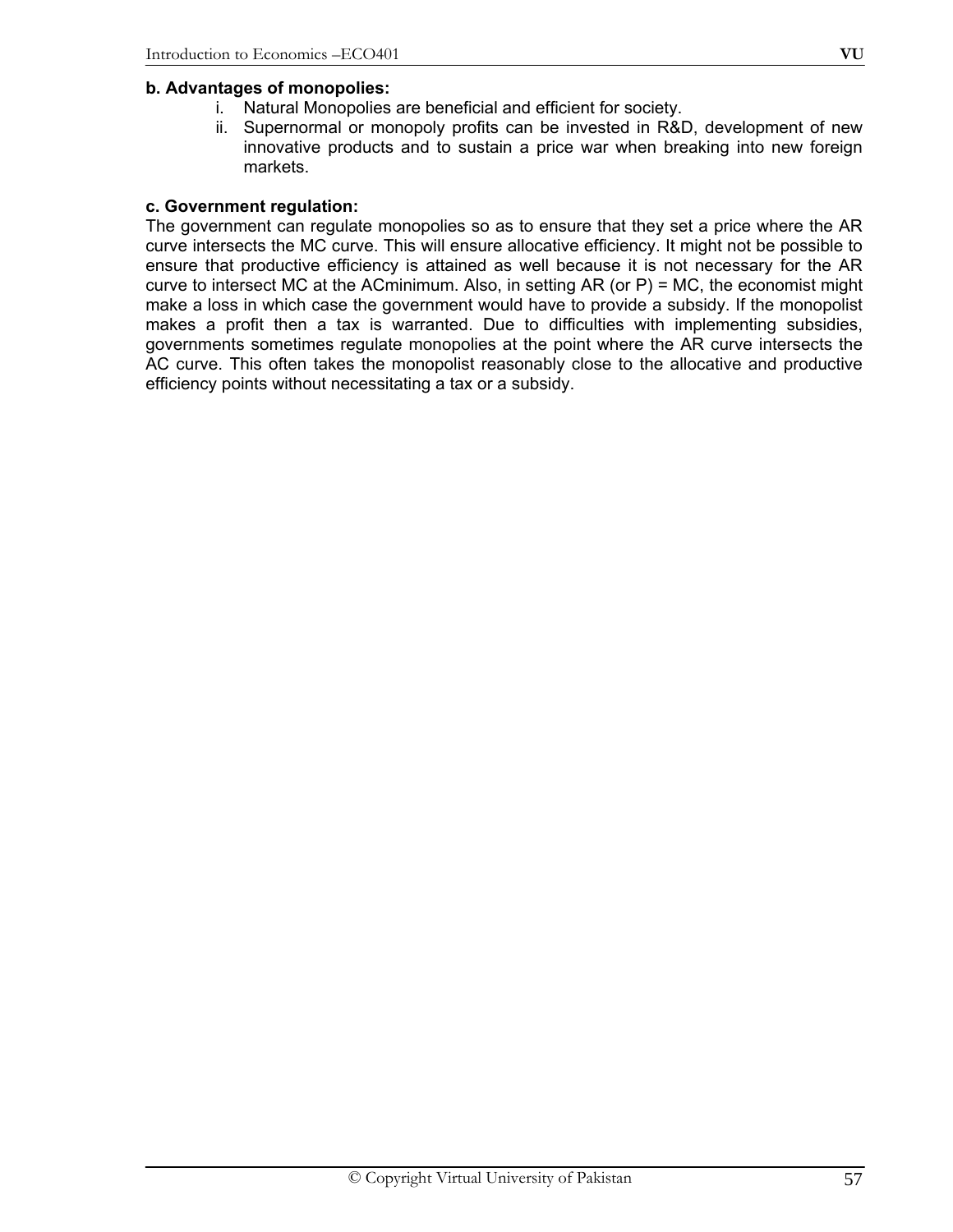**b. Advantages of monopolies:**

i. Natural Monopolies are beneficial and efficient for society.

ii. Supernormal or monopoly profits can be invested in R&D, development of new innovative products and to sustain a price war when breaking into new foreign markets.

**c. Government regulation:**

The government can regulate monopolies so as to ensure that they set a price where the AR curve intersects the MC curve. This will ensure allocative efficiency. It might not be possible to ensure that productive efficiency is attained as well because it is not necessary for the AR curve to intersect MC at the ACminimum. Also, in setting AR (or P) = MC, the economist might make a loss in which case the government would have to provide a subsidy. If the monopolist makes a profit then a tax is warranted. Due to difficulties with implementing subsidies, governments sometimes regulate monopolies at the point where the AR curve intersects the AC curve. This often takes the monopolist reasonably close to the allocative and productive efficiency points without necessitating a tax or a subsidy.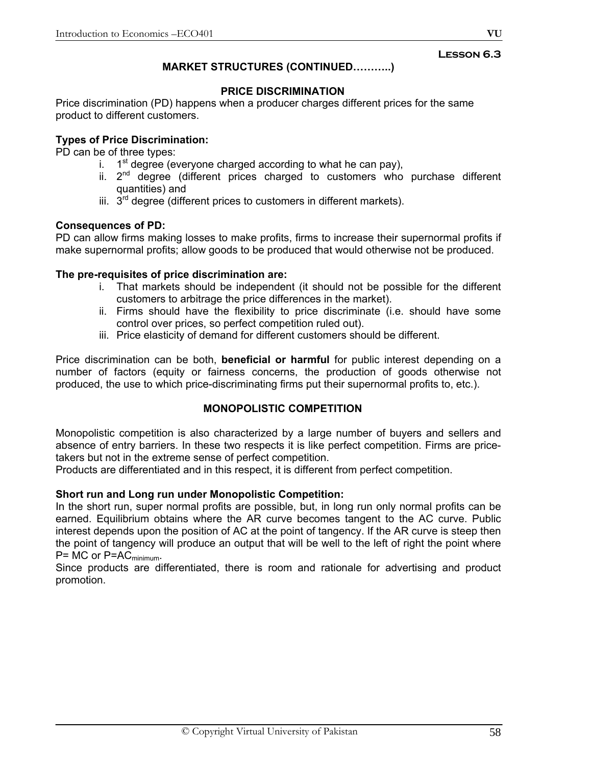**Lesson 6.3**

## MARKET STRUCTURES (CONTINUED………..)

### PRICE DISCRIMINATION

Price discrimination (PD) happens when a producer charges different prices for the same product to different customers.

**Types of Price Discrimination:**

PD can be of three types:

- i. 1st degree (everyone charged according to what he can pay),
- ii. 2nd degree (different prices charged to customers who purchase different quantities) and
- iii. 3rd degree (different prices to customers in different markets).

**Consequences of PD:**

PD can allow firms making losses to make profits, firms to increase their supernormal profits if make supernormal profits; allow goods to be produced that would otherwise not be produced.

**The pre-requisites of price discrimination are:**

- i. That markets should be independent (it should not be possible for the different customers to arbitrage the price differences in the market).
- ii. Firms should have the flexibility to price discriminate (i.e. should have some control over prices, so perfect competition ruled out).
- iii. Price elasticity of demand for different customers should be different.

Price discrimination can be both, **beneficial or harmful** for public interest depending on a number of factors (equity or fairness concerns, the production of goods otherwise not produced, the use to which price-discriminating firms put their supernormal profits to, etc.).

### MONOPOLISTIC COMPETITION

Monopolistic competition is also characterized by a large number of buyers and sellers and absence of entry barriers. In these two respects it is like perfect competition. Firms are price-takers but not in the extreme sense of perfect competition.

Products are differentiated and in this respect, it is different from perfect competition.

**Short run and Long run under Monopolistic Competition:**

In the short run, super normal profits are possible, but, in long run only normal profits can be earned. Equilibrium obtains where the AR curve becomes tangent to the AC curve. Public interest depends upon the position of AC at the point of tangency. If the AR curve is steep then the point of tangency will produce an output that will be well to the left of right the point where P= MC or P=$AC_{minimum}$.

Since products are differentiated, there is room and rationale for advertising and product promotion.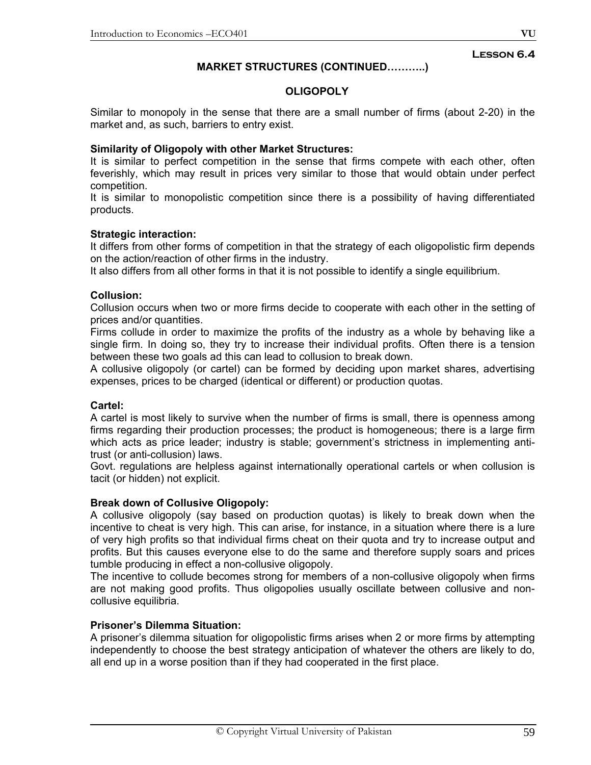**Lesson 6.4**

## MARKET STRUCTURES (CONTINUED………..)

### OLIGOPOLY

Similar to monopoly in the sense that there are a small number of firms (about 2-20) in the market and, as such, barriers to entry exist.

**Similarity of Oligopoly with other Market Structures:**
It is similar to perfect competition in the sense that firms compete with each other, often feverishly, which may result in prices very similar to those that would obtain under perfect competition.
It is similar to monopolistic competition since there is a possibility of having differentiated products.

**Strategic interaction:**
It differs from other forms of competition in that the strategy of each oligopolistic firm depends on the action/reaction of other firms in the industry.
It also differs from all other forms in that it is not possible to identify a single equilibrium.

**Collusion:**
Collusion occurs when two or more firms decide to cooperate with each other in the setting of prices and/or quantities.
Firms collude in order to maximize the profits of the industry as a whole by behaving like a single firm. In doing so, they try to increase their individual profits. Often there is a tension between these two goals ad this can lead to collusion to break down.
A collusive oligopoly (or cartel) can be formed by deciding upon market shares, advertising expenses, prices to be charged (identical or different) or production quotas.

**Cartel:**
A cartel is most likely to survive when the number of firms is small, there is openness among firms regarding their production processes; the product is homogeneous; there is a large firm which acts as price leader; industry is stable; government's strictness in implementing anti-trust (or anti-collusion) laws.
Govt. regulations are helpless against internationally operational cartels or when collusion is tacit (or hidden) not explicit.

**Break down of Collusive Oligopoly:**
A collusive oligopoly (say based on production quotas) is likely to break down when the incentive to cheat is very high. This can arise, for instance, in a situation where there is a lure of very high profits so that individual firms cheat on their quota and try to increase output and profits. But this causes everyone else to do the same and therefore supply soars and prices tumble producing in effect a non-collusive oligopoly.
The incentive to collude becomes strong for members of a non-collusive oligopoly when firms are not making good profits. Thus oligopolies usually oscillate between collusive and non-collusive equilibria.

**Prisoner's Dilemma Situation:**
A prisoner's dilemma situation for oligopolistic firms arises when 2 or more firms by attempting independently to choose the best strategy anticipation of whatever the others are likely to do, all end up in a worse position than if they had cooperated in the first place.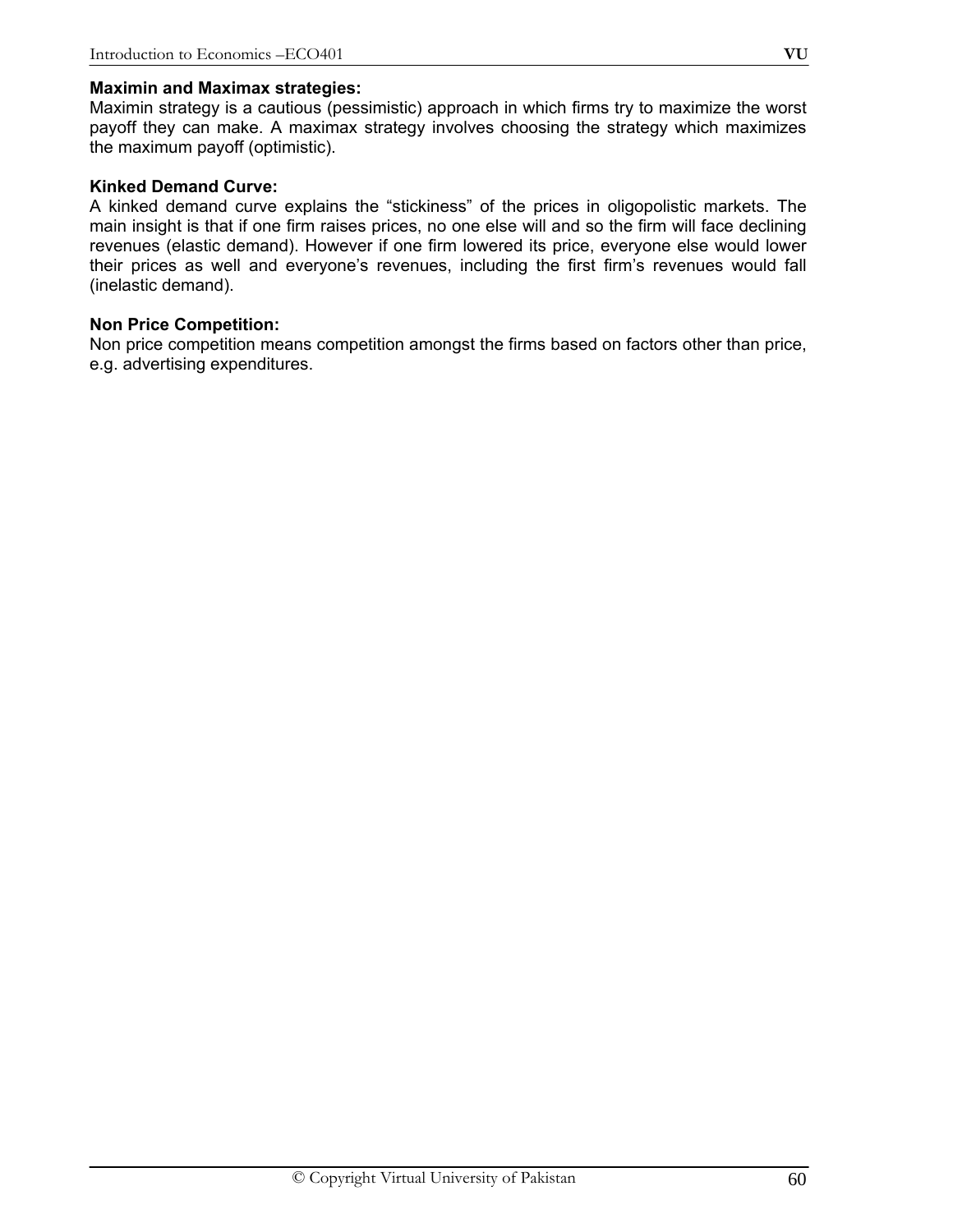**Maximin and Maximax strategies:**
Maximin strategy is a cautious (pessimistic) approach in which firms try to maximize the worst payoff they can make. A maximax strategy involves choosing the strategy which maximizes the maximum payoff (optimistic).

**Kinked Demand Curve:**
A kinked demand curve explains the "stickiness" of the prices in oligopolistic markets. The main insight is that if one firm raises prices, no one else will and so the firm will face declining revenues (elastic demand). However if one firm lowered its price, everyone else would lower their prices as well and everyone's revenues, including the first firm's revenues would fall (inelastic demand).

**Non Price Competition:**
Non price competition means competition amongst the firms based on factors other than price, e.g. advertising expenditures.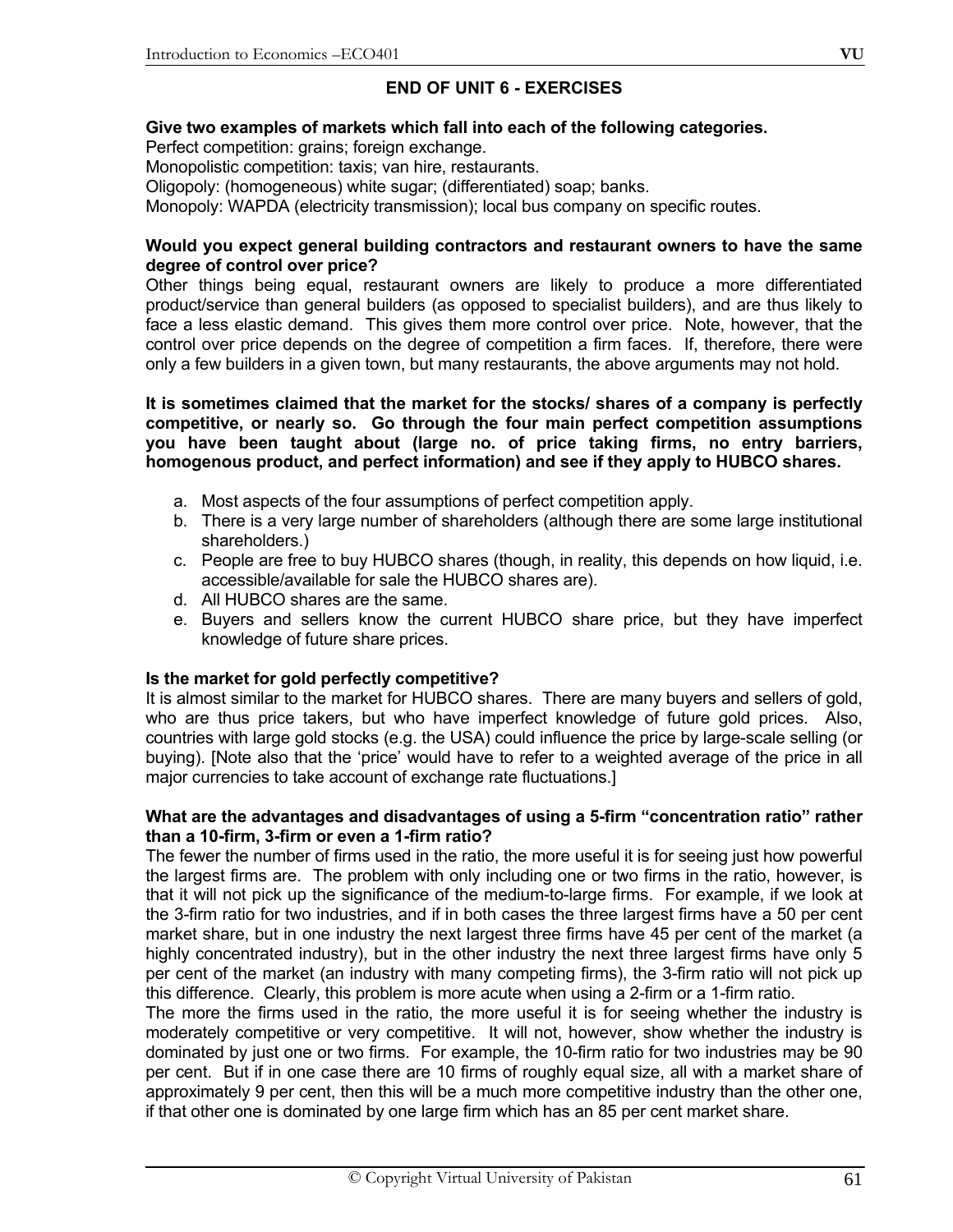## END OF UNIT 6 - EXERCISES

**Give two examples of markets which fall into each of the following categories.**

Perfect competition: grains; foreign exchange.

Monopolistic competition: taxis; van hire, restaurants.

Oligopoly: (homogeneous) white sugar; (differentiated) soap; banks.

Monopoly: WAPDA (electricity transmission); local bus company on specific routes.

**Would you expect general building contractors and restaurant owners to have the same degree of control over price?**

Other things being equal, restaurant owners are likely to produce a more differentiated product/service than general builders (as opposed to specialist builders), and are thus likely to face a less elastic demand. This gives them more control over price. Note, however, that the control over price depends on the degree of competition a firm faces. If, therefore, there were only a few builders in a given town, but many restaurants, the above arguments may not hold.

**It is sometimes claimed that the market for the stocks/ shares of a company is perfectly competitive, or nearly so. Go through the four main perfect competition assumptions you have been taught about (large no. of price taking firms, no entry barriers, homogenous product, and perfect information) and see if they apply to HUBCO shares.**

a. Most aspects of the four assumptions of perfect competition apply.
b. There is a very large number of shareholders (although there are some large institutional shareholders.)
c. People are free to buy HUBCO shares (though, in reality, this depends on how liquid, i.e. accessible/available for sale the HUBCO shares are).
d. All HUBCO shares are the same.
e. Buyers and sellers know the current HUBCO share price, but they have imperfect knowledge of future share prices.

**Is the market for gold perfectly competitive?**

It is almost similar to the market for HUBCO shares. There are many buyers and sellers of gold, who are thus price takers, but who have imperfect knowledge of future gold prices. Also, countries with large gold stocks (e.g. the USA) could influence the price by large-scale selling (or buying). [Note also that the 'price' would have to refer to a weighted average of the price in all major currencies to take account of exchange rate fluctuations.]

**What are the advantages and disadvantages of using a 5-firm "concentration ratio" rather than a 10-firm, 3-firm or even a 1-firm ratio?**

The fewer the number of firms used in the ratio, the more useful it is for seeing just how powerful the largest firms are. The problem with only including one or two firms in the ratio, however, is that it will not pick up the significance of the medium-to-large firms. For example, if we look at the 3-firm ratio for two industries, and if in both cases the three largest firms have a 50 per cent market share, but in one industry the next largest three firms have 45 per cent of the market (a highly concentrated industry), but in the other industry the next three largest firms have only 5 per cent of the market (an industry with many competing firms), the 3-firm ratio will not pick up this difference. Clearly, this problem is more acute when using a 2-firm or a 1-firm ratio.

The more the firms used in the ratio, the more useful it is for seeing whether the industry is moderately competitive or very competitive. It will not, however, show whether the industry is dominated by just one or two firms. For example, the 10-firm ratio for two industries may be 90 per cent. But if in one case there are 10 firms of roughly equal size, all with a market share of approximately 9 per cent, then this will be a much more competitive industry than the other one, if that other one is dominated by one large firm which has an 85 per cent market share.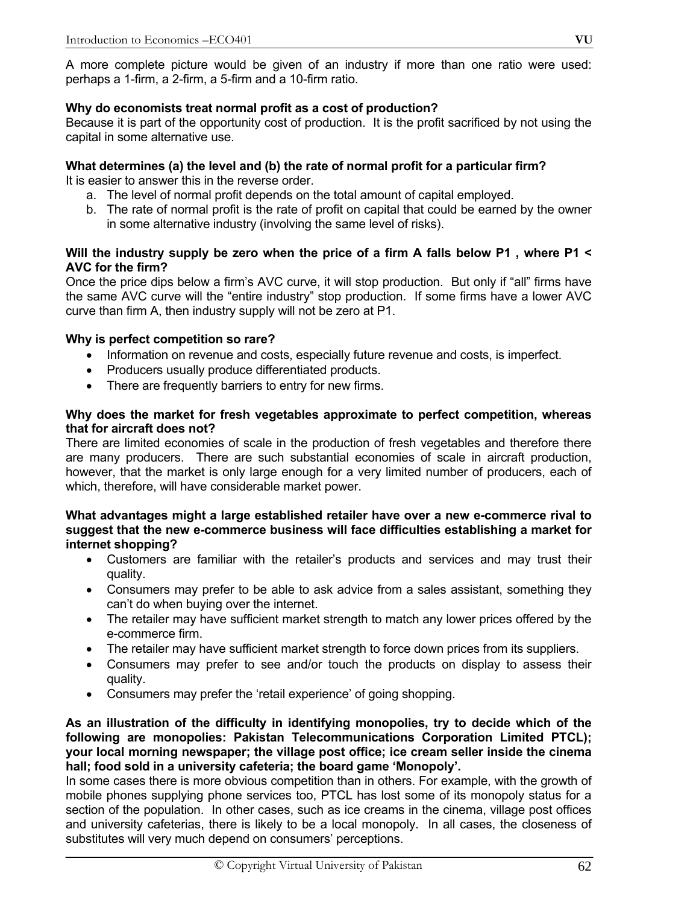A more complete picture would be given of an industry if more than one ratio were used: perhaps a 1-firm, a 2-firm, a 5-firm and a 10-firm ratio.

**Why do economists treat normal profit as a cost of production?**
Because it is part of the opportunity cost of production. It is the profit sacrificed by not using the capital in some alternative use.

**What determines (a) the level and (b) the rate of normal profit for a particular firm?**
It is easier to answer this in the reverse order.

a. The level of normal profit depends on the total amount of capital employed.
b. The rate of normal profit is the rate of profit on capital that could be earned by the owner in some alternative industry (involving the same level of risks).

**Will the industry supply be zero when the price of a firm A falls below P1 , where P1 < AVC for the firm?**
Once the price dips below a firm's AVC curve, it will stop production. But only if "all" firms have the same AVC curve will the "entire industry" stop production. If some firms have a lower AVC curve than firm A, then industry supply will not be zero at P1.

**Why is perfect competition so rare?**

- Information on revenue and costs, especially future revenue and costs, is imperfect.
- Producers usually produce differentiated products.
- There are frequently barriers to entry for new firms.

**Why does the market for fresh vegetables approximate to perfect competition, whereas that for aircraft does not?**
There are limited economies of scale in the production of fresh vegetables and therefore there are many producers. There are such substantial economies of scale in aircraft production, however, that the market is only large enough for a very limited number of producers, each of which, therefore, will have considerable market power.

**What advantages might a large established retailer have over a new e-commerce rival to suggest that the new e-commerce business will face difficulties establishing a market for internet shopping?**

- Customers are familiar with the retailer's products and services and may trust their quality.
- Consumers may prefer to be able to ask advice from a sales assistant, something they can't do when buying over the internet.
- The retailer may have sufficient market strength to match any lower prices offered by the e-commerce firm.
- The retailer may have sufficient market strength to force down prices from its suppliers.
- Consumers may prefer to see and/or touch the products on display to assess their quality.
- Consumers may prefer the 'retail experience' of going shopping.

**As an illustration of the difficulty in identifying monopolies, try to decide which of the following are monopolies: Pakistan Telecommunications Corporation Limited PTCL); your local morning newspaper; the village post office; ice cream seller inside the cinema hall; food sold in a university cafeteria; the board game 'Monopoly'.**
In some cases there is more obvious competition than in others. For example, with the growth of mobile phones supplying phone services too, PTCL has lost some of its monopoly status for a section of the population. In other cases, such as ice creams in the cinema, village post offices and university cafeterias, there is likely to be a local monopoly. In all cases, the closeness of substitutes will very much depend on consumers' perceptions.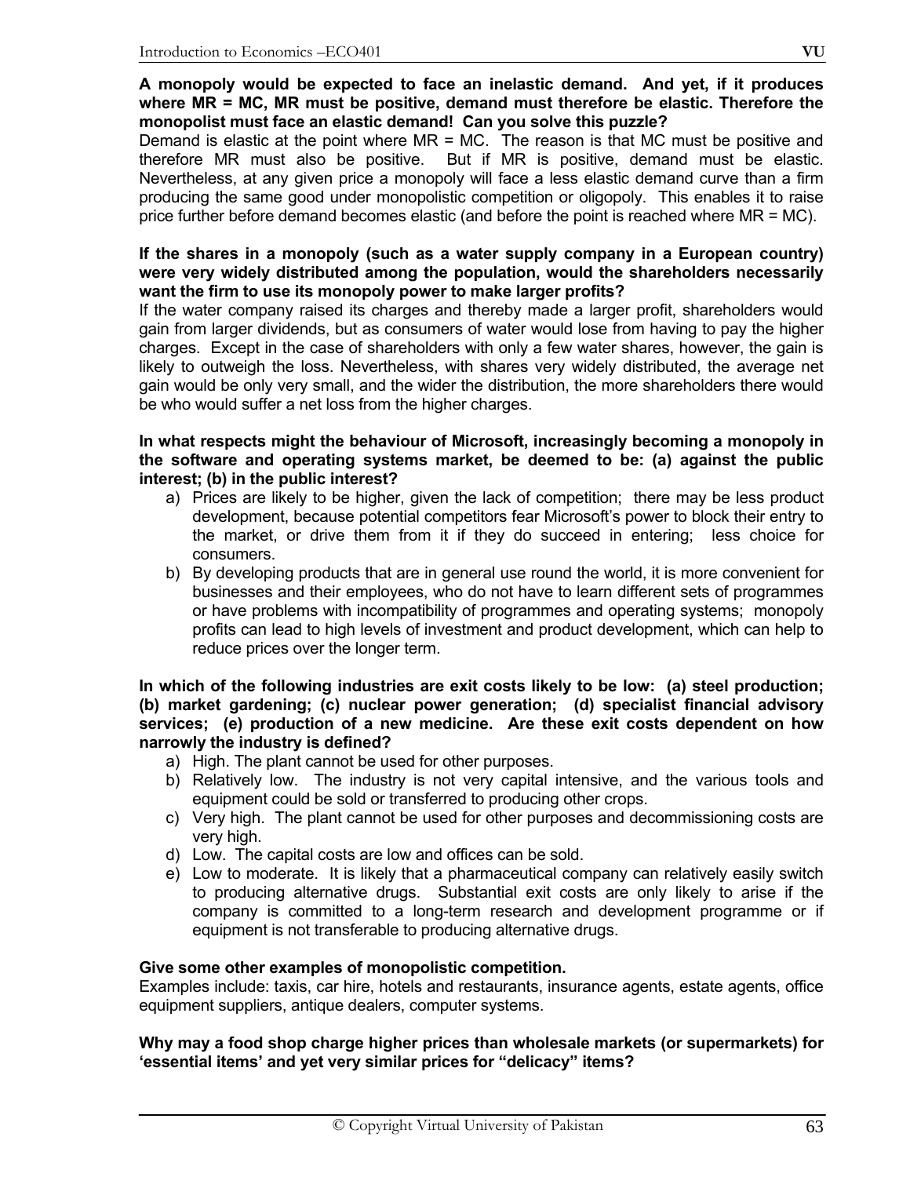**A monopoly would be expected to face an inelastic demand. And yet, if it produces where MR = MC, MR must be positive, demand must therefore be elastic. Therefore the monopolist must face an elastic demand! Can you solve this puzzle?**

Demand is elastic at the point where MR = MC. The reason is that MC must be positive and therefore MR must also be positive. But if MR is positive, demand must be elastic. Nevertheless, at any given price a monopoly will face a less elastic demand curve than a firm producing the same good under monopolistic competition or oligopoly. This enables it to raise price further before demand becomes elastic (and before the point is reached where MR = MC).

**If the shares in a monopoly (such as a water supply company in a European country) were very widely distributed among the population, would the shareholders necessarily want the firm to use its monopoly power to make larger profits?**

If the water company raised its charges and thereby made a larger profit, shareholders would gain from larger dividends, but as consumers of water would lose from having to pay the higher charges. Except in the case of shareholders with only a few water shares, however, the gain is likely to outweigh the loss. Nevertheless, with shares very widely distributed, the average net gain would be only very small, and the wider the distribution, the more shareholders there would be who would suffer a net loss from the higher charges.

**In what respects might the behaviour of Microsoft, increasingly becoming a monopoly in the software and operating systems market, be deemed to be: (a) against the public interest; (b) in the public interest?**

a) Prices are likely to be higher, given the lack of competition; there may be less product development, because potential competitors fear Microsoft's power to block their entry to the market, or drive them from it if they do succeed in entering; less choice for consumers.
b) By developing products that are in general use round the world, it is more convenient for businesses and their employees, who do not have to learn different sets of programmes or have problems with incompatibility of programmes and operating systems; monopoly profits can lead to high levels of investment and product development, which can help to reduce prices over the longer term.

**In which of the following industries are exit costs likely to be low: (a) steel production; (b) market gardening; (c) nuclear power generation; (d) specialist financial advisory services; (e) production of a new medicine. Are these exit costs dependent on how narrowly the industry is defined?**

a) High. The plant cannot be used for other purposes.
b) Relatively low. The industry is not very capital intensive, and the various tools and equipment could be sold or transferred to producing other crops.
c) Very high. The plant cannot be used for other purposes and decommissioning costs are very high.
d) Low. The capital costs are low and offices can be sold.
e) Low to moderate. It is likely that a pharmaceutical company can relatively easily switch to producing alternative drugs. Substantial exit costs are only likely to arise if the company is committed to a long-term research and development programme or if equipment is not transferable to producing alternative drugs.

**Give some other examples of monopolistic competition.**

Examples include: taxis, car hire, hotels and restaurants, insurance agents, estate agents, office equipment suppliers, antique dealers, computer systems.

**Why may a food shop charge higher prices than wholesale markets (or supermarkets) for 'essential items' and yet very similar prices for "delicacy" items?**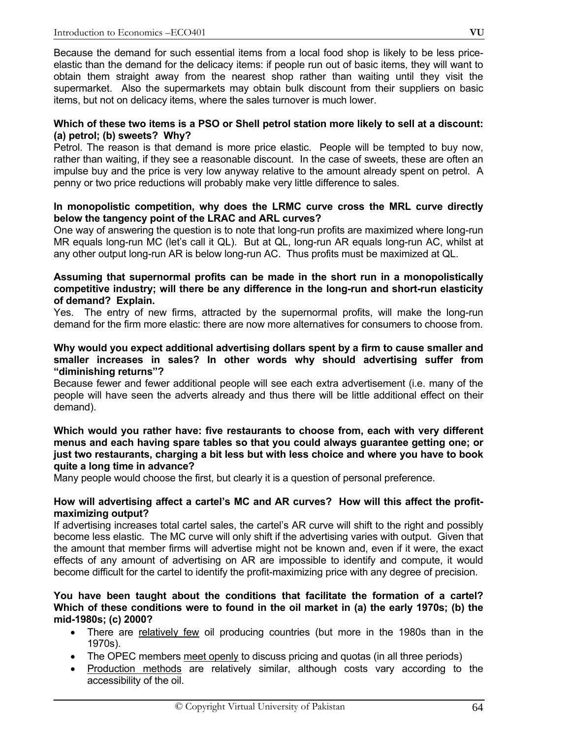Because the demand for such essential items from a local food shop is likely to be less price-elastic than the demand for the delicacy items: if people run out of basic items, they will want to obtain them straight away from the nearest shop rather than waiting until they visit the supermarket. Also the supermarkets may obtain bulk discount from their suppliers on basic items, but not on delicacy items, where the sales turnover is much lower.

**Which of these two items is a PSO or Shell petrol station more likely to sell at a discount: (a) petrol; (b) sweets? Why?**

Petrol. The reason is that demand is more price elastic. People will be tempted to buy now, rather than waiting, if they see a reasonable discount. In the case of sweets, these are often an impulse buy and the price is very low anyway relative to the amount already spent on petrol. A penny or two price reductions will probably make very little difference to sales.

**In monopolistic competition, why does the LRMC curve cross the MRL curve directly below the tangency point of the LRAC and ARL curves?**

One way of answering the question is to note that long-run profits are maximized where long-run MR equals long-run MC (let's call it QL). But at QL, long-run AR equals long-run AC, whilst at any other output long-run AR is below long-run AC. Thus profits must be maximized at QL.

**Assuming that supernormal profits can be made in the short run in a monopolistically competitive industry; will there be any difference in the long-run and short-run elasticity of demand? Explain.**

Yes. The entry of new firms, attracted by the supernormal profits, will make the long-run demand for the firm more elastic: there are now more alternatives for consumers to choose from.

**Why would you expect additional advertising dollars spent by a firm to cause smaller and smaller increases in sales? In other words why should advertising suffer from "diminishing returns"?**

Because fewer and fewer additional people will see each extra advertisement (i.e. many of the people will have seen the adverts already and thus there will be little additional effect on their demand).

**Which would you rather have: five restaurants to choose from, each with very different menus and each having spare tables so that you could always guarantee getting one; or just two restaurants, charging a bit less but with less choice and where you have to book quite a long time in advance?**

Many people would choose the first, but clearly it is a question of personal preference.

**How will advertising affect a cartel's MC and AR curves? How will this affect the profit-maximizing output?**

If advertising increases total cartel sales, the cartel's AR curve will shift to the right and possibly become less elastic. The MC curve will only shift if the advertising varies with output. Given that the amount that member firms will advertise might not be known and, even if it were, the exact effects of any amount of advertising on AR are impossible to identify and compute, it would become difficult for the cartel to identify the profit-maximizing price with any degree of precision.

**You have been taught about the conditions that facilitate the formation of a cartel? Which of these conditions were to found in the oil market in (a) the early 1970s; (b) the mid-1980s; (c) 2000?**

- There are <u>relatively few</u> oil producing countries (but more in the 1980s than in the 1970s).
- The OPEC members <u>meet openly</u> to discuss pricing and quotas (in all three periods)
- <u>Production methods</u> are relatively similar, although costs vary according to the accessibility of the oil.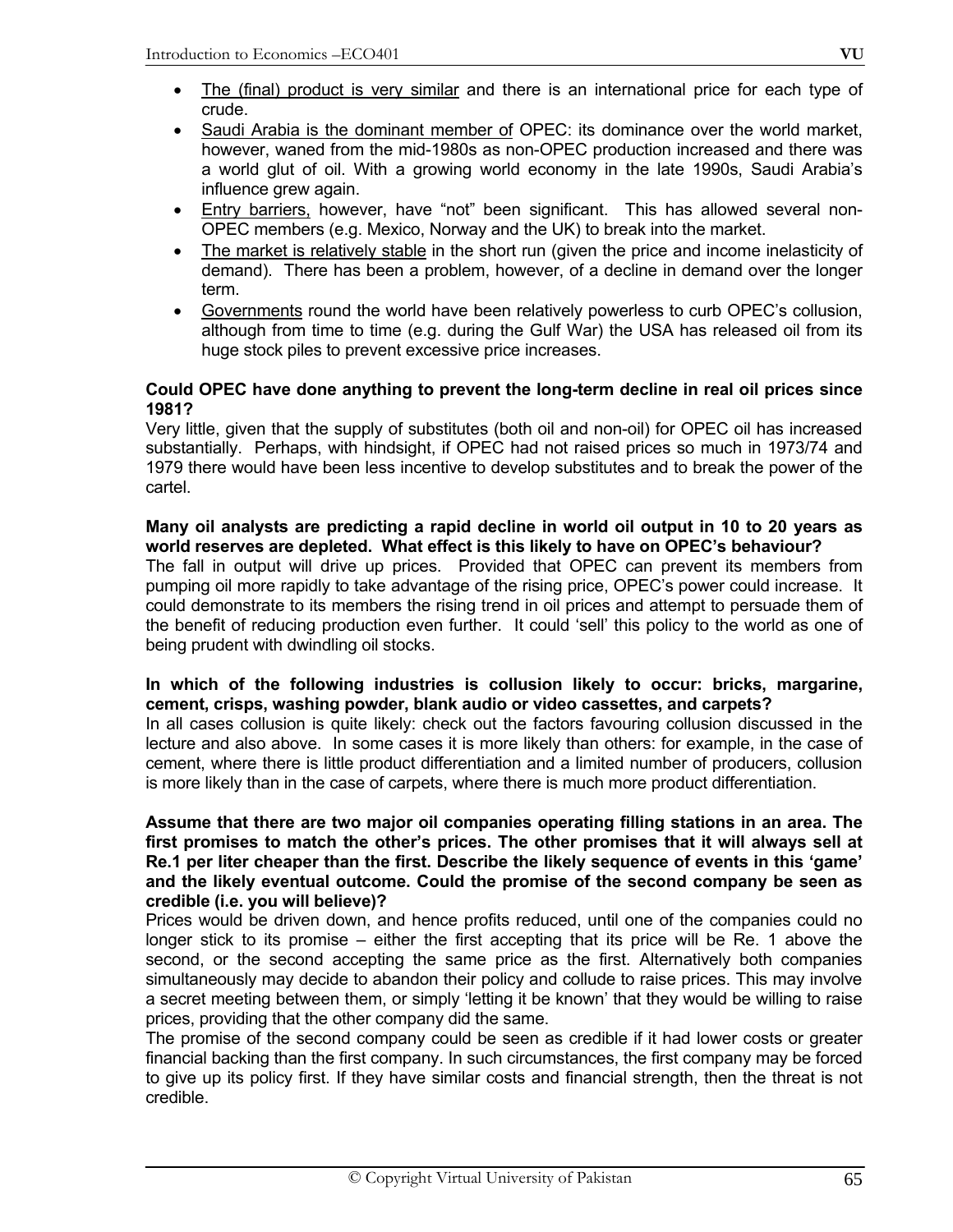- The (final) product is very similar and there is an international price for each type of crude.
- Saudi Arabia is the dominant member of OPEC: its dominance over the world market, however, waned from the mid-1980s as non-OPEC production increased and there was a world glut of oil. With a growing world economy in the late 1990s, Saudi Arabia's influence grew again.
- Entry barriers, however, have "not" been significant. This has allowed several non-OPEC members (e.g. Mexico, Norway and the UK) to break into the market.
- The market is relatively stable in the short run (given the price and income inelasticity of demand). There has been a problem, however, of a decline in demand over the longer term.
- Governments round the world have been relatively powerless to curb OPEC's collusion, although from time to time (e.g. during the Gulf War) the USA has released oil from its huge stock piles to prevent excessive price increases.

**Could OPEC have done anything to prevent the long-term decline in real oil prices since 1981?**

Very little, given that the supply of substitutes (both oil and non-oil) for OPEC oil has increased substantially. Perhaps, with hindsight, if OPEC had not raised prices so much in 1973/74 and 1979 there would have been less incentive to develop substitutes and to break the power of the cartel.

**Many oil analysts are predicting a rapid decline in world oil output in 10 to 20 years as world reserves are depleted. What effect is this likely to have on OPEC's behaviour?**

The fall in output will drive up prices. Provided that OPEC can prevent its members from pumping oil more rapidly to take advantage of the rising price, OPEC's power could increase. It could demonstrate to its members the rising trend in oil prices and attempt to persuade them of the benefit of reducing production even further. It could 'sell' this policy to the world as one of being prudent with dwindling oil stocks.

**In which of the following industries is collusion likely to occur: bricks, margarine, cement, crisps, washing powder, blank audio or video cassettes, and carpets?**

In all cases collusion is quite likely: check out the factors favouring collusion discussed in the lecture and also above. In some cases it is more likely than others: for example, in the case of cement, where there is little product differentiation and a limited number of producers, collusion is more likely than in the case of carpets, where there is much more product differentiation.

**Assume that there are two major oil companies operating filling stations in an area. The first promises to match the other's prices. The other promises that it will always sell at Re.1 per liter cheaper than the first. Describe the likely sequence of events in this 'game' and the likely eventual outcome. Could the promise of the second company be seen as credible (i.e. you will believe)?**

Prices would be driven down, and hence profits reduced, until one of the companies could no longer stick to its promise – either the first accepting that its price will be Re. 1 above the second, or the second accepting the same price as the first. Alternatively both companies simultaneously may decide to abandon their policy and collude to raise prices. This may involve a secret meeting between them, or simply 'letting it be known' that they would be willing to raise prices, providing that the other company did the same.

The promise of the second company could be seen as credible if it had lower costs or greater financial backing than the first company. In such circumstances, the first company may be forced to give up its policy first. If they have similar costs and financial strength, then the threat is not credible.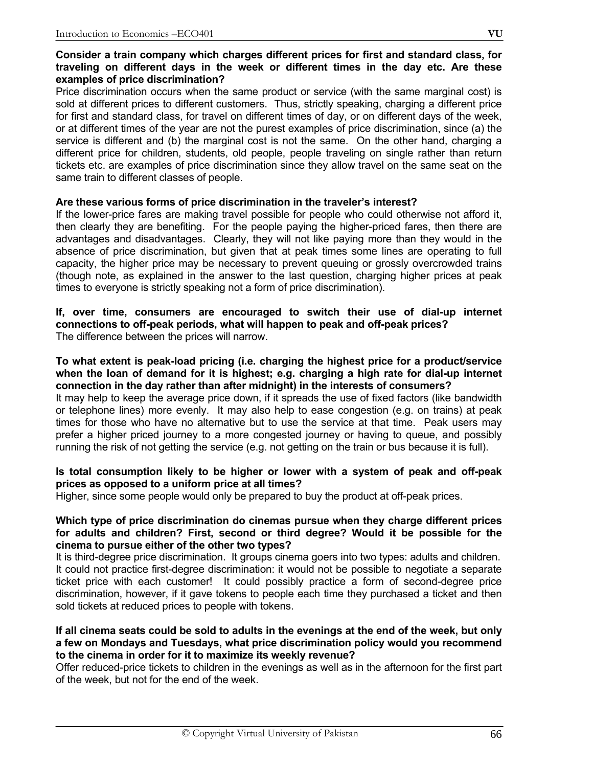**Consider a train company which charges different prices for first and standard class, for traveling on different days in the week or different times in the day etc. Are these examples of price discrimination?**

Price discrimination occurs when the same product or service (with the same marginal cost) is sold at different prices to different customers. Thus, strictly speaking, charging a different price for first and standard class, for travel on different times of day, or on different days of the week, or at different times of the year are not the purest examples of price discrimination, since (a) the service is different and (b) the marginal cost is not the same. On the other hand, charging a different price for children, students, old people, people traveling on single rather than return tickets etc. are examples of price discrimination since they allow travel on the same seat on the same train to different classes of people.

**Are these various forms of price discrimination in the traveler's interest?**

If the lower-price fares are making travel possible for people who could otherwise not afford it, then clearly they are benefiting. For the people paying the higher-priced fares, then there are advantages and disadvantages. Clearly, they will not like paying more than they would in the absence of price discrimination, but given that at peak times some lines are operating to full capacity, the higher price may be necessary to prevent queuing or grossly overcrowded trains (though note, as explained in the answer to the last question, charging higher prices at peak times to everyone is strictly speaking not a form of price discrimination).

**If, over time, consumers are encouraged to switch their use of dial-up internet connections to off-peak periods, what will happen to peak and off-peak prices?**

The difference between the prices will narrow.

**To what extent is peak-load pricing (i.e. charging the highest price for a product/service when the loan of demand for it is highest; e.g. charging a high rate for dial-up internet connection in the day rather than after midnight) in the interests of consumers?**

It may help to keep the average price down, if it spreads the use of fixed factors (like bandwidth or telephone lines) more evenly. It may also help to ease congestion (e.g. on trains) at peak times for those who have no alternative but to use the service at that time. Peak users may prefer a higher priced journey to a more congested journey or having to queue, and possibly running the risk of not getting the service (e.g. not getting on the train or bus because it is full).

**Is total consumption likely to be higher or lower with a system of peak and off-peak prices as opposed to a uniform price at all times?**

Higher, since some people would only be prepared to buy the product at off-peak prices.

**Which type of price discrimination do cinemas pursue when they charge different prices for adults and children? First, second or third degree? Would it be possible for the cinema to pursue either of the other two types?**

It is third-degree price discrimination. It groups cinema goers into two types: adults and children. It could not practice first-degree discrimination: it would not be possible to negotiate a separate ticket price with each customer! It could possibly practice a form of second-degree price discrimination, however, if it gave tokens to people each time they purchased a ticket and then sold tickets at reduced prices to people with tokens.

**If all cinema seats could be sold to adults in the evenings at the end of the week, but only a few on Mondays and Tuesdays, what price discrimination policy would you recommend to the cinema in order for it to maximize its weekly revenue?**

Offer reduced-price tickets to children in the evenings as well as in the afternoon for the first part of the week, but not for the end of the week.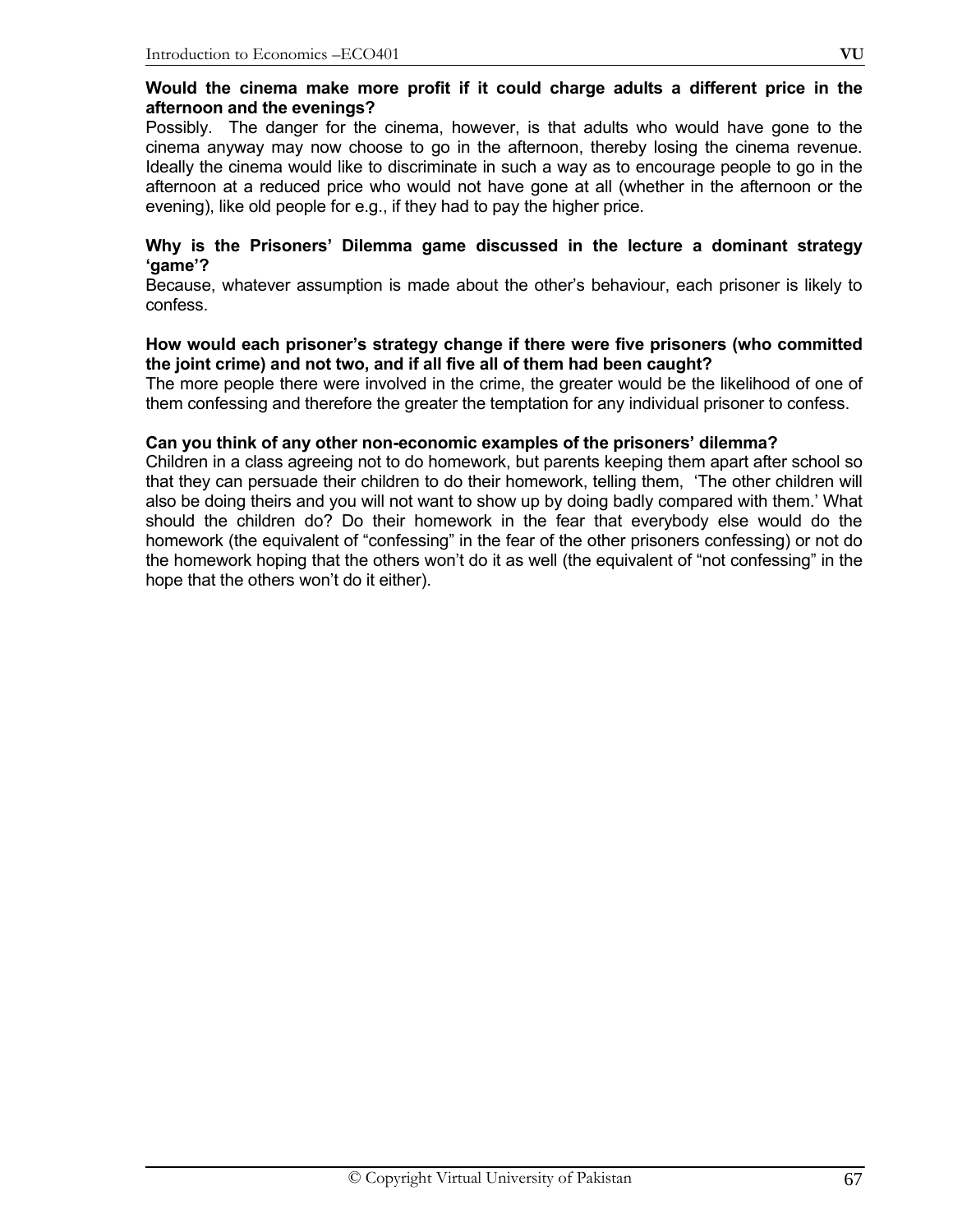**Would the cinema make more profit if it could charge adults a different price in the afternoon and the evenings?**

Possibly. The danger for the cinema, however, is that adults who would have gone to the cinema anyway may now choose to go in the afternoon, thereby losing the cinema revenue. Ideally the cinema would like to discriminate in such a way as to encourage people to go in the afternoon at a reduced price who would not have gone at all (whether in the afternoon or the evening), like old people for e.g., if they had to pay the higher price.

**Why is the Prisoners' Dilemma game discussed in the lecture a dominant strategy 'game'?**

Because, whatever assumption is made about the other's behaviour, each prisoner is likely to confess.

**How would each prisoner's strategy change if there were five prisoners (who committed the joint crime) and not two, and if all five all of them had been caught?**

The more people there were involved in the crime, the greater would be the likelihood of one of them confessing and therefore the greater the temptation for any individual prisoner to confess.

**Can you think of any other non-economic examples of the prisoners' dilemma?**

Children in a class agreeing not to do homework, but parents keeping them apart after school so that they can persuade their children to do their homework, telling them, 'The other children will also be doing theirs and you will not want to show up by doing badly compared with them.' What should the children do? Do their homework in the fear that everybody else would do the homework (the equivalent of "confessing" in the fear of the other prisoners confessing) or not do the homework hoping that the others won't do it as well (the equivalent of "not confessing" in the hope that the others won't do it either).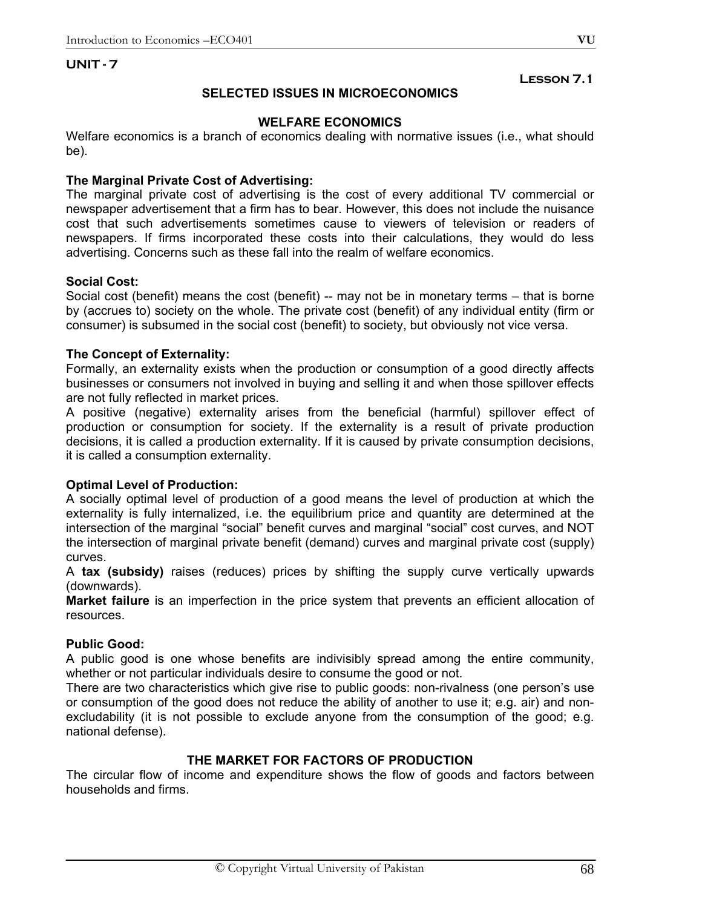## UNIT - 7

**Lesson 7.1**

### SELECTED ISSUES IN MICROECONOMICS

### WELFARE ECONOMICS

Welfare economics is a branch of economics dealing with normative issues (i.e., what should be).

**The Marginal Private Cost of Advertising:**

The marginal private cost of advertising is the cost of every additional TV commercial or newspaper advertisement that a firm has to bear. However, this does not include the nuisance cost that such advertisements sometimes cause to viewers of television or readers of newspapers. If firms incorporated these costs into their calculations, they would do less advertising. Concerns such as these fall into the realm of welfare economics.

**Social Cost:**

Social cost (benefit) means the cost (benefit) -- may not be in monetary terms – that is borne by (accrues to) society on the whole. The private cost (benefit) of any individual entity (firm or consumer) is subsumed in the social cost (benefit) to society, but obviously not vice versa.

**The Concept of Externality:**

Formally, an externality exists when the production or consumption of a good directly affects businesses or consumers not involved in buying and selling it and when those spillover effects are not fully reflected in market prices.

A positive (negative) externality arises from the beneficial (harmful) spillover effect of production or consumption for society. If the externality is a result of private production decisions, it is called a production externality. If it is caused by private consumption decisions, it is called a consumption externality.

**Optimal Level of Production:**

A socially optimal level of production of a good means the level of production at which the externality is fully internalized, i.e. the equilibrium price and quantity are determined at the intersection of the marginal "social" benefit curves and marginal "social" cost curves, and NOT the intersection of marginal private benefit (demand) curves and marginal private cost (supply) curves.

A **tax (subsidy)** raises (reduces) prices by shifting the supply curve vertically upwards (downwards).

**Market failure** is an imperfection in the price system that prevents an efficient allocation of resources.

**Public Good:**

A public good is one whose benefits are indivisibly spread among the entire community, whether or not particular individuals desire to consume the good or not.

There are two characteristics which give rise to public goods: non-rivalness (one person's use or consumption of the good does not reduce the ability of another to use it; e.g. air) and non-excludability (it is not possible to exclude anyone from the consumption of the good; e.g. national defense).

### THE MARKET FOR FACTORS OF PRODUCTION

The circular flow of income and expenditure shows the flow of goods and factors between households and firms.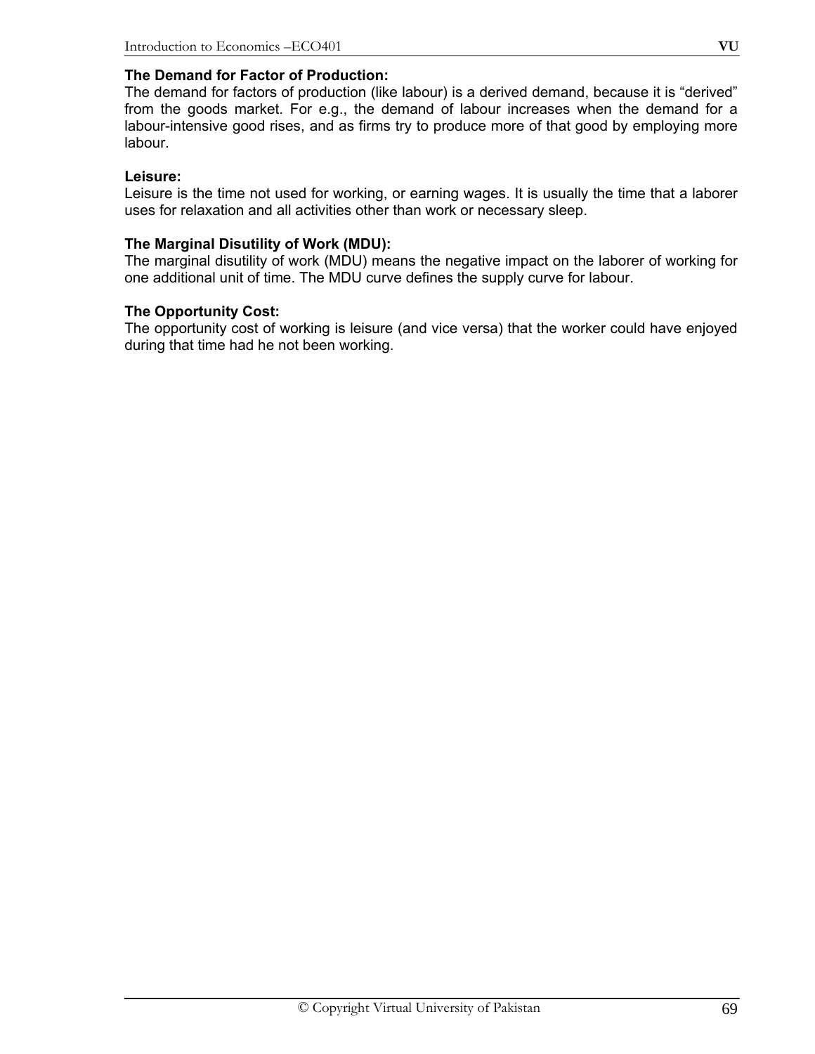**The Demand for Factor of Production:**
The demand for factors of production (like labour) is a derived demand, because it is "derived" from the goods market. For e.g., the demand of labour increases when the demand for a labour-intensive good rises, and as firms try to produce more of that good by employing more labour.

**Leisure:**
Leisure is the time not used for working, or earning wages. It is usually the time that a laborer uses for relaxation and all activities other than work or necessary sleep.

**The Marginal Disutility of Work (MDU):**
The marginal disutility of work (MDU) means the negative impact on the laborer of working for one additional unit of time. The MDU curve defines the supply curve for labour.

**The Opportunity Cost:**
The opportunity cost of working is leisure (and vice versa) that the worker could have enjoyed during that time had he not been working.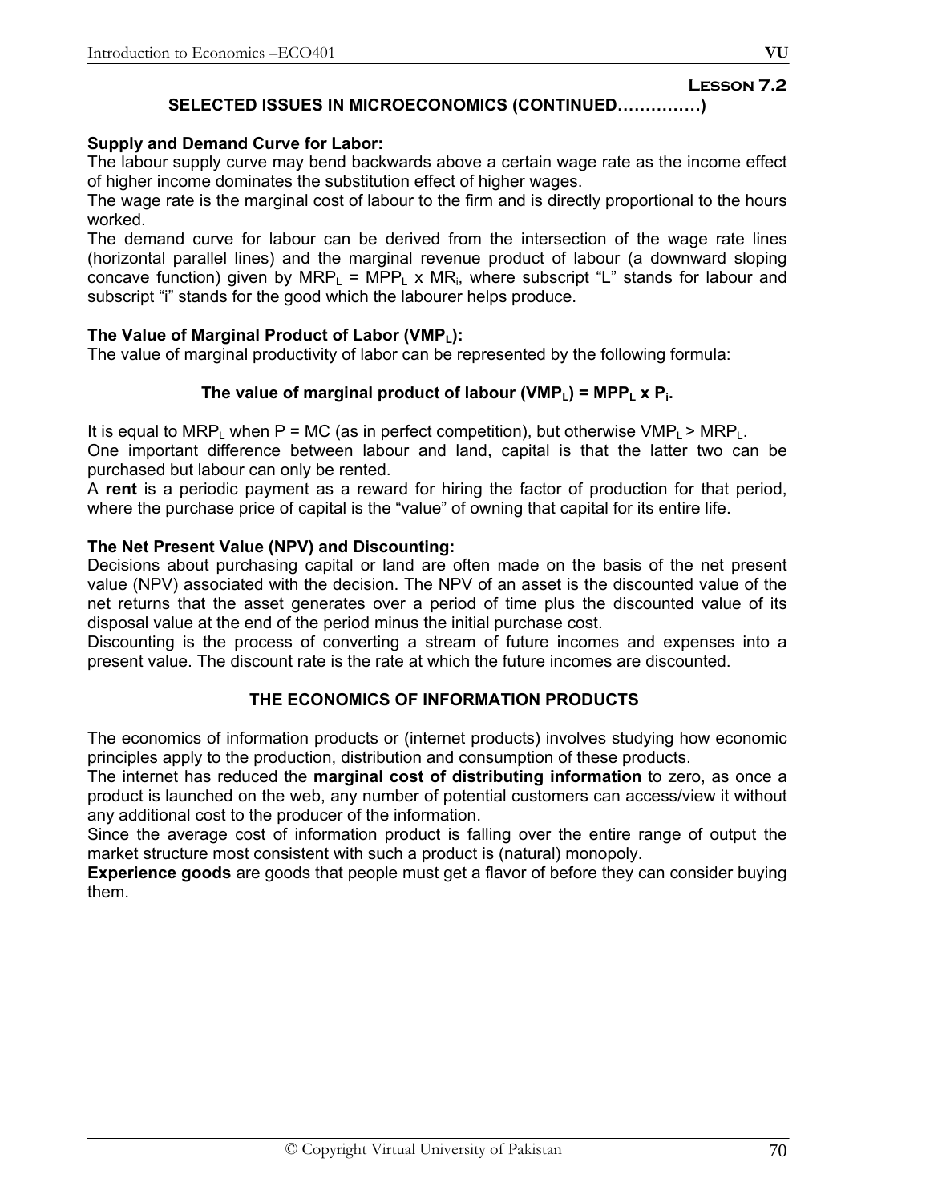## Lesson 7.2

### SELECTED ISSUES IN MICROECONOMICS (CONTINUED……………)

**Supply and Demand Curve for Labor:**

The labour supply curve may bend backwards above a certain wage rate as the income effect of higher income dominates the substitution effect of higher wages.

The wage rate is the marginal cost of labour to the firm and is directly proportional to the hours worked.

The demand curve for labour can be derived from the intersection of the wage rate lines (horizontal parallel lines) and the marginal revenue product of labour (a downward sloping concave function) given by $MRP_L = MPP_L \times MR_i$, where subscript "L" stands for labour and subscript "i" stands for the good which the labourer helps produce.

**The Value of Marginal Product of Labor ($VMP_L$):**

The value of marginal productivity of labor can be represented by the following formula:

**The value of marginal product of labour ($VMP_L$) = $MPP_L \times P_i$.**

It is equal to $MRP_L$ when P = MC (as in perfect competition), but otherwise $VMP_L > MRP_L$.

One important difference between labour and land, capital is that the latter two can be purchased but labour can only be rented.

A **rent** is a periodic payment as a reward for hiring the factor of production for that period, where the purchase price of capital is the "value" of owning that capital for its entire life.

**The Net Present Value (NPV) and Discounting:**

Decisions about purchasing capital or land are often made on the basis of the net present value (NPV) associated with the decision. The NPV of an asset is the discounted value of the net returns that the asset generates over a period of time plus the discounted value of its disposal value at the end of the period minus the initial purchase cost.

Discounting is the process of converting a stream of future incomes and expenses into a present value. The discount rate is the rate at which the future incomes are discounted.

### THE ECONOMICS OF INFORMATION PRODUCTS

The economics of information products or (internet products) involves studying how economic principles apply to the production, distribution and consumption of these products.

The internet has reduced the **marginal cost of distributing information** to zero, as once a product is launched on the web, any number of potential customers can access/view it without any additional cost to the producer of the information.

Since the average cost of information product is falling over the entire range of output the market structure most consistent with such a product is (natural) monopoly.

**Experience goods** are goods that people must get a flavor of before they can consider buying them.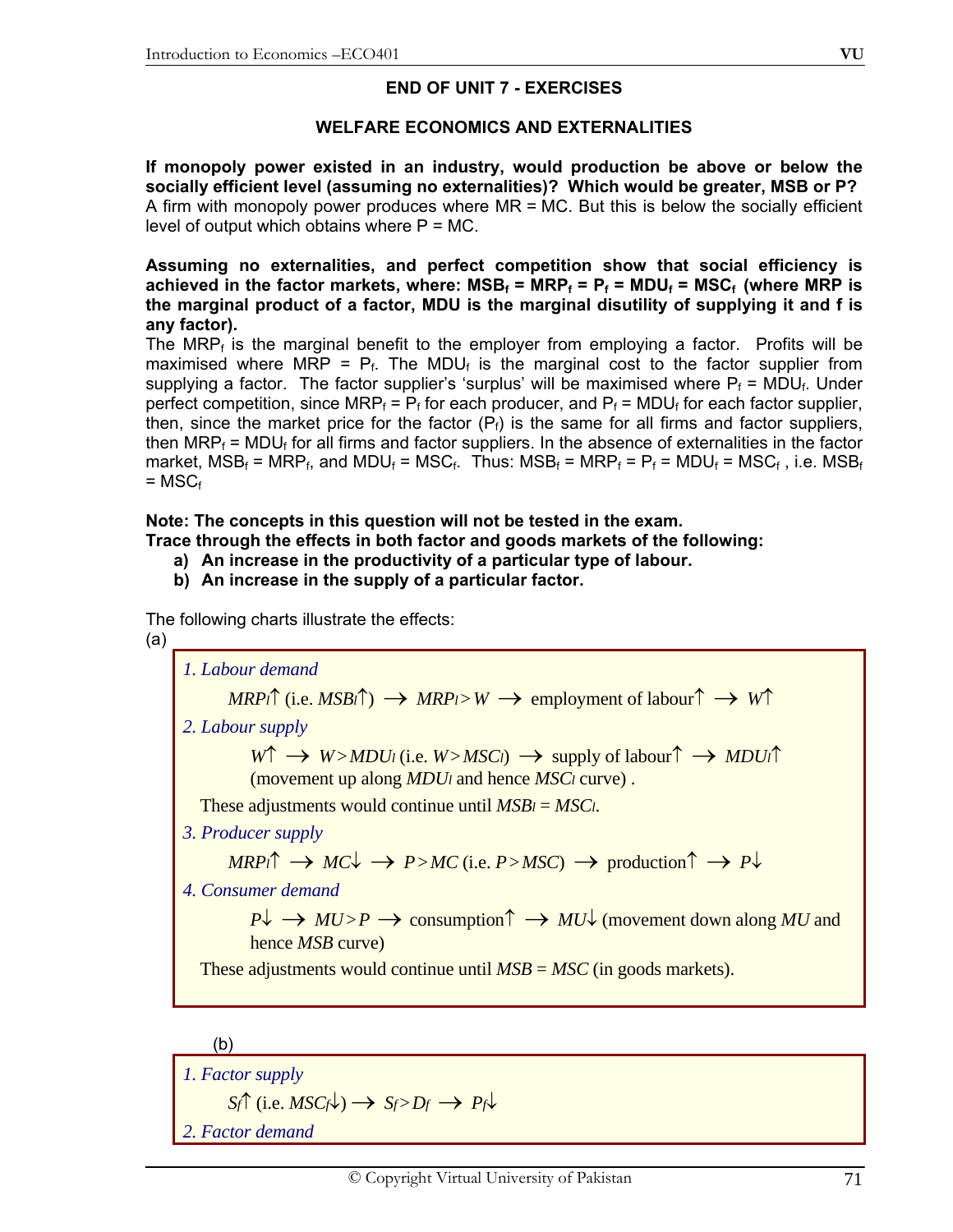## END OF UNIT 7 - EXERCISES

### WELFARE ECONOMICS AND EXTERNALITIES

**If monopoly power existed in an industry, would production be above or below the socially efficient level (assuming no externalities)? Which would be greater, MSB or P?**
A firm with monopoly power produces where MR = MC. But this is below the socially efficient level of output which obtains where P = MC.

**Assuming no externalities, and perfect competition show that social efficiency is achieved in the factor markets, where: $MSB_f = MRP_f = P_f = MDU_f = MSC_f$ (where MRP is the marginal product of a factor, MDU is the marginal disutility of supplying it and f is any factor).**
The $MRP_f$ is the marginal benefit to the employer from employing a factor. Profits will be maximised where MRP = $P_f$. The $MDU_f$ is the marginal cost to the factor supplier from supplying a factor. The factor supplier's 'surplus' will be maximised where $P_f = MDU_f$. Under perfect competition, since $MRP_f = P_f$ for each producer, and $P_f = MDU_f$ for each factor supplier, then, since the market price for the factor ($P_f$) is the same for all firms and factor suppliers, then $MRP_f = MDU_f$ for all firms and factor suppliers. In the absence of externalities in the factor market, $MSB_f = MRP_f$, and $MDU_f = MSC_f$. Thus: $MSB_f = MRP_f = P_f = MDU_f = MSC_f$ , i.e. $MSB_f = MSC_f$

**Note: The concepts in this question will not be tested in the exam.**
**Trace through the effects in both factor and goods markets of the following:**

a) **An increase in the productivity of a particular type of labour.**
b) **An increase in the supply of a particular factor.**

The following charts illustrate the effects:

(a)

*1. Labour demand*

$MRP_l\uparrow$ (i.e. $MSB_l\uparrow$) $\rightarrow$ $MRP_l > W$ $\rightarrow$ employment of labour$\uparrow$ $\rightarrow$ $W\uparrow$

*2. Labour supply*

$W\uparrow$ $\rightarrow$ $W > MDU_l$ (i.e. $W > MSC_l$) $\rightarrow$ supply of labour$\uparrow$ $\rightarrow$ $MDU_l\uparrow$ (movement up along $MDU_l$ and hence $MSC_l$ curve) .

These adjustments would continue until $MSB_l = MSC_l$.

*3. Producer supply*

$MRP_l\uparrow$ $\rightarrow$ $MC\downarrow$ $\rightarrow$ $P > MC$ (i.e. $P > MSC$) $\rightarrow$ production$\uparrow$ $\rightarrow$ $P\downarrow$

*4. Consumer demand*

$P\downarrow$ $\rightarrow$ $MU > P$ $\rightarrow$ consumption$\uparrow$ $\rightarrow$ $MU\downarrow$ (movement down along $MU$ and hence $MSB$ curve)

These adjustments would continue until $MSB = MSC$ (in goods markets).

(b)

*1. Factor supply*

$S_f\uparrow$ (i.e. $MSC_f\downarrow$) $\rightarrow$ $S_f > D_f$ $\rightarrow$ $P_f\downarrow$

*2. Factor demand*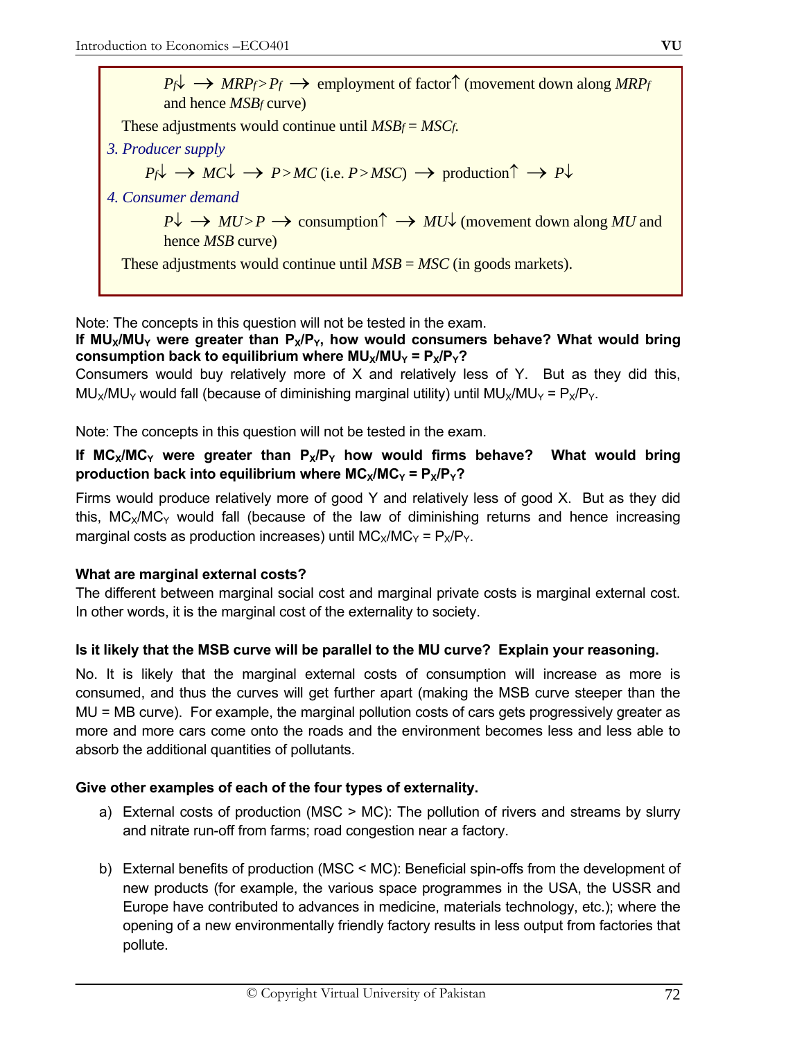$P_f\downarrow \rightarrow MRP_f > P_f \rightarrow$ employment of factor$\uparrow$ (movement down along $MRP_f$ and hence $MSB_f$ curve)

These adjustments would continue until $MSB_f = MSC_f$.

*3. Producer supply*

$P_f\downarrow \rightarrow MC\downarrow \rightarrow P > MC$ (i.e. $P > MSC$) $\rightarrow$ production$\uparrow \rightarrow P\downarrow$

*4. Consumer demand*

$P\downarrow \rightarrow MU > P \rightarrow$ consumption$\uparrow \rightarrow MU\downarrow$ (movement down along $MU$ and hence $MSB$ curve)

These adjustments would continue until $MSB = MSC$ (in goods markets).

Note: The concepts in this question will not be tested in the exam.

**If $MU_X/MU_Y$ were greater than $P_X/P_Y$, how would consumers behave? What would bring consumption back to equilibrium where $MU_X/MU_Y = P_X/P_Y$?**

Consumers would buy relatively more of X and relatively less of Y. But as they did this, $MU_X/MU_Y$ would fall (because of diminishing marginal utility) until $MU_X/MU_Y = P_X/P_Y$.

Note: The concepts in this question will not be tested in the exam.

**If $MC_X/MC_Y$ were greater than $P_X/P_Y$ how would firms behave? What would bring production back into equilibrium where $MC_X/MC_Y = P_X/P_Y$?**

Firms would produce relatively more of good Y and relatively less of good X. But as they did this, $MC_X/MC_Y$ would fall (because of the law of diminishing returns and hence increasing marginal costs as production increases) until $MC_X/MC_Y = P_X/P_Y$.

**What are marginal external costs?**

The different between marginal social cost and marginal private costs is marginal external cost. In other words, it is the marginal cost of the externality to society.

**Is it likely that the MSB curve will be parallel to the MU curve? Explain your reasoning.**

No. It is likely that the marginal external costs of consumption will increase as more is consumed, and thus the curves will get further apart (making the MSB curve steeper than the MU = MB curve). For example, the marginal pollution costs of cars gets progressively greater as more and more cars come onto the roads and the environment becomes less and less able to absorb the additional quantities of pollutants.

**Give other examples of each of the four types of externality.**

a) External costs of production (MSC > MC): The pollution of rivers and streams by slurry and nitrate run-off from farms; road congestion near a factory.

b) External benefits of production (MSC < MC): Beneficial spin-offs from the development of new products (for example, the various space programmes in the USA, the USSR and Europe have contributed to advances in medicine, materials technology, etc.); where the opening of a new environmentally friendly factory results in less output from factories that pollute.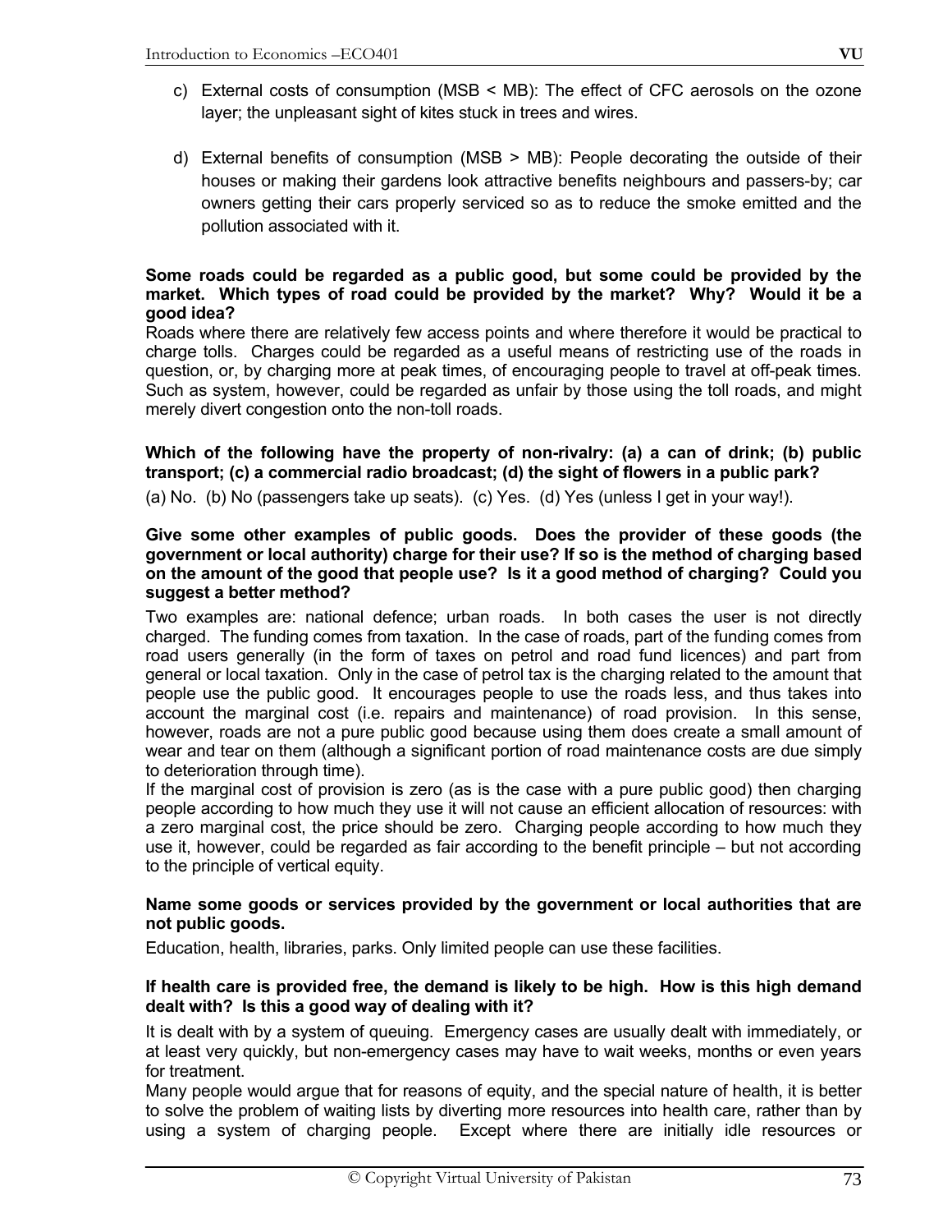c) External costs of consumption (MSB < MB): The effect of CFC aerosols on the ozone layer; the unpleasant sight of kites stuck in trees and wires.

d) External benefits of consumption (MSB > MB): People decorating the outside of their houses or making their gardens look attractive benefits neighbours and passers-by; car owners getting their cars properly serviced so as to reduce the smoke emitted and the pollution associated with it.

**Some roads could be regarded as a public good, but some could be provided by the market. Which types of road could be provided by the market? Why? Would it be a good idea?**

Roads where there are relatively few access points and where therefore it would be practical to charge tolls. Charges could be regarded as a useful means of restricting use of the roads in question, or, by charging more at peak times, of encouraging people to travel at off-peak times. Such as system, however, could be regarded as unfair by those using the toll roads, and might merely divert congestion onto the non-toll roads.

**Which of the following have the property of non-rivalry: (a) a can of drink; (b) public transport; (c) a commercial radio broadcast; (d) the sight of flowers in a public park?**

(a) No. (b) No (passengers take up seats). (c) Yes. (d) Yes (unless I get in your way!).

**Give some other examples of public goods. Does the provider of these goods (the government or local authority) charge for their use? If so is the method of charging based on the amount of the good that people use? Is it a good method of charging? Could you suggest a better method?**

Two examples are: national defence; urban roads. In both cases the user is not directly charged. The funding comes from taxation. In the case of roads, part of the funding comes from road users generally (in the form of taxes on petrol and road fund licences) and part from general or local taxation. Only in the case of petrol tax is the charging related to the amount that people use the public good. It encourages people to use the roads less, and thus takes into account the marginal cost (i.e. repairs and maintenance) of road provision. In this sense, however, roads are not a pure public good because using them does create a small amount of wear and tear on them (although a significant portion of road maintenance costs are due simply to deterioration through time).

If the marginal cost of provision is zero (as is the case with a pure public good) then charging people according to how much they use it will not cause an efficient allocation of resources: with a zero marginal cost, the price should be zero. Charging people according to how much they use it, however, could be regarded as fair according to the benefit principle – but not according to the principle of vertical equity.

**Name some goods or services provided by the government or local authorities that are not public goods.**

Education, health, libraries, parks. Only limited people can use these facilities.

**If health care is provided free, the demand is likely to be high. How is this high demand dealt with? Is this a good way of dealing with it?**

It is dealt with by a system of queuing. Emergency cases are usually dealt with immediately, or at least very quickly, but non-emergency cases may have to wait weeks, months or even years for treatment.

Many people would argue that for reasons of equity, and the special nature of health, it is better to solve the problem of waiting lists by diverting more resources into health care, rather than by using a system of charging people. Except where there are initially idle resources or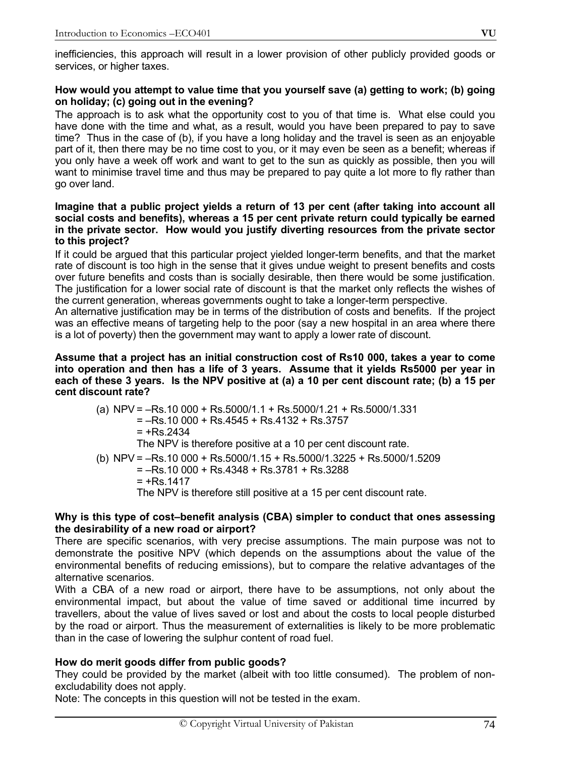inefficiencies, this approach will result in a lower provision of other publicly provided goods or services, or higher taxes.

**How would you attempt to value time that you yourself save (a) getting to work; (b) going on holiday; (c) going out in the evening?**

The approach is to ask what the opportunity cost to you of that time is. What else could you have done with the time and what, as a result, would you have been prepared to pay to save time? Thus in the case of (b), if you have a long holiday and the travel is seen as an enjoyable part of it, then there may be no time cost to you, or it may even be seen as a benefit; whereas if you only have a week off work and want to get to the sun as quickly as possible, then you will want to minimise travel time and thus may be prepared to pay quite a lot more to fly rather than go over land.

**Imagine that a public project yields a return of 13 per cent (after taking into account all social costs and benefits), whereas a 15 per cent private return could typically be earned in the private sector. How would you justify diverting resources from the private sector to this project?**

If it could be argued that this particular project yielded longer-term benefits, and that the market rate of discount is too high in the sense that it gives undue weight to present benefits and costs over future benefits and costs than is socially desirable, then there would be some justification. The justification for a lower social rate of discount is that the market only reflects the wishes of the current generation, whereas governments ought to take a longer-term perspective.

An alternative justification may be in terms of the distribution of costs and benefits. If the project was an effective means of targeting help to the poor (say a new hospital in an area where there is a lot of poverty) then the government may want to apply a lower rate of discount.

**Assume that a project has an initial construction cost of Rs10 000, takes a year to come into operation and then has a life of 3 years. Assume that it yields Rs5000 per year in each of these 3 years. Is the NPV positive at (a) a 10 per cent discount rate; (b) a 15 per cent discount rate?**

(a) NPV = –Rs.10 000 + Rs.5000/1.1 + Rs.5000/1.21 + Rs.5000/1.331
= –Rs.10 000 + Rs.4545 + Rs.4132 + Rs.3757
= +Rs.2434
The NPV is therefore positive at a 10 per cent discount rate.

(b) NPV = –Rs.10 000 + Rs.5000/1.15 + Rs.5000/1.3225 + Rs.5000/1.5209
= –Rs.10 000 + Rs.4348 + Rs.3781 + Rs.3288
= +Rs.1417
The NPV is therefore still positive at a 15 per cent discount rate.

**Why is this type of cost–benefit analysis (CBA) simpler to conduct that ones assessing the desirability of a new road or airport?**

There are specific scenarios, with very precise assumptions. The main purpose was not to demonstrate the positive NPV (which depends on the assumptions about the value of the environmental benefits of reducing emissions), but to compare the relative advantages of the alternative scenarios.

With a CBA of a new road or airport, there have to be assumptions, not only about the environmental impact, but about the value of time saved or additional time incurred by travellers, about the value of lives saved or lost and about the costs to local people disturbed by the road or airport. Thus the measurement of externalities is likely to be more problematic than in the case of lowering the sulphur content of road fuel.

**How do merit goods differ from public goods?**

They could be provided by the market (albeit with too little consumed). The problem of non-excludability does not apply.

Note: The concepts in this question will not be tested in the exam.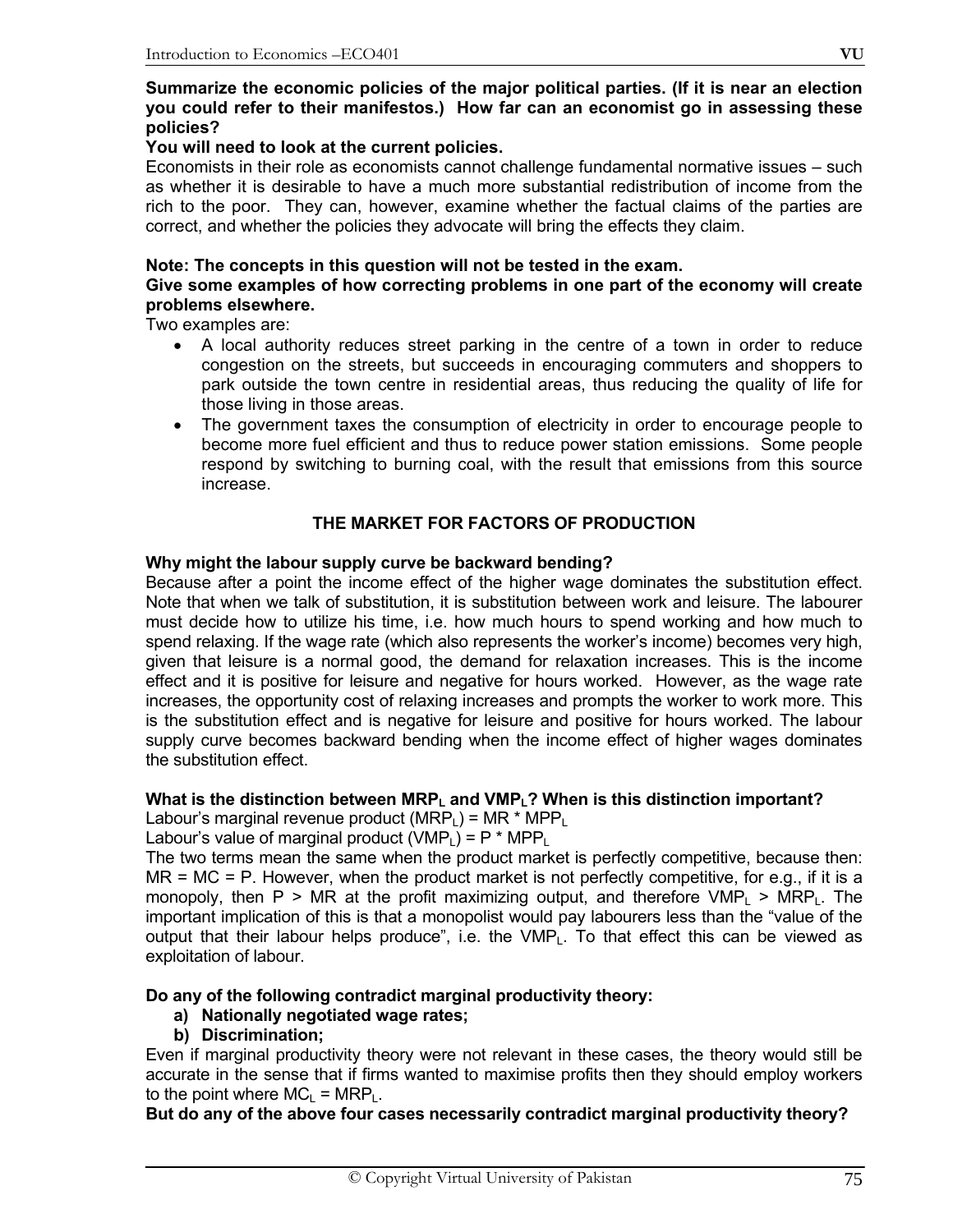**Summarize the economic policies of the major political parties. (If it is near an election you could refer to their manifestos.) How far can an economist go in assessing these policies?**

**You will need to look at the current policies.**

Economists in their role as economists cannot challenge fundamental normative issues – such as whether it is desirable to have a much more substantial redistribution of income from the rich to the poor. They can, however, examine whether the factual claims of the parties are correct, and whether the policies they advocate will bring the effects they claim.

**Note: The concepts in this question will not be tested in the exam.**

**Give some examples of how correcting problems in one part of the economy will create problems elsewhere.**

Two examples are:

- A local authority reduces street parking in the centre of a town in order to reduce congestion on the streets, but succeeds in encouraging commuters and shoppers to park outside the town centre in residential areas, thus reducing the quality of life for those living in those areas.
- The government taxes the consumption of electricity in order to encourage people to become more fuel efficient and thus to reduce power station emissions. Some people respond by switching to burning coal, with the result that emissions from this source increase.

## THE MARKET FOR FACTORS OF PRODUCTION

**Why might the labour supply curve be backward bending?**

Because after a point the income effect of the higher wage dominates the substitution effect. Note that when we talk of substitution, it is substitution between work and leisure. The labourer must decide how to utilize his time, i.e. how much hours to spend working and how much to spend relaxing. If the wage rate (which also represents the worker's income) becomes very high, given that leisure is a normal good, the demand for relaxation increases. This is the income effect and it is positive for leisure and negative for hours worked. However, as the wage rate increases, the opportunity cost of relaxing increases and prompts the worker to work more. This is the substitution effect and is negative for leisure and positive for hours worked. The labour supply curve becomes backward bending when the income effect of higher wages dominates the substitution effect.

**What is the distinction between $MRP_L$ and $VMP_L$? When is this distinction important?**

Labour's marginal revenue product ($MRP_L$) = MR * $MPP_L$

Labour's value of marginal product ($VMP_L$) = P * $MPP_L$

The two terms mean the same when the product market is perfectly competitive, because then: MR = MC = P. However, when the product market is not perfectly competitive, for e.g., if it is a monopoly, then P > MR at the profit maximizing output, and therefore $VMP_L$ > $MRP_L$. The important implication of this is that a monopolist would pay labourers less than the "value of the output that their labour helps produce", i.e. the $VMP_L$. To that effect this can be viewed as exploitation of labour.

**Do any of the following contradict marginal productivity theory:**

a) **Nationally negotiated wage rates;**
b) **Discrimination;**

Even if marginal productivity theory were not relevant in these cases, the theory would still be accurate in the sense that if firms wanted to maximise profits then they should employ workers to the point where $MC_L$ = $MRP_L$.

**But do any of the above four cases necessarily contradict marginal productivity theory?**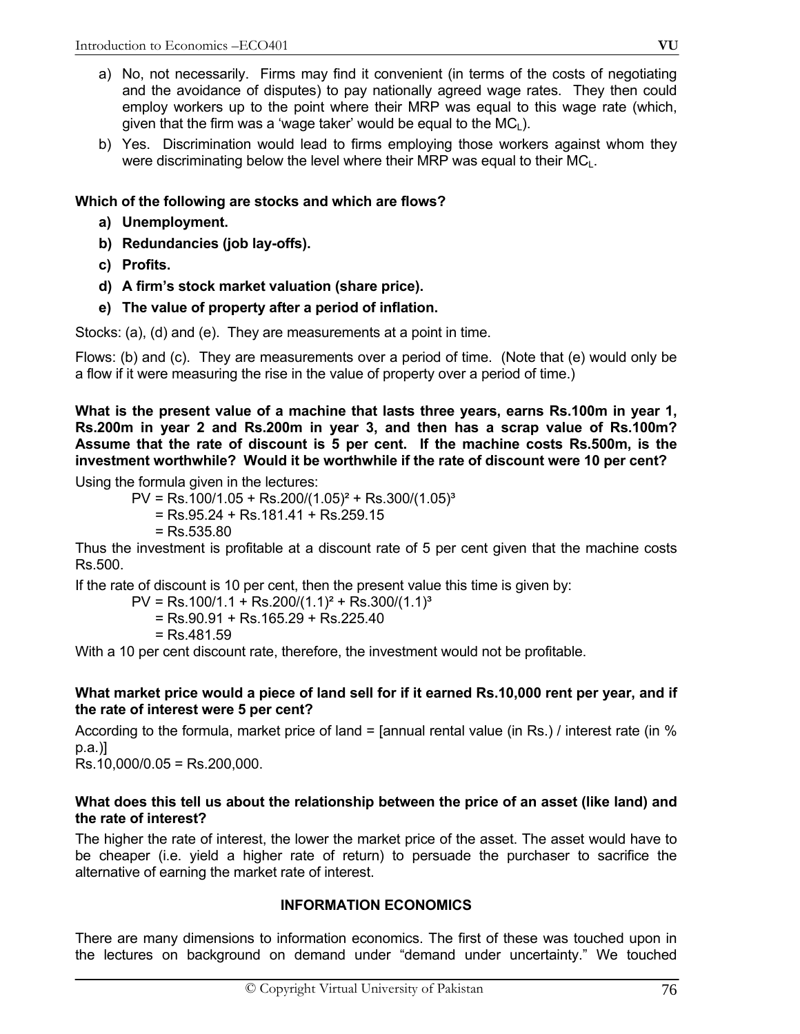a) No, not necessarily. Firms may find it convenient (in terms of the costs of negotiating and the avoidance of disputes) to pay nationally agreed wage rates. They then could employ workers up to the point where their MRP was equal to this wage rate (which, given that the firm was a 'wage taker' would be equal to the $MC_L$).

b) Yes. Discrimination would lead to firms employing those workers against whom they were discriminating below the level where their MRP was equal to their $MC_L$.

**Which of the following are stocks and which are flows?**

**a) Unemployment.**

**b) Redundancies (job lay-offs).**

**c) Profits.**

**d) A firm's stock market valuation (share price).**

**e) The value of property after a period of inflation.**

Stocks: (a), (d) and (e). They are measurements at a point in time.

Flows: (b) and (c). They are measurements over a period of time. (Note that (e) would only be a flow if it were measuring the rise in the value of property over a period of time.)

**What is the present value of a machine that lasts three years, earns Rs.100m in year 1, Rs.200m in year 2 and Rs.200m in year 3, and then has a scrap value of Rs.100m? Assume that the rate of discount is 5 per cent. If the machine costs Rs.500m, is the investment worthwhile? Would it be worthwhile if the rate of discount were 10 per cent?**

Using the formula given in the lectures:

$$
\begin{aligned}
PV &= Rs.100/1.05 + Rs.200/(1.05)^2 + Rs.300/(1.05)^3 \\
&= Rs.95.24 + Rs.181.41 + Rs.259.15 \\
&= Rs.535.80
\end{aligned}
$$

Thus the investment is profitable at a discount rate of 5 per cent given that the machine costs Rs.500.

If the rate of discount is 10 per cent, then the present value this time is given by:

$$
\begin{aligned}
PV &= Rs.100/1.1 + Rs.200/(1.1)^2 + Rs.300/(1.1)^3 \\
&= Rs.90.91 + Rs.165.29 + Rs.225.40 \\
&= Rs.481.59
\end{aligned}
$$

With a 10 per cent discount rate, therefore, the investment would not be profitable.

**What market price would a piece of land sell for if it earned Rs.10,000 rent per year, and if the rate of interest were 5 per cent?**

According to the formula, market price of land = [annual rental value (in Rs.) / interest rate (in % p.a.)]

Rs.10,000/0.05 = Rs.200,000.

**What does this tell us about the relationship between the price of an asset (like land) and the rate of interest?**

The higher the rate of interest, the lower the market price of the asset. The asset would have to be cheaper (i.e. yield a higher rate of return) to persuade the purchaser to sacrifice the alternative of earning the market rate of interest.

## INFORMATION ECONOMICS

There are many dimensions to information economics. The first of these was touched upon in the lectures on background on demand under "demand under uncertainty." We touched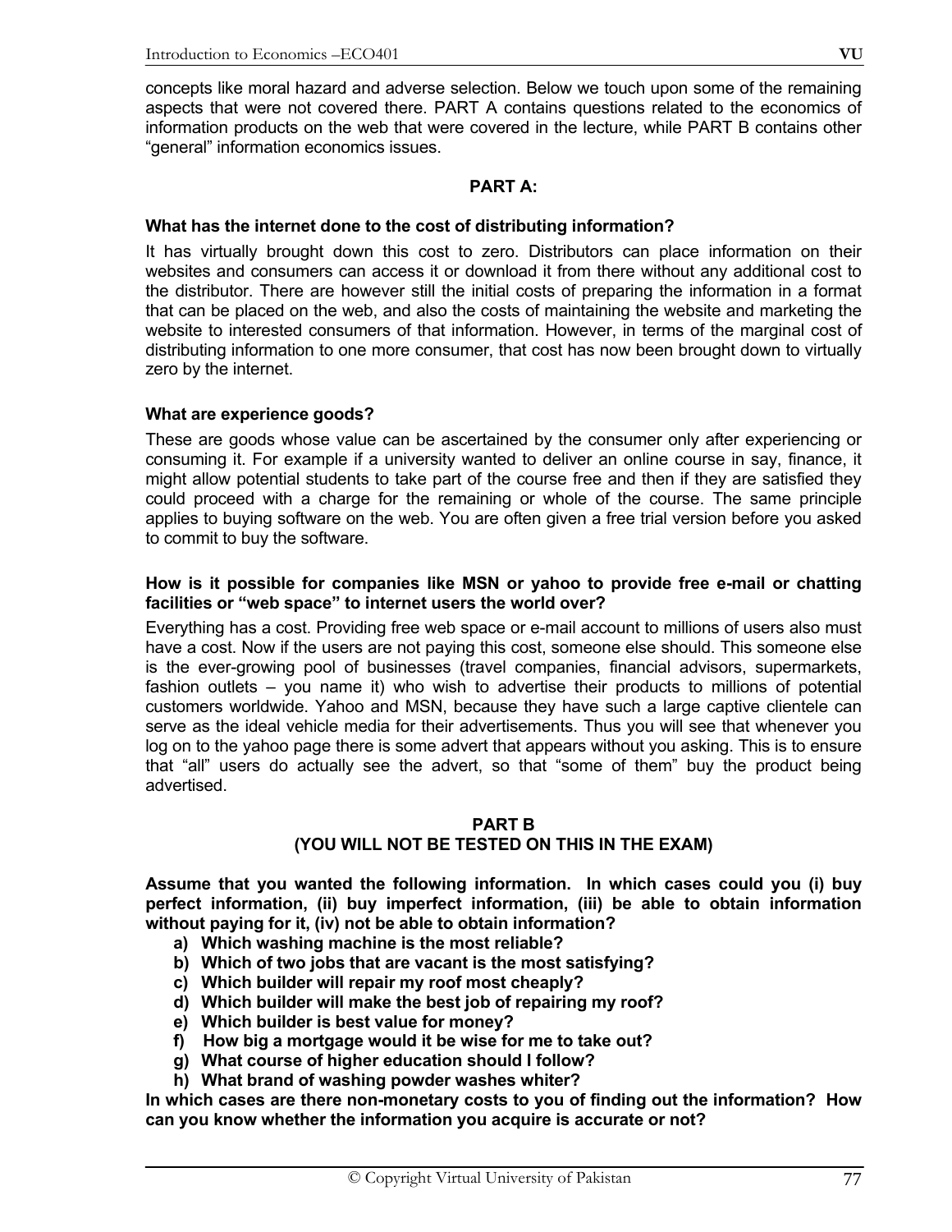concepts like moral hazard and adverse selection. Below we touch upon some of the remaining aspects that were not covered there. PART A contains questions related to the economics of information products on the web that were covered in the lecture, while PART B contains other "general" information economics issues.

## PART A:

**What has the internet done to the cost of distributing information?**

It has virtually brought down this cost to zero. Distributors can place information on their websites and consumers can access it or download it from there without any additional cost to the distributor. There are however still the initial costs of preparing the information in a format that can be placed on the web, and also the costs of maintaining the website and marketing the website to interested consumers of that information. However, in terms of the marginal cost of distributing information to one more consumer, that cost has now been brought down to virtually zero by the internet.

**What are experience goods?**

These are goods whose value can be ascertained by the consumer only after experiencing or consuming it. For example if a university wanted to deliver an online course in say, finance, it might allow potential students to take part of the course free and then if they are satisfied they could proceed with a charge for the remaining or whole of the course. The same principle applies to buying software on the web. You are often given a free trial version before you asked to commit to buy the software.

**How is it possible for companies like MSN or yahoo to provide free e-mail or chatting facilities or "web space" to internet users the world over?**

Everything has a cost. Providing free web space or e-mail account to millions of users also must have a cost. Now if the users are not paying this cost, someone else should. This someone else is the ever-growing pool of businesses (travel companies, financial advisors, supermarkets, fashion outlets – you name it) who wish to advertise their products to millions of potential customers worldwide. Yahoo and MSN, because they have such a large captive clientele can serve as the ideal vehicle media for their advertisements. Thus you will see that whenever you log on to the yahoo page there is some advert that appears without you asking. This is to ensure that "all" users do actually see the advert, so that "some of them" buy the product being advertised.

## PART B
## (YOU WILL NOT BE TESTED ON THIS IN THE EXAM)

**Assume that you wanted the following information. In which cases could you (i) buy perfect information, (ii) buy imperfect information, (iii) be able to obtain information without paying for it, (iv) not be able to obtain information?**

a) **Which washing machine is the most reliable?**
b) **Which of two jobs that are vacant is the most satisfying?**
c) **Which builder will repair my roof most cheaply?**
d) **Which builder will make the best job of repairing my roof?**
e) **Which builder is best value for money?**
f) **How big a mortgage would it be wise for me to take out?**
g) **What course of higher education should I follow?**
h) **What brand of washing powder washes whiter?**

**In which cases are there non-monetary costs to you of finding out the information? How can you know whether the information you acquire is accurate or not?**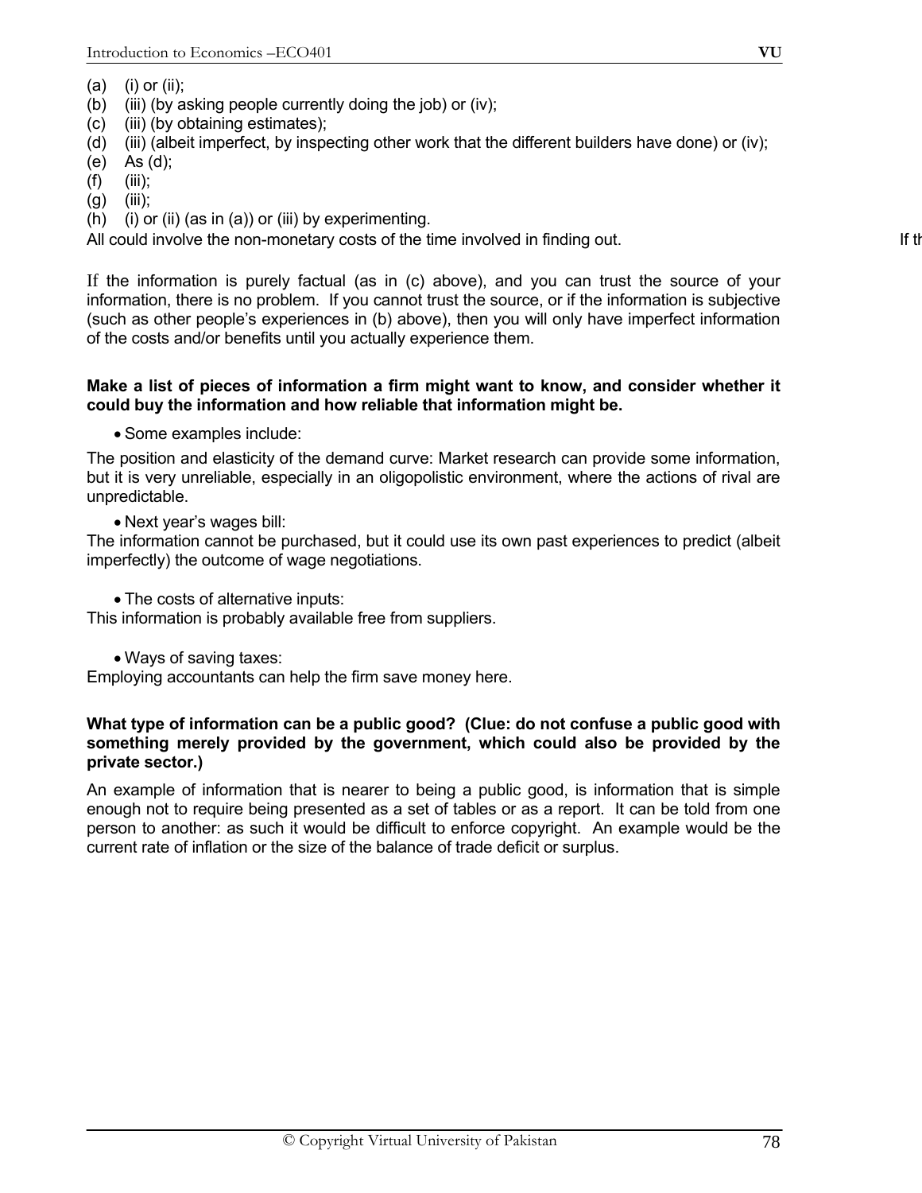(a) (i) or (ii);
(b) (iii) (by asking people currently doing the job) or (iv);
(c) (iii) (by obtaining estimates);
(d) (iii) (albeit imperfect, by inspecting other work that the different builders have done) or (iv);
(e) As (d);
(f) (iii);
(g) (iii);
(h) (i) or (ii) (as in (a)) or (iii) by experimenting.

All could involve the non-monetary costs of the time involved in finding out. If th

If the information is purely factual (as in (c) above), and you can trust the source of your information, there is no problem. If you cannot trust the source, or if the information is subjective (such as other people's experiences in (b) above), then you will only have imperfect information of the costs and/or benefits until you actually experience them.

**Make a list of pieces of information a firm might want to know, and consider whether it could buy the information and how reliable that information might be.**

- Some examples include:

The position and elasticity of the demand curve: Market research can provide some information, but it is very unreliable, especially in an oligopolistic environment, where the actions of rival are unpredictable.

- Next year's wages bill:

The information cannot be purchased, but it could use its own past experiences to predict (albeit imperfectly) the outcome of wage negotiations.

- The costs of alternative inputs:

This information is probably available free from suppliers.

- Ways of saving taxes:

Employing accountants can help the firm save money here.

**What type of information can be a public good? (Clue: do not confuse a public good with something merely provided by the government, which could also be provided by the private sector.)**

An example of information that is nearer to being a public good, is information that is simple enough not to require being presented as a set of tables or as a report. It can be told from one person to another: as such it would be difficult to enforce copyright. An example would be the current rate of inflation or the size of the balance of trade deficit or surplus.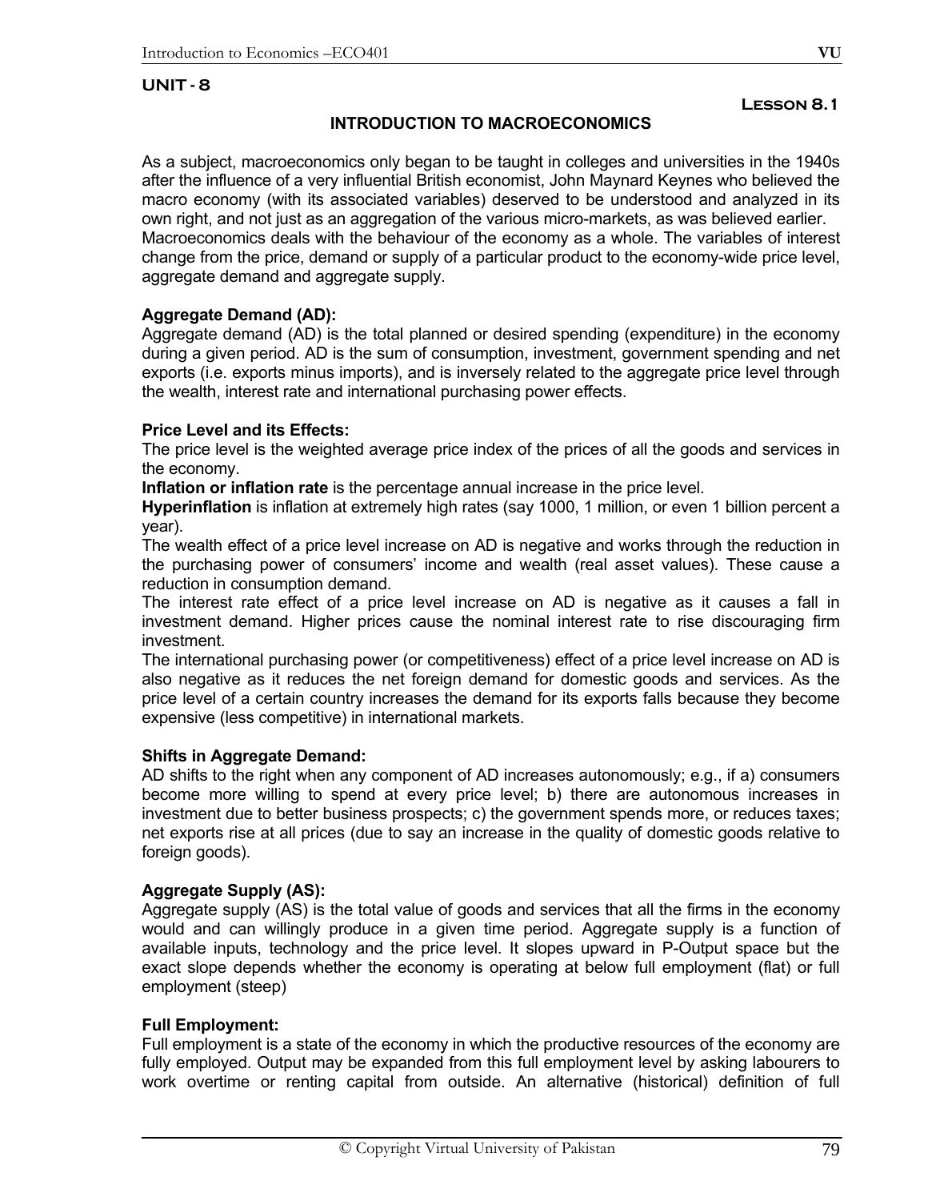## UNIT - 8

**Lesson 8.1**

### INTRODUCTION TO MACROECONOMICS

As a subject, macroeconomics only began to be taught in colleges and universities in the 1940s after the influence of a very influential British economist, John Maynard Keynes who believed the macro economy (with its associated variables) deserved to be understood and analyzed in its own right, and not just as an aggregation of the various micro-markets, as was believed earlier.
Macroeconomics deals with the behaviour of the economy as a whole. The variables of interest change from the price, demand or supply of a particular product to the economy-wide price level, aggregate demand and aggregate supply.

**Aggregate Demand (AD):**
Aggregate demand (AD) is the total planned or desired spending (expenditure) in the economy during a given period. AD is the sum of consumption, investment, government spending and net exports (i.e. exports minus imports), and is inversely related to the aggregate price level through the wealth, interest rate and international purchasing power effects.

**Price Level and its Effects:**
The price level is the weighted average price index of the prices of all the goods and services in the economy.
**Inflation or inflation rate** is the percentage annual increase in the price level.
**Hyperinflation** is inflation at extremely high rates (say 1000, 1 million, or even 1 billion percent a year).
The wealth effect of a price level increase on AD is negative and works through the reduction in the purchasing power of consumers' income and wealth (real asset values). These cause a reduction in consumption demand.
The interest rate effect of a price level increase on AD is negative as it causes a fall in investment demand. Higher prices cause the nominal interest rate to rise discouraging firm investment.
The international purchasing power (or competitiveness) effect of a price level increase on AD is also negative as it reduces the net foreign demand for domestic goods and services. As the price level of a certain country increases the demand for its exports falls because they become expensive (less competitive) in international markets.

**Shifts in Aggregate Demand:**
AD shifts to the right when any component of AD increases autonomously; e.g., if a) consumers become more willing to spend at every price level; b) there are autonomous increases in investment due to better business prospects; c) the government spends more, or reduces taxes; net exports rise at all prices (due to say an increase in the quality of domestic goods relative to foreign goods).

**Aggregate Supply (AS):**
Aggregate supply (AS) is the total value of goods and services that all the firms in the economy would and can willingly produce in a given time period. Aggregate supply is a function of available inputs, technology and the price level. It slopes upward in P-Output space but the exact slope depends whether the economy is operating at below full employment (flat) or full employment (steep)

**Full Employment:**
Full employment is a state of the economy in which the productive resources of the economy are fully employed. Output may be expanded from this full employment level by asking labourers to work overtime or renting capital from outside. An alternative (historical) definition of full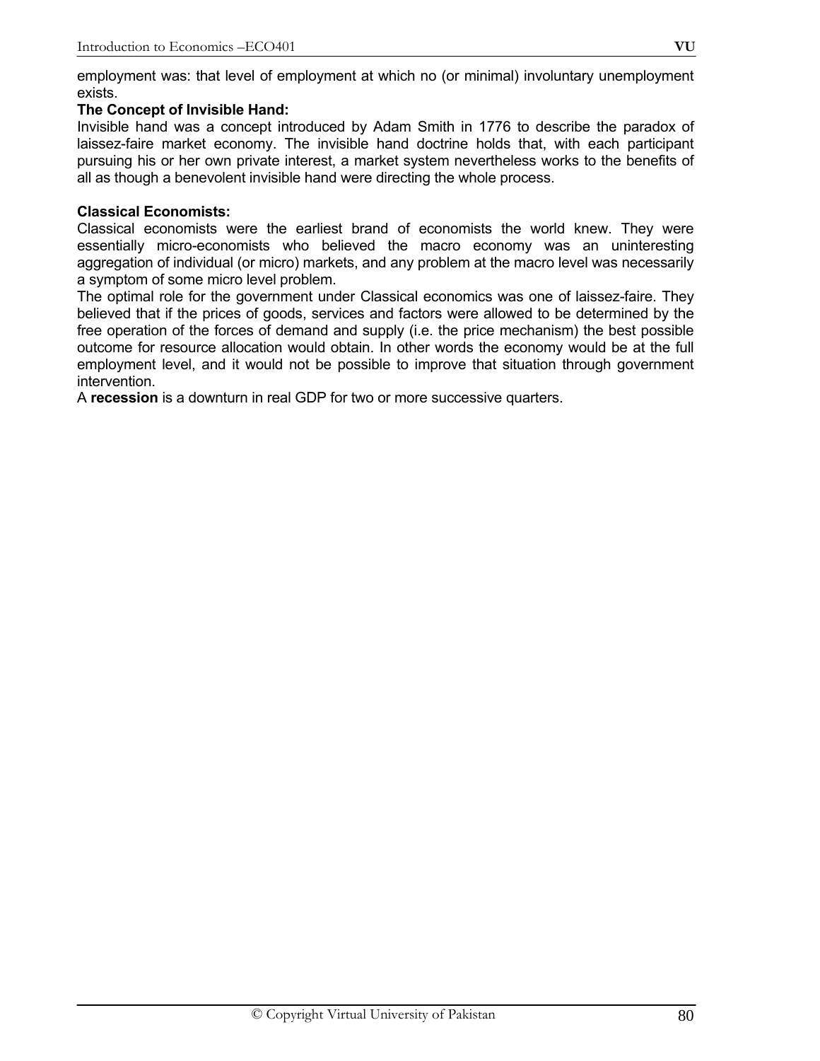employment was: that level of employment at which no (or minimal) involuntary unemployment exists.

**The Concept of Invisible Hand:**

Invisible hand was a concept introduced by Adam Smith in 1776 to describe the paradox of laissez-faire market economy. The invisible hand doctrine holds that, with each participant pursuing his or her own private interest, a market system nevertheless works to the benefits of all as though a benevolent invisible hand were directing the whole process.

**Classical Economists:**

Classical economists were the earliest brand of economists the world knew. They were essentially micro-economists who believed the macro economy was an uninteresting aggregation of individual (or micro) markets, and any problem at the macro level was necessarily a symptom of some micro level problem.

The optimal role for the government under Classical economics was one of laissez-faire. They believed that if the prices of goods, services and factors were allowed to be determined by the free operation of the forces of demand and supply (i.e. the price mechanism) the best possible outcome for resource allocation would obtain. In other words the economy would be at the full employment level, and it would not be possible to improve that situation through government intervention.

A **recession** is a downturn in real GDP for two or more successive quarters.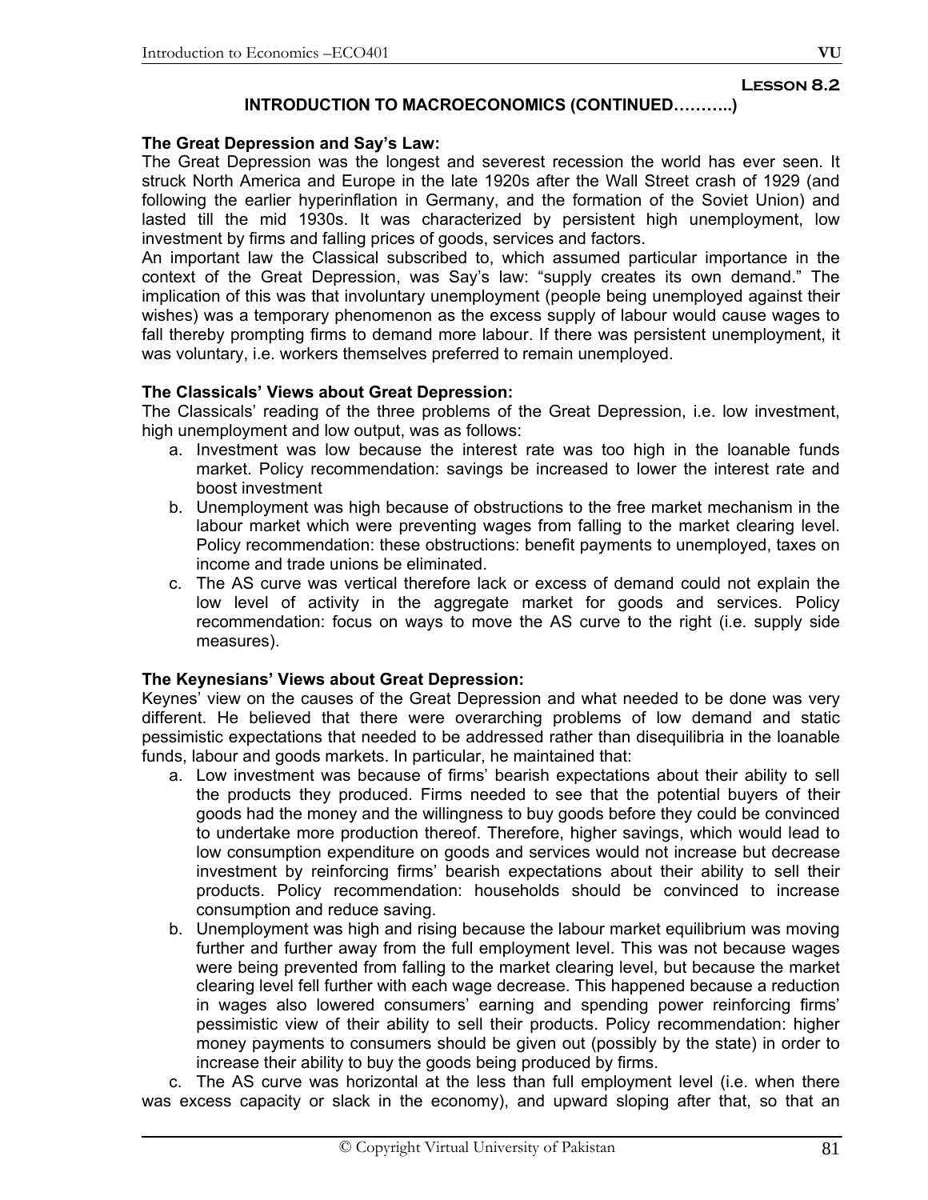**Lesson 8.2**

## INTRODUCTION TO MACROECONOMICS (CONTINUED………..)

**The Great Depression and Say's Law:**

The Great Depression was the longest and severest recession the world has ever seen. It struck North America and Europe in the late 1920s after the Wall Street crash of 1929 (and following the earlier hyperinflation in Germany, and the formation of the Soviet Union) and lasted till the mid 1930s. It was characterized by persistent high unemployment, low investment by firms and falling prices of goods, services and factors.

An important law the Classical subscribed to, which assumed particular importance in the context of the Great Depression, was Say's law: "supply creates its own demand." The implication of this was that involuntary unemployment (people being unemployed against their wishes) was a temporary phenomenon as the excess supply of labour would cause wages to fall thereby prompting firms to demand more labour. If there was persistent unemployment, it was voluntary, i.e. workers themselves preferred to remain unemployed.

**The Classicals' Views about Great Depression:**

The Classicals' reading of the three problems of the Great Depression, i.e. low investment, high unemployment and low output, was as follows:

a. Investment was low because the interest rate was too high in the loanable funds market. Policy recommendation: savings be increased to lower the interest rate and boost investment
b. Unemployment was high because of obstructions to the free market mechanism in the labour market which were preventing wages from falling to the market clearing level. Policy recommendation: these obstructions: benefit payments to unemployed, taxes on income and trade unions be eliminated.
c. The AS curve was vertical therefore lack or excess of demand could not explain the low level of activity in the aggregate market for goods and services. Policy recommendation: focus on ways to move the AS curve to the right (i.e. supply side measures).

**The Keynesians' Views about Great Depression:**

Keynes' view on the causes of the Great Depression and what needed to be done was very different. He believed that there were overarching problems of low demand and static pessimistic expectations that needed to be addressed rather than disequilibria in the loanable funds, labour and goods markets. In particular, he maintained that:

a. Low investment was because of firms' bearish expectations about their ability to sell the products they produced. Firms needed to see that the potential buyers of their goods had the money and the willingness to buy goods before they could be convinced to undertake more production thereof. Therefore, higher savings, which would lead to low consumption expenditure on goods and services would not increase but decrease investment by reinforcing firms' bearish expectations about their ability to sell their products. Policy recommendation: households should be convinced to increase consumption and reduce saving.
b. Unemployment was high and rising because the labour market equilibrium was moving further and further away from the full employment level. This was not because wages were being prevented from falling to the market clearing level, but because the market clearing level fell further with each wage decrease. This happened because a reduction in wages also lowered consumers' earning and spending power reinforcing firms' pessimistic view of their ability to sell their products. Policy recommendation: higher money payments to consumers should be given out (possibly by the state) in order to increase their ability to buy the goods being produced by firms.

c. The AS curve was horizontal at the less than full employment level (i.e. when there was excess capacity or slack in the economy), and upward sloping after that, so that an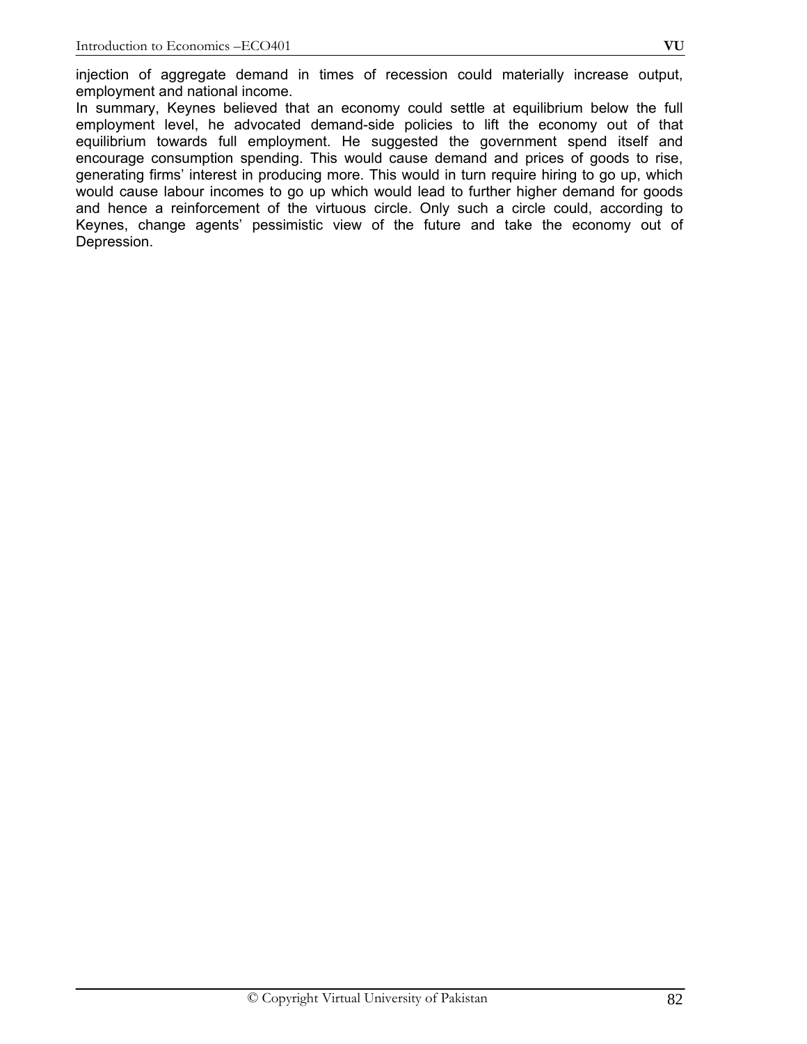injection of aggregate demand in times of recession could materially increase output, employment and national income.

In summary, Keynes believed that an economy could settle at equilibrium below the full employment level, he advocated demand-side policies to lift the economy out of that equilibrium towards full employment. He suggested the government spend itself and encourage consumption spending. This would cause demand and prices of goods to rise, generating firms' interest in producing more. This would in turn require hiring to go up, which would cause labour incomes to go up which would lead to further higher demand for goods and hence a reinforcement of the virtuous circle. Only such a circle could, according to Keynes, change agents' pessimistic view of the future and take the economy out of Depression.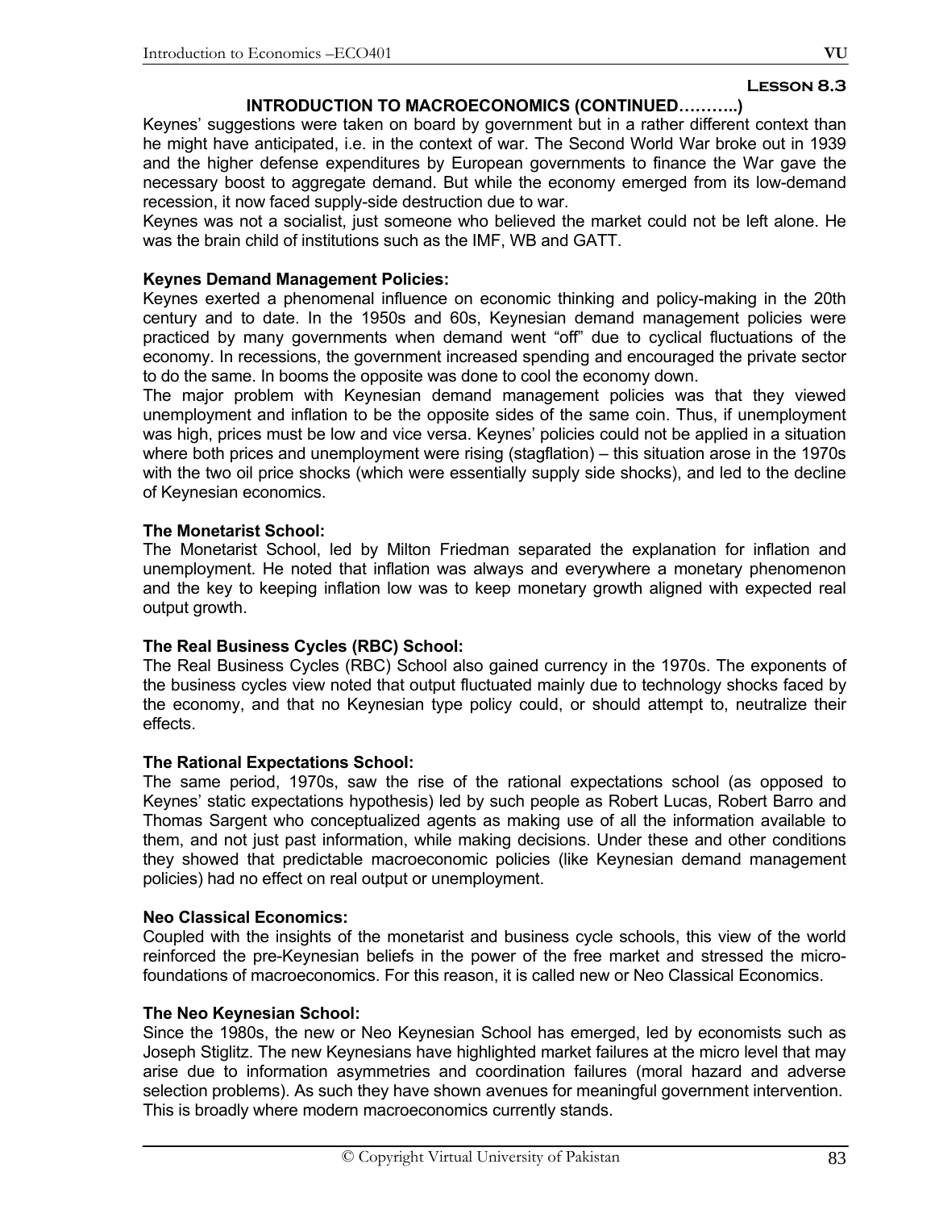**Lesson 8.3**

## INTRODUCTION TO MACROECONOMICS (CONTINUED………..)

Keynes' suggestions were taken on board by government but in a rather different context than he might have anticipated, i.e. in the context of war. The Second World War broke out in 1939 and the higher defense expenditures by European governments to finance the War gave the necessary boost to aggregate demand. But while the economy emerged from its low-demand recession, it now faced supply-side destruction due to war.

Keynes was not a socialist, just someone who believed the market could not be left alone. He was the brain child of institutions such as the IMF, WB and GATT.

### Keynes Demand Management Policies:

Keynes exerted a phenomenal influence on economic thinking and policy-making in the 20th century and to date. In the 1950s and 60s, Keynesian demand management policies were practiced by many governments when demand went "off" due to cyclical fluctuations of the economy. In recessions, the government increased spending and encouraged the private sector to do the same. In booms the opposite was done to cool the economy down.

The major problem with Keynesian demand management policies was that they viewed unemployment and inflation to be the opposite sides of the same coin. Thus, if unemployment was high, prices must be low and vice versa. Keynes' policies could not be applied in a situation where both prices and unemployment were rising (stagflation) – this situation arose in the 1970s with the two oil price shocks (which were essentially supply side shocks), and led to the decline of Keynesian economics.

### The Monetarist School:

The Monetarist School, led by Milton Friedman separated the explanation for inflation and unemployment. He noted that inflation was always and everywhere a monetary phenomenon and the key to keeping inflation low was to keep monetary growth aligned with expected real output growth.

### The Real Business Cycles (RBC) School:

The Real Business Cycles (RBC) School also gained currency in the 1970s. The exponents of the business cycles view noted that output fluctuated mainly due to technology shocks faced by the economy, and that no Keynesian type policy could, or should attempt to, neutralize their effects.

### The Rational Expectations School:

The same period, 1970s, saw the rise of the rational expectations school (as opposed to Keynes' static expectations hypothesis) led by such people as Robert Lucas, Robert Barro and Thomas Sargent who conceptualized agents as making use of all the information available to them, and not just past information, while making decisions. Under these and other conditions they showed that predictable macroeconomic policies (like Keynesian demand management policies) had no effect on real output or unemployment.

### Neo Classical Economics:

Coupled with the insights of the monetarist and business cycle schools, this view of the world reinforced the pre-Keynesian beliefs in the power of the free market and stressed the micro-foundations of macroeconomics. For this reason, it is called new or Neo Classical Economics.

### The Neo Keynesian School:

Since the 1980s, the new or Neo Keynesian School has emerged, led by economists such as Joseph Stiglitz. The new Keynesians have highlighted market failures at the micro level that may arise due to information asymmetries and coordination failures (moral hazard and adverse selection problems). As such they have shown avenues for meaningful government intervention. This is broadly where modern macroeconomics currently stands.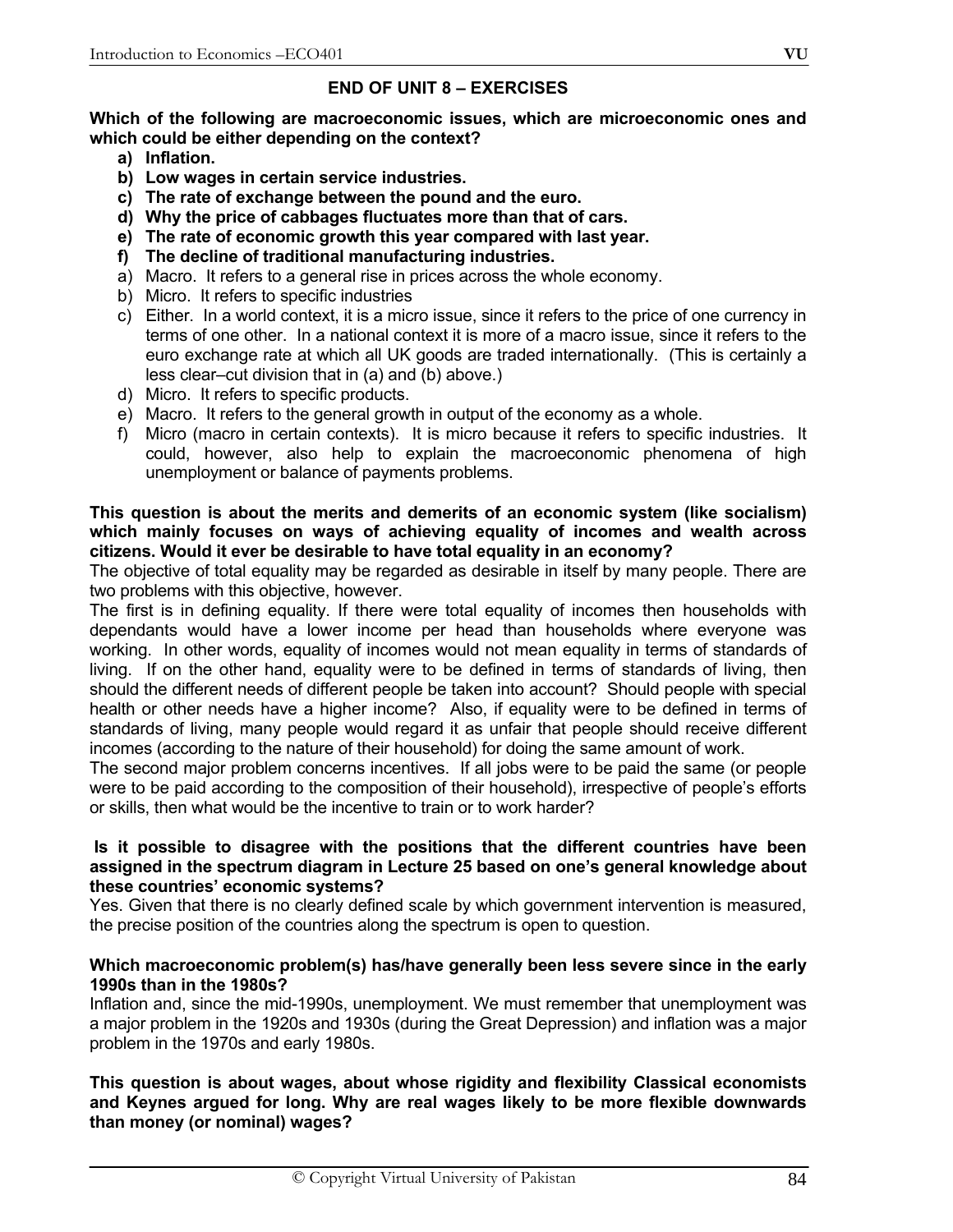## END OF UNIT 8 – EXERCISES

**Which of the following are macroeconomic issues, which are microeconomic ones and which could be either depending on the context?**

**a) Inflation.**
**b) Low wages in certain service industries.**
**c) The rate of exchange between the pound and the euro.**
**d) Why the price of cabbages fluctuates more than that of cars.**
**e) The rate of economic growth this year compared with last year.**
**f) The decline of traditional manufacturing industries.**

a) Macro. It refers to a general rise in prices across the whole economy.
b) Micro. It refers to specific industries
c) Either. In a world context, it is a micro issue, since it refers to the price of one currency in terms of one other. In a national context it is more of a macro issue, since it refers to the euro exchange rate at which all UK goods are traded internationally. (This is certainly a less clear–cut division that in (a) and (b) above.)
d) Micro. It refers to specific products.
e) Macro. It refers to the general growth in output of the economy as a whole.
f) Micro (macro in certain contexts). It is micro because it refers to specific industries. It could, however, also help to explain the macroeconomic phenomena of high unemployment or balance of payments problems.

**This question is about the merits and demerits of an economic system (like socialism) which mainly focuses on ways of achieving equality of incomes and wealth across citizens. Would it ever be desirable to have total equality in an economy?**

The objective of total equality may be regarded as desirable in itself by many people. There are two problems with this objective, however.

The first is in defining equality. If there were total equality of incomes then households with dependants would have a lower income per head than households where everyone was working. In other words, equality of incomes would not mean equality in terms of standards of living. If on the other hand, equality were to be defined in terms of standards of living, then should the different needs of different people be taken into account? Should people with special health or other needs have a higher income? Also, if equality were to be defined in terms of standards of living, many people would regard it as unfair that people should receive different incomes (according to the nature of their household) for doing the same amount of work.

The second major problem concerns incentives. If all jobs were to be paid the same (or people were to be paid according to the composition of their household), irrespective of people's efforts or skills, then what would be the incentive to train or to work harder?

**Is it possible to disagree with the positions that the different countries have been assigned in the spectrum diagram in Lecture 25 based on one's general knowledge about these countries' economic systems?**

Yes. Given that there is no clearly defined scale by which government intervention is measured, the precise position of the countries along the spectrum is open to question.

**Which macroeconomic problem(s) has/have generally been less severe since in the early 1990s than in the 1980s?**

Inflation and, since the mid-1990s, unemployment. We must remember that unemployment was a major problem in the 1920s and 1930s (during the Great Depression) and inflation was a major problem in the 1970s and early 1980s.

**This question is about wages, about whose rigidity and flexibility Classical economists and Keynes argued for long. Why are real wages likely to be more flexible downwards than money (or nominal) wages?**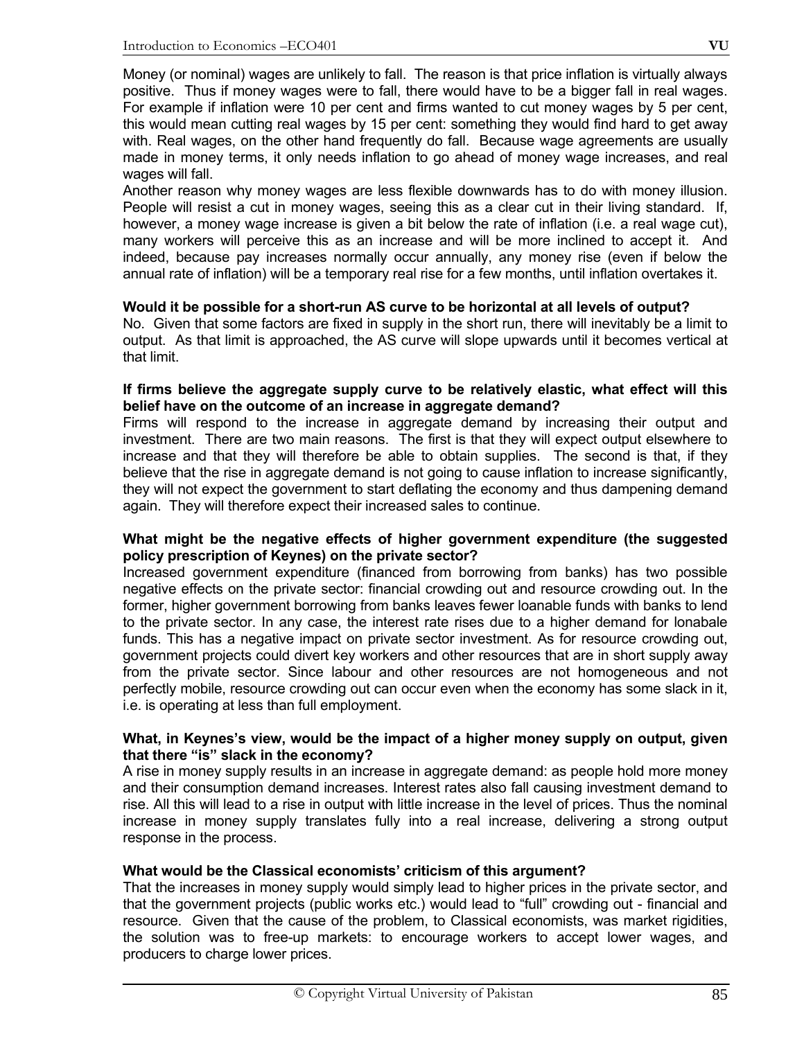Money (or nominal) wages are unlikely to fall. The reason is that price inflation is virtually always positive. Thus if money wages were to fall, there would have to be a bigger fall in real wages. For example if inflation were 10 per cent and firms wanted to cut money wages by 5 per cent, this would mean cutting real wages by 15 per cent: something they would find hard to get away with. Real wages, on the other hand frequently do fall. Because wage agreements are usually made in money terms, it only needs inflation to go ahead of money wage increases, and real wages will fall.

Another reason why money wages are less flexible downwards has to do with money illusion. People will resist a cut in money wages, seeing this as a clear cut in their living standard. If, however, a money wage increase is given a bit below the rate of inflation (i.e. a real wage cut), many workers will perceive this as an increase and will be more inclined to accept it. And indeed, because pay increases normally occur annually, any money rise (even if below the annual rate of inflation) will be a temporary real rise for a few months, until inflation overtakes it.

**Would it be possible for a short-run AS curve to be horizontal at all levels of output?**

No. Given that some factors are fixed in supply in the short run, there will inevitably be a limit to output. As that limit is approached, the AS curve will slope upwards until it becomes vertical at that limit.

**If firms believe the aggregate supply curve to be relatively elastic, what effect will this belief have on the outcome of an increase in aggregate demand?**

Firms will respond to the increase in aggregate demand by increasing their output and investment. There are two main reasons. The first is that they will expect output elsewhere to increase and that they will therefore be able to obtain supplies. The second is that, if they believe that the rise in aggregate demand is not going to cause inflation to increase significantly, they will not expect the government to start deflating the economy and thus dampening demand again. They will therefore expect their increased sales to continue.

**What might be the negative effects of higher government expenditure (the suggested policy prescription of Keynes) on the private sector?**

Increased government expenditure (financed from borrowing from banks) has two possible negative effects on the private sector: financial crowding out and resource crowding out. In the former, higher government borrowing from banks leaves fewer loanable funds with banks to lend to the private sector. In any case, the interest rate rises due to a higher demand for lonabale funds. This has a negative impact on private sector investment. As for resource crowding out, government projects could divert key workers and other resources that are in short supply away from the private sector. Since labour and other resources are not homogeneous and not perfectly mobile, resource crowding out can occur even when the economy has some slack in it, i.e. is operating at less than full employment.

**What, in Keynes's view, would be the impact of a higher money supply on output, given that there "is" slack in the economy?**

A rise in money supply results in an increase in aggregate demand: as people hold more money and their consumption demand increases. Interest rates also fall causing investment demand to rise. All this will lead to a rise in output with little increase in the level of prices. Thus the nominal increase in money supply translates fully into a real increase, delivering a strong output response in the process.

**What would be the Classical economists' criticism of this argument?**

That the increases in money supply would simply lead to higher prices in the private sector, and that the government projects (public works etc.) would lead to "full" crowding out - financial and resource. Given that the cause of the problem, to Classical economists, was market rigidities, the solution was to free-up markets: to encourage workers to accept lower wages, and producers to charge lower prices.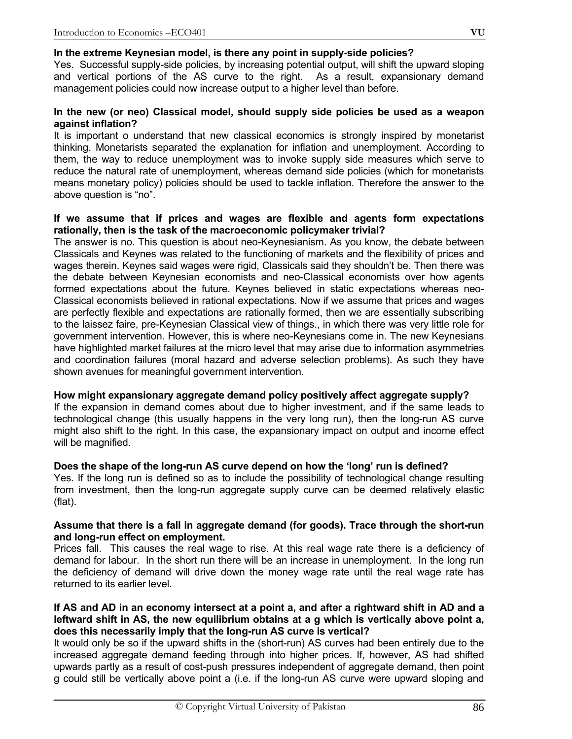**In the extreme Keynesian model, is there any point in supply-side policies?**

Yes. Successful supply-side policies, by increasing potential output, will shift the upward sloping and vertical portions of the AS curve to the right. As a result, expansionary demand management policies could now increase output to a higher level than before.

**In the new (or neo) Classical model, should supply side policies be used as a weapon against inflation?**

It is important o understand that new classical economics is strongly inspired by monetarist thinking. Monetarists separated the explanation for inflation and unemployment. According to them, the way to reduce unemployment was to invoke supply side measures which serve to reduce the natural rate of unemployment, whereas demand side policies (which for monetarists means monetary policy) policies should be used to tackle inflation. Therefore the answer to the above question is "no".

**If we assume that if prices and wages are flexible and agents form expectations rationally, then is the task of the macroeconomic policymaker trivial?**

The answer is no. This question is about neo-Keynesianism. As you know, the debate between Classicals and Keynes was related to the functioning of markets and the flexibility of prices and wages therein. Keynes said wages were rigid, Classicals said they shouldn't be. Then there was the debate between Keynesian economists and neo-Classical economists over how agents formed expectations about the future. Keynes believed in static expectations whereas neo-Classical economists believed in rational expectations. Now if we assume that prices and wages are perfectly flexible and expectations are rationally formed, then we are essentially subscribing to the laissez faire, pre-Keynesian Classical view of things., in which there was very little role for government intervention. However, this is where neo-Keynesians come in. The new Keynesians have highlighted market failures at the micro level that may arise due to information asymmetries and coordination failures (moral hazard and adverse selection problems). As such they have shown avenues for meaningful government intervention.

**How might expansionary aggregate demand policy positively affect aggregate supply?**

If the expansion in demand comes about due to higher investment, and if the same leads to technological change (this usually happens in the very long run), then the long-run AS curve might also shift to the right. In this case, the expansionary impact on output and income effect will be magnified.

**Does the shape of the long-run AS curve depend on how the 'long' run is defined?**

Yes. If the long run is defined so as to include the possibility of technological change resulting from investment, then the long-run aggregate supply curve can be deemed relatively elastic (flat).

**Assume that there is a fall in aggregate demand (for goods). Trace through the short-run and long-run effect on employment.**

Prices fall. This causes the real wage to rise. At this real wage rate there is a deficiency of demand for labour. In the short run there will be an increase in unemployment. In the long run the deficiency of demand will drive down the money wage rate until the real wage rate has returned to its earlier level.

**If AS and AD in an economy intersect at a point a, and after a rightward shift in AD and a leftward shift in AS, the new equilibrium obtains at a g which is vertically above point a, does this necessarily imply that the long-run AS curve is vertical?**

It would only be so if the upward shifts in the (short-run) AS curves had been entirely due to the increased aggregate demand feeding through into higher prices. If, however, AS had shifted upwards partly as a result of cost-push pressures independent of aggregate demand, then point g could still be vertically above point a (i.e. if the long-run AS curve were upward sloping and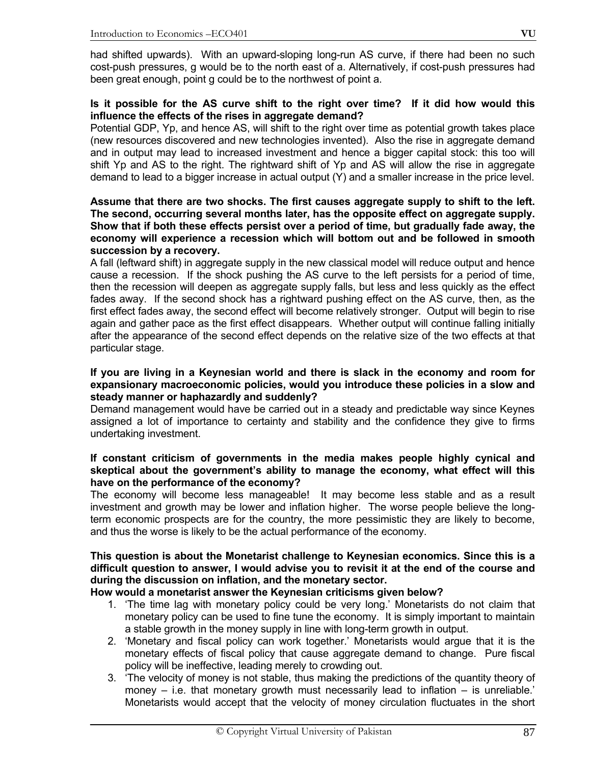had shifted upwards). With an upward-sloping long-run AS curve, if there had been no such cost-push pressures, g would be to the north east of a. Alternatively, if cost-push pressures had been great enough, point g could be to the northwest of point a.

**Is it possible for the AS curve shift to the right over time? If it did how would this influence the effects of the rises in aggregate demand?**

Potential GDP, Yp, and hence AS, will shift to the right over time as potential growth takes place (new resources discovered and new technologies invented). Also the rise in aggregate demand and in output may lead to increased investment and hence a bigger capital stock: this too will shift Yp and AS to the right. The rightward shift of Yp and AS will allow the rise in aggregate demand to lead to a bigger increase in actual output (Y) and a smaller increase in the price level.

**Assume that there are two shocks. The first causes aggregate supply to shift to the left. The second, occurring several months later, has the opposite effect on aggregate supply. Show that if both these effects persist over a period of time, but gradually fade away, the economy will experience a recession which will bottom out and be followed in smooth succession by a recovery.**

A fall (leftward shift) in aggregate supply in the new classical model will reduce output and hence cause a recession. If the shock pushing the AS curve to the left persists for a period of time, then the recession will deepen as aggregate supply falls, but less and less quickly as the effect fades away. If the second shock has a rightward pushing effect on the AS curve, then, as the first effect fades away, the second effect will become relatively stronger. Output will begin to rise again and gather pace as the first effect disappears. Whether output will continue falling initially after the appearance of the second effect depends on the relative size of the two effects at that particular stage.

**If you are living in a Keynesian world and there is slack in the economy and room for expansionary macroeconomic policies, would you introduce these policies in a slow and steady manner or haphazardly and suddenly?**

Demand management would have be carried out in a steady and predictable way since Keynes assigned a lot of importance to certainty and stability and the confidence they give to firms undertaking investment.

**If constant criticism of governments in the media makes people highly cynical and skeptical about the government's ability to manage the economy, what effect will this have on the performance of the economy?**

The economy will become less manageable! It may become less stable and as a result investment and growth may be lower and inflation higher. The worse people believe the long-term economic prospects are for the country, the more pessimistic they are likely to become, and thus the worse is likely to be the actual performance of the economy.

**This question is about the Monetarist challenge to Keynesian economics. Since this is a difficult question to answer, I would advise you to revisit it at the end of the course and during the discussion on inflation, and the monetary sector.**

**How would a monetarist answer the Keynesian criticisms given below?**

1. 'The time lag with monetary policy could be very long.' Monetarists do not claim that monetary policy can be used to fine tune the economy. It is simply important to maintain a stable growth in the money supply in line with long-term growth in output.
2. 'Monetary and fiscal policy can work together.' Monetarists would argue that it is the monetary effects of fiscal policy that cause aggregate demand to change. Pure fiscal policy will be ineffective, leading merely to crowding out.
3. 'The velocity of money is not stable, thus making the predictions of the quantity theory of money – i.e. that monetary growth must necessarily lead to inflation – is unreliable.' Monetarists would accept that the velocity of money circulation fluctuates in the short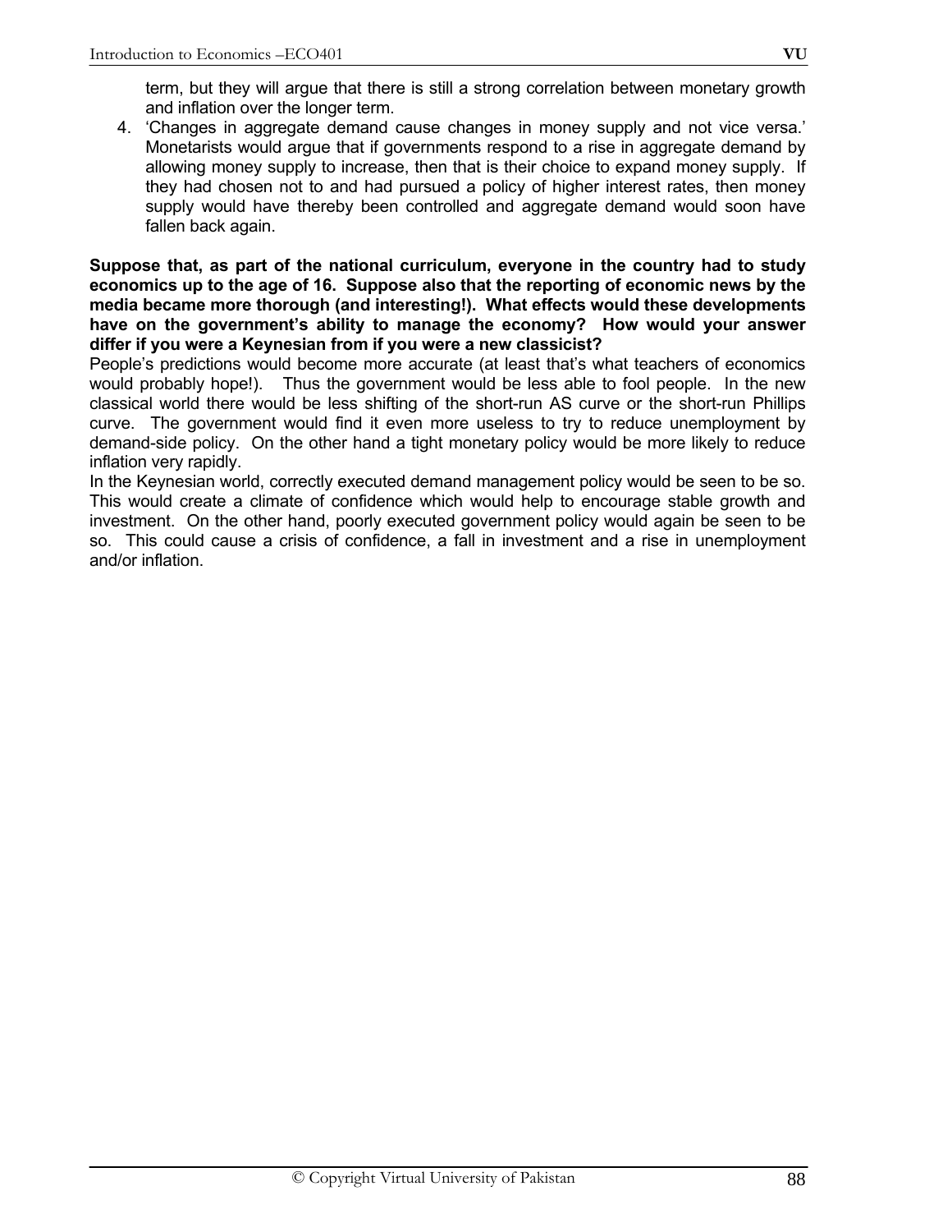term, but they will argue that there is still a strong correlation between monetary growth and inflation over the longer term.

4. 'Changes in aggregate demand cause changes in money supply and not vice versa.' Monetarists would argue that if governments respond to a rise in aggregate demand by allowing money supply to increase, then that is their choice to expand money supply. If they had chosen not to and had pursued a policy of higher interest rates, then money supply would have thereby been controlled and aggregate demand would soon have fallen back again.

**Suppose that, as part of the national curriculum, everyone in the country had to study economics up to the age of 16. Suppose also that the reporting of economic news by the media became more thorough (and interesting!). What effects would these developments have on the government's ability to manage the economy? How would your answer differ if you were a Keynesian from if you were a new classicist?**

People's predictions would become more accurate (at least that's what teachers of economics would probably hope!). Thus the government would be less able to fool people. In the new classical world there would be less shifting of the short-run AS curve or the short-run Phillips curve. The government would find it even more useless to try to reduce unemployment by demand-side policy. On the other hand a tight monetary policy would be more likely to reduce inflation very rapidly.

In the Keynesian world, correctly executed demand management policy would be seen to be so. This would create a climate of confidence which would help to encourage stable growth and investment. On the other hand, poorly executed government policy would again be seen to be so. This could cause a crisis of confidence, a fall in investment and a rise in unemployment and/or inflation.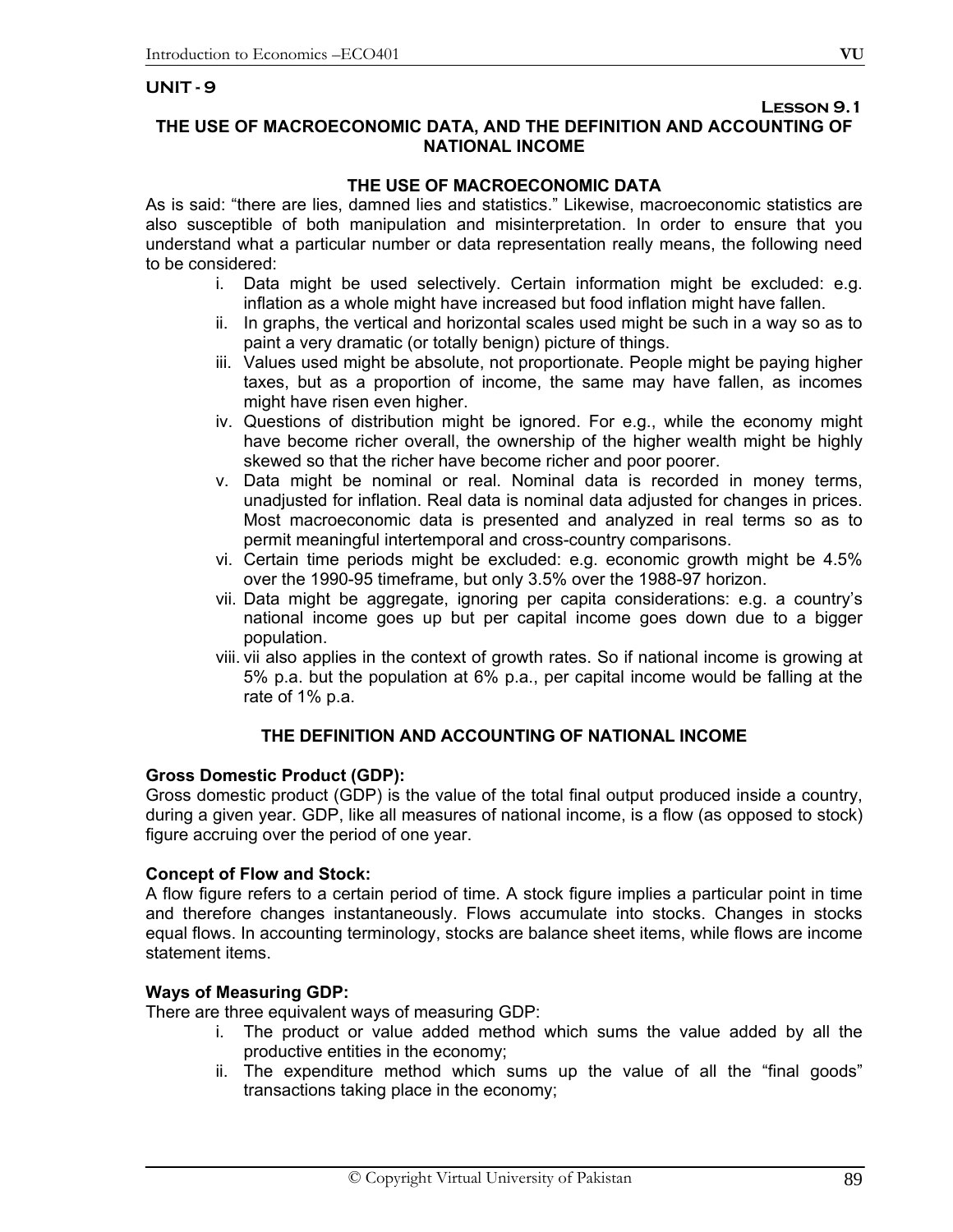## UNIT - 9

**Lesson 9.1**

# THE USE OF MACROECONOMIC DATA, AND THE DEFINITION AND ACCOUNTING OF NATIONAL INCOME

## THE USE OF MACROECONOMIC DATA

As is said: "there are lies, damned lies and statistics." Likewise, macroeconomic statistics are also susceptible of both manipulation and misinterpretation. In order to ensure that you understand what a particular number or data representation really means, the following need to be considered:

i. Data might be used selectively. Certain information might be excluded: e.g. inflation as a whole might have increased but food inflation might have fallen.
ii. In graphs, the vertical and horizontal scales used might be such in a way so as to paint a very dramatic (or totally benign) picture of things.
iii. Values used might be absolute, not proportionate. People might be paying higher taxes, but as a proportion of income, the same may have fallen, as incomes might have risen even higher.
iv. Questions of distribution might be ignored. For e.g., while the economy might have become richer overall, the ownership of the higher wealth might be highly skewed so that the richer have become richer and poor poorer.
v. Data might be nominal or real. Nominal data is recorded in money terms, unadjusted for inflation. Real data is nominal data adjusted for changes in prices. Most macroeconomic data is presented and analyzed in real terms so as to permit meaningful intertemporal and cross-country comparisons.
vi. Certain time periods might be excluded: e.g. economic growth might be 4.5% over the 1990-95 timeframe, but only 3.5% over the 1988-97 horizon.
vii. Data might be aggregate, ignoring per capita considerations: e.g. a country's national income goes up but per capital income goes down due to a bigger population.
viii. vii also applies in the context of growth rates. So if national income is growing at 5% p.a. but the population at 6% p.a., per capital income would be falling at the rate of 1% p.a.

## THE DEFINITION AND ACCOUNTING OF NATIONAL INCOME

**Gross Domestic Product (GDP):**

Gross domestic product (GDP) is the value of the total final output produced inside a country, during a given year. GDP, like all measures of national income, is a flow (as opposed to stock) figure accruing over the period of one year.

**Concept of Flow and Stock:**

A flow figure refers to a certain period of time. A stock figure implies a particular point in time and therefore changes instantaneously. Flows accumulate into stocks. Changes in stocks equal flows. In accounting terminology, stocks are balance sheet items, while flows are income statement items.

**Ways of Measuring GDP:**

There are three equivalent ways of measuring GDP:

i. The product or value added method which sums the value added by all the productive entities in the economy;
ii. The expenditure method which sums up the value of all the "final goods" transactions taking place in the economy;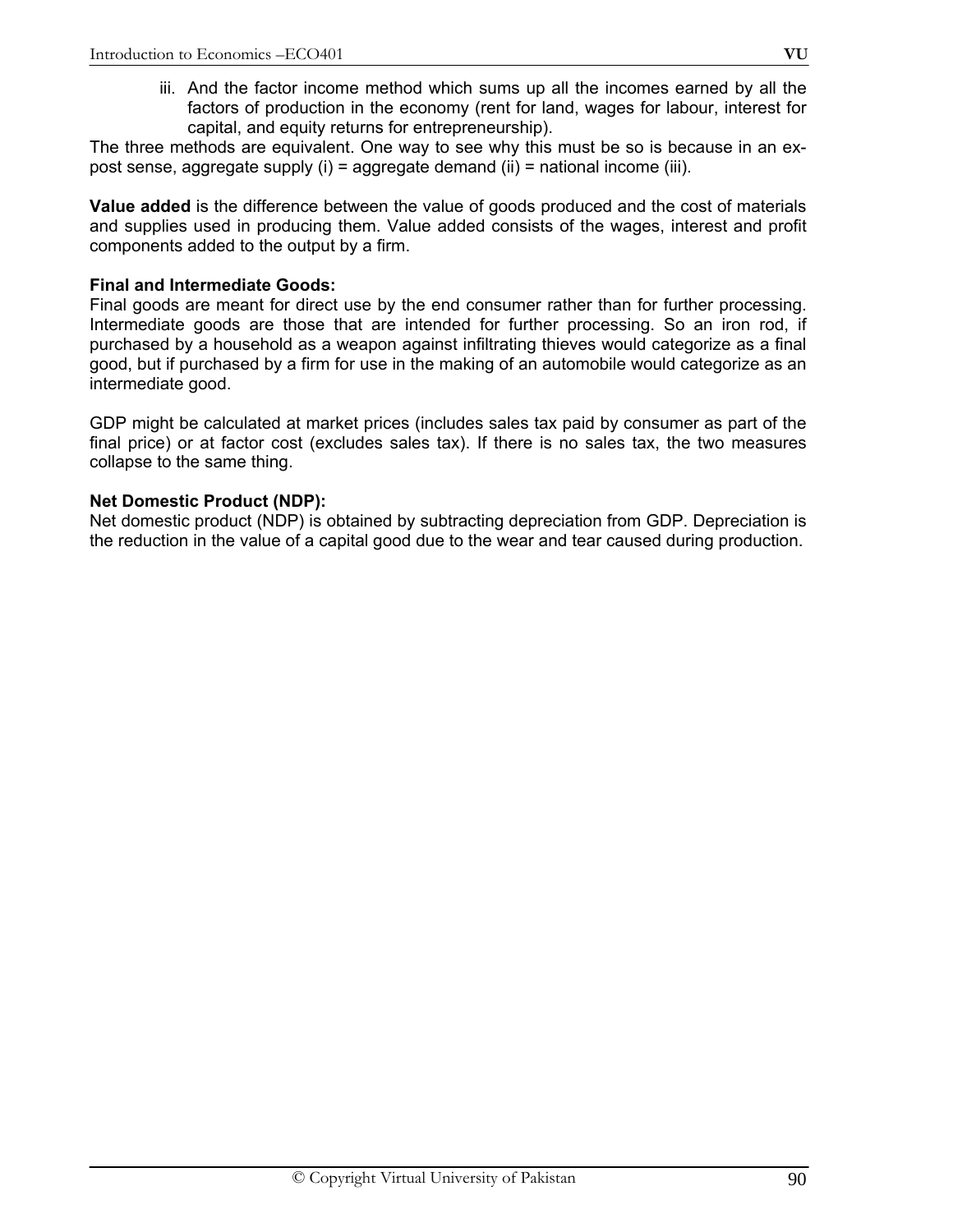iii. And the factor income method which sums up all the incomes earned by all the factors of production in the economy (rent for land, wages for labour, interest for capital, and equity returns for entrepreneurship).

The three methods are equivalent. One way to see why this must be so is because in an ex-post sense, aggregate supply (i) = aggregate demand (ii) = national income (iii).

**Value added** is the difference between the value of goods produced and the cost of materials and supplies used in producing them. Value added consists of the wages, interest and profit components added to the output by a firm.

**Final and Intermediate Goods:**
Final goods are meant for direct use by the end consumer rather than for further processing. Intermediate goods are those that are intended for further processing. So an iron rod, if purchased by a household as a weapon against infiltrating thieves would categorize as a final good, but if purchased by a firm for use in the making of an automobile would categorize as an intermediate good.

GDP might be calculated at market prices (includes sales tax paid by consumer as part of the final price) or at factor cost (excludes sales tax). If there is no sales tax, the two measures collapse to the same thing.

**Net Domestic Product (NDP):**
Net domestic product (NDP) is obtained by subtracting depreciation from GDP. Depreciation is the reduction in the value of a capital good due to the wear and tear caused during production.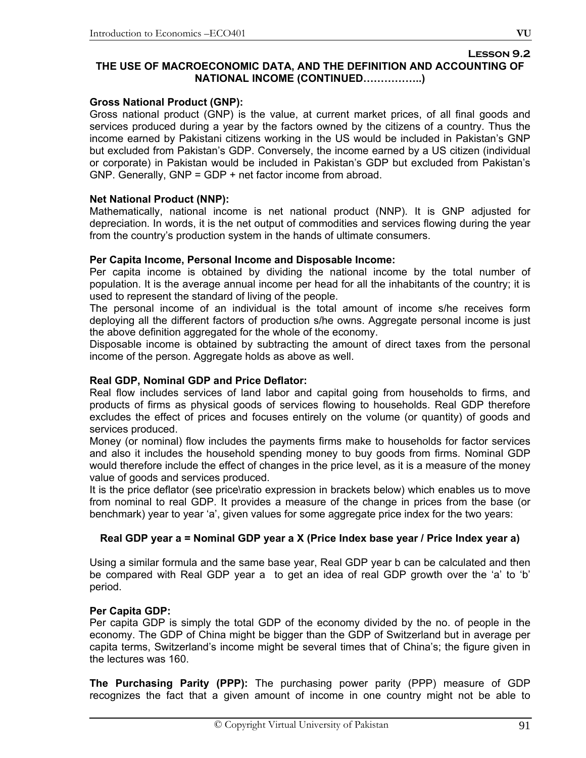**Lesson 9.2**

# THE USE OF MACROECONOMIC DATA, AND THE DEFINITION AND ACCOUNTING OF NATIONAL INCOME (CONTINUED……………..)

**Gross National Product (GNP):**

Gross national product (GNP) is the value, at current market prices, of all final goods and services produced during a year by the factors owned by the citizens of a country. Thus the income earned by Pakistani citizens working in the US would be included in Pakistan's GNP but excluded from Pakistan's GDP. Conversely, the income earned by a US citizen (individual or corporate) in Pakistan would be included in Pakistan's GDP but excluded from Pakistan's GNP. Generally, GNP = GDP + net factor income from abroad.

**Net National Product (NNP):**

Mathematically, national income is net national product (NNP). It is GNP adjusted for depreciation. In words, it is the net output of commodities and services flowing during the year from the country's production system in the hands of ultimate consumers.

**Per Capita Income, Personal Income and Disposable Income:**

Per capita income is obtained by dividing the national income by the total number of population. It is the average annual income per head for all the inhabitants of the country; it is used to represent the standard of living of the people.

The personal income of an individual is the total amount of income s/he receives form deploying all the different factors of production s/he owns. Aggregate personal income is just the above definition aggregated for the whole of the economy.

Disposable income is obtained by subtracting the amount of direct taxes from the personal income of the person. Aggregate holds as above as well.

**Real GDP, Nominal GDP and Price Deflator:**

Real flow includes services of land labor and capital going from households to firms, and products of firms as physical goods of services flowing to households. Real GDP therefore excludes the effect of prices and focuses entirely on the volume (or quantity) of goods and services produced.

Money (or nominal) flow includes the payments firms make to households for factor services and also it includes the household spending money to buy goods from firms. Nominal GDP would therefore include the effect of changes in the price level, as it is a measure of the money value of goods and services produced.

It is the price deflator (see price\ratio expression in brackets below) which enables us to move from nominal to real GDP. It provides a measure of the change in prices from the base (or benchmark) year to year 'a', given values for some aggregate price index for the two years:

**Real GDP year a = Nominal GDP year a X (Price Index base year / Price Index year a)**

Using a similar formula and the same base year, Real GDP year b can be calculated and then be compared with Real GDP year a to get an idea of real GDP growth over the 'a' to 'b' period.

**Per Capita GDP:**

Per capita GDP is simply the total GDP of the economy divided by the no. of people in the economy. The GDP of China might be bigger than the GDP of Switzerland but in average per capita terms, Switzerland's income might be several times that of China's; the figure given in the lectures was 160.

**The Purchasing Parity (PPP):** The purchasing power parity (PPP) measure of GDP recognizes the fact that a given amount of income in one country might not be able to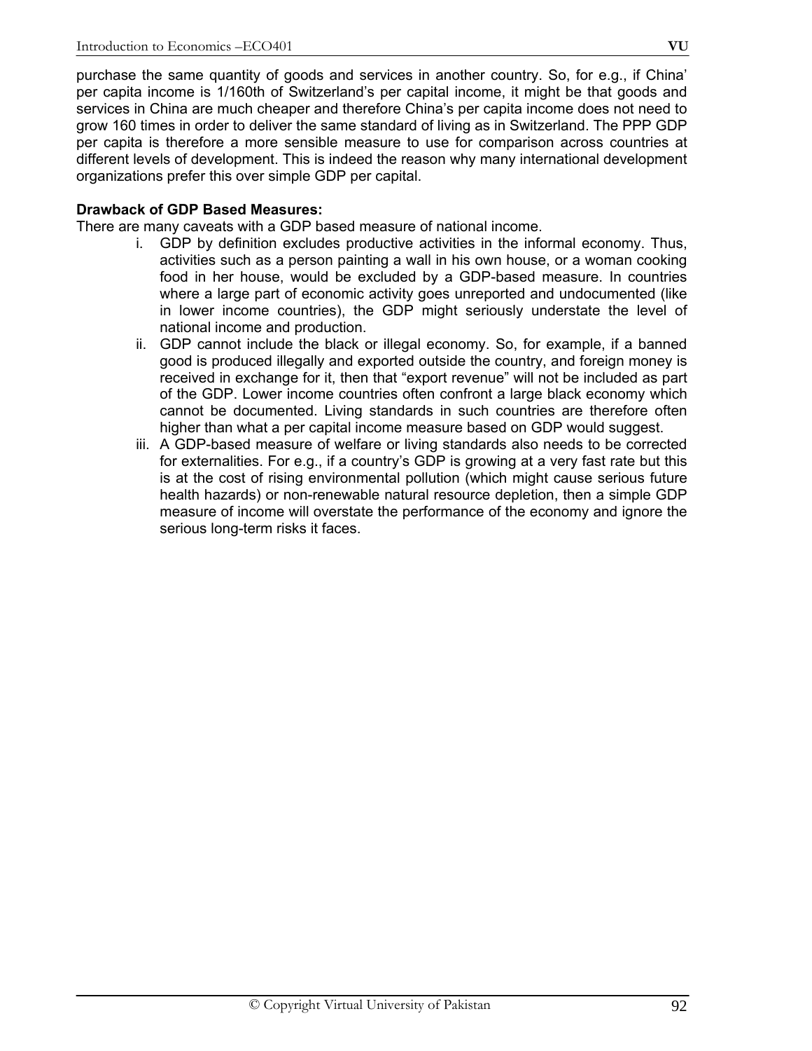purchase the same quantity of goods and services in another country. So, for e.g., if China' per capita income is 1/160th of Switzerland's per capital income, it might be that goods and services in China are much cheaper and therefore China's per capita income does not need to grow 160 times in order to deliver the same standard of living as in Switzerland. The PPP GDP per capita is therefore a more sensible measure to use for comparison across countries at different levels of development. This is indeed the reason why many international development organizations prefer this over simple GDP per capital.

**Drawback of GDP Based Measures:**

There are many caveats with a GDP based measure of national income.

i. GDP by definition excludes productive activities in the informal economy. Thus, activities such as a person painting a wall in his own house, or a woman cooking food in her house, would be excluded by a GDP-based measure. In countries where a large part of economic activity goes unreported and undocumented (like in lower income countries), the GDP might seriously understate the level of national income and production.

ii. GDP cannot include the black or illegal economy. So, for example, if a banned good is produced illegally and exported outside the country, and foreign money is received in exchange for it, then that "export revenue" will not be included as part of the GDP. Lower income countries often confront a large black economy which cannot be documented. Living standards in such countries are therefore often higher than what a per capital income measure based on GDP would suggest.

iii. A GDP-based measure of welfare or living standards also needs to be corrected for externalities. For e.g., if a country's GDP is growing at a very fast rate but this is at the cost of rising environmental pollution (which might cause serious future health hazards) or non-renewable natural resource depletion, then a simple GDP measure of income will overstate the performance of the economy and ignore the serious long-term risks it faces.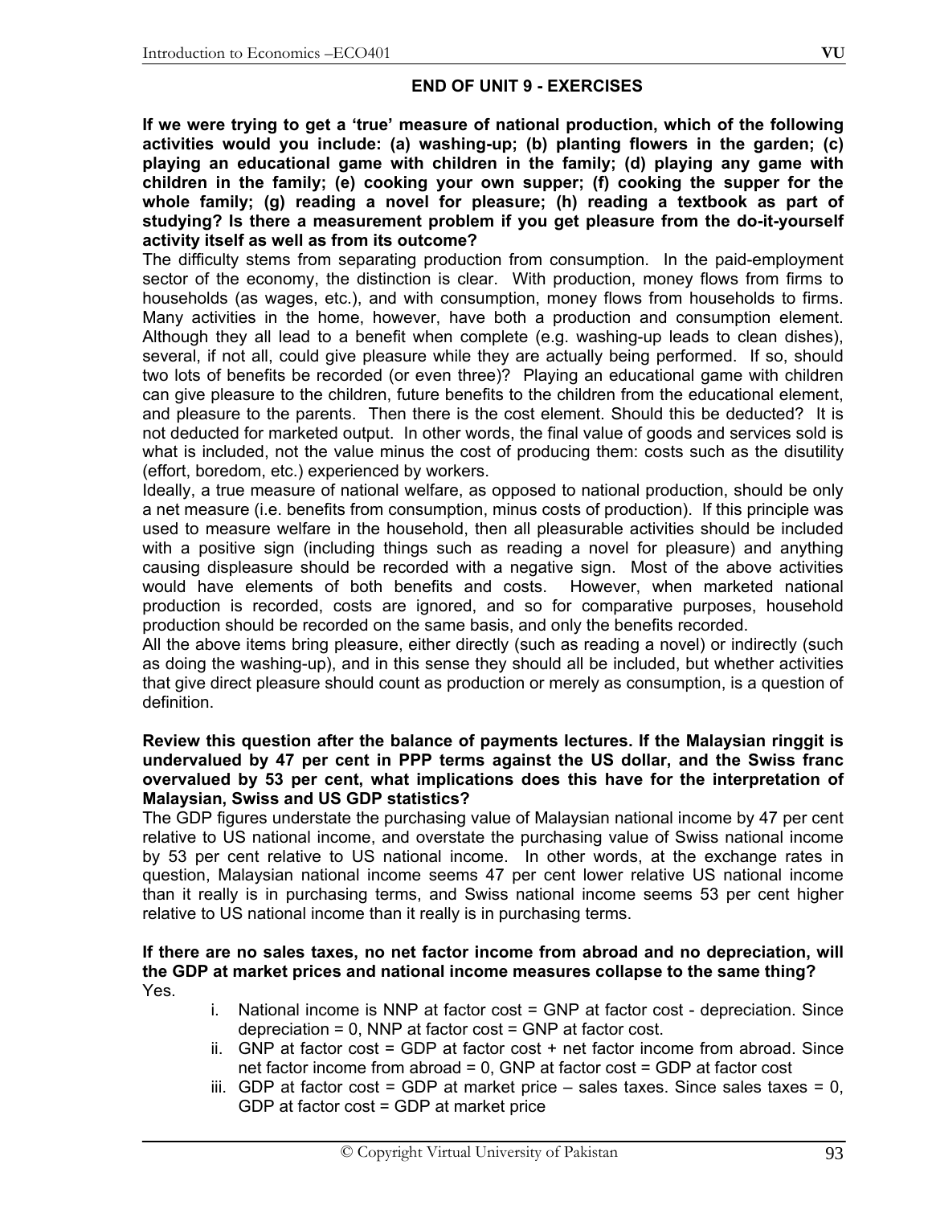## END OF UNIT 9 - EXERCISES

**If we were trying to get a 'true' measure of national production, which of the following activities would you include: (a) washing-up; (b) planting flowers in the garden; (c) playing an educational game with children in the family; (d) playing any game with children in the family; (e) cooking your own supper; (f) cooking the supper for the whole family; (g) reading a novel for pleasure; (h) reading a textbook as part of studying? Is there a measurement problem if you get pleasure from the do-it-yourself activity itself as well as from its outcome?**

The difficulty stems from separating production from consumption. In the paid-employment sector of the economy, the distinction is clear. With production, money flows from firms to households (as wages, etc.), and with consumption, money flows from households to firms. Many activities in the home, however, have both a production and consumption element. Although they all lead to a benefit when complete (e.g. washing-up leads to clean dishes), several, if not all, could give pleasure while they are actually being performed. If so, should two lots of benefits be recorded (or even three)? Playing an educational game with children can give pleasure to the children, future benefits to the children from the educational element, and pleasure to the parents. Then there is the cost element. Should this be deducted? It is not deducted for marketed output. In other words, the final value of goods and services sold is what is included, not the value minus the cost of producing them: costs such as the disutility (effort, boredom, etc.) experienced by workers.

Ideally, a true measure of national welfare, as opposed to national production, should be only a net measure (i.e. benefits from consumption, minus costs of production). If this principle was used to measure welfare in the household, then all pleasurable activities should be included with a positive sign (including things such as reading a novel for pleasure) and anything causing displeasure should be recorded with a negative sign. Most of the above activities would have elements of both benefits and costs. However, when marketed national production is recorded, costs are ignored, and so for comparative purposes, household production should be recorded on the same basis, and only the benefits recorded.

All the above items bring pleasure, either directly (such as reading a novel) or indirectly (such as doing the washing-up), and in this sense they should all be included, but whether activities that give direct pleasure should count as production or merely as consumption, is a question of definition.

**Review this question after the balance of payments lectures. If the Malaysian ringgit is undervalued by 47 per cent in PPP terms against the US dollar, and the Swiss franc overvalued by 53 per cent, what implications does this have for the interpretation of Malaysian, Swiss and US GDP statistics?**

The GDP figures understate the purchasing value of Malaysian national income by 47 per cent relative to US national income, and overstate the purchasing value of Swiss national income by 53 per cent relative to US national income. In other words, at the exchange rates in question, Malaysian national income seems 47 per cent lower relative US national income than it really is in purchasing terms, and Swiss national income seems 53 per cent higher relative to US national income than it really is in purchasing terms.

**If there are no sales taxes, no net factor income from abroad and no depreciation, will the GDP at market prices and national income measures collapse to the same thing?**

Yes.

i. National income is NNP at factor cost = GNP at factor cost - depreciation. Since depreciation = 0, NNP at factor cost = GNP at factor cost.

ii. GNP at factor cost = GDP at factor cost + net factor income from abroad. Since net factor income from abroad = 0, GNP at factor cost = GDP at factor cost

iii. GDP at factor cost = GDP at market price – sales taxes. Since sales taxes = 0, GDP at factor cost = GDP at market price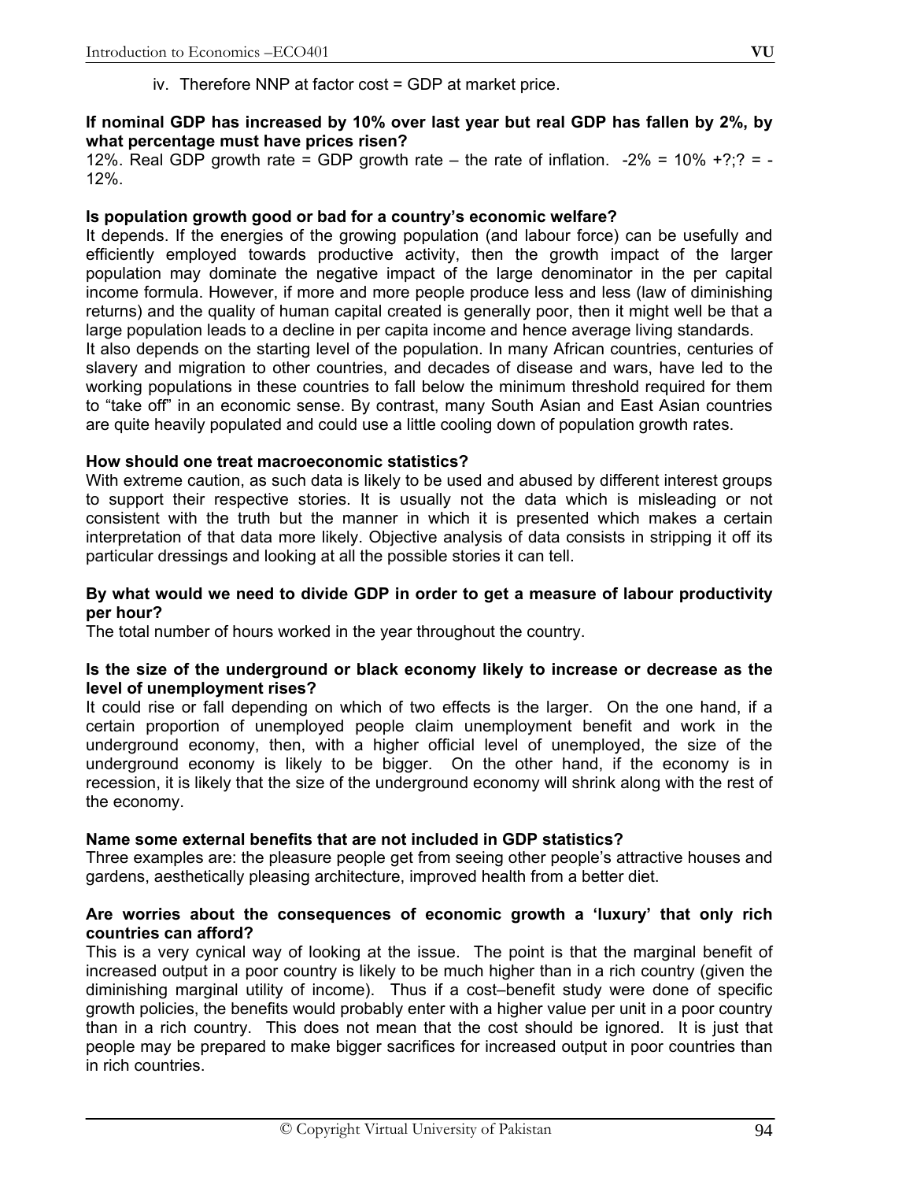iv. Therefore NNP at factor cost = GDP at market price.

**If nominal GDP has increased by 10% over last year but real GDP has fallen by 2%, by what percentage must have prices risen?**

12%. Real GDP growth rate = GDP growth rate – the rate of inflation. -2% = 10% +?;? = -12%.

**Is population growth good or bad for a country's economic welfare?**

It depends. If the energies of the growing population (and labour force) can be usefully and efficiently employed towards productive activity, then the growth impact of the larger population may dominate the negative impact of the large denominator in the per capital income formula. However, if more and more people produce less and less (law of diminishing returns) and the quality of human capital created is generally poor, then it might well be that a large population leads to a decline in per capita income and hence average living standards.

It also depends on the starting level of the population. In many African countries, centuries of slavery and migration to other countries, and decades of disease and wars, have led to the working populations in these countries to fall below the minimum threshold required for them to "take off" in an economic sense. By contrast, many South Asian and East Asian countries are quite heavily populated and could use a little cooling down of population growth rates.

**How should one treat macroeconomic statistics?**

With extreme caution, as such data is likely to be used and abused by different interest groups to support their respective stories. It is usually not the data which is misleading or not consistent with the truth but the manner in which it is presented which makes a certain interpretation of that data more likely. Objective analysis of data consists in stripping it off its particular dressings and looking at all the possible stories it can tell.

**By what would we need to divide GDP in order to get a measure of labour productivity per hour?**

The total number of hours worked in the year throughout the country.

**Is the size of the underground or black economy likely to increase or decrease as the level of unemployment rises?**

It could rise or fall depending on which of two effects is the larger. On the one hand, if a certain proportion of unemployed people claim unemployment benefit and work in the underground economy, then, with a higher official level of unemployed, the size of the underground economy is likely to be bigger. On the other hand, if the economy is in recession, it is likely that the size of the underground economy will shrink along with the rest of the economy.

**Name some external benefits that are not included in GDP statistics?**

Three examples are: the pleasure people get from seeing other people's attractive houses and gardens, aesthetically pleasing architecture, improved health from a better diet.

**Are worries about the consequences of economic growth a 'luxury' that only rich countries can afford?**

This is a very cynical way of looking at the issue. The point is that the marginal benefit of increased output in a poor country is likely to be much higher than in a rich country (given the diminishing marginal utility of income). Thus if a cost–benefit study were done of specific growth policies, the benefits would probably enter with a higher value per unit in a poor country than in a rich country. This does not mean that the cost should be ignored. It is just that people may be prepared to make bigger sacrifices for increased output in poor countries than in rich countries.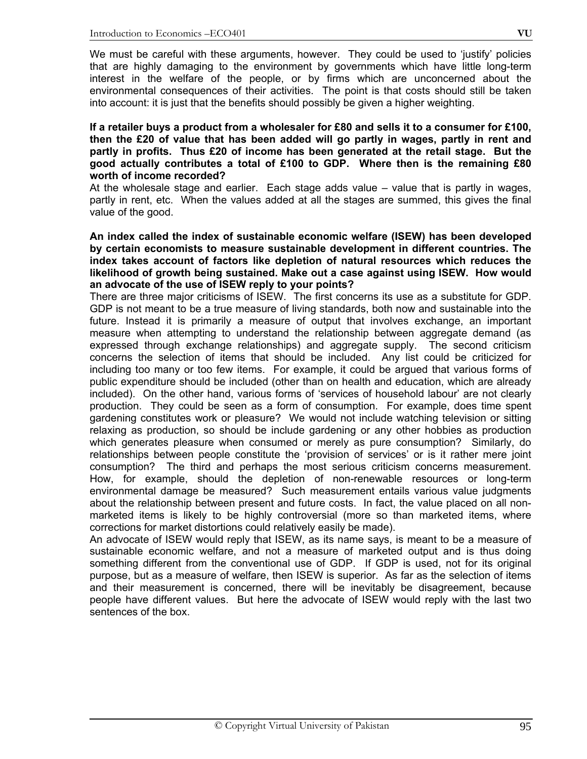We must be careful with these arguments, however. They could be used to 'justify' policies that are highly damaging to the environment by governments which have little long-term interest in the welfare of the people, or by firms which are unconcerned about the environmental consequences of their activities. The point is that costs should still be taken into account: it is just that the benefits should possibly be given a higher weighting.

**If a retailer buys a product from a wholesaler for £80 and sells it to a consumer for £100, then the £20 of value that has been added will go partly in wages, partly in rent and partly in profits. Thus £20 of income has been generated at the retail stage. But the good actually contributes a total of £100 to GDP. Where then is the remaining £80 worth of income recorded?**

At the wholesale stage and earlier. Each stage adds value – value that is partly in wages, partly in rent, etc. When the values added at all the stages are summed, this gives the final value of the good.

**An index called the index of sustainable economic welfare (ISEW) has been developed by certain economists to measure sustainable development in different countries. The index takes account of factors like depletion of natural resources which reduces the likelihood of growth being sustained. Make out a case against using ISEW. How would an advocate of the use of ISEW reply to your points?**

There are three major criticisms of ISEW. The first concerns its use as a substitute for GDP. GDP is not meant to be a true measure of living standards, both now and sustainable into the future. Instead it is primarily a measure of output that involves exchange, an important measure when attempting to understand the relationship between aggregate demand (as expressed through exchange relationships) and aggregate supply. The second criticism concerns the selection of items that should be included. Any list could be criticized for including too many or too few items. For example, it could be argued that various forms of public expenditure should be included (other than on health and education, which are already included). On the other hand, various forms of 'services of household labour' are not clearly production. They could be seen as a form of consumption. For example, does time spent gardening constitutes work or pleasure? We would not include watching television or sitting relaxing as production, so should be include gardening or any other hobbies as production which generates pleasure when consumed or merely as pure consumption? Similarly, do relationships between people constitute the 'provision of services' or is it rather mere joint consumption? The third and perhaps the most serious criticism concerns measurement. How, for example, should the depletion of non-renewable resources or long-term environmental damage be measured? Such measurement entails various value judgments about the relationship between present and future costs. In fact, the value placed on all non-marketed items is likely to be highly controversial (more so than marketed items, where corrections for market distortions could relatively easily be made).

An advocate of ISEW would reply that ISEW, as its name says, is meant to be a measure of sustainable economic welfare, and not a measure of marketed output and is thus doing something different from the conventional use of GDP. If GDP is used, not for its original purpose, but as a measure of welfare, then ISEW is superior. As far as the selection of items and their measurement is concerned, there will be inevitably be disagreement, because people have different values. But here the advocate of ISEW would reply with the last two sentences of the box.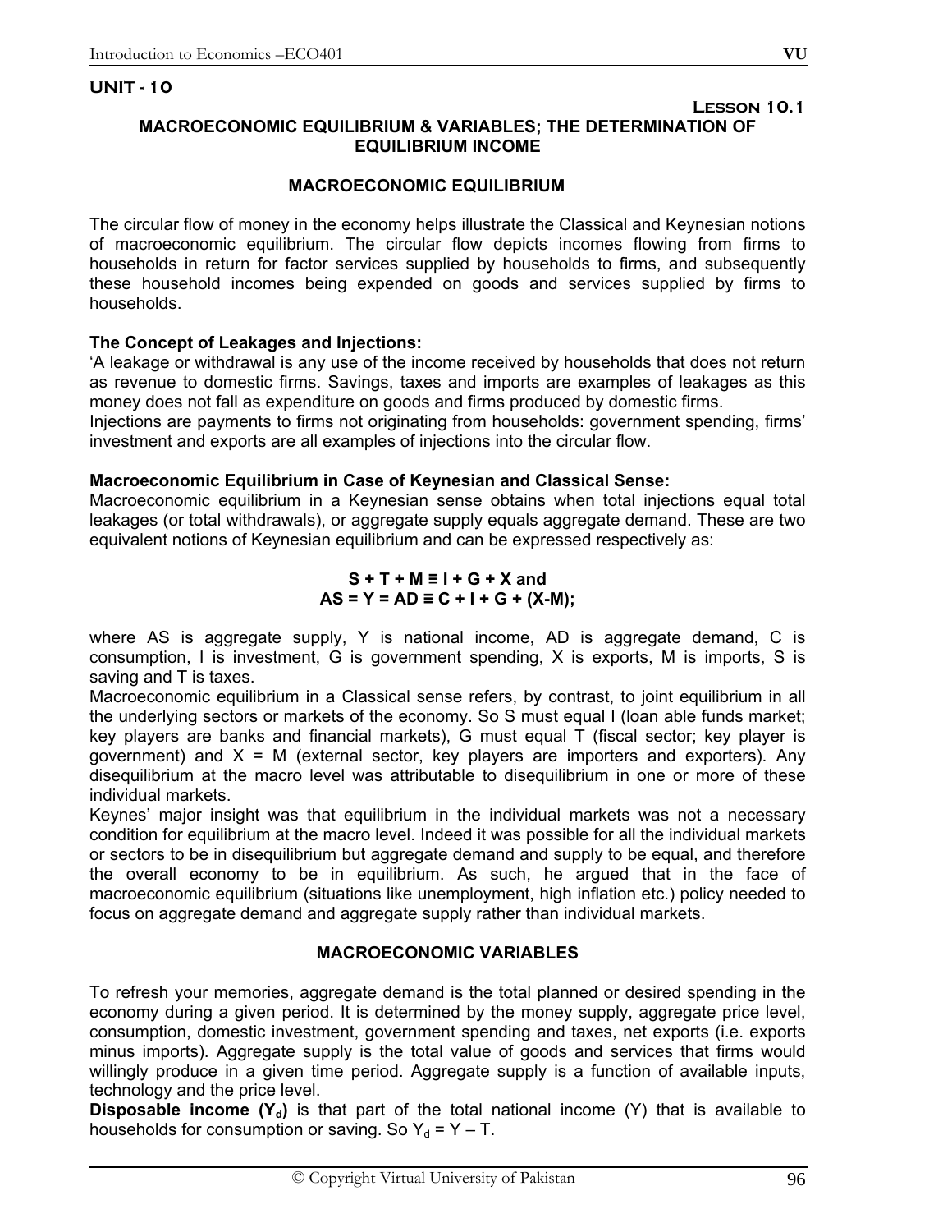## UNIT - 10

### Lesson 10.1

### MACROECONOMIC EQUILIBRIUM & VARIABLES; THE DETERMINATION OF EQUILIBRIUM INCOME

### MACROECONOMIC EQUILIBRIUM

The circular flow of money in the economy helps illustrate the Classical and Keynesian notions of macroeconomic equilibrium. The circular flow depicts incomes flowing from firms to households in return for factor services supplied by households to firms, and subsequently these household incomes being expended on goods and services supplied by firms to households.

**The Concept of Leakages and Injections:**

'A leakage or withdrawal is any use of the income received by households that does not return as revenue to domestic firms. Savings, taxes and imports are examples of leakages as this money does not fall as expenditure on goods and firms produced by domestic firms.

Injections are payments to firms not originating from households: government spending, firms' investment and exports are all examples of injections into the circular flow.

**Macroeconomic Equilibrium in Case of Keynesian and Classical Sense:**

Macroeconomic equilibrium in a Keynesian sense obtains when total injections equal total leakages (or total withdrawals), or aggregate supply equals aggregate demand. These are two equivalent notions of Keynesian equilibrium and can be expressed respectively as:

$$S + T + M \equiv I + G + X \text{ and}$$
$$AS = Y = AD \equiv C + I + G + (X\text{-}M);$$

where AS is aggregate supply, Y is national income, AD is aggregate demand, C is consumption, I is investment, G is government spending, X is exports, M is imports, S is saving and T is taxes.

Macroeconomic equilibrium in a Classical sense refers, by contrast, to joint equilibrium in all the underlying sectors or markets of the economy. So S must equal I (loan able funds market; key players are banks and financial markets), G must equal T (fiscal sector; key player is government) and X = M (external sector, key players are importers and exporters). Any disequilibrium at the macro level was attributable to disequilibrium in one or more of these individual markets.

Keynes' major insight was that equilibrium in the individual markets was not a necessary condition for equilibrium at the macro level. Indeed it was possible for all the individual markets or sectors to be in disequilibrium but aggregate demand and supply to be equal, and therefore the overall economy to be in equilibrium. As such, he argued that in the face of macroeconomic equilibrium (situations like unemployment, high inflation etc.) policy needed to focus on aggregate demand and aggregate supply rather than individual markets.

### MACROECONOMIC VARIABLES

To refresh your memories, aggregate demand is the total planned or desired spending in the economy during a given period. It is determined by the money supply, aggregate price level, consumption, domestic investment, government spending and taxes, net exports (i.e. exports minus imports). Aggregate supply is the total value of goods and services that firms would willingly produce in a given time period. Aggregate supply is a function of available inputs, technology and the price level.

**Disposable income ($Y_d$)** is that part of the total national income (Y) that is available to households for consumption or saving. So $Y_d = Y – T$.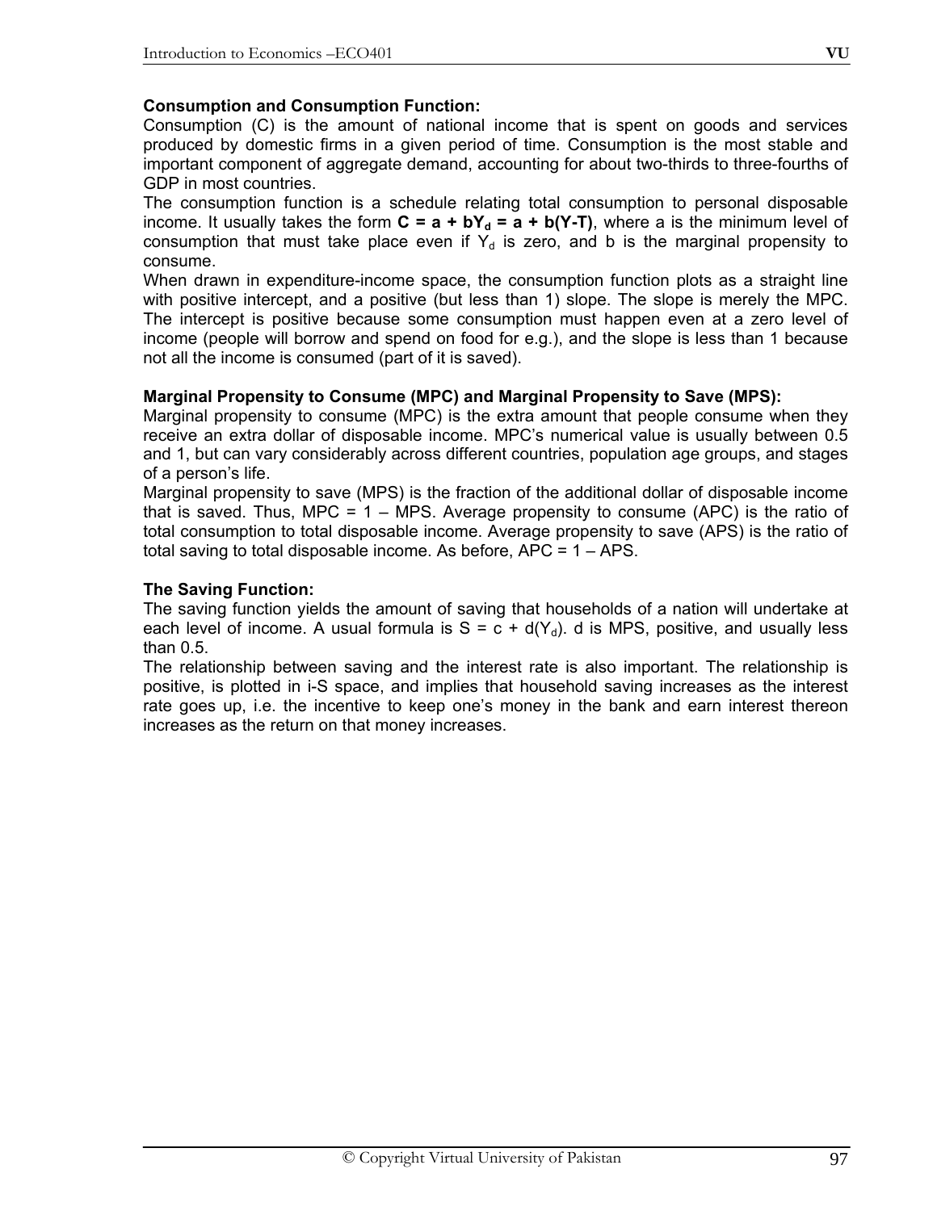**Consumption and Consumption Function:**

Consumption (C) is the amount of national income that is spent on goods and services produced by domestic firms in a given period of time. Consumption is the most stable and important component of aggregate demand, accounting for about two-thirds to three-fourths of GDP in most countries.

The consumption function is a schedule relating total consumption to personal disposable income. It usually takes the form $\mathbf{C = a + bY_d = a + b(Y\text{-}T)}$, where a is the minimum level of consumption that must take place even if $Y_d$ is zero, and b is the marginal propensity to consume.

When drawn in expenditure-income space, the consumption function plots as a straight line with positive intercept, and a positive (but less than 1) slope. The slope is merely the MPC. The intercept is positive because some consumption must happen even at a zero level of income (people will borrow and spend on food for e.g.), and the slope is less than 1 because not all the income is consumed (part of it is saved).

**Marginal Propensity to Consume (MPC) and Marginal Propensity to Save (MPS):**

Marginal propensity to consume (MPC) is the extra amount that people consume when they receive an extra dollar of disposable income. MPC's numerical value is usually between 0.5 and 1, but can vary considerably across different countries, population age groups, and stages of a person's life.

Marginal propensity to save (MPS) is the fraction of the additional dollar of disposable income that is saved. Thus, MPC = 1 – MPS. Average propensity to consume (APC) is the ratio of total consumption to total disposable income. Average propensity to save (APS) is the ratio of total saving to total disposable income. As before, APC = 1 – APS.

**The Saving Function:**

The saving function yields the amount of saving that households of a nation will undertake at each level of income. A usual formula is $S = c + d(Y_d)$. d is MPS, positive, and usually less than 0.5.

The relationship between saving and the interest rate is also important. The relationship is positive, is plotted in i-S space, and implies that household saving increases as the interest rate goes up, i.e. the incentive to keep one's money in the bank and earn interest thereon increases as the return on that money increases.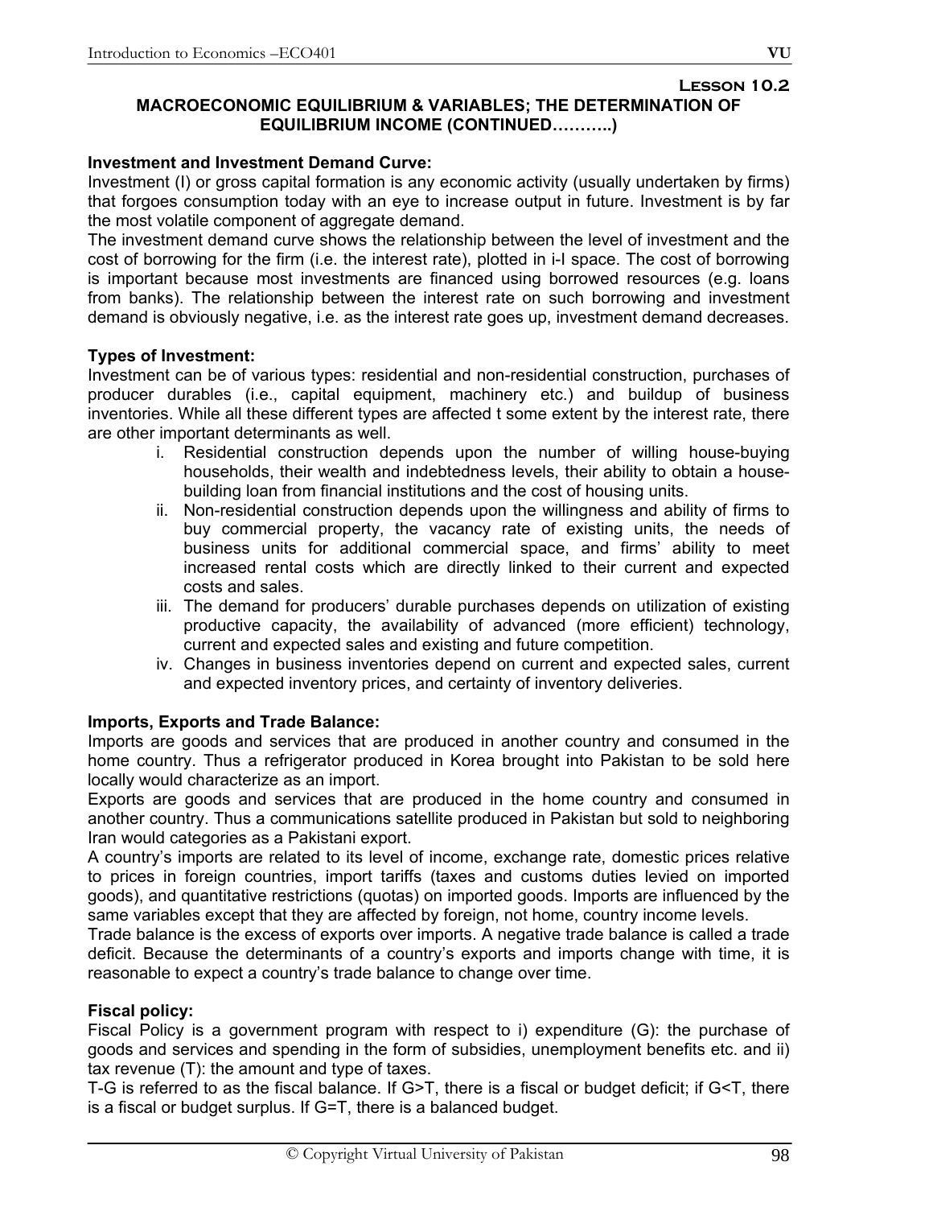## Lesson 10.2

### MACROECONOMIC EQUILIBRIUM & VARIABLES; THE DETERMINATION OF EQUILIBRIUM INCOME (CONTINUED………..)

**Investment and Investment Demand Curve:**

Investment (I) or gross capital formation is any economic activity (usually undertaken by firms) that forgoes consumption today with an eye to increase output in future. Investment is by far the most volatile component of aggregate demand.

The investment demand curve shows the relationship between the level of investment and the cost of borrowing for the firm (i.e. the interest rate), plotted in i-I space. The cost of borrowing is important because most investments are financed using borrowed resources (e.g. loans from banks). The relationship between the interest rate on such borrowing and investment demand is obviously negative, i.e. as the interest rate goes up, investment demand decreases.

**Types of Investment:**

Investment can be of various types: residential and non-residential construction, purchases of producer durables (i.e., capital equipment, machinery etc.) and buildup of business inventories. While all these different types are affected t some extent by the interest rate, there are other important determinants as well.

i. Residential construction depends upon the number of willing house-buying households, their wealth and indebtedness levels, their ability to obtain a house-building loan from financial institutions and the cost of housing units.
ii. Non-residential construction depends upon the willingness and ability of firms to buy commercial property, the vacancy rate of existing units, the needs of business units for additional commercial space, and firms' ability to meet increased rental costs which are directly linked to their current and expected costs and sales.
iii. The demand for producers' durable purchases depends on utilization of existing productive capacity, the availability of advanced (more efficient) technology, current and expected sales and existing and future competition.
iv. Changes in business inventories depend on current and expected sales, current and expected inventory prices, and certainty of inventory deliveries.

**Imports, Exports and Trade Balance:**

Imports are goods and services that are produced in another country and consumed in the home country. Thus a refrigerator produced in Korea brought into Pakistan to be sold here locally would characterize as an import.

Exports are goods and services that are produced in the home country and consumed in another country. Thus a communications satellite produced in Pakistan but sold to neighboring Iran would categories as a Pakistani export.

A country's imports are related to its level of income, exchange rate, domestic prices relative to prices in foreign countries, import tariffs (taxes and customs duties levied on imported goods), and quantitative restrictions (quotas) on imported goods. Imports are influenced by the same variables except that they are affected by foreign, not home, country income levels.

Trade balance is the excess of exports over imports. A negative trade balance is called a trade deficit. Because the determinants of a country's exports and imports change with time, it is reasonable to expect a country's trade balance to change over time.

**Fiscal policy:**

Fiscal Policy is a government program with respect to i) expenditure (G): the purchase of goods and services and spending in the form of subsidies, unemployment benefits etc. and ii) tax revenue (T): the amount and type of taxes.

T-G is referred to as the fiscal balance. If $G>T$, there is a fiscal or budget deficit; if $G<T$, there is a fiscal or budget surplus. If $G=T$, there is a balanced budget.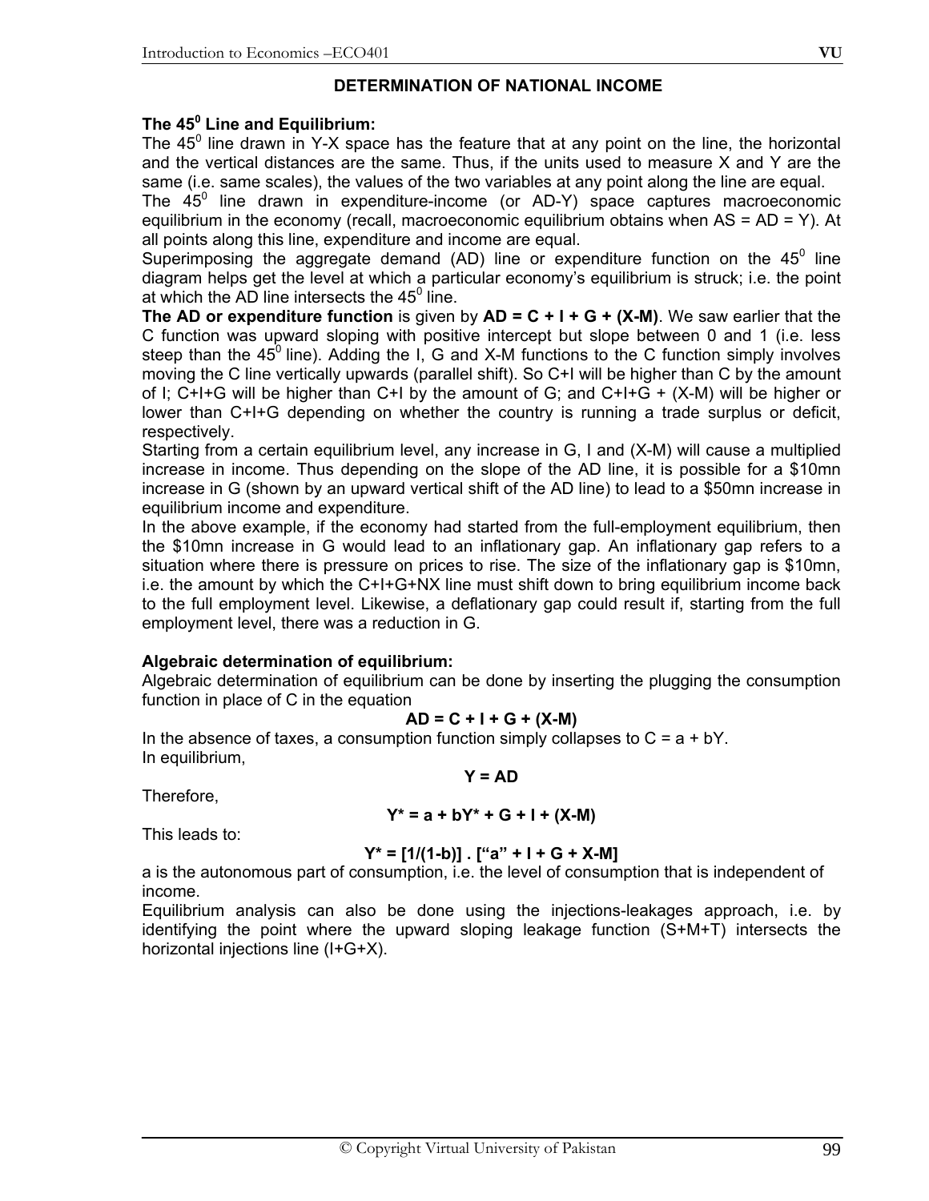## DETERMINATION OF NATIONAL INCOME

**The $45^0$ Line and Equilibrium:**

The $45^0$ line drawn in Y-X space has the feature that at any point on the line, the horizontal and the vertical distances are the same. Thus, if the units used to measure X and Y are the same (i.e. same scales), the values of the two variables at any point along the line are equal.

The $45^0$ line drawn in expenditure-income (or AD-Y) space captures macroeconomic equilibrium in the economy (recall, macroeconomic equilibrium obtains when AS = AD = Y). At all points along this line, expenditure and income are equal.

Superimposing the aggregate demand (AD) line or expenditure function on the $45^0$ line diagram helps get the level at which a particular economy's equilibrium is struck; i.e. the point at which the AD line intersects the $45^0$ line.

**The AD or expenditure function** is given by **AD = C + I + G + (X-M)**. We saw earlier that the C function was upward sloping with positive intercept but slope between 0 and 1 (i.e. less steep than the $45^0$ line). Adding the I, G and X-M functions to the C function simply involves moving the C line vertically upwards (parallel shift). So C+I will be higher than C by the amount of I; C+I+G will be higher than C+I by the amount of G; and C+I+G + (X-M) will be higher or lower than C+I+G depending on whether the country is running a trade surplus or deficit, respectively.

Starting from a certain equilibrium level, any increase in G, I and (X-M) will cause a multiplied increase in income. Thus depending on the slope of the AD line, it is possible for a \$10mn increase in G (shown by an upward vertical shift of the AD line) to lead to a \$50mn increase in equilibrium income and expenditure.

In the above example, if the economy had started from the full-employment equilibrium, then the \$10mn increase in G would lead to an inflationary gap. An inflationary gap refers to a situation where there is pressure on prices to rise. The size of the inflationary gap is \$10mn, i.e. the amount by which the C+I+G+NX line must shift down to bring equilibrium income back to the full employment level. Likewise, a deflationary gap could result if, starting from the full employment level, there was a reduction in G.

**Algebraic determination of equilibrium:**

Algebraic determination of equilibrium can be done by inserting the plugging the consumption function in place of C in the equation

$$AD = C + I + G + (X-M)$$

In the absence of taxes, a consumption function simply collapses to $C = a + bY$.

In equilibrium,

$$Y = AD$$

Therefore,

$$Y^* = a + bY^* + G + I + (X-M)$$

This leads to:

$$Y^* = [1/(1-b)] \,.\, [\text{"}a\text{"} + I + G + X\text{-}M]$$

a is the autonomous part of consumption, i.e. the level of consumption that is independent of income.

Equilibrium analysis can also be done using the injections-leakages approach, i.e. by identifying the point where the upward sloping leakage function (S+M+T) intersects the horizontal injections line (I+G+X).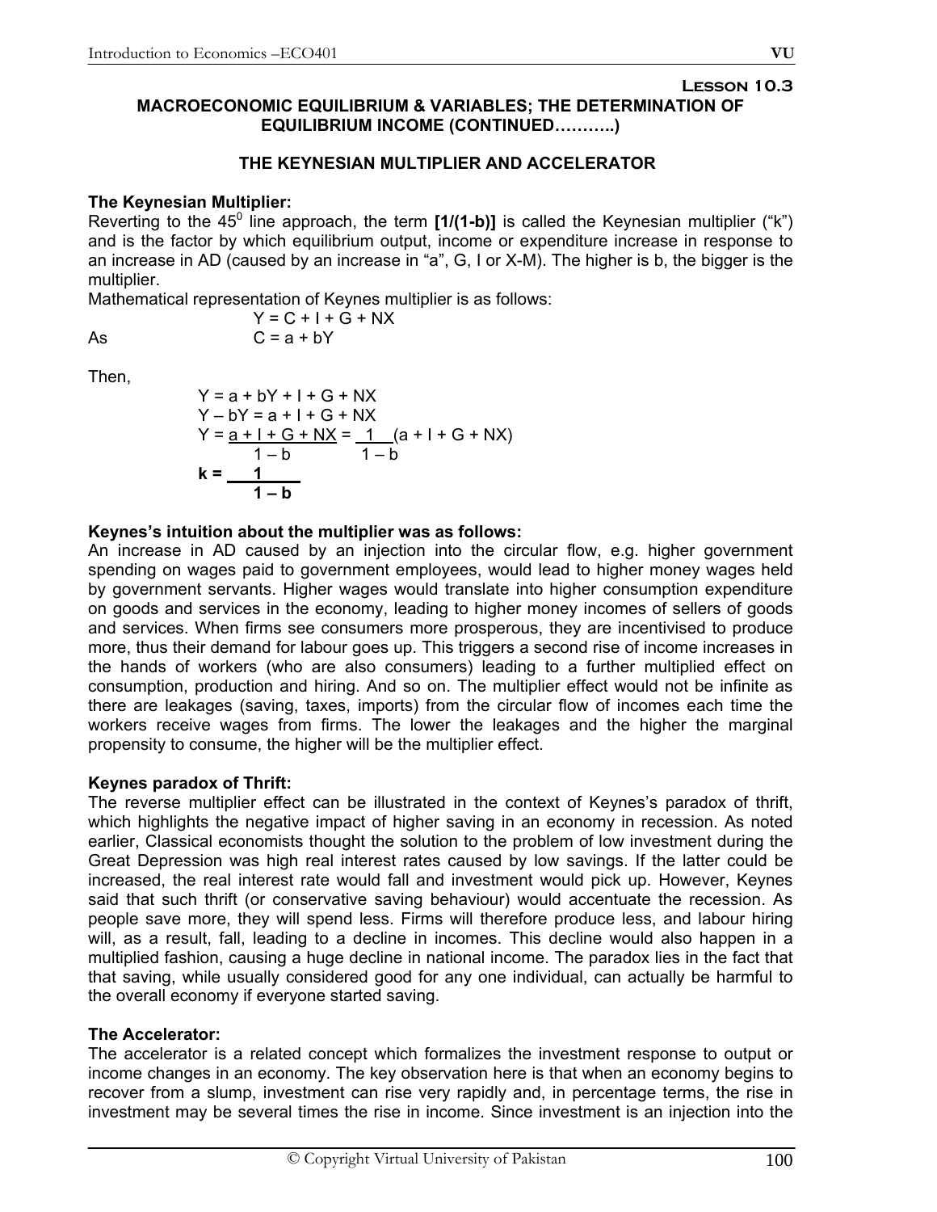**Lesson 10.3**

## MACROECONOMIC EQUILIBRIUM & VARIABLES; THE DETERMINATION OF EQUILIBRIUM INCOME (CONTINUED……….)

### THE KEYNESIAN MULTIPLIER AND ACCELERATOR

**The Keynesian Multiplier:**

Reverting to the $45^0$ line approach, the term **[1/(1-b)]** is called the Keynesian multiplier ("k") and is the factor by which equilibrium output, income or expenditure increase in response to an increase in AD (caused by an increase in "a", G, I or X-M). The higher is b, the bigger is the multiplier.

Mathematical representation of Keynes multiplier is as follows:

$$Y = C + I + G + NX$$

As
$$C = a + bY$$

Then,

$$Y = a + bY + I + G + NX$$
$$Y - bY = a + I + G + NX$$
$$Y = \frac{a + I + G + NX}{1 - b} = \frac{1}{1 - b}(a + I + G + NX)$$
$$\mathbf{k = \frac{1}{1 - b}}$$

**Keynes's intuition about the multiplier was as follows:**

An increase in AD caused by an injection into the circular flow, e.g. higher government spending on wages paid to government employees, would lead to higher money wages held by government servants. Higher wages would translate into higher consumption expenditure on goods and services in the economy, leading to higher money incomes of sellers of goods and services. When firms see consumers more prosperous, they are incentivised to produce more, thus their demand for labour goes up. This triggers a second rise of income increases in the hands of workers (who are also consumers) leading to a further multiplied effect on consumption, production and hiring. And so on. The multiplier effect would not be infinite as there are leakages (saving, taxes, imports) from the circular flow of incomes each time the workers receive wages from firms. The lower the leakages and the higher the marginal propensity to consume, the higher will be the multiplier effect.

**Keynes paradox of Thrift:**

The reverse multiplier effect can be illustrated in the context of Keynes's paradox of thrift, which highlights the negative impact of higher saving in an economy in recession. As noted earlier, Classical economists thought the solution to the problem of low investment during the Great Depression was high real interest rates caused by low savings. If the latter could be increased, the real interest rate would fall and investment would pick up. However, Keynes said that such thrift (or conservative saving behaviour) would accentuate the recession. As people save more, they will spend less. Firms will therefore produce less, and labour hiring will, as a result, fall, leading to a decline in incomes. This decline would also happen in a multiplied fashion, causing a huge decline in national income. The paradox lies in the fact that that saving, while usually considered good for any one individual, can actually be harmful to the overall economy if everyone started saving.

**The Accelerator:**

The accelerator is a related concept which formalizes the investment response to output or income changes in an economy. The key observation here is that when an economy begins to recover from a slump, investment can rise very rapidly and, in percentage terms, the rise in investment may be several times the rise in income. Since investment is an injection into the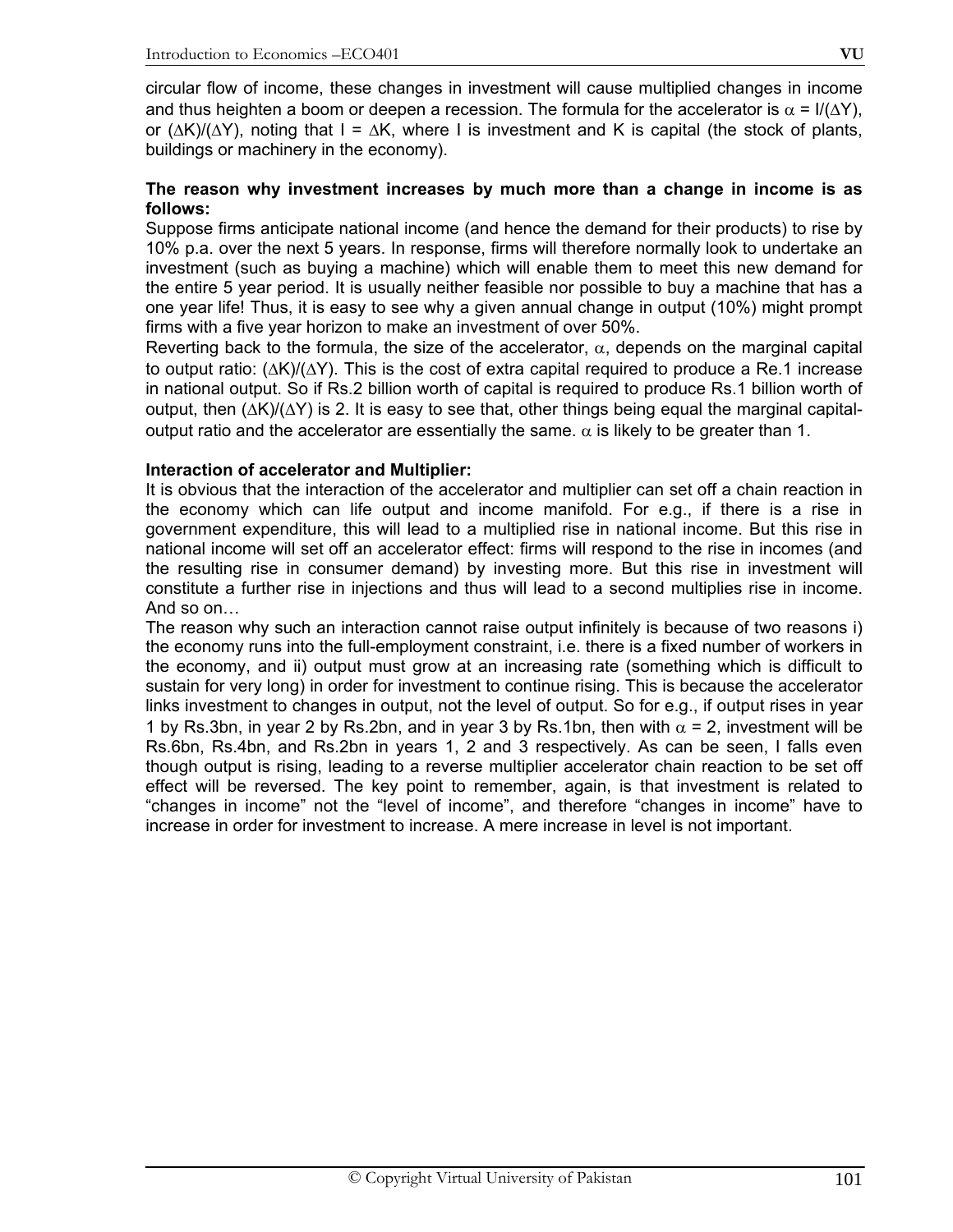circular flow of income, these changes in investment will cause multiplied changes in income and thus heighten a boom or deepen a recession. The formula for the accelerator is $\alpha = I/(\Delta Y)$, or $(\Delta K)/(\Delta Y)$, noting that $I = \Delta K$, where I is investment and K is capital (the stock of plants, buildings or machinery in the economy).

**The reason why investment increases by much more than a change in income is as follows:**

Suppose firms anticipate national income (and hence the demand for their products) to rise by 10% p.a. over the next 5 years. In response, firms will therefore normally look to undertake an investment (such as buying a machine) which will enable them to meet this new demand for the entire 5 year period. It is usually neither feasible nor possible to buy a machine that has a one year life! Thus, it is easy to see why a given annual change in output (10%) might prompt firms with a five year horizon to make an investment of over 50%.

Reverting back to the formula, the size of the accelerator, $\alpha$, depends on the marginal capital to output ratio: $(\Delta K)/(\Delta Y)$. This is the cost of extra capital required to produce a Re.1 increase in national output. So if Rs.2 billion worth of capital is required to produce Rs.1 billion worth of output, then $(\Delta K)/(\Delta Y)$ is 2. It is easy to see that, other things being equal the marginal capital-output ratio and the accelerator are essentially the same. $\alpha$ is likely to be greater than 1.

**Interaction of accelerator and Multiplier:**

It is obvious that the interaction of the accelerator and multiplier can set off a chain reaction in the economy which can life output and income manifold. For e.g., if there is a rise in government expenditure, this will lead to a multiplied rise in national income. But this rise in national income will set off an accelerator effect: firms will respond to the rise in incomes (and the resulting rise in consumer demand) by investing more. But this rise in investment will constitute a further rise in injections and thus will lead to a second multiplies rise in income. And so on…

The reason why such an interaction cannot raise output infinitely is because of two reasons i) the economy runs into the full-employment constraint, i.e. there is a fixed number of workers in the economy, and ii) output must grow at an increasing rate (something which is difficult to sustain for very long) in order for investment to continue rising. This is because the accelerator links investment to changes in output, not the level of output. So for e.g., if output rises in year 1 by Rs.3bn, in year 2 by Rs.2bn, and in year 3 by Rs.1bn, then with $\alpha = 2$, investment will be Rs.6bn, Rs.4bn, and Rs.2bn in years 1, 2 and 3 respectively. As can be seen, I falls even though output is rising, leading to a reverse multiplier accelerator chain reaction to be set off effect will be reversed. The key point to remember, again, is that investment is related to “changes in income” not the “level of income”, and therefore “changes in income” have to increase in order for investment to increase. A mere increase in level is not important.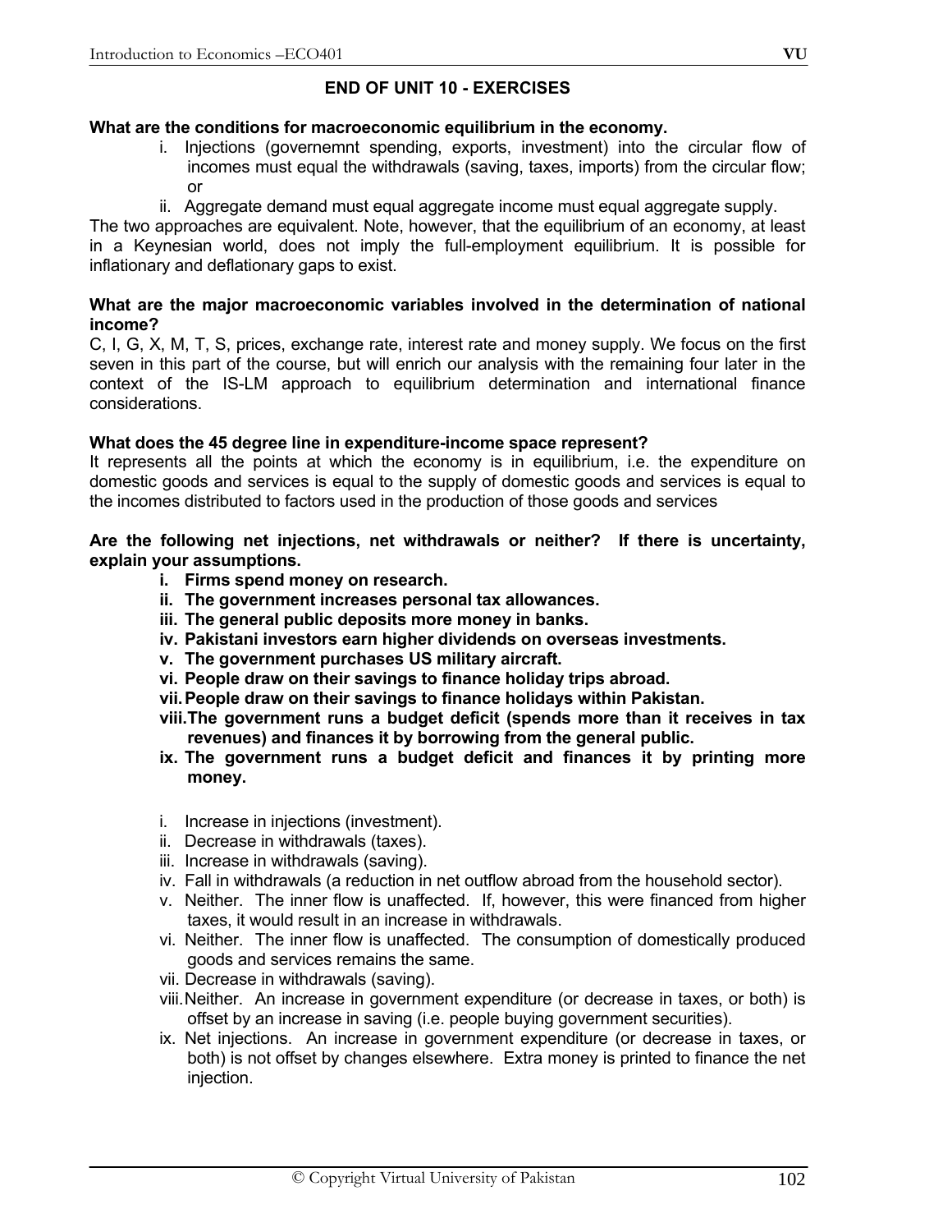## END OF UNIT 10 - EXERCISES

**What are the conditions for macroeconomic equilibrium in the economy.**

i. Injections (governemnt spending, exports, investment) into the circular flow of incomes must equal the withdrawals (saving, taxes, imports) from the circular flow; or
ii. Aggregate demand must equal aggregate income must equal aggregate supply.

The two approaches are equivalent. Note, however, that the equilibrium of an economy, at least in a Keynesian world, does not imply the full-employment equilibrium. It is possible for inflationary and deflationary gaps to exist.

**What are the major macroeconomic variables involved in the determination of national income?**

C, I, G, X, M, T, S, prices, exchange rate, interest rate and money supply. We focus on the first seven in this part of the course, but will enrich our analysis with the remaining four later in the context of the IS-LM approach to equilibrium determination and international finance considerations.

**What does the 45 degree line in expenditure-income space represent?**

It represents all the points at which the economy is in equilibrium, i.e. the expenditure on domestic goods and services is equal to the supply of domestic goods and services is equal to the incomes distributed to factors used in the production of those goods and services

**Are the following net injections, net withdrawals or neither? If there is uncertainty, explain your assumptions.**

**i. Firms spend money on research.**
**ii. The government increases personal tax allowances.**
**iii. The general public deposits more money in banks.**
**iv. Pakistani investors earn higher dividends on overseas investments.**
**v. The government purchases US military aircraft.**
**vi. People draw on their savings to finance holiday trips abroad.**
**vii. People draw on their savings to finance holidays within Pakistan.**
**viii. The government runs a budget deficit (spends more than it receives in tax revenues) and finances it by borrowing from the general public.**
**ix. The government runs a budget deficit and finances it by printing more money.**

i. Increase in injections (investment).
ii. Decrease in withdrawals (taxes).
iii. Increase in withdrawals (saving).
iv. Fall in withdrawals (a reduction in net outflow abroad from the household sector).
v. Neither. The inner flow is unaffected. If, however, this were financed from higher taxes, it would result in an increase in withdrawals.
vi. Neither. The inner flow is unaffected. The consumption of domestically produced goods and services remains the same.
vii. Decrease in withdrawals (saving).
viii. Neither. An increase in government expenditure (or decrease in taxes, or both) is offset by an increase in saving (i.e. people buying government securities).
ix. Net injections. An increase in government expenditure (or decrease in taxes, or both) is not offset by changes elsewhere. Extra money is printed to finance the net injection.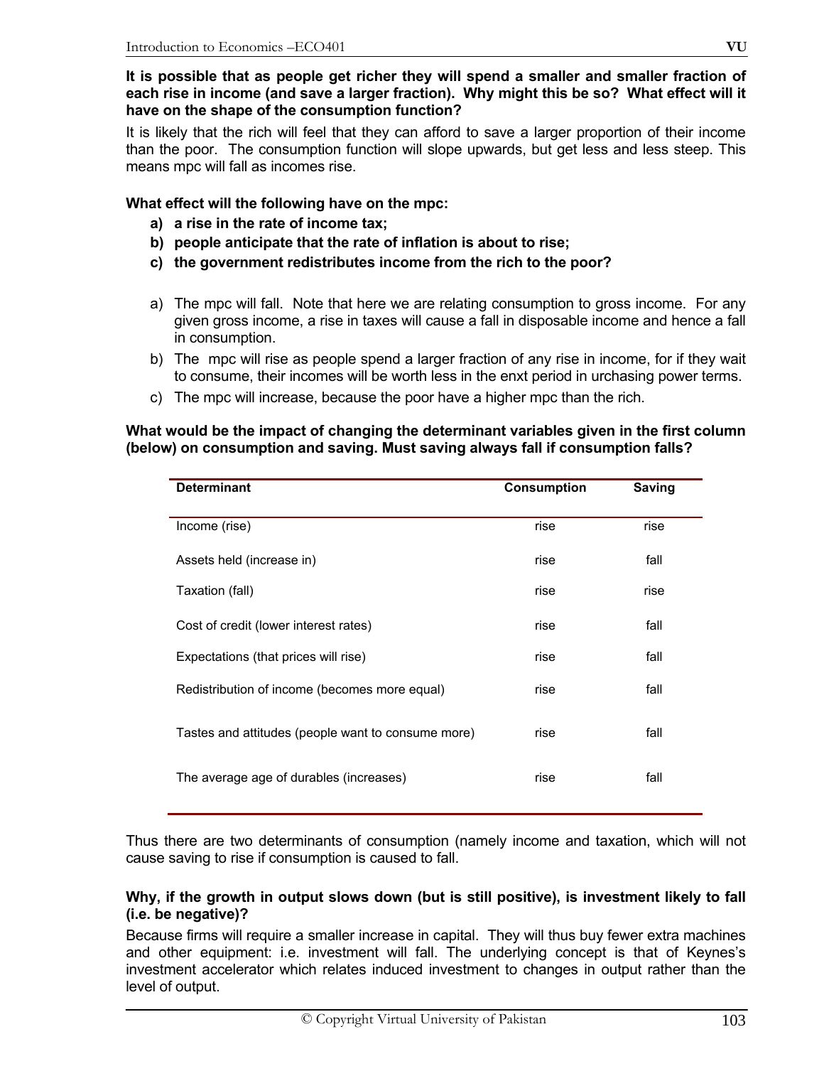**It is possible that as people get richer they will spend a smaller and smaller fraction of each rise in income (and save a larger fraction). Why might this be so? What effect will it have on the shape of the consumption function?**

It is likely that the rich will feel that they can afford to save a larger proportion of their income than the poor. The consumption function will slope upwards, but get less and less steep. This means mpc will fall as incomes rise.

**What effect will the following have on the mpc:**

a) **a rise in the rate of income tax;**
b) **people anticipate that the rate of inflation is about to rise;**
c) **the government redistributes income from the rich to the poor?**

a) The mpc will fall. Note that here we are relating consumption to gross income. For any given gross income, a rise in taxes will cause a fall in disposable income and hence a fall in consumption.
b) The mpc will rise as people spend a larger fraction of any rise in income, for if they wait to consume, their incomes will be worth less in the enxt period in urchasing power terms.
c) The mpc will increase, because the poor have a higher mpc than the rich.

**What would be the impact of changing the determinant variables given in the first column (below) on consumption and saving. Must saving always fall if consumption falls?**

| Determinant | Consumption | Saving |
|---|---|---|
| Income (rise) | rise | rise |
| Assets held (increase in) | rise | fall |
| Taxation (fall) | rise | rise |
| Cost of credit (lower interest rates) | rise | fall |
| Expectations (that prices will rise) | rise | fall |
| Redistribution of income (becomes more equal) | rise | fall |
| Tastes and attitudes (people want to consume more) | rise | fall |
| The average age of durables (increases) | rise | fall |

Thus there are two determinants of consumption (namely income and taxation, which will not cause saving to rise if consumption is caused to fall.

**Why, if the growth in output slows down (but is still positive), is investment likely to fall (i.e. be negative)?**

Because firms will require a smaller increase in capital. They will thus buy fewer extra machines and other equipment: i.e. investment will fall. The underlying concept is that of Keynes's investment accelerator which relates induced investment to changes in output rather than the level of output.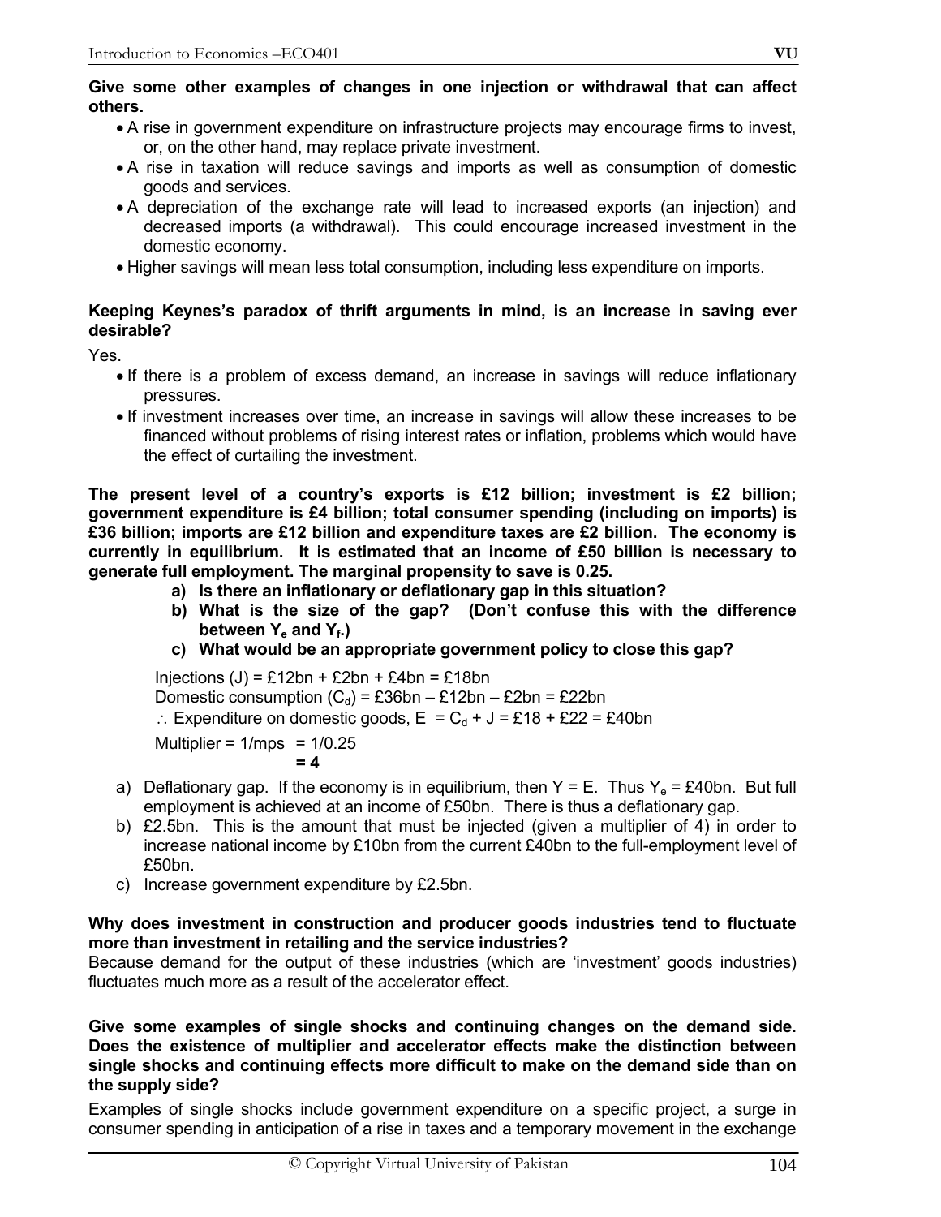**Give some other examples of changes in one injection or withdrawal that can affect others.**

- A rise in government expenditure on infrastructure projects may encourage firms to invest, or, on the other hand, may replace private investment.
- A rise in taxation will reduce savings and imports as well as consumption of domestic goods and services.
- A depreciation of the exchange rate will lead to increased exports (an injection) and decreased imports (a withdrawal). This could encourage increased investment in the domestic economy.
- Higher savings will mean less total consumption, including less expenditure on imports.

**Keeping Keynes's paradox of thrift arguments in mind, is an increase in saving ever desirable?**

Yes.

- If there is a problem of excess demand, an increase in savings will reduce inflationary pressures.
- If investment increases over time, an increase in savings will allow these increases to be financed without problems of rising interest rates or inflation, problems which would have the effect of curtailing the investment.

**The present level of a country's exports is £12 billion; investment is £2 billion; government expenditure is £4 billion; total consumer spending (including on imports) is £36 billion; imports are £12 billion and expenditure taxes are £2 billion. The economy is currently in equilibrium. It is estimated that an income of £50 billion is necessary to generate full employment. The marginal propensity to save is 0.25.**

   a) **Is there an inflationary or deflationary gap in this situation?**
   b) **What is the size of the gap? (Don't confuse this with the difference between $Y_e$ and $Y_f$.)**
   c) **What would be an appropriate government policy to close this gap?**

Injections (J) = £12bn + £2bn + £4bn = £18bn

Domestic consumption ($C_d$) = £36bn – £12bn – £2bn = £22bn

$\therefore$ Expenditure on domestic goods, E = $C_d$ + J = £18 + £22 = £40bn

Multiplier = 1/mps = 1/0.25
**= 4**

a) Deflationary gap. If the economy is in equilibrium, then Y = E. Thus $Y_e$ = £40bn. But full employment is achieved at an income of £50bn. There is thus a deflationary gap.
b) £2.5bn. This is the amount that must be injected (given a multiplier of 4) in order to increase national income by £10bn from the current £40bn to the full-employment level of £50bn.
c) Increase government expenditure by £2.5bn.

**Why does investment in construction and producer goods industries tend to fluctuate more than investment in retailing and the service industries?**

Because demand for the output of these industries (which are 'investment' goods industries) fluctuates much more as a result of the accelerator effect.

**Give some examples of single shocks and continuing changes on the demand side. Does the existence of multiplier and accelerator effects make the distinction between single shocks and continuing effects more difficult to make on the demand side than on the supply side?**

Examples of single shocks include government expenditure on a specific project, a surge in consumer spending in anticipation of a rise in taxes and a temporary movement in the exchange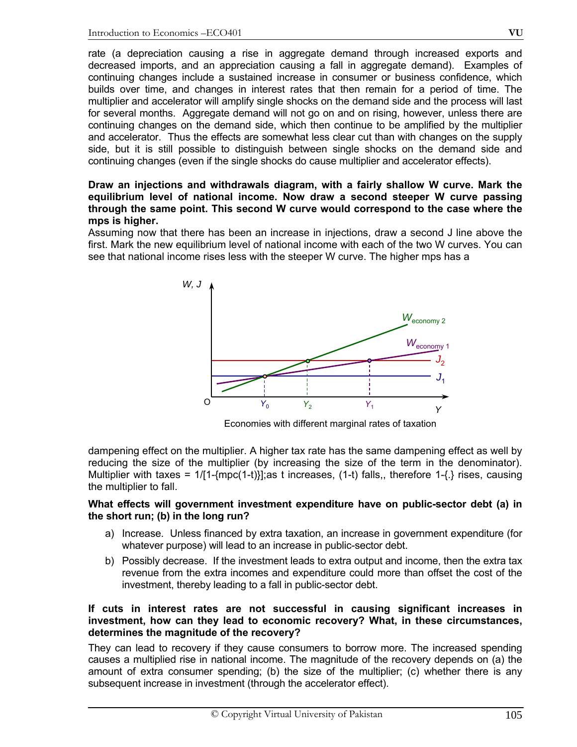rate (a depreciation causing a rise in aggregate demand through increased exports and decreased imports, and an appreciation causing a fall in aggregate demand). Examples of continuing changes include a sustained increase in consumer or business confidence, which builds over time, and changes in interest rates that then remain for a period of time. The multiplier and accelerator will amplify single shocks on the demand side and the process will last for several months. Aggregate demand will not go on and on rising, however, unless there are continuing changes on the demand side, which then continue to be amplified by the multiplier and accelerator. Thus the effects are somewhat less clear cut than with changes on the supply side, but it is still possible to distinguish between single shocks on the demand side and continuing changes (even if the single shocks do cause multiplier and accelerator effects).

**Draw an injections and withdrawals diagram, with a fairly shallow W curve. Mark the equilibrium level of national income. Now draw a second steeper W curve passing through the same point. This second W curve would correspond to the case where the mps is higher.**

Assuming now that there has been an increase in injections, draw a second J line above the first. Mark the new equilibrium level of national income with each of the two W curves. You can see that national income rises less with the steeper W curve. The higher mps has a

Economies with different marginal rates of taxation

dampening effect on the multiplier. A higher tax rate has the same dampening effect as well by reducing the size of the multiplier (by increasing the size of the term in the denominator). Multiplier with taxes = 1/[1-{mpc(1-t)}];as t increases, (1-t) falls,, therefore 1-{.} rises, causing the multiplier to fall.

**What effects will government investment expenditure have on public-sector debt (a) in the short run; (b) in the long run?**

a) Increase. Unless financed by extra taxation, an increase in government expenditure (for whatever purpose) will lead to an increase in public-sector debt.

b) Possibly decrease. If the investment leads to extra output and income, then the extra tax revenue from the extra incomes and expenditure could more than offset the cost of the investment, thereby leading to a fall in public-sector debt.

**If cuts in interest rates are not successful in causing significant increases in investment, how can they lead to economic recovery? What, in these circumstances, determines the magnitude of the recovery?**

They can lead to recovery if they cause consumers to borrow more. The increased spending causes a multiplied rise in national income. The magnitude of the recovery depends on (a) the amount of extra consumer spending; (b) the size of the multiplier; (c) whether there is any subsequent increase in investment (through the accelerator effect).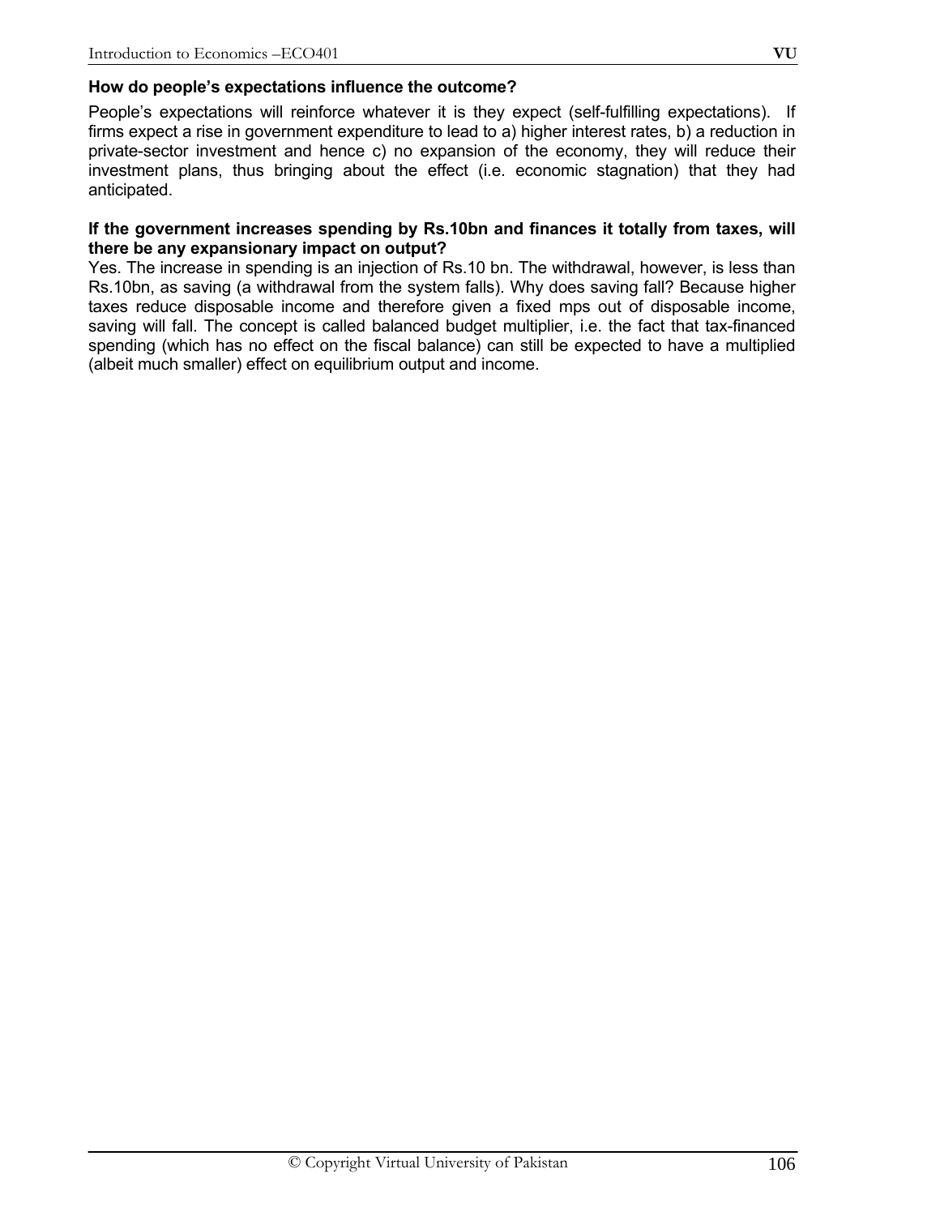**How do people's expectations influence the outcome?**

People's expectations will reinforce whatever it is they expect (self-fulfilling expectations). If firms expect a rise in government expenditure to lead to a) higher interest rates, b) a reduction in private-sector investment and hence c) no expansion of the economy, they will reduce their investment plans, thus bringing about the effect (i.e. economic stagnation) that they had anticipated.

**If the government increases spending by Rs.10bn and finances it totally from taxes, will there be any expansionary impact on output?**

Yes. The increase in spending is an injection of Rs.10 bn. The withdrawal, however, is less than Rs.10bn, as saving (a withdrawal from the system falls). Why does saving fall? Because higher taxes reduce disposable income and therefore given a fixed mps out of disposable income, saving will fall. The concept is called balanced budget multiplier, i.e. the fact that tax-financed spending (which has no effect on the fiscal balance) can still be expected to have a multiplied (albeit much smaller) effect on equilibrium output and income.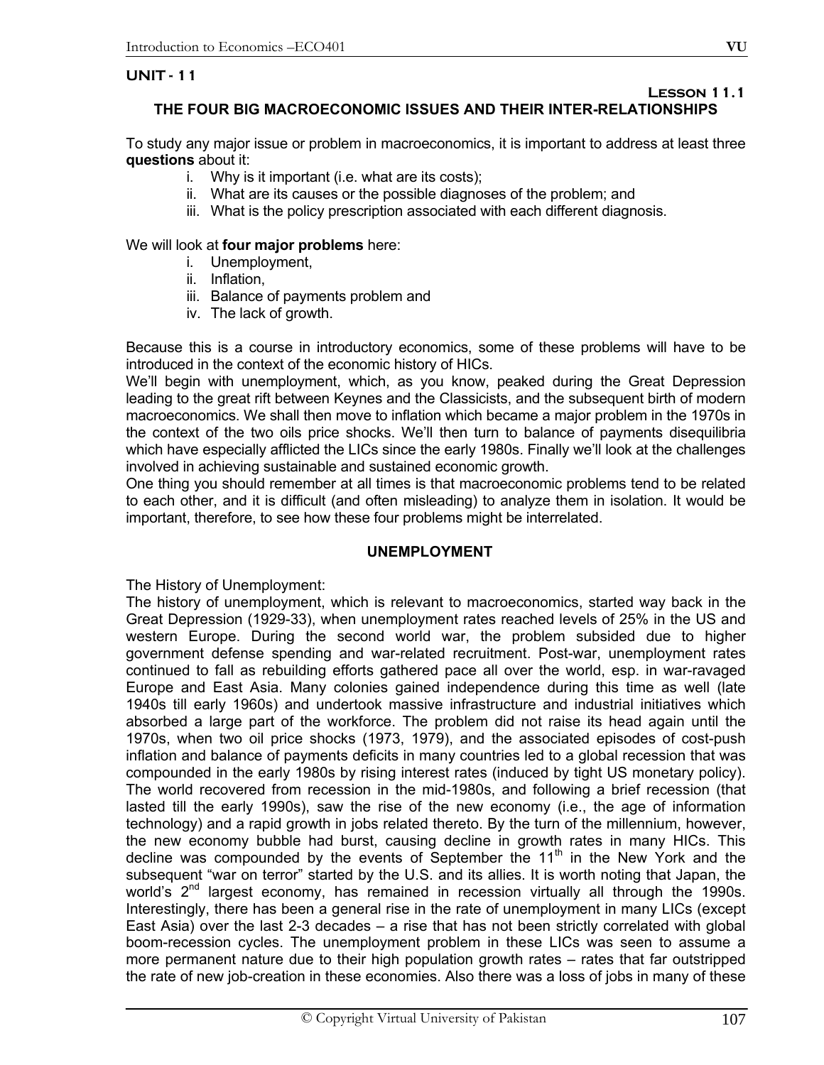**UNIT - 11**

**Lesson 11.1**

## THE FOUR BIG MACROECONOMIC ISSUES AND THEIR INTER-RELATIONSHIPS

To study any major issue or problem in macroeconomics, it is important to address at least three **questions** about it:

i. Why is it important (i.e. what are its costs);
ii. What are its causes or the possible diagnoses of the problem; and
iii. What is the policy prescription associated with each different diagnosis.

We will look at **four major problems** here:

i. Unemployment,
ii. Inflation,
iii. Balance of payments problem and
iv. The lack of growth.

Because this is a course in introductory economics, some of these problems will have to be introduced in the context of the economic history of HICs.

We'll begin with unemployment, which, as you know, peaked during the Great Depression leading to the great rift between Keynes and the Classicists, and the subsequent birth of modern macroeconomics. We shall then move to inflation which became a major problem in the 1970s in the context of the two oils price shocks. We'll then turn to balance of payments disequilibria which have especially afflicted the LICs since the early 1980s. Finally we'll look at the challenges involved in achieving sustainable and sustained economic growth.

One thing you should remember at all times is that macroeconomic problems tend to be related to each other, and it is difficult (and often misleading) to analyze them in isolation. It would be important, therefore, to see how these four problems might be interrelated.

### UNEMPLOYMENT

The History of Unemployment:

The history of unemployment, which is relevant to macroeconomics, started way back in the Great Depression (1929-33), when unemployment rates reached levels of 25% in the US and western Europe. During the second world war, the problem subsided due to higher government defense spending and war-related recruitment. Post-war, unemployment rates continued to fall as rebuilding efforts gathered pace all over the world, esp. in war-ravaged Europe and East Asia. Many colonies gained independence during this time as well (late 1940s till early 1960s) and undertook massive infrastructure and industrial initiatives which absorbed a large part of the workforce. The problem did not raise its head again until the 1970s, when two oil price shocks (1973, 1979), and the associated episodes of cost-push inflation and balance of payments deficits in many countries led to a global recession that was compounded in the early 1980s by rising interest rates (induced by tight US monetary policy). The world recovered from recession in the mid-1980s, and following a brief recession (that lasted till the early 1990s), saw the rise of the new economy (i.e., the age of information technology) and a rapid growth in jobs related thereto. By the turn of the millennium, however, the new economy bubble had burst, causing decline in growth rates in many HICs. This decline was compounded by the events of September the 11th in the New York and the subsequent "war on terror" started by the U.S. and its allies. It is worth noting that Japan, the world's 2nd largest economy, has remained in recession virtually all through the 1990s. Interestingly, there has been a general rise in the rate of unemployment in many LICs (except East Asia) over the last 2-3 decades – a rise that has not been strictly correlated with global boom-recession cycles. The unemployment problem in these LICs was seen to assume a more permanent nature due to their high population growth rates – rates that far outstripped the rate of new job-creation in these economies. Also there was a loss of jobs in many of these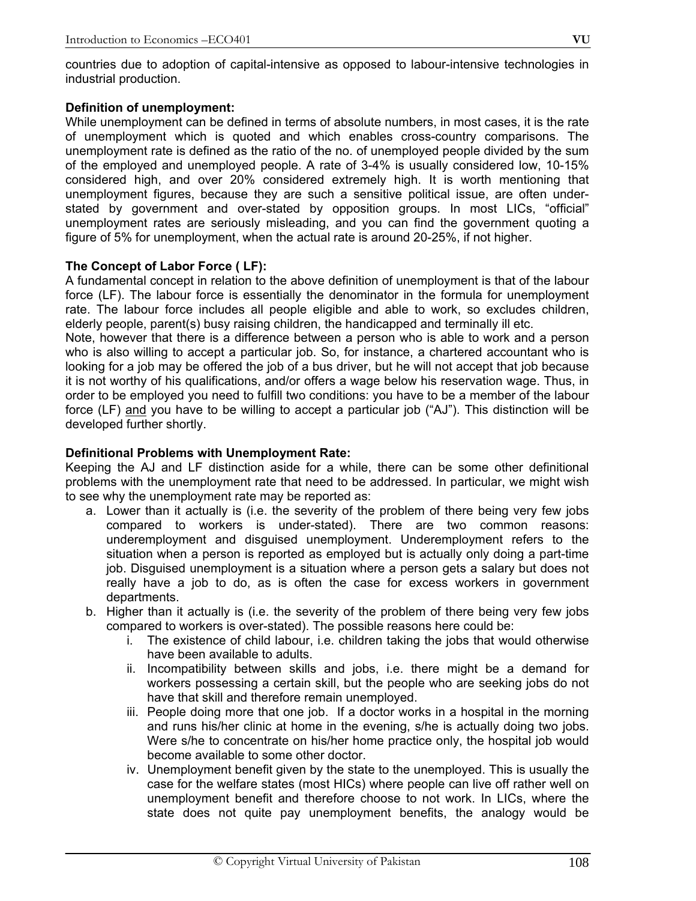countries due to adoption of capital-intensive as opposed to labour-intensive technologies in industrial production.

**Definition of unemployment:**

While unemployment can be defined in terms of absolute numbers, in most cases, it is the rate of unemployment which is quoted and which enables cross-country comparisons. The unemployment rate is defined as the ratio of the no. of unemployed people divided by the sum of the employed and unemployed people. A rate of 3-4% is usually considered low, 10-15% considered high, and over 20% considered extremely high. It is worth mentioning that unemployment figures, because they are such a sensitive political issue, are often under-stated by government and over-stated by opposition groups. In most LICs, "official" unemployment rates are seriously misleading, and you can find the government quoting a figure of 5% for unemployment, when the actual rate is around 20-25%, if not higher.

**The Concept of Labor Force ( LF):**

A fundamental concept in relation to the above definition of unemployment is that of the labour force (LF). The labour force is essentially the denominator in the formula for unemployment rate. The labour force includes all people eligible and able to work, so excludes children, elderly people, parent(s) busy raising children, the handicapped and terminally ill etc.

Note, however that there is a difference between a person who is able to work and a person who is also willing to accept a particular job. So, for instance, a chartered accountant who is looking for a job may be offered the job of a bus driver, but he will not accept that job because it is not worthy of his qualifications, and/or offers a wage below his reservation wage. Thus, in order to be employed you need to fulfill two conditions: you have to be a member of the labour force (LF) and you have to be willing to accept a particular job ("AJ"). This distinction will be developed further shortly.

**Definitional Problems with Unemployment Rate:**

Keeping the AJ and LF distinction aside for a while, there can be some other definitional problems with the unemployment rate that need to be addressed. In particular, we might wish to see why the unemployment rate may be reported as:

a. Lower than it actually is (i.e. the severity of the problem of there being very few jobs compared to workers is under-stated). There are two common reasons: underemployment and disguised unemployment. Underemployment refers to the situation when a person is reported as employed but is actually only doing a part-time job. Disguised unemployment is a situation where a person gets a salary but does not really have a job to do, as is often the case for excess workers in government departments.
b. Higher than it actually is (i.e. the severity of the problem of there being very few jobs compared to workers is over-stated). The possible reasons here could be:
    i. The existence of child labour, i.e. children taking the jobs that would otherwise have been available to adults.
    ii. Incompatibility between skills and jobs, i.e. there might be a demand for workers possessing a certain skill, but the people who are seeking jobs do not have that skill and therefore remain unemployed.
    iii. People doing more that one job. If a doctor works in a hospital in the morning and runs his/her clinic at home in the evening, s/he is actually doing two jobs. Were s/he to concentrate on his/her home practice only, the hospital job would become available to some other doctor.
    iv. Unemployment benefit given by the state to the unemployed. This is usually the case for the welfare states (most HICs) where people can live off rather well on unemployment benefit and therefore choose to not work. In LICs, where the state does not quite pay unemployment benefits, the analogy would be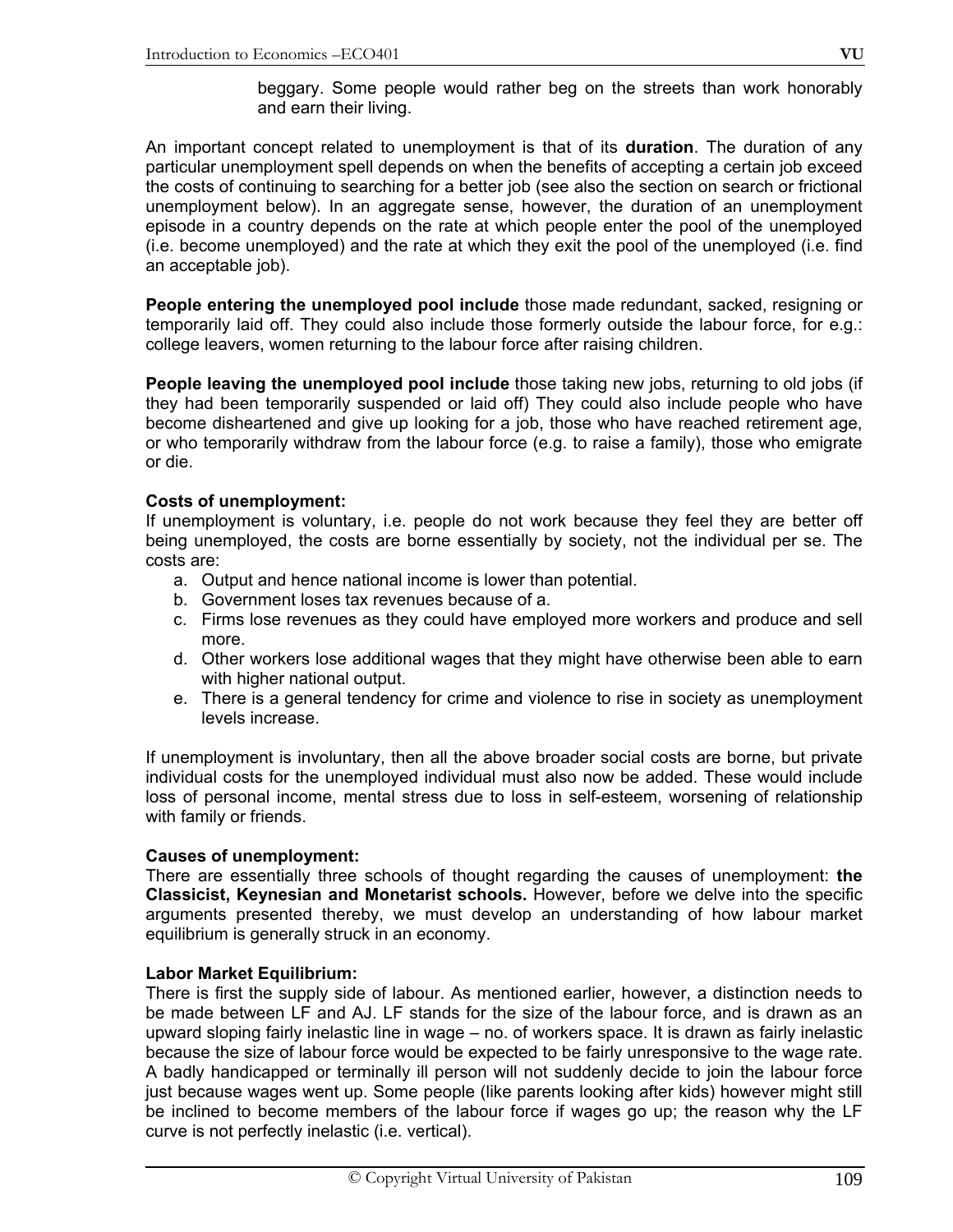beggary. Some people would rather beg on the streets than work honorably and earn their living.

An important concept related to unemployment is that of its **duration**. The duration of any particular unemployment spell depends on when the benefits of accepting a certain job exceed the costs of continuing to searching for a better job (see also the section on search or frictional unemployment below). In an aggregate sense, however, the duration of an unemployment episode in a country depends on the rate at which people enter the pool of the unemployed (i.e. become unemployed) and the rate at which they exit the pool of the unemployed (i.e. find an acceptable job).

**People entering the unemployed pool include** those made redundant, sacked, resigning or temporarily laid off. They could also include those formerly outside the labour force, for e.g.: college leavers, women returning to the labour force after raising children.

**People leaving the unemployed pool include** those taking new jobs, returning to old jobs (if they had been temporarily suspended or laid off) They could also include people who have become disheartened and give up looking for a job, those who have reached retirement age, or who temporarily withdraw from the labour force (e.g. to raise a family), those who emigrate or die.

**Costs of unemployment:**
If unemployment is voluntary, i.e. people do not work because they feel they are better off being unemployed, the costs are borne essentially by society, not the individual per se. The costs are:

a. Output and hence national income is lower than potential.
b. Government loses tax revenues because of a.
c. Firms lose revenues as they could have employed more workers and produce and sell more.
d. Other workers lose additional wages that they might have otherwise been able to earn with higher national output.
e. There is a general tendency for crime and violence to rise in society as unemployment levels increase.

If unemployment is involuntary, then all the above broader social costs are borne, but private individual costs for the unemployed individual must also now be added. These would include loss of personal income, mental stress due to loss in self-esteem, worsening of relationship with family or friends.

**Causes of unemployment:**
There are essentially three schools of thought regarding the causes of unemployment: **the Classicist, Keynesian and Monetarist schools.** However, before we delve into the specific arguments presented thereby, we must develop an understanding of how labour market equilibrium is generally struck in an economy.

**Labor Market Equilibrium:**
There is first the supply side of labour. As mentioned earlier, however, a distinction needs to be made between LF and AJ. LF stands for the size of the labour force, and is drawn as an upward sloping fairly inelastic line in wage – no. of workers space. It is drawn as fairly inelastic because the size of labour force would be expected to be fairly unresponsive to the wage rate. A badly handicapped or terminally ill person will not suddenly decide to join the labour force just because wages went up. Some people (like parents looking after kids) however might still be inclined to become members of the labour force if wages go up; the reason why the LF curve is not perfectly inelastic (i.e. vertical).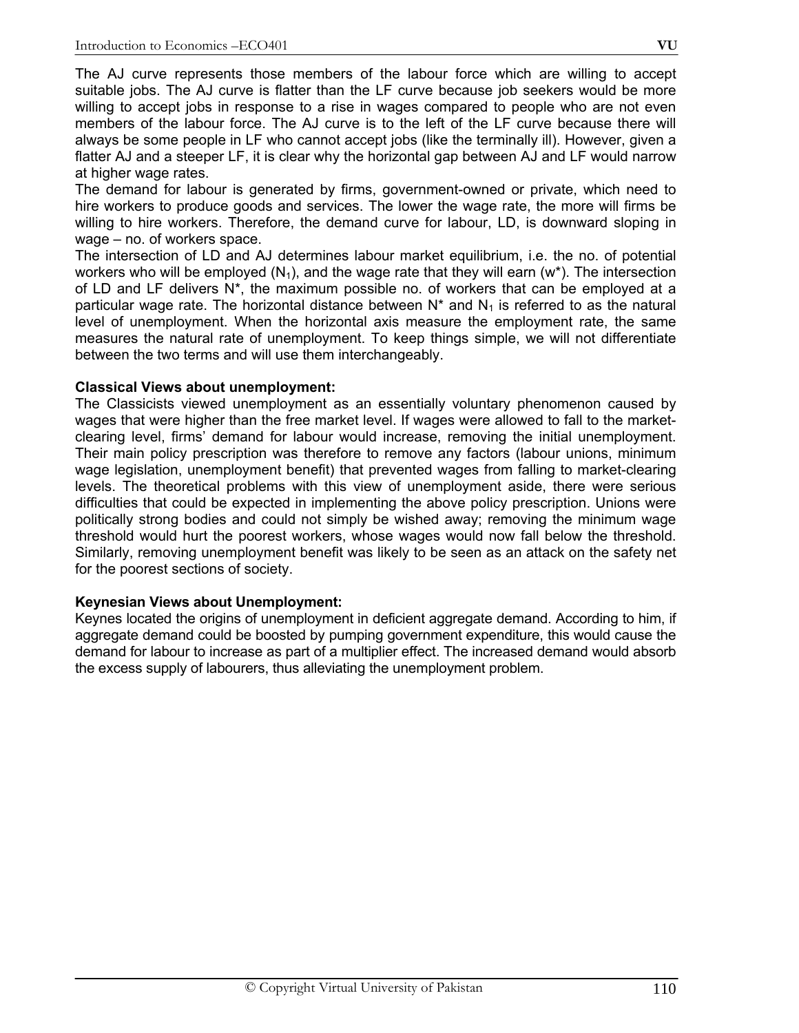The AJ curve represents those members of the labour force which are willing to accept suitable jobs. The AJ curve is flatter than the LF curve because job seekers would be more willing to accept jobs in response to a rise in wages compared to people who are not even members of the labour force. The AJ curve is to the left of the LF curve because there will always be some people in LF who cannot accept jobs (like the terminally ill). However, given a flatter AJ and a steeper LF, it is clear why the horizontal gap between AJ and LF would narrow at higher wage rates.

The demand for labour is generated by firms, government-owned or private, which need to hire workers to produce goods and services. The lower the wage rate, the more will firms be willing to hire workers. Therefore, the demand curve for labour, LD, is downward sloping in wage – no. of workers space.

The intersection of LD and AJ determines labour market equilibrium, i.e. the no. of potential workers who will be employed ($N_1$), and the wage rate that they will earn ($w^*$). The intersection of LD and LF delivers $N^*$, the maximum possible no. of workers that can be employed at a particular wage rate. The horizontal distance between $N^*$ and $N_1$ is referred to as the natural level of unemployment. When the horizontal axis measure the employment rate, the same measures the natural rate of unemployment. To keep things simple, we will not differentiate between the two terms and will use them interchangeably.

**Classical Views about unemployment:**

The Classicists viewed unemployment as an essentially voluntary phenomenon caused by wages that were higher than the free market level. If wages were allowed to fall to the market-clearing level, firms' demand for labour would increase, removing the initial unemployment. Their main policy prescription was therefore to remove any factors (labour unions, minimum wage legislation, unemployment benefit) that prevented wages from falling to market-clearing levels. The theoretical problems with this view of unemployment aside, there were serious difficulties that could be expected in implementing the above policy prescription. Unions were politically strong bodies and could not simply be wished away; removing the minimum wage threshold would hurt the poorest workers, whose wages would now fall below the threshold. Similarly, removing unemployment benefit was likely to be seen as an attack on the safety net for the poorest sections of society.

**Keynesian Views about Unemployment:**

Keynes located the origins of unemployment in deficient aggregate demand. According to him, if aggregate demand could be boosted by pumping government expenditure, this would cause the demand for labour to increase as part of a multiplier effect. The increased demand would absorb the excess supply of labourers, thus alleviating the unemployment problem.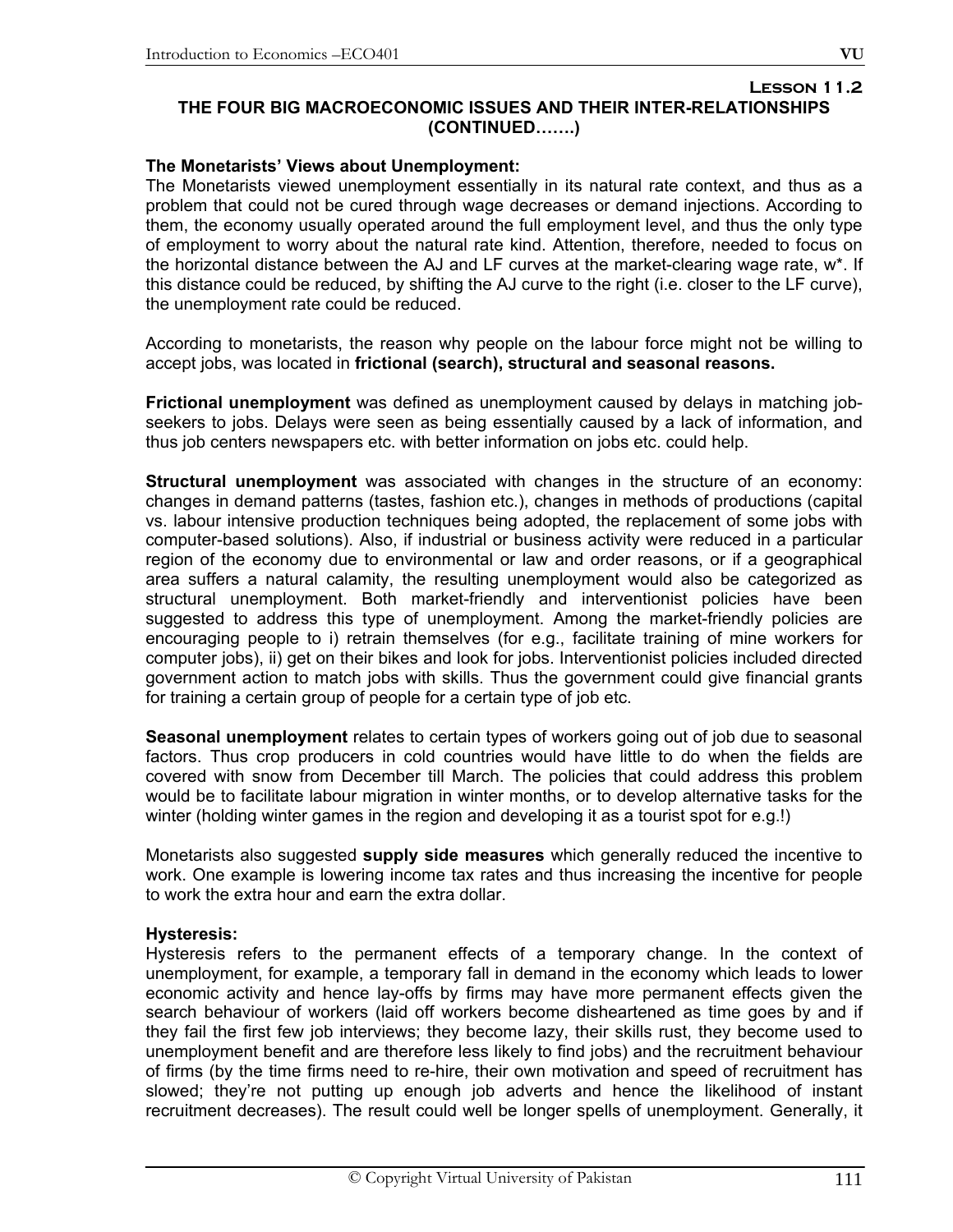**Lesson 11.2**

**THE FOUR BIG MACROECONOMIC ISSUES AND THEIR INTER-RELATIONSHIPS (CONTINUED…….)**

**The Monetarists' Views about Unemployment:**

The Monetarists viewed unemployment essentially in its natural rate context, and thus as a problem that could not be cured through wage decreases or demand injections. According to them, the economy usually operated around the full employment level, and thus the only type of employment to worry about the natural rate kind. Attention, therefore, needed to focus on the horizontal distance between the AJ and LF curves at the market-clearing wage rate, w*. If this distance could be reduced, by shifting the AJ curve to the right (i.e. closer to the LF curve), the unemployment rate could be reduced.

According to monetarists, the reason why people on the labour force might not be willing to accept jobs, was located in **frictional (search), structural and seasonal reasons.**

**Frictional unemployment** was defined as unemployment caused by delays in matching job-seekers to jobs. Delays were seen as being essentially caused by a lack of information, and thus job centers newspapers etc. with better information on jobs etc. could help.

**Structural unemployment** was associated with changes in the structure of an economy: changes in demand patterns (tastes, fashion etc.), changes in methods of productions (capital vs. labour intensive production techniques being adopted, the replacement of some jobs with computer-based solutions). Also, if industrial or business activity were reduced in a particular region of the economy due to environmental or law and order reasons, or if a geographical area suffers a natural calamity, the resulting unemployment would also be categorized as structural unemployment. Both market-friendly and interventionist policies have been suggested to address this type of unemployment. Among the market-friendly policies are encouraging people to i) retrain themselves (for e.g., facilitate training of mine workers for computer jobs), ii) get on their bikes and look for jobs. Interventionist policies included directed government action to match jobs with skills. Thus the government could give financial grants for training a certain group of people for a certain type of job etc.

**Seasonal unemployment** relates to certain types of workers going out of job due to seasonal factors. Thus crop producers in cold countries would have little to do when the fields are covered with snow from December till March. The policies that could address this problem would be to facilitate labour migration in winter months, or to develop alternative tasks for the winter (holding winter games in the region and developing it as a tourist spot for e.g.!)

Monetarists also suggested **supply side measures** which generally reduced the incentive to work. One example is lowering income tax rates and thus increasing the incentive for people to work the extra hour and earn the extra dollar.

**Hysteresis:**

Hysteresis refers to the permanent effects of a temporary change. In the context of unemployment, for example, a temporary fall in demand in the economy which leads to lower economic activity and hence lay-offs by firms may have more permanent effects given the search behaviour of workers (laid off workers become disheartened as time goes by and if they fail the first few job interviews; they become lazy, their skills rust, they become used to unemployment benefit and are therefore less likely to find jobs) and the recruitment behaviour of firms (by the time firms need to re-hire, their own motivation and speed of recruitment has slowed; they're not putting up enough job adverts and hence the likelihood of instant recruitment decreases). The result could well be longer spells of unemployment. Generally, it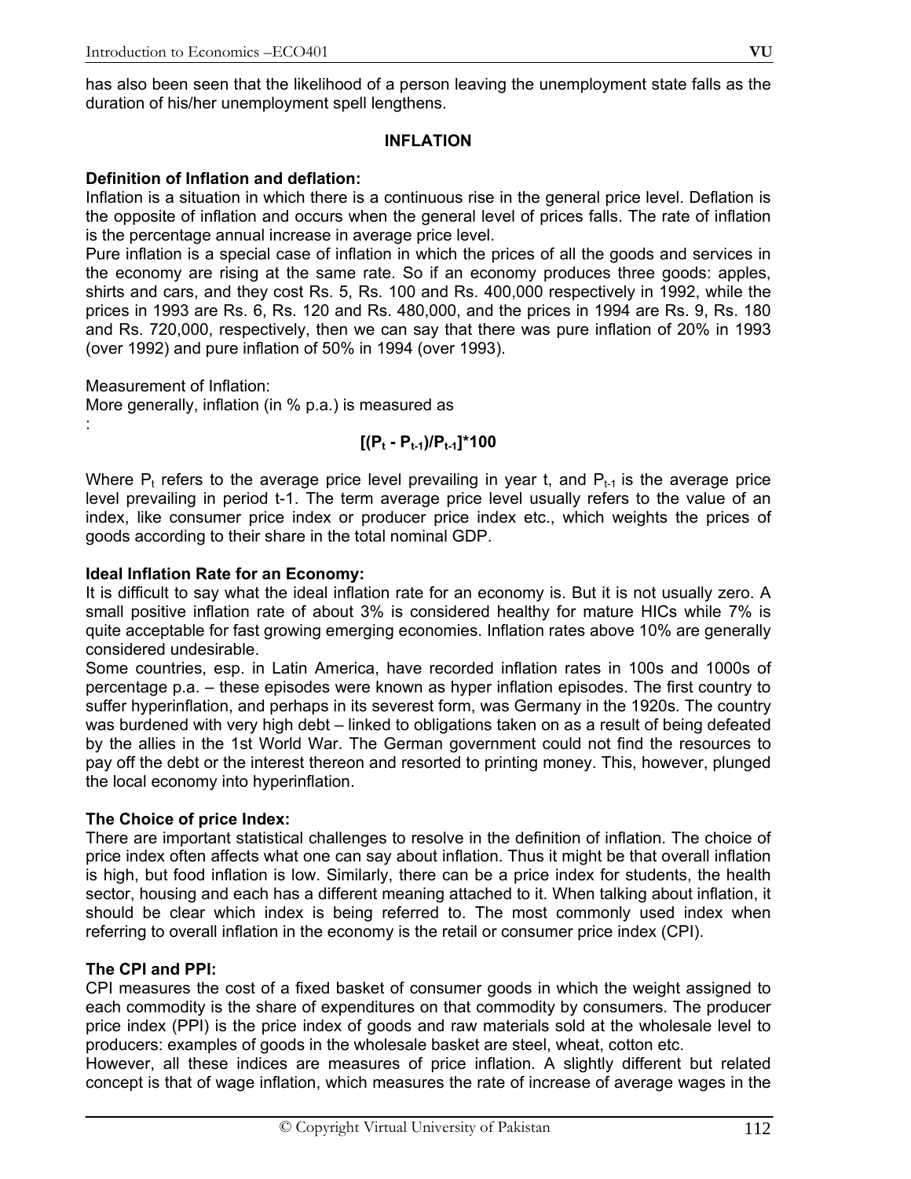has also been seen that the likelihood of a person leaving the unemployment state falls as the duration of his/her unemployment spell lengthens.

## INFLATION

**Definition of Inflation and deflation:**

Inflation is a situation in which there is a continuous rise in the general price level. Deflation is the opposite of inflation and occurs when the general level of prices falls. The rate of inflation is the percentage annual increase in average price level.

Pure inflation is a special case of inflation in which the prices of all the goods and services in the economy are rising at the same rate. So if an economy produces three goods: apples, shirts and cars, and they cost Rs. 5, Rs. 100 and Rs. 400,000 respectively in 1992, while the prices in 1993 are Rs. 6, Rs. 120 and Rs. 480,000, and the prices in 1994 are Rs. 9, Rs. 180 and Rs. 720,000, respectively, then we can say that there was pure inflation of 20% in 1993 (over 1992) and pure inflation of 50% in 1994 (over 1993).

Measurement of Inflation:

More generally, inflation (in % p.a.) is measured as

:

$$[(P_t - P_{t-1})/P_{t-1}]*100$$

Where $P_t$ refers to the average price level prevailing in year t, and $P_{t-1}$ is the average price level prevailing in period t-1. The term average price level usually refers to the value of an index, like consumer price index or producer price index etc., which weights the prices of goods according to their share in the total nominal GDP.

**Ideal Inflation Rate for an Economy:**

It is difficult to say what the ideal inflation rate for an economy is. But it is not usually zero. A small positive inflation rate of about 3% is considered healthy for mature HICs while 7% is quite acceptable for fast growing emerging economies. Inflation rates above 10% are generally considered undesirable.

Some countries, esp. in Latin America, have recorded inflation rates in 100s and 1000s of percentage p.a. – these episodes were known as hyper inflation episodes. The first country to suffer hyperinflation, and perhaps in its severest form, was Germany in the 1920s. The country was burdened with very high debt – linked to obligations taken on as a result of being defeated by the allies in the 1st World War. The German government could not find the resources to pay off the debt or the interest thereon and resorted to printing money. This, however, plunged the local economy into hyperinflation.

**The Choice of price Index:**

There are important statistical challenges to resolve in the definition of inflation. The choice of price index often affects what one can say about inflation. Thus it might be that overall inflation is high, but food inflation is low. Similarly, there can be a price index for students, the health sector, housing and each has a different meaning attached to it. When talking about inflation, it should be clear which index is being referred to. The most commonly used index when referring to overall inflation in the economy is the retail or consumer price index (CPI).

**The CPI and PPI:**

CPI measures the cost of a fixed basket of consumer goods in which the weight assigned to each commodity is the share of expenditures on that commodity by consumers. The producer price index (PPI) is the price index of goods and raw materials sold at the wholesale level to producers: examples of goods in the wholesale basket are steel, wheat, cotton etc.

However, all these indices are measures of price inflation. A slightly different but related concept is that of wage inflation, which measures the rate of increase of average wages in the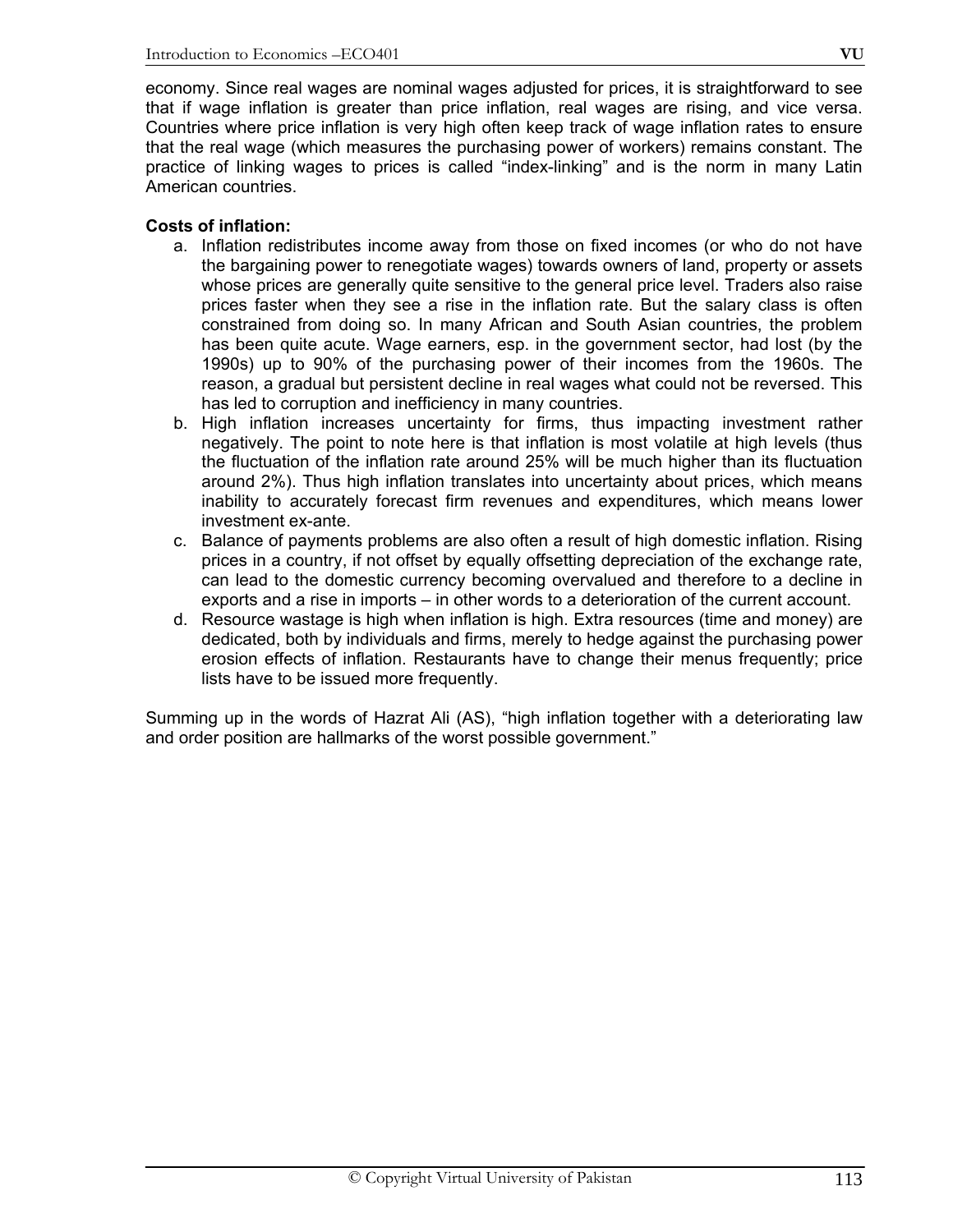economy. Since real wages are nominal wages adjusted for prices, it is straightforward to see that if wage inflation is greater than price inflation, real wages are rising, and vice versa. Countries where price inflation is very high often keep track of wage inflation rates to ensure that the real wage (which measures the purchasing power of workers) remains constant. The practice of linking wages to prices is called "index-linking" and is the norm in many Latin American countries.

**Costs of inflation:**

a. Inflation redistributes income away from those on fixed incomes (or who do not have the bargaining power to renegotiate wages) towards owners of land, property or assets whose prices are generally quite sensitive to the general price level. Traders also raise prices faster when they see a rise in the inflation rate. But the salary class is often constrained from doing so. In many African and South Asian countries, the problem has been quite acute. Wage earners, esp. in the government sector, had lost (by the 1990s) up to 90% of the purchasing power of their incomes from the 1960s. The reason, a gradual but persistent decline in real wages what could not be reversed. This has led to corruption and inefficiency in many countries.
b. High inflation increases uncertainty for firms, thus impacting investment rather negatively. The point to note here is that inflation is most volatile at high levels (thus the fluctuation of the inflation rate around 25% will be much higher than its fluctuation around 2%). Thus high inflation translates into uncertainty about prices, which means inability to accurately forecast firm revenues and expenditures, which means lower investment ex-ante.
c. Balance of payments problems are also often a result of high domestic inflation. Rising prices in a country, if not offset by equally offsetting depreciation of the exchange rate, can lead to the domestic currency becoming overvalued and therefore to a decline in exports and a rise in imports – in other words to a deterioration of the current account.
d. Resource wastage is high when inflation is high. Extra resources (time and money) are dedicated, both by individuals and firms, merely to hedge against the purchasing power erosion effects of inflation. Restaurants have to change their menus frequently; price lists have to be issued more frequently.

Summing up in the words of Hazrat Ali (AS), "high inflation together with a deteriorating law and order position are hallmarks of the worst possible government."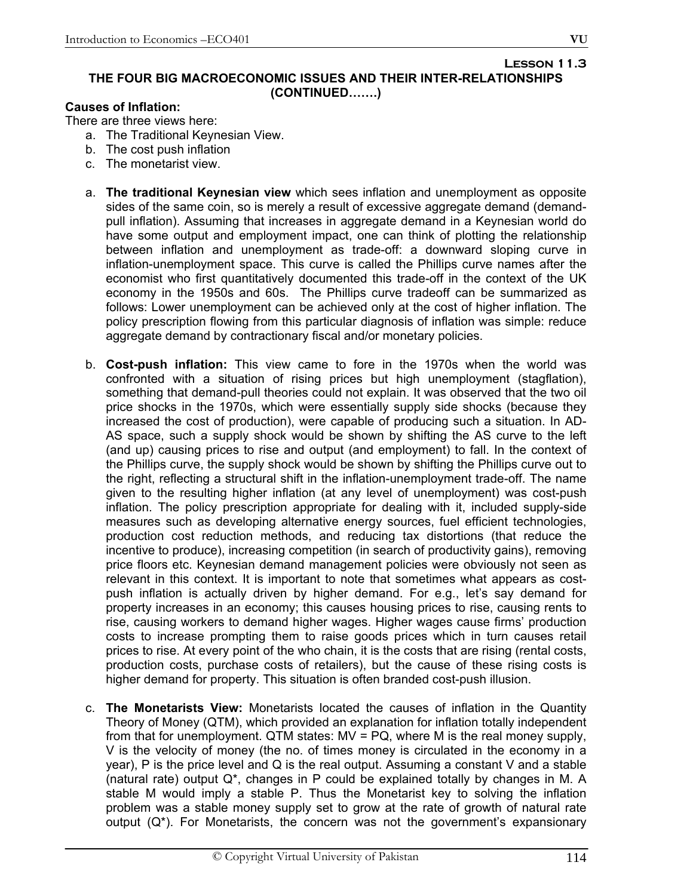**Lesson 11.3**

## THE FOUR BIG MACROECONOMIC ISSUES AND THEIR INTER-RELATIONSHIPS (CONTINUED…….)

**Causes of Inflation:**

There are three views here:

a. The Traditional Keynesian View.
b. The cost push inflation
c. The monetarist view.

a. **The traditional Keynesian view** which sees inflation and unemployment as opposite sides of the same coin, so is merely a result of excessive aggregate demand (demand-pull inflation). Assuming that increases in aggregate demand in a Keynesian world do have some output and employment impact, one can think of plotting the relationship between inflation and unemployment as trade-off: a downward sloping curve in inflation-unemployment space. This curve is called the Phillips curve names after the economist who first quantitatively documented this trade-off in the context of the UK economy in the 1950s and 60s. The Phillips curve tradeoff can be summarized as follows: Lower unemployment can be achieved only at the cost of higher inflation. The policy prescription flowing from this particular diagnosis of inflation was simple: reduce aggregate demand by contractionary fiscal and/or monetary policies.

b. **Cost-push inflation:** This view came to fore in the 1970s when the world was confronted with a situation of rising prices but high unemployment (stagflation), something that demand-pull theories could not explain. It was observed that the two oil price shocks in the 1970s, which were essentially supply side shocks (because they increased the cost of production), were capable of producing such a situation. In AD-AS space, such a supply shock would be shown by shifting the AS curve to the left (and up) causing prices to rise and output (and employment) to fall. In the context of the Phillips curve, the supply shock would be shown by shifting the Phillips curve out to the right, reflecting a structural shift in the inflation-unemployment trade-off. The name given to the resulting higher inflation (at any level of unemployment) was cost-push inflation. The policy prescription appropriate for dealing with it, included supply-side measures such as developing alternative energy sources, fuel efficient technologies, production cost reduction methods, and reducing tax distortions (that reduce the incentive to produce), increasing competition (in search of productivity gains), removing price floors etc. Keynesian demand management policies were obviously not seen as relevant in this context. It is important to note that sometimes what appears as cost-push inflation is actually driven by higher demand. For e.g., let's say demand for property increases in an economy; this causes housing prices to rise, causing rents to rise, causing workers to demand higher wages. Higher wages cause firms' production costs to increase prompting them to raise goods prices which in turn causes retail prices to rise. At every point of the who chain, it is the costs that are rising (rental costs, production costs, purchase costs of retailers), but the cause of these rising costs is higher demand for property. This situation is often branded cost-push illusion.

c. **The Monetarists View:** Monetarists located the causes of inflation in the Quantity Theory of Money (QTM), which provided an explanation for inflation totally independent from that for unemployment. QTM states: $MV = PQ$, where M is the real money supply, V is the velocity of money (the no. of times money is circulated in the economy in a year), P is the price level and Q is the real output. Assuming a constant V and a stable (natural rate) output $Q^*$, changes in P could be explained totally by changes in M. A stable M would imply a stable P. Thus the Monetarist key to solving the inflation problem was a stable money supply set to grow at the rate of growth of natural rate output ($Q^*$). For Monetarists, the concern was not the government's expansionary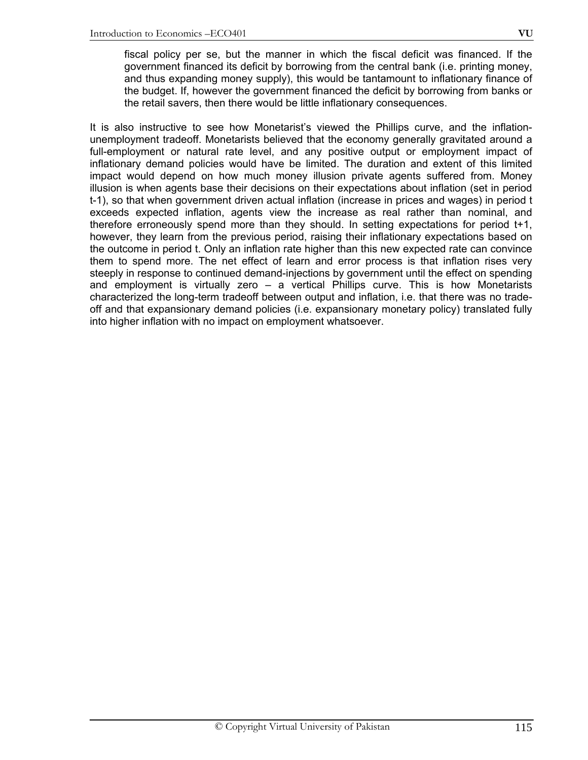fiscal policy per se, but the manner in which the fiscal deficit was financed. If the government financed its deficit by borrowing from the central bank (i.e. printing money, and thus expanding money supply), this would be tantamount to inflationary finance of the budget. If, however the government financed the deficit by borrowing from banks or the retail savers, then there would be little inflationary consequences.

It is also instructive to see how Monetarist's viewed the Phillips curve, and the inflation-unemployment tradeoff. Monetarists believed that the economy generally gravitated around a full-employment or natural rate level, and any positive output or employment impact of inflationary demand policies would have be limited. The duration and extent of this limited impact would depend on how much money illusion private agents suffered from. Money illusion is when agents base their decisions on their expectations about inflation (set in period t-1), so that when government driven actual inflation (increase in prices and wages) in period t exceeds expected inflation, agents view the increase as real rather than nominal, and therefore erroneously spend more than they should. In setting expectations for period t+1, however, they learn from the previous period, raising their inflationary expectations based on the outcome in period t. Only an inflation rate higher than this new expected rate can convince them to spend more. The net effect of learn and error process is that inflation rises very steeply in response to continued demand-injections by government until the effect on spending and employment is virtually zero – a vertical Phillips curve. This is how Monetarists characterized the long-term tradeoff between output and inflation, i.e. that there was no trade-off and that expansionary demand policies (i.e. expansionary monetary policy) translated fully into higher inflation with no impact on employment whatsoever.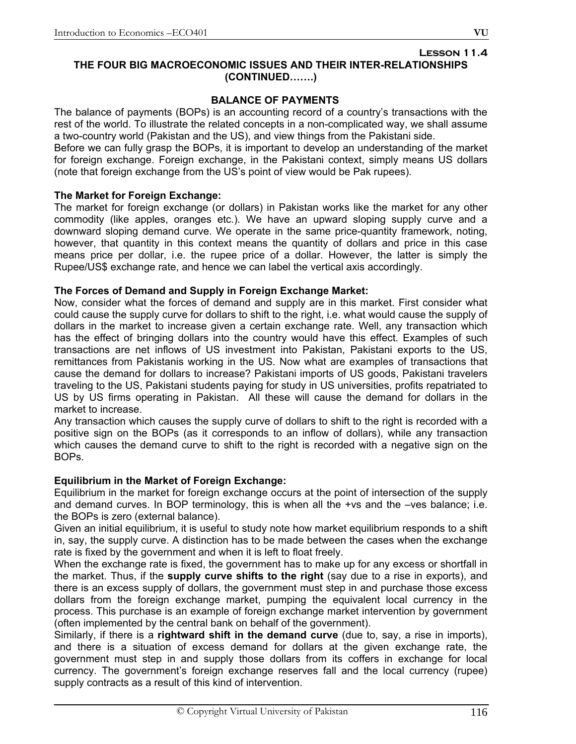## Lesson 11.4

## THE FOUR BIG MACROECONOMIC ISSUES AND THEIR INTER-RELATIONSHIPS (CONTINUED…….)

### BALANCE OF PAYMENTS

The balance of payments (BOPs) is an accounting record of a country's transactions with the rest of the world. To illustrate the related concepts in a non-complicated way, we shall assume a two-country world (Pakistan and the US), and view things from the Pakistani side.

Before we can fully grasp the BOPs, it is important to develop an understanding of the market for foreign exchange. Foreign exchange, in the Pakistani context, simply means US dollars (note that foreign exchange from the US's point of view would be Pak rupees).

**The Market for Foreign Exchange:**

The market for foreign exchange (or dollars) in Pakistan works like the market for any other commodity (like apples, oranges etc.). We have an upward sloping supply curve and a downward sloping demand curve. We operate in the same price-quantity framework, noting, however, that quantity in this context means the quantity of dollars and price in this case means price per dollar, i.e. the rupee price of a dollar. However, the latter is simply the Rupee/US$ exchange rate, and hence we can label the vertical axis accordingly.

**The Forces of Demand and Supply in Foreign Exchange Market:**

Now, consider what the forces of demand and supply are in this market. First consider what could cause the supply curve for dollars to shift to the right, i.e. what would cause the supply of dollars in the market to increase given a certain exchange rate. Well, any transaction which has the effect of bringing dollars into the country would have this effect. Examples of such transactions are net inflows of US investment into Pakistan, Pakistani exports to the US, remittances from Pakistanis working in the US. Now what are examples of transactions that cause the demand for dollars to increase? Pakistani imports of US goods, Pakistani travelers traveling to the US, Pakistani students paying for study in US universities, profits repatriated to US by US firms operating in Pakistan. All these will cause the demand for dollars in the market to increase.

Any transaction which causes the supply curve of dollars to shift to the right is recorded with a positive sign on the BOPs (as it corresponds to an inflow of dollars), while any transaction which causes the demand curve to shift to the right is recorded with a negative sign on the BOPs.

**Equilibrium in the Market of Foreign Exchange:**

Equilibrium in the market for foreign exchange occurs at the point of intersection of the supply and demand curves. In BOP terminology, this is when all the +vs and the –ves balance; i.e. the BOPs is zero (external balance).

Given an initial equilibrium, it is useful to study note how market equilibrium responds to a shift in, say, the supply curve. A distinction has to be made between the cases when the exchange rate is fixed by the government and when it is left to float freely.

When the exchange rate is fixed, the government has to make up for any excess or shortfall in the market. Thus, if the **supply curve shifts to the right** (say due to a rise in exports), and there is an excess supply of dollars, the government must step in and purchase those excess dollars from the foreign exchange market, pumping the equivalent local currency in the process. This purchase is an example of foreign exchange market intervention by government (often implemented by the central bank on behalf of the government).

Similarly, if there is a **rightward shift in the demand curve** (due to, say, a rise in imports), and there is a situation of excess demand for dollars at the given exchange rate, the government must step in and supply those dollars from its coffers in exchange for local currency. The government's foreign exchange reserves fall and the local currency (rupee) supply contracts as a result of this kind of intervention.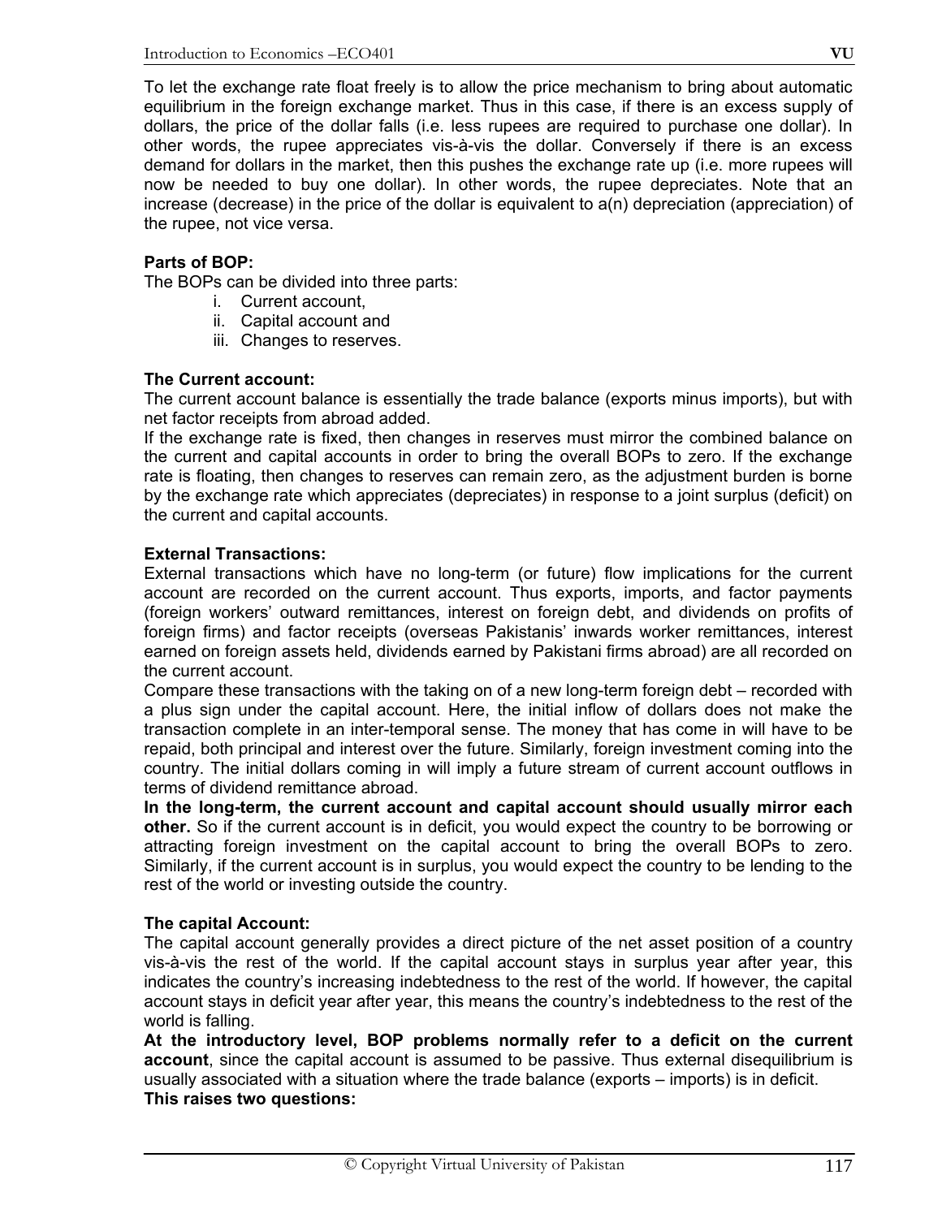To let the exchange rate float freely is to allow the price mechanism to bring about automatic equilibrium in the foreign exchange market. Thus in this case, if there is an excess supply of dollars, the price of the dollar falls (i.e. less rupees are required to purchase one dollar). In other words, the rupee appreciates vis-à-vis the dollar. Conversely if there is an excess demand for dollars in the market, then this pushes the exchange rate up (i.e. more rupees will now be needed to buy one dollar). In other words, the rupee depreciates. Note that an increase (decrease) in the price of the dollar is equivalent to a(n) depreciation (appreciation) of the rupee, not vice versa.

**Parts of BOP:**

The BOPs can be divided into three parts:

i. Current account,
ii. Capital account and
iii. Changes to reserves.

**The Current account:**

The current account balance is essentially the trade balance (exports minus imports), but with net factor receipts from abroad added.

If the exchange rate is fixed, then changes in reserves must mirror the combined balance on the current and capital accounts in order to bring the overall BOPs to zero. If the exchange rate is floating, then changes to reserves can remain zero, as the adjustment burden is borne by the exchange rate which appreciates (depreciates) in response to a joint surplus (deficit) on the current and capital accounts.

**External Transactions:**

External transactions which have no long-term (or future) flow implications for the current account are recorded on the current account. Thus exports, imports, and factor payments (foreign workers' outward remittances, interest on foreign debt, and dividends on profits of foreign firms) and factor receipts (overseas Pakistanis' inwards worker remittances, interest earned on foreign assets held, dividends earned by Pakistani firms abroad) are all recorded on the current account.

Compare these transactions with the taking on of a new long-term foreign debt – recorded with a plus sign under the capital account. Here, the initial inflow of dollars does not make the transaction complete in an inter-temporal sense. The money that has come in will have to be repaid, both principal and interest over the future. Similarly, foreign investment coming into the country. The initial dollars coming in will imply a future stream of current account outflows in terms of dividend remittance abroad.

**In the long-term, the current account and capital account should usually mirror each other.** So if the current account is in deficit, you would expect the country to be borrowing or attracting foreign investment on the capital account to bring the overall BOPs to zero. Similarly, if the current account is in surplus, you would expect the country to be lending to the rest of the world or investing outside the country.

**The capital Account:**

The capital account generally provides a direct picture of the net asset position of a country vis-à-vis the rest of the world. If the capital account stays in surplus year after year, this indicates the country's increasing indebtedness to the rest of the world. If however, the capital account stays in deficit year after year, this means the country's indebtedness to the rest of the world is falling.

**At the introductory level, BOP problems normally refer to a deficit on the current account**, since the capital account is assumed to be passive. Thus external disequilibrium is usually associated with a situation where the trade balance (exports – imports) is in deficit.

**This raises two questions:**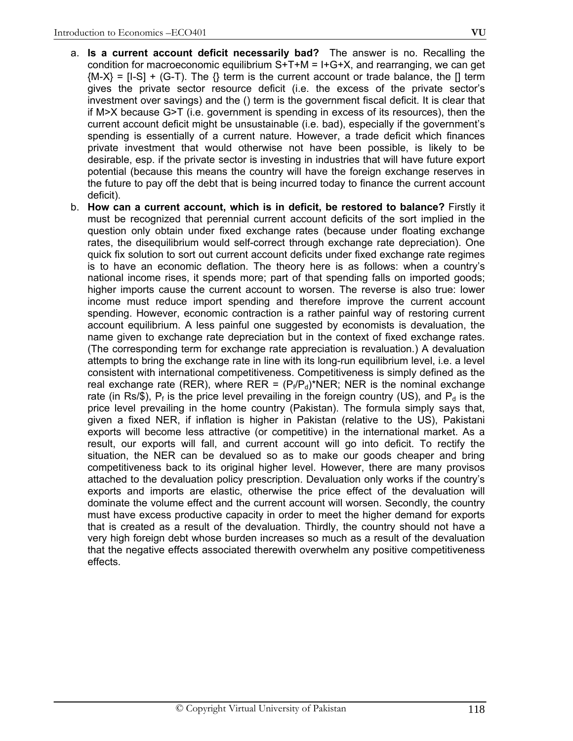a. **Is a current account deficit necessarily bad?** The answer is no. Recalling the condition for macroeconomic equilibrium $S+T+M = I+G+X$, and rearranging, we can get $\{M-X\} = [I-S] + (G-T)$. The {} term is the current account or trade balance, the [] term gives the private sector resource deficit (i.e. the excess of the private sector's investment over savings) and the () term is the government fiscal deficit. It is clear that if $M>X$ because $G>T$ (i.e. government is spending in excess of its resources), then the current account deficit might be unsustainable (i.e. bad), especially if the government's spending is essentially of a current nature. However, a trade deficit which finances private investment that would otherwise not have been possible, is likely to be desirable, esp. if the private sector is investing in industries that will have future export potential (because this means the country will have the foreign exchange reserves in the future to pay off the debt that is being incurred today to finance the current account deficit).

b. **How can a current account, which is in deficit, be restored to balance?** Firstly it must be recognized that perennial current account deficits of the sort implied in the question only obtain under fixed exchange rates (because under floating exchange rates, the disequilibrium would self-correct through exchange rate depreciation). One quick fix solution to sort out current account deficits under fixed exchange rate regimes is to have an economic deflation. The theory here is as follows: when a country's national income rises, it spends more; part of that spending falls on imported goods; higher imports cause the current account to worsen. The reverse is also true: lower income must reduce import spending and therefore improve the current account spending. However, economic contraction is a rather painful way of restoring current account equilibrium. A less painful one suggested by economists is devaluation, the name given to exchange rate depreciation but in the context of fixed exchange rates. (The corresponding term for exchange rate appreciation is revaluation.) A devaluation attempts to bring the exchange rate in line with its long-run equilibrium level, i.e. a level consistent with international competitiveness. Competitiveness is simply defined as the real exchange rate (RER), where $RER = (P_f/P_d)*NER$; NER is the nominal exchange rate (in Rs/\$), $P_f$ is the price level prevailing in the foreign country (US), and $P_d$ is the price level prevailing in the home country (Pakistan). The formula simply says that, given a fixed NER, if inflation is higher in Pakistan (relative to the US), Pakistani exports will become less attractive (or competitive) in the international market. As a result, our exports will fall, and current account will go into deficit. To rectify the situation, the NER can be devalued so as to make our goods cheaper and bring competitiveness back to its original higher level. However, there are many provisos attached to the devaluation policy prescription. Devaluation only works if the country's exports and imports are elastic, otherwise the price effect of the devaluation will dominate the volume effect and the current account will worsen. Secondly, the country must have excess productive capacity in order to meet the higher demand for exports that is created as a result of the devaluation. Thirdly, the country should not have a very high foreign debt whose burden increases so much as a result of the devaluation that the negative effects associated therewith overwhelm any positive competitiveness effects.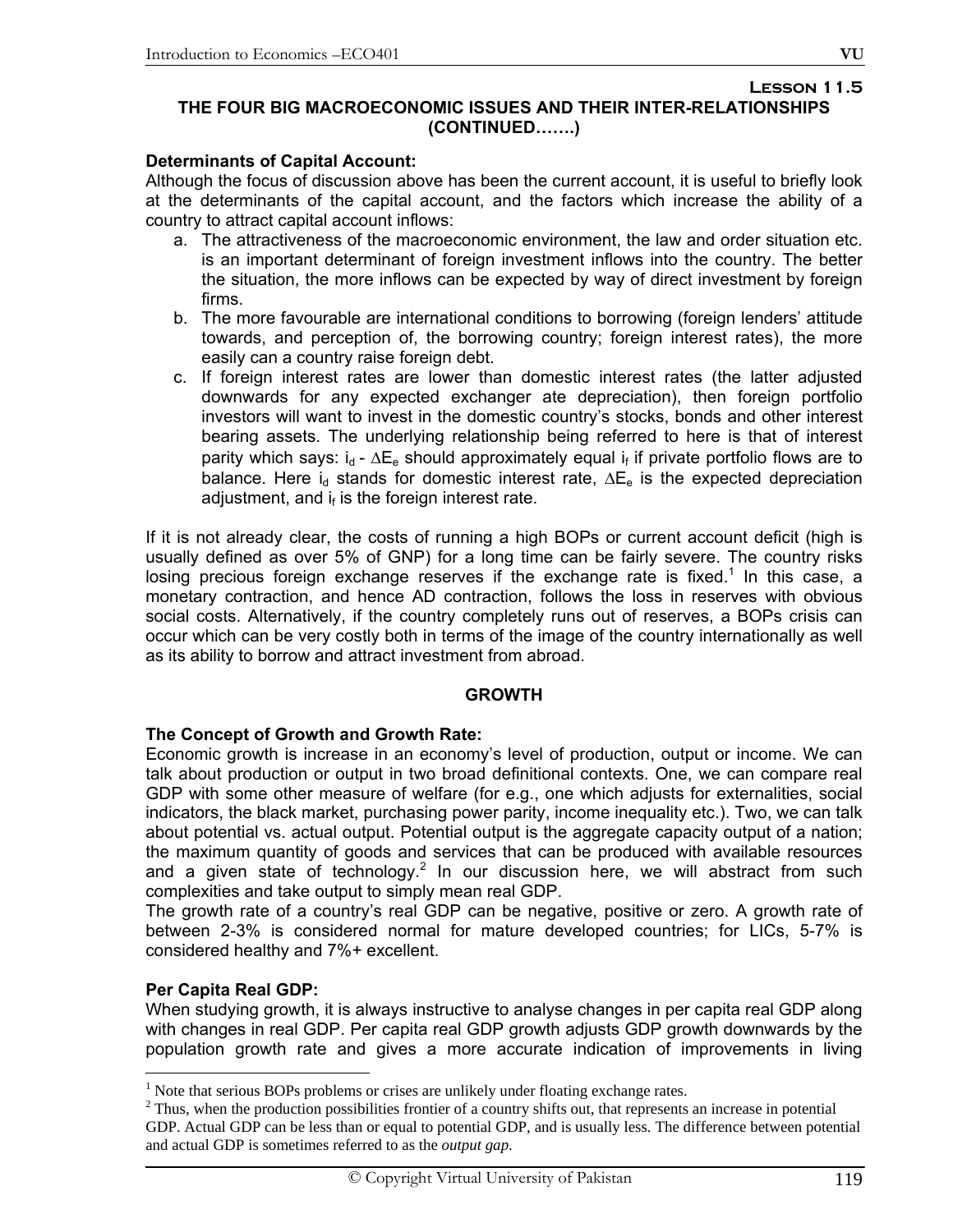## Lesson 11.5

### THE FOUR BIG MACROECONOMIC ISSUES AND THEIR INTER-RELATIONSHIPS (CONTINUED…….)

**Determinants of Capital Account:**

Although the focus of discussion above has been the current account, it is useful to briefly look at the determinants of the capital account, and the factors which increase the ability of a country to attract capital account inflows:

a. The attractiveness of the macroeconomic environment, the law and order situation etc. is an important determinant of foreign investment inflows into the country. The better the situation, the more inflows can be expected by way of direct investment by foreign firms.
b. The more favourable are international conditions to borrowing (foreign lenders' attitude towards, and perception of, the borrowing country; foreign interest rates), the more easily can a country raise foreign debt.
c. If foreign interest rates are lower than domestic interest rates (the latter adjusted downwards for any expected exchanger ate depreciation), then foreign portfolio investors will want to invest in the domestic country's stocks, bonds and other interest bearing assets. The underlying relationship being referred to here is that of interest parity which says: $i_d - \Delta E_e$ should approximately equal $i_f$ if private portfolio flows are to balance. Here $i_d$ stands for domestic interest rate, $\Delta E_e$ is the expected depreciation adjustment, and $i_f$ is the foreign interest rate.

If it is not already clear, the costs of running a high BOPs or current account deficit (high is usually defined as over 5% of GNP) for a long time can be fairly severe. The country risks losing precious foreign exchange reserves if the exchange rate is fixed.[1] In this case, a monetary contraction, and hence AD contraction, follows the loss in reserves with obvious social costs. Alternatively, if the country completely runs out of reserves, a BOPs crisis can occur which can be very costly both in terms of the image of the country internationally as well as its ability to borrow and attract investment from abroad.

### GROWTH

**The Concept of Growth and Growth Rate:**

Economic growth is increase in an economy's level of production, output or income. We can talk about production or output in two broad definitional contexts. One, we can compare real GDP with some other measure of welfare (for e.g., one which adjusts for externalities, social indicators, the black market, purchasing power parity, income inequality etc.). Two, we can talk about potential vs. actual output. Potential output is the aggregate capacity output of a nation; the maximum quantity of goods and services that can be produced with available resources and a given state of technology.[2] In our discussion here, we will abstract from such complexities and take output to simply mean real GDP.

The growth rate of a country's real GDP can be negative, positive or zero. A growth rate of between 2-3% is considered normal for mature developed countries; for LICs, 5-7% is considered healthy and 7%+ excellent.

**Per Capita Real GDP:**

When studying growth, it is always instructive to analyse changes in per capita real GDP along with changes in real GDP. Per capita real GDP growth adjusts GDP growth downwards by the population growth rate and gives a more accurate indication of improvements in living

---

[1] Note that serious BOPs problems or crises are unlikely under floating exchange rates.

[2] Thus, when the production possibilities frontier of a country shifts out, that represents an increase in potential GDP. Actual GDP can be less than or equal to potential GDP, and is usually less. The difference between potential and actual GDP is sometimes referred to as the *output gap*.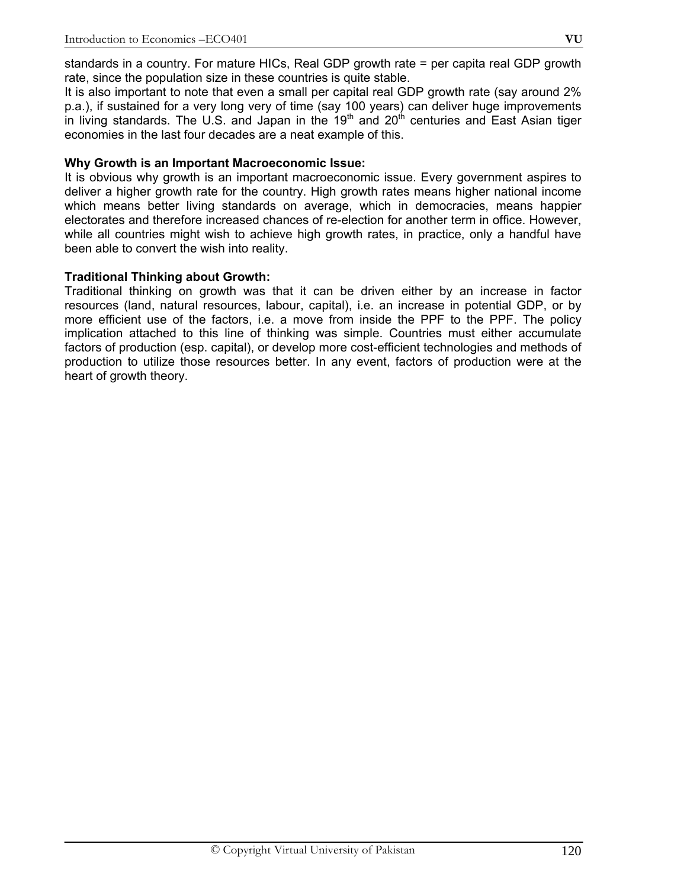standards in a country. For mature HICs, Real GDP growth rate = per capita real GDP growth rate, since the population size in these countries is quite stable.

It is also important to note that even a small per capital real GDP growth rate (say around 2% p.a.), if sustained for a very long very of time (say 100 years) can deliver huge improvements in living standards. The U.S. and Japan in the 19th and 20th centuries and East Asian tiger economies in the last four decades are a neat example of this.

**Why Growth is an Important Macroeconomic Issue:**

It is obvious why growth is an important macroeconomic issue. Every government aspires to deliver a higher growth rate for the country. High growth rates means higher national income which means better living standards on average, which in democracies, means happier electorates and therefore increased chances of re-election for another term in office. However, while all countries might wish to achieve high growth rates, in practice, only a handful have been able to convert the wish into reality.

**Traditional Thinking about Growth:**

Traditional thinking on growth was that it can be driven either by an increase in factor resources (land, natural resources, labour, capital), i.e. an increase in potential GDP, or by more efficient use of the factors, i.e. a move from inside the PPF to the PPF. The policy implication attached to this line of thinking was simple. Countries must either accumulate factors of production (esp. capital), or develop more cost-efficient technologies and methods of production to utilize those resources better. In any event, factors of production were at the heart of growth theory.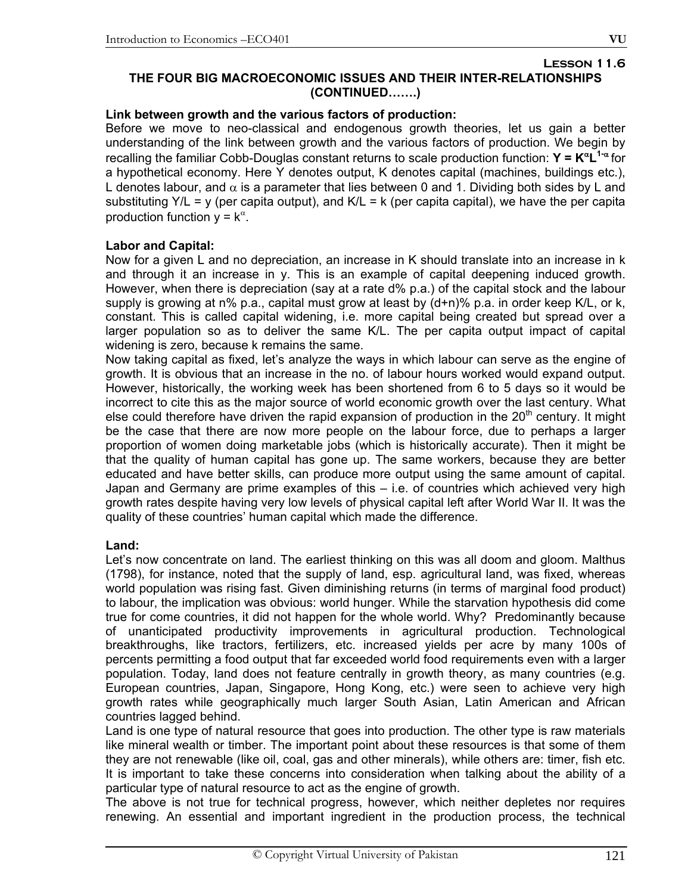**Lesson 11.6**

## THE FOUR BIG MACROECONOMIC ISSUES AND THEIR INTER-RELATIONSHIPS (CONTINUED…….)

**Link between growth and the various factors of production:**

Before we move to neo-classical and endogenous growth theories, let us gain a better understanding of the link between growth and the various factors of production. We begin by recalling the familiar Cobb-Douglas constant returns to scale production function: $\mathbf{Y = K^{\alpha}L^{1-\alpha}}$ for a hypothetical economy. Here Y denotes output, K denotes capital (machines, buildings etc.), L denotes labour, and $\alpha$ is a parameter that lies between 0 and 1. Dividing both sides by L and substituting Y/L = y (per capita output), and K/L = k (per capita capital), we have the per capita production function $y = k^{\alpha}$.

**Labor and Capital:**

Now for a given L and no depreciation, an increase in K should translate into an increase in k and through it an increase in y. This is an example of capital deepening induced growth. However, when there is depreciation (say at a rate d% p.a.) of the capital stock and the labour supply is growing at n% p.a., capital must grow at least by (d+n)% p.a. in order keep K/L, or k, constant. This is called capital widening, i.e. more capital being created but spread over a larger population so as to deliver the same K/L. The per capita output impact of capital widening is zero, because k remains the same.

Now taking capital as fixed, let's analyze the ways in which labour can serve as the engine of growth. It is obvious that an increase in the no. of labour hours worked would expand output. However, historically, the working week has been shortened from 6 to 5 days so it would be incorrect to cite this as the major source of world economic growth over the last century. What else could therefore have driven the rapid expansion of production in the 20th century. It might be the case that there are now more people on the labour force, due to perhaps a larger proportion of women doing marketable jobs (which is historically accurate). Then it might be that the quality of human capital has gone up. The same workers, because they are better educated and have better skills, can produce more output using the same amount of capital. Japan and Germany are prime examples of this – i.e. of countries which achieved very high growth rates despite having very low levels of physical capital left after World War II. It was the quality of these countries' human capital which made the difference.

**Land:**

Let's now concentrate on land. The earliest thinking on this was all doom and gloom. Malthus (1798), for instance, noted that the supply of land, esp. agricultural land, was fixed, whereas world population was rising fast. Given diminishing returns (in terms of marginal food product) to labour, the implication was obvious: world hunger. While the starvation hypothesis did come true for come countries, it did not happen for the whole world. Why? Predominantly because of unanticipated productivity improvements in agricultural production. Technological breakthroughs, like tractors, fertilizers, etc. increased yields per acre by many 100s of percents permitting a food output that far exceeded world food requirements even with a larger population. Today, land does not feature centrally in growth theory, as many countries (e.g. European countries, Japan, Singapore, Hong Kong, etc.) were seen to achieve very high growth rates while geographically much larger South Asian, Latin American and African countries lagged behind.

Land is one type of natural resource that goes into production. The other type is raw materials like mineral wealth or timber. The important point about these resources is that some of them they are not renewable (like oil, coal, gas and other minerals), while others are: timer, fish etc. It is important to take these concerns into consideration when talking about the ability of a particular type of natural resource to act as the engine of growth.

The above is not true for technical progress, however, which neither depletes nor requires renewing. An essential and important ingredient in the production process, the technical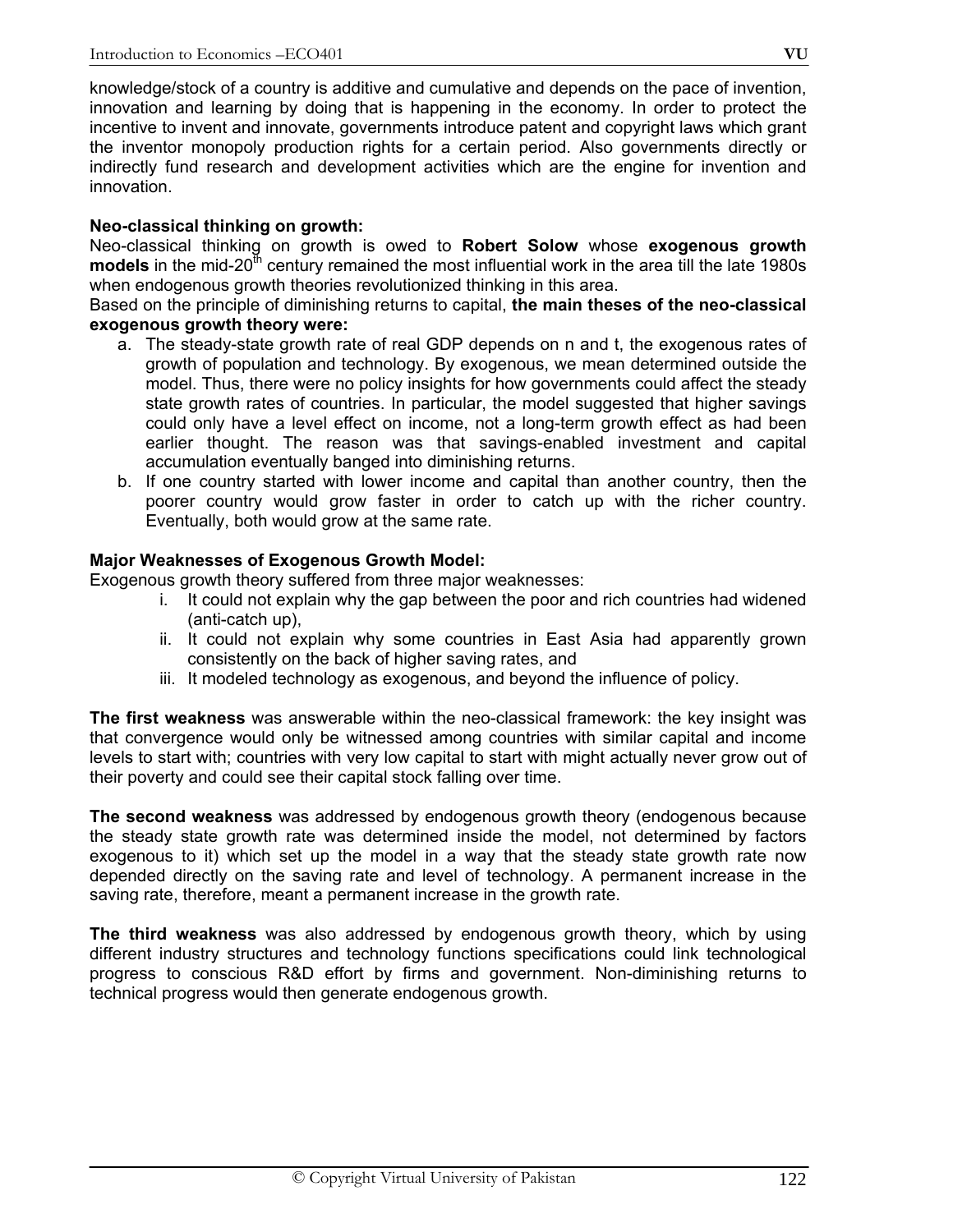knowledge/stock of a country is additive and cumulative and depends on the pace of invention, innovation and learning by doing that is happening in the economy. In order to protect the incentive to invent and innovate, governments introduce patent and copyright laws which grant the inventor monopoly production rights for a certain period. Also governments directly or indirectly fund research and development activities which are the engine for invention and innovation.

**Neo-classical thinking on growth:**

Neo-classical thinking on growth is owed to **Robert Solow** whose **exogenous growth models** in the mid-20th century remained the most influential work in the area till the late 1980s when endogenous growth theories revolutionized thinking in this area.

Based on the principle of diminishing returns to capital, **the main theses of the neo-classical exogenous growth theory were:**

a. The steady-state growth rate of real GDP depends on n and t, the exogenous rates of growth of population and technology. By exogenous, we mean determined outside the model. Thus, there were no policy insights for how governments could affect the steady state growth rates of countries. In particular, the model suggested that higher savings could only have a level effect on income, not a long-term growth effect as had been earlier thought. The reason was that savings-enabled investment and capital accumulation eventually banged into diminishing returns.
b. If one country started with lower income and capital than another country, then the poorer country would grow faster in order to catch up with the richer country. Eventually, both would grow at the same rate.

**Major Weaknesses of Exogenous Growth Model:**

Exogenous growth theory suffered from three major weaknesses:

i. It could not explain why the gap between the poor and rich countries had widened (anti-catch up),
ii. It could not explain why some countries in East Asia had apparently grown consistently on the back of higher saving rates, and
iii. It modeled technology as exogenous, and beyond the influence of policy.

**The first weakness** was answerable within the neo-classical framework: the key insight was that convergence would only be witnessed among countries with similar capital and income levels to start with; countries with very low capital to start with might actually never grow out of their poverty and could see their capital stock falling over time.

**The second weakness** was addressed by endogenous growth theory (endogenous because the steady state growth rate was determined inside the model, not determined by factors exogenous to it) which set up the model in a way that the steady state growth rate now depended directly on the saving rate and level of technology. A permanent increase in the saving rate, therefore, meant a permanent increase in the growth rate.

**The third weakness** was also addressed by endogenous growth theory, which by using different industry structures and technology functions specifications could link technological progress to conscious R&D effort by firms and government. Non-diminishing returns to technical progress would then generate endogenous growth.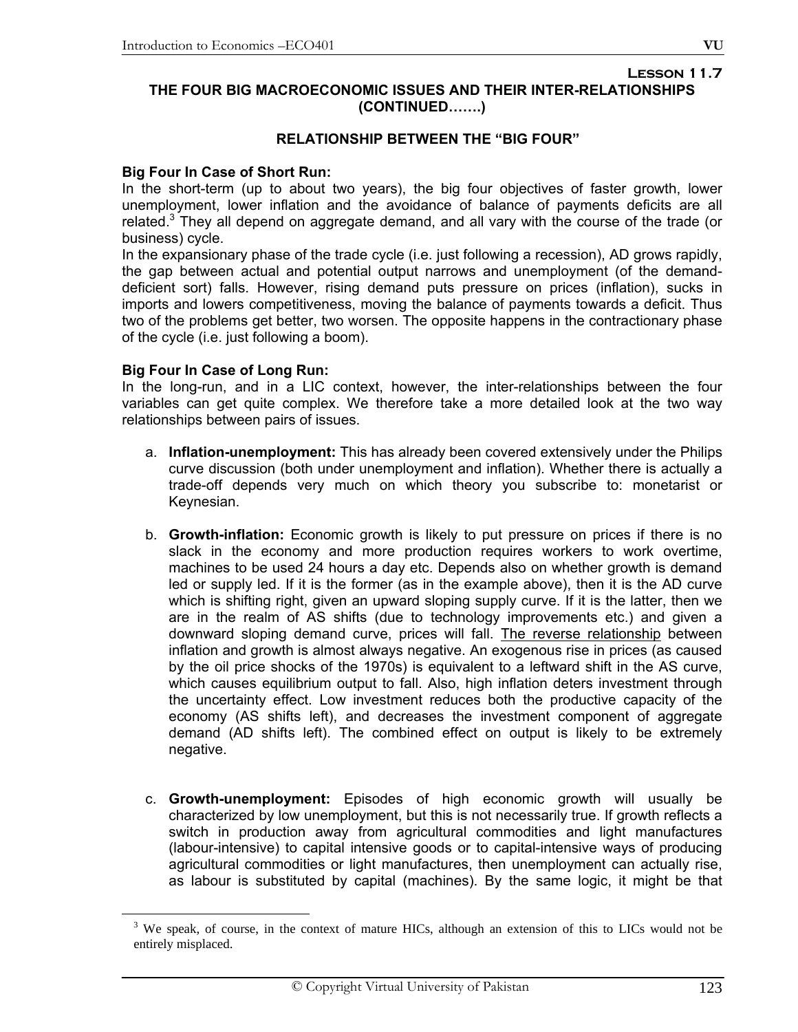### Lesson 11.7

## THE FOUR BIG MACROECONOMIC ISSUES AND THEIR INTER-RELATIONSHIPS (CONTINUED…….)

### RELATIONSHIP BETWEEN THE "BIG FOUR"

**Big Four In Case of Short Run:**

In the short-term (up to about two years), the big four objectives of faster growth, lower unemployment, lower inflation and the avoidance of balance of payments deficits are all related.[3] They all depend on aggregate demand, and all vary with the course of the trade (or business) cycle.

In the expansionary phase of the trade cycle (i.e. just following a recession), AD grows rapidly, the gap between actual and potential output narrows and unemployment (of the demand-deficient sort) falls. However, rising demand puts pressure on prices (inflation), sucks in imports and lowers competitiveness, moving the balance of payments towards a deficit. Thus two of the problems get better, two worsen. The opposite happens in the contractionary phase of the cycle (i.e. just following a boom).

**Big Four In Case of Long Run:**

In the long-run, and in a LIC context, however, the inter-relationships between the four variables can get quite complex. We therefore take a more detailed look at the two way relationships between pairs of issues.

a. **Inflation-unemployment:** This has already been covered extensively under the Philips curve discussion (both under unemployment and inflation). Whether there is actually a trade-off depends very much on which theory you subscribe to: monetarist or Keynesian.

b. **Growth-inflation:** Economic growth is likely to put pressure on prices if there is no slack in the economy and more production requires workers to work overtime, machines to be used 24 hours a day etc. Depends also on whether growth is demand led or supply led. If it is the former (as in the example above), then it is the AD curve which is shifting right, given an upward sloping supply curve. If it is the latter, then we are in the realm of AS shifts (due to technology improvements etc.) and given a downward sloping demand curve, prices will fall. <u>The reverse relationship</u> between inflation and growth is almost always negative. An exogenous rise in prices (as caused by the oil price shocks of the 1970s) is equivalent to a leftward shift in the AS curve, which causes equilibrium output to fall. Also, high inflation deters investment through the uncertainty effect. Low investment reduces both the productive capacity of the economy (AS shifts left), and decreases the investment component of aggregate demand (AD shifts left). The combined effect on output is likely to be extremely negative.

c. **Growth-unemployment:** Episodes of high economic growth will usually be characterized by low unemployment, but this is not necessarily true. If growth reflects a switch in production away from agricultural commodities and light manufactures (labour-intensive) to capital intensive goods or to capital-intensive ways of producing agricultural commodities or light manufactures, then unemployment can actually rise, as labour is substituted by capital (machines). By the same logic, it might be that

---

[3] We speak, of course, in the context of mature HICs, although an extension of this to LICs would not be entirely misplaced.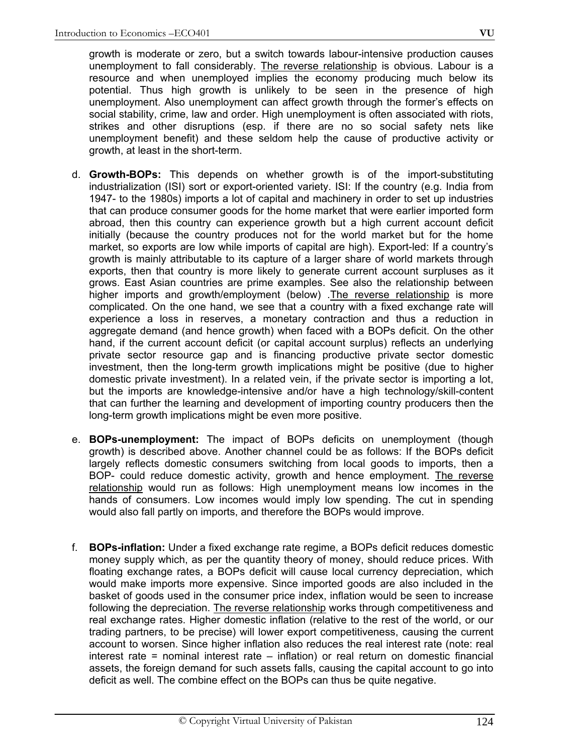growth is moderate or zero, but a switch towards labour-intensive production causes unemployment to fall considerably. <u>The reverse relationship</u> is obvious. Labour is a resource and when unemployed implies the economy producing much below its potential. Thus high growth is unlikely to be seen in the presence of high unemployment. Also unemployment can affect growth through the former's effects on social stability, crime, law and order. High unemployment is often associated with riots, strikes and other disruptions (esp. if there are no so social safety nets like unemployment benefit) and these seldom help the cause of productive activity or growth, at least in the short-term.

d. **Growth-BOPs:** This depends on whether growth is of the import-substituting industrialization (ISI) sort or export-oriented variety. ISI: If the country (e.g. India from 1947- to the 1980s) imports a lot of capital and machinery in order to set up industries that can produce consumer goods for the home market that were earlier imported form abroad, then this country can experience growth but a high current account deficit initially (because the country produces not for the world market but for the home market, so exports are low while imports of capital are high). Export-led: If a country's growth is mainly attributable to its capture of a larger share of world markets through exports, then that country is more likely to generate current account surpluses as it grows. East Asian countries are prime examples. See also the relationship between higher imports and growth/employment (below) .<u>The reverse relationship</u> is more complicated. On the one hand, we see that a country with a fixed exchange rate will experience a loss in reserves, a monetary contraction and thus a reduction in aggregate demand (and hence growth) when faced with a BOPs deficit. On the other hand, if the current account deficit (or capital account surplus) reflects an underlying private sector resource gap and is financing productive private sector domestic investment, then the long-term growth implications might be positive (due to higher domestic private investment). In a related vein, if the private sector is importing a lot, but the imports are knowledge-intensive and/or have a high technology/skill-content that can further the learning and development of importing country producers then the long-term growth implications might be even more positive.

e. **BOPs-unemployment:** The impact of BOPs deficits on unemployment (though growth) is described above. Another channel could be as follows: If the BOPs deficit largely reflects domestic consumers switching from local goods to imports, then a BOP- could reduce domestic activity, growth and hence employment. <u>The reverse relationship</u> would run as follows: High unemployment means low incomes in the hands of consumers. Low incomes would imply low spending. The cut in spending would also fall partly on imports, and therefore the BOPs would improve.

f. **BOPs-inflation:** Under a fixed exchange rate regime, a BOPs deficit reduces domestic money supply which, as per the quantity theory of money, should reduce prices. With floating exchange rates, a BOPs deficit will cause local currency depreciation, which would make imports more expensive. Since imported goods are also included in the basket of goods used in the consumer price index, inflation would be seen to increase following the depreciation. <u>The reverse relationship</u> works through competitiveness and real exchange rates. Higher domestic inflation (relative to the rest of the world, or our trading partners, to be precise) will lower export competitiveness, causing the current account to worsen. Since higher inflation also reduces the real interest rate (note: real interest rate = nominal interest rate – inflation) or real return on domestic financial assets, the foreign demand for such assets falls, causing the capital account to go into deficit as well. The combine effect on the BOPs can thus be quite negative.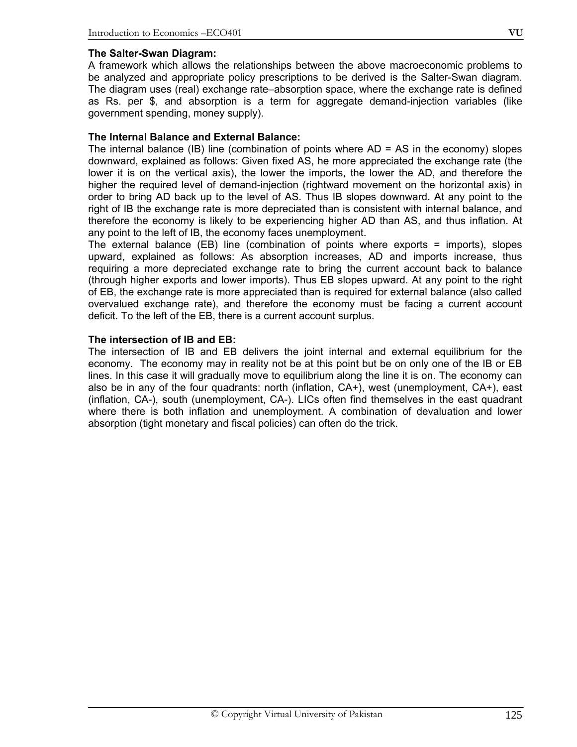**The Salter-Swan Diagram:**
A framework which allows the relationships between the above macroeconomic problems to be analyzed and appropriate policy prescriptions to be derived is the Salter-Swan diagram. The diagram uses (real) exchange rate–absorption space, where the exchange rate is defined as Rs. per $, and absorption is a term for aggregate demand-injection variables (like government spending, money supply).

**The Internal Balance and External Balance:**
The internal balance (IB) line (combination of points where AD = AS in the economy) slopes downward, explained as follows: Given fixed AS, he more appreciated the exchange rate (the lower it is on the vertical axis), the lower the imports, the lower the AD, and therefore the higher the required level of demand-injection (rightward movement on the horizontal axis) in order to bring AD back up to the level of AS. Thus IB slopes downward. At any point to the right of IB the exchange rate is more depreciated than is consistent with internal balance, and therefore the economy is likely to be experiencing higher AD than AS, and thus inflation. At any point to the left of IB, the economy faces unemployment.
The external balance (EB) line (combination of points where exports = imports), slopes upward, explained as follows: As absorption increases, AD and imports increase, thus requiring a more depreciated exchange rate to bring the current account back to balance (through higher exports and lower imports). Thus EB slopes upward. At any point to the right of EB, the exchange rate is more appreciated than is required for external balance (also called overvalued exchange rate), and therefore the economy must be facing a current account deficit. To the left of the EB, there is a current account surplus.

**The intersection of IB and EB:**
The intersection of IB and EB delivers the joint internal and external equilibrium for the economy. The economy may in reality not be at this point but be on only one of the IB or EB lines. In this case it will gradually move to equilibrium along the line it is on. The economy can also be in any of the four quadrants: north (inflation, CA+), west (unemployment, CA+), east (inflation, CA-), south (unemployment, CA-). LICs often find themselves in the east quadrant where there is both inflation and unemployment. A combination of devaluation and lower absorption (tight monetary and fiscal policies) can often do the trick.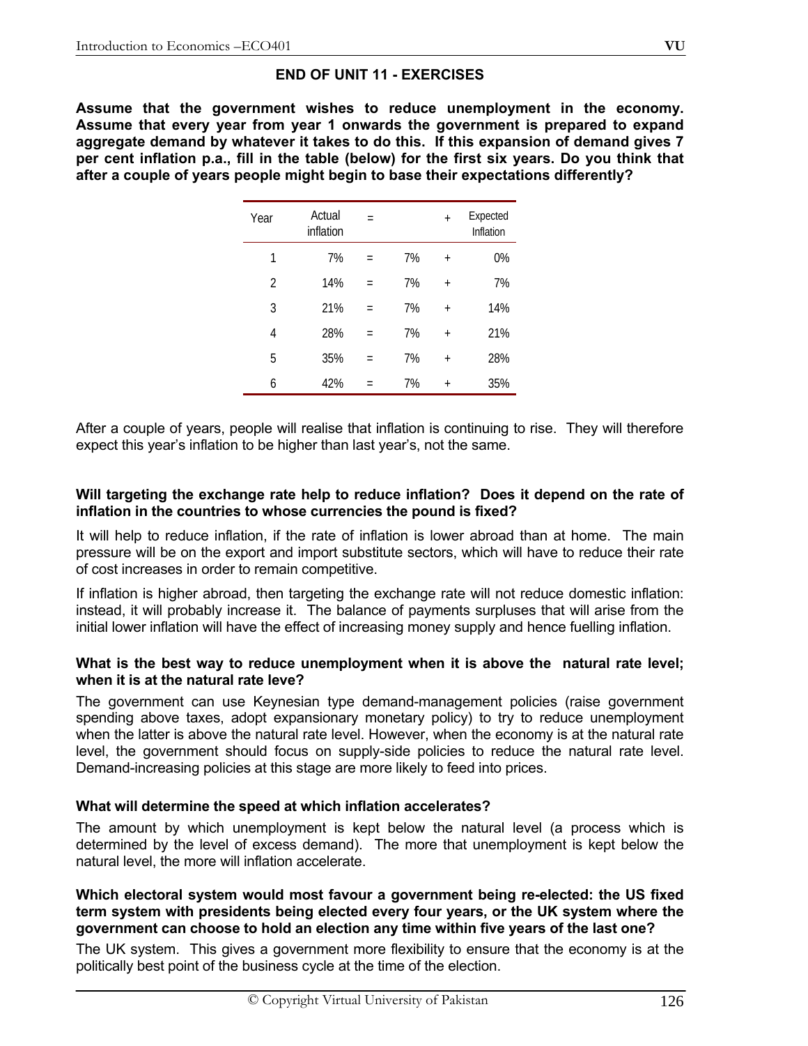## END OF UNIT 11 - EXERCISES

**Assume that the government wishes to reduce unemployment in the economy. Assume that every year from year 1 onwards the government is prepared to expand aggregate demand by whatever it takes to do this. If this expansion of demand gives 7 per cent inflation p.a., fill in the table (below) for the first six years. Do you think that after a couple of years people might begin to base their expectations differently?**

| Year | Actual inflation | = | | + | Expected Inflation |
|---|---|---|---|---|---|
| 1 | 7% | = | 7% | + | 0% |
| 2 | 14% | = | 7% | + | 7% |
| 3 | 21% | = | 7% | + | 14% |
| 4 | 28% | = | 7% | + | 21% |
| 5 | 35% | = | 7% | + | 28% |
| 6 | 42% | = | 7% | + | 35% |

After a couple of years, people will realise that inflation is continuing to rise. They will therefore expect this year's inflation to be higher than last year's, not the same.

**Will targeting the exchange rate help to reduce inflation? Does it depend on the rate of inflation in the countries to whose currencies the pound is fixed?**

It will help to reduce inflation, if the rate of inflation is lower abroad than at home. The main pressure will be on the export and import substitute sectors, which will have to reduce their rate of cost increases in order to remain competitive.

If inflation is higher abroad, then targeting the exchange rate will not reduce domestic inflation: instead, it will probably increase it. The balance of payments surpluses that will arise from the initial lower inflation will have the effect of increasing money supply and hence fuelling inflation.

**What is the best way to reduce unemployment when it is above the natural rate level; when it is at the natural rate leve?**

The government can use Keynesian type demand-management policies (raise government spending above taxes, adopt expansionary monetary policy) to try to reduce unemployment when the latter is above the natural rate level. However, when the economy is at the natural rate level, the government should focus on supply-side policies to reduce the natural rate level. Demand-increasing policies at this stage are more likely to feed into prices.

**What will determine the speed at which inflation accelerates?**

The amount by which unemployment is kept below the natural level (a process which is determined by the level of excess demand). The more that unemployment is kept below the natural level, the more will inflation accelerate.

**Which electoral system would most favour a government being re-elected: the US fixed term system with presidents being elected every four years, or the UK system where the government can choose to hold an election any time within five years of the last one?**

The UK system. This gives a government more flexibility to ensure that the economy is at the politically best point of the business cycle at the time of the election.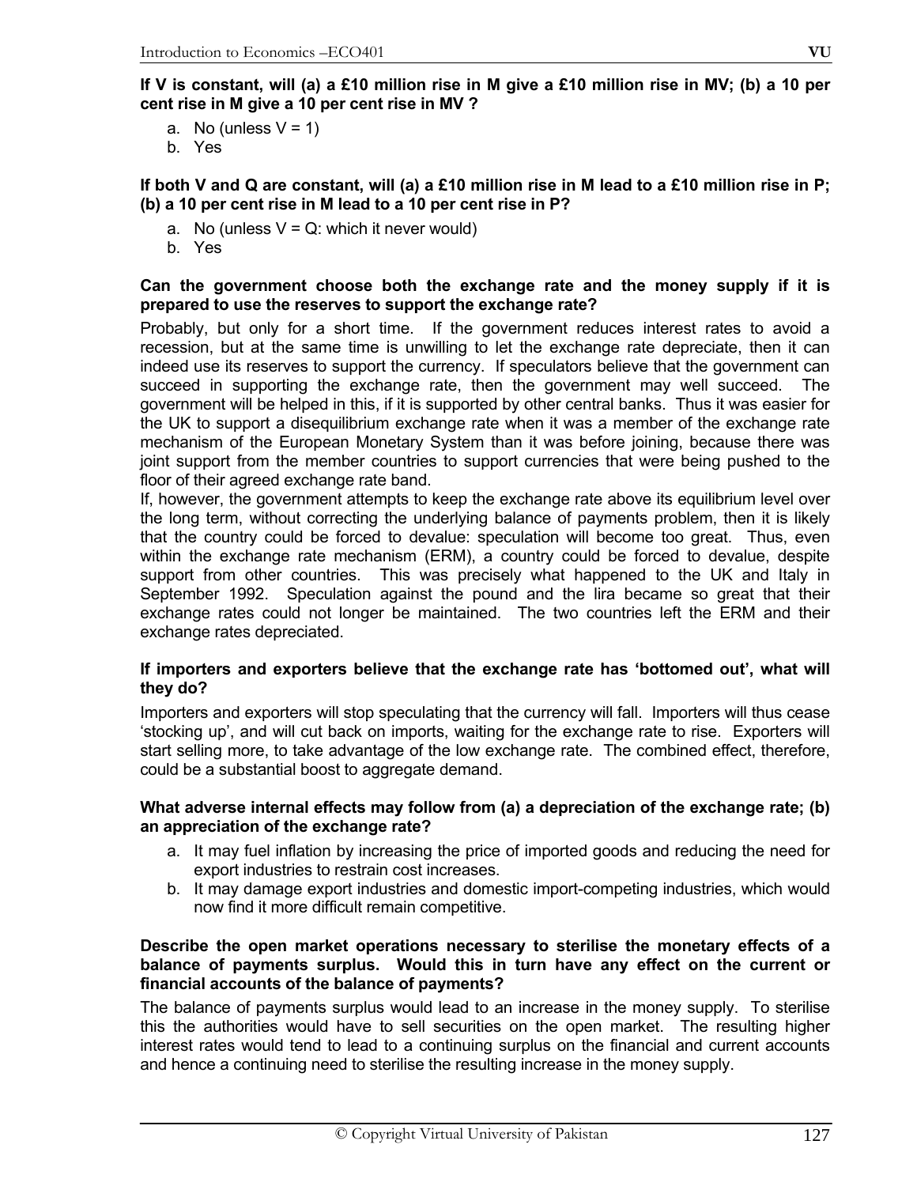**If V is constant, will (a) a £10 million rise in M give a £10 million rise in MV; (b) a 10 per cent rise in M give a 10 per cent rise in MV ?**

a. No (unless $V = 1$)
b. Yes

**If both V and Q are constant, will (a) a £10 million rise in M lead to a £10 million rise in P; (b) a 10 per cent rise in M lead to a 10 per cent rise in P?**

a. No (unless $V = Q$: which it never would)
b. Yes

**Can the government choose both the exchange rate and the money supply if it is prepared to use the reserves to support the exchange rate?**

Probably, but only for a short time. If the government reduces interest rates to avoid a recession, but at the same time is unwilling to let the exchange rate depreciate, then it can indeed use its reserves to support the currency. If speculators believe that the government can succeed in supporting the exchange rate, then the government may well succeed. The government will be helped in this, if it is supported by other central banks. Thus it was easier for the UK to support a disequilibrium exchange rate when it was a member of the exchange rate mechanism of the European Monetary System than it was before joining, because there was joint support from the member countries to support currencies that were being pushed to the floor of their agreed exchange rate band.

If, however, the government attempts to keep the exchange rate above its equilibrium level over the long term, without correcting the underlying balance of payments problem, then it is likely that the country could be forced to devalue: speculation will become too great. Thus, even within the exchange rate mechanism (ERM), a country could be forced to devalue, despite support from other countries. This was precisely what happened to the UK and Italy in September 1992. Speculation against the pound and the lira became so great that their exchange rates could not longer be maintained. The two countries left the ERM and their exchange rates depreciated.

**If importers and exporters believe that the exchange rate has 'bottomed out', what will they do?**

Importers and exporters will stop speculating that the currency will fall. Importers will thus cease 'stocking up', and will cut back on imports, waiting for the exchange rate to rise. Exporters will start selling more, to take advantage of the low exchange rate. The combined effect, therefore, could be a substantial boost to aggregate demand.

**What adverse internal effects may follow from (a) a depreciation of the exchange rate; (b) an appreciation of the exchange rate?**

a. It may fuel inflation by increasing the price of imported goods and reducing the need for export industries to restrain cost increases.
b. It may damage export industries and domestic import-competing industries, which would now find it more difficult remain competitive.

**Describe the open market operations necessary to sterilise the monetary effects of a balance of payments surplus. Would this in turn have any effect on the current or financial accounts of the balance of payments?**

The balance of payments surplus would lead to an increase in the money supply. To sterilise this the authorities would have to sell securities on the open market. The resulting higher interest rates would tend to lead to a continuing surplus on the financial and current accounts and hence a continuing need to sterilise the resulting increase in the money supply.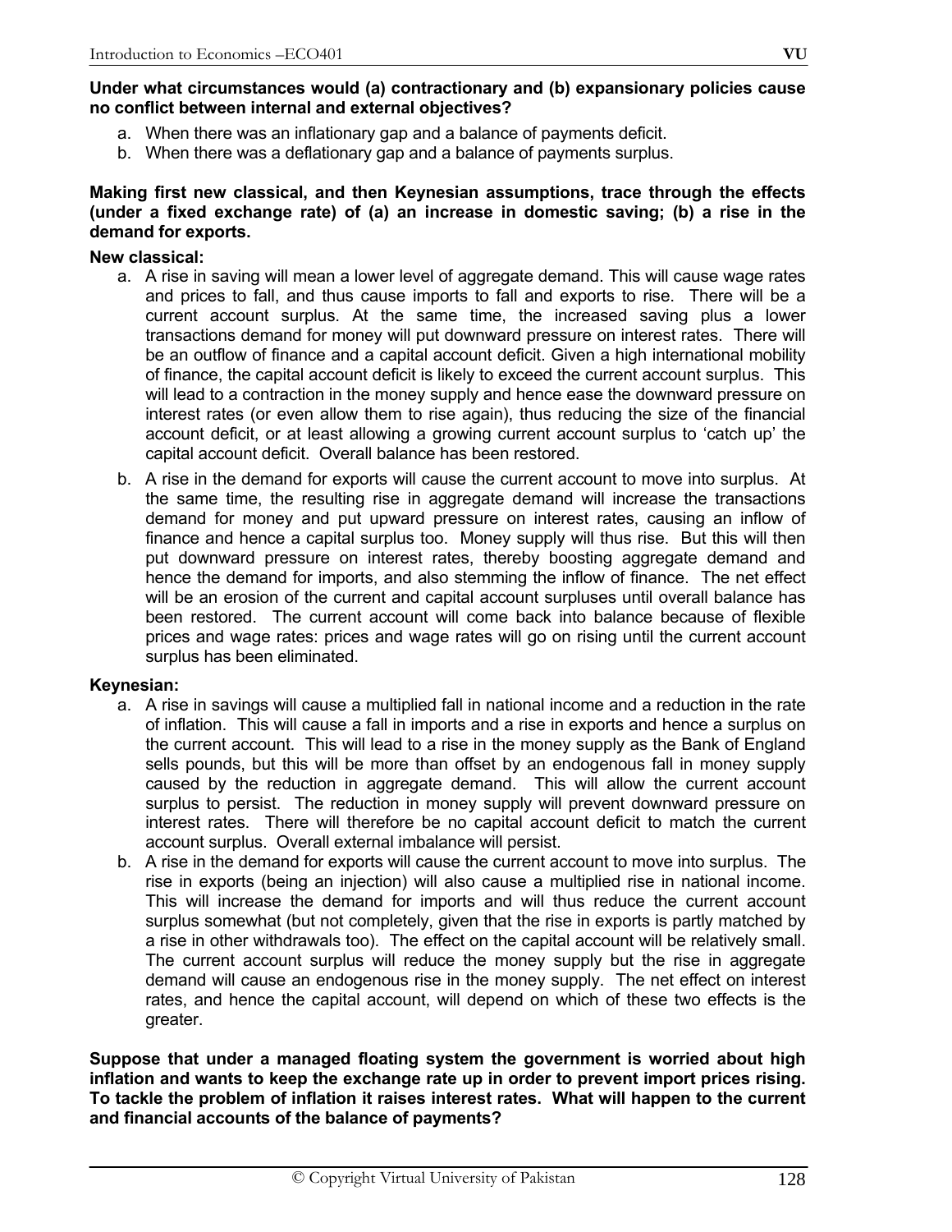**Under what circumstances would (a) contractionary and (b) expansionary policies cause no conflict between internal and external objectives?**

a. When there was an inflationary gap and a balance of payments deficit.
b. When there was a deflationary gap and a balance of payments surplus.

**Making first new classical, and then Keynesian assumptions, trace through the effects (under a fixed exchange rate) of (a) an increase in domestic saving; (b) a rise in the demand for exports.**

**New classical:**

a. A rise in saving will mean a lower level of aggregate demand. This will cause wage rates and prices to fall, and thus cause imports to fall and exports to rise. There will be a current account surplus. At the same time, the increased saving plus a lower transactions demand for money will put downward pressure on interest rates. There will be an outflow of finance and a capital account deficit. Given a high international mobility of finance, the capital account deficit is likely to exceed the current account surplus. This will lead to a contraction in the money supply and hence ease the downward pressure on interest rates (or even allow them to rise again), thus reducing the size of the financial account deficit, or at least allowing a growing current account surplus to 'catch up' the capital account deficit. Overall balance has been restored.
b. A rise in the demand for exports will cause the current account to move into surplus. At the same time, the resulting rise in aggregate demand will increase the transactions demand for money and put upward pressure on interest rates, causing an inflow of finance and hence a capital surplus too. Money supply will thus rise. But this will then put downward pressure on interest rates, thereby boosting aggregate demand and hence the demand for imports, and also stemming the inflow of finance. The net effect will be an erosion of the current and capital account surpluses until overall balance has been restored. The current account will come back into balance because of flexible prices and wage rates: prices and wage rates will go on rising until the current account surplus has been eliminated.

**Keynesian:**

a. A rise in savings will cause a multiplied fall in national income and a reduction in the rate of inflation. This will cause a fall in imports and a rise in exports and hence a surplus on the current account. This will lead to a rise in the money supply as the Bank of England sells pounds, but this will be more than offset by an endogenous fall in money supply caused by the reduction in aggregate demand. This will allow the current account surplus to persist. The reduction in money supply will prevent downward pressure on interest rates. There will therefore be no capital account deficit to match the current account surplus. Overall external imbalance will persist.
b. A rise in the demand for exports will cause the current account to move into surplus. The rise in exports (being an injection) will also cause a multiplied rise in national income. This will increase the demand for imports and will thus reduce the current account surplus somewhat (but not completely, given that the rise in exports is partly matched by a rise in other withdrawals too). The effect on the capital account will be relatively small. The current account surplus will reduce the money supply but the rise in aggregate demand will cause an endogenous rise in the money supply. The net effect on interest rates, and hence the capital account, will depend on which of these two effects is the greater.

**Suppose that under a managed floating system the government is worried about high inflation and wants to keep the exchange rate up in order to prevent import prices rising. To tackle the problem of inflation it raises interest rates. What will happen to the current and financial accounts of the balance of payments?**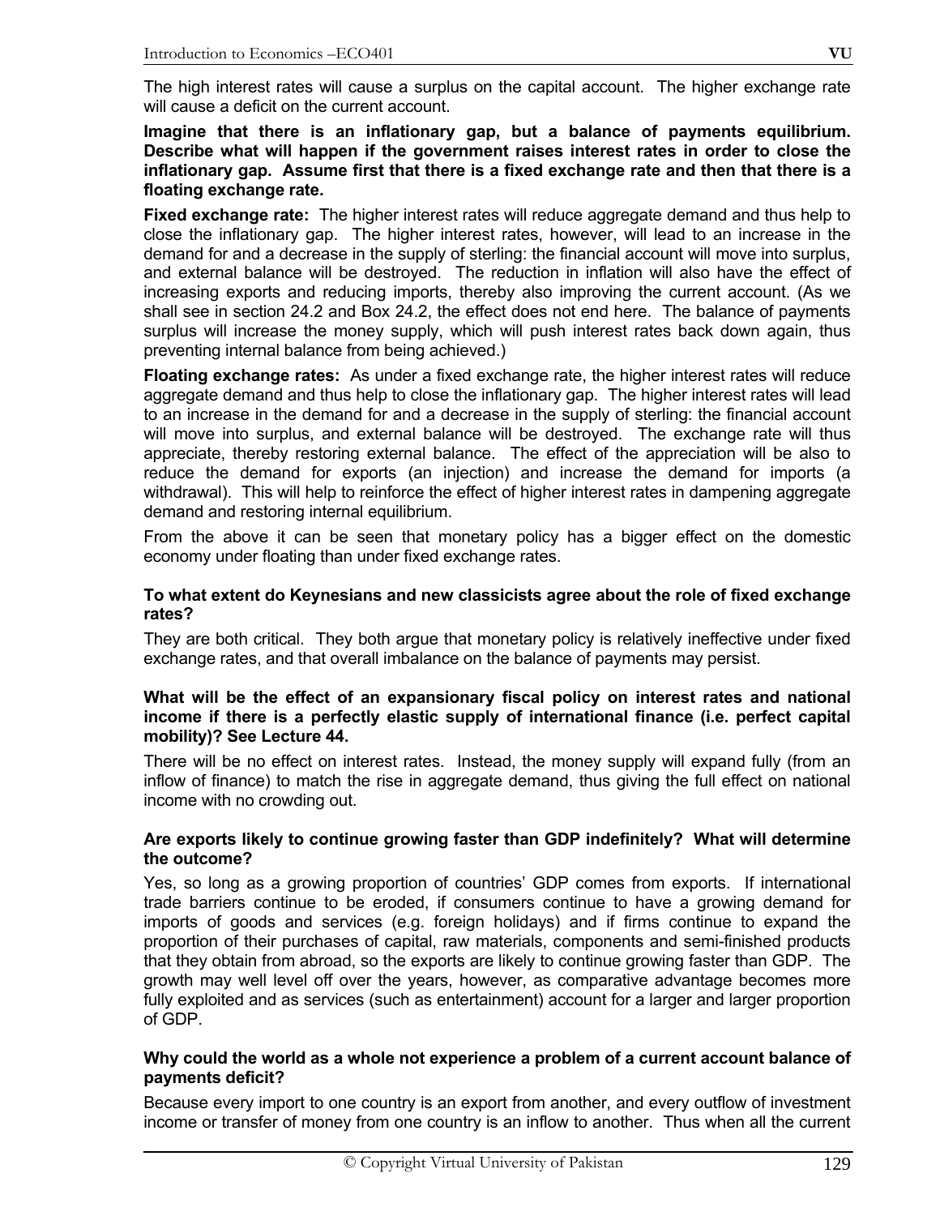The high interest rates will cause a surplus on the capital account. The higher exchange rate will cause a deficit on the current account.

**Imagine that there is an inflationary gap, but a balance of payments equilibrium. Describe what will happen if the government raises interest rates in order to close the inflationary gap. Assume first that there is a fixed exchange rate and then that there is a floating exchange rate.**

**Fixed exchange rate:** The higher interest rates will reduce aggregate demand and thus help to close the inflationary gap. The higher interest rates, however, will lead to an increase in the demand for and a decrease in the supply of sterling: the financial account will move into surplus, and external balance will be destroyed. The reduction in inflation will also have the effect of increasing exports and reducing imports, thereby also improving the current account. (As we shall see in section 24.2 and Box 24.2, the effect does not end here. The balance of payments surplus will increase the money supply, which will push interest rates back down again, thus preventing internal balance from being achieved.)

**Floating exchange rates:** As under a fixed exchange rate, the higher interest rates will reduce aggregate demand and thus help to close the inflationary gap. The higher interest rates will lead to an increase in the demand for and a decrease in the supply of sterling: the financial account will move into surplus, and external balance will be destroyed. The exchange rate will thus appreciate, thereby restoring external balance. The effect of the appreciation will be also to reduce the demand for exports (an injection) and increase the demand for imports (a withdrawal). This will help to reinforce the effect of higher interest rates in dampening aggregate demand and restoring internal equilibrium.

From the above it can be seen that monetary policy has a bigger effect on the domestic economy under floating than under fixed exchange rates.

**To what extent do Keynesians and new classicicists agree about the role of fixed exchange rates?**

They are both critical. They both argue that monetary policy is relatively ineffective under fixed exchange rates, and that overall imbalance on the balance of payments may persist.

**What will be the effect of an expansionary fiscal policy on interest rates and national income if there is a perfectly elastic supply of international finance (i.e. perfect capital mobility)? See Lecture 44.**

There will be no effect on interest rates. Instead, the money supply will expand fully (from an inflow of finance) to match the rise in aggregate demand, thus giving the full effect on national income with no crowding out.

**Are exports likely to continue growing faster than GDP indefinitely? What will determine the outcome?**

Yes, so long as a growing proportion of countries' GDP comes from exports. If international trade barriers continue to be eroded, if consumers continue to have a growing demand for imports of goods and services (e.g. foreign holidays) and if firms continue to expand the proportion of their purchases of capital, raw materials, components and semi-finished products that they obtain from abroad, so the exports are likely to continue growing faster than GDP. The growth may well level off over the years, however, as comparative advantage becomes more fully exploited and as services (such as entertainment) account for a larger and larger proportion of GDP.

**Why could the world as a whole not experience a problem of a current account balance of payments deficit?**

Because every import to one country is an export from another, and every outflow of investment income or transfer of money from one country is an inflow to another. Thus when all the current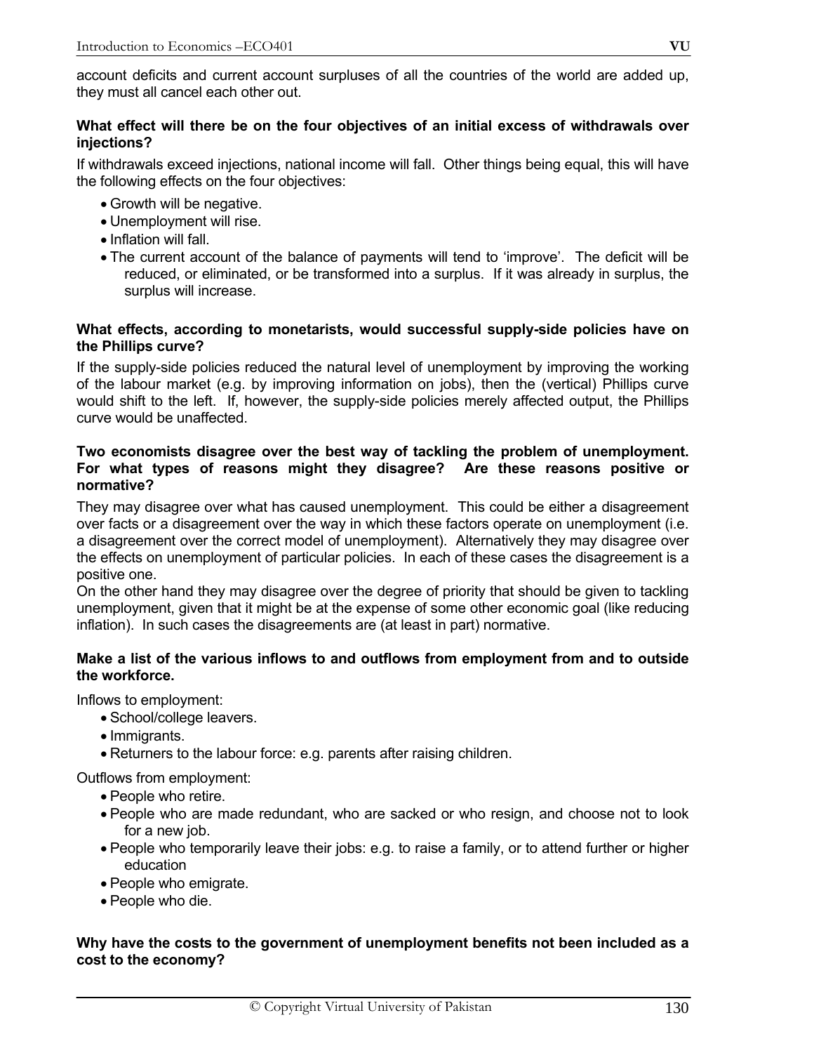account deficits and current account surpluses of all the countries of the world are added up, they must all cancel each other out.

**What effect will there be on the four objectives of an initial excess of withdrawals over injections?**

If withdrawals exceed injections, national income will fall. Other things being equal, this will have the following effects on the four objectives:

- Growth will be negative.
- Unemployment will rise.
- Inflation will fall.
- The current account of the balance of payments will tend to 'improve'. The deficit will be reduced, or eliminated, or be transformed into a surplus. If it was already in surplus, the surplus will increase.

**What effects, according to monetarists, would successful supply-side policies have on the Phillips curve?**

If the supply-side policies reduced the natural level of unemployment by improving the working of the labour market (e.g. by improving information on jobs), then the (vertical) Phillips curve would shift to the left. If, however, the supply-side policies merely affected output, the Phillips curve would be unaffected.

**Two economists disagree over the best way of tackling the problem of unemployment. For what types of reasons might they disagree? Are these reasons positive or normative?**

They may disagree over what has caused unemployment. This could be either a disagreement over facts or a disagreement over the way in which these factors operate on unemployment (i.e. a disagreement over the correct model of unemployment). Alternatively they may disagree over the effects on unemployment of particular policies. In each of these cases the disagreement is a positive one.

On the other hand they may disagree over the degree of priority that should be given to tackling unemployment, given that it might be at the expense of some other economic goal (like reducing inflation). In such cases the disagreements are (at least in part) normative.

**Make a list of the various inflows to and outflows from employment from and to outside the workforce.**

Inflows to employment:

- School/college leavers.
- Immigrants.
- Returners to the labour force: e.g. parents after raising children.

Outflows from employment:

- People who retire.
- People who are made redundant, who are sacked or who resign, and choose not to look for a new job.
- People who temporarily leave their jobs: e.g. to raise a family, or to attend further or higher education
- People who emigrate.
- People who die.

**Why have the costs to the government of unemployment benefits not been included as a cost to the economy?**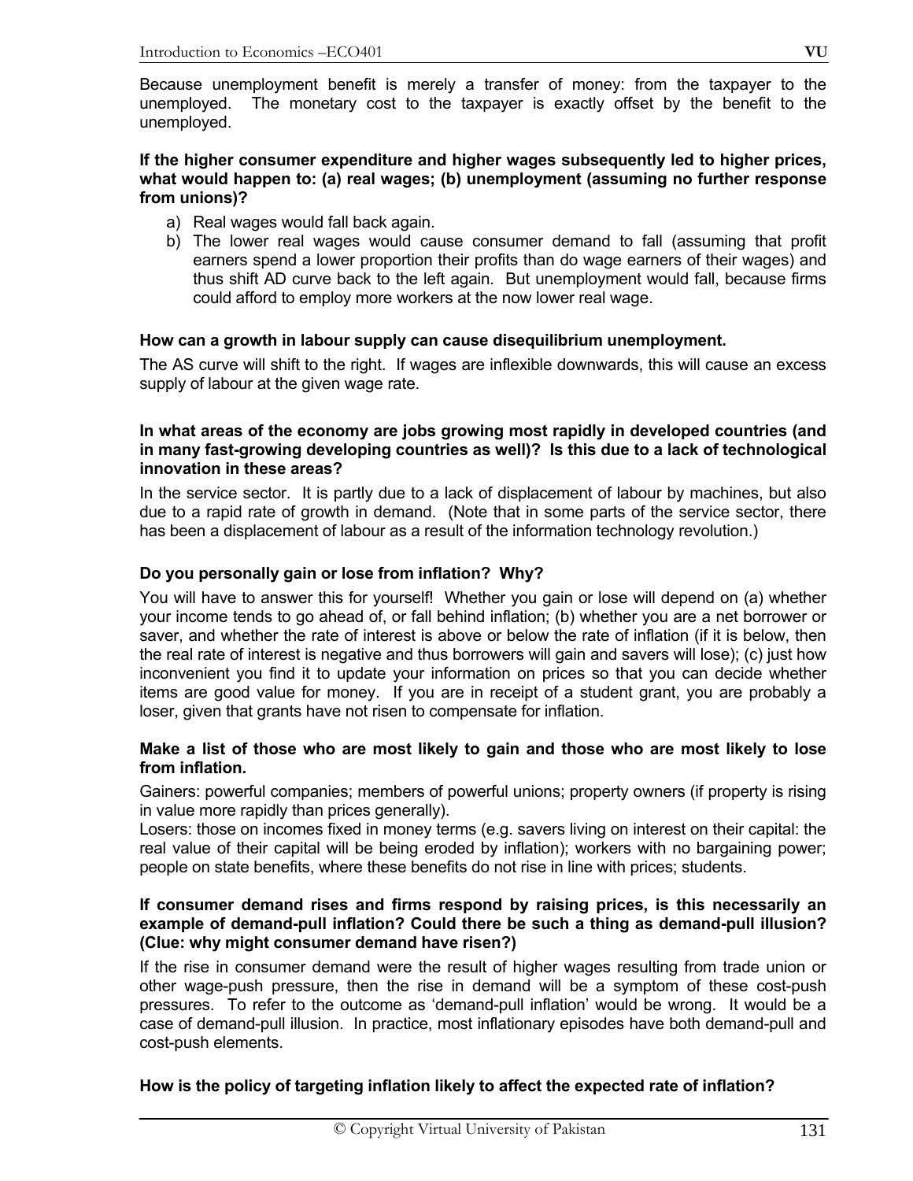Because unemployment benefit is merely a transfer of money: from the taxpayer to the unemployed. The monetary cost to the taxpayer is exactly offset by the benefit to the unemployed.

**If the higher consumer expenditure and higher wages subsequently led to higher prices, what would happen to: (a) real wages; (b) unemployment (assuming no further response from unions)?**

a) Real wages would fall back again.
b) The lower real wages would cause consumer demand to fall (assuming that profit earners spend a lower proportion their profits than do wage earners of their wages) and thus shift AD curve back to the left again. But unemployment would fall, because firms could afford to employ more workers at the now lower real wage.

**How can a growth in labour supply can cause disequilibrium unemployment.**

The AS curve will shift to the right. If wages are inflexible downwards, this will cause an excess supply of labour at the given wage rate.

**In what areas of the economy are jobs growing most rapidly in developed countries (and in many fast-growing developing countries as well)? Is this due to a lack of technological innovation in these areas?**

In the service sector. It is partly due to a lack of displacement of labour by machines, but also due to a rapid rate of growth in demand. (Note that in some parts of the service sector, there has been a displacement of labour as a result of the information technology revolution.)

**Do you personally gain or lose from inflation? Why?**

You will have to answer this for yourself! Whether you gain or lose will depend on (a) whether your income tends to go ahead of, or fall behind inflation; (b) whether you are a net borrower or saver, and whether the rate of interest is above or below the rate of inflation (if it is below, then the real rate of interest is negative and thus borrowers will gain and savers will lose); (c) just how inconvenient you find it to update your information on prices so that you can decide whether items are good value for money. If you are in receipt of a student grant, you are probably a loser, given that grants have not risen to compensate for inflation.

**Make a list of those who are most likely to gain and those who are most likely to lose from inflation.**

Gainers: powerful companies; members of powerful unions; property owners (if property is rising in value more rapidly than prices generally).
Losers: those on incomes fixed in money terms (e.g. savers living on interest on their capital: the real value of their capital will be being eroded by inflation); workers with no bargaining power; people on state benefits, where these benefits do not rise in line with prices; students.

**If consumer demand rises and firms respond by raising prices, is this necessarily an example of demand-pull inflation? Could there be such a thing as demand-pull illusion? (Clue: why might consumer demand have risen?)**

If the rise in consumer demand were the result of higher wages resulting from trade union or other wage-push pressure, then the rise in demand will be a symptom of these cost-push pressures. To refer to the outcome as 'demand-pull inflation' would be wrong. It would be a case of demand-pull illusion. In practice, most inflationary episodes have both demand-pull and cost-push elements.

**How is the policy of targeting inflation likely to affect the expected rate of inflation?**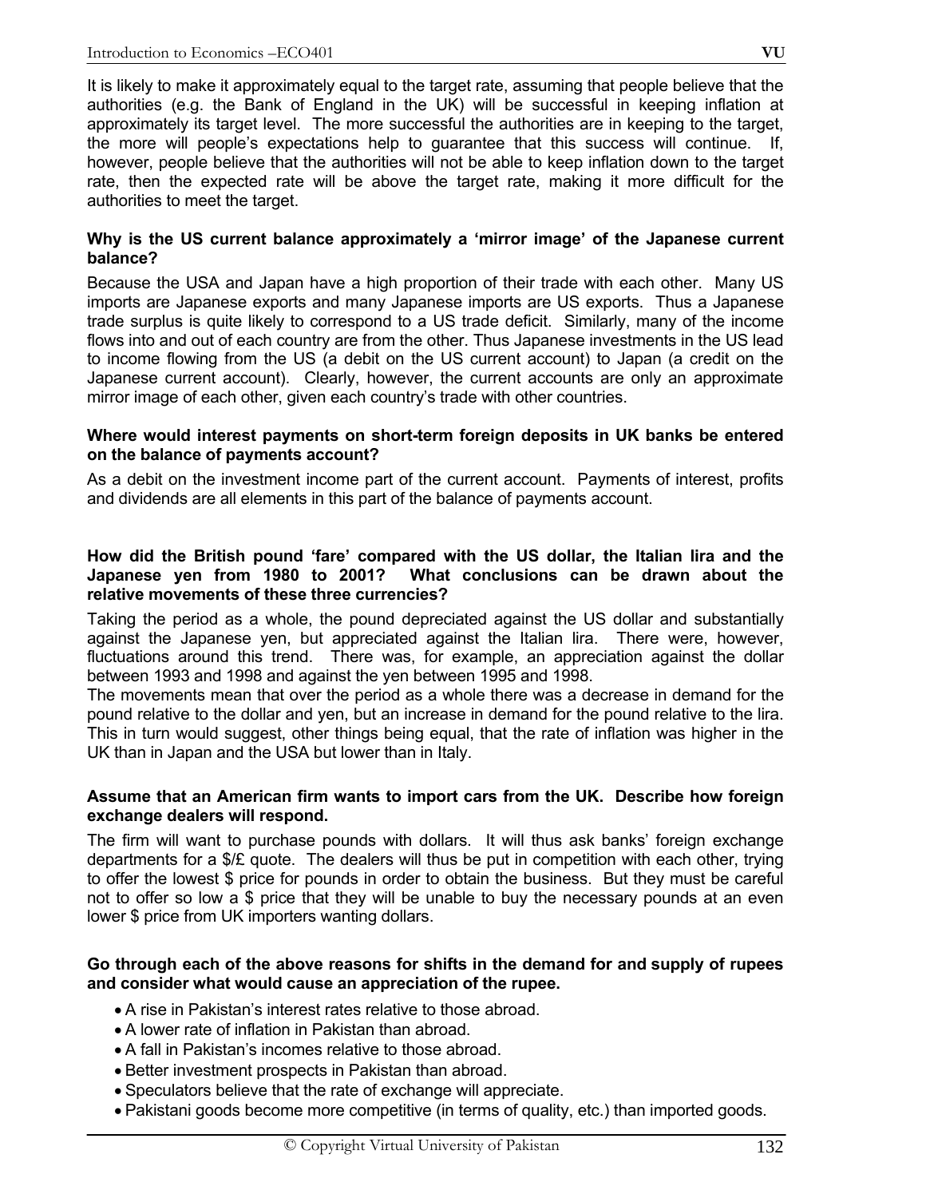It is likely to make it approximately equal to the target rate, assuming that people believe that the authorities (e.g. the Bank of England in the UK) will be successful in keeping inflation at approximately its target level. The more successful the authorities are in keeping to the target, the more will people's expectations help to guarantee that this success will continue. If, however, people believe that the authorities will not be able to keep inflation down to the target rate, then the expected rate will be above the target rate, making it more difficult for the authorities to meet the target.

**Why is the US current balance approximately a 'mirror image' of the Japanese current balance?**

Because the USA and Japan have a high proportion of their trade with each other. Many US imports are Japanese exports and many Japanese imports are US exports. Thus a Japanese trade surplus is quite likely to correspond to a US trade deficit. Similarly, many of the income flows into and out of each country are from the other. Thus Japanese investments in the US lead to income flowing from the US (a debit on the US current account) to Japan (a credit on the Japanese current account). Clearly, however, the current accounts are only an approximate mirror image of each other, given each country's trade with other countries.

**Where would interest payments on short-term foreign deposits in UK banks be entered on the balance of payments account?**

As a debit on the investment income part of the current account. Payments of interest, profits and dividends are all elements in this part of the balance of payments account.

**How did the British pound 'fare' compared with the US dollar, the Italian lira and the Japanese yen from 1980 to 2001? What conclusions can be drawn about the relative movements of these three currencies?**

Taking the period as a whole, the pound depreciated against the US dollar and substantially against the Japanese yen, but appreciated against the Italian lira. There were, however, fluctuations around this trend. There was, for example, an appreciation against the dollar between 1993 and 1998 and against the yen between 1995 and 1998.

The movements mean that over the period as a whole there was a decrease in demand for the pound relative to the dollar and yen, but an increase in demand for the pound relative to the lira. This in turn would suggest, other things being equal, that the rate of inflation was higher in the UK than in Japan and the USA but lower than in Italy.

**Assume that an American firm wants to import cars from the UK. Describe how foreign exchange dealers will respond.**

The firm will want to purchase pounds with dollars. It will thus ask banks' foreign exchange departments for a $/£ quote. The dealers will thus be put in competition with each other, trying to offer the lowest $ price for pounds in order to obtain the business. But they must be careful not to offer so low a $ price that they will be unable to buy the necessary pounds at an even lower $ price from UK importers wanting dollars.

**Go through each of the above reasons for shifts in the demand for and supply of rupees and consider what would cause an appreciation of the rupee.**

- A rise in Pakistan's interest rates relative to those abroad.
- A lower rate of inflation in Pakistan than abroad.
- A fall in Pakistan's incomes relative to those abroad.
- Better investment prospects in Pakistan than abroad.
- Speculators believe that the rate of exchange will appreciate.
- Pakistani goods become more competitive (in terms of quality, etc.) than imported goods.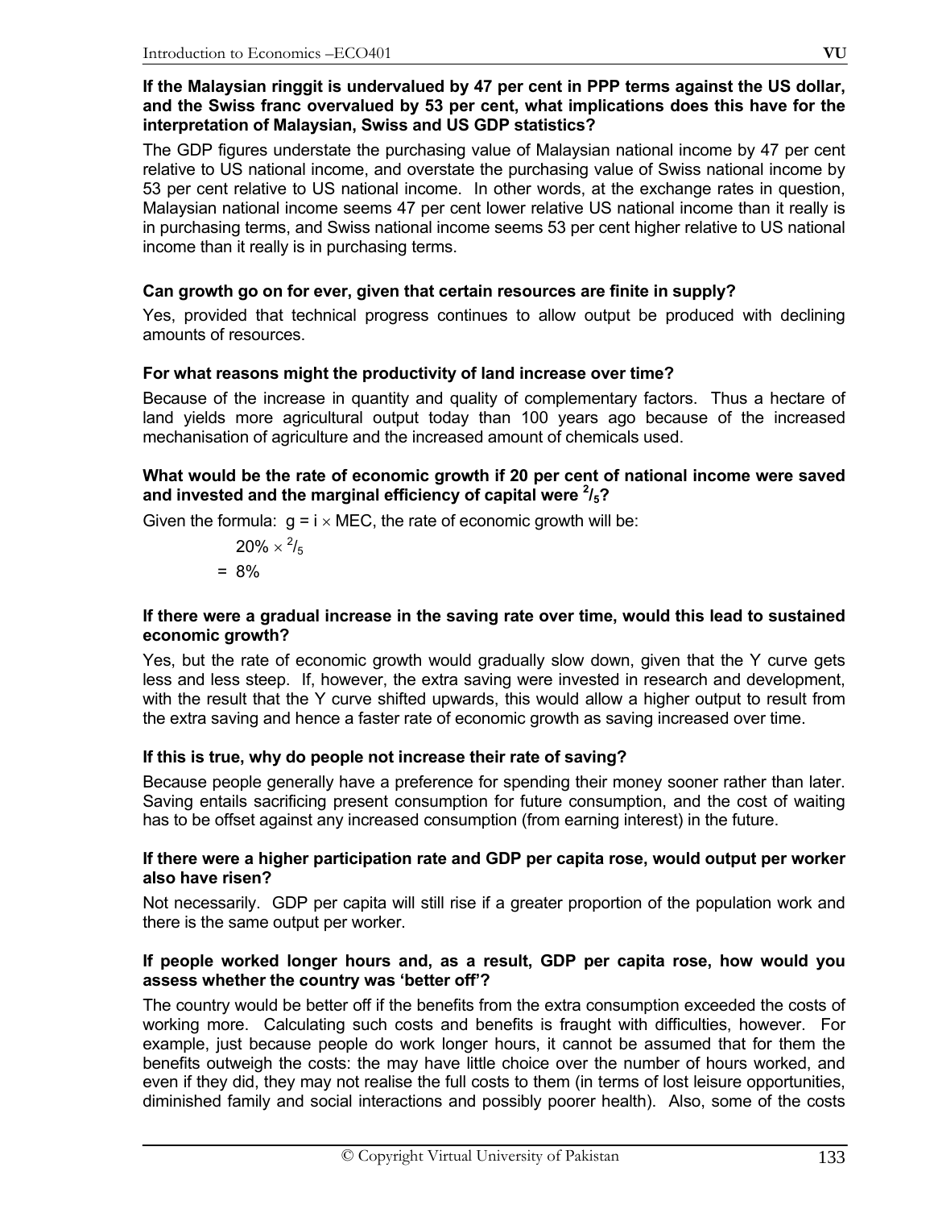**If the Malaysian ringgit is undervalued by 47 per cent in PPP terms against the US dollar, and the Swiss franc overvalued by 53 per cent, what implications does this have for the interpretation of Malaysian, Swiss and US GDP statistics?**

The GDP figures understate the purchasing value of Malaysian national income by 47 per cent relative to US national income, and overstate the purchasing value of Swiss national income by 53 per cent relative to US national income. In other words, at the exchange rates in question, Malaysian national income seems 47 per cent lower relative US national income than it really is in purchasing terms, and Swiss national income seems 53 per cent higher relative to US national income than it really is in purchasing terms.

**Can growth go on for ever, given that certain resources are finite in supply?**

Yes, provided that technical progress continues to allow output be produced with declining amounts of resources.

**For what reasons might the productivity of land increase over time?**

Because of the increase in quantity and quality of complementary factors. Thus a hectare of land yields more agricultural output today than 100 years ago because of the increased mechanisation of agriculture and the increased amount of chemicals used.

**What would be the rate of economic growth if 20 per cent of national income were saved and invested and the marginal efficiency of capital were $^2/_5$?**

Given the formula: $g = i \times MEC$, the rate of economic growth will be:

$$20\% \times {}^2/_5$$

$$= 8\%$$

**If there were a gradual increase in the saving rate over time, would this lead to sustained economic growth?**

Yes, but the rate of economic growth would gradually slow down, given that the Y curve gets less and less steep. If, however, the extra saving were invested in research and development, with the result that the Y curve shifted upwards, this would allow a higher output to result from the extra saving and hence a faster rate of economic growth as saving increased over time.

**If this is true, why do people not increase their rate of saving?**

Because people generally have a preference for spending their money sooner rather than later. Saving entails sacrificing present consumption for future consumption, and the cost of waiting has to be offset against any increased consumption (from earning interest) in the future.

**If there were a higher participation rate and GDP per capita rose, would output per worker also have risen?**

Not necessarily. GDP per capita will still rise if a greater proportion of the population work and there is the same output per worker.

**If people worked longer hours and, as a result, GDP per capita rose, how would you assess whether the country was 'better off'?**

The country would be better off if the benefits from the extra consumption exceeded the costs of working more. Calculating such costs and benefits is fraught with difficulties, however. For example, just because people do work longer hours, it cannot be assumed that for them the benefits outweigh the costs: the may have little choice over the number of hours worked, and even if they did, they may not realise the full costs to them (in terms of lost leisure opportunities, diminished family and social interactions and possibly poorer health). Also, some of the costs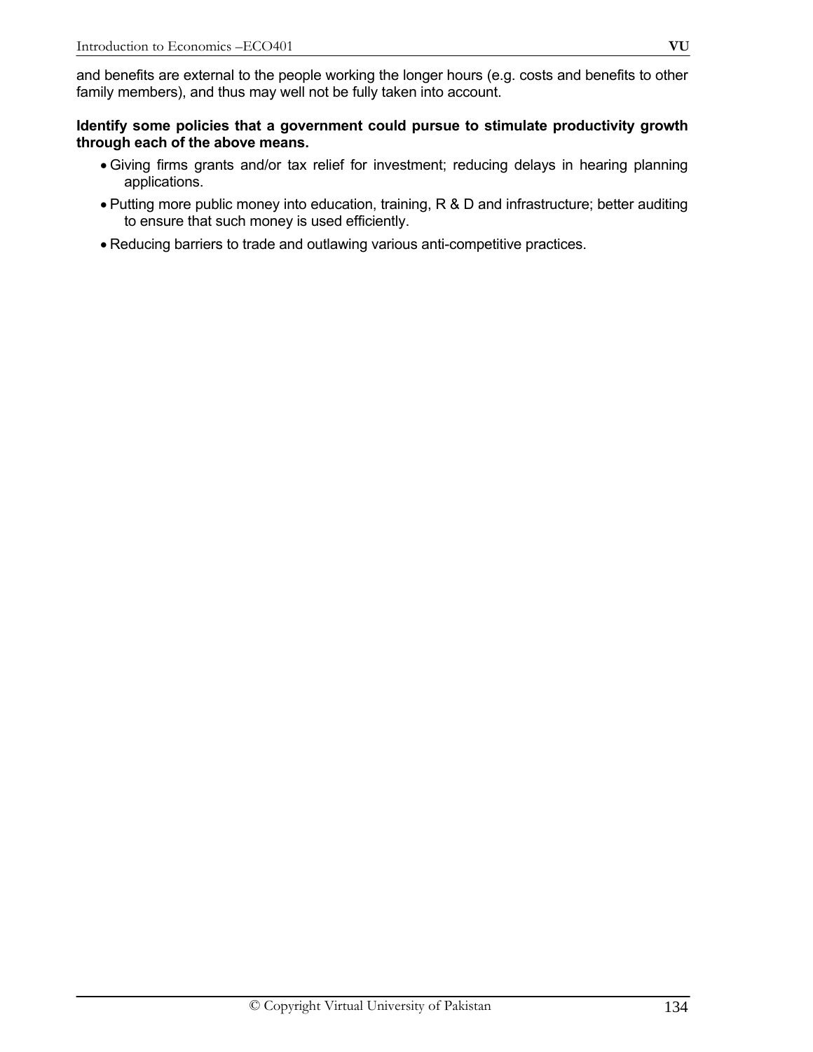and benefits are external to the people working the longer hours (e.g. costs and benefits to other family members), and thus may well not be fully taken into account.

**Identify some policies that a government could pursue to stimulate productivity growth through each of the above means.**

- Giving firms grants and/or tax relief for investment; reducing delays in hearing planning applications.
- Putting more public money into education, training, R & D and infrastructure; better auditing to ensure that such money is used efficiently.
- Reducing barriers to trade and outlawing various anti-competitive practices.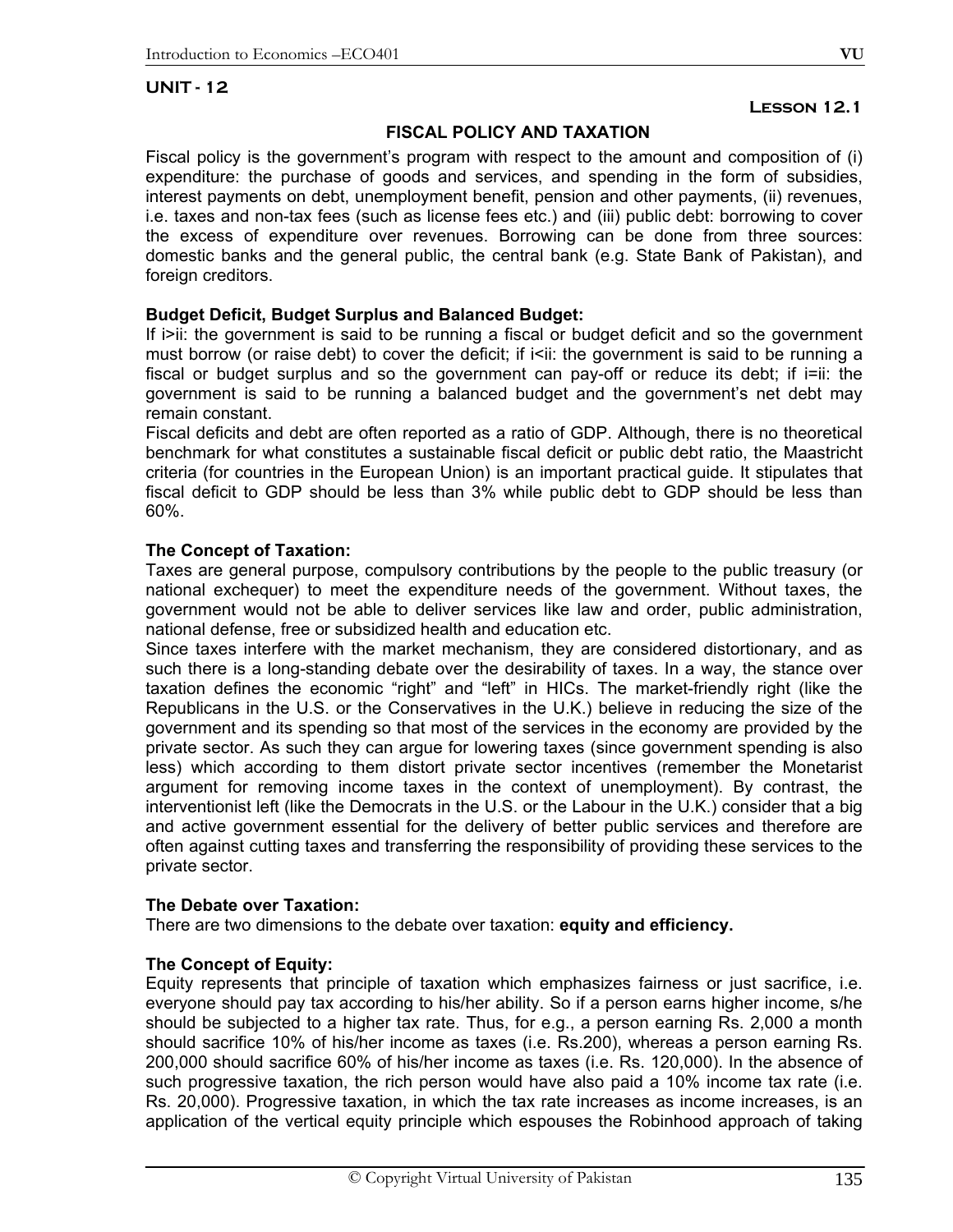## UNIT - 12

### Lesson 12.1

### FISCAL POLICY AND TAXATION

Fiscal policy is the government's program with respect to the amount and composition of (i) expenditure: the purchase of goods and services, and spending in the form of subsidies, interest payments on debt, unemployment benefit, pension and other payments, (ii) revenues, i.e. taxes and non-tax fees (such as license fees etc.) and (iii) public debt: borrowing to cover the excess of expenditure over revenues. Borrowing can be done from three sources: domestic banks and the general public, the central bank (e.g. State Bank of Pakistan), and foreign creditors.

**Budget Deficit, Budget Surplus and Balanced Budget:**

If i>ii: the government is said to be running a fiscal or budget deficit and so the government must borrow (or raise debt) to cover the deficit; if i<ii: the government is said to be running a fiscal or budget surplus and so the government can pay-off or reduce its debt; if i=ii: the government is said to be running a balanced budget and the government's net debt may remain constant.

Fiscal deficits and debt are often reported as a ratio of GDP. Although, there is no theoretical benchmark for what constitutes a sustainable fiscal deficit or public debt ratio, the Maastricht criteria (for countries in the European Union) is an important practical guide. It stipulates that fiscal deficit to GDP should be less than 3% while public debt to GDP should be less than 60%.

**The Concept of Taxation:**

Taxes are general purpose, compulsory contributions by the people to the public treasury (or national exchequer) to meet the expenditure needs of the government. Without taxes, the government would not be able to deliver services like law and order, public administration, national defense, free or subsidized health and education etc.

Since taxes interfere with the market mechanism, they are considered distortionary, and as such there is a long-standing debate over the desirability of taxes. In a way, the stance over taxation defines the economic "right" and "left" in HICs. The market-friendly right (like the Republicans in the U.S. or the Conservatives in the U.K.) believe in reducing the size of the government and its spending so that most of the services in the economy are provided by the private sector. As such they can argue for lowering taxes (since government spending is also less) which according to them distort private sector incentives (remember the Monetarist argument for removing income taxes in the context of unemployment). By contrast, the interventionist left (like the Democrats in the U.S. or the Labour in the U.K.) consider that a big and active government essential for the delivery of better public services and therefore are often against cutting taxes and transferring the responsibility of providing these services to the private sector.

**The Debate over Taxation:**

There are two dimensions to the debate over taxation: **equity and efficiency.**

**The Concept of Equity:**

Equity represents that principle of taxation which emphasizes fairness or just sacrifice, i.e. everyone should pay tax according to his/her ability. So if a person earns higher income, s/he should be subjected to a higher tax rate. Thus, for e.g., a person earning Rs. 2,000 a month should sacrifice 10% of his/her income as taxes (i.e. Rs.200), whereas a person earning Rs. 200,000 should sacrifice 60% of his/her income as taxes (i.e. Rs. 120,000). In the absence of such progressive taxation, the rich person would have also paid a 10% income tax rate (i.e. Rs. 20,000). Progressive taxation, in which the tax rate increases as income increases, is an application of the vertical equity principle which espouses the Robinhood approach of taking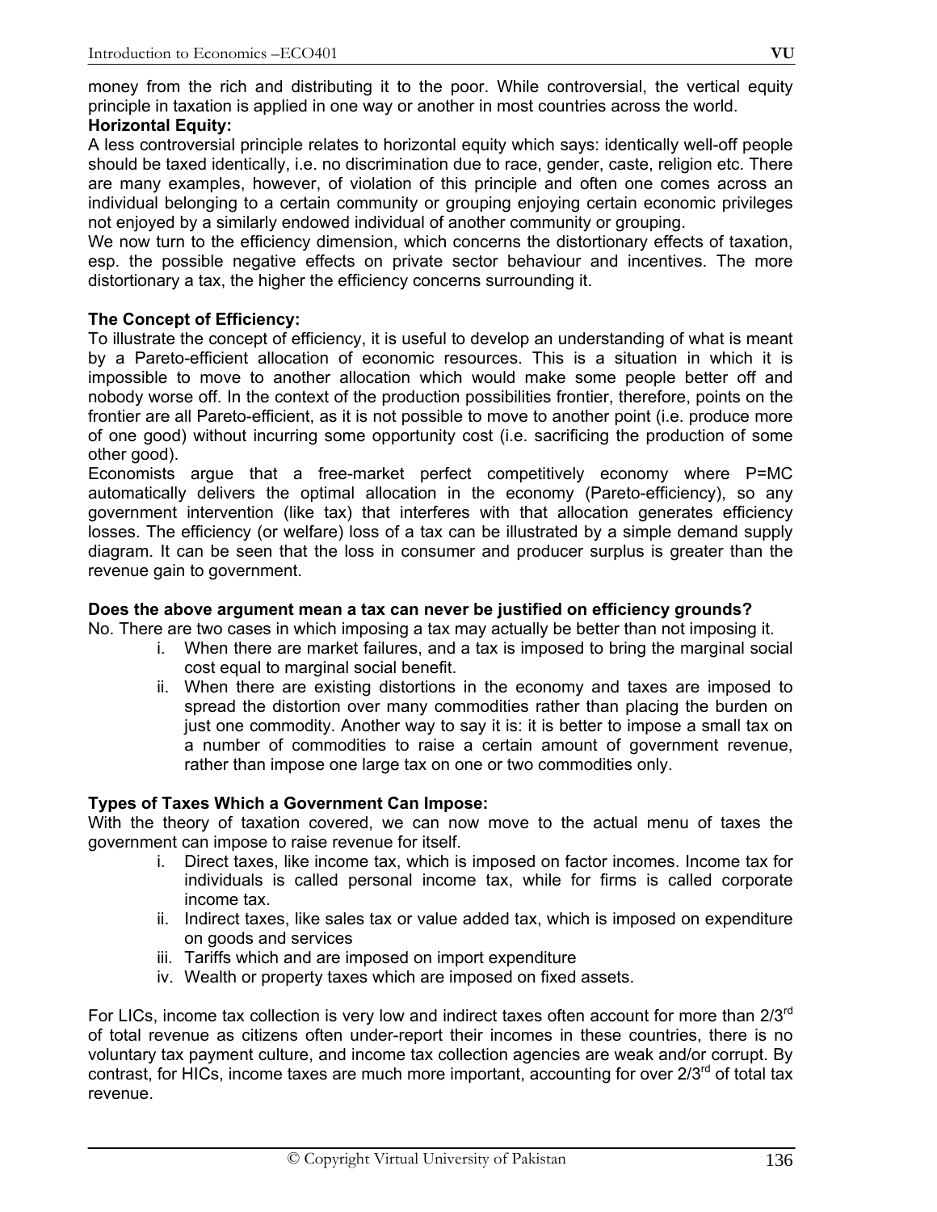money from the rich and distributing it to the poor. While controversial, the vertical equity principle in taxation is applied in one way or another in most countries across the world.

**Horizontal Equity:**

A less controversial principle relates to horizontal equity which says: identically well-off people should be taxed identically, i.e. no discrimination due to race, gender, caste, religion etc. There are many examples, however, of violation of this principle and often one comes across an individual belonging to a certain community or grouping enjoying certain economic privileges not enjoyed by a similarly endowed individual of another community or grouping.

We now turn to the efficiency dimension, which concerns the distortionary effects of taxation, esp. the possible negative effects on private sector behaviour and incentives. The more distortionary a tax, the higher the efficiency concerns surrounding it.

**The Concept of Efficiency:**

To illustrate the concept of efficiency, it is useful to develop an understanding of what is meant by a Pareto-efficient allocation of economic resources. This is a situation in which it is impossible to move to another allocation which would make some people better off and nobody worse off. In the context of the production possibilities frontier, therefore, points on the frontier are all Pareto-efficient, as it is not possible to move to another point (i.e. produce more of one good) without incurring some opportunity cost (i.e. sacrificing the production of some other good).

Economists argue that a free-market perfect competitively economy where P=MC automatically delivers the optimal allocation in the economy (Pareto-efficiency), so any government intervention (like tax) that interferes with that allocation generates efficiency losses. The efficiency (or welfare) loss of a tax can be illustrated by a simple demand supply diagram. It can be seen that the loss in consumer and producer surplus is greater than the revenue gain to government.

**Does the above argument mean a tax can never be justified on efficiency grounds?**

No. There are two cases in which imposing a tax may actually be better than not imposing it.

i. When there are market failures, and a tax is imposed to bring the marginal social cost equal to marginal social benefit.
ii. When there are existing distortions in the economy and taxes are imposed to spread the distortion over many commodities rather than placing the burden on just one commodity. Another way to say it is: it is better to impose a small tax on a number of commodities to raise a certain amount of government revenue, rather than impose one large tax on one or two commodities only.

**Types of Taxes Which a Government Can Impose:**

With the theory of taxation covered, we can now move to the actual menu of taxes the government can impose to raise revenue for itself.

i. Direct taxes, like income tax, which is imposed on factor incomes. Income tax for individuals is called personal income tax, while for firms is called corporate income tax.
ii. Indirect taxes, like sales tax or value added tax, which is imposed on expenditure on goods and services
iii. Tariffs which and are imposed on import expenditure
iv. Wealth or property taxes which are imposed on fixed assets.

For LICs, income tax collection is very low and indirect taxes often account for more than 2/3rd of total revenue as citizens often under-report their incomes in these countries, there is no voluntary tax payment culture, and income tax collection agencies are weak and/or corrupt. By contrast, for HICs, income taxes are much more important, accounting for over 2/3rd of total tax revenue.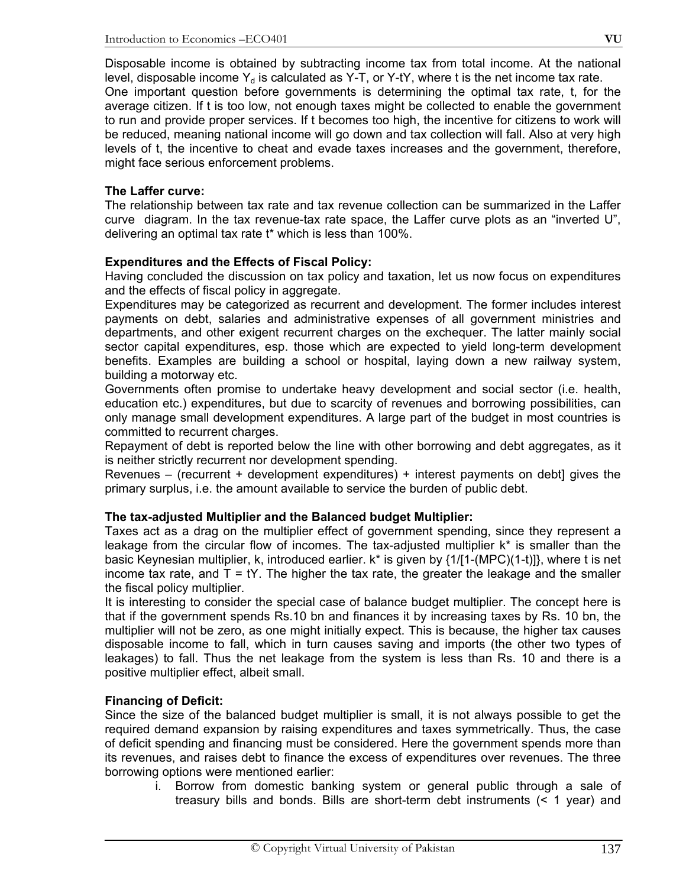Disposable income is obtained by subtracting income tax from total income. At the national level, disposable income $Y_d$ is calculated as Y-T, or Y-tY, where t is the net income tax rate.

One important question before governments is determining the optimal tax rate, t, for the average citizen. If t is too low, not enough taxes might be collected to enable the government to run and provide proper services. If t becomes too high, the incentive for citizens to work will be reduced, meaning national income will go down and tax collection will fall. Also at very high levels of t, the incentive to cheat and evade taxes increases and the government, therefore, might face serious enforcement problems.

**The Laffer curve:**

The relationship between tax rate and tax revenue collection can be summarized in the Laffer curve diagram. In the tax revenue-tax rate space, the Laffer curve plots as an "inverted U", delivering an optimal tax rate t* which is less than 100%.

**Expenditures and the Effects of Fiscal Policy:**

Having concluded the discussion on tax policy and taxation, let us now focus on expenditures and the effects of fiscal policy in aggregate.

Expenditures may be categorized as recurrent and development. The former includes interest payments on debt, salaries and administrative expenses of all government ministries and departments, and other exigent recurrent charges on the exchequer. The latter mainly social sector capital expenditures, esp. those which are expected to yield long-term development benefits. Examples are building a school or hospital, laying down a new railway system, building a motorway etc.

Governments often promise to undertake heavy development and social sector (i.e. health, education etc.) expenditures, but due to scarcity of revenues and borrowing possibilities, can only manage small development expenditures. A large part of the budget in most countries is committed to recurrent charges.

Repayment of debt is reported below the line with other borrowing and debt aggregates, as it is neither strictly recurrent nor development spending.

Revenues – (recurrent + development expenditures) + interest payments on debt] gives the primary surplus, i.e. the amount available to service the burden of public debt.

**The tax-adjusted Multiplier and the Balanced budget Multiplier:**

Taxes act as a drag on the multiplier effect of government spending, since they represent a leakage from the circular flow of incomes. The tax-adjusted multiplier k* is smaller than the basic Keynesian multiplier, k, introduced earlier. k* is given by $\{1/[1-(MPC)(1-t)]\}$, where t is net income tax rate, and T = tY. The higher the tax rate, the greater the leakage and the smaller the fiscal policy multiplier.

It is interesting to consider the special case of balance budget multiplier. The concept here is that if the government spends Rs.10 bn and finances it by increasing taxes by Rs. 10 bn, the multiplier will not be zero, as one might initially expect. This is because, the higher tax causes disposable income to fall, which in turn causes saving and imports (the other two types of leakages) to fall. Thus the net leakage from the system is less than Rs. 10 and there is a positive multiplier effect, albeit small.

**Financing of Deficit:**

Since the size of the balanced budget multiplier is small, it is not always possible to get the required demand expansion by raising expenditures and taxes symmetrically. Thus, the case of deficit spending and financing must be considered. Here the government spends more than its revenues, and raises debt to finance the excess of expenditures over revenues. The three borrowing options were mentioned earlier:

i. Borrow from domestic banking system or general public through a sale of treasury bills and bonds. Bills are short-term debt instruments (< 1 year) and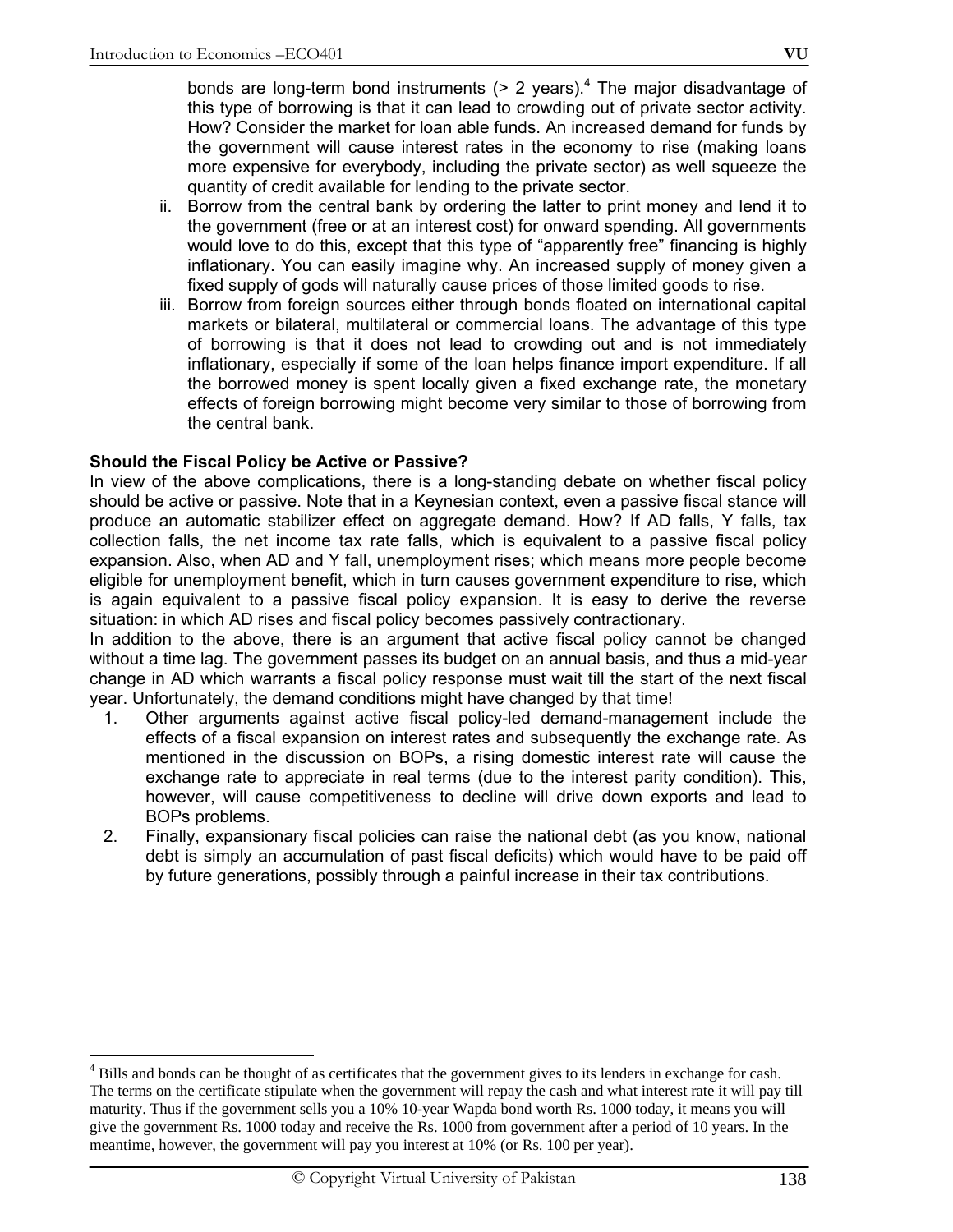bonds are long-term bond instruments (> 2 years).[4] The major disadvantage of this type of borrowing is that it can lead to crowding out of private sector activity. How? Consider the market for loan able funds. An increased demand for funds by the government will cause interest rates in the economy to rise (making loans more expensive for everybody, including the private sector) as well squeeze the quantity of credit available for lending to the private sector.

ii. Borrow from the central bank by ordering the latter to print money and lend it to the government (free or at an interest cost) for onward spending. All governments would love to do this, except that this type of "apparently free" financing is highly inflationary. You can easily imagine why. An increased supply of money given a fixed supply of gods will naturally cause prices of those limited goods to rise.

iii. Borrow from foreign sources either through bonds floated on international capital markets or bilateral, multilateral or commercial loans. The advantage of this type of borrowing is that it does not lead to crowding out and is not immediately inflationary, especially if some of the loan helps finance import expenditure. If all the borrowed money is spent locally given a fixed exchange rate, the monetary effects of foreign borrowing might become very similar to those of borrowing from the central bank.

**Should the Fiscal Policy be Active or Passive?**

In view of the above complications, there is a long-standing debate on whether fiscal policy should be active or passive. Note that in a Keynesian context, even a passive fiscal stance will produce an automatic stabilizer effect on aggregate demand. How? If AD falls, Y falls, tax collection falls, the net income tax rate falls, which is equivalent to a passive fiscal policy expansion. Also, when AD and Y fall, unemployment rises; which means more people become eligible for unemployment benefit, which in turn causes government expenditure to rise, which is again equivalent to a passive fiscal policy expansion. It is easy to derive the reverse situation: in which AD rises and fiscal policy becomes passively contractionary.

In addition to the above, there is an argument that active fiscal policy cannot be changed without a time lag. The government passes its budget on an annual basis, and thus a mid-year change in AD which warrants a fiscal policy response must wait till the start of the next fiscal year. Unfortunately, the demand conditions might have changed by that time!

1. Other arguments against active fiscal policy-led demand-management include the effects of a fiscal expansion on interest rates and subsequently the exchange rate. As mentioned in the discussion on BOPs, a rising domestic interest rate will cause the exchange rate to appreciate in real terms (due to the interest parity condition). This, however, will cause competitiveness to decline will drive down exports and lead to BOPs problems.
2. Finally, expansionary fiscal policies can raise the national debt (as you know, national debt is simply an accumulation of past fiscal deficits) which would have to be paid off by future generations, possibly through a painful increase in their tax contributions.

---

[4] Bills and bonds can be thought of as certificates that the government gives to its lenders in exchange for cash. The terms on the certificate stipulate when the government will repay the cash and what interest rate it will pay till maturity. Thus if the government sells you a 10% 10-year Wapda bond worth Rs. 1000 today, it means you will give the government Rs. 1000 today and receive the Rs. 1000 from government after a period of 10 years. In the meantime, however, the government will pay you interest at 10% (or Rs. 100 per year).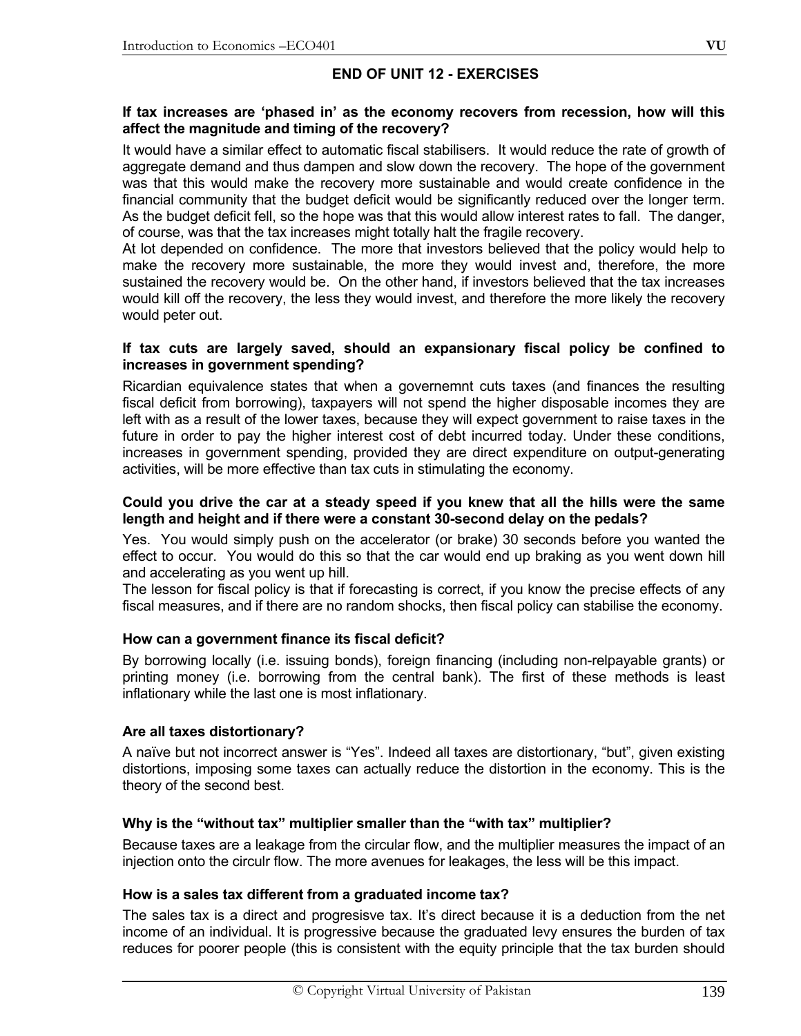## END OF UNIT 12 - EXERCISES

**If tax increases are 'phased in' as the economy recovers from recession, how will this affect the magnitude and timing of the recovery?**

It would have a similar effect to automatic fiscal stabilisers. It would reduce the rate of growth of aggregate demand and thus dampen and slow down the recovery. The hope of the government was that this would make the recovery more sustainable and would create confidence in the financial community that the budget deficit would be significantly reduced over the longer term. As the budget deficit fell, so the hope was that this would allow interest rates to fall. The danger, of course, was that the tax increases might totally halt the fragile recovery.

At lot depended on confidence. The more that investors believed that the policy would help to make the recovery more sustainable, the more they would invest and, therefore, the more sustained the recovery would be. On the other hand, if investors believed that the tax increases would kill off the recovery, the less they would invest, and therefore the more likely the recovery would peter out.

**If tax cuts are largely saved, should an expansionary fiscal policy be confined to increases in government spending?**

Ricardian equivalence states that when a governemnt cuts taxes (and finances the resulting fiscal deficit from borrowing), taxpayers will not spend the higher disposable incomes they are left with as a result of the lower taxes, because they will expect government to raise taxes in the future in order to pay the higher interest cost of debt incurred today. Under these conditions, increases in government spending, provided they are direct expenditure on output-generating activities, will be more effective than tax cuts in stimulating the economy.

**Could you drive the car at a steady speed if you knew that all the hills were the same length and height and if there were a constant 30-second delay on the pedals?**

Yes. You would simply push on the accelerator (or brake) 30 seconds before you wanted the effect to occur. You would do this so that the car would end up braking as you went down hill and accelerating as you went up hill.

The lesson for fiscal policy is that if forecasting is correct, if you know the precise effects of any fiscal measures, and if there are no random shocks, then fiscal policy can stabilise the economy.

**How can a government finance its fiscal deficit?**

By borrowing locally (i.e. issuing bonds), foreign financing (including non-relpayable grants) or printing money (i.e. borrowing from the central bank). The first of these methods is least inflationary while the last one is most inflationary.

**Are all taxes distortionary?**

A naïve but not incorrect answer is "Yes". Indeed all taxes are distortionary, "but", given existing distortions, imposing some taxes can actually reduce the distortion in the economy. This is the theory of the second best.

**Why is the "without tax" multiplier smaller than the "with tax" multiplier?**

Because taxes are a leakage from the circular flow, and the multiplier measures the impact of an injection onto the circulr flow. The more avenues for leakages, the less will be this impact.

**How is a sales tax different from a graduated income tax?**

The sales tax is a direct and progresisve tax. It's direct because it is a deduction from the net income of an individual. It is progressive because the graduated levy ensures the burden of tax reduces for poorer people (this is consistent with the equity principle that the tax burden should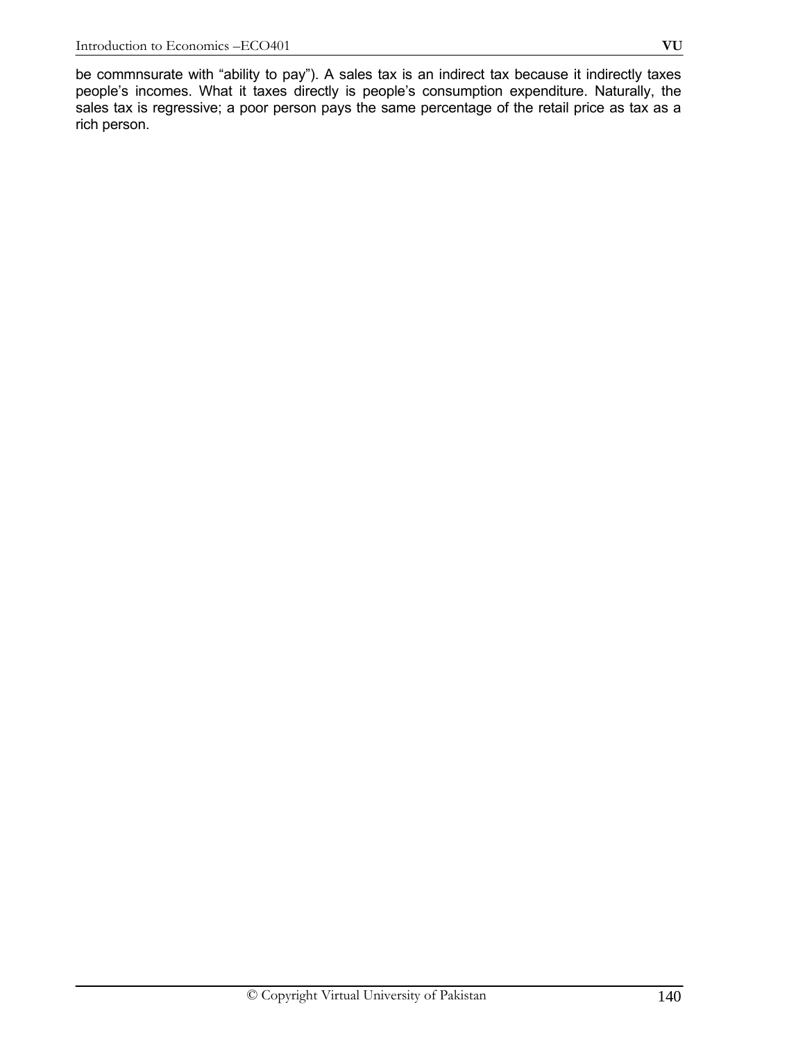be commnsurate with “ability to pay”). A sales tax is an indirect tax because it indirectly taxes people’s incomes. What it taxes directly is people’s consumption expenditure. Naturally, the sales tax is regressive; a poor person pays the same percentage of the retail price as tax as a rich person.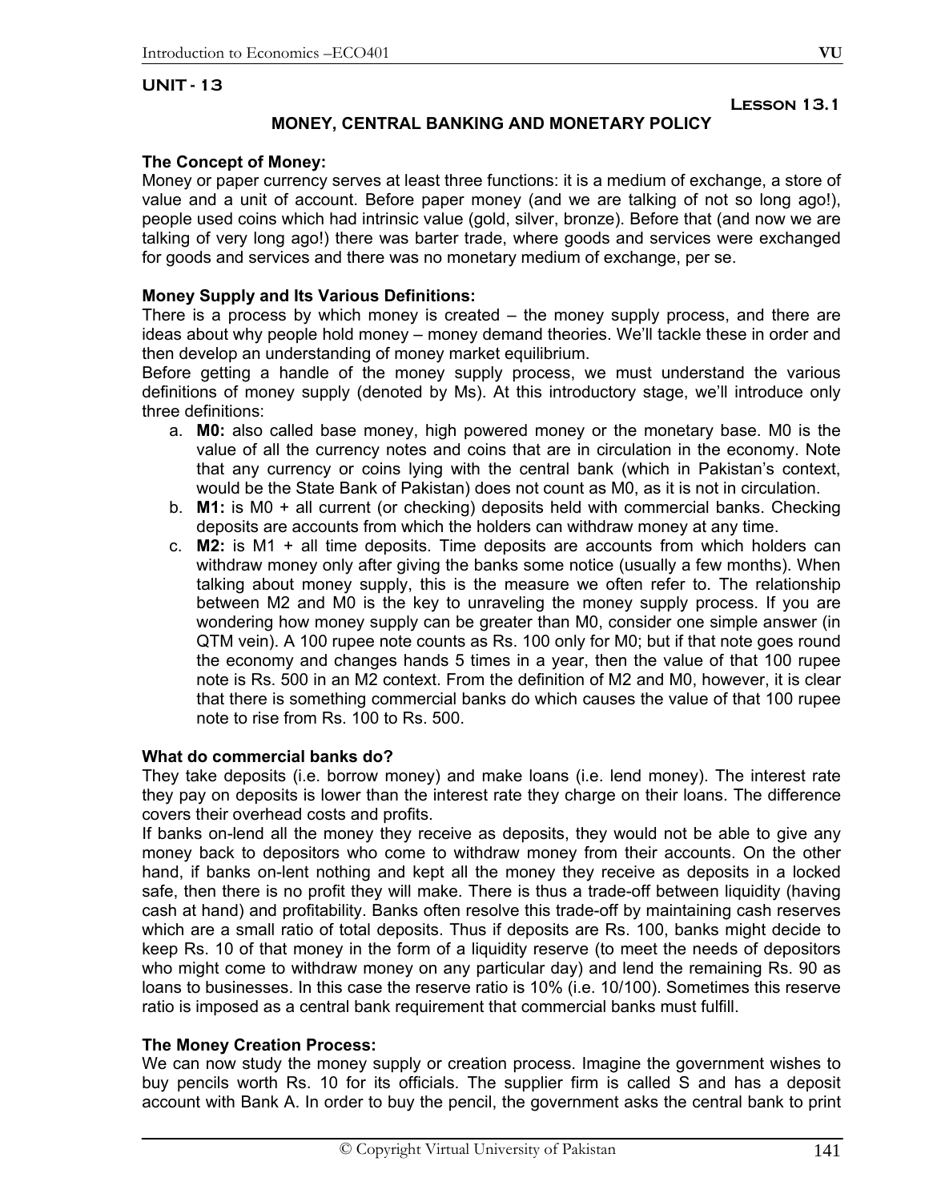# UNIT - 13

**Lesson 13.1**

## MONEY, CENTRAL BANKING AND MONETARY POLICY

### The Concept of Money:

Money or paper currency serves at least three functions: it is a medium of exchange, a store of value and a unit of account. Before paper money (and we are talking of not so long ago!), people used coins which had intrinsic value (gold, silver, bronze). Before that (and now we are talking of very long ago!) there was barter trade, where goods and services were exchanged for goods and services and there was no monetary medium of exchange, per se.

### Money Supply and Its Various Definitions:

There is a process by which money is created – the money supply process, and there are ideas about why people hold money – money demand theories. We'll tackle these in order and then develop an understanding of money market equilibrium.

Before getting a handle of the money supply process, we must understand the various definitions of money supply (denoted by Ms). At this introductory stage, we'll introduce only three definitions:

a. **M0:** also called base money, high powered money or the monetary base. M0 is the value of all the currency notes and coins that are in circulation in the economy. Note that any currency or coins lying with the central bank (which in Pakistan's context, would be the State Bank of Pakistan) does not count as M0, as it is not in circulation.
b. **M1:** is M0 + all current (or checking) deposits held with commercial banks. Checking deposits are accounts from which the holders can withdraw money at any time.
c. **M2:** is M1 + all time deposits. Time deposits are accounts from which holders can withdraw money only after giving the banks some notice (usually a few months). When talking about money supply, this is the measure we often refer to. The relationship between M2 and M0 is the key to unraveling the money supply process. If you are wondering how money supply can be greater than M0, consider one simple answer (in QTM vein). A 100 rupee note counts as Rs. 100 only for M0; but if that note goes round the economy and changes hands 5 times in a year, then the value of that 100 rupee note is Rs. 500 in an M2 context. From the definition of M2 and M0, however, it is clear that there is something commercial banks do which causes the value of that 100 rupee note to rise from Rs. 100 to Rs. 500.

### What do commercial banks do?

They take deposits (i.e. borrow money) and make loans (i.e. lend money). The interest rate they pay on deposits is lower than the interest rate they charge on their loans. The difference covers their overhead costs and profits.

If banks on-lend all the money they receive as deposits, they would not be able to give any money back to depositors who come to withdraw money from their accounts. On the other hand, if banks on-lent nothing and kept all the money they receive as deposits in a locked safe, then there is no profit they will make. There is thus a trade-off between liquidity (having cash at hand) and profitability. Banks often resolve this trade-off by maintaining cash reserves which are a small ratio of total deposits. Thus if deposits are Rs. 100, banks might decide to keep Rs. 10 of that money in the form of a liquidity reserve (to meet the needs of depositors who might come to withdraw money on any particular day) and lend the remaining Rs. 90 as loans to businesses. In this case the reserve ratio is 10% (i.e. 10/100). Sometimes this reserve ratio is imposed as a central bank requirement that commercial banks must fulfill.

### The Money Creation Process:

We can now study the money supply or creation process. Imagine the government wishes to buy pencils worth Rs. 10 for its officials. The supplier firm is called S and has a deposit account with Bank A. In order to buy the pencil, the government asks the central bank to print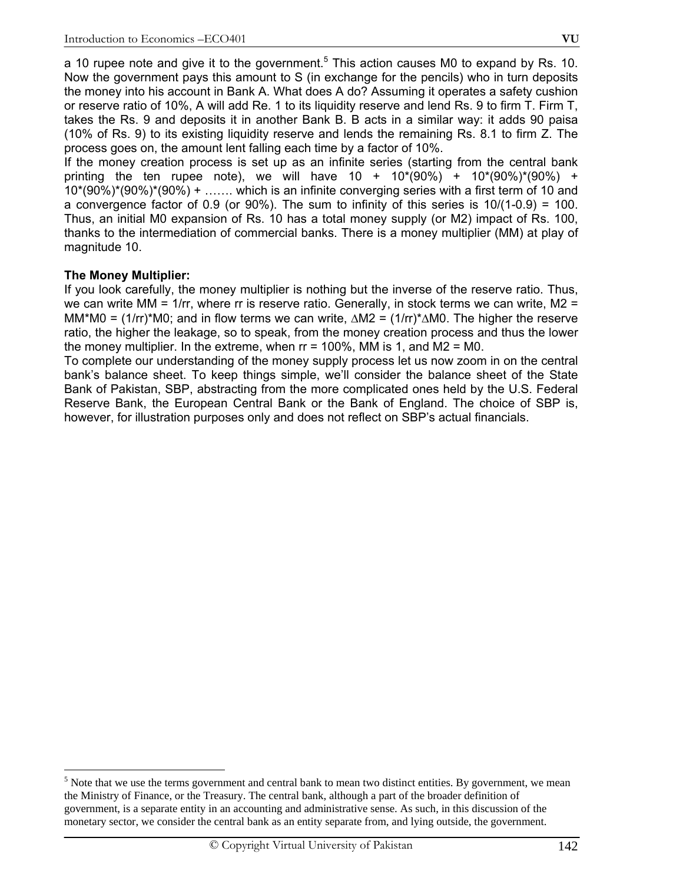a 10 rupee note and give it to the government.[5] This action causes M0 to expand by Rs. 10. Now the government pays this amount to S (in exchange for the pencils) who in turn deposits the money into his account in Bank A. What does A do? Assuming it operates a safety cushion or reserve ratio of 10%, A will add Re. 1 to its liquidity reserve and lend Rs. 9 to firm T. Firm T, takes the Rs. 9 and deposits it in another Bank B. B acts in a similar way: it adds 90 paisa (10% of Rs. 9) to its existing liquidity reserve and lends the remaining Rs. 8.1 to firm Z. The process goes on, the amount lent falling each time by a factor of 10%.

If the money creation process is set up as an infinite series (starting from the central bank printing the ten rupee note), we will have $10 + 10*(90\%) + 10*(90\%)*(90\%) + 10*(90\%)*(90\%)*(90\%) + \ldots$ which is an infinite converging series with a first term of 10 and a convergence factor of 0.9 (or 90%). The sum to infinity of this series is $10/(1-0.9) = 100$. Thus, an initial M0 expansion of Rs. 10 has a total money supply (or M2) impact of Rs. 100, thanks to the intermediation of commercial banks. There is a money multiplier (MM) at play of magnitude 10.

**The Money Multiplier:**

If you look carefully, the money multiplier is nothing but the inverse of the reserve ratio. Thus, we can write $MM = 1/rr$, where rr is reserve ratio. Generally, in stock terms we can write, $M2 = MM*M0 = (1/rr)*M0$; and in flow terms we can write, $\Delta M2 = (1/rr)*\Delta M0$. The higher the reserve ratio, the higher the leakage, so to speak, from the money creation process and thus the lower the money multiplier. In the extreme, when rr = 100%, MM is 1, and M2 = M0.

To complete our understanding of the money supply process let us now zoom in on the central bank's balance sheet. To keep things simple, we'll consider the balance sheet of the State Bank of Pakistan, SBP, abstracting from the more complicated ones held by the U.S. Federal Reserve Bank, the European Central Bank or the Bank of England. The choice of SBP is, however, for illustration purposes only and does not reflect on SBP's actual financials.

[5] Note that we use the terms government and central bank to mean two distinct entities. By government, we mean the Ministry of Finance, or the Treasury. The central bank, although a part of the broader definition of government, is a separate entity in an accounting and administrative sense. As such, in this discussion of the monetary sector, we consider the central bank as an entity separate from, and lying outside, the government.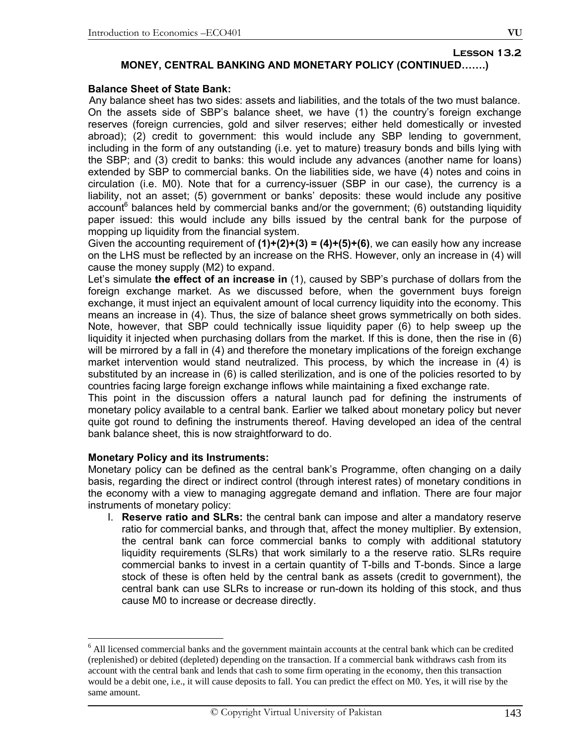### Lesson 13.2

## MONEY, CENTRAL BANKING AND MONETARY POLICY (CONTINUED…….)

**Balance Sheet of State Bank:**

Any balance sheet has two sides: assets and liabilities, and the totals of the two must balance. On the assets side of SBP's balance sheet, we have (1) the country's foreign exchange reserves (foreign currencies, gold and silver reserves; either held domestically or invested abroad); (2) credit to government: this would include any SBP lending to government, including in the form of any outstanding (i.e. yet to mature) treasury bonds and bills lying with the SBP; and (3) credit to banks: this would include any advances (another name for loans) extended by SBP to commercial banks. On the liabilities side, we have (4) notes and coins in circulation (i.e. M0). Note that for a currency-issuer (SBP in our case), the currency is a liability, not an asset; (5) government or banks' deposits: these would include any positive account[6] balances held by commercial banks and/or the government; (6) outstanding liquidity paper issued: this would include any bills issued by the central bank for the purpose of mopping up liquidity from the financial system.

Given the accounting requirement of **(1)+(2)+(3) = (4)+(5)+(6)**, we can easily how any increase on the LHS must be reflected by an increase on the RHS. However, only an increase in (4) will cause the money supply (M2) to expand.

Let's simulate **the effect of an increase in** (1), caused by SBP's purchase of dollars from the foreign exchange market. As we discussed before, when the government buys foreign exchange, it must inject an equivalent amount of local currency liquidity into the economy. This means an increase in (4). Thus, the size of balance sheet grows symmetrically on both sides. Note, however, that SBP could technically issue liquidity paper (6) to help sweep up the liquidity it injected when purchasing dollars from the market. If this is done, then the rise in (6) will be mirrored by a fall in (4) and therefore the monetary implications of the foreign exchange market intervention would stand neutralized. This process, by which the increase in (4) is substituted by an increase in (6) is called sterilization, and is one of the policies resorted to by countries facing large foreign exchange inflows while maintaining a fixed exchange rate.

This point in the discussion offers a natural launch pad for defining the instruments of monetary policy available to a central bank. Earlier we talked about monetary policy but never quite got round to defining the instruments thereof. Having developed an idea of the central bank balance sheet, this is now straightforward to do.

**Monetary Policy and its Instruments:**

Monetary policy can be defined as the central bank's Programme, often changing on a daily basis, regarding the direct or indirect control (through interest rates) of monetary conditions in the economy with a view to managing aggregate demand and inflation. There are four major instruments of monetary policy:

I. **Reserve ratio and SLRs:** the central bank can impose and alter a mandatory reserve ratio for commercial banks, and through that, affect the money multiplier. By extension, the central bank can force commercial banks to comply with additional statutory liquidity requirements (SLRs) that work similarly to a the reserve ratio. SLRs require commercial banks to invest in a certain quantity of T-bills and T-bonds. Since a large stock of these is often held by the central bank as assets (credit to government), the central bank can use SLRs to increase or run-down its holding of this stock, and thus cause M0 to increase or decrease directly.

---

[6] All licensed commercial banks and the government maintain accounts at the central bank which can be credited (replenished) or debited (depleted) depending on the transaction. If a commercial bank withdraws cash from its account with the central bank and lends that cash to some firm operating in the economy, then this transaction would be a debit one, i.e., it will cause deposits to fall. You can predict the effect on M0. Yes, it will rise by the same amount.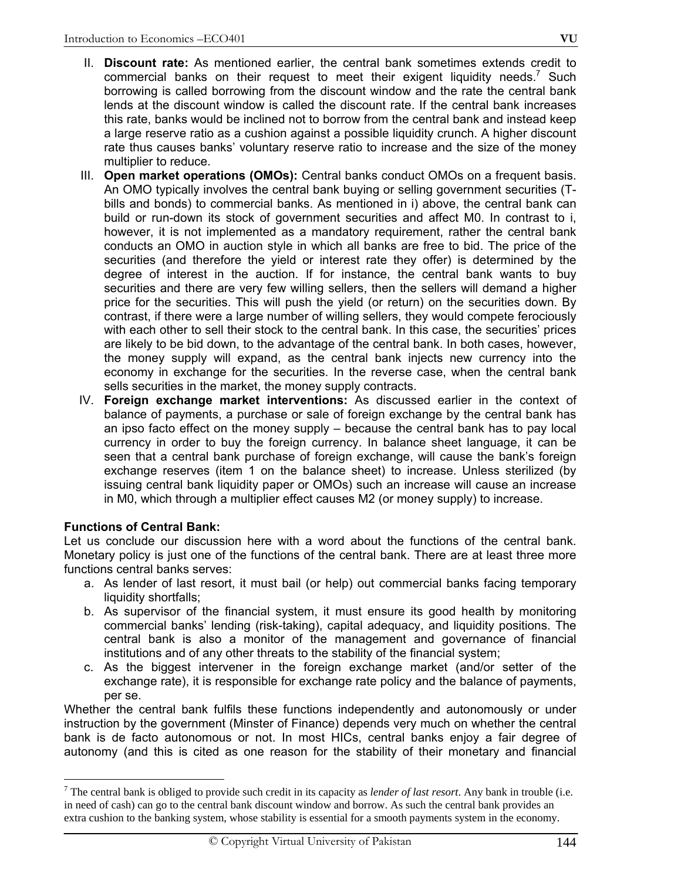II. **Discount rate:** As mentioned earlier, the central bank sometimes extends credit to commercial banks on their request to meet their exigent liquidity needs.[7] Such borrowing is called borrowing from the discount window and the rate the central bank lends at the discount window is called the discount rate. If the central bank increases this rate, banks would be inclined not to borrow from the central bank and instead keep a large reserve ratio as a cushion against a possible liquidity crunch. A higher discount rate thus causes banks' voluntary reserve ratio to increase and the size of the money multiplier to reduce.

III. **Open market operations (OMOs):** Central banks conduct OMOs on a frequent basis. An OMO typically involves the central bank buying or selling government securities (T-bills and bonds) to commercial banks. As mentioned in i) above, the central bank can build or run-down its stock of government securities and affect M0. In contrast to i, however, it is not implemented as a mandatory requirement, rather the central bank conducts an OMO in auction style in which all banks are free to bid. The price of the securities (and therefore the yield or interest rate they offer) is determined by the degree of interest in the auction. If for instance, the central bank wants to buy securities and there are very few willing sellers, then the sellers will demand a higher price for the securities. This will push the yield (or return) on the securities down. By contrast, if there were a large number of willing sellers, they would compete ferociously with each other to sell their stock to the central bank. In this case, the securities' prices are likely to be bid down, to the advantage of the central bank. In both cases, however, the money supply will expand, as the central bank injects new currency into the economy in exchange for the securities. In the reverse case, when the central bank sells securities in the market, the money supply contracts.

IV. **Foreign exchange market interventions:** As discussed earlier in the context of balance of payments, a purchase or sale of foreign exchange by the central bank has an ipso facto effect on the money supply – because the central bank has to pay local currency in order to buy the foreign currency. In balance sheet language, it can be seen that a central bank purchase of foreign exchange, will cause the bank's foreign exchange reserves (item 1 on the balance sheet) to increase. Unless sterilized (by issuing central bank liquidity paper or OMOs) such an increase will cause an increase in M0, which through a multiplier effect causes M2 (or money supply) to increase.

**Functions of Central Bank:**

Let us conclude our discussion here with a word about the functions of the central bank. Monetary policy is just one of the functions of the central bank. There are at least three more functions central banks serves:

a. As lender of last resort, it must bail (or help) out commercial banks facing temporary liquidity shortfalls;
b. As supervisor of the financial system, it must ensure its good health by monitoring commercial banks' lending (risk-taking), capital adequacy, and liquidity positions. The central bank is also a monitor of the management and governance of financial institutions and of any other threats to the stability of the financial system;
c. As the biggest intervener in the foreign exchange market (and/or setter of the exchange rate), it is responsible for exchange rate policy and the balance of payments, per se.

Whether the central bank fulfils these functions independently and autonomously or under instruction by the government (Minster of Finance) depends very much on whether the central bank is de facto autonomous or not. In most HICs, central banks enjoy a fair degree of autonomy (and this is cited as one reason for the stability of their monetary and financial

---

[7] The central bank is obliged to provide such credit in its capacity as *lender of last resort*. Any bank in trouble (i.e. in need of cash) can go to the central bank discount window and borrow. As such the central bank provides an extra cushion to the banking system, whose stability is essential for a smooth payments system in the economy.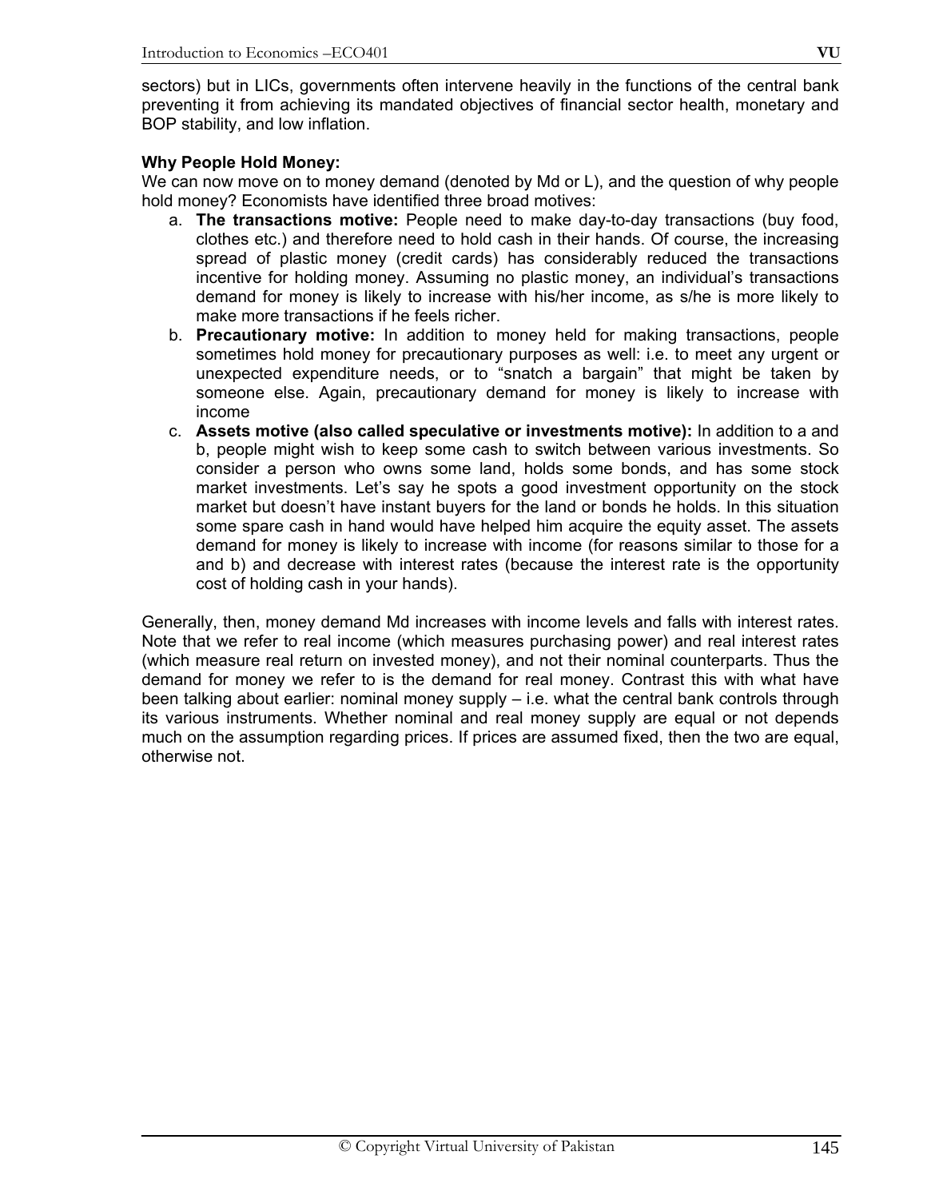sectors) but in LICs, governments often intervene heavily in the functions of the central bank preventing it from achieving its mandated objectives of financial sector health, monetary and BOP stability, and low inflation.

**Why People Hold Money:**

We can now move on to money demand (denoted by Md or L), and the question of why people hold money? Economists have identified three broad motives:

a. **The transactions motive:** People need to make day-to-day transactions (buy food, clothes etc.) and therefore need to hold cash in their hands. Of course, the increasing spread of plastic money (credit cards) has considerably reduced the transactions incentive for holding money. Assuming no plastic money, an individual's transactions demand for money is likely to increase with his/her income, as s/he is more likely to make more transactions if he feels richer.

b. **Precautionary motive:** In addition to money held for making transactions, people sometimes hold money for precautionary purposes as well: i.e. to meet any urgent or unexpected expenditure needs, or to "snatch a bargain" that might be taken by someone else. Again, precautionary demand for money is likely to increase with income

c. **Assets motive (also called speculative or investments motive):** In addition to a and b, people might wish to keep some cash to switch between various investments. So consider a person who owns some land, holds some bonds, and has some stock market investments. Let's say he spots a good investment opportunity on the stock market but doesn't have instant buyers for the land or bonds he holds. In this situation some spare cash in hand would have helped him acquire the equity asset. The assets demand for money is likely to increase with income (for reasons similar to those for a and b) and decrease with interest rates (because the interest rate is the opportunity cost of holding cash in your hands).

Generally, then, money demand Md increases with income levels and falls with interest rates. Note that we refer to real income (which measures purchasing power) and real interest rates (which measure real return on invested money), and not their nominal counterparts. Thus the demand for money we refer to is the demand for real money. Contrast this with what have been talking about earlier: nominal money supply – i.e. what the central bank controls through its various instruments. Whether nominal and real money supply are equal or not depends much on the assumption regarding prices. If prices are assumed fixed, then the two are equal, otherwise not.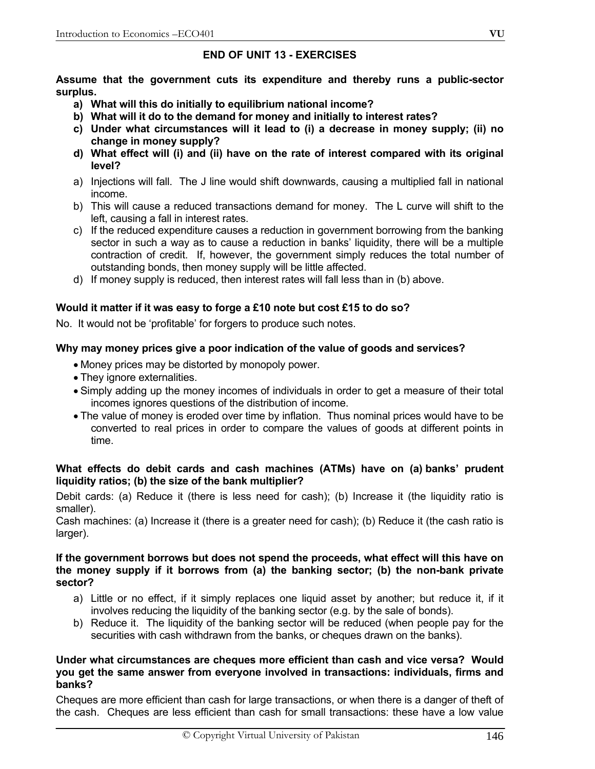## END OF UNIT 13 - EXERCISES

**Assume that the government cuts its expenditure and thereby runs a public-sector surplus.**

a) **What will this do initially to equilibrium national income?**
b) **What will it do to the demand for money and initially to interest rates?**
c) **Under what circumstances will it lead to (i) a decrease in money supply; (ii) no change in money supply?**
d) **What effect will (i) and (ii) have on the rate of interest compared with its original level?**

a) Injections will fall. The J line would shift downwards, causing a multiplied fall in national income.
b) This will cause a reduced transactions demand for money. The L curve will shift to the left, causing a fall in interest rates.
c) If the reduced expenditure causes a reduction in government borrowing from the banking sector in such a way as to cause a reduction in banks' liquidity, there will be a multiple contraction of credit. If, however, the government simply reduces the total number of outstanding bonds, then money supply will be little affected.
d) If money supply is reduced, then interest rates will fall less than in (b) above.

**Would it matter if it was easy to forge a £10 note but cost £15 to do so?**

No. It would not be 'profitable' for forgers to produce such notes.

**Why may money prices give a poor indication of the value of goods and services?**

- Money prices may be distorted by monopoly power.
- They ignore externalities.
- Simply adding up the money incomes of individuals in order to get a measure of their total incomes ignores questions of the distribution of income.
- The value of money is eroded over time by inflation. Thus nominal prices would have to be converted to real prices in order to compare the values of goods at different points in time.

**What effects do debit cards and cash machines (ATMs) have on (a) banks' prudent liquidity ratios; (b) the size of the bank multiplier?**

Debit cards: (a) Reduce it (there is less need for cash); (b) Increase it (the liquidity ratio is smaller).

Cash machines: (a) Increase it (there is a greater need for cash); (b) Reduce it (the cash ratio is larger).

**If the government borrows but does not spend the proceeds, what effect will this have on the money supply if it borrows from (a) the banking sector; (b) the non-bank private sector?**

a) Little or no effect, if it simply replaces one liquid asset by another; but reduce it, if it involves reducing the liquidity of the banking sector (e.g. by the sale of bonds).
b) Reduce it. The liquidity of the banking sector will be reduced (when people pay for the securities with cash withdrawn from the banks, or cheques drawn on the banks).

**Under what circumstances are cheques more efficient than cash and vice versa? Would you get the same answer from everyone involved in transactions: individuals, firms and banks?**

Cheques are more efficient than cash for large transactions, or when there is a danger of theft of the cash. Cheques are less efficient than cash for small transactions: these have a low value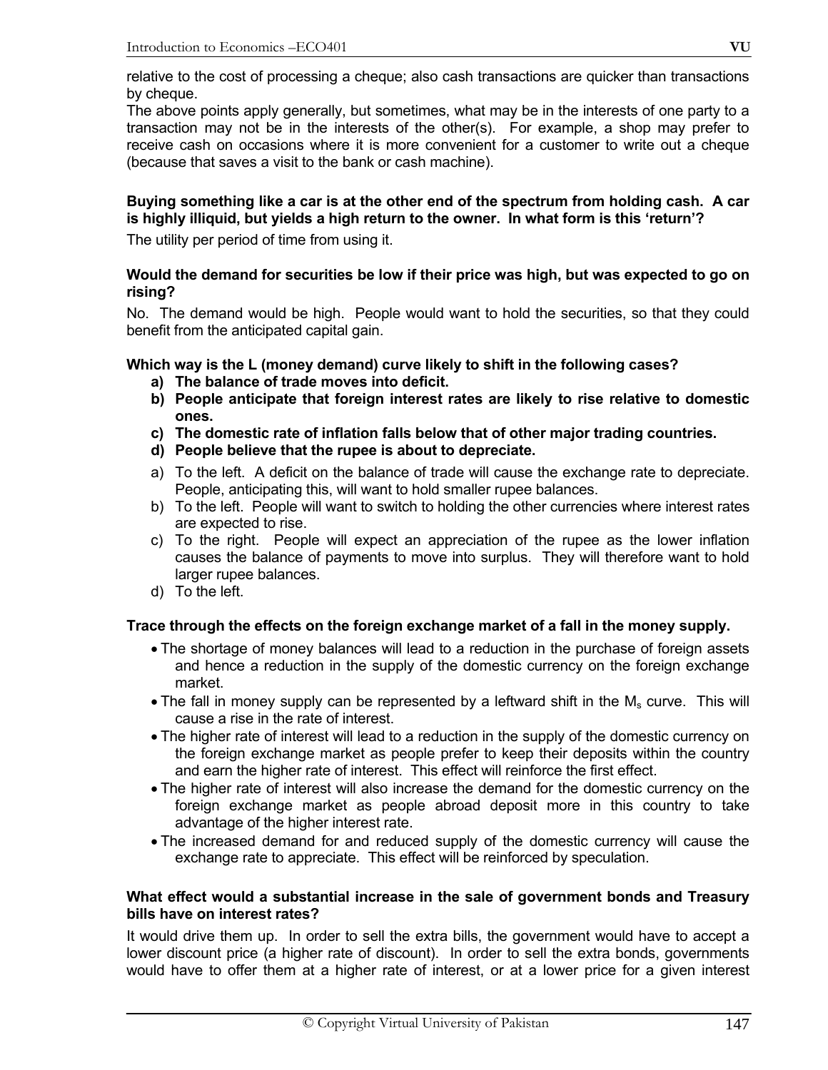relative to the cost of processing a cheque; also cash transactions are quicker than transactions by cheque.

The above points apply generally, but sometimes, what may be in the interests of one party to a transaction may not be in the interests of the other(s). For example, a shop may prefer to receive cash on occasions where it is more convenient for a customer to write out a cheque (because that saves a visit to the bank or cash machine).

**Buying something like a car is at the other end of the spectrum from holding cash. A car is highly illiquid, but yields a high return to the owner. In what form is this 'return'?**

The utility per period of time from using it.

**Would the demand for securities be low if their price was high, but was expected to go on rising?**

No. The demand would be high. People would want to hold the securities, so that they could benefit from the anticipated capital gain.

**Which way is the L (money demand) curve likely to shift in the following cases?**

a) **The balance of trade moves into deficit.**
b) **People anticipate that foreign interest rates are likely to rise relative to domestic ones.**
c) **The domestic rate of inflation falls below that of other major trading countries.**
d) **People believe that the rupee is about to depreciate.**

a) To the left. A deficit on the balance of trade will cause the exchange rate to depreciate. People, anticipating this, will want to hold smaller rupee balances.
b) To the left. People will want to switch to holding the other currencies where interest rates are expected to rise.
c) To the right. People will expect an appreciation of the rupee as the lower inflation causes the balance of payments to move into surplus. They will therefore want to hold larger rupee balances.
d) To the left.

**Trace through the effects on the foreign exchange market of a fall in the money supply.**

- The shortage of money balances will lead to a reduction in the purchase of foreign assets and hence a reduction in the supply of the domestic currency on the foreign exchange market.
- The fall in money supply can be represented by a leftward shift in the $M_s$ curve. This will cause a rise in the rate of interest.
- The higher rate of interest will lead to a reduction in the supply of the domestic currency on the foreign exchange market as people prefer to keep their deposits within the country and earn the higher rate of interest. This effect will reinforce the first effect.
- The higher rate of interest will also increase the demand for the domestic currency on the foreign exchange market as people abroad deposit more in this country to take advantage of the higher interest rate.
- The increased demand for and reduced supply of the domestic currency will cause the exchange rate to appreciate. This effect will be reinforced by speculation.

**What effect would a substantial increase in the sale of government bonds and Treasury bills have on interest rates?**

It would drive them up. In order to sell the extra bills, the government would have to accept a lower discount price (a higher rate of discount). In order to sell the extra bonds, governments would have to offer them at a higher rate of interest, or at a lower price for a given interest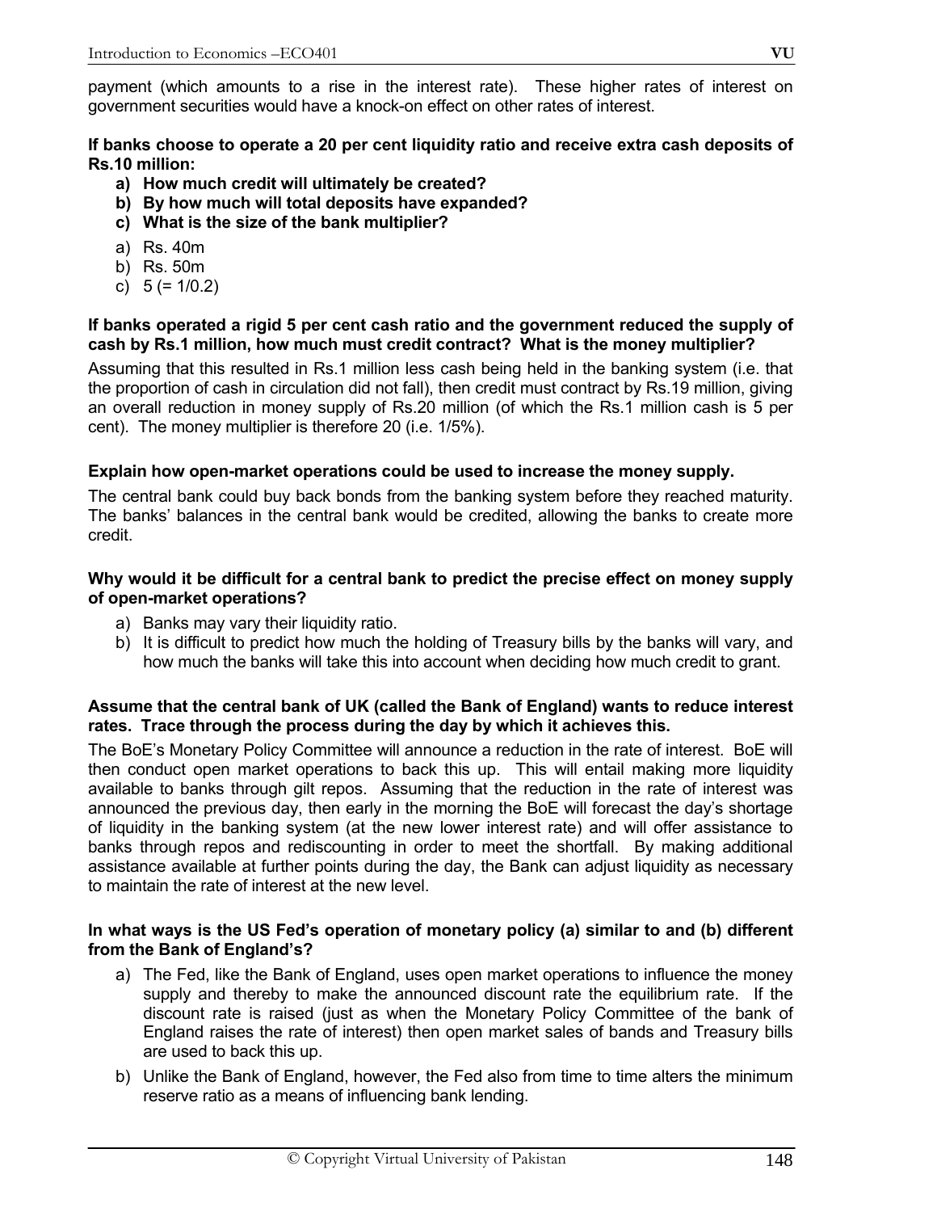payment (which amounts to a rise in the interest rate). These higher rates of interest on government securities would have a knock-on effect on other rates of interest.

**If banks choose to operate a 20 per cent liquidity ratio and receive extra cash deposits of Rs.10 million:**

- **a) How much credit will ultimately be created?**
- **b) By how much will total deposits have expanded?**
- **c) What is the size of the bank multiplier?**

a) Rs. 40m
b) Rs. 50m
c) 5 (= 1/0.2)

**If banks operated a rigid 5 per cent cash ratio and the government reduced the supply of cash by Rs.1 million, how much must credit contract? What is the money multiplier?**

Assuming that this resulted in Rs.1 million less cash being held in the banking system (i.e. that the proportion of cash in circulation did not fall), then credit must contract by Rs.19 million, giving an overall reduction in money supply of Rs.20 million (of which the Rs.1 million cash is 5 per cent). The money multiplier is therefore 20 (i.e. 1/5%).

**Explain how open-market operations could be used to increase the money supply.**

The central bank could buy back bonds from the banking system before they reached maturity. The banks' balances in the central bank would be credited, allowing the banks to create more credit.

**Why would it be difficult for a central bank to predict the precise effect on money supply of open-market operations?**

a) Banks may vary their liquidity ratio.
b) It is difficult to predict how much the holding of Treasury bills by the banks will vary, and how much the banks will take this into account when deciding how much credit to grant.

**Assume that the central bank of UK (called the Bank of England) wants to reduce interest rates. Trace through the process during the day by which it achieves this.**

The BoE's Monetary Policy Committee will announce a reduction in the rate of interest. BoE will then conduct open market operations to back this up. This will entail making more liquidity available to banks through gilt repos. Assuming that the reduction in the rate of interest was announced the previous day, then early in the morning the BoE will forecast the day's shortage of liquidity in the banking system (at the new lower interest rate) and will offer assistance to banks through repos and rediscounting in order to meet the shortfall. By making additional assistance available at further points during the day, the Bank can adjust liquidity as necessary to maintain the rate of interest at the new level.

**In what ways is the US Fed's operation of monetary policy (a) similar to and (b) different from the Bank of England's?**

a) The Fed, like the Bank of England, uses open market operations to influence the money supply and thereby to make the announced discount rate the equilibrium rate. If the discount rate is raised (just as when the Monetary Policy Committee of the bank of England raises the rate of interest) then open market sales of bands and Treasury bills are used to back this up.

b) Unlike the Bank of England, however, the Fed also from time to time alters the minimum reserve ratio as a means of influencing bank lending.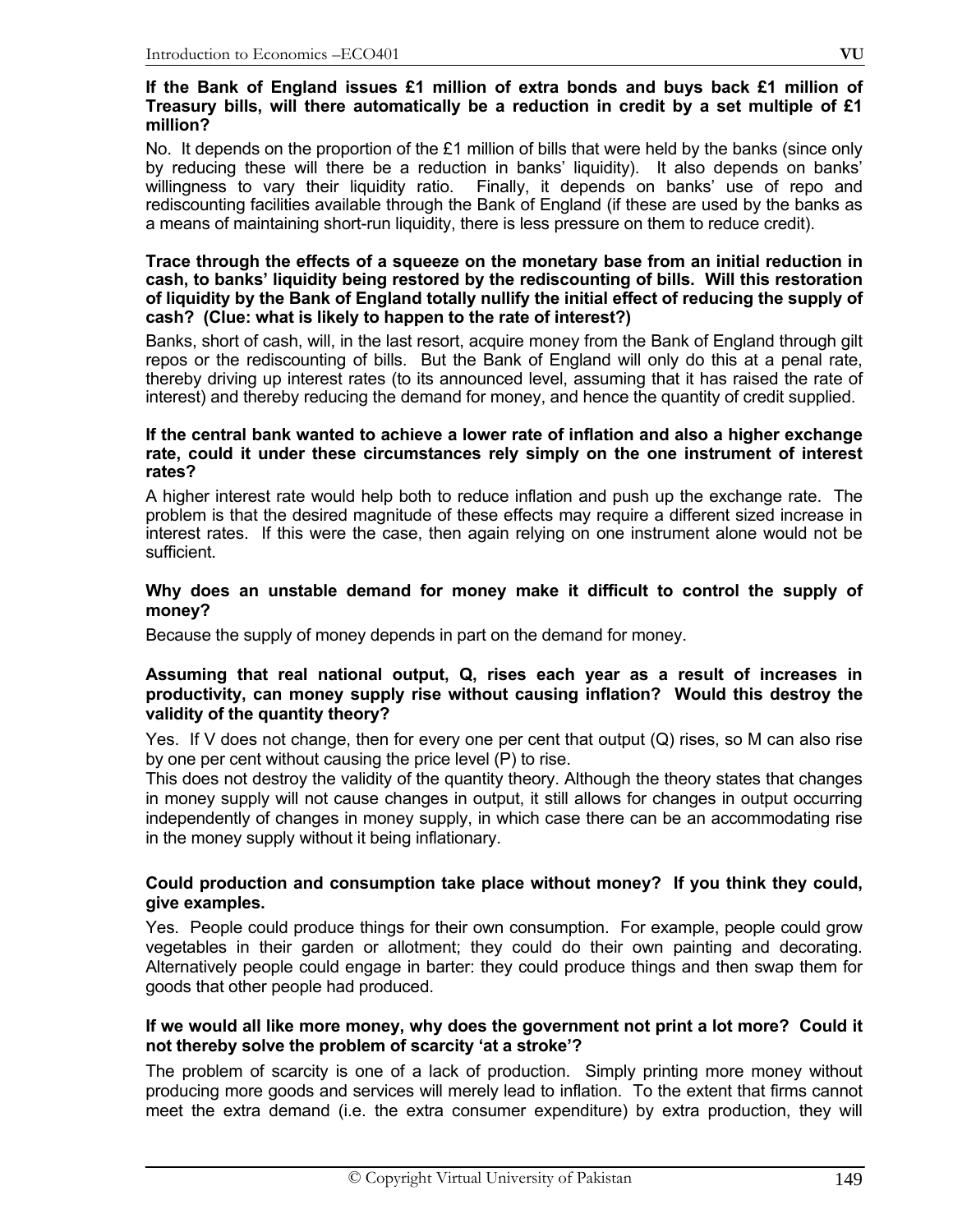**If the Bank of England issues £1 million of extra bonds and buys back £1 million of Treasury bills, will there automatically be a reduction in credit by a set multiple of £1 million?**

No. It depends on the proportion of the £1 million of bills that were held by the banks (since only by reducing these will there be a reduction in banks' liquidity). It also depends on banks' willingness to vary their liquidity ratio. Finally, it depends on banks' use of repo and rediscounting facilities available through the Bank of England (if these are used by the banks as a means of maintaining short-run liquidity, there is less pressure on them to reduce credit).

**Trace through the effects of a squeeze on the monetary base from an initial reduction in cash, to banks' liquidity being restored by the rediscounting of bills. Will this restoration of liquidity by the Bank of England totally nullify the initial effect of reducing the supply of cash? (Clue: what is likely to happen to the rate of interest?)**

Banks, short of cash, will, in the last resort, acquire money from the Bank of England through gilt repos or the rediscounting of bills. But the Bank of England will only do this at a penal rate, thereby driving up interest rates (to its announced level, assuming that it has raised the rate of interest) and thereby reducing the demand for money, and hence the quantity of credit supplied.

**If the central bank wanted to achieve a lower rate of inflation and also a higher exchange rate, could it under these circumstances rely simply on the one instrument of interest rates?**

A higher interest rate would help both to reduce inflation and push up the exchange rate. The problem is that the desired magnitude of these effects may require a different sized increase in interest rates. If this were the case, then again relying on one instrument alone would not be sufficient.

**Why does an unstable demand for money make it difficult to control the supply of money?**

Because the supply of money depends in part on the demand for money.

**Assuming that real national output, Q, rises each year as a result of increases in productivity, can money supply rise without causing inflation? Would this destroy the validity of the quantity theory?**

Yes. If V does not change, then for every one per cent that output (Q) rises, so M can also rise by one per cent without causing the price level (P) to rise.

This does not destroy the validity of the quantity theory. Although the theory states that changes in money supply will not cause changes in output, it still allows for changes in output occurring independently of changes in money supply, in which case there can be an accommodating rise in the money supply without it being inflationary.

**Could production and consumption take place without money? If you think they could, give examples.**

Yes. People could produce things for their own consumption. For example, people could grow vegetables in their garden or allotment; they could do their own painting and decorating. Alternatively people could engage in barter: they could produce things and then swap them for goods that other people had produced.

**If we would all like more money, why does the government not print a lot more? Could it not thereby solve the problem of scarcity 'at a stroke'?**

The problem of scarcity is one of a lack of production. Simply printing more money without producing more goods and services will merely lead to inflation. To the extent that firms cannot meet the extra demand (i.e. the extra consumer expenditure) by extra production, they will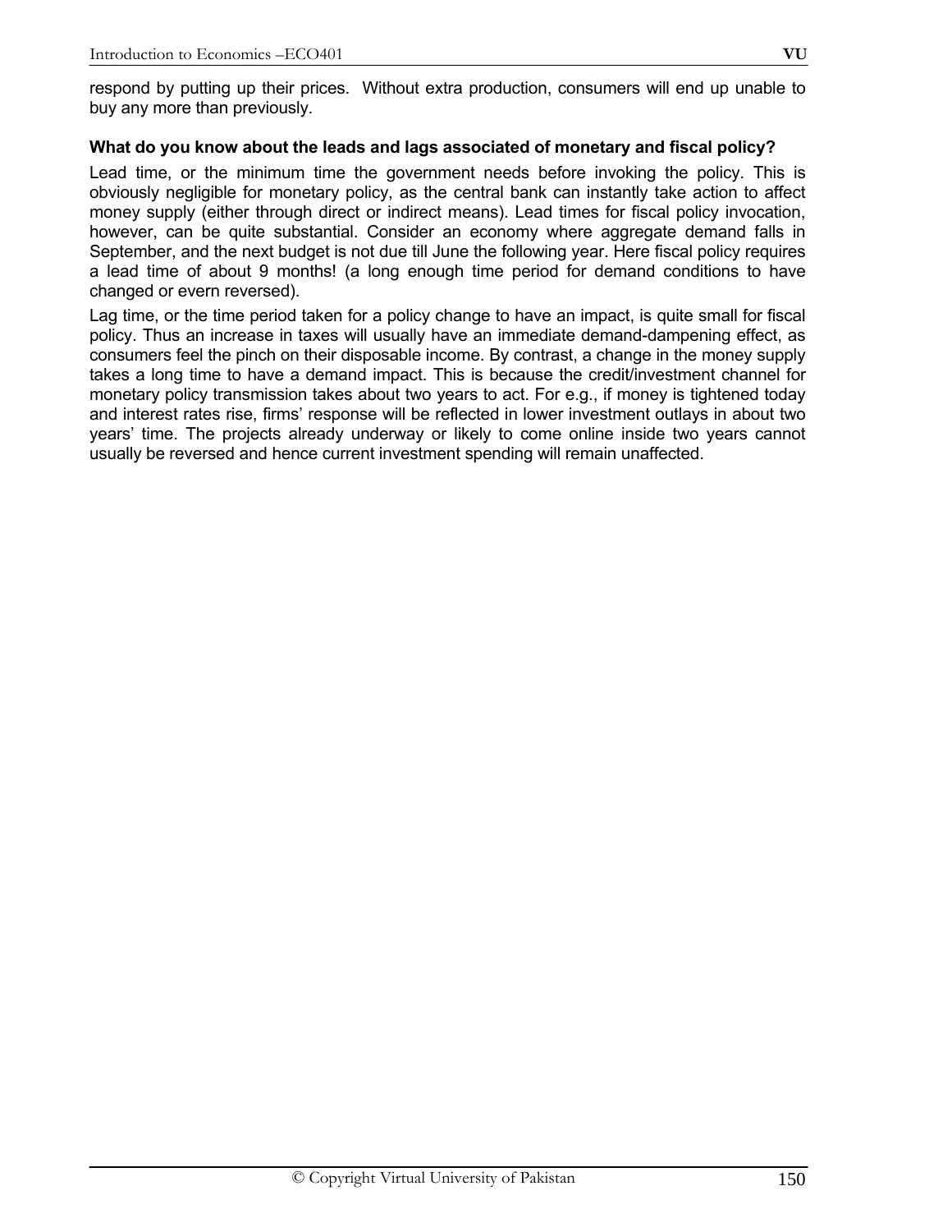respond by putting up their prices. Without extra production, consumers will end up unable to buy any more than previously.

**What do you know about the leads and lags associated of monetary and fiscal policy?**

Lead time, or the minimum time the government needs before invoking the policy. This is obviously negligible for monetary policy, as the central bank can instantly take action to affect money supply (either through direct or indirect means). Lead times for fiscal policy invocation, however, can be quite substantial. Consider an economy where aggregate demand falls in September, and the next budget is not due till June the following year. Here fiscal policy requires a lead time of about 9 months! (a long enough time period for demand conditions to have changed or evern reversed).

Lag time, or the time period taken for a policy change to have an impact, is quite small for fiscal policy. Thus an increase in taxes will usually have an immediate demand-dampening effect, as consumers feel the pinch on their disposable income. By contrast, a change in the money supply takes a long time to have a demand impact. This is because the credit/investment channel for monetary policy transmission takes about two years to act. For e.g., if money is tightened today and interest rates rise, firms' response will be reflected in lower investment outlays in about two years' time. The projects already underway or likely to come online inside two years cannot usually be reversed and hence current investment spending will remain unaffected.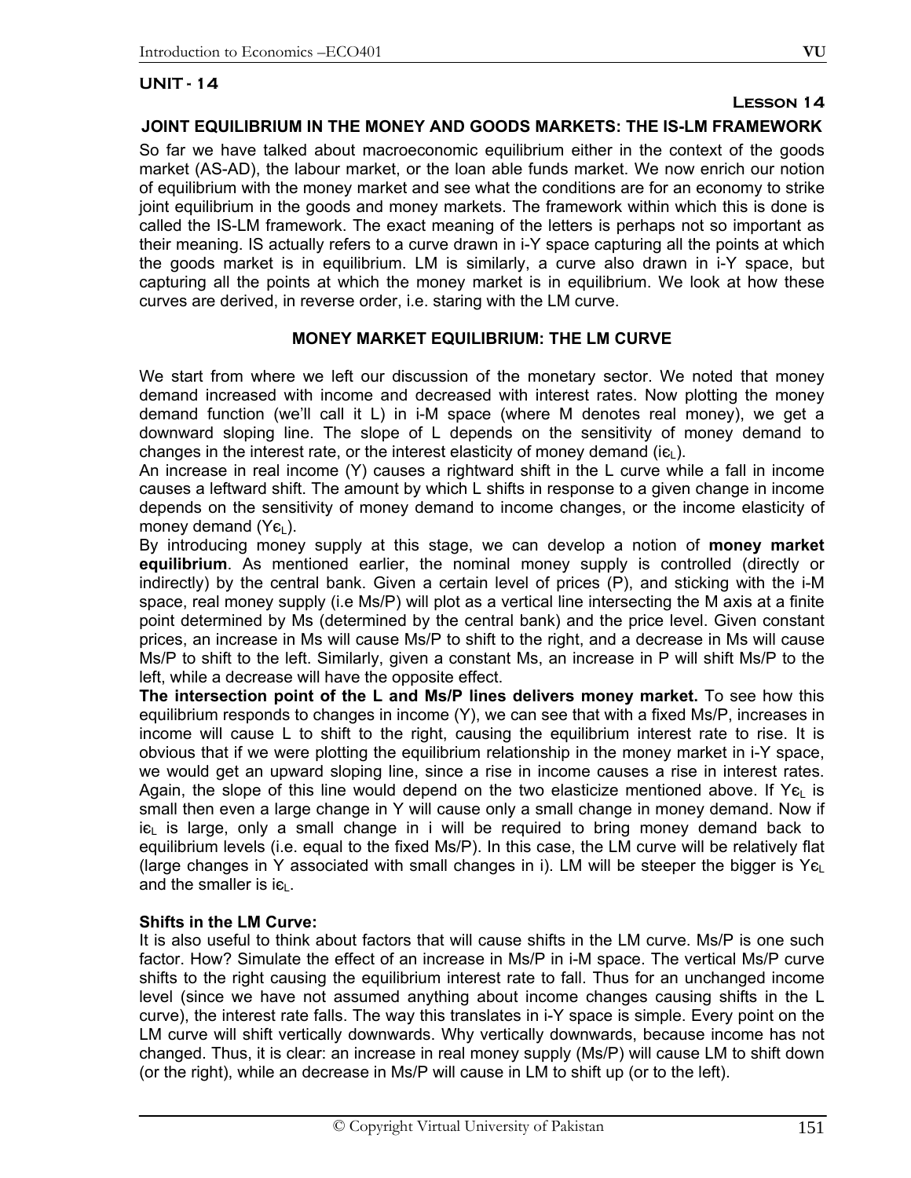## UNIT - 14

### Lesson 14

### JOINT EQUILIBRIUM IN THE MONEY AND GOODS MARKETS: THE IS-LM FRAMEWORK

So far we have talked about macroeconomic equilibrium either in the context of the goods market (AS-AD), the labour market, or the loan able funds market. We now enrich our notion of equilibrium with the money market and see what the conditions are for an economy to strike joint equilibrium in the goods and money markets. The framework within which this is done is called the IS-LM framework. The exact meaning of the letters is perhaps not so important as their meaning. IS actually refers to a curve drawn in i-Y space capturing all the points at which the goods market is in equilibrium. LM is similarly, a curve also drawn in i-Y space, but capturing all the points at which the money market is in equilibrium. We look at how these curves are derived, in reverse order, i.e. staring with the LM curve.

### MONEY MARKET EQUILIBRIUM: THE LM CURVE

We start from where we left our discussion of the monetary sector. We noted that money demand increased with income and decreased with interest rates. Now plotting the money demand function (we'll call it L) in i-M space (where M denotes real money), we get a downward sloping line. The slope of L depends on the sensitivity of money demand to changes in the interest rate, or the interest elasticity of money demand ($i\epsilon_L$).

An increase in real income (Y) causes a rightward shift in the L curve while a fall in income causes a leftward shift. The amount by which L shifts in response to a given change in income depends on the sensitivity of money demand to income changes, or the income elasticity of money demand ($Y\epsilon_L$).

By introducing money supply at this stage, we can develop a notion of **money market equilibrium**. As mentioned earlier, the nominal money supply is controlled (directly or indirectly) by the central bank. Given a certain level of prices (P), and sticking with the i-M space, real money supply (i.e Ms/P) will plot as a vertical line intersecting the M axis at a finite point determined by Ms (determined by the central bank) and the price level. Given constant prices, an increase in Ms will cause Ms/P to shift to the right, and a decrease in Ms will cause Ms/P to shift to the left. Similarly, given a constant Ms, an increase in P will shift Ms/P to the left, while a decrease will have the opposite effect.

**The intersection point of the L and Ms/P lines delivers money market.** To see how this equilibrium responds to changes in income (Y), we can see that with a fixed Ms/P, increases in income will cause L to shift to the right, causing the equilibrium interest rate to rise. It is obvious that if we were plotting the equilibrium relationship in the money market in i-Y space, we would get an upward sloping line, since a rise in income causes a rise in interest rates. Again, the slope of this line would depend on the two elasticize mentioned above. If $Y\epsilon_L$ is small then even a large change in Y will cause only a small change in money demand. Now if $i\epsilon_L$ is large, only a small change in i will be required to bring money demand back to equilibrium levels (i.e. equal to the fixed Ms/P). In this case, the LM curve will be relatively flat (large changes in Y associated with small changes in i). LM will be steeper the bigger is $Y\epsilon_L$ and the smaller is $i\epsilon_L$.

**Shifts in the LM Curve:**

It is also useful to think about factors that will cause shifts in the LM curve. Ms/P is one such factor. How? Simulate the effect of an increase in Ms/P in i-M space. The vertical Ms/P curve shifts to the right causing the equilibrium interest rate to fall. Thus for an unchanged income level (since we have not assumed anything about income changes causing shifts in the L curve), the interest rate falls. The way this translates in i-Y space is simple. Every point on the LM curve will shift vertically downwards. Why vertically downwards, because income has not changed. Thus, it is clear: an increase in real money supply (Ms/P) will cause LM to shift down (or the right), while an decrease in Ms/P will cause in LM to shift up (or to the left).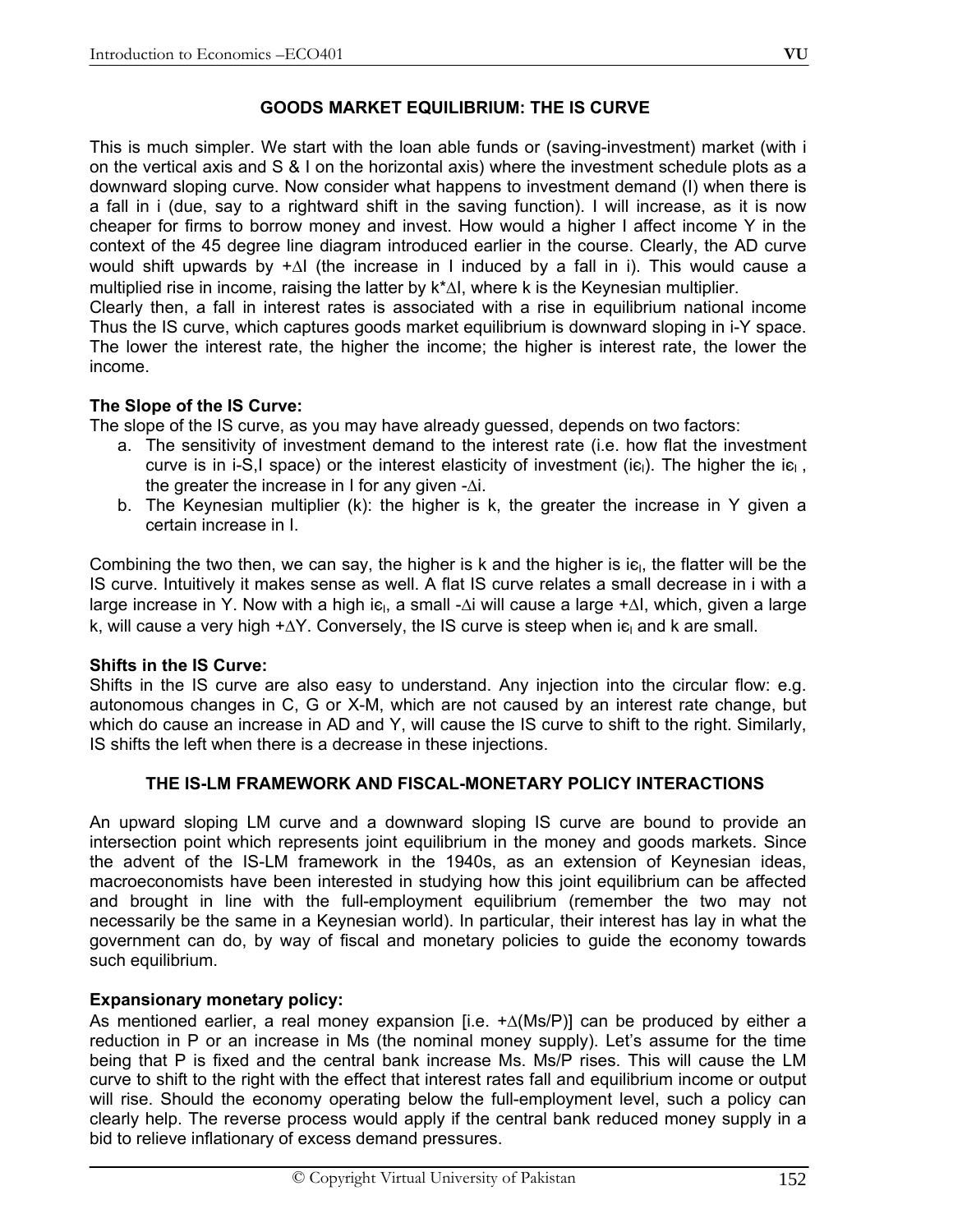## GOODS MARKET EQUILIBRIUM: THE IS CURVE

This is much simpler. We start with the loan able funds or (saving-investment) market (with i on the vertical axis and S & I on the horizontal axis) where the investment schedule plots as a downward sloping curve. Now consider what happens to investment demand (I) when there is a fall in i (due, say to a rightward shift in the saving function). I will increase, as it is now cheaper for firms to borrow money and invest. How would a higher I affect income Y in the context of the 45 degree line diagram introduced earlier in the course. Clearly, the AD curve would shift upwards by $+\Delta I$ (the increase in I induced by a fall in i). This would cause a multiplied rise in income, raising the latter by $k^*\Delta I$, where k is the Keynesian multiplier.

Clearly then, a fall in interest rates is associated with a rise in equilibrium national income Thus the IS curve, which captures goods market equilibrium is downward sloping in i-Y space. The lower the interest rate, the higher the income; the higher is interest rate, the lower the income.

### The Slope of the IS Curve:

The slope of the IS curve, as you may have already guessed, depends on two factors:

a. The sensitivity of investment demand to the interest rate (i.e. how flat the investment curve is in i-S,I space) or the interest elasticity of investment ($i\epsilon_I$). The higher the $i\epsilon_I$, the greater the increase in I for any given $-\Delta i$.
b. The Keynesian multiplier (k): the higher is k, the greater the increase in Y given a certain increase in I.

Combining the two then, we can say, the higher is k and the higher is $i\epsilon_I$, the flatter will be the IS curve. Intuitively it makes sense as well. A flat IS curve relates a small decrease in i with a large increase in Y. Now with a high $i\epsilon_I$, a small $-\Delta i$ will cause a large $+\Delta I$, which, given a large k, will cause a very high $+\Delta Y$. Conversely, the IS curve is steep when $i\epsilon_I$ and k are small.

### Shifts in the IS Curve:

Shifts in the IS curve are also easy to understand. Any injection into the circular flow: e.g. autonomous changes in C, G or X-M, which are not caused by an interest rate change, but which do cause an increase in AD and Y, will cause the IS curve to shift to the right. Similarly, IS shifts the left when there is a decrease in these injections.

## THE IS-LM FRAMEWORK AND FISCAL-MONETARY POLICY INTERACTIONS

An upward sloping LM curve and a downward sloping IS curve are bound to provide an intersection point which represents joint equilibrium in the money and goods markets. Since the advent of the IS-LM framework in the 1940s, as an extension of Keynesian ideas, macroeconomists have been interested in studying how this joint equilibrium can be affected and brought in line with the full-employment equilibrium (remember the two may not necessarily be the same in a Keynesian world). In particular, their interest has lay in what the government can do, by way of fiscal and monetary policies to guide the economy towards such equilibrium.

### Expansionary monetary policy:

As mentioned earlier, a real money expansion [i.e. $+\Delta(Ms/P)$] can be produced by either a reduction in P or an increase in Ms (the nominal money supply). Let's assume for the time being that P is fixed and the central bank increase Ms. Ms/P rises. This will cause the LM curve to shift to the right with the effect that interest rates fall and equilibrium income or output will rise. Should the economy operating below the full-employment level, such a policy can clearly help. The reverse process would apply if the central bank reduced money supply in a bid to relieve inflationary of excess demand pressures.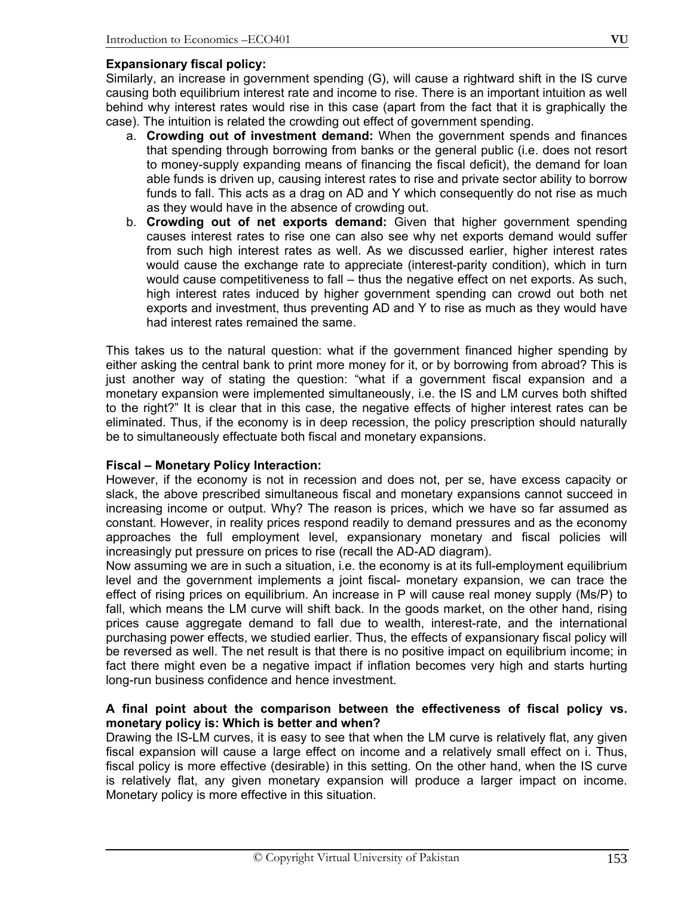**Expansionary fiscal policy:**
Similarly, an increase in government spending (G), will cause a rightward shift in the IS curve causing both equilibrium interest rate and income to rise. There is an important intuition as well behind why interest rates would rise in this case (apart from the fact that it is graphically the case). The intuition is related the crowding out effect of government spending.

a. **Crowding out of investment demand:** When the government spends and finances that spending through borrowing from banks or the general public (i.e. does not resort to money-supply expanding means of financing the fiscal deficit), the demand for loan able funds is driven up, causing interest rates to rise and private sector ability to borrow funds to fall. This acts as a drag on AD and Y which consequently do not rise as much as they would have in the absence of crowding out.
b. **Crowding out of net exports demand:** Given that higher government spending causes interest rates to rise one can also see why net exports demand would suffer from such high interest rates as well. As we discussed earlier, higher interest rates would cause the exchange rate to appreciate (interest-parity condition), which in turn would cause competitiveness to fall – thus the negative effect on net exports. As such, high interest rates induced by higher government spending can crowd out both net exports and investment, thus preventing AD and Y to rise as much as they would have had interest rates remained the same.

This takes us to the natural question: what if the government financed higher spending by either asking the central bank to print more money for it, or by borrowing from abroad? This is just another way of stating the question: "what if a government fiscal expansion and a monetary expansion were implemented simultaneously, i.e. the IS and LM curves both shifted to the right?" It is clear that in this case, the negative effects of higher interest rates can be eliminated. Thus, if the economy is in deep recession, the policy prescription should naturally be to simultaneously effectuate both fiscal and monetary expansions.

**Fiscal – Monetary Policy Interaction:**
However, if the economy is not in recession and does not, per se, have excess capacity or slack, the above prescribed simultaneous fiscal and monetary expansions cannot succeed in increasing income or output. Why? The reason is prices, which we have so far assumed as constant. However, in reality prices respond readily to demand pressures and as the economy approaches the full employment level, expansionary monetary and fiscal policies will increasingly put pressure on prices to rise (recall the AD-AD diagram).
Now assuming we are in such a situation, i.e. the economy is at its full-employment equilibrium level and the government implements a joint fiscal- monetary expansion, we can trace the effect of rising prices on equilibrium. An increase in P will cause real money supply (Ms/P) to fall, which means the LM curve will shift back. In the goods market, on the other hand, rising prices cause aggregate demand to fall due to wealth, interest-rate, and the international purchasing power effects, we studied earlier. Thus, the effects of expansionary fiscal policy will be reversed as well. The net result is that there is no positive impact on equilibrium income; in fact there might even be a negative impact if inflation becomes very high and starts hurting long-run business confidence and hence investment.

**A final point about the comparison between the effectiveness of fiscal policy vs. monetary policy is: Which is better and when?**
Drawing the IS-LM curves, it is easy to see that when the LM curve is relatively flat, any given fiscal expansion will cause a large effect on income and a relatively small effect on i. Thus, fiscal policy is more effective (desirable) in this setting. On the other hand, when the IS curve is relatively flat, any given monetary expansion will produce a larger impact on income. Monetary policy is more effective in this situation.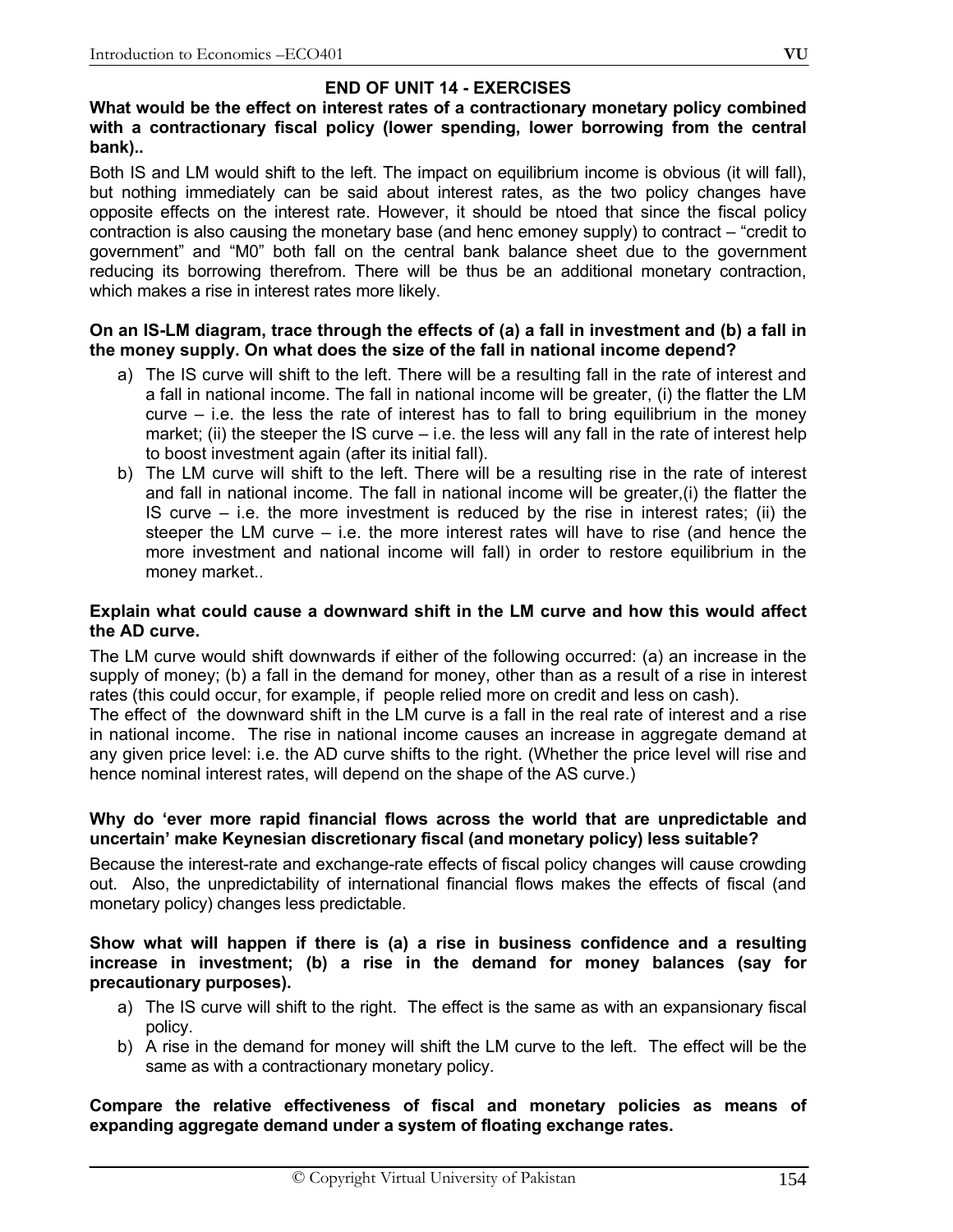## END OF UNIT 14 - EXERCISES

**What would be the effect on interest rates of a contractionary monetary policy combined with a contractionary fiscal policy (lower spending, lower borrowing from the central bank)..**

Both IS and LM would shift to the left. The impact on equilibrium income is obvious (it will fall), but nothing immediately can be said about interest rates, as the two policy changes have opposite effects on the interest rate. However, it should be ntoed that since the fiscal policy contraction is also causing the monetary base (and henc emoney supply) to contract – "credit to government" and "M0" both fall on the central bank balance sheet due to the government reducing its borrowing therefrom. There will be thus be an additional monetary contraction, which makes a rise in interest rates more likely.

**On an IS-LM diagram, trace through the effects of (a) a fall in investment and (b) a fall in the money supply. On what does the size of the fall in national income depend?**

a) The IS curve will shift to the left. There will be a resulting fall in the rate of interest and a fall in national income. The fall in national income will be greater, (i) the flatter the LM curve – i.e. the less the rate of interest has to fall to bring equilibrium in the money market; (ii) the steeper the IS curve – i.e. the less will any fall in the rate of interest help to boost investment again (after its initial fall).

b) The LM curve will shift to the left. There will be a resulting rise in the rate of interest and fall in national income. The fall in national income will be greater,(i) the flatter the IS curve – i.e. the more investment is reduced by the rise in interest rates; (ii) the steeper the LM curve – i.e. the more interest rates will have to rise (and hence the more investment and national income will fall) in order to restore equilibrium in the money market..

**Explain what could cause a downward shift in the LM curve and how this would affect the AD curve.**

The LM curve would shift downwards if either of the following occurred: (a) an increase in the supply of money; (b) a fall in the demand for money, other than as a result of a rise in interest rates (this could occur, for example, if people relied more on credit and less on cash).

The effect of the downward shift in the LM curve is a fall in the real rate of interest and a rise in national income. The rise in national income causes an increase in aggregate demand at any given price level: i.e. the AD curve shifts to the right. (Whether the price level will rise and hence nominal interest rates, will depend on the shape of the AS curve.)

**Why do 'ever more rapid financial flows across the world that are unpredictable and uncertain' make Keynesian discretionary fiscal (and monetary policy) less suitable?**

Because the interest-rate and exchange-rate effects of fiscal policy changes will cause crowding out. Also, the unpredictability of international financial flows makes the effects of fiscal (and monetary policy) changes less predictable.

**Show what will happen if there is (a) a rise in business confidence and a resulting increase in investment; (b) a rise in the demand for money balances (say for precautionary purposes).**

a) The IS curve will shift to the right. The effect is the same as with an expansionary fiscal policy.

b) A rise in the demand for money will shift the LM curve to the left. The effect will be the same as with a contractionary monetary policy.

**Compare the relative effectiveness of fiscal and monetary policies as means of expanding aggregate demand under a system of floating exchange rates.**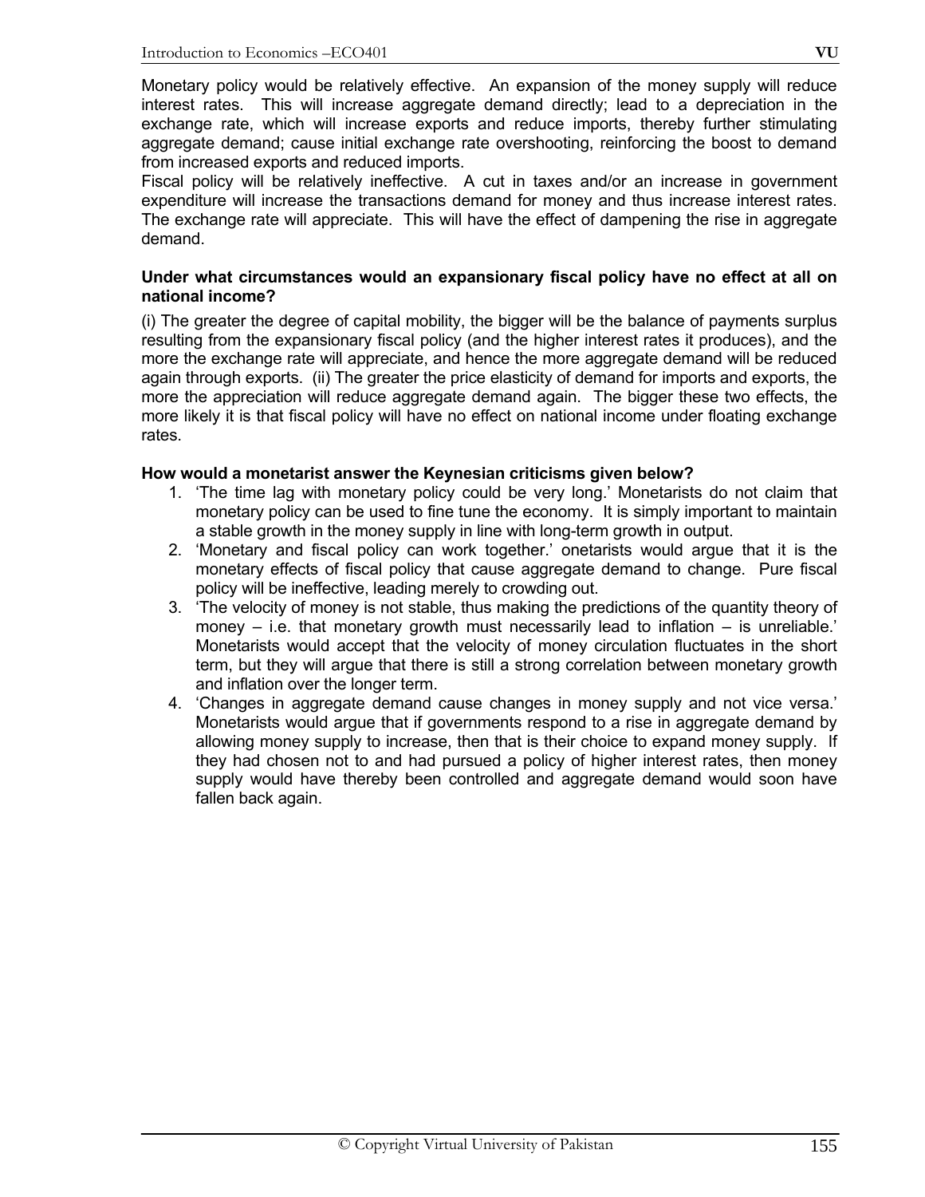Monetary policy would be relatively effective. An expansion of the money supply will reduce interest rates. This will increase aggregate demand directly; lead to a depreciation in the exchange rate, which will increase exports and reduce imports, thereby further stimulating aggregate demand; cause initial exchange rate overshooting, reinforcing the boost to demand from increased exports and reduced imports.

Fiscal policy will be relatively ineffective. A cut in taxes and/or an increase in government expenditure will increase the transactions demand for money and thus increase interest rates. The exchange rate will appreciate. This will have the effect of dampening the rise in aggregate demand.

**Under what circumstances would an expansionary fiscal policy have no effect at all on national income?**

(i) The greater the degree of capital mobility, the bigger will be the balance of payments surplus resulting from the expansionary fiscal policy (and the higher interest rates it produces), and the more the exchange rate will appreciate, and hence the more aggregate demand will be reduced again through exports. (ii) The greater the price elasticity of demand for imports and exports, the more the appreciation will reduce aggregate demand again. The bigger these two effects, the more likely it is that fiscal policy will have no effect on national income under floating exchange rates.

**How would a monetarist answer the Keynesian criticisms given below?**

1. 'The time lag with monetary policy could be very long.' Monetarists do not claim that monetary policy can be used to fine tune the economy. It is simply important to maintain a stable growth in the money supply in line with long-term growth in output.
2. 'Monetary and fiscal policy can work together.' onetarists would argue that it is the monetary effects of fiscal policy that cause aggregate demand to change. Pure fiscal policy will be ineffective, leading merely to crowding out.
3. 'The velocity of money is not stable, thus making the predictions of the quantity theory of money – i.e. that monetary growth must necessarily lead to inflation – is unreliable.' Monetarists would accept that the velocity of money circulation fluctuates in the short term, but they will argue that there is still a strong correlation between monetary growth and inflation over the longer term.
4. 'Changes in aggregate demand cause changes in money supply and not vice versa.' Monetarists would argue that if governments respond to a rise in aggregate demand by allowing money supply to increase, then that is their choice to expand money supply. If they had chosen not to and had pursued a policy of higher interest rates, then money supply would have thereby been controlled and aggregate demand would soon have fallen back again.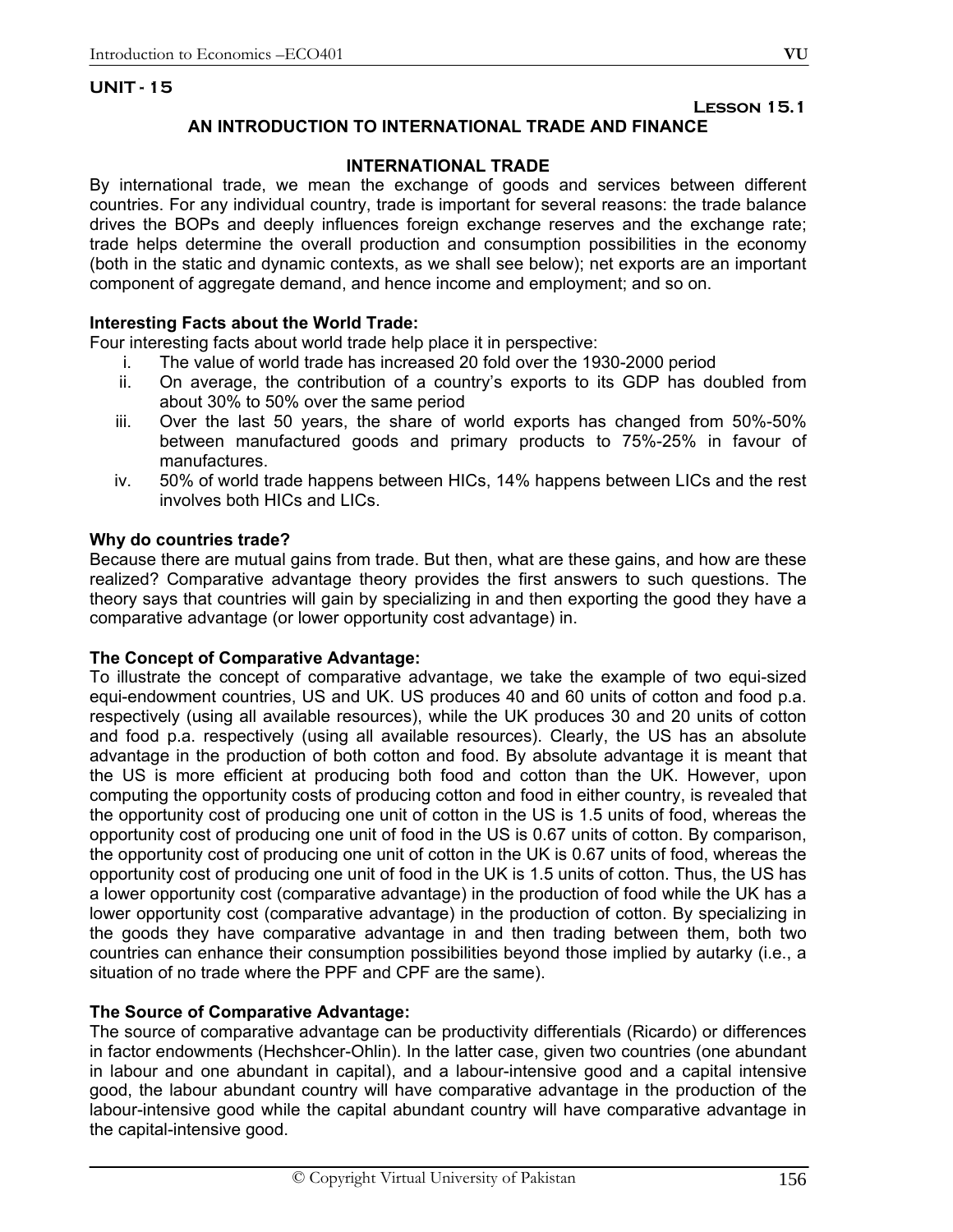## UNIT - 15

**Lesson 15.1**

### AN INTRODUCTION TO INTERNATIONAL TRADE AND FINANCE

#### INTERNATIONAL TRADE

By international trade, we mean the exchange of goods and services between different countries. For any individual country, trade is important for several reasons: the trade balance drives the BOPs and deeply influences foreign exchange reserves and the exchange rate; trade helps determine the overall production and consumption possibilities in the economy (both in the static and dynamic contexts, as we shall see below); net exports are an important component of aggregate demand, and hence income and employment; and so on.

**Interesting Facts about the World Trade:**

Four interesting facts about world trade help place it in perspective:

i. The value of world trade has increased 20 fold over the 1930-2000 period
ii. On average, the contribution of a country's exports to its GDP has doubled from about 30% to 50% over the same period
iii. Over the last 50 years, the share of world exports has changed from 50%-50% between manufactured goods and primary products to 75%-25% in favour of manufactures.
iv. 50% of world trade happens between HICs, 14% happens between LICs and the rest involves both HICs and LICs.

**Why do countries trade?**

Because there are mutual gains from trade. But then, what are these gains, and how are these realized? Comparative advantage theory provides the first answers to such questions. The theory says that countries will gain by specializing in and then exporting the good they have a comparative advantage (or lower opportunity cost advantage) in.

**The Concept of Comparative Advantage:**

To illustrate the concept of comparative advantage, we take the example of two equi-sized equi-endowment countries, US and UK. US produces 40 and 60 units of cotton and food p.a. respectively (using all available resources), while the UK produces 30 and 20 units of cotton and food p.a. respectively (using all available resources). Clearly, the US has an absolute advantage in the production of both cotton and food. By absolute advantage it is meant that the US is more efficient at producing both food and cotton than the UK. However, upon computing the opportunity costs of producing cotton and food in either country, is revealed that the opportunity cost of producing one unit of cotton in the US is 1.5 units of food, whereas the opportunity cost of producing one unit of food in the US is 0.67 units of cotton. By comparison, the opportunity cost of producing one unit of cotton in the UK is 0.67 units of food, whereas the opportunity cost of producing one unit of food in the UK is 1.5 units of cotton. Thus, the US has a lower opportunity cost (comparative advantage) in the production of food while the UK has a lower opportunity cost (comparative advantage) in the production of cotton. By specializing in the goods they have comparative advantage in and then trading between them, both two countries can enhance their consumption possibilities beyond those implied by autarky (i.e., a situation of no trade where the PPF and CPF are the same).

**The Source of Comparative Advantage:**

The source of comparative advantage can be productivity differentials (Ricardo) or differences in factor endowments (Hechshcer-Ohlin). In the latter case, given two countries (one abundant in labour and one abundant in capital), and a labour-intensive good and a capital intensive good, the labour abundant country will have comparative advantage in the production of the labour-intensive good while the capital abundant country will have comparative advantage in the capital-intensive good.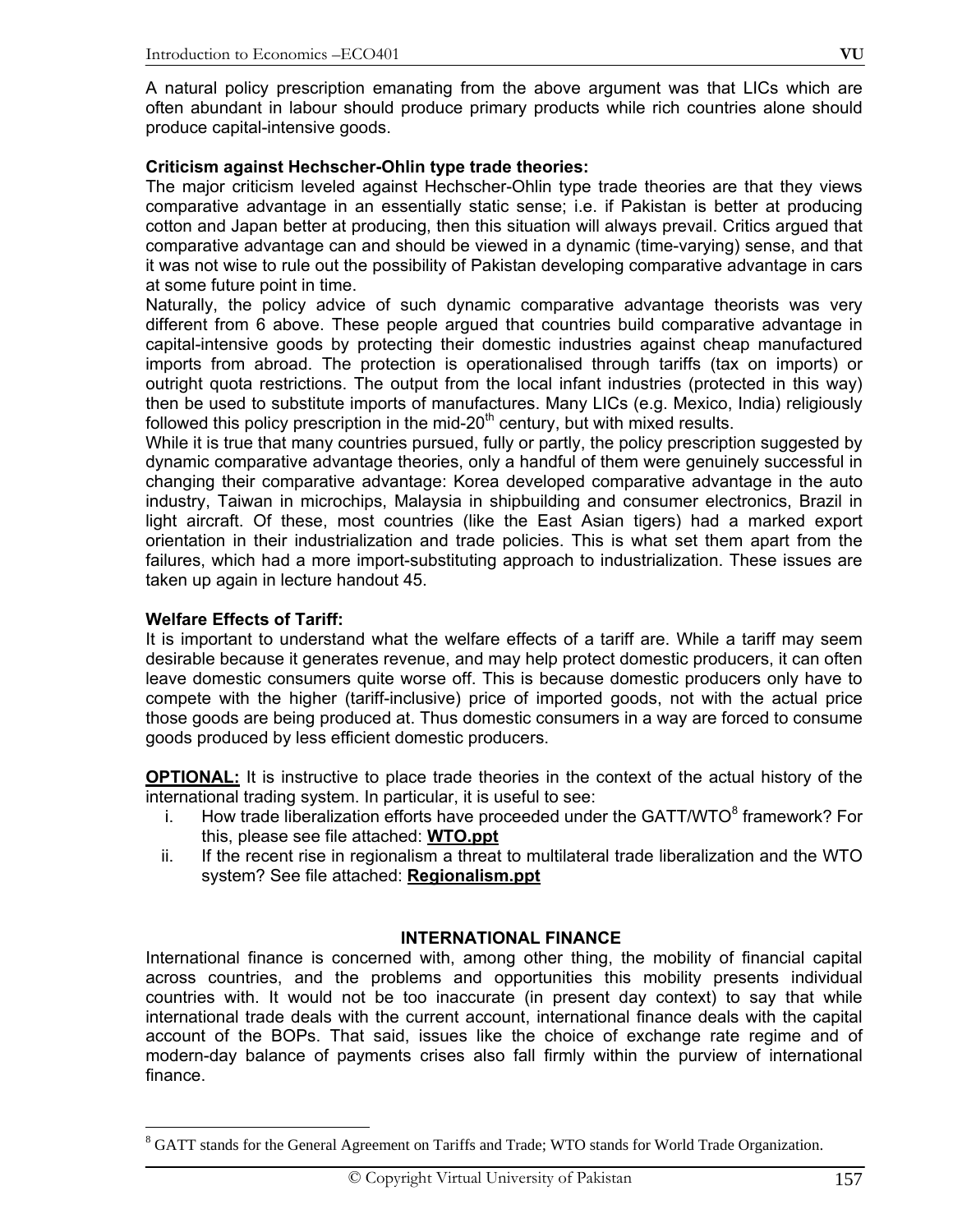A natural policy prescription emanating from the above argument was that LICs which are often abundant in labour should produce primary products while rich countries alone should produce capital-intensive goods.

**Criticism against Hechscher-Ohlin type trade theories:**
The major criticism leveled against Hechscher-Ohlin type trade theories are that they views comparative advantage in an essentially static sense; i.e. if Pakistan is better at producing cotton and Japan better at producing, then this situation will always prevail. Critics argued that comparative advantage can and should be viewed in a dynamic (time-varying) sense, and that it was not wise to rule out the possibility of Pakistan developing comparative advantage in cars at some future point in time.
Naturally, the policy advice of such dynamic comparative advantage theorists was very different from 6 above. These people argued that countries build comparative advantage in capital-intensive goods by protecting their domestic industries against cheap manufactured imports from abroad. The protection is operationalised through tariffs (tax on imports) or outright quota restrictions. The output from the local infant industries (protected in this way) then be used to substitute imports of manufactures. Many LICs (e.g. Mexico, India) religiously followed this policy prescription in the mid-20th century, but with mixed results.
While it is true that many countries pursued, fully or partly, the policy prescription suggested by dynamic comparative advantage theories, only a handful of them were genuinely successful in changing their comparative advantage: Korea developed comparative advantage in the auto industry, Taiwan in microchips, Malaysia in shipbuilding and consumer electronics, Brazil in light aircraft. Of these, most countries (like the East Asian tigers) had a marked export orientation in their industrialization and trade policies. This is what set them apart from the failures, which had a more import-substituting approach to industrialization. These issues are taken up again in lecture handout 45.

**Welfare Effects of Tariff:**
It is important to understand what the welfare effects of a tariff are. While a tariff may seem desirable because it generates revenue, and may help protect domestic producers, it can often leave domestic consumers quite worse off. This is because domestic producers only have to compete with the higher (tariff-inclusive) price of imported goods, not with the actual price those goods are being produced at. Thus domestic consumers in a way are forced to consume goods produced by less efficient domestic producers.

**OPTIONAL:** It is instructive to place trade theories in the context of the actual history of the international trading system. In particular, it is useful to see:

i. How trade liberalization efforts have proceeded under the GATT/WTO[8] framework? For this, please see file attached: **WTO.ppt**
ii. If the recent rise in regionalism a threat to multilateral trade liberalization and the WTO system? See file attached: **Regionalism.ppt**

## INTERNATIONAL FINANCE

International finance is concerned with, among other thing, the mobility of financial capital across countries, and the problems and opportunities this mobility presents individual countries with. It would not be too inaccurate (in present day context) to say that while international trade deals with the current account, international finance deals with the capital account of the BOPs. That said, issues like the choice of exchange rate regime and of modern-day balance of payments crises also fall firmly within the purview of international finance.

---

[8] GATT stands for the General Agreement on Tariffs and Trade; WTO stands for World Trade Organization.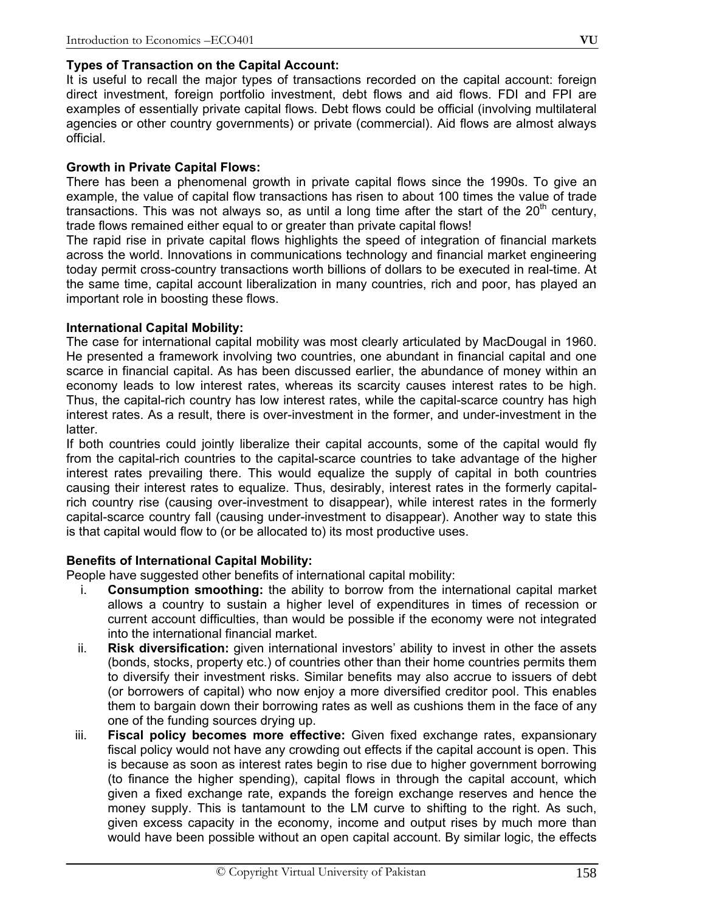**Types of Transaction on the Capital Account:**

It is useful to recall the major types of transactions recorded on the capital account: foreign direct investment, foreign portfolio investment, debt flows and aid flows. FDI and FPI are examples of essentially private capital flows. Debt flows could be official (involving multilateral agencies or other country governments) or private (commercial). Aid flows are almost always official.

**Growth in Private Capital Flows:**

There has been a phenomenal growth in private capital flows since the 1990s. To give an example, the value of capital flow transactions has risen to about 100 times the value of trade transactions. This was not always so, as until a long time after the start of the 20th century, trade flows remained either equal to or greater than private capital flows!

The rapid rise in private capital flows highlights the speed of integration of financial markets across the world. Innovations in communications technology and financial market engineering today permit cross-country transactions worth billions of dollars to be executed in real-time. At the same time, capital account liberalization in many countries, rich and poor, has played an important role in boosting these flows.

**International Capital Mobility:**

The case for international capital mobility was most clearly articulated by MacDougal in 1960. He presented a framework involving two countries, one abundant in financial capital and one scarce in financial capital. As has been discussed earlier, the abundance of money within an economy leads to low interest rates, whereas its scarcity causes interest rates to be high. Thus, the capital-rich country has low interest rates, while the capital-scarce country has high interest rates. As a result, there is over-investment in the former, and under-investment in the latter.

If both countries could jointly liberalize their capital accounts, some of the capital would fly from the capital-rich countries to the capital-scarce countries to take advantage of the higher interest rates prevailing there. This would equalize the supply of capital in both countries causing their interest rates to equalize. Thus, desirably, interest rates in the formerly capital-rich country rise (causing over-investment to disappear), while interest rates in the formerly capital-scarce country fall (causing under-investment to disappear). Another way to state this is that capital would flow to (or be allocated to) its most productive uses.

**Benefits of International Capital Mobility:**

People have suggested other benefits of international capital mobility:

i. **Consumption smoothing:** the ability to borrow from the international capital market allows a country to sustain a higher level of expenditures in times of recession or current account difficulties, than would be possible if the economy were not integrated into the international financial market.

ii. **Risk diversification:** given international investors' ability to invest in other the assets (bonds, stocks, property etc.) of countries other than their home countries permits them to diversify their investment risks. Similar benefits may also accrue to issuers of debt (or borrowers of capital) who now enjoy a more diversified creditor pool. This enables them to bargain down their borrowing rates as well as cushions them in the face of any one of the funding sources drying up.

iii. **Fiscal policy becomes more effective:** Given fixed exchange rates, expansionary fiscal policy would not have any crowding out effects if the capital account is open. This is because as soon as interest rates begin to rise due to higher government borrowing (to finance the higher spending), capital flows in through the capital account, which given a fixed exchange rate, expands the foreign exchange reserves and hence the money supply. This is tantamount to the LM curve to shifting to the right. As such, given excess capacity in the economy, income and output rises by much more than would have been possible without an open capital account. By similar logic, the effects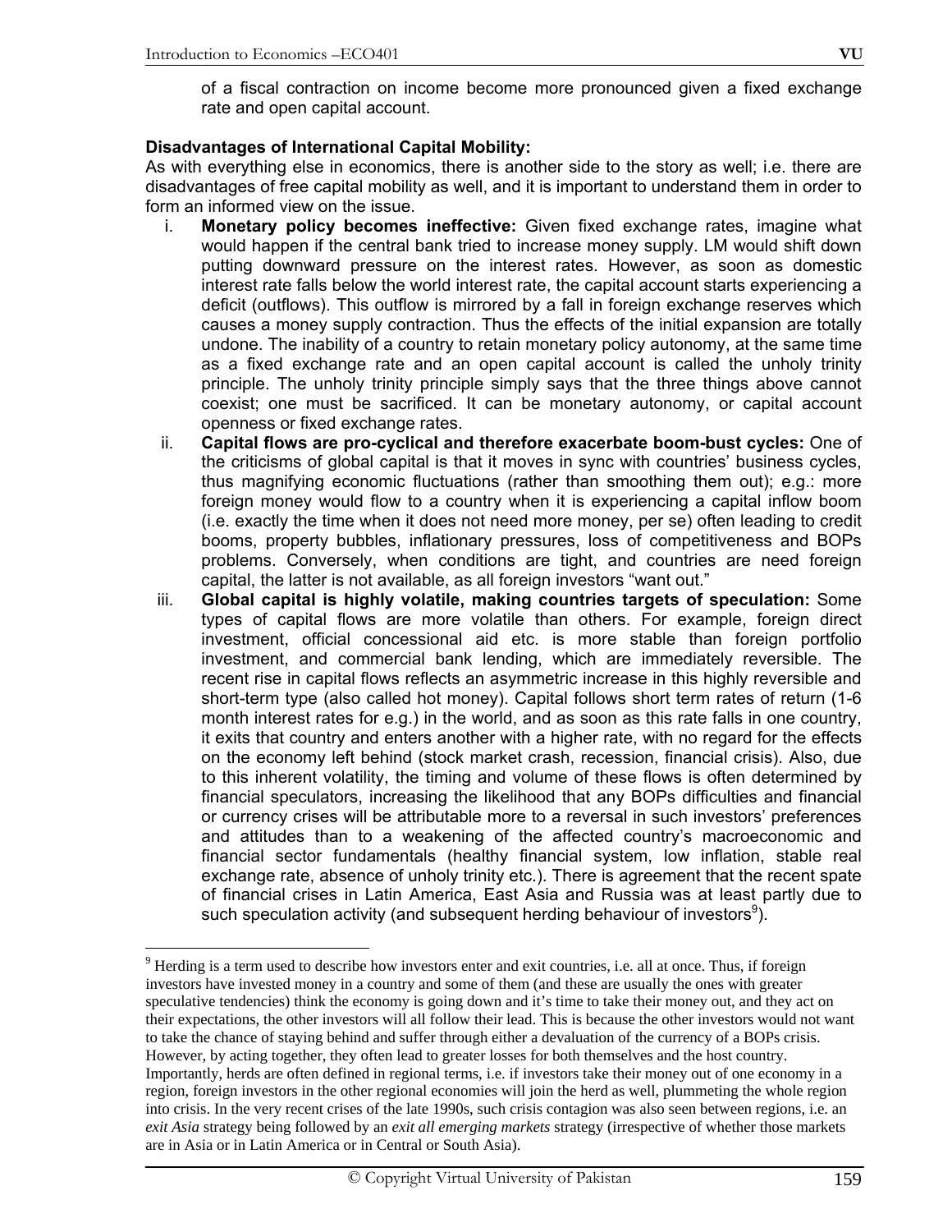of a fiscal contraction on income become more pronounced given a fixed exchange rate and open capital account.

**Disadvantages of International Capital Mobility:**

As with everything else in economics, there is another side to the story as well; i.e. there are disadvantages of free capital mobility as well, and it is important to understand them in order to form an informed view on the issue.

i. **Monetary policy becomes ineffective:** Given fixed exchange rates, imagine what would happen if the central bank tried to increase money supply. LM would shift down putting downward pressure on the interest rates. However, as soon as domestic interest rate falls below the world interest rate, the capital account starts experiencing a deficit (outflows). This outflow is mirrored by a fall in foreign exchange reserves which causes a money supply contraction. Thus the effects of the initial expansion are totally undone. The inability of a country to retain monetary policy autonomy, at the same time as a fixed exchange rate and an open capital account is called the unholy trinity principle. The unholy trinity principle simply says that the three things above cannot coexist; one must be sacrificed. It can be monetary autonomy, or capital account openness or fixed exchange rates.

ii. **Capital flows are pro-cyclical and therefore exacerbate boom-bust cycles:** One of the criticisms of global capital is that it moves in sync with countries' business cycles, thus magnifying economic fluctuations (rather than smoothing them out); e.g.: more foreign money would flow to a country when it is experiencing a capital inflow boom (i.e. exactly the time when it does not need more money, per se) often leading to credit booms, property bubbles, inflationary pressures, loss of competitiveness and BOPs problems. Conversely, when conditions are tight, and countries are need foreign capital, the latter is not available, as all foreign investors "want out."

iii. **Global capital is highly volatile, making countries targets of speculation:** Some types of capital flows are more volatile than others. For example, foreign direct investment, official concessional aid etc. is more stable than foreign portfolio investment, and commercial bank lending, which are immediately reversible. The recent rise in capital flows reflects an asymmetric increase in this highly reversible and short-term type (also called hot money). Capital follows short term rates of return (1-6 month interest rates for e.g.) in the world, and as soon as this rate falls in one country, it exits that country and enters another with a higher rate, with no regard for the effects on the economy left behind (stock market crash, recession, financial crisis). Also, due to this inherent volatility, the timing and volume of these flows is often determined by financial speculators, increasing the likelihood that any BOPs difficulties and financial or currency crises will be attributable more to a reversal in such investors' preferences and attitudes than to a weakening of the affected country's macroeconomic and financial sector fundamentals (healthy financial system, low inflation, stable real exchange rate, absence of unholy trinity etc.). There is agreement that the recent spate of financial crises in Latin America, East Asia and Russia was at least partly due to such speculation activity (and subsequent herding behaviour of investors[9]).

---

[9] Herding is a term used to describe how investors enter and exit countries, i.e. all at once. Thus, if foreign investors have invested money in a country and some of them (and these are usually the ones with greater speculative tendencies) think the economy is going down and it's time to take their money out, and they act on their expectations, the other investors will all follow their lead. This is because the other investors would not want to take the chance of staying behind and suffer through either a devaluation of the currency of a BOPs crisis. However, by acting together, they often lead to greater losses for both themselves and the host country. Importantly, herds are often defined in regional terms, i.e. if investors take their money out of one economy in a region, foreign investors in the other regional economies will join the herd as well, plummeting the whole region into crisis. In the very recent crises of the late 1990s, such crisis contagion was also seen between regions, i.e. an *exit Asia* strategy being followed by an *exit all emerging markets* strategy (irrespective of whether those markets are in Asia or in Latin America or in Central or South Asia).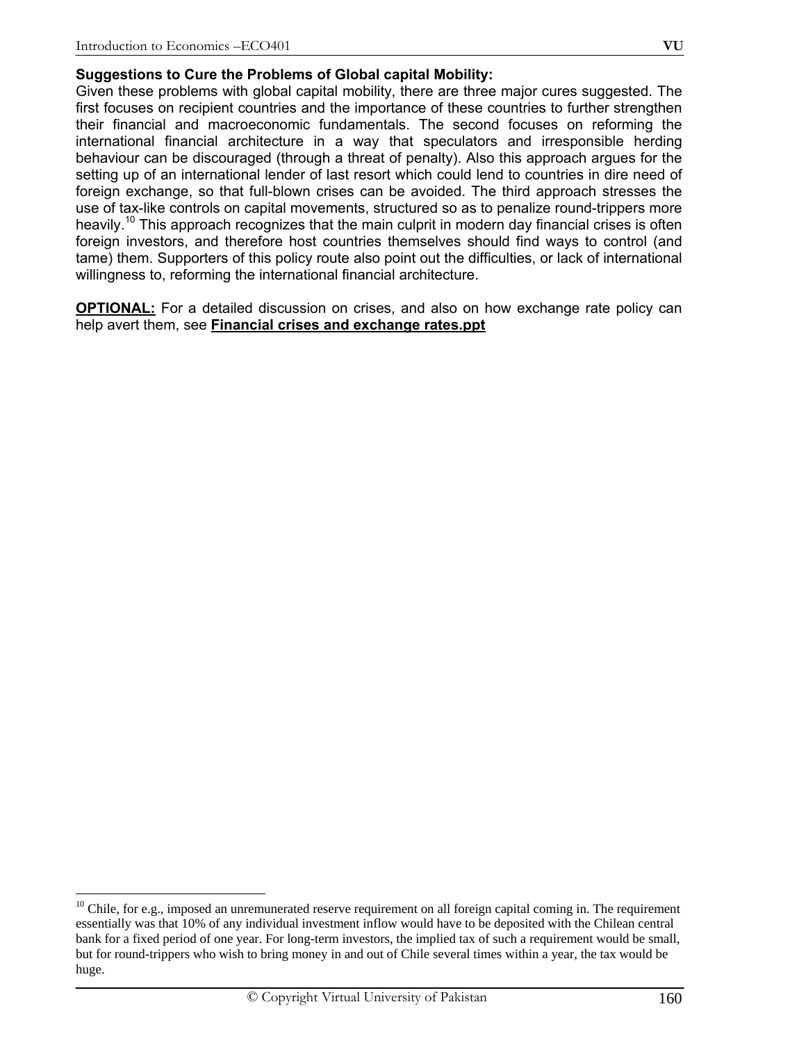**Suggestions to Cure the Problems of Global capital Mobility:**

Given these problems with global capital mobility, there are three major cures suggested. The first focuses on recipient countries and the importance of these countries to further strengthen their financial and macroeconomic fundamentals. The second focuses on reforming the international financial architecture in a way that speculators and irresponsible herding behaviour can be discouraged (through a threat of penalty). Also this approach argues for the setting up of an international lender of last resort which could lend to countries in dire need of foreign exchange, so that full-blown crises can be avoided. The third approach stresses the use of tax-like controls on capital movements, structured so as to penalize round-trippers more heavily.[10] This approach recognizes that the main culprit in modern day financial crises is often foreign investors, and therefore host countries themselves should find ways to control (and tame) them. Supporters of this policy route also point out the difficulties, or lack of international willingness to, reforming the international financial architecture.

**OPTIONAL:** For a detailed discussion on crises, and also on how exchange rate policy can help avert them, see **Financial crises and exchange rates.ppt**

---

[10] Chile, for e.g., imposed an unremunerated reserve requirement on all foreign capital coming in. The requirement essentially was that 10% of any individual investment inflow would have to be deposited with the Chilean central bank for a fixed period of one year. For long-term investors, the implied tax of such a requirement would be small, but for round-trippers who wish to bring money in and out of Chile several times within a year, the tax would be huge.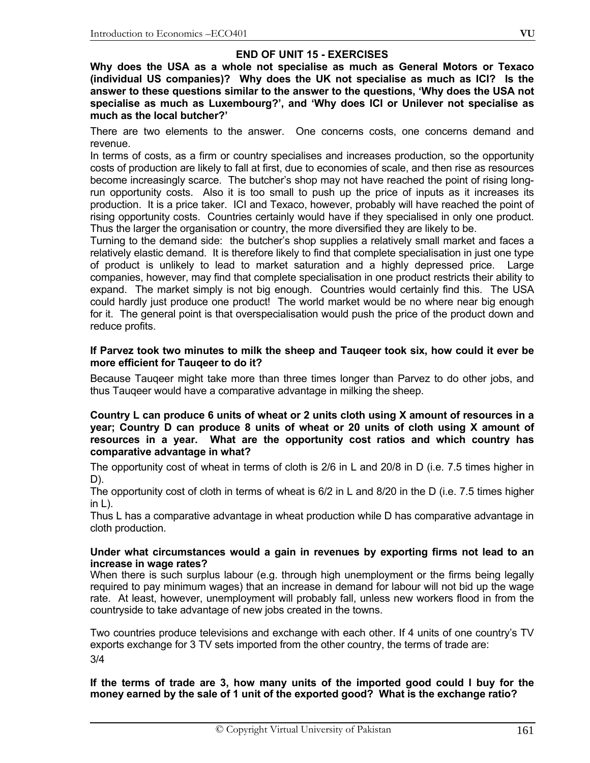## END OF UNIT 15 - EXERCISES

**Why does the USA as a whole not specialise as much as General Motors or Texaco (individual US companies)? Why does the UK not specialise as much as ICI? Is the answer to these questions similar to the answer to the questions, 'Why does the USA not specialise as much as Luxembourg?', and 'Why does ICI or Unilever not specialise as much as the local butcher?'**

There are two elements to the answer. One concerns costs, one concerns demand and revenue.

In terms of costs, as a firm or country specialises and increases production, so the opportunity costs of production are likely to fall at first, due to economies of scale, and then rise as resources become increasingly scarce. The butcher's shop may not have reached the point of rising long-run opportunity costs. Also it is too small to push up the price of inputs as it increases its production. It is a price taker. ICI and Texaco, however, probably will have reached the point of rising opportunity costs. Countries certainly would have if they specialised in only one product. Thus the larger the organisation or country, the more diversified they are likely to be.

Turning to the demand side: the butcher's shop supplies a relatively small market and faces a relatively elastic demand. It is therefore likely to find that complete specialisation in just one type of product is unlikely to lead to market saturation and a highly depressed price. Large companies, however, may find that complete specialisation in one product restricts their ability to expand. The market simply is not big enough. Countries would certainly find this. The USA could hardly just produce one product! The world market would be no where near big enough for it. The general point is that overspecialisation would push the price of the product down and reduce profits.

**If Parvez took two minutes to milk the sheep and Tauqeer took six, how could it ever be more efficient for Tauqeer to do it?**

Because Tauqeer might take more than three times longer than Parvez to do other jobs, and thus Tauqeer would have a comparative advantage in milking the sheep.

**Country L can produce 6 units of wheat or 2 units cloth using X amount of resources in a year; Country D can produce 8 units of wheat or 20 units of cloth using X amount of resources in a year. What are the opportunity cost ratios and which country has comparative advantage in what?**

The opportunity cost of wheat in terms of cloth is 2/6 in L and 20/8 in D (i.e. 7.5 times higher in D).

The opportunity cost of cloth in terms of wheat is 6/2 in L and 8/20 in the D (i.e. 7.5 times higher in L).

Thus L has a comparative advantage in wheat production while D has comparative advantage in cloth production.

**Under what circumstances would a gain in revenues by exporting firms not lead to an increase in wage rates?**

When there is such surplus labour (e.g. through high unemployment or the firms being legally required to pay minimum wages) that an increase in demand for labour will not bid up the wage rate. At least, however, unemployment will probably fall, unless new workers flood in from the countryside to take advantage of new jobs created in the towns.

Two countries produce televisions and exchange with each other. If 4 units of one country's TV exports exchange for 3 TV sets imported from the other country, the terms of trade are:

3/4

**If the terms of trade are 3, how many units of the imported good could I buy for the money earned by the sale of 1 unit of the exported good? What is the exchange ratio?**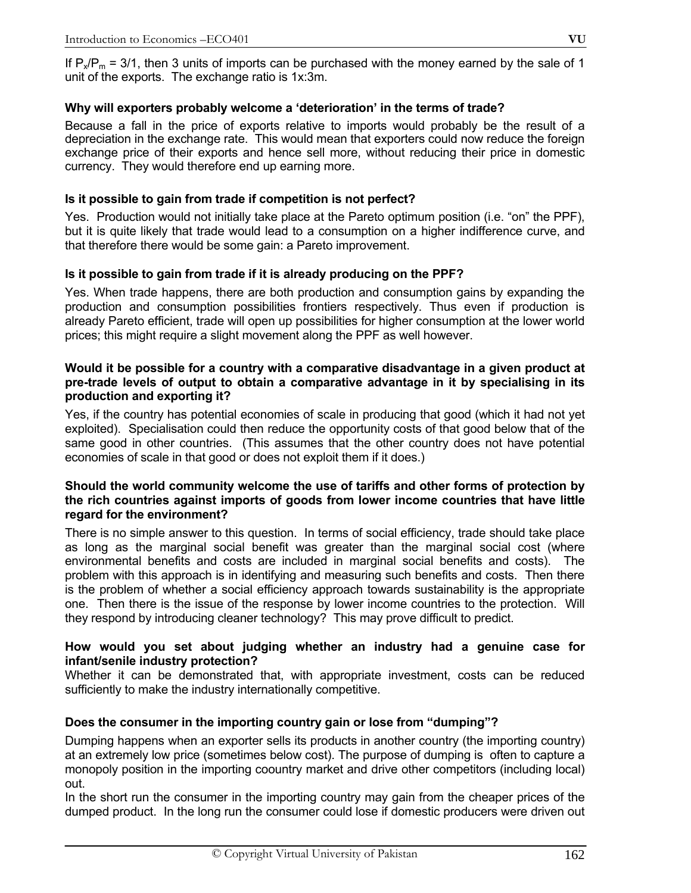If $P_x/P_m = 3/1$, then 3 units of imports can be purchased with the money earned by the sale of 1 unit of the exports. The exchange ratio is 1x:3m.

**Why will exporters probably welcome a 'deterioration' in the terms of trade?**

Because a fall in the price of exports relative to imports would probably be the result of a depreciation in the exchange rate. This would mean that exporters could now reduce the foreign exchange price of their exports and hence sell more, without reducing their price in domestic currency. They would therefore end up earning more.

**Is it possible to gain from trade if competition is not perfect?**

Yes. Production would not initially take place at the Pareto optimum position (i.e. "on" the PPF), but it is quite likely that trade would lead to a consumption on a higher indifference curve, and that therefore there would be some gain: a Pareto improvement.

**Is it possible to gain from trade if it is already producing on the PPF?**

Yes. When trade happens, there are both production and consumption gains by expanding the production and consumption possibilities frontiers respectively. Thus even if production is already Pareto efficient, trade will open up possibilities for higher consumption at the lower world prices; this might require a slight movement along the PPF as well however.

**Would it be possible for a country with a comparative disadvantage in a given product at pre-trade levels of output to obtain a comparative advantage in it by specialising in its production and exporting it?**

Yes, if the country has potential economies of scale in producing that good (which it had not yet exploited). Specialisation could then reduce the opportunity costs of that good below that of the same good in other countries. (This assumes that the other country does not have potential economies of scale in that good or does not exploit them if it does.)

**Should the world community welcome the use of tariffs and other forms of protection by the rich countries against imports of goods from lower income countries that have little regard for the environment?**

There is no simple answer to this question. In terms of social efficiency, trade should take place as long as the marginal social benefit was greater than the marginal social cost (where environmental benefits and costs are included in marginal social benefits and costs). The problem with this approach is in identifying and measuring such benefits and costs. Then there is the problem of whether a social efficiency approach towards sustainability is the appropriate one. Then there is the issue of the response by lower income countries to the protection. Will they respond by introducing cleaner technology? This may prove difficult to predict.

**How would you set about judging whether an industry had a genuine case for infant/senile industry protection?**

Whether it can be demonstrated that, with appropriate investment, costs can be reduced sufficiently to make the industry internationally competitive.

**Does the consumer in the importing country gain or lose from "dumping"?**

Dumping happens when an exporter sells its products in another country (the importing country) at an extremely low price (sometimes below cost). The purpose of dumping is often to capture a monopoly position in the importing coountry market and drive other competitors (including local) out.

In the short run the consumer in the importing country may gain from the cheaper prices of the dumped product. In the long run the consumer could lose if domestic producers were driven out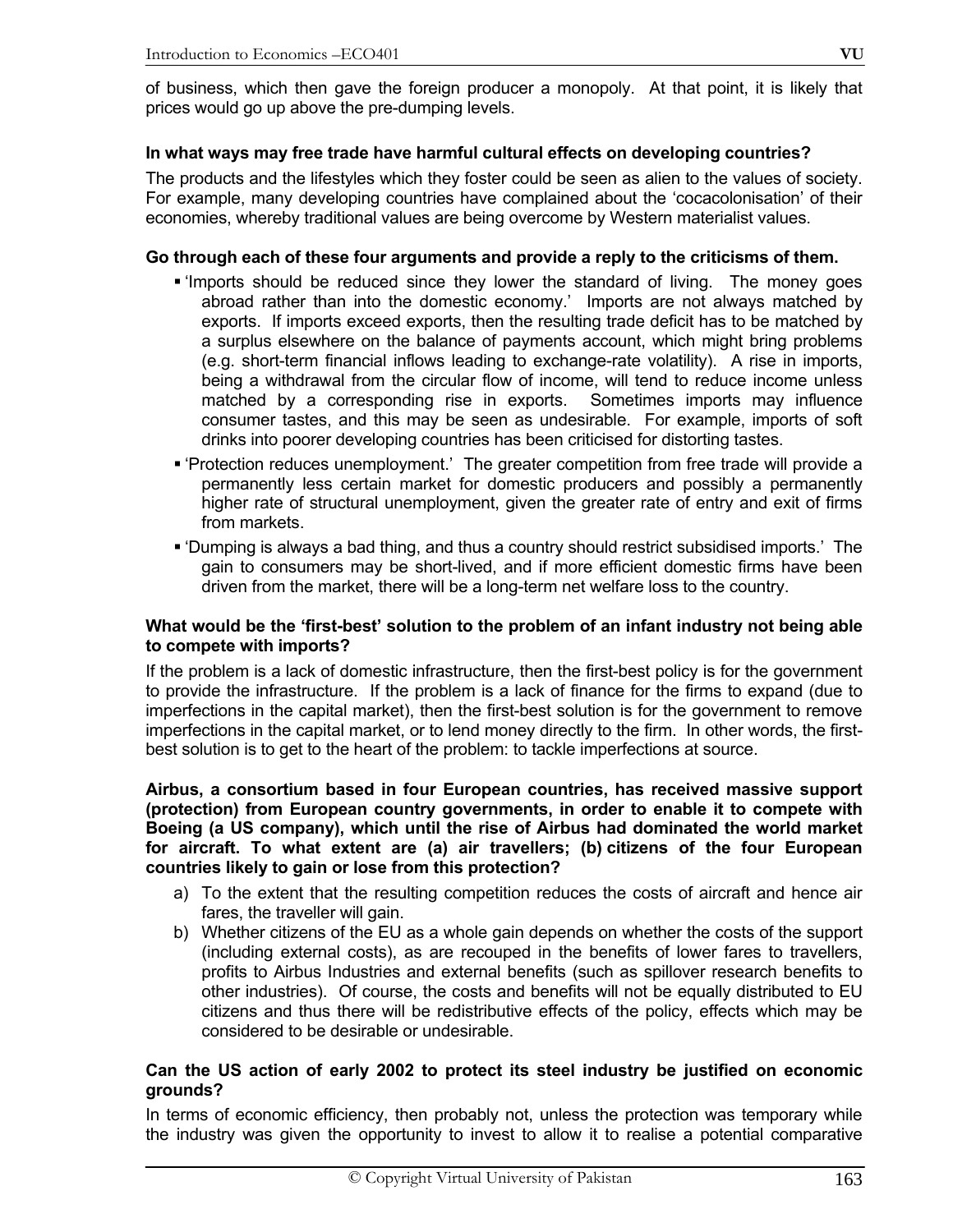of business, which then gave the foreign producer a monopoly. At that point, it is likely that prices would go up above the pre-dumping levels.

**In what ways may free trade have harmful cultural effects on developing countries?**

The products and the lifestyles which they foster could be seen as alien to the values of society. For example, many developing countries have complained about the 'cocacolonisation' of their economies, whereby traditional values are being overcome by Western materialist values.

**Go through each of these four arguments and provide a reply to the criticisms of them.**

- 'Imports should be reduced since they lower the standard of living. The money goes abroad rather than into the domestic economy.' Imports are not always matched by exports. If imports exceed exports, then the resulting trade deficit has to be matched by a surplus elsewhere on the balance of payments account, which might bring problems (e.g. short-term financial inflows leading to exchange-rate volatility). A rise in imports, being a withdrawal from the circular flow of income, will tend to reduce income unless matched by a corresponding rise in exports. Sometimes imports may influence consumer tastes, and this may be seen as undesirable. For example, imports of soft drinks into poorer developing countries has been criticised for distorting tastes.
- 'Protection reduces unemployment.' The greater competition from free trade will provide a permanently less certain market for domestic producers and possibly a permanently higher rate of structural unemployment, given the greater rate of entry and exit of firms from markets.
- 'Dumping is always a bad thing, and thus a country should restrict subsidised imports.' The gain to consumers may be short-lived, and if more efficient domestic firms have been driven from the market, there will be a long-term net welfare loss to the country.

**What would be the 'first-best' solution to the problem of an infant industry not being able to compete with imports?**

If the problem is a lack of domestic infrastructure, then the first-best policy is for the government to provide the infrastructure. If the problem is a lack of finance for the firms to expand (due to imperfections in the capital market), then the first-best solution is for the government to remove imperfections in the capital market, or to lend money directly to the firm. In other words, the first-best solution is to get to the heart of the problem: to tackle imperfections at source.

**Airbus, a consortium based in four European countries, has received massive support (protection) from European country governments, in order to enable it to compete with Boeing (a US company), which until the rise of Airbus had dominated the world market for aircraft. To what extent are (a) air travellers; (b) citizens of the four European countries likely to gain or lose from this protection?**

a) To the extent that the resulting competition reduces the costs of aircraft and hence air fares, the traveller will gain.

b) Whether citizens of the EU as a whole gain depends on whether the costs of the support (including external costs), as are recouped in the benefits of lower fares to travellers, profits to Airbus Industries and external benefits (such as spillover research benefits to other industries). Of course, the costs and benefits will not be equally distributed to EU citizens and thus there will be redistributive effects of the policy, effects which may be considered to be desirable or undesirable.

**Can the US action of early 2002 to protect its steel industry be justified on economic grounds?**

In terms of economic efficiency, then probably not, unless the protection was temporary while the industry was given the opportunity to invest to allow it to realise a potential comparative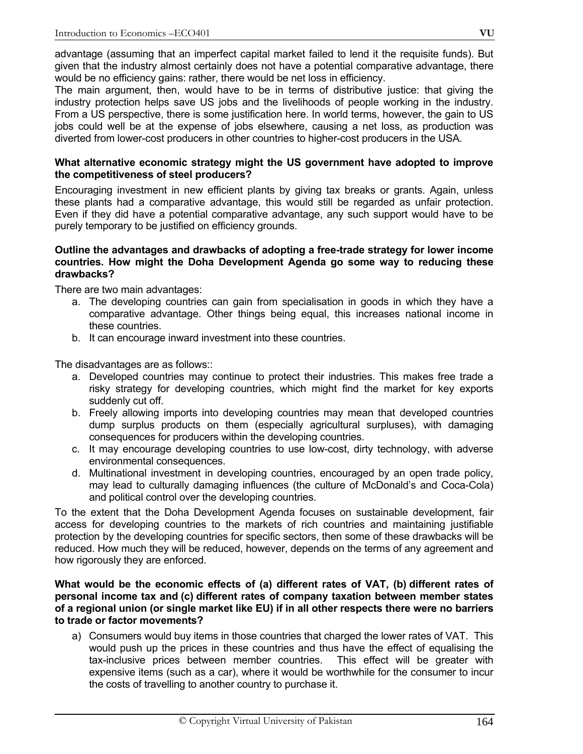advantage (assuming that an imperfect capital market failed to lend it the requisite funds). But given that the industry almost certainly does not have a potential comparative advantage, there would be no efficiency gains: rather, there would be net loss in efficiency.

The main argument, then, would have to be in terms of distributive justice: that giving the industry protection helps save US jobs and the livelihoods of people working in the industry. From a US perspective, there is some justification here. In world terms, however, the gain to US jobs could well be at the expense of jobs elsewhere, causing a net loss, as production was diverted from lower-cost producers in other countries to higher-cost producers in the USA.

**What alternative economic strategy might the US government have adopted to improve the competitiveness of steel producers?**

Encouraging investment in new efficient plants by giving tax breaks or grants. Again, unless these plants had a comparative advantage, this would still be regarded as unfair protection. Even if they did have a potential comparative advantage, any such support would have to be purely temporary to be justified on efficiency grounds.

**Outline the advantages and drawbacks of adopting a free-trade strategy for lower income countries. How might the Doha Development Agenda go some way to reducing these drawbacks?**

There are two main advantages:

a. The developing countries can gain from specialisation in goods in which they have a comparative advantage. Other things being equal, this increases national income in these countries.
b. It can encourage inward investment into these countries.

The disadvantages are as follows::

a. Developed countries may continue to protect their industries. This makes free trade a risky strategy for developing countries, which might find the market for key exports suddenly cut off.
b. Freely allowing imports into developing countries may mean that developed countries dump surplus products on them (especially agricultural surpluses), with damaging consequences for producers within the developing countries.
c. It may encourage developing countries to use low-cost, dirty technology, with adverse environmental consequences.
d. Multinational investment in developing countries, encouraged by an open trade policy, may lead to culturally damaging influences (the culture of McDonald's and Coca-Cola) and political control over the developing countries.

To the extent that the Doha Development Agenda focuses on sustainable development, fair access for developing countries to the markets of rich countries and maintaining justifiable protection by the developing countries for specific sectors, then some of these drawbacks will be reduced. How much they will be reduced, however, depends on the terms of any agreement and how rigorously they are enforced.

**What would be the economic effects of (a) different rates of VAT, (b) different rates of personal income tax and (c) different rates of company taxation between member states of a regional union (or single market like EU) if in all other respects there were no barriers to trade or factor movements?**

a) Consumers would buy items in those countries that charged the lower rates of VAT. This would push up the prices in these countries and thus have the effect of equalising the tax-inclusive prices between member countries. This effect will be greater with expensive items (such as a car), where it would be worthwhile for the consumer to incur the costs of travelling to another country to purchase it.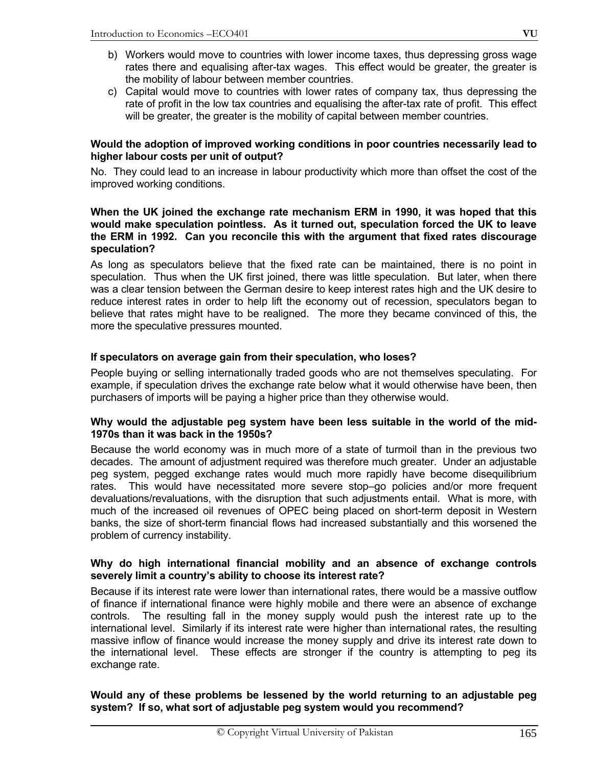b) Workers would move to countries with lower income taxes, thus depressing gross wage rates there and equalising after-tax wages. This effect would be greater, the greater is the mobility of labour between member countries.

c) Capital would move to countries with lower rates of company tax, thus depressing the rate of profit in the low tax countries and equalising the after-tax rate of profit. This effect will be greater, the greater is the mobility of capital between member countries.

**Would the adoption of improved working conditions in poor countries necessarily lead to higher labour costs per unit of output?**

No. They could lead to an increase in labour productivity which more than offset the cost of the improved working conditions.

**When the UK joined the exchange rate mechanism ERM in 1990, it was hoped that this would make speculation pointless. As it turned out, speculation forced the UK to leave the ERM in 1992. Can you reconcile this with the argument that fixed rates discourage speculation?**

As long as speculators believe that the fixed rate can be maintained, there is no point in speculation. Thus when the UK first joined, there was little speculation. But later, when there was a clear tension between the German desire to keep interest rates high and the UK desire to reduce interest rates in order to help lift the economy out of recession, speculators began to believe that rates might have to be realigned. The more they became convinced of this, the more the speculative pressures mounted.

**If speculators on average gain from their speculation, who loses?**

People buying or selling internationally traded goods who are not themselves speculating. For example, if speculation drives the exchange rate below what it would otherwise have been, then purchasers of imports will be paying a higher price than they otherwise would.

**Why would the adjustable peg system have been less suitable in the world of the mid-1970s than it was back in the 1950s?**

Because the world economy was in much more of a state of turmoil than in the previous two decades. The amount of adjustment required was therefore much greater. Under an adjustable peg system, pegged exchange rates would much more rapidly have become disequilibrium rates. This would have necessitated more severe stop–go policies and/or more frequent devaluations/revaluations, with the disruption that such adjustments entail. What is more, with much of the increased oil revenues of OPEC being placed on short-term deposit in Western banks, the size of short-term financial flows had increased substantially and this worsened the problem of currency instability.

**Why do high international financial mobility and an absence of exchange controls severely limit a country's ability to choose its interest rate?**

Because if its interest rate were lower than international rates, there would be a massive outflow of finance if international finance were highly mobile and there were an absence of exchange controls. The resulting fall in the money supply would push the interest rate up to the international level. Similarly if its interest rate were higher than international rates, the resulting massive inflow of finance would increase the money supply and drive its interest rate down to the international level. These effects are stronger if the country is attempting to peg its exchange rate.

**Would any of these problems be lessened by the world returning to an adjustable peg system? If so, what sort of adjustable peg system would you recommend?**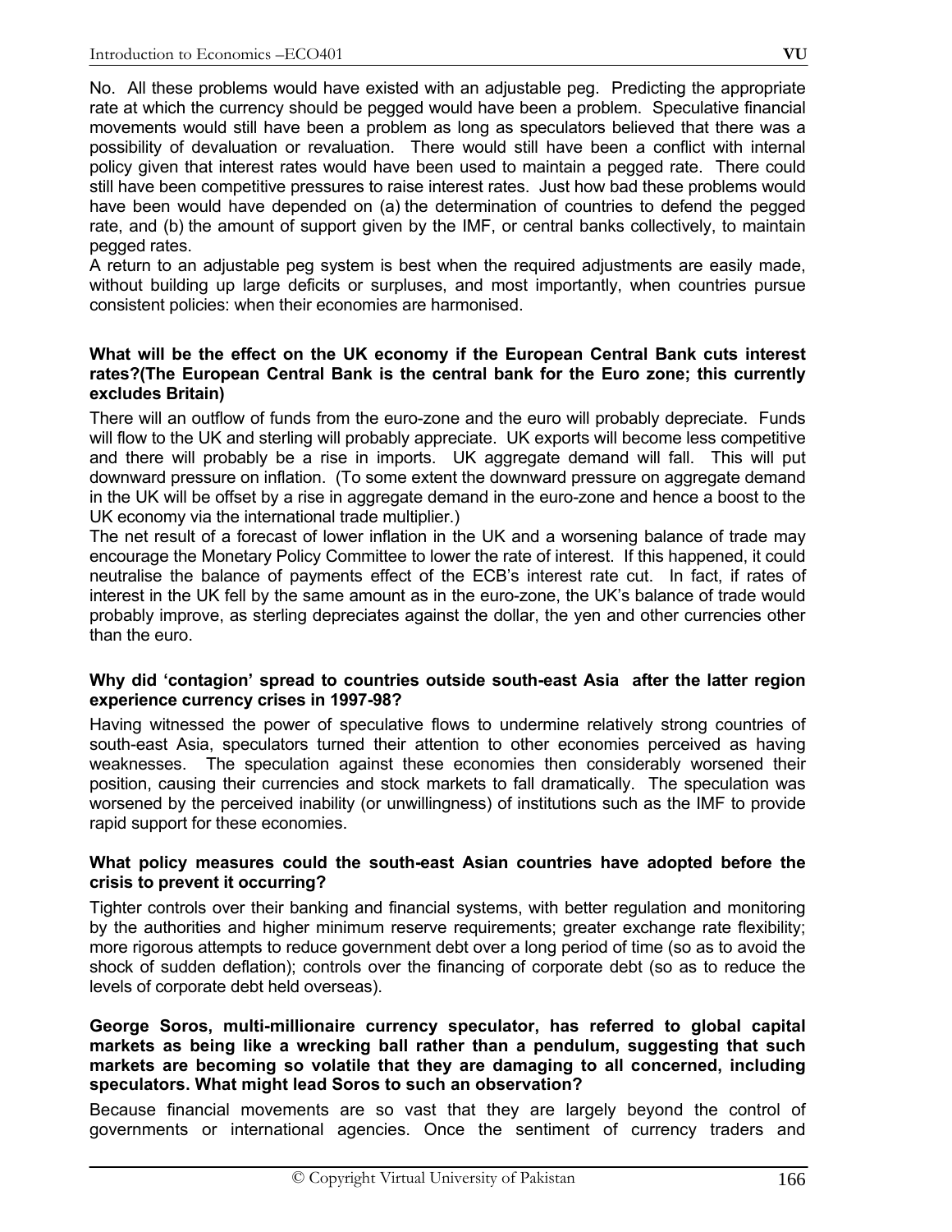No. All these problems would have existed with an adjustable peg. Predicting the appropriate rate at which the currency should be pegged would have been a problem. Speculative financial movements would still have been a problem as long as speculators believed that there was a possibility of devaluation or revaluation. There would still have been a conflict with internal policy given that interest rates would have been used to maintain a pegged rate. There could still have been competitive pressures to raise interest rates. Just how bad these problems would have been would have depended on (a) the determination of countries to defend the pegged rate, and (b) the amount of support given by the IMF, or central banks collectively, to maintain pegged rates.

A return to an adjustable peg system is best when the required adjustments are easily made, without building up large deficits or surpluses, and most importantly, when countries pursue consistent policies: when their economies are harmonised.

**What will be the effect on the UK economy if the European Central Bank cuts interest rates?(The European Central Bank is the central bank for the Euro zone; this currently excludes Britain)**

There will an outflow of funds from the euro-zone and the euro will probably depreciate. Funds will flow to the UK and sterling will probably appreciate. UK exports will become less competitive and there will probably be a rise in imports. UK aggregate demand will fall. This will put downward pressure on inflation. (To some extent the downward pressure on aggregate demand in the UK will be offset by a rise in aggregate demand in the euro-zone and hence a boost to the UK economy via the international trade multiplier.)

The net result of a forecast of lower inflation in the UK and a worsening balance of trade may encourage the Monetary Policy Committee to lower the rate of interest. If this happened, it could neutralise the balance of payments effect of the ECB's interest rate cut. In fact, if rates of interest in the UK fell by the same amount as in the euro-zone, the UK's balance of trade would probably improve, as sterling depreciates against the dollar, the yen and other currencies other than the euro.

**Why did 'contagion' spread to countries outside south-east Asia after the latter region experience currency crises in 1997-98?**

Having witnessed the power of speculative flows to undermine relatively strong countries of south-east Asia, speculators turned their attention to other economies perceived as having weaknesses. The speculation against these economies then considerably worsened their position, causing their currencies and stock markets to fall dramatically. The speculation was worsened by the perceived inability (or unwillingness) of institutions such as the IMF to provide rapid support for these economies.

**What policy measures could the south-east Asian countries have adopted before the crisis to prevent it occurring?**

Tighter controls over their banking and financial systems, with better regulation and monitoring by the authorities and higher minimum reserve requirements; greater exchange rate flexibility; more rigorous attempts to reduce government debt over a long period of time (so as to avoid the shock of sudden deflation); controls over the financing of corporate debt (so as to reduce the levels of corporate debt held overseas).

**George Soros, multi-millionaire currency speculator, has referred to global capital markets as being like a wrecking ball rather than a pendulum, suggesting that such markets are becoming so volatile that they are damaging to all concerned, including speculators. What might lead Soros to such an observation?**

Because financial movements are so vast that they are largely beyond the control of governments or international agencies. Once the sentiment of currency traders and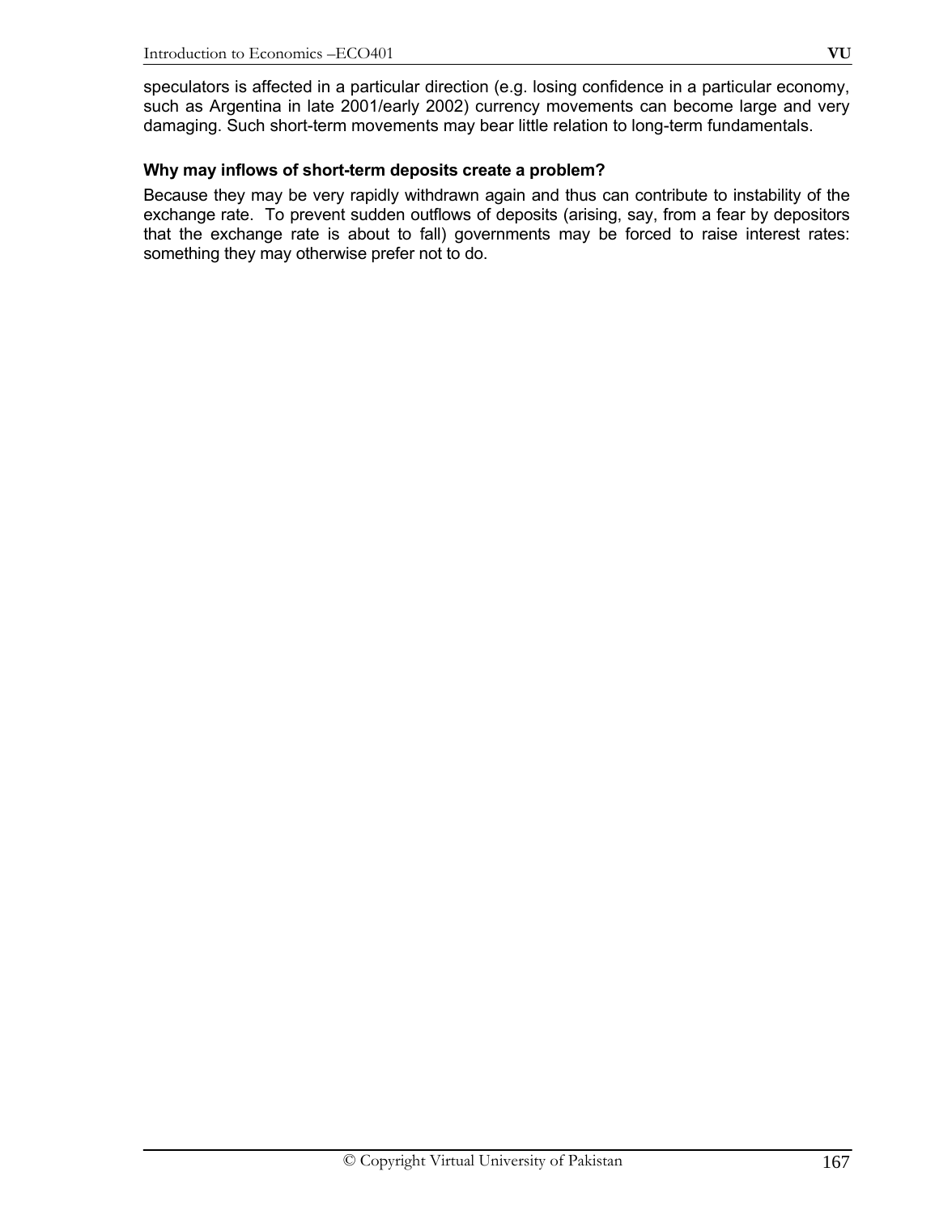speculators is affected in a particular direction (e.g. losing confidence in a particular economy, such as Argentina in late 2001/early 2002) currency movements can become large and very damaging. Such short-term movements may bear little relation to long-term fundamentals.

**Why may inflows of short-term deposits create a problem?**

Because they may be very rapidly withdrawn again and thus can contribute to instability of the exchange rate. To prevent sudden outflows of deposits (arising, say, from a fear by depositors that the exchange rate is about to fall) governments may be forced to raise interest rates: something they may otherwise prefer not to do.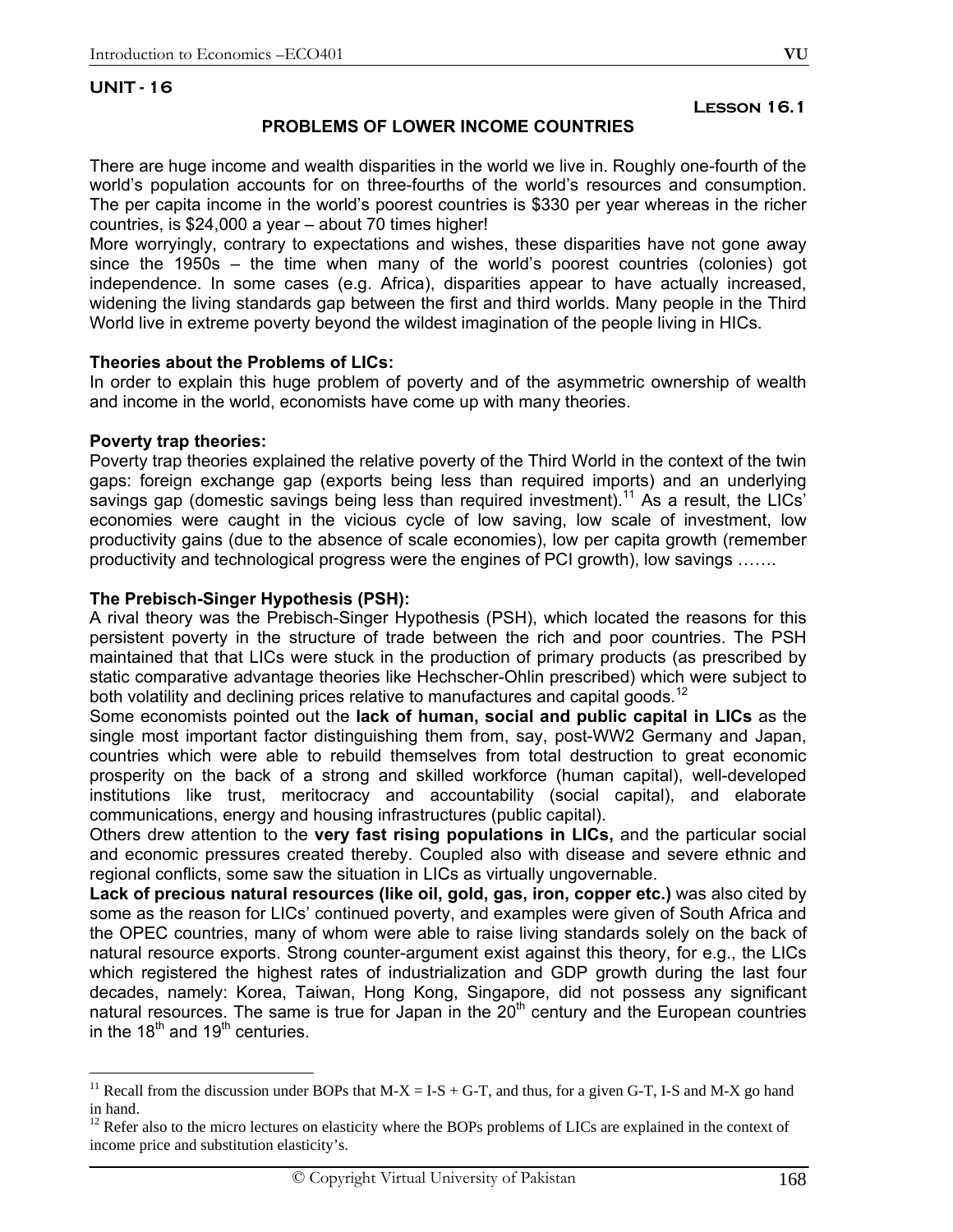## UNIT - 16

**Lesson 16.1**

### PROBLEMS OF LOWER INCOME COUNTRIES

There are huge income and wealth disparities in the world we live in. Roughly one-fourth of the world's population accounts for on three-fourths of the world's resources and consumption. The per capita income in the world's poorest countries is $330 per year whereas in the richer countries, is $24,000 a year – about 70 times higher!

More worryingly, contrary to expectations and wishes, these disparities have not gone away since the 1950s – the time when many of the world's poorest countries (colonies) got independence. In some cases (e.g. Africa), disparities appear to have actually increased, widening the living standards gap between the first and third worlds. Many people in the Third World live in extreme poverty beyond the wildest imagination of the people living in HICs.

**Theories about the Problems of LICs:**

In order to explain this huge problem of poverty and of the asymmetric ownership of wealth and income in the world, economists have come up with many theories.

**Poverty trap theories:**

Poverty trap theories explained the relative poverty of the Third World in the context of the twin gaps: foreign exchange gap (exports being less than required imports) and an underlying savings gap (domestic savings being less than required investment).[11] As a result, the LICs' economies were caught in the vicious cycle of low saving, low scale of investment, low productivity gains (due to the absence of scale economies), low per capita growth (remember productivity and technological progress were the engines of PCI growth), low savings …….

**The Prebisch-Singer Hypothesis (PSH):**

A rival theory was the Prebisch-Singer Hypothesis (PSH), which located the reasons for this persistent poverty in the structure of trade between the rich and poor countries. The PSH maintained that that LICs were stuck in the production of primary products (as prescribed by static comparative advantage theories like Hechscher-Ohlin prescribed) which were subject to both volatility and declining prices relative to manufactures and capital goods.[12]

Some economists pointed out the **lack of human, social and public capital in LICs** as the single most important factor distinguishing them from, say, post-WW2 Germany and Japan, countries which were able to rebuild themselves from total destruction to great economic prosperity on the back of a strong and skilled workforce (human capital), well-developed institutions like trust, meritocracy and accountability (social capital), and elaborate communications, energy and housing infrastructures (public capital).

Others drew attention to the **very fast rising populations in LICs,** and the particular social and economic pressures created thereby. Coupled also with disease and severe ethnic and regional conflicts, some saw the situation in LICs as virtually ungovernable.

**Lack of precious natural resources (like oil, gold, gas, iron, copper etc.)** was also cited by some as the reason for LICs' continued poverty, and examples were given of South Africa and the OPEC countries, many of whom were able to raise living standards solely on the back of natural resource exports. Strong counter-argument exist against this theory, for e.g., the LICs which registered the highest rates of industrialization and GDP growth during the last four decades, namely: Korea, Taiwan, Hong Kong, Singapore, did not possess any significant natural resources. The same is true for Japan in the 20th century and the European countries in the 18th and 19th centuries.

---

[11] Recall from the discussion under BOPs that M-X = I-S + G-T, and thus, for a given G-T, I-S and M-X go hand in hand.

[12] Refer also to the micro lectures on elasticity where the BOPs problems of LICs are explained in the context of income price and substitution elasticity's.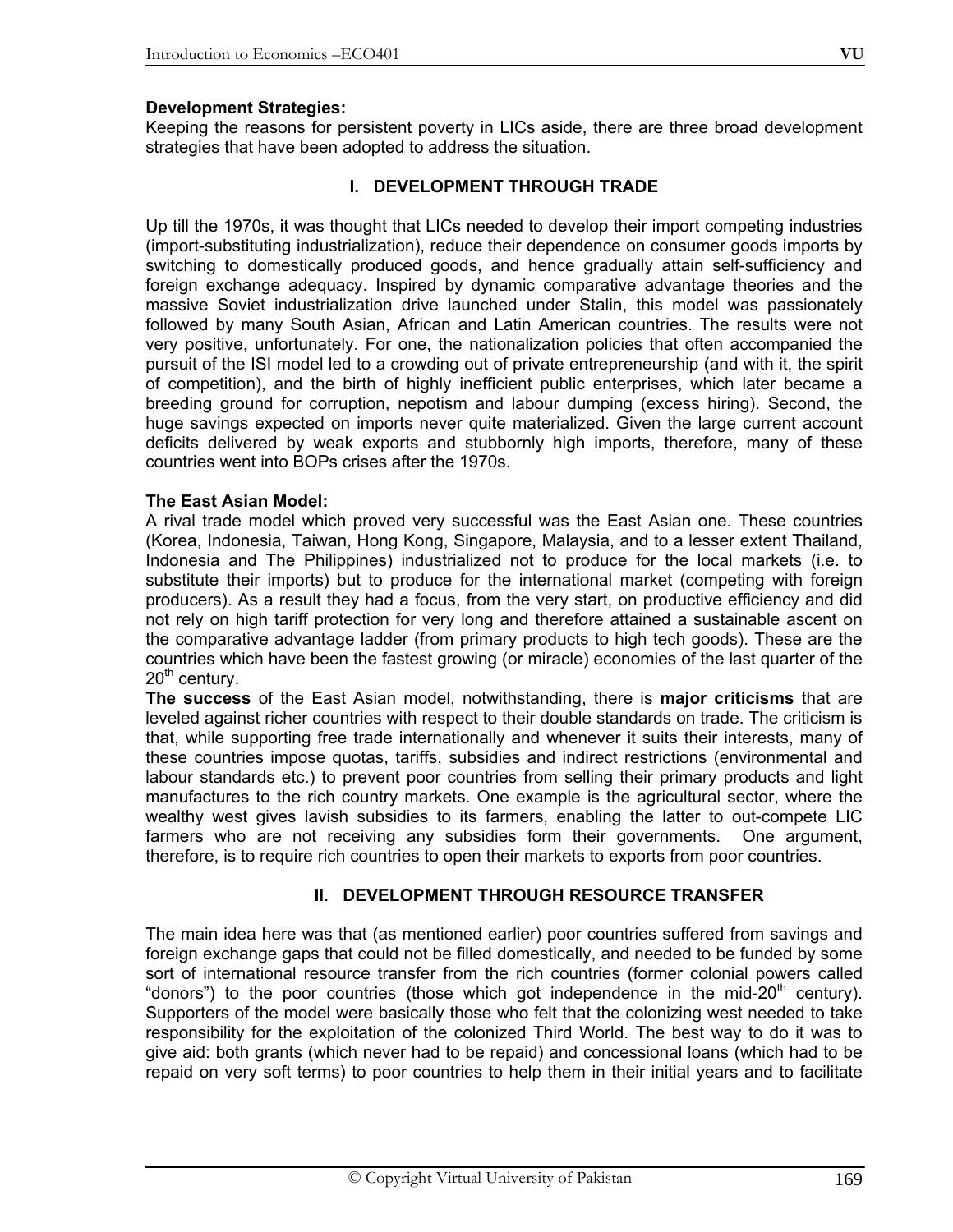**Development Strategies:**

Keeping the reasons for persistent poverty in LICs aside, there are three broad development strategies that have been adopted to address the situation.

## I. DEVELOPMENT THROUGH TRADE

Up till the 1970s, it was thought that LICs needed to develop their import competing industries (import-substituting industrialization), reduce their dependence on consumer goods imports by switching to domestically produced goods, and hence gradually attain self-sufficiency and foreign exchange adequacy. Inspired by dynamic comparative advantage theories and the massive Soviet industrialization drive launched under Stalin, this model was passionately followed by many South Asian, African and Latin American countries. The results were not very positive, unfortunately. For one, the nationalization policies that often accompanied the pursuit of the ISI model led to a crowding out of private entrepreneurship (and with it, the spirit of competition), and the birth of highly inefficient public enterprises, which later became a breeding ground for corruption, nepotism and labour dumping (excess hiring). Second, the huge savings expected on imports never quite materialized. Given the large current account deficits delivered by weak exports and stubbornly high imports, therefore, many of these countries went into BOPs crises after the 1970s.

**The East Asian Model:**

A rival trade model which proved very successful was the East Asian one. These countries (Korea, Indonesia, Taiwan, Hong Kong, Singapore, Malaysia, and to a lesser extent Thailand, Indonesia and The Philippines) industrialized not to produce for the local markets (i.e. to substitute their imports) but to produce for the international market (competing with foreign producers). As a result they had a focus, from the very start, on productive efficiency and did not rely on high tariff protection for very long and therefore attained a sustainable ascent on the comparative advantage ladder (from primary products to high tech goods). These are the countries which have been the fastest growing (or miracle) economies of the last quarter of the 20th century.

**The success** of the East Asian model, notwithstanding, there is **major criticisms** that are leveled against richer countries with respect to their double standards on trade. The criticism is that, while supporting free trade internationally and whenever it suits their interests, many of these countries impose quotas, tariffs, subsidies and indirect restrictions (environmental and labour standards etc.) to prevent poor countries from selling their primary products and light manufactures to the rich country markets. One example is the agricultural sector, where the wealthy west gives lavish subsidies to its farmers, enabling the latter to out-compete LIC farmers who are not receiving any subsidies form their governments. One argument, therefore, is to require rich countries to open their markets to exports from poor countries.

## II. DEVELOPMENT THROUGH RESOURCE TRANSFER

The main idea here was that (as mentioned earlier) poor countries suffered from savings and foreign exchange gaps that could not be filled domestically, and needed to be funded by some sort of international resource transfer from the rich countries (former colonial powers called "donors") to the poor countries (those which got independence in the mid-20th century). Supporters of the model were basically those who felt that the colonizing west needed to take responsibility for the exploitation of the colonized Third World. The best way to do it was to give aid: both grants (which never had to be repaid) and concessional loans (which had to be repaid on very soft terms) to poor countries to help them in their initial years and to facilitate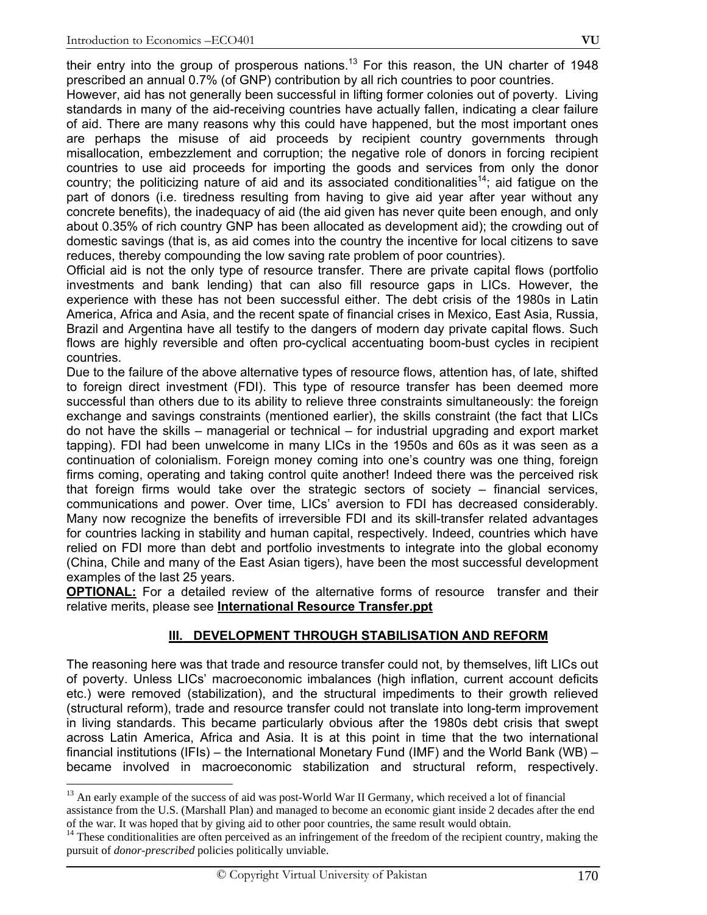their entry into the group of prosperous nations.[13] For this reason, the UN charter of 1948 prescribed an annual 0.7% (of GNP) contribution by all rich countries to poor countries.

However, aid has not generally been successful in lifting former colonies out of poverty. Living standards in many of the aid-receiving countries have actually fallen, indicating a clear failure of aid. There are many reasons why this could have happened, but the most important ones are perhaps the misuse of aid proceeds by recipient country governments through misallocation, embezzlement and corruption; the negative role of donors in forcing recipient countries to use aid proceeds for importing the goods and services from only the donor country; the politicizing nature of aid and its associated conditionalities[14]; aid fatigue on the part of donors (i.e. tiredness resulting from having to give aid year after year without any concrete benefits), the inadequacy of aid (the aid given has never quite been enough, and only about 0.35% of rich country GNP has been allocated as development aid); the crowding out of domestic savings (that is, as aid comes into the country the incentive for local citizens to save reduces, thereby compounding the low saving rate problem of poor countries).

Official aid is not the only type of resource transfer. There are private capital flows (portfolio investments and bank lending) that can also fill resource gaps in LICs. However, the experience with these has not been successful either. The debt crisis of the 1980s in Latin America, Africa and Asia, and the recent spate of financial crises in Mexico, East Asia, Russia, Brazil and Argentina have all testify to the dangers of modern day private capital flows. Such flows are highly reversible and often pro-cyclical accentuating boom-bust cycles in recipient countries.

Due to the failure of the above alternative types of resource flows, attention has, of late, shifted to foreign direct investment (FDI). This type of resource transfer has been deemed more successful than others due to its ability to relieve three constraints simultaneously: the foreign exchange and savings constraints (mentioned earlier), the skills constraint (the fact that LICs do not have the skills – managerial or technical – for industrial upgrading and export market tapping). FDI had been unwelcome in many LICs in the 1950s and 60s as it was seen as a continuation of colonialism. Foreign money coming into one's country was one thing, foreign firms coming, operating and taking control quite another! Indeed there was the perceived risk that foreign firms would take over the strategic sectors of society – financial services, communications and power. Over time, LICs' aversion to FDI has decreased considerably. Many now recognize the benefits of irreversible FDI and its skill-transfer related advantages for countries lacking in stability and human capital, respectively. Indeed, countries which have relied on FDI more than debt and portfolio investments to integrate into the global economy (China, Chile and many of the East Asian tigers), have been the most successful development examples of the last 25 years.

**OPTIONAL:** For a detailed review of the alternative forms of resource transfer and their relative merits, please see **International Resource Transfer.ppt**

## III. DEVELOPMENT THROUGH STABILISATION AND REFORM

The reasoning here was that trade and resource transfer could not, by themselves, lift LICs out of poverty. Unless LICs' macroeconomic imbalances (high inflation, current account deficits etc.) were removed (stabilization), and the structural impediments to their growth relieved (structural reform), trade and resource transfer could not translate into long-term improvement in living standards. This became particularly obvious after the 1980s debt crisis that swept across Latin America, Africa and Asia. It is at this point in time that the two international financial institutions (IFIs) – the International Monetary Fund (IMF) and the World Bank (WB) – became involved in macroeconomic stabilization and structural reform, respectively.

---

[13] An early example of the success of aid was post-World War II Germany, which received a lot of financial assistance from the U.S. (Marshall Plan) and managed to become an economic giant inside 2 decades after the end of the war. It was hoped that by giving aid to other poor countries, the same result would obtain.

[14] These conditionalities are often perceived as an infringement of the freedom of the recipient country, making the pursuit of *donor-prescribed* policies politically unviable.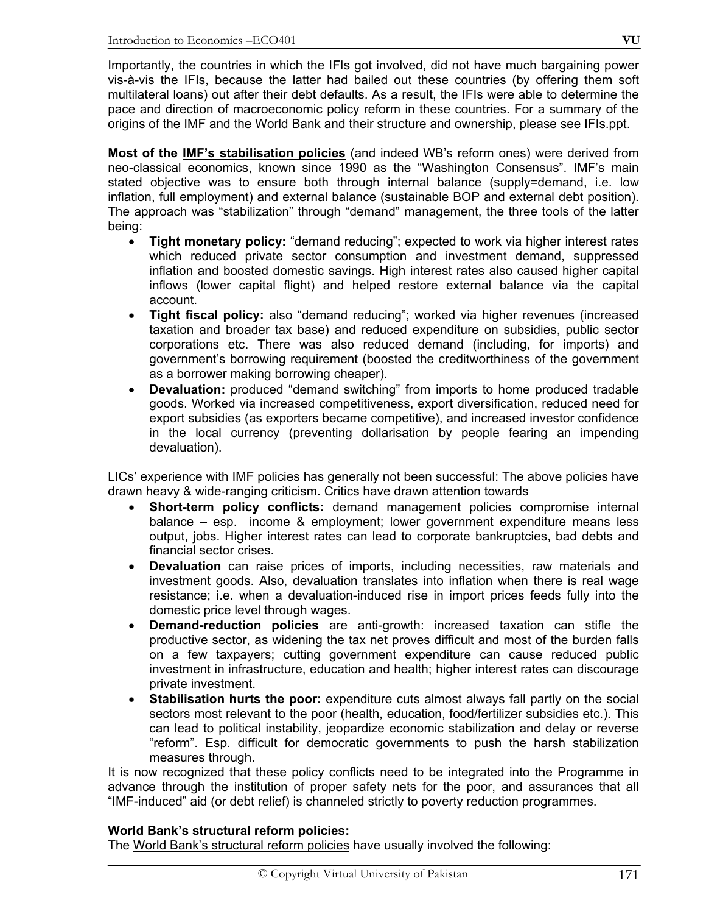Importantly, the countries in which the IFIs got involved, did not have much bargaining power vis-à-vis the IFIs, because the latter had bailed out these countries (by offering them soft multilateral loans) out after their debt defaults. As a result, the IFIs were able to determine the pace and direction of macroeconomic policy reform in these countries. For a summary of the origins of the IMF and the World Bank and their structure and ownership, please see IFIs.ppt.

**Most of the IMF's stabilisation policies** (and indeed WB's reform ones) were derived from neo-classical economics, known since 1990 as the "Washington Consensus". IMF's main stated objective was to ensure both through internal balance (supply=demand, i.e. low inflation, full employment) and external balance (sustainable BOP and external debt position). The approach was "stabilization" through "demand" management, the three tools of the latter being:

- **Tight monetary policy:** "demand reducing"; expected to work via higher interest rates which reduced private sector consumption and investment demand, suppressed inflation and boosted domestic savings. High interest rates also caused higher capital inflows (lower capital flight) and helped restore external balance via the capital account.
- **Tight fiscal policy:** also "demand reducing"; worked via higher revenues (increased taxation and broader tax base) and reduced expenditure on subsidies, public sector corporations etc. There was also reduced demand (including, for imports) and government's borrowing requirement (boosted the creditworthiness of the government as a borrower making borrowing cheaper).
- **Devaluation:** produced "demand switching" from imports to home produced tradable goods. Worked via increased competitiveness, export diversification, reduced need for export subsidies (as exporters became competitive), and increased investor confidence in the local currency (preventing dollarisation by people fearing an impending devaluation).

LICs' experience with IMF policies has generally not been successful: The above policies have drawn heavy & wide-ranging criticism. Critics have drawn attention towards

- **Short-term policy conflicts:** demand management policies compromise internal balance – esp. income & employment; lower government expenditure means less output, jobs. Higher interest rates can lead to corporate bankruptcies, bad debts and financial sector crises.
- **Devaluation** can raise prices of imports, including necessities, raw materials and investment goods. Also, devaluation translates into inflation when there is real wage resistance; i.e. when a devaluation-induced rise in import prices feeds fully into the domestic price level through wages.
- **Demand-reduction policies** are anti-growth: increased taxation can stifle the productive sector, as widening the tax net proves difficult and most of the burden falls on a few taxpayers; cutting government expenditure can cause reduced public investment in infrastructure, education and health; higher interest rates can discourage private investment.
- **Stabilisation hurts the poor:** expenditure cuts almost always fall partly on the social sectors most relevant to the poor (health, education, food/fertilizer subsidies etc.). This can lead to political instability, jeopardize economic stabilization and delay or reverse "reform". Esp. difficult for democratic governments to push the harsh stabilization measures through.

It is now recognized that these policy conflicts need to be integrated into the Programme in advance through the institution of proper safety nets for the poor, and assurances that all "IMF-induced" aid (or debt relief) is channeled strictly to poverty reduction programmes.

**World Bank's structural reform policies:**

The World Bank's structural reform policies have usually involved the following: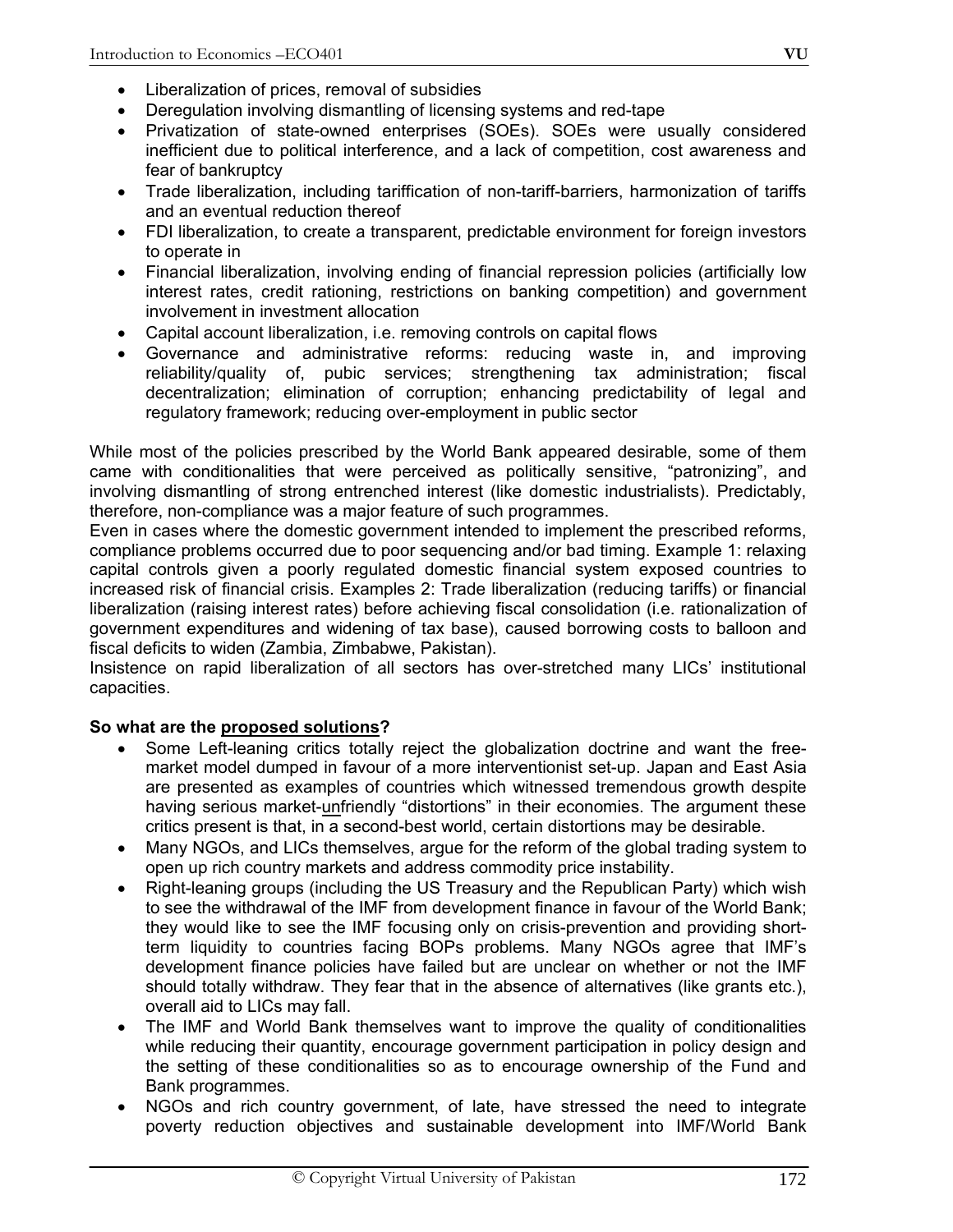- Liberalization of prices, removal of subsidies
- Deregulation involving dismantling of licensing systems and red-tape
- Privatization of state-owned enterprises (SOEs). SOEs were usually considered inefficient due to political interference, and a lack of competition, cost awareness and fear of bankruptcy
- Trade liberalization, including tariffication of non-tariff-barriers, harmonization of tariffs and an eventual reduction thereof
- FDI liberalization, to create a transparent, predictable environment for foreign investors to operate in
- Financial liberalization, involving ending of financial repression policies (artificially low interest rates, credit rationing, restrictions on banking competition) and government involvement in investment allocation
- Capital account liberalization, i.e. removing controls on capital flows
- Governance and administrative reforms: reducing waste in, and improving reliability/quality of, pubic services; strengthening tax administration; fiscal decentralization; elimination of corruption; enhancing predictability of legal and regulatory framework; reducing over-employment in public sector

While most of the policies prescribed by the World Bank appeared desirable, some of them came with conditionalities that were perceived as politically sensitive, "patronizing", and involving dismantling of strong entrenched interest (like domestic industrialists). Predictably, therefore, non-compliance was a major feature of such programmes.
Even in cases where the domestic government intended to implement the prescribed reforms, compliance problems occurred due to poor sequencing and/or bad timing. Example 1: relaxing capital controls given a poorly regulated domestic financial system exposed countries to increased risk of financial crisis. Examples 2: Trade liberalization (reducing tariffs) or financial liberalization (raising interest rates) before achieving fiscal consolidation (i.e. rationalization of government expenditures and widening of tax base), caused borrowing costs to balloon and fiscal deficits to widen (Zambia, Zimbabwe, Pakistan).
Insistence on rapid liberalization of all sectors has over-stretched many LICs' institutional capacities.

**So what are the proposed solutions?**

- Some Left-leaning critics totally reject the globalization doctrine and want the free-market model dumped in favour of a more interventionist set-up. Japan and East Asia are presented as examples of countries which witnessed tremendous growth despite having serious market-unfriendly "distortions" in their economies. The argument these critics present is that, in a second-best world, certain distortions may be desirable.
- Many NGOs, and LICs themselves, argue for the reform of the global trading system to open up rich country markets and address commodity price instability.
- Right-leaning groups (including the US Treasury and the Republican Party) which wish to see the withdrawal of the IMF from development finance in favour of the World Bank; they would like to see the IMF focusing only on crisis-prevention and providing short-term liquidity to countries facing BOPs problems. Many NGOs agree that IMF's development finance policies have failed but are unclear on whether or not the IMF should totally withdraw. They fear that in the absence of alternatives (like grants etc.), overall aid to LICs may fall.
- The IMF and World Bank themselves want to improve the quality of conditionalities while reducing their quantity, encourage government participation in policy design and the setting of these conditionalities so as to encourage ownership of the Fund and Bank programmes.
- NGOs and rich country government, of late, have stressed the need to integrate poverty reduction objectives and sustainable development into IMF/World Bank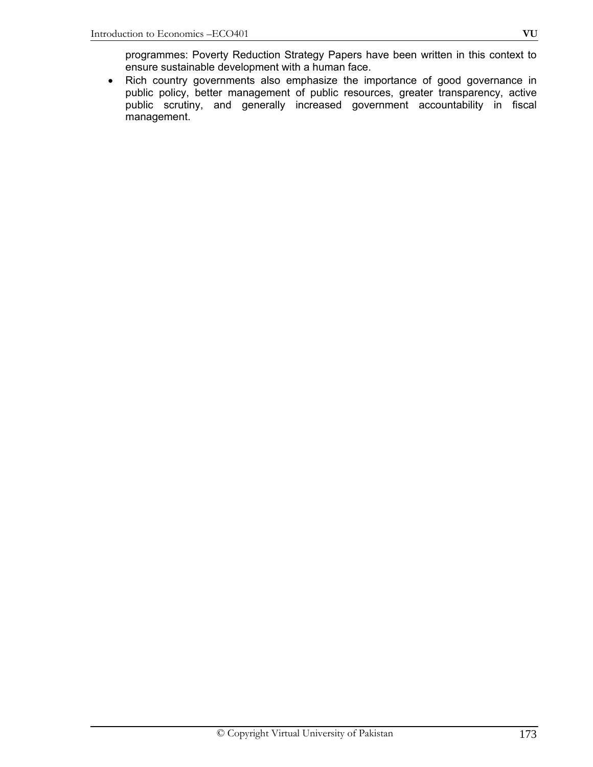programmes: Poverty Reduction Strategy Papers have been written in this context to ensure sustainable development with a human face.

- Rich country governments also emphasize the importance of good governance in public policy, better management of public resources, greater transparency, active public scrutiny, and generally increased government accountability in fiscal management.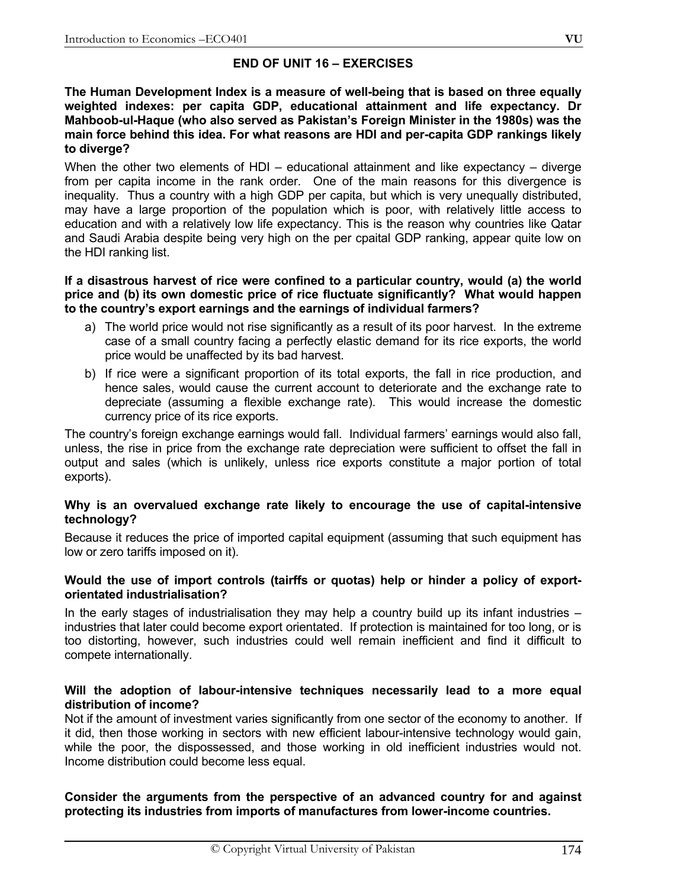## END OF UNIT 16 – EXERCISES

**The Human Development Index is a measure of well-being that is based on three equally weighted indexes: per capita GDP, educational attainment and life expectancy. Dr Mahboob-ul-Haque (who also served as Pakistan's Foreign Minister in the 1980s) was the main force behind this idea. For what reasons are HDI and per-capita GDP rankings likely to diverge?**

When the other two elements of HDI – educational attainment and like expectancy – diverge from per capita income in the rank order. One of the main reasons for this divergence is inequality. Thus a country with a high GDP per capita, but which is very unequally distributed, may have a large proportion of the population which is poor, with relatively little access to education and with a relatively low life expectancy. This is the reason why countries like Qatar and Saudi Arabia despite being very high on the per cpaital GDP ranking, appear quite low on the HDI ranking list.

**If a disastrous harvest of rice were confined to a particular country, would (a) the world price and (b) its own domestic price of rice fluctuate significantly? What would happen to the country's export earnings and the earnings of individual farmers?**

a) The world price would not rise significantly as a result of its poor harvest. In the extreme case of a small country facing a perfectly elastic demand for its rice exports, the world price would be unaffected by its bad harvest.

b) If rice were a significant proportion of its total exports, the fall in rice production, and hence sales, would cause the current account to deteriorate and the exchange rate to depreciate (assuming a flexible exchange rate). This would increase the domestic currency price of its rice exports.

The country's foreign exchange earnings would fall. Individual farmers' earnings would also fall, unless, the rise in price from the exchange rate depreciation were sufficient to offset the fall in output and sales (which is unlikely, unless rice exports constitute a major portion of total exports).

**Why is an overvalued exchange rate likely to encourage the use of capital-intensive technology?**

Because it reduces the price of imported capital equipment (assuming that such equipment has low or zero tariffs imposed on it).

**Would the use of import controls (tairffs or quotas) help or hinder a policy of export-orientated industrialisation?**

In the early stages of industrialisation they may help a country build up its infant industries – industries that later could become export orientated. If protection is maintained for too long, or is too distorting, however, such industries could well remain inefficient and find it difficult to compete internationally.

**Will the adoption of labour-intensive techniques necessarily lead to a more equal distribution of income?**

Not if the amount of investment varies significantly from one sector of the economy to another. If it did, then those working in sectors with new efficient labour-intensive technology would gain, while the poor, the dispossessed, and those working in old inefficient industries would not. Income distribution could become less equal.

**Consider the arguments from the perspective of an advanced country for and against protecting its industries from imports of manufactures from lower-income countries.**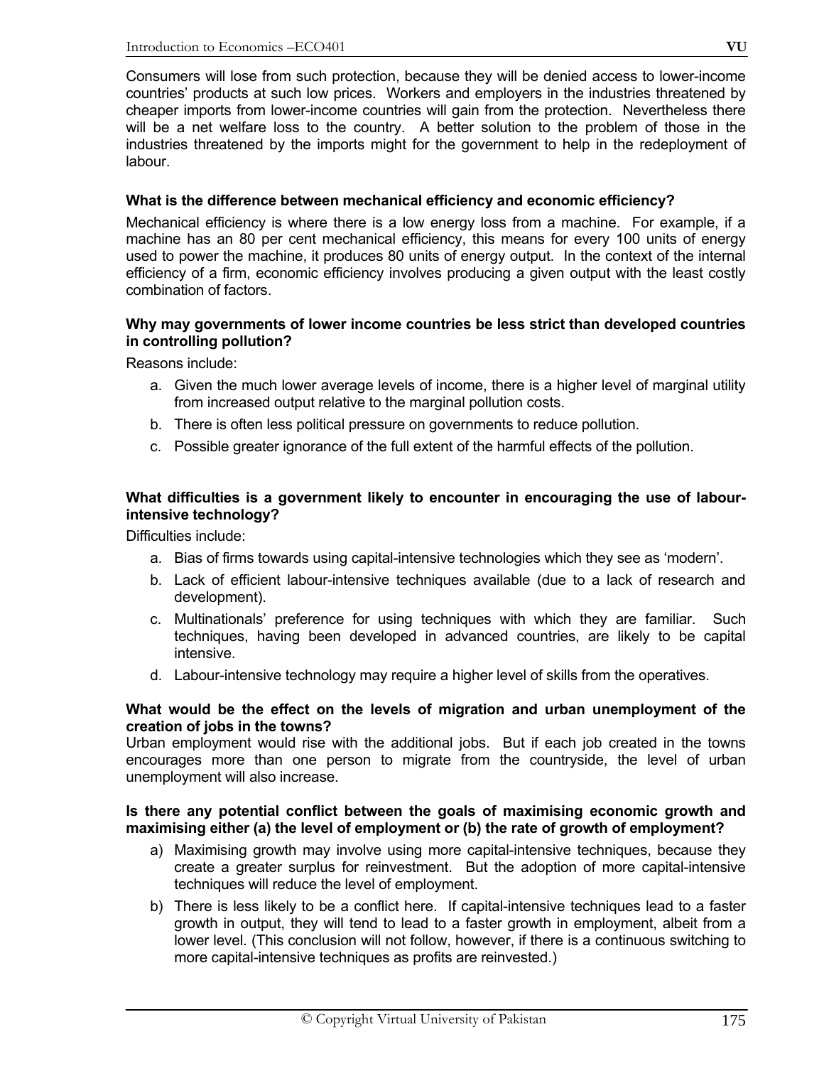Consumers will lose from such protection, because they will be denied access to lower-income countries' products at such low prices. Workers and employers in the industries threatened by cheaper imports from lower-income countries will gain from the protection. Nevertheless there will be a net welfare loss to the country. A better solution to the problem of those in the industries threatened by the imports might for the government to help in the redeployment of labour.

**What is the difference between mechanical efficiency and economic efficiency?**

Mechanical efficiency is where there is a low energy loss from a machine. For example, if a machine has an 80 per cent mechanical efficiency, this means for every 100 units of energy used to power the machine, it produces 80 units of energy output. In the context of the internal efficiency of a firm, economic efficiency involves producing a given output with the least costly combination of factors.

**Why may governments of lower income countries be less strict than developed countries in controlling pollution?**

Reasons include:

a. Given the much lower average levels of income, there is a higher level of marginal utility from increased output relative to the marginal pollution costs.
b. There is often less political pressure on governments to reduce pollution.
c. Possible greater ignorance of the full extent of the harmful effects of the pollution.

**What difficulties is a government likely to encounter in encouraging the use of labour-intensive technology?**

Difficulties include:

a. Bias of firms towards using capital-intensive technologies which they see as 'modern'.
b. Lack of efficient labour-intensive techniques available (due to a lack of research and development).
c. Multinationals' preference for using techniques with which they are familiar. Such techniques, having been developed in advanced countries, are likely to be capital intensive.
d. Labour-intensive technology may require a higher level of skills from the operatives.

**What would be the effect on the levels of migration and urban unemployment of the creation of jobs in the towns?**

Urban employment would rise with the additional jobs. But if each job created in the towns encourages more than one person to migrate from the countryside, the level of urban unemployment will also increase.

**Is there any potential conflict between the goals of maximising economic growth and maximising either (a) the level of employment or (b) the rate of growth of employment?**

a) Maximising growth may involve using more capital-intensive techniques, because they create a greater surplus for reinvestment. But the adoption of more capital-intensive techniques will reduce the level of employment.
b) There is less likely to be a conflict here. If capital-intensive techniques lead to a faster growth in output, they will tend to lead to a faster growth in employment, albeit from a lower level. (This conclusion will not follow, however, if there is a continuous switching to more capital-intensive techniques as profits are reinvested.)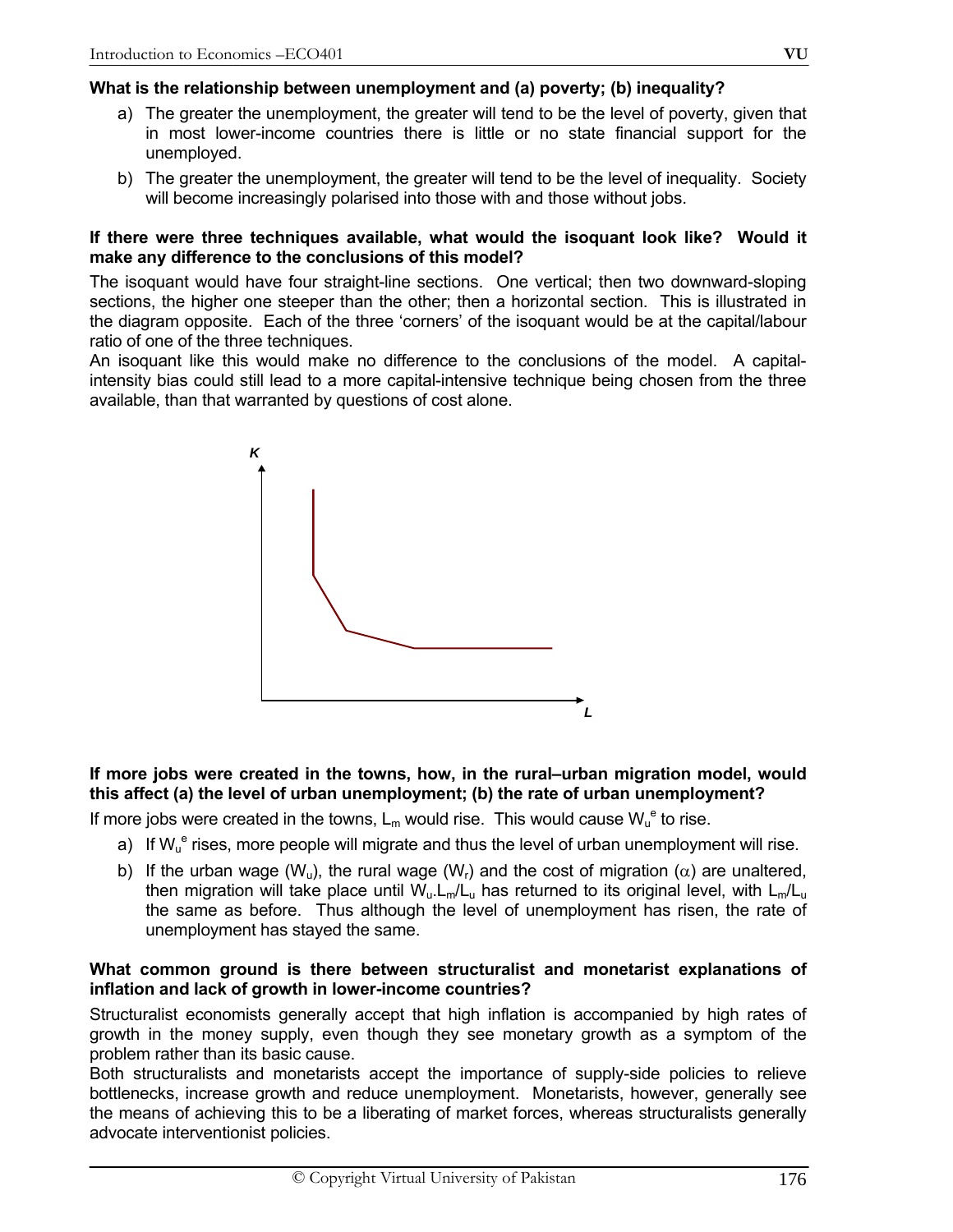**What is the relationship between unemployment and (a) poverty; (b) inequality?**

a) The greater the unemployment, the greater will tend to be the level of poverty, given that in most lower-income countries there is little or no state financial support for the unemployed.

b) The greater the unemployment, the greater will tend to be the level of inequality. Society will become increasingly polarised into those with and those without jobs.

**If there were three techniques available, what would the isoquant look like? Would it make any difference to the conclusions of this model?**

The isoquant would have four straight-line sections. One vertical; then two downward-sloping sections, the higher one steeper than the other; then a horizontal section. This is illustrated in the diagram opposite. Each of the three 'corners' of the isoquant would be at the capital/labour ratio of one of the three techniques.

An isoquant like this would make no difference to the conclusions of the model. A capital-intensity bias could still lead to a more capital-intensive technique being chosen from the three available, than that warranted by questions of cost alone.

**If more jobs were created in the towns, how, in the rural–urban migration model, would this affect (a) the level of urban unemployment; (b) the rate of urban unemployment?**

If more jobs were created in the towns, $L_m$ would rise. This would cause $W_u^e$ to rise.

a) If $W_u^e$ rises, more people will migrate and thus the level of urban unemployment will rise.

b) If the urban wage ($W_u$), the rural wage ($W_r$) and the cost of migration ($\alpha$) are unaltered, then migration will take place until $W_u.L_m/L_u$ has returned to its original level, with $L_m/L_u$ the same as before. Thus although the level of unemployment has risen, the rate of unemployment has stayed the same.

**What common ground is there between structuralist and monetarist explanations of inflation and lack of growth in lower-income countries?**

Structuralist economists generally accept that high inflation is accompanied by high rates of growth in the money supply, even though they see monetary growth as a symptom of the problem rather than its basic cause.

Both structuralists and monetarists accept the importance of supply-side policies to relieve bottlenecks, increase growth and reduce unemployment. Monetarists, however, generally see the means of achieving this to be a liberating of market forces, whereas structuralists generally advocate interventionist policies.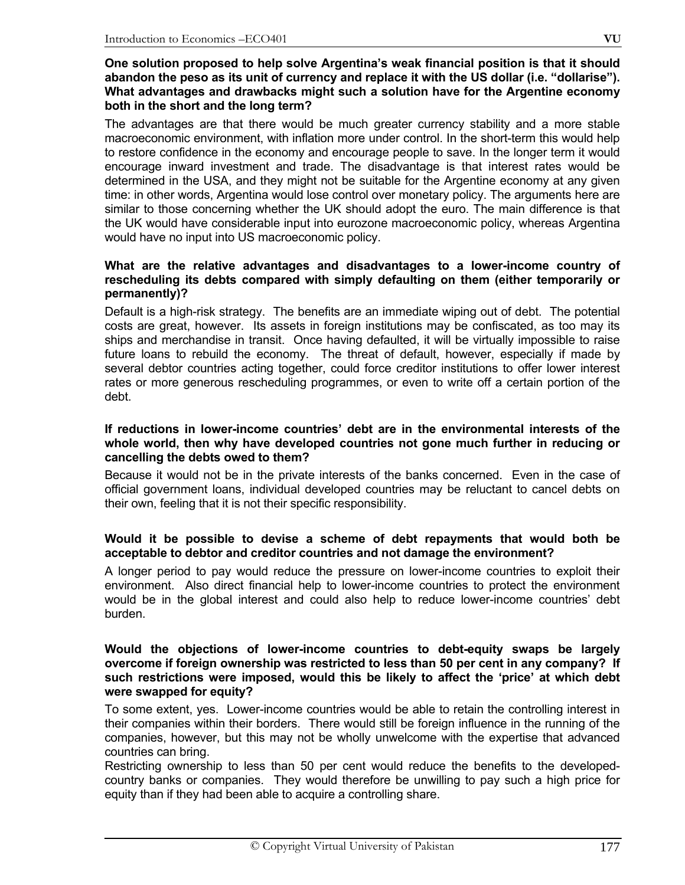**One solution proposed to help solve Argentina's weak financial position is that it should abandon the peso as its unit of currency and replace it with the US dollar (i.e. "dollarise"). What advantages and drawbacks might such a solution have for the Argentine economy both in the short and the long term?**

The advantages are that there would be much greater currency stability and a more stable macroeconomic environment, with inflation more under control. In the short-term this would help to restore confidence in the economy and encourage people to save. In the longer term it would encourage inward investment and trade. The disadvantage is that interest rates would be determined in the USA, and they might not be suitable for the Argentine economy at any given time: in other words, Argentina would lose control over monetary policy. The arguments here are similar to those concerning whether the UK should adopt the euro. The main difference is that the UK would have considerable input into eurozone macroeconomic policy, whereas Argentina would have no input into US macroeconomic policy.

**What are the relative advantages and disadvantages to a lower-income country of rescheduling its debts compared with simply defaulting on them (either temporarily or permanently)?**

Default is a high-risk strategy. The benefits are an immediate wiping out of debt. The potential costs are great, however. Its assets in foreign institutions may be confiscated, as too may its ships and merchandise in transit. Once having defaulted, it will be virtually impossible to raise future loans to rebuild the economy. The threat of default, however, especially if made by several debtor countries acting together, could force creditor institutions to offer lower interest rates or more generous rescheduling programmes, or even to write off a certain portion of the debt.

**If reductions in lower-income countries' debt are in the environmental interests of the whole world, then why have developed countries not gone much further in reducing or cancelling the debts owed to them?**

Because it would not be in the private interests of the banks concerned. Even in the case of official government loans, individual developed countries may be reluctant to cancel debts on their own, feeling that it is not their specific responsibility.

**Would it be possible to devise a scheme of debt repayments that would both be acceptable to debtor and creditor countries and not damage the environment?**

A longer period to pay would reduce the pressure on lower-income countries to exploit their environment. Also direct financial help to lower-income countries to protect the environment would be in the global interest and could also help to reduce lower-income countries' debt burden.

**Would the objections of lower-income countries to debt-equity swaps be largely overcome if foreign ownership was restricted to less than 50 per cent in any company? If such restrictions were imposed, would this be likely to affect the 'price' at which debt were swapped for equity?**

To some extent, yes. Lower-income countries would be able to retain the controlling interest in their companies within their borders. There would still be foreign influence in the running of the companies, however, but this may not be wholly unwelcome with the expertise that advanced countries can bring.

Restricting ownership to less than 50 per cent would reduce the benefits to the developed-country banks or companies. They would therefore be unwilling to pay such a high price for equity than if they had been able to acquire a controlling share.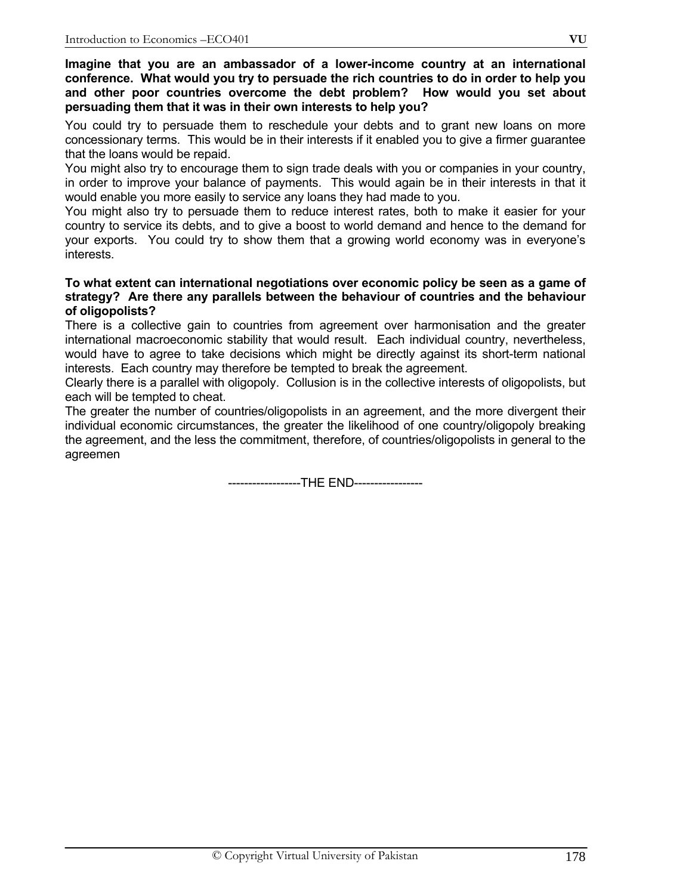**Imagine that you are an ambassador of a lower-income country at an international conference. What would you try to persuade the rich countries to do in order to help you and other poor countries overcome the debt problem? How would you set about persuading them that it was in their own interests to help you?**

You could try to persuade them to reschedule your debts and to grant new loans on more concessionary terms. This would be in their interests if it enabled you to give a firmer guarantee that the loans would be repaid.

You might also try to encourage them to sign trade deals with you or companies in your country, in order to improve your balance of payments. This would again be in their interests in that it would enable you more easily to service any loans they had made to you.

You might also try to persuade them to reduce interest rates, both to make it easier for your country to service its debts, and to give a boost to world demand and hence to the demand for your exports. You could try to show them that a growing world economy was in everyone's interests.

**To what extent can international negotiations over economic policy be seen as a game of strategy? Are there any parallels between the behaviour of countries and the behaviour of oligopolists?**

There is a collective gain to countries from agreement over harmonisation and the greater international macroeconomic stability that would result. Each individual country, nevertheless, would have to agree to take decisions which might be directly against its short-term national interests. Each country may therefore be tempted to break the agreement.

Clearly there is a parallel with oligopoly. Collusion is in the collective interests of oligopolists, but each will be tempted to cheat.

The greater the number of countries/oligopolists in an agreement, and the more divergent their individual economic circumstances, the greater the likelihood of one country/oligopoly breaking the agreement, and the less the commitment, therefore, of countries/oligopolists in general to the agreemen

------------------THE END-----------------